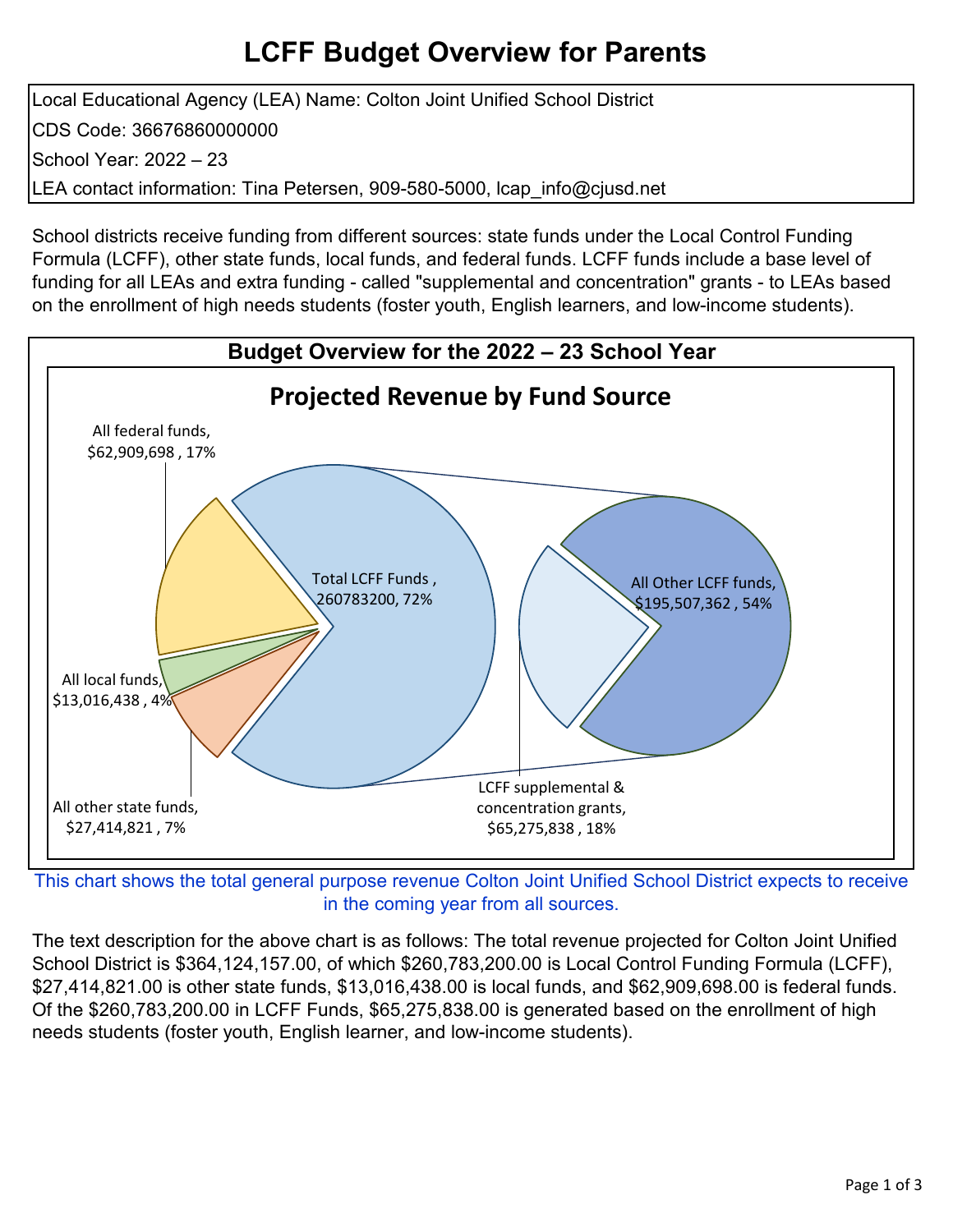# LCFF Budget Overview for Parents

Local Educational Agency (LEA) Name: Colton Joint Unified School District

CDS Code: 36676860000000

School Year: 2022 – 23

LEA contact information: Tina Petersen, 909-580-5000, lcap_info@cjusd.net

School districts receive funding from different sources: state funds under the Local Control Funding Formula (LCFF), other state funds, local funds, and federal funds. LCFF funds include a base level of funding for all LEAs and extra funding - called "supplemental and concentration" grants - to LEAs based on the enrollment of high needs students (foster youth, English learners, and low-income students).

## Budget Overview for the 2022 – 23 School Year

### Projected Revenue by Fund Source

- All federal funds, $62,909,698 , 17%
- All local funds, $13,016,438 , 4%
- All other state funds, $27,414,821 , 7%
- Total LCFF Funds , 260783200, 72%
  - All Other LCFF funds, $195,507,362 , 54%
  - LCFF supplemental & concentration grants, $65,275,838 , 18%

This chart shows the total general purpose revenue Colton Joint Unified School District expects to receive in the coming year from all sources.

The text description for the above chart is as follows: The total revenue projected for Colton Joint Unified School District is $364,124,157.00, of which $260,783,200.00 is Local Control Funding Formula (LCFF), $27,414,821.00 is other state funds, $13,016,438.00 is local funds, and $62,909,698.00 is federal funds. Of the $260,783,200.00 in LCFF Funds, $65,275,838.00 is generated based on the enrollment of high needs students (foster youth, English learner, and low-income students).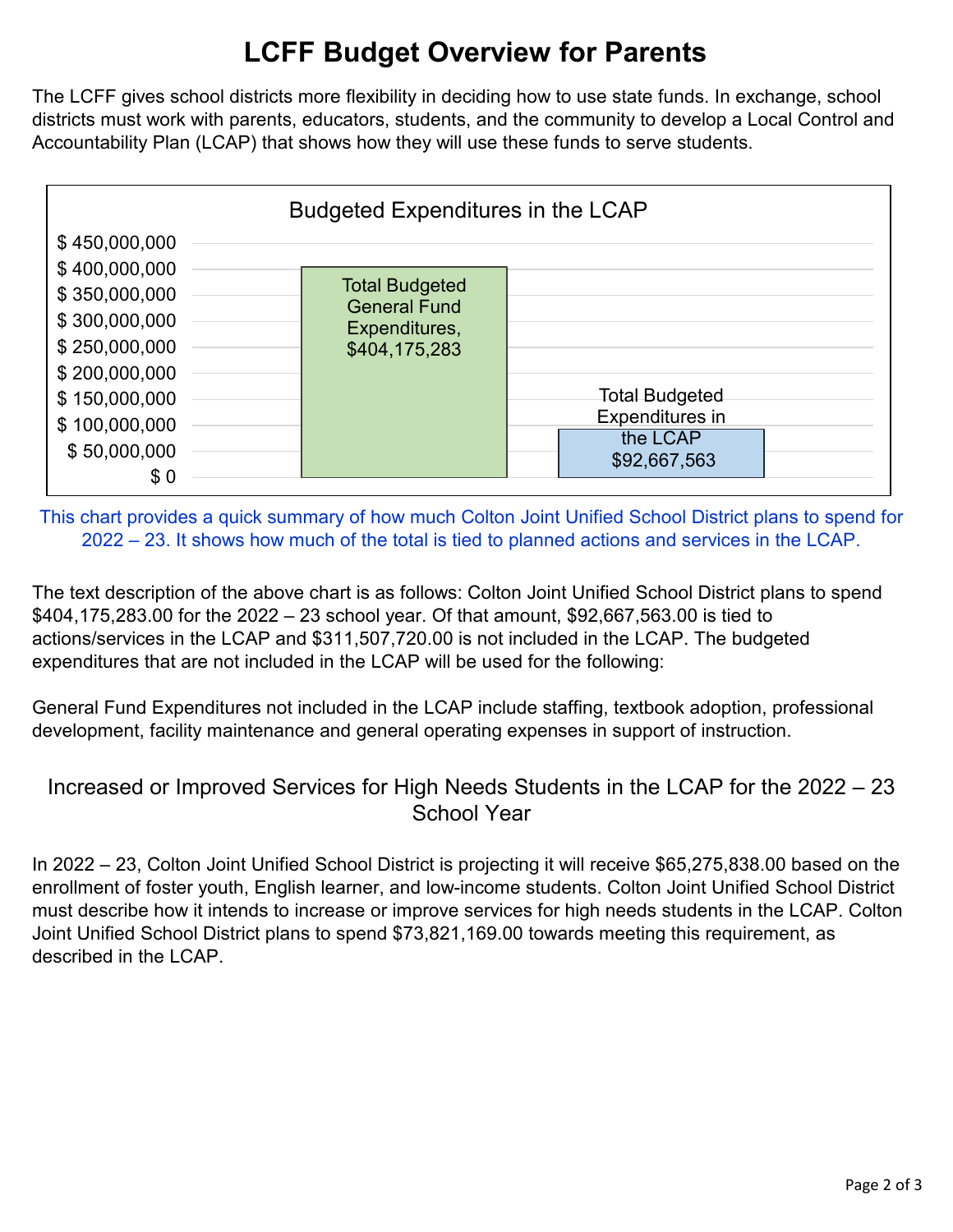# LCFF Budget Overview for Parents

The LCFF gives school districts more flexibility in deciding how to use state funds. In exchange, school districts must work with parents, educators, students, and the community to develop a Local Control and Accountability Plan (LCAP) that shows how they will use these funds to serve students.

**Budgeted Expenditures in the LCAP**

| Category | Amount |
| --- | --- |
| Total Budgeted General Fund Expenditures | $404,175,283 |
| Total Budgeted Expenditures in the LCAP | $92,667,563 |

This chart provides a quick summary of how much Colton Joint Unified School District plans to spend for 2022 – 23. It shows how much of the total is tied to planned actions and services in the LCAP.

The text description of the above chart is as follows: Colton Joint Unified School District plans to spend $404,175,283.00 for the 2022 – 23 school year. Of that amount, $92,667,563.00 is tied to actions/services in the LCAP and $311,507,720.00 is not included in the LCAP. The budgeted expenditures that are not included in the LCAP will be used for the following:

General Fund Expenditures not included in the LCAP include staffing, textbook adoption, professional development, facility maintenance and general operating expenses in support of instruction.

## Increased or Improved Services for High Needs Students in the LCAP for the 2022 – 23 School Year

In 2022 – 23, Colton Joint Unified School District is projecting it will receive $65,275,838.00 based on the enrollment of foster youth, English learner, and low-income students. Colton Joint Unified School District must describe how it intends to increase or improve services for high needs students in the LCAP. Colton Joint Unified School District plans to spend $73,821,169.00 towards meeting this requirement, as described in the LCAP.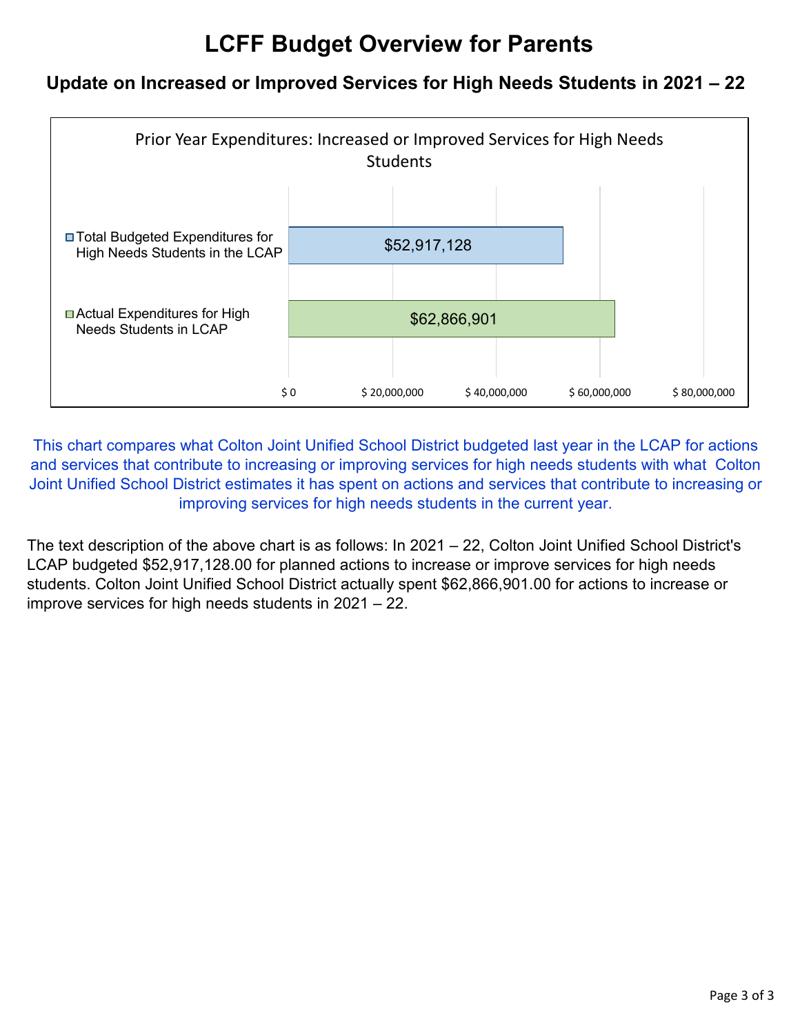# LCFF Budget Overview for Parents

## Update on Increased or Improved Services for High Needs Students in 2021 – 22

Prior Year Expenditures: Increased or Improved Services for High Needs Students

| | Amount |
|---|---|
| Total Budgeted Expenditures for High Needs Students in the LCAP | $52,917,128 |
| Actual Expenditures for High Needs Students in LCAP | $62,866,901 |

This chart compares what Colton Joint Unified School District budgeted last year in the LCAP for actions and services that contribute to increasing or improving services for high needs students with what Colton Joint Unified School District estimates it has spent on actions and services that contribute to increasing or improving services for high needs students in the current year.

The text description of the above chart is as follows: In 2021 – 22, Colton Joint Unified School District's LCAP budgeted $52,917,128.00 for planned actions to increase or improve services for high needs students. Colton Joint Unified School District actually spent $62,866,901.00 for actions to increase or improve services for high needs students in 2021 – 22.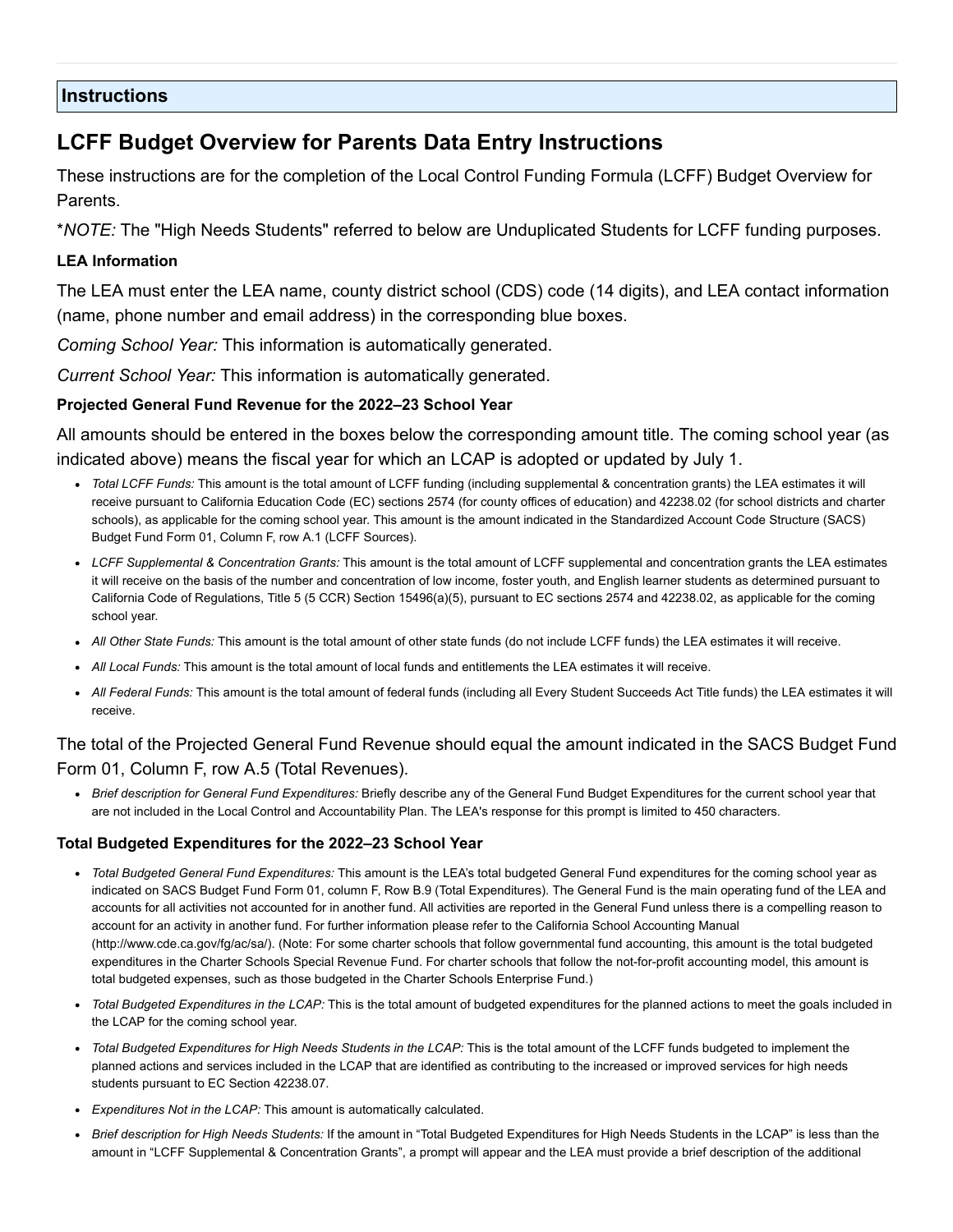## Instructions

# LCFF Budget Overview for Parents Data Entry Instructions

These instructions are for the completion of the Local Control Funding Formula (LCFF) Budget Overview for Parents.

**NOTE:* The "High Needs Students" referred to below are Unduplicated Students for LCFF funding purposes.

### LEA Information

The LEA must enter the LEA name, county district school (CDS) code (14 digits), and LEA contact information (name, phone number and email address) in the corresponding blue boxes.

*Coming School Year:* This information is automatically generated.

*Current School Year:* This information is automatically generated.

### Projected General Fund Revenue for the 2022–23 School Year

All amounts should be entered in the boxes below the corresponding amount title. The coming school year (as indicated above) means the fiscal year for which an LCAP is adopted or updated by July 1.

- *Total LCFF Funds:* This amount is the total amount of LCFF funding (including supplemental & concentration grants) the LEA estimates it will receive pursuant to California Education Code (EC) sections 2574 (for county offices of education) and 42238.02 (for school districts and charter schools), as applicable for the coming school year. This amount is the amount indicated in the Standardized Account Code Structure (SACS) Budget Fund Form 01, Column F, row A.1 (LCFF Sources).
- *LCFF Supplemental & Concentration Grants:* This amount is the total amount of LCFF supplemental and concentration grants the LEA estimates it will receive on the basis of the number and concentration of low income, foster youth, and English learner students as determined pursuant to California Code of Regulations, Title 5 (5 CCR) Section 15496(a)(5), pursuant to EC sections 2574 and 42238.02, as applicable for the coming school year.
- *All Other State Funds:* This amount is the total amount of other state funds (do not include LCFF funds) the LEA estimates it will receive.
- *All Local Funds:* This amount is the total amount of local funds and entitlements the LEA estimates it will receive.
- *All Federal Funds:* This amount is the total amount of federal funds (including all Every Student Succeeds Act Title funds) the LEA estimates it will receive.

The total of the Projected General Fund Revenue should equal the amount indicated in the SACS Budget Fund Form 01, Column F, row A.5 (Total Revenues).

- *Brief description for General Fund Expenditures:* Briefly describe any of the General Fund Budget Expenditures for the current school year that are not included in the Local Control and Accountability Plan. The LEA's response for this prompt is limited to 450 characters.

### Total Budgeted Expenditures for the 2022–23 School Year

- *Total Budgeted General Fund Expenditures:* This amount is the LEA's total budgeted General Fund expenditures for the coming school year as indicated on SACS Budget Fund Form 01, column F, Row B.9 (Total Expenditures). The General Fund is the main operating fund of the LEA and accounts for all activities not accounted for in another fund. All activities are reported in the General Fund unless there is a compelling reason to account for an activity in another fund. For further information please refer to the California School Accounting Manual (http://www.cde.ca.gov/fg/ac/sa/). (Note: For some charter schools that follow governmental fund accounting, this amount is the total budgeted expenditures in the Charter Schools Special Revenue Fund. For charter schools that follow the not-for-profit accounting model, this amount is total budgeted expenses, such as those budgeted in the Charter Schools Enterprise Fund.)
- *Total Budgeted Expenditures in the LCAP:* This is the total amount of budgeted expenditures for the planned actions to meet the goals included in the LCAP for the coming school year.
- *Total Budgeted Expenditures for High Needs Students in the LCAP:* This is the total amount of the LCFF funds budgeted to implement the planned actions and services included in the LCAP that are identified as contributing to the increased or improved services for high needs students pursuant to EC Section 42238.07.
- *Expenditures Not in the LCAP:* This amount is automatically calculated.
- *Brief description for High Needs Students:* If the amount in "Total Budgeted Expenditures for High Needs Students in the LCAP" is less than the amount in "LCFF Supplemental & Concentration Grants", a prompt will appear and the LEA must provide a brief description of the additional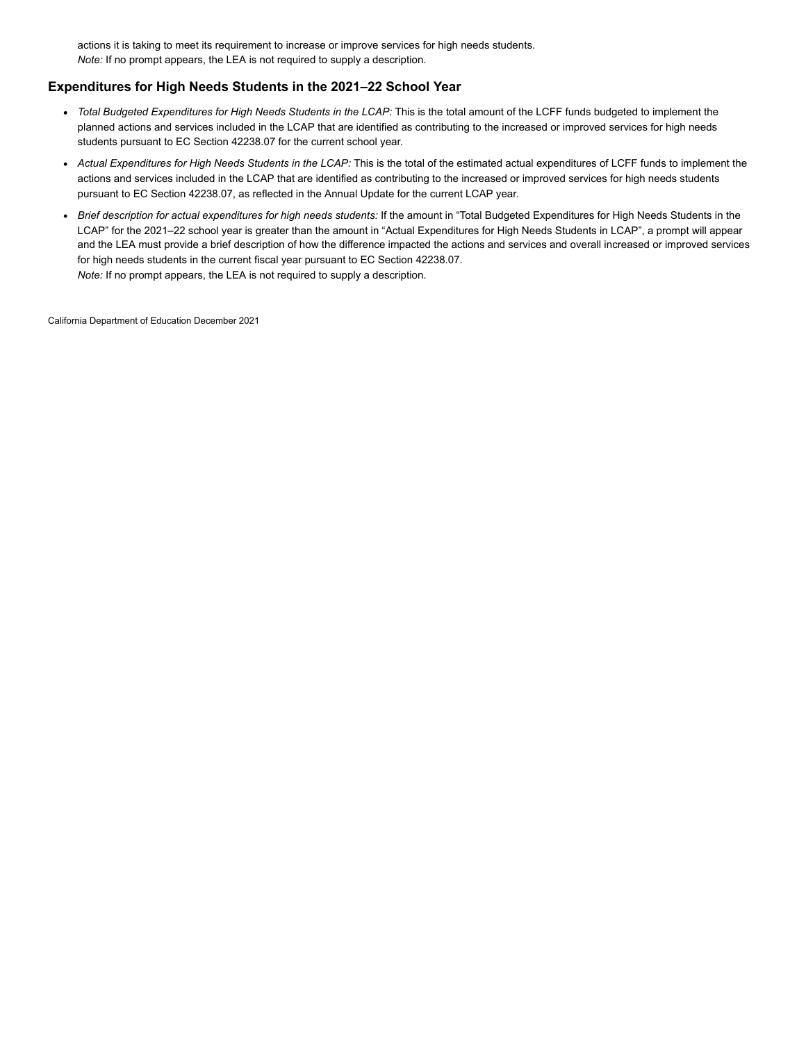actions it is taking to meet its requirement to increase or improve services for high needs students.
*Note:* If no prompt appears, the LEA is not required to supply a description.

## Expenditures for High Needs Students in the 2021–22 School Year

- *Total Budgeted Expenditures for High Needs Students in the LCAP:* This is the total amount of the LCFF funds budgeted to implement the planned actions and services included in the LCAP that are identified as contributing to the increased or improved services for high needs students pursuant to EC Section 42238.07 for the current school year.
- *Actual Expenditures for High Needs Students in the LCAP:* This is the total of the estimated actual expenditures of LCFF funds to implement the actions and services included in the LCAP that are identified as contributing to the increased or improved services for high needs students pursuant to EC Section 42238.07, as reflected in the Annual Update for the current LCAP year.
- *Brief description for actual expenditures for high needs students:* If the amount in "Total Budgeted Expenditures for High Needs Students in the LCAP" for the 2021–22 school year is greater than the amount in "Actual Expenditures for High Needs Students in LCAP", a prompt will appear and the LEA must provide a brief description of how the difference impacted the actions and services and overall increased or improved services for high needs students in the current fiscal year pursuant to EC Section 42238.07.
  *Note:* If no prompt appears, the LEA is not required to supply a description.

California Department of Education December 2021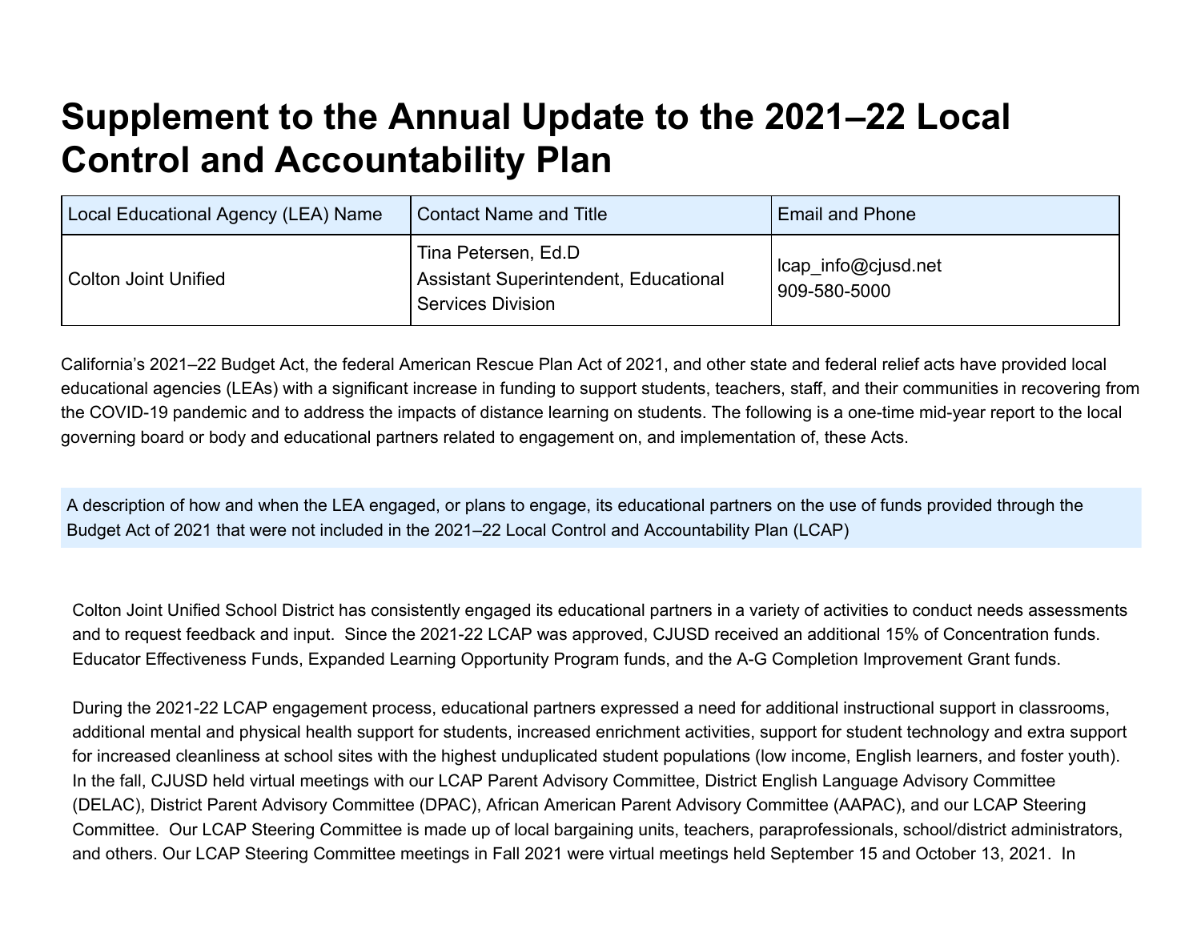# Supplement to the Annual Update to the 2021–22 Local Control and Accountability Plan

| Local Educational Agency (LEA) Name | Contact Name and Title | Email and Phone |
| --- | --- | --- |
| Colton Joint Unified | Tina Petersen, Ed.D<br>Assistant Superintendent, Educational Services Division | lcap_info@cjusd.net<br>909-580-5000 |

California's 2021–22 Budget Act, the federal American Rescue Plan Act of 2021, and other state and federal relief acts have provided local educational agencies (LEAs) with a significant increase in funding to support students, teachers, staff, and their communities in recovering from the COVID-19 pandemic and to address the impacts of distance learning on students. The following is a one-time mid-year report to the local governing board or body and educational partners related to engagement on, and implementation of, these Acts.

A description of how and when the LEA engaged, or plans to engage, its educational partners on the use of funds provided through the Budget Act of 2021 that were not included in the 2021–22 Local Control and Accountability Plan (LCAP)

Colton Joint Unified School District has consistently engaged its educational partners in a variety of activities to conduct needs assessments and to request feedback and input. Since the 2021-22 LCAP was approved, CJUSD received an additional 15% of Concentration funds. Educator Effectiveness Funds, Expanded Learning Opportunity Program funds, and the A-G Completion Improvement Grant funds.

During the 2021-22 LCAP engagement process, educational partners expressed a need for additional instructional support in classrooms, additional mental and physical health support for students, increased enrichment activities, support for student technology and extra support for increased cleanliness at school sites with the highest unduplicated student populations (low income, English learners, and foster youth). In the fall, CJUSD held virtual meetings with our LCAP Parent Advisory Committee, District English Language Advisory Committee (DELAC), District Parent Advisory Committee (DPAC), African American Parent Advisory Committee (AAPAC), and our LCAP Steering Committee. Our LCAP Steering Committee is made up of local bargaining units, teachers, paraprofessionals, school/district administrators, and others. Our LCAP Steering Committee meetings in Fall 2021 were virtual meetings held September 15 and October 13, 2021. In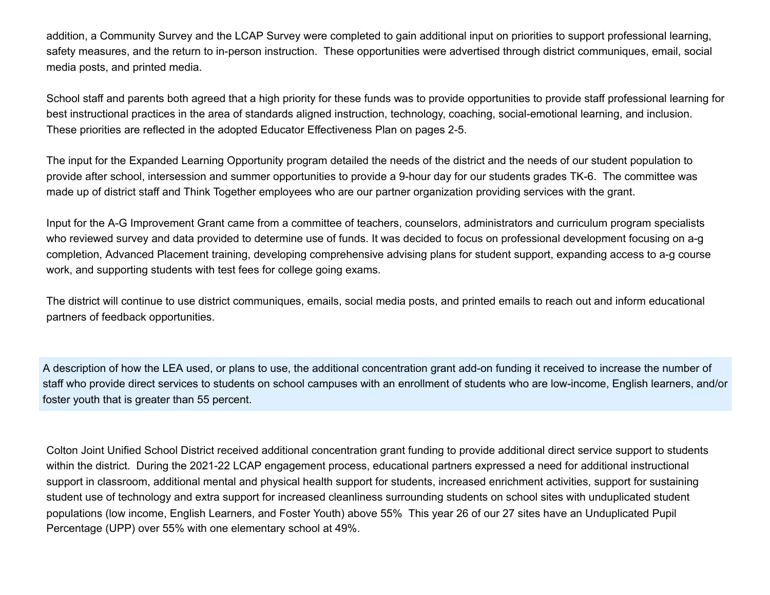addition, a Community Survey and the LCAP Survey were completed to gain additional input on priorities to support professional learning, safety measures, and the return to in-person instruction. These opportunities were advertised through district communiques, email, social media posts, and printed media.

School staff and parents both agreed that a high priority for these funds was to provide opportunities to provide staff professional learning for best instructional practices in the area of standards aligned instruction, technology, coaching, social-emotional learning, and inclusion. These priorities are reflected in the adopted Educator Effectiveness Plan on pages 2-5.

The input for the Expanded Learning Opportunity program detailed the needs of the district and the needs of our student population to provide after school, intersession and summer opportunities to provide a 9-hour day for our students grades TK-6. The committee was made up of district staff and Think Together employees who are our partner organization providing services with the grant.

Input for the A-G Improvement Grant came from a committee of teachers, counselors, administrators and curriculum program specialists who reviewed survey and data provided to determine use of funds. It was decided to focus on professional development focusing on a-g completion, Advanced Placement training, developing comprehensive advising plans for student support, expanding access to a-g course work, and supporting students with test fees for college going exams.

The district will continue to use district communiques, emails, social media posts, and printed emails to reach out and inform educational partners of feedback opportunities.

A description of how the LEA used, or plans to use, the additional concentration grant add-on funding it received to increase the number of staff who provide direct services to students on school campuses with an enrollment of students who are low-income, English learners, and/or foster youth that is greater than 55 percent.

Colton Joint Unified School District received additional concentration grant funding to provide additional direct service support to students within the district. During the 2021-22 LCAP engagement process, educational partners expressed a need for additional instructional support in classroom, additional mental and physical health support for students, increased enrichment activities, support for sustaining student use of technology and extra support for increased cleanliness surrounding students on school sites with unduplicated student populations (low income, English Learners, and Foster Youth) above 55% This year 26 of our 27 sites have an Unduplicated Pupil Percentage (UPP) over 55% with one elementary school at 49%.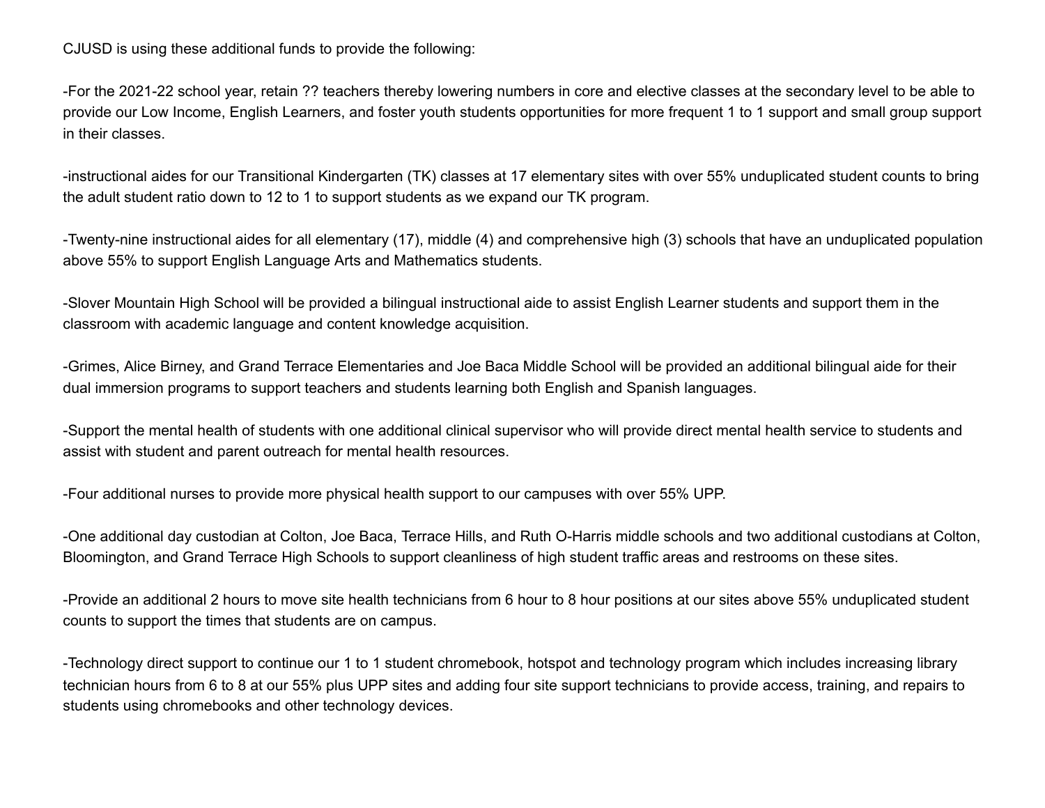CJUSD is using these additional funds to provide the following:

-For the 2021-22 school year, retain ?? teachers thereby lowering numbers in core and elective classes at the secondary level to be able to provide our Low Income, English Learners, and foster youth students opportunities for more frequent 1 to 1 support and small group support in their classes.

-instructional aides for our Transitional Kindergarten (TK) classes at 17 elementary sites with over 55% unduplicated student counts to bring the adult student ratio down to 12 to 1 to support students as we expand our TK program.

-Twenty-nine instructional aides for all elementary (17), middle (4) and comprehensive high (3) schools that have an unduplicated population above 55% to support English Language Arts and Mathematics students.

-Slover Mountain High School will be provided a bilingual instructional aide to assist English Learner students and support them in the classroom with academic language and content knowledge acquisition.

-Grimes, Alice Birney, and Grand Terrace Elementaries and Joe Baca Middle School will be provided an additional bilingual aide for their dual immersion programs to support teachers and students learning both English and Spanish languages.

-Support the mental health of students with one additional clinical supervisor who will provide direct mental health service to students and assist with student and parent outreach for mental health resources.

-Four additional nurses to provide more physical health support to our campuses with over 55% UPP.

-One additional day custodian at Colton, Joe Baca, Terrace Hills, and Ruth O-Harris middle schools and two additional custodians at Colton, Bloomington, and Grand Terrace High Schools to support cleanliness of high student traffic areas and restrooms on these sites.

-Provide an additional 2 hours to move site health technicians from 6 hour to 8 hour positions at our sites above 55% unduplicated student counts to support the times that students are on campus.

-Technology direct support to continue our 1 to 1 student chromebook, hotspot and technology program which includes increasing library technician hours from 6 to 8 at our 55% plus UPP sites and adding four site support technicians to provide access, training, and repairs to students using chromebooks and other technology devices.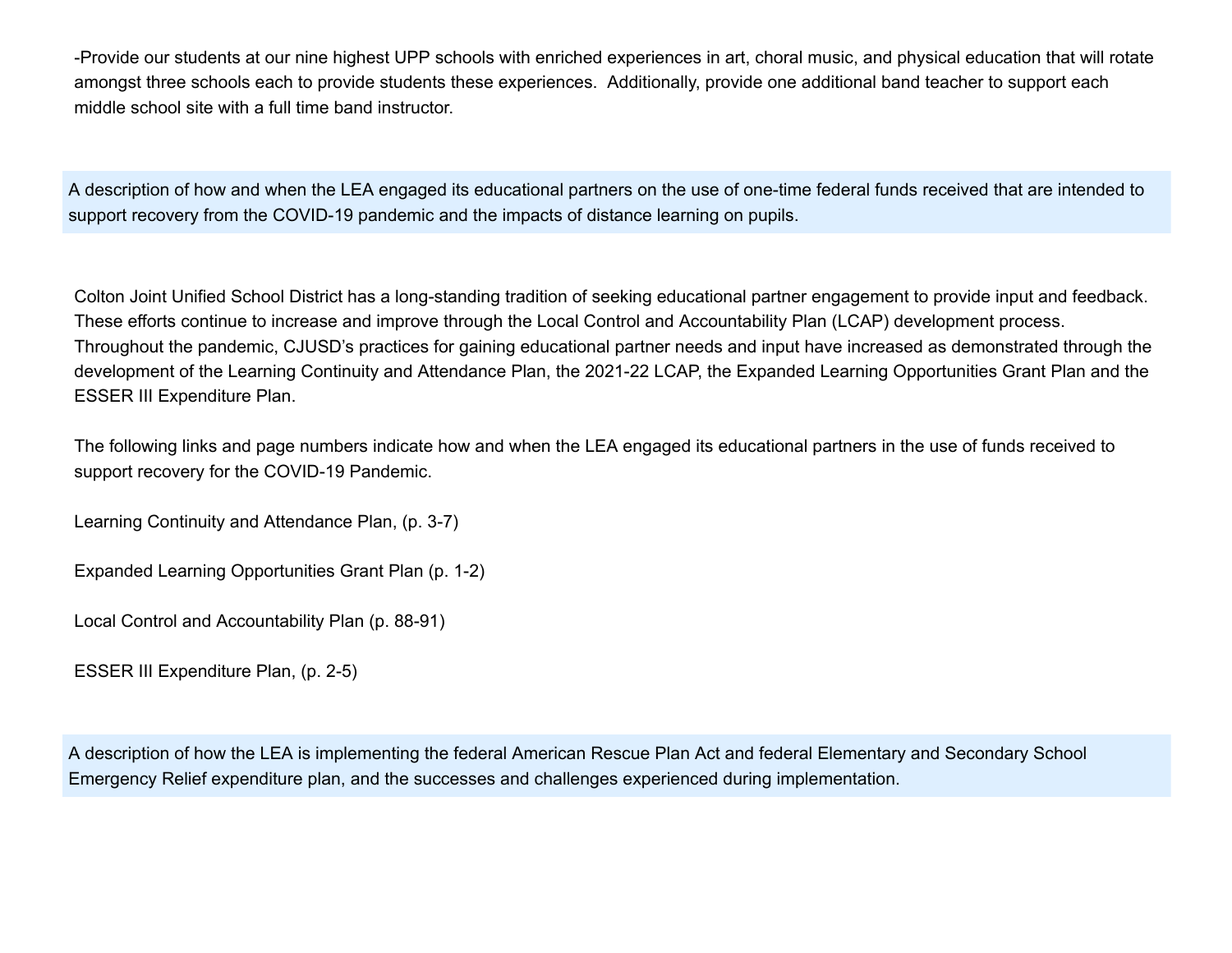-Provide our students at our nine highest UPP schools with enriched experiences in art, choral music, and physical education that will rotate amongst three schools each to provide students these experiences. Additionally, provide one additional band teacher to support each middle school site with a full time band instructor.

**A description of how and when the LEA engaged its educational partners on the use of one-time federal funds received that are intended to support recovery from the COVID-19 pandemic and the impacts of distance learning on pupils.**

Colton Joint Unified School District has a long-standing tradition of seeking educational partner engagement to provide input and feedback. These efforts continue to increase and improve through the Local Control and Accountability Plan (LCAP) development process. Throughout the pandemic, CJUSD's practices for gaining educational partner needs and input have increased as demonstrated through the development of the Learning Continuity and Attendance Plan, the 2021-22 LCAP, the Expanded Learning Opportunities Grant Plan and the ESSER III Expenditure Plan.

The following links and page numbers indicate how and when the LEA engaged its educational partners in the use of funds received to support recovery for the COVID-19 Pandemic.

Learning Continuity and Attendance Plan, (p. 3-7)

Expanded Learning Opportunities Grant Plan (p. 1-2)

Local Control and Accountability Plan (p. 88-91)

ESSER III Expenditure Plan, (p. 2-5)

**A description of how the LEA is implementing the federal American Rescue Plan Act and federal Elementary and Secondary School Emergency Relief expenditure plan, and the successes and challenges experienced during implementation.**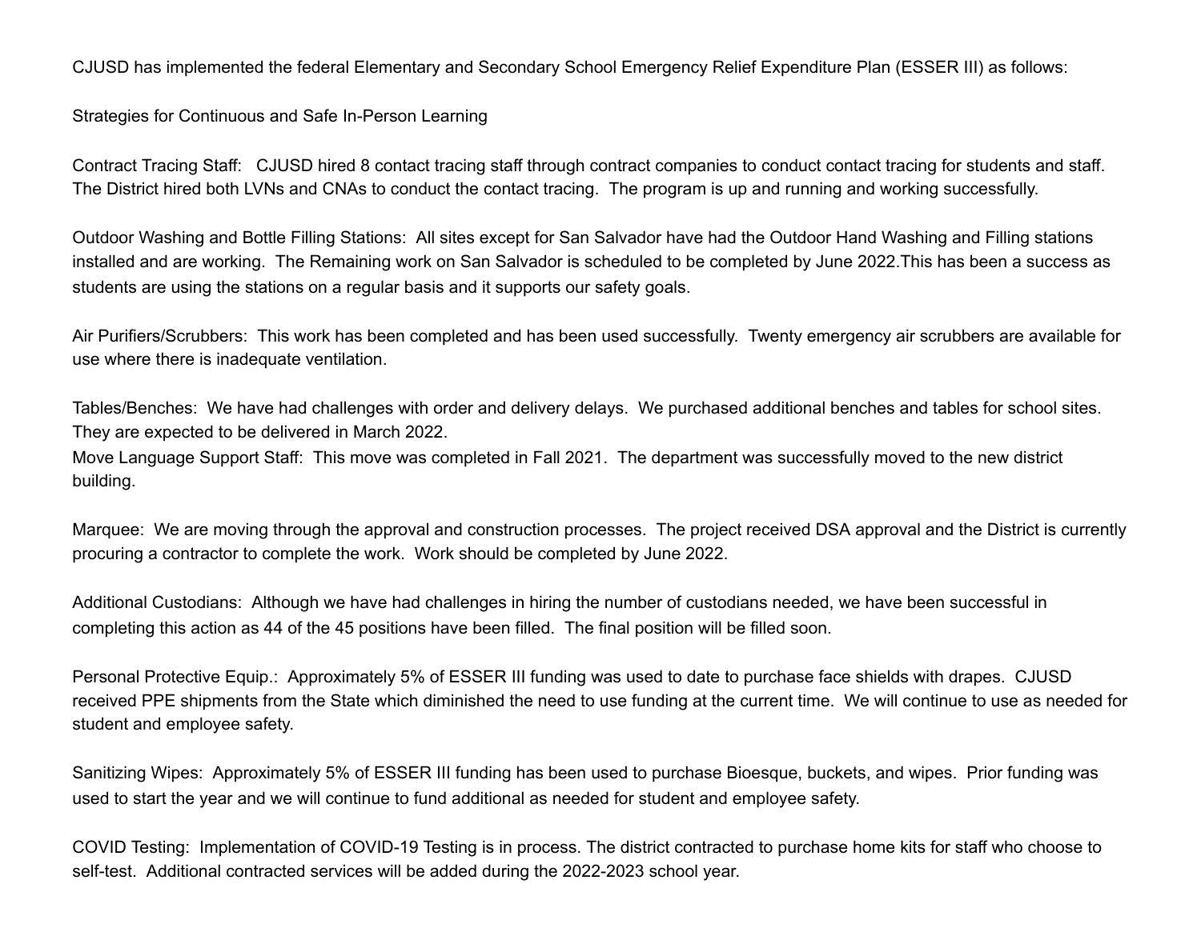CJUSD has implemented the federal Elementary and Secondary School Emergency Relief Expenditure Plan (ESSER III) as follows:

Strategies for Continuous and Safe In-Person Learning

Contract Tracing Staff: CJUSD hired 8 contact tracing staff through contract companies to conduct contact tracing for students and staff. The District hired both LVNs and CNAs to conduct the contact tracing. The program is up and running and working successfully.

Outdoor Washing and Bottle Filling Stations: All sites except for San Salvador have had the Outdoor Hand Washing and Filling stations installed and are working. The Remaining work on San Salvador is scheduled to be completed by June 2022.This has been a success as students are using the stations on a regular basis and it supports our safety goals.

Air Purifiers/Scrubbers: This work has been completed and has been used successfully. Twenty emergency air scrubbers are available for use where there is inadequate ventilation.

Tables/Benches: We have had challenges with order and delivery delays. We purchased additional benches and tables for school sites. They are expected to be delivered in March 2022.

Move Language Support Staff: This move was completed in Fall 2021. The department was successfully moved to the new district building.

Marquee: We are moving through the approval and construction processes. The project received DSA approval and the District is currently procuring a contractor to complete the work. Work should be completed by June 2022.

Additional Custodians: Although we have had challenges in hiring the number of custodians needed, we have been successful in completing this action as 44 of the 45 positions have been filled. The final position will be filled soon.

Personal Protective Equip.: Approximately 5% of ESSER III funding was used to date to purchase face shields with drapes. CJUSD received PPE shipments from the State which diminished the need to use funding at the current time. We will continue to use as needed for student and employee safety.

Sanitizing Wipes: Approximately 5% of ESSER III funding has been used to purchase Bioesque, buckets, and wipes. Prior funding was used to start the year and we will continue to fund additional as needed for student and employee safety.

COVID Testing: Implementation of COVID-19 Testing is in process. The district contracted to purchase home kits for staff who choose to self-test. Additional contracted services will be added during the 2022-2023 school year.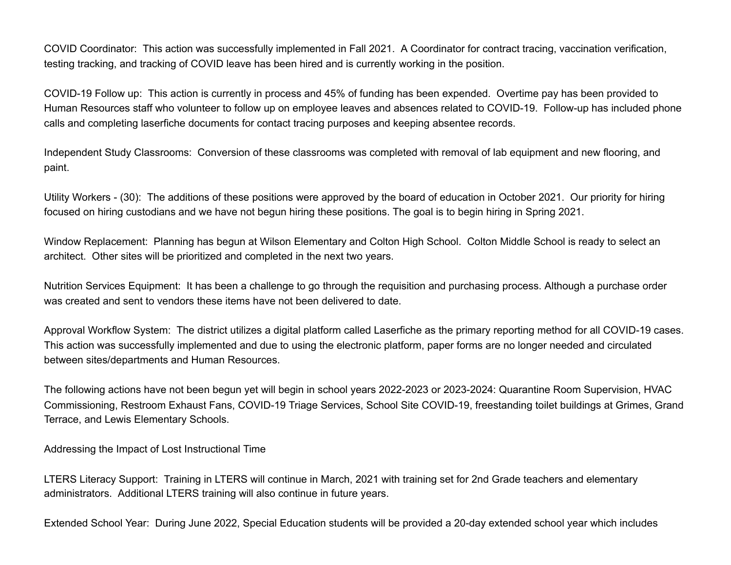COVID Coordinator: This action was successfully implemented in Fall 2021. A Coordinator for contract tracing, vaccination verification, testing tracking, and tracking of COVID leave has been hired and is currently working in the position.

COVID-19 Follow up: This action is currently in process and 45% of funding has been expended. Overtime pay has been provided to Human Resources staff who volunteer to follow up on employee leaves and absences related to COVID-19. Follow-up has included phone calls and completing laserfiche documents for contact tracing purposes and keeping absentee records.

Independent Study Classrooms: Conversion of these classrooms was completed with removal of lab equipment and new flooring, and paint.

Utility Workers - (30): The additions of these positions were approved by the board of education in October 2021. Our priority for hiring focused on hiring custodians and we have not begun hiring these positions. The goal is to begin hiring in Spring 2021.

Window Replacement: Planning has begun at Wilson Elementary and Colton High School. Colton Middle School is ready to select an architect. Other sites will be prioritized and completed in the next two years.

Nutrition Services Equipment: It has been a challenge to go through the requisition and purchasing process. Although a purchase order was created and sent to vendors these items have not been delivered to date.

Approval Workflow System: The district utilizes a digital platform called Laserfiche as the primary reporting method for all COVID-19 cases. This action was successfully implemented and due to using the electronic platform, paper forms are no longer needed and circulated between sites/departments and Human Resources.

The following actions have not been begun yet will begin in school years 2022-2023 or 2023-2024: Quarantine Room Supervision, HVAC Commissioning, Restroom Exhaust Fans, COVID-19 Triage Services, School Site COVID-19, freestanding toilet buildings at Grimes, Grand Terrace, and Lewis Elementary Schools.

Addressing the Impact of Lost Instructional Time

LTERS Literacy Support: Training in LTERS will continue in March, 2021 with training set for 2nd Grade teachers and elementary administrators. Additional LTERS training will also continue in future years.

Extended School Year: During June 2022, Special Education students will be provided a 20-day extended school year which includes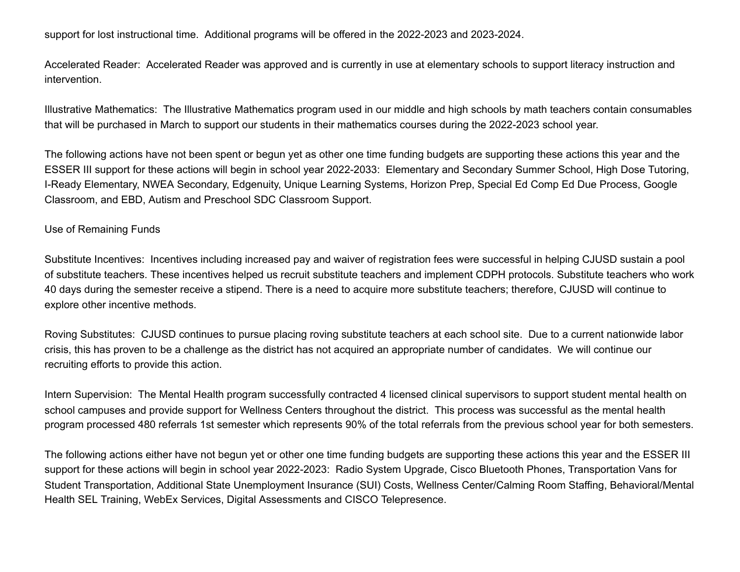support for lost instructional time.  Additional programs will be offered in the 2022-2023 and 2023-2024.

Accelerated Reader:  Accelerated Reader was approved and is currently in use at elementary schools to support literacy instruction and intervention.

Illustrative Mathematics:  The Illustrative Mathematics program used in our middle and high schools by math teachers contain consumables that will be purchased in March to support our students in their mathematics courses during the 2022-2023 school year.

The following actions have not been spent or begun yet as other one time funding budgets are supporting these actions this year and the ESSER III support for these actions will begin in school year 2022-2033:  Elementary and Secondary Summer School, High Dose Tutoring, I-Ready Elementary, NWEA Secondary, Edgenuity, Unique Learning Systems, Horizon Prep, Special Ed Comp Ed Due Process, Google Classroom, and EBD, Autism and Preschool SDC Classroom Support.

Use of Remaining Funds

Substitute Incentives:  Incentives including increased pay and waiver of registration fees were successful in helping CJUSD sustain a pool of substitute teachers. These incentives helped us recruit substitute teachers and implement CDPH protocols. Substitute teachers who work 40 days during the semester receive a stipend. There is a need to acquire more substitute teachers; therefore, CJUSD will continue to explore other incentive methods.

Roving Substitutes:  CJUSD continues to pursue placing roving substitute teachers at each school site.  Due to a current nationwide labor crisis, this has proven to be a challenge as the district has not acquired an appropriate number of candidates.  We will continue our recruiting efforts to provide this action.

Intern Supervision:  The Mental Health program successfully contracted 4 licensed clinical supervisors to support student mental health on school campuses and provide support for Wellness Centers throughout the district.  This process was successful as the mental health program processed 480 referrals 1st semester which represents 90% of the total referrals from the previous school year for both semesters.

The following actions either have not begun yet or other one time funding budgets are supporting these actions this year and the ESSER III support for these actions will begin in school year 2022-2023:  Radio System Upgrade, Cisco Bluetooth Phones, Transportation Vans for Student Transportation, Additional State Unemployment Insurance (SUI) Costs, Wellness Center/Calming Room Staffing, Behavioral/Mental Health SEL Training, WebEx Services, Digital Assessments and CISCO Telepresence.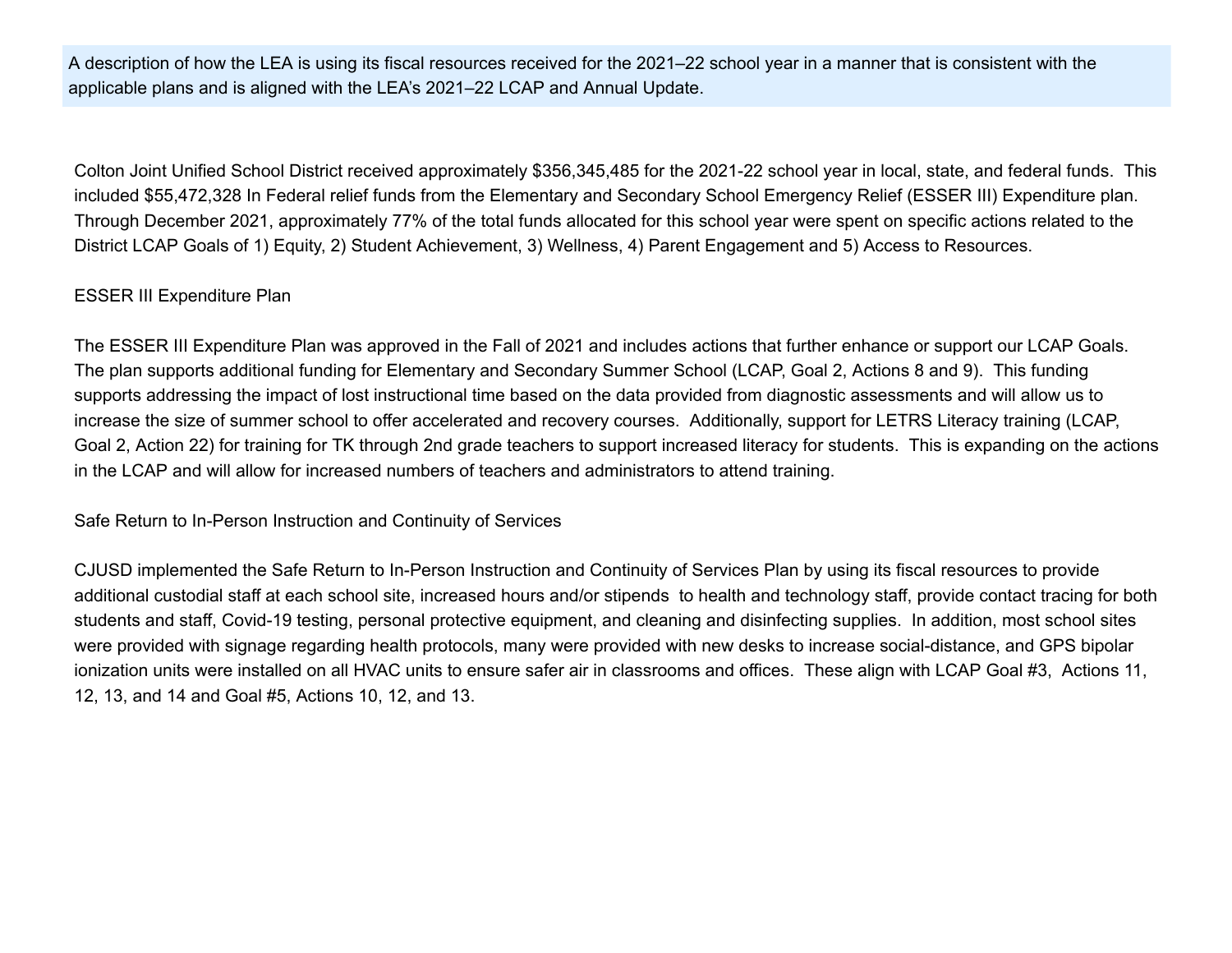A description of how the LEA is using its fiscal resources received for the 2021–22 school year in a manner that is consistent with the applicable plans and is aligned with the LEA's 2021–22 LCAP and Annual Update.

Colton Joint Unified School District received approximately $356,345,485 for the 2021-22 school year in local, state, and federal funds. This included $55,472,328 In Federal relief funds from the Elementary and Secondary School Emergency Relief (ESSER III) Expenditure plan. Through December 2021, approximately 77% of the total funds allocated for this school year were spent on specific actions related to the District LCAP Goals of 1) Equity, 2) Student Achievement, 3) Wellness, 4) Parent Engagement and 5) Access to Resources.

ESSER III Expenditure Plan

The ESSER III Expenditure Plan was approved in the Fall of 2021 and includes actions that further enhance or support our LCAP Goals. The plan supports additional funding for Elementary and Secondary Summer School (LCAP, Goal 2, Actions 8 and 9). This funding supports addressing the impact of lost instructional time based on the data provided from diagnostic assessments and will allow us to increase the size of summer school to offer accelerated and recovery courses. Additionally, support for LETRS Literacy training (LCAP, Goal 2, Action 22) for training for TK through 2nd grade teachers to support increased literacy for students. This is expanding on the actions in the LCAP and will allow for increased numbers of teachers and administrators to attend training.

Safe Return to In-Person Instruction and Continuity of Services

CJUSD implemented the Safe Return to In-Person Instruction and Continuity of Services Plan by using its fiscal resources to provide additional custodial staff at each school site, increased hours and/or stipends to health and technology staff, provide contact tracing for both students and staff, Covid-19 testing, personal protective equipment, and cleaning and disinfecting supplies. In addition, most school sites were provided with signage regarding health protocols, many were provided with new desks to increase social-distance, and GPS bipolar ionization units were installed on all HVAC units to ensure safer air in classrooms and offices. These align with LCAP Goal #3, Actions 11, 12, 13, and 14 and Goal #5, Actions 10, 12, and 13.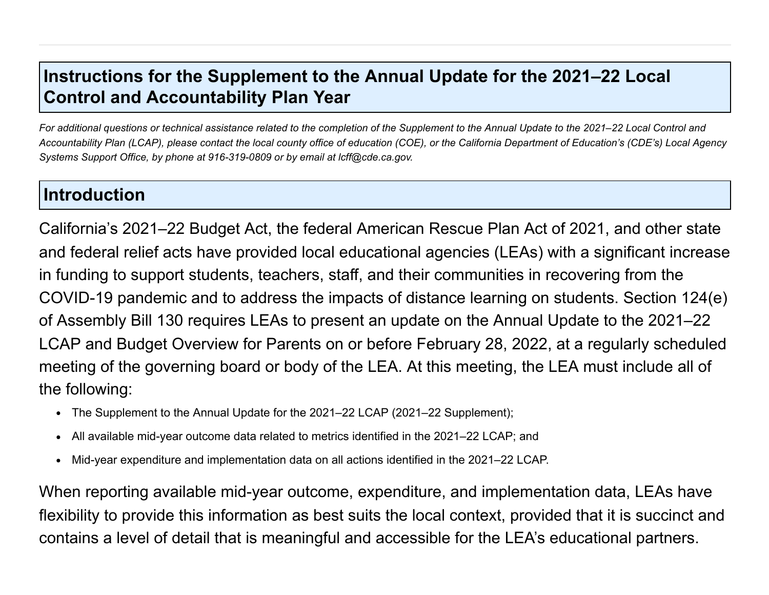# Instructions for the Supplement to the Annual Update for the 2021–22 Local Control and Accountability Plan Year

*For additional questions or technical assistance related to the completion of the Supplement to the Annual Update to the 2021–22 Local Control and Accountability Plan (LCAP), please contact the local county office of education (COE), or the California Department of Education's (CDE's) Local Agency Systems Support Office, by phone at 916-319-0809 or by email at lcff@cde.ca.gov.*

## Introduction

California's 2021–22 Budget Act, the federal American Rescue Plan Act of 2021, and other state and federal relief acts have provided local educational agencies (LEAs) with a significant increase in funding to support students, teachers, staff, and their communities in recovering from the COVID-19 pandemic and to address the impacts of distance learning on students. Section 124(e) of Assembly Bill 130 requires LEAs to present an update on the Annual Update to the 2021–22 LCAP and Budget Overview for Parents on or before February 28, 2022, at a regularly scheduled meeting of the governing board or body of the LEA. At this meeting, the LEA must include all of the following:

- The Supplement to the Annual Update for the 2021–22 LCAP (2021–22 Supplement);
- All available mid-year outcome data related to metrics identified in the 2021–22 LCAP; and
- Mid-year expenditure and implementation data on all actions identified in the 2021–22 LCAP.

When reporting available mid-year outcome, expenditure, and implementation data, LEAs have flexibility to provide this information as best suits the local context, provided that it is succinct and contains a level of detail that is meaningful and accessible for the LEA's educational partners.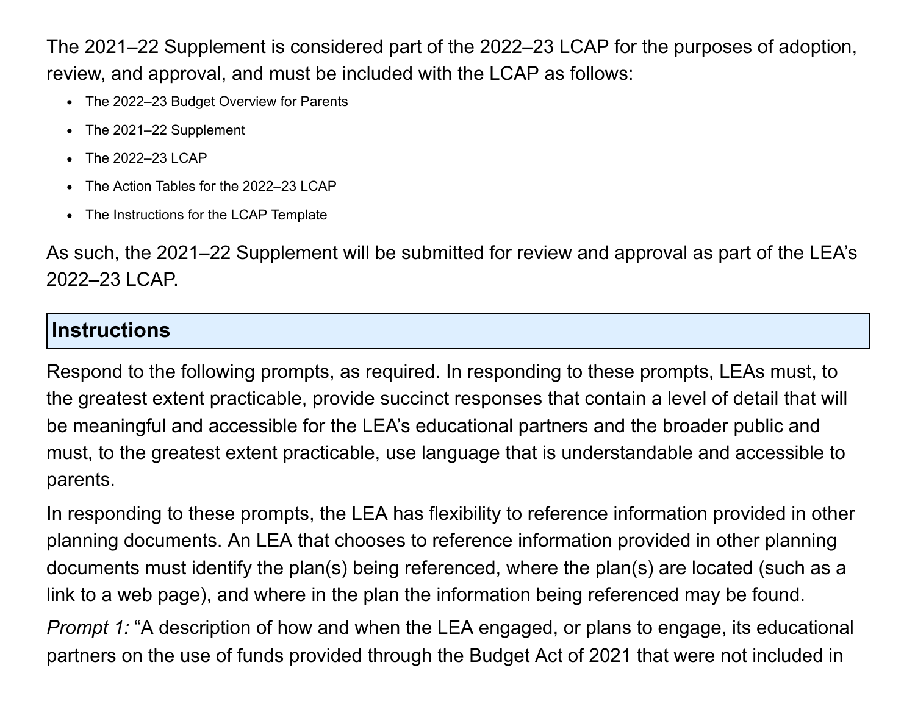The 2021–22 Supplement is considered part of the 2022–23 LCAP for the purposes of adoption, review, and approval, and must be included with the LCAP as follows:

- The 2022–23 Budget Overview for Parents
- The 2021–22 Supplement
- The 2022–23 LCAP
- The Action Tables for the 2022–23 LCAP
- The Instructions for the LCAP Template

As such, the 2021–22 Supplement will be submitted for review and approval as part of the LEA's 2022–23 LCAP.

## Instructions

Respond to the following prompts, as required. In responding to these prompts, LEAs must, to the greatest extent practicable, provide succinct responses that contain a level of detail that will be meaningful and accessible for the LEA's educational partners and the broader public and must, to the greatest extent practicable, use language that is understandable and accessible to parents.

In responding to these prompts, the LEA has flexibility to reference information provided in other planning documents. An LEA that chooses to reference information provided in other planning documents must identify the plan(s) being referenced, where the plan(s) are located (such as a link to a web page), and where in the plan the information being referenced may be found.

*Prompt 1:* "A description of how and when the LEA engaged, or plans to engage, its educational partners on the use of funds provided through the Budget Act of 2021 that were not included in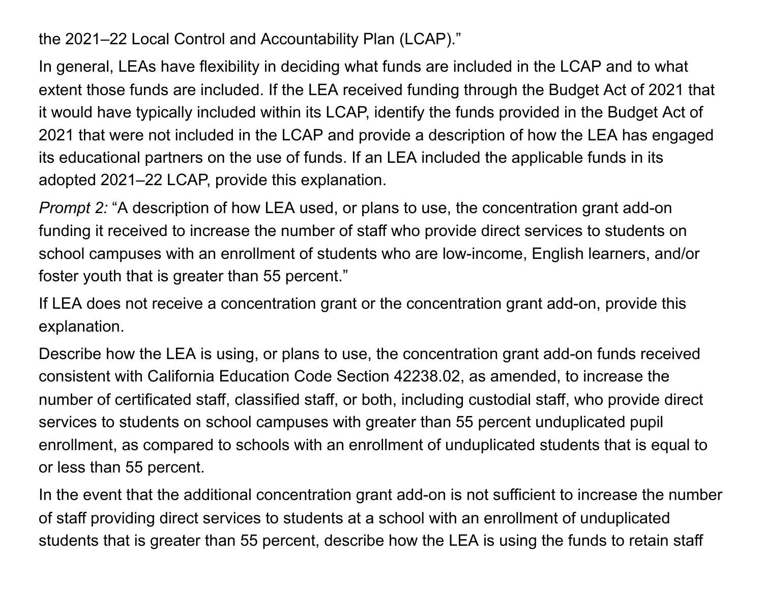the 2021–22 Local Control and Accountability Plan (LCAP)."

In general, LEAs have flexibility in deciding what funds are included in the LCAP and to what extent those funds are included. If the LEA received funding through the Budget Act of 2021 that it would have typically included within its LCAP, identify the funds provided in the Budget Act of 2021 that were not included in the LCAP and provide a description of how the LEA has engaged its educational partners on the use of funds. If an LEA included the applicable funds in its adopted 2021–22 LCAP, provide this explanation.

*Prompt 2:* "A description of how LEA used, or plans to use, the concentration grant add-on funding it received to increase the number of staff who provide direct services to students on school campuses with an enrollment of students who are low-income, English learners, and/or foster youth that is greater than 55 percent."

If LEA does not receive a concentration grant or the concentration grant add-on, provide this explanation.

Describe how the LEA is using, or plans to use, the concentration grant add-on funds received consistent with California Education Code Section 42238.02, as amended, to increase the number of certificated staff, classified staff, or both, including custodial staff, who provide direct services to students on school campuses with greater than 55 percent unduplicated pupil enrollment, as compared to schools with an enrollment of unduplicated students that is equal to or less than 55 percent.

In the event that the additional concentration grant add-on is not sufficient to increase the number of staff providing direct services to students at a school with an enrollment of unduplicated students that is greater than 55 percent, describe how the LEA is using the funds to retain staff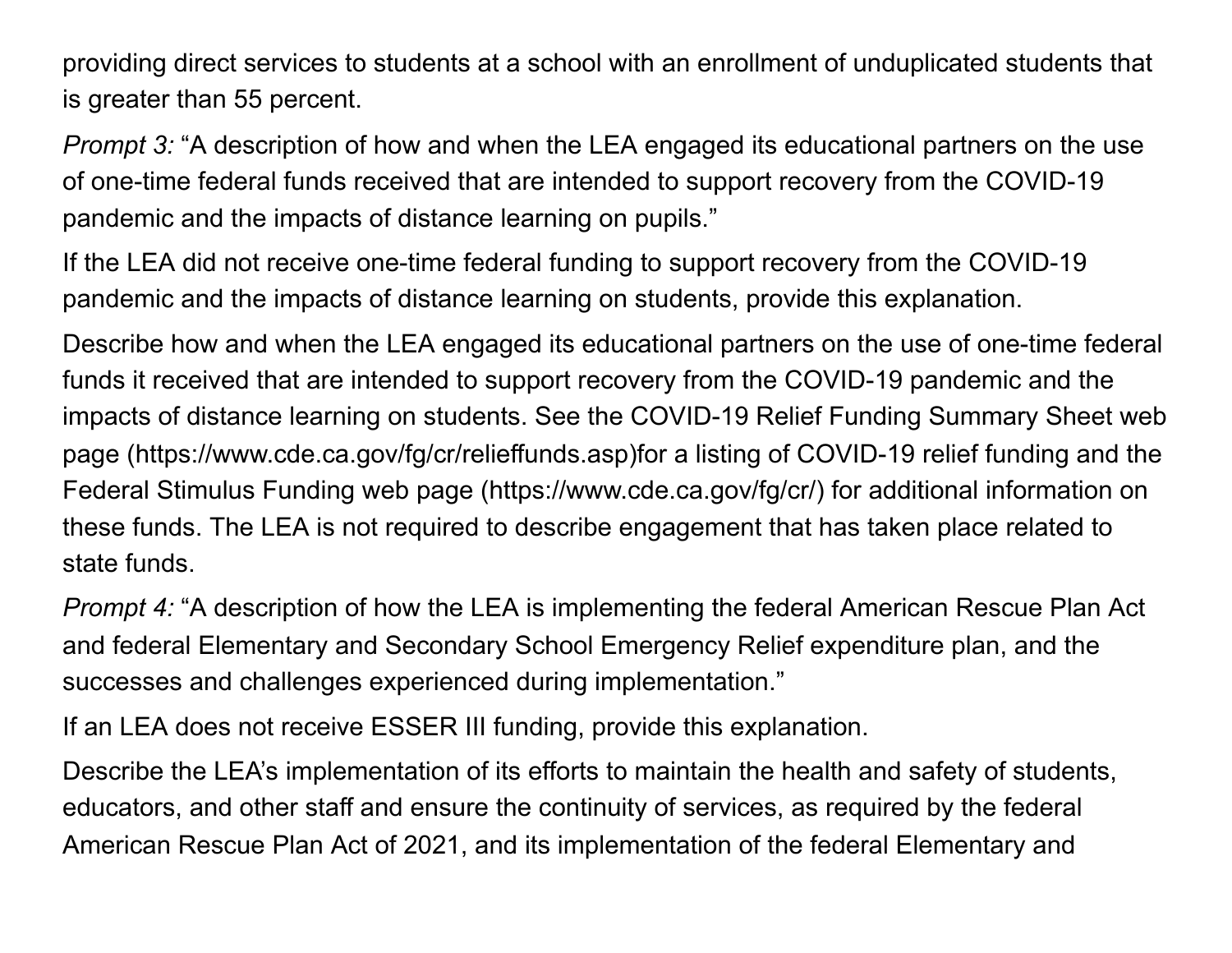providing direct services to students at a school with an enrollment of unduplicated students that is greater than 55 percent.

*Prompt 3:* “A description of how and when the LEA engaged its educational partners on the use of one-time federal funds received that are intended to support recovery from the COVID-19 pandemic and the impacts of distance learning on pupils.”

If the LEA did not receive one-time federal funding to support recovery from the COVID-19 pandemic and the impacts of distance learning on students, provide this explanation.

Describe how and when the LEA engaged its educational partners on the use of one-time federal funds it received that are intended to support recovery from the COVID-19 pandemic and the impacts of distance learning on students. See the COVID-19 Relief Funding Summary Sheet web page (https://www.cde.ca.gov/fg/cr/relieffunds.asp)for a listing of COVID-19 relief funding and the Federal Stimulus Funding web page (https://www.cde.ca.gov/fg/cr/) for additional information on these funds. The LEA is not required to describe engagement that has taken place related to state funds.

*Prompt 4:* “A description of how the LEA is implementing the federal American Rescue Plan Act and federal Elementary and Secondary School Emergency Relief expenditure plan, and the successes and challenges experienced during implementation.”

If an LEA does not receive ESSER III funding, provide this explanation.

Describe the LEA’s implementation of its efforts to maintain the health and safety of students, educators, and other staff and ensure the continuity of services, as required by the federal American Rescue Plan Act of 2021, and its implementation of the federal Elementary and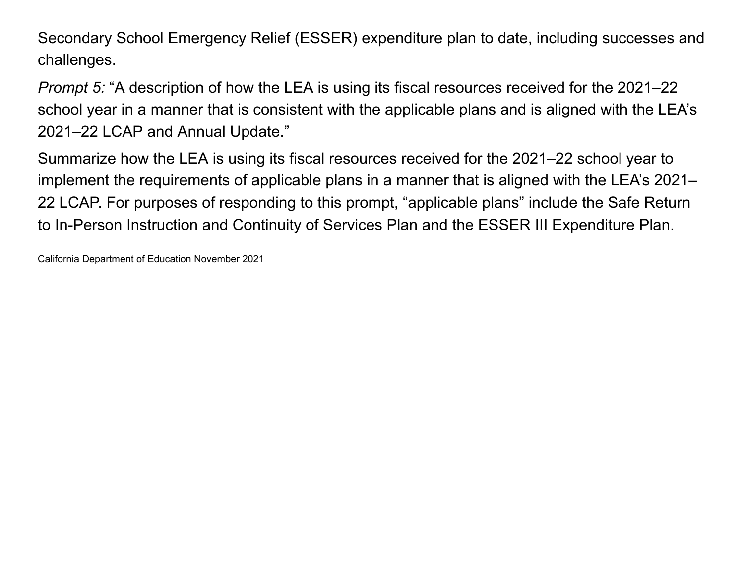Secondary School Emergency Relief (ESSER) expenditure plan to date, including successes and challenges.

*Prompt 5:* "A description of how the LEA is using its fiscal resources received for the 2021–22 school year in a manner that is consistent with the applicable plans and is aligned with the LEA's 2021–22 LCAP and Annual Update."

Summarize how the LEA is using its fiscal resources received for the 2021–22 school year to implement the requirements of applicable plans in a manner that is aligned with the LEA's 2021–22 LCAP. For purposes of responding to this prompt, "applicable plans" include the Safe Return to In-Person Instruction and Continuity of Services Plan and the ESSER III Expenditure Plan.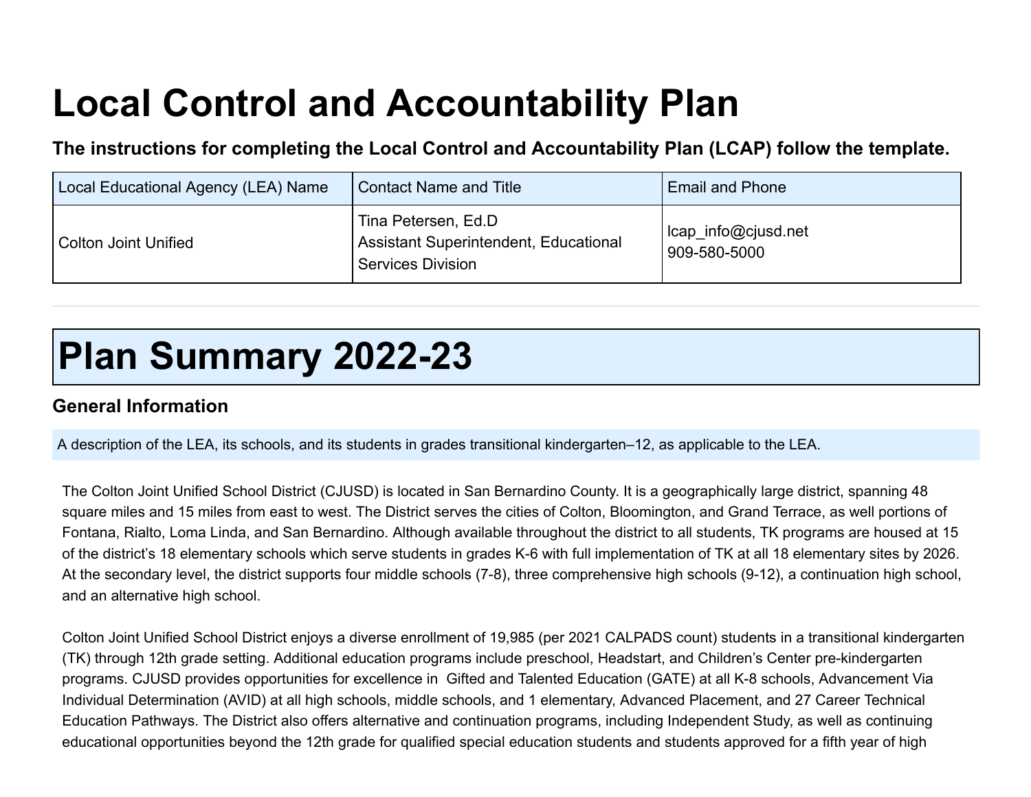# Local Control and Accountability Plan

**The instructions for completing the Local Control and Accountability Plan (LCAP) follow the template.**

| Local Educational Agency (LEA) Name | Contact Name and Title | Email and Phone |
|---|---|---|
| Colton Joint Unified | Tina Petersen, Ed.D<br>Assistant Superintendent, Educational Services Division | lcap_info@cjusd.net<br>909-580-5000 |

# Plan Summary 2022-23

### General Information

A description of the LEA, its schools, and its students in grades transitional kindergarten–12, as applicable to the LEA.

The Colton Joint Unified School District (CJUSD) is located in San Bernardino County. It is a geographically large district, spanning 48 square miles and 15 miles from east to west. The District serves the cities of Colton, Bloomington, and Grand Terrace, as well portions of Fontana, Rialto, Loma Linda, and San Bernardino. Although available throughout the district to all students, TK programs are housed at 15 of the district's 18 elementary schools which serve students in grades K-6 with full implementation of TK at all 18 elementary sites by 2026. At the secondary level, the district supports four middle schools (7-8), three comprehensive high schools (9-12), a continuation high school, and an alternative high school.

Colton Joint Unified School District enjoys a diverse enrollment of 19,985 (per 2021 CALPADS count) students in a transitional kindergarten (TK) through 12th grade setting. Additional education programs include preschool, Headstart, and Children's Center pre-kindergarten programs. CJUSD provides opportunities for excellence in Gifted and Talented Education (GATE) at all K-8 schools, Advancement Via Individual Determination (AVID) at all high schools, middle schools, and 1 elementary, Advanced Placement, and 27 Career Technical Education Pathways. The District also offers alternative and continuation programs, including Independent Study, as well as continuing educational opportunities beyond the 12th grade for qualified special education students and students approved for a fifth year of high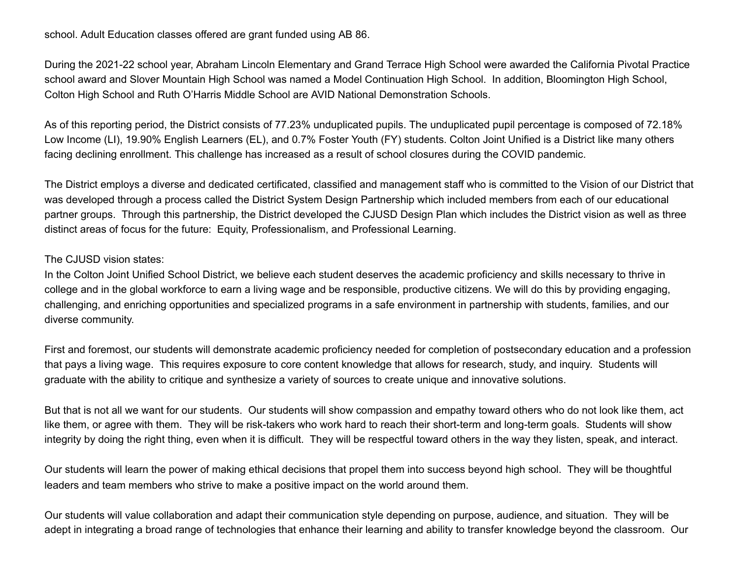school. Adult Education classes offered are grant funded using AB 86.

During the 2021-22 school year, Abraham Lincoln Elementary and Grand Terrace High School were awarded the California Pivotal Practice school award and Slover Mountain High School was named a Model Continuation High School. In addition, Bloomington High School, Colton High School and Ruth O'Harris Middle School are AVID National Demonstration Schools.

As of this reporting period, the District consists of 77.23% unduplicated pupils. The unduplicated pupil percentage is composed of 72.18% Low Income (LI), 19.90% English Learners (EL), and 0.7% Foster Youth (FY) students. Colton Joint Unified is a District like many others facing declining enrollment. This challenge has increased as a result of school closures during the COVID pandemic.

The District employs a diverse and dedicated certificated, classified and management staff who is committed to the Vision of our District that was developed through a process called the District System Design Partnership which included members from each of our educational partner groups. Through this partnership, the District developed the CJUSD Design Plan which includes the District vision as well as three distinct areas of focus for the future: Equity, Professionalism, and Professional Learning.

The CJUSD vision states:
In the Colton Joint Unified School District, we believe each student deserves the academic proficiency and skills necessary to thrive in college and in the global workforce to earn a living wage and be responsible, productive citizens. We will do this by providing engaging, challenging, and enriching opportunities and specialized programs in a safe environment in partnership with students, families, and our diverse community.

First and foremost, our students will demonstrate academic proficiency needed for completion of postsecondary education and a profession that pays a living wage. This requires exposure to core content knowledge that allows for research, study, and inquiry. Students will graduate with the ability to critique and synthesize a variety of sources to create unique and innovative solutions.

But that is not all we want for our students. Our students will show compassion and empathy toward others who do not look like them, act like them, or agree with them. They will be risk-takers who work hard to reach their short-term and long-term goals. Students will show integrity by doing the right thing, even when it is difficult. They will be respectful toward others in the way they listen, speak, and interact.

Our students will learn the power of making ethical decisions that propel them into success beyond high school. They will be thoughtful leaders and team members who strive to make a positive impact on the world around them.

Our students will value collaboration and adapt their communication style depending on purpose, audience, and situation. They will be adept in integrating a broad range of technologies that enhance their learning and ability to transfer knowledge beyond the classroom. Our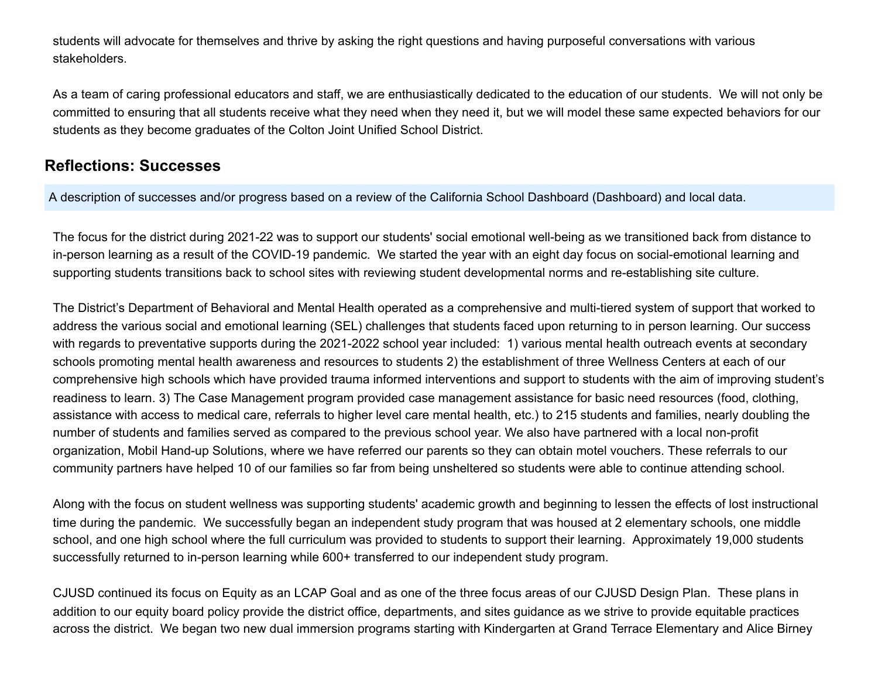students will advocate for themselves and thrive by asking the right questions and having purposeful conversations with various stakeholders.

As a team of caring professional educators and staff, we are enthusiastically dedicated to the education of our students. We will not only be committed to ensuring that all students receive what they need when they need it, but we will model these same expected behaviors for our students as they become graduates of the Colton Joint Unified School District.

## Reflections: Successes

A description of successes and/or progress based on a review of the California School Dashboard (Dashboard) and local data.

The focus for the district during 2021-22 was to support our students' social emotional well-being as we transitioned back from distance to in-person learning as a result of the COVID-19 pandemic. We started the year with an eight day focus on social-emotional learning and supporting students transitions back to school sites with reviewing student developmental norms and re-establishing site culture.

The District's Department of Behavioral and Mental Health operated as a comprehensive and multi-tiered system of support that worked to address the various social and emotional learning (SEL) challenges that students faced upon returning to in person learning. Our success with regards to preventative supports during the 2021-2022 school year included: 1) various mental health outreach events at secondary schools promoting mental health awareness and resources to students 2) the establishment of three Wellness Centers at each of our comprehensive high schools which have provided trauma informed interventions and support to students with the aim of improving student's readiness to learn. 3) The Case Management program provided case management assistance for basic need resources (food, clothing, assistance with access to medical care, referrals to higher level care mental health, etc.) to 215 students and families, nearly doubling the number of students and families served as compared to the previous school year. We also have partnered with a local non-profit organization, Mobil Hand-up Solutions, where we have referred our parents so they can obtain motel vouchers. These referrals to our community partners have helped 10 of our families so far from being unsheltered so students were able to continue attending school.

Along with the focus on student wellness was supporting students' academic growth and beginning to lessen the effects of lost instructional time during the pandemic. We successfully began an independent study program that was housed at 2 elementary schools, one middle school, and one high school where the full curriculum was provided to students to support their learning. Approximately 19,000 students successfully returned to in-person learning while 600+ transferred to our independent study program.

CJUSD continued its focus on Equity as an LCAP Goal and as one of the three focus areas of our CJUSD Design Plan. These plans in addition to our equity board policy provide the district office, departments, and sites guidance as we strive to provide equitable practices across the district. We began two new dual immersion programs starting with Kindergarten at Grand Terrace Elementary and Alice Birney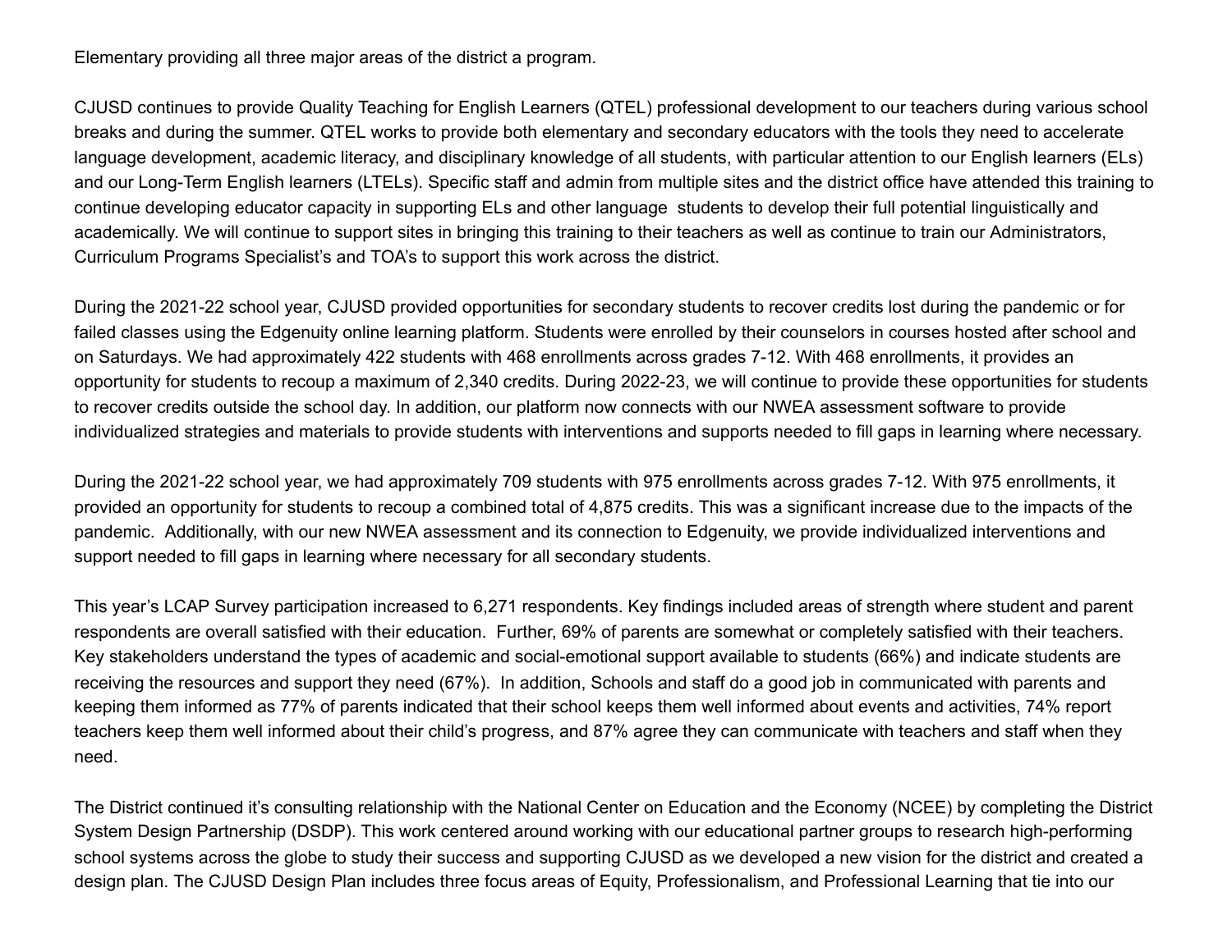Elementary providing all three major areas of the district a program.

CJUSD continues to provide Quality Teaching for English Learners (QTEL) professional development to our teachers during various school breaks and during the summer. QTEL works to provide both elementary and secondary educators with the tools they need to accelerate language development, academic literacy, and disciplinary knowledge of all students, with particular attention to our English learners (ELs) and our Long-Term English learners (LTELs). Specific staff and admin from multiple sites and the district office have attended this training to continue developing educator capacity in supporting ELs and other language  students to develop their full potential linguistically and academically. We will continue to support sites in bringing this training to their teachers as well as continue to train our Administrators, Curriculum Programs Specialist's and TOA's to support this work across the district.

During the 2021-22 school year, CJUSD provided opportunities for secondary students to recover credits lost during the pandemic or for failed classes using the Edgenuity online learning platform. Students were enrolled by their counselors in courses hosted after school and on Saturdays. We had approximately 422 students with 468 enrollments across grades 7-12. With 468 enrollments, it provides an opportunity for students to recoup a maximum of 2,340 credits. During 2022-23, we will continue to provide these opportunities for students to recover credits outside the school day. In addition, our platform now connects with our NWEA assessment software to provide individualized strategies and materials to provide students with interventions and supports needed to fill gaps in learning where necessary.

During the 2021-22 school year, we had approximately 709 students with 975 enrollments across grades 7-12. With 975 enrollments, it provided an opportunity for students to recoup a combined total of 4,875 credits. This was a significant increase due to the impacts of the pandemic.  Additionally, with our new NWEA assessment and its connection to Edgenuity, we provide individualized interventions and support needed to fill gaps in learning where necessary for all secondary students.

This year's LCAP Survey participation increased to 6,271 respondents. Key findings included areas of strength where student and parent respondents are overall satisfied with their education.  Further, 69% of parents are somewhat or completely satisfied with their teachers. Key stakeholders understand the types of academic and social-emotional support available to students (66%) and indicate students are receiving the resources and support they need (67%).  In addition, Schools and staff do a good job in communicated with parents and keeping them informed as 77% of parents indicated that their school keeps them well informed about events and activities, 74% report teachers keep them well informed about their child's progress, and 87% agree they can communicate with teachers and staff when they need.

The District continued it's consulting relationship with the National Center on Education and the Economy (NCEE) by completing the District System Design Partnership (DSDP). This work centered around working with our educational partner groups to research high-performing school systems across the globe to study their success and supporting CJUSD as we developed a new vision for the district and created a design plan. The CJUSD Design Plan includes three focus areas of Equity, Professionalism, and Professional Learning that tie into our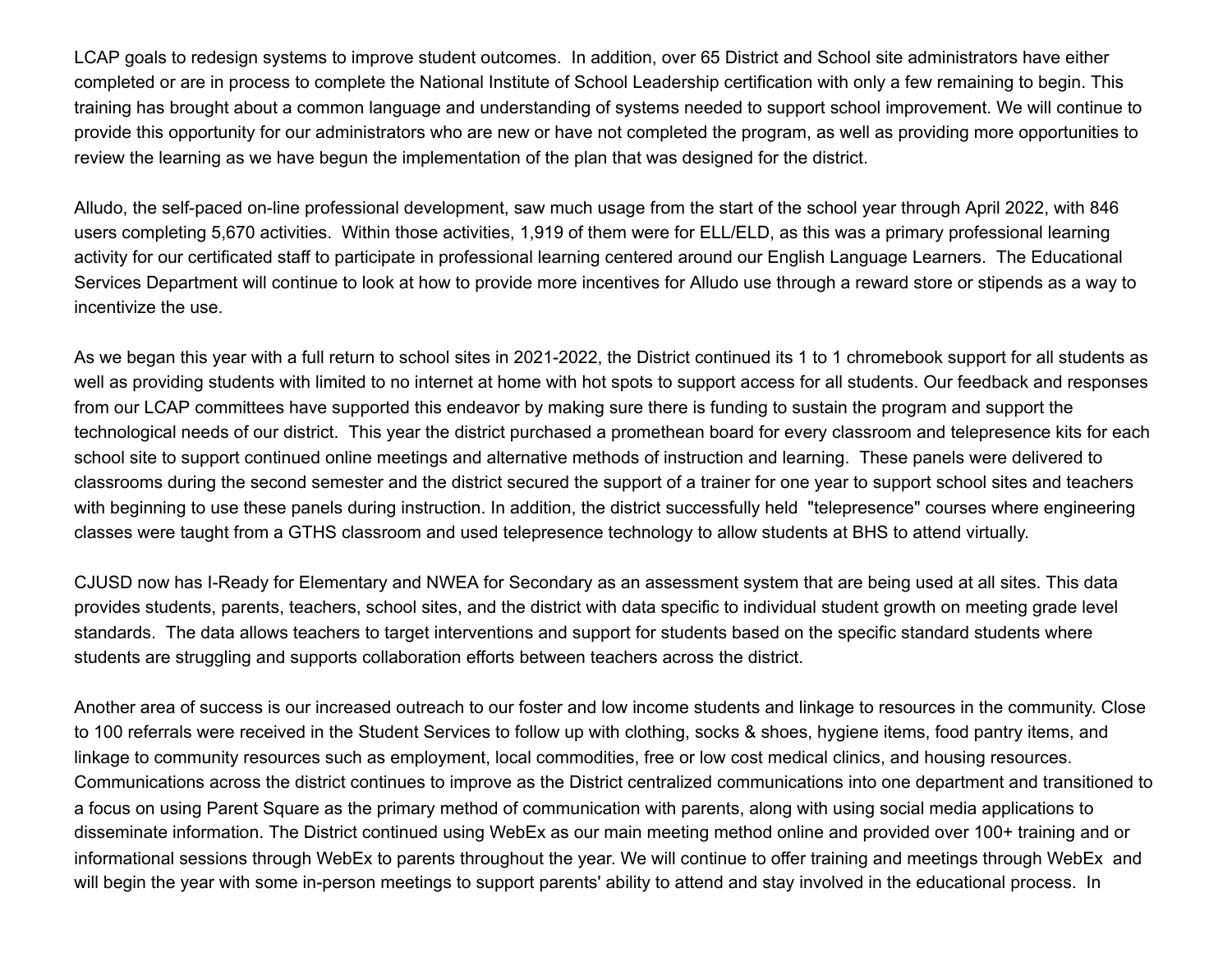LCAP goals to redesign systems to improve student outcomes.  In addition, over 65 District and School site administrators have either completed or are in process to complete the National Institute of School Leadership certification with only a few remaining to begin. This training has brought about a common language and understanding of systems needed to support school improvement. We will continue to provide this opportunity for our administrators who are new or have not completed the program, as well as providing more opportunities to review the learning as we have begun the implementation of the plan that was designed for the district.

Alludo, the self-paced on-line professional development, saw much usage from the start of the school year through April 2022, with 846 users completing 5,670 activities.  Within those activities, 1,919 of them were for ELL/ELD, as this was a primary professional learning activity for our certificated staff to participate in professional learning centered around our English Language Learners.  The Educational Services Department will continue to look at how to provide more incentives for Alludo use through a reward store or stipends as a way to incentivize the use.

As we began this year with a full return to school sites in 2021-2022, the District continued its 1 to 1 chromebook support for all students as well as providing students with limited to no internet at home with hot spots to support access for all students. Our feedback and responses from our LCAP committees have supported this endeavor by making sure there is funding to sustain the program and support the technological needs of our district.  This year the district purchased a promethean board for every classroom and telepresence kits for each school site to support continued online meetings and alternative methods of instruction and learning.  These panels were delivered to classrooms during the second semester and the district secured the support of a trainer for one year to support school sites and teachers with beginning to use these panels during instruction. In addition, the district successfully held  "telepresence" courses where engineering classes were taught from a GTHS classroom and used telepresence technology to allow students at BHS to attend virtually.

CJUSD now has I-Ready for Elementary and NWEA for Secondary as an assessment system that are being used at all sites. This data provides students, parents, teachers, school sites, and the district with data specific to individual student growth on meeting grade level standards.  The data allows teachers to target interventions and support for students based on the specific standard students where students are struggling and supports collaboration efforts between teachers across the district.

Another area of success is our increased outreach to our foster and low income students and linkage to resources in the community. Close to 100 referrals were received in the Student Services to follow up with clothing, socks & shoes, hygiene items, food pantry items, and linkage to community resources such as employment, local commodities, free or low cost medical clinics, and housing resources. Communications across the district continues to improve as the District centralized communications into one department and transitioned to a focus on using Parent Square as the primary method of communication with parents, along with using social media applications to disseminate information. The District continued using WebEx as our main meeting method online and provided over 100+ training and or informational sessions through WebEx to parents throughout the year. We will continue to offer training and meetings through WebEx  and will begin the year with some in-person meetings to support parents' ability to attend and stay involved in the educational process.  In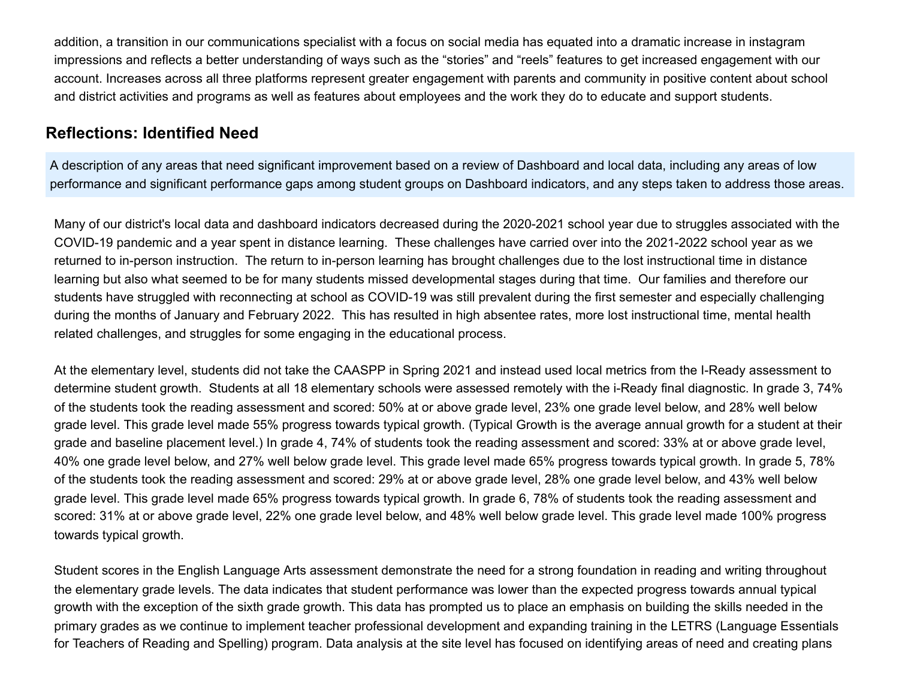addition, a transition in our communications specialist with a focus on social media has equated into a dramatic increase in instagram impressions and reflects a better understanding of ways such as the "stories" and "reels" features to get increased engagement with our account. Increases across all three platforms represent greater engagement with parents and community in positive content about school and district activities and programs as well as features about employees and the work they do to educate and support students.

## Reflections: Identified Need

A description of any areas that need significant improvement based on a review of Dashboard and local data, including any areas of low performance and significant performance gaps among student groups on Dashboard indicators, and any steps taken to address those areas.

Many of our district's local data and dashboard indicators decreased during the 2020-2021 school year due to struggles associated with the COVID-19 pandemic and a year spent in distance learning. These challenges have carried over into the 2021-2022 school year as we returned to in-person instruction. The return to in-person learning has brought challenges due to the lost instructional time in distance learning but also what seemed to be for many students missed developmental stages during that time. Our families and therefore our students have struggled with reconnecting at school as COVID-19 was still prevalent during the first semester and especially challenging during the months of January and February 2022. This has resulted in high absentee rates, more lost instructional time, mental health related challenges, and struggles for some engaging in the educational process.

At the elementary level, students did not take the CAASPP in Spring 2021 and instead used local metrics from the I-Ready assessment to determine student growth. Students at all 18 elementary schools were assessed remotely with the i-Ready final diagnostic. In grade 3, 74% of the students took the reading assessment and scored: 50% at or above grade level, 23% one grade level below, and 28% well below grade level. This grade level made 55% progress towards typical growth. (Typical Growth is the average annual growth for a student at their grade and baseline placement level.) In grade 4, 74% of students took the reading assessment and scored: 33% at or above grade level, 40% one grade level below, and 27% well below grade level. This grade level made 65% progress towards typical growth. In grade 5, 78% of the students took the reading assessment and scored: 29% at or above grade level, 28% one grade level below, and 43% well below grade level. This grade level made 65% progress towards typical growth. In grade 6, 78% of students took the reading assessment and scored: 31% at or above grade level, 22% one grade level below, and 48% well below grade level. This grade level made 100% progress towards typical growth.

Student scores in the English Language Arts assessment demonstrate the need for a strong foundation in reading and writing throughout the elementary grade levels. The data indicates that student performance was lower than the expected progress towards annual typical growth with the exception of the sixth grade growth. This data has prompted us to place an emphasis on building the skills needed in the primary grades as we continue to implement teacher professional development and expanding training in the LETRS (Language Essentials for Teachers of Reading and Spelling) program. Data analysis at the site level has focused on identifying areas of need and creating plans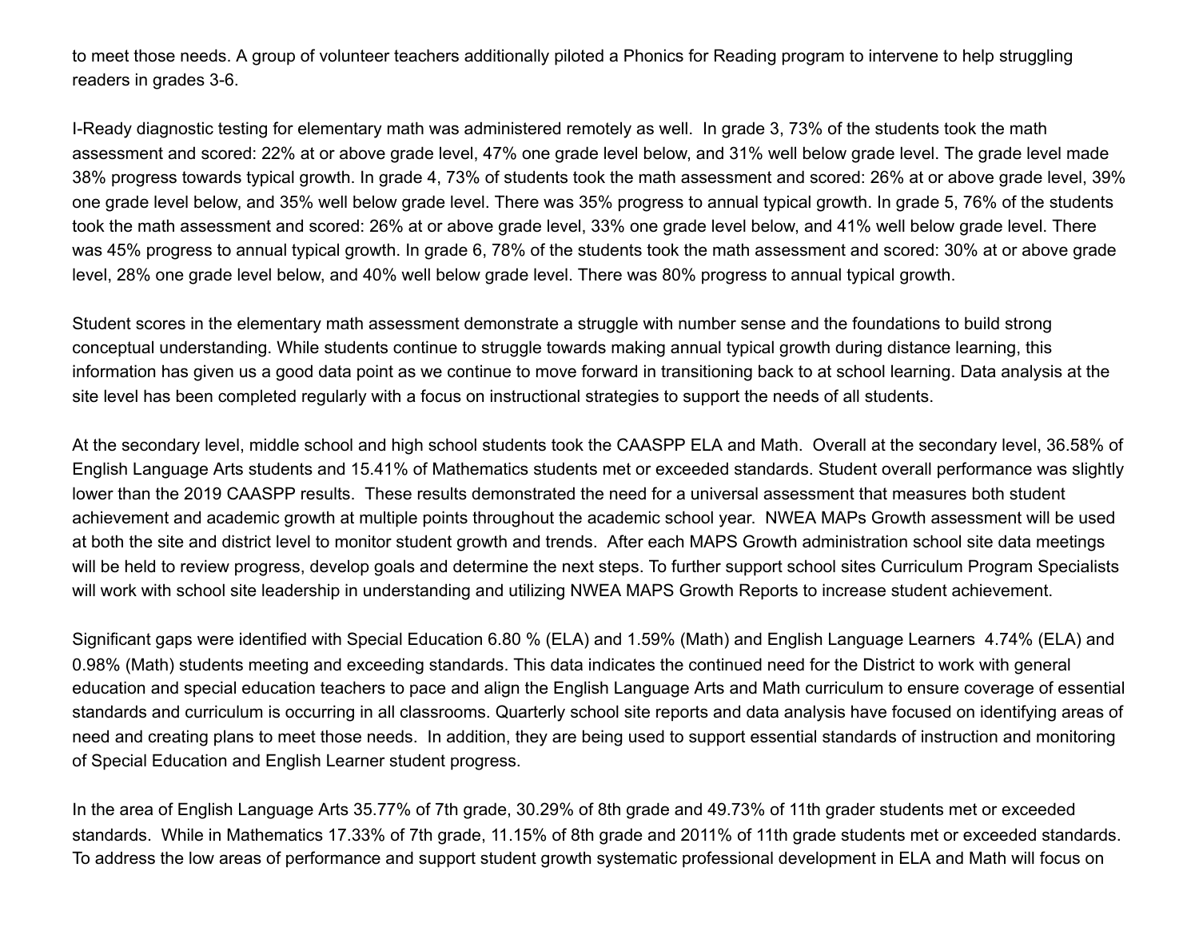to meet those needs. A group of volunteer teachers additionally piloted a Phonics for Reading program to intervene to help struggling readers in grades 3-6.

I-Ready diagnostic testing for elementary math was administered remotely as well. In grade 3, 73% of the students took the math assessment and scored: 22% at or above grade level, 47% one grade level below, and 31% well below grade level. The grade level made 38% progress towards typical growth. In grade 4, 73% of students took the math assessment and scored: 26% at or above grade level, 39% one grade level below, and 35% well below grade level. There was 35% progress to annual typical growth. In grade 5, 76% of the students took the math assessment and scored: 26% at or above grade level, 33% one grade level below, and 41% well below grade level. There was 45% progress to annual typical growth. In grade 6, 78% of the students took the math assessment and scored: 30% at or above grade level, 28% one grade level below, and 40% well below grade level. There was 80% progress to annual typical growth.

Student scores in the elementary math assessment demonstrate a struggle with number sense and the foundations to build strong conceptual understanding. While students continue to struggle towards making annual typical growth during distance learning, this information has given us a good data point as we continue to move forward in transitioning back to at school learning. Data analysis at the site level has been completed regularly with a focus on instructional strategies to support the needs of all students.

At the secondary level, middle school and high school students took the CAASPP ELA and Math. Overall at the secondary level, 36.58% of English Language Arts students and 15.41% of Mathematics students met or exceeded standards. Student overall performance was slightly lower than the 2019 CAASPP results. These results demonstrated the need for a universal assessment that measures both student achievement and academic growth at multiple points throughout the academic school year. NWEA MAPs Growth assessment will be used at both the site and district level to monitor student growth and trends. After each MAPS Growth administration school site data meetings will be held to review progress, develop goals and determine the next steps. To further support school sites Curriculum Program Specialists will work with school site leadership in understanding and utilizing NWEA MAPS Growth Reports to increase student achievement.

Significant gaps were identified with Special Education 6.80 % (ELA) and 1.59% (Math) and English Language Learners 4.74% (ELA) and 0.98% (Math) students meeting and exceeding standards. This data indicates the continued need for the District to work with general education and special education teachers to pace and align the English Language Arts and Math curriculum to ensure coverage of essential standards and curriculum is occurring in all classrooms. Quarterly school site reports and data analysis have focused on identifying areas of need and creating plans to meet those needs. In addition, they are being used to support essential standards of instruction and monitoring of Special Education and English Learner student progress.

In the area of English Language Arts 35.77% of 7th grade, 30.29% of 8th grade and 49.73% of 11th grader students met or exceeded standards. While in Mathematics 17.33% of 7th grade, 11.15% of 8th grade and 2011% of 11th grade students met or exceeded standards. To address the low areas of performance and support student growth systematic professional development in ELA and Math will focus on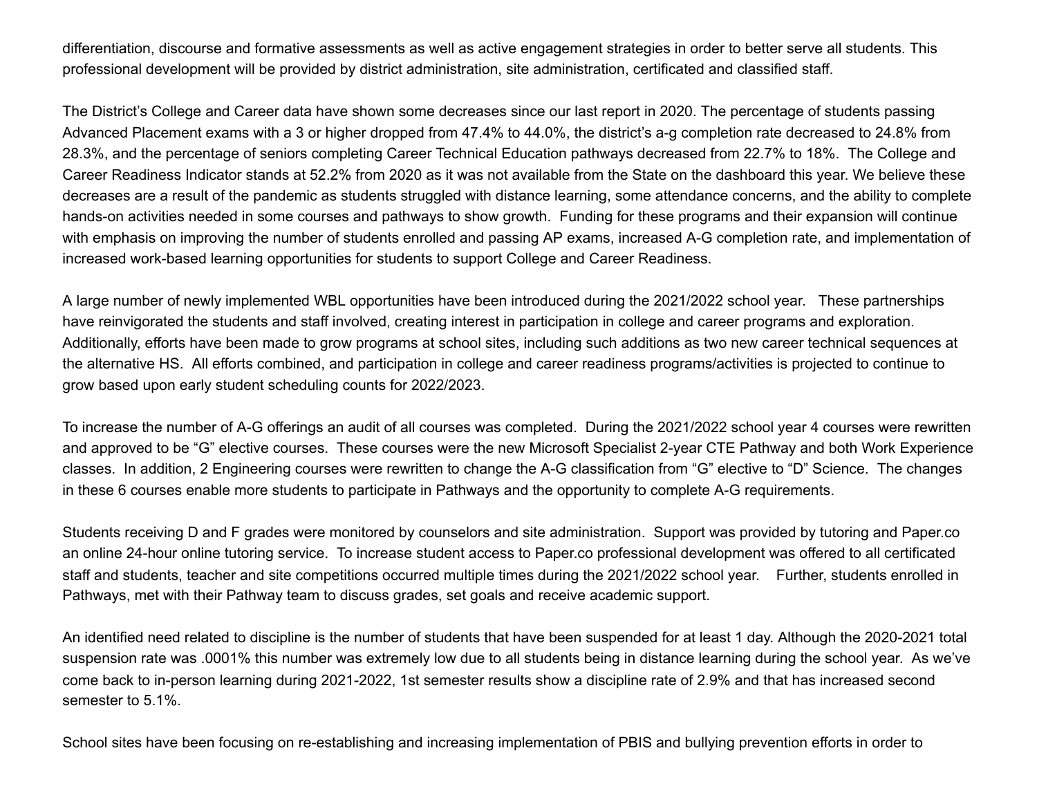differentiation, discourse and formative assessments as well as active engagement strategies in order to better serve all students. This professional development will be provided by district administration, site administration, certificated and classified staff.

The District's College and Career data have shown some decreases since our last report in 2020. The percentage of students passing Advanced Placement exams with a 3 or higher dropped from 47.4% to 44.0%, the district's a-g completion rate decreased to 24.8% from 28.3%, and the percentage of seniors completing Career Technical Education pathways decreased from 22.7% to 18%. The College and Career Readiness Indicator stands at 52.2% from 2020 as it was not available from the State on the dashboard this year. We believe these decreases are a result of the pandemic as students struggled with distance learning, some attendance concerns, and the ability to complete hands-on activities needed in some courses and pathways to show growth. Funding for these programs and their expansion will continue with emphasis on improving the number of students enrolled and passing AP exams, increased A-G completion rate, and implementation of increased work-based learning opportunities for students to support College and Career Readiness.

A large number of newly implemented WBL opportunities have been introduced during the 2021/2022 school year. These partnerships have reinvigorated the students and staff involved, creating interest in participation in college and career programs and exploration. Additionally, efforts have been made to grow programs at school sites, including such additions as two new career technical sequences at the alternative HS. All efforts combined, and participation in college and career readiness programs/activities is projected to continue to grow based upon early student scheduling counts for 2022/2023.

To increase the number of A-G offerings an audit of all courses was completed. During the 2021/2022 school year 4 courses were rewritten and approved to be "G" elective courses. These courses were the new Microsoft Specialist 2-year CTE Pathway and both Work Experience classes. In addition, 2 Engineering courses were rewritten to change the A-G classification from "G" elective to "D" Science. The changes in these 6 courses enable more students to participate in Pathways and the opportunity to complete A-G requirements.

Students receiving D and F grades were monitored by counselors and site administration. Support was provided by tutoring and Paper.co an online 24-hour online tutoring service. To increase student access to Paper.co professional development was offered to all certificated staff and students, teacher and site competitions occurred multiple times during the 2021/2022 school year. Further, students enrolled in Pathways, met with their Pathway team to discuss grades, set goals and receive academic support.

An identified need related to discipline is the number of students that have been suspended for at least 1 day. Although the 2020-2021 total suspension rate was .0001% this number was extremely low due to all students being in distance learning during the school year. As we've come back to in-person learning during 2021-2022, 1st semester results show a discipline rate of 2.9% and that has increased second semester to 5.1%.

School sites have been focusing on re-establishing and increasing implementation of PBIS and bullying prevention efforts in order to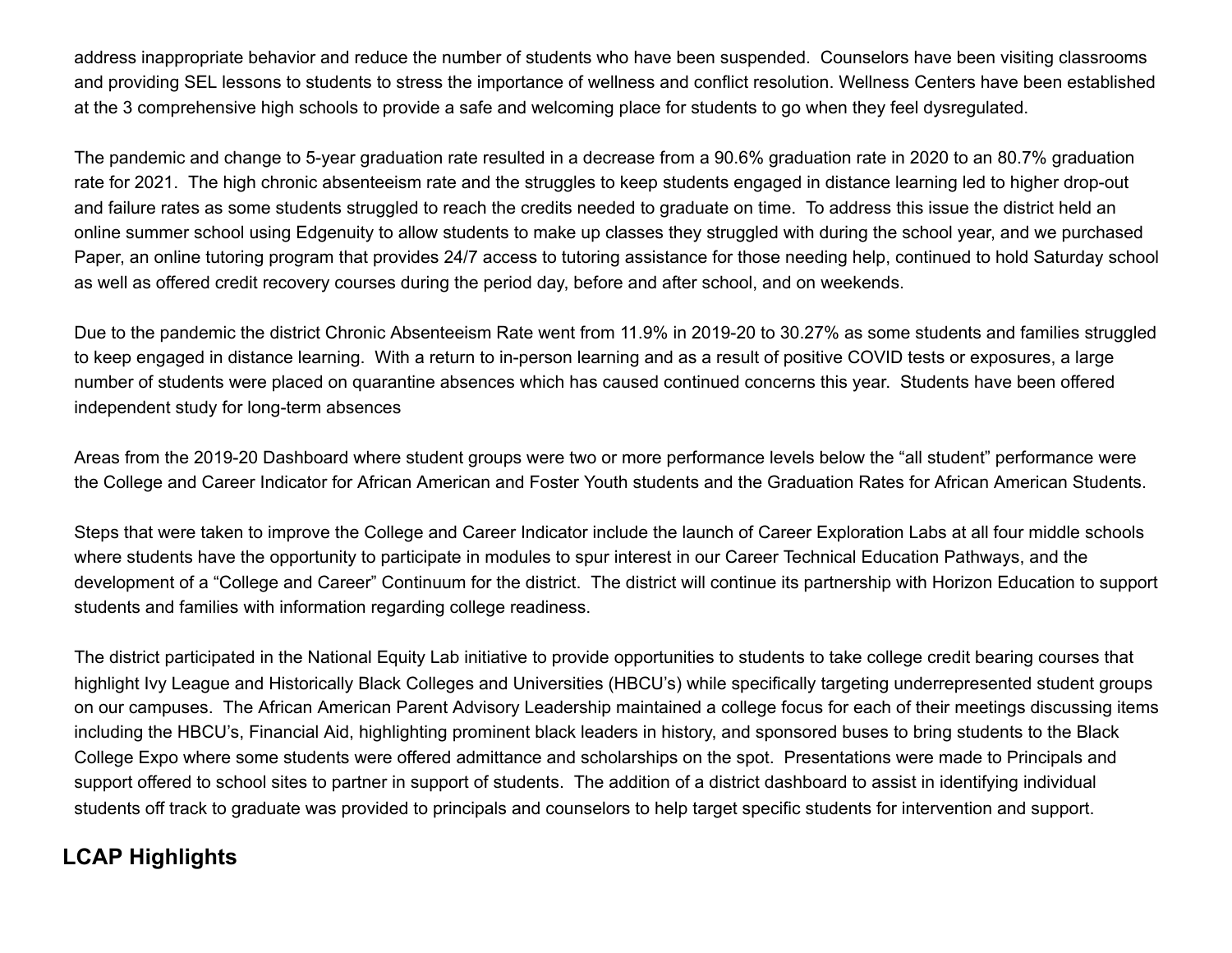address inappropriate behavior and reduce the number of students who have been suspended. Counselors have been visiting classrooms and providing SEL lessons to students to stress the importance of wellness and conflict resolution. Wellness Centers have been established at the 3 comprehensive high schools to provide a safe and welcoming place for students to go when they feel dysregulated.

The pandemic and change to 5-year graduation rate resulted in a decrease from a 90.6% graduation rate in 2020 to an 80.7% graduation rate for 2021. The high chronic absenteeism rate and the struggles to keep students engaged in distance learning led to higher drop-out and failure rates as some students struggled to reach the credits needed to graduate on time. To address this issue the district held an online summer school using Edgenuity to allow students to make up classes they struggled with during the school year, and we purchased Paper, an online tutoring program that provides 24/7 access to tutoring assistance for those needing help, continued to hold Saturday school as well as offered credit recovery courses during the period day, before and after school, and on weekends.

Due to the pandemic the district Chronic Absenteeism Rate went from 11.9% in 2019-20 to 30.27% as some students and families struggled to keep engaged in distance learning. With a return to in-person learning and as a result of positive COVID tests or exposures, a large number of students were placed on quarantine absences which has caused continued concerns this year. Students have been offered independent study for long-term absences

Areas from the 2019-20 Dashboard where student groups were two or more performance levels below the “all student” performance were the College and Career Indicator for African American and Foster Youth students and the Graduation Rates for African American Students.

Steps that were taken to improve the College and Career Indicator include the launch of Career Exploration Labs at all four middle schools where students have the opportunity to participate in modules to spur interest in our Career Technical Education Pathways, and the development of a “College and Career” Continuum for the district. The district will continue its partnership with Horizon Education to support students and families with information regarding college readiness.

The district participated in the National Equity Lab initiative to provide opportunities to students to take college credit bearing courses that highlight Ivy League and Historically Black Colleges and Universities (HBCU’s) while specifically targeting underrepresented student groups on our campuses. The African American Parent Advisory Leadership maintained a college focus for each of their meetings discussing items including the HBCU’s, Financial Aid, highlighting prominent black leaders in history, and sponsored buses to bring students to the Black College Expo where some students were offered admittance and scholarships on the spot. Presentations were made to Principals and support offered to school sites to partner in support of students. The addition of a district dashboard to assist in identifying individual students off track to graduate was provided to principals and counselors to help target specific students for intervention and support.

## LCAP Highlights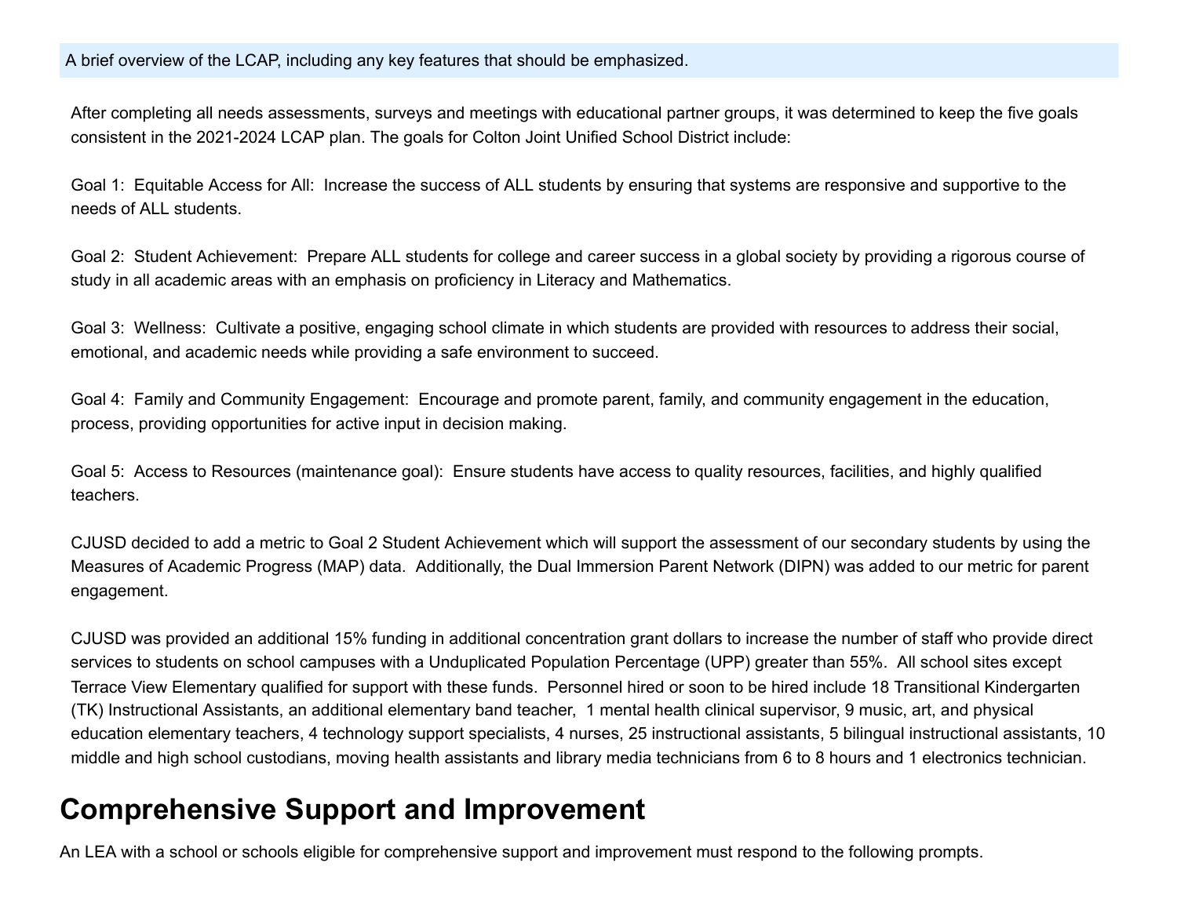A brief overview of the LCAP, including any key features that should be emphasized.

After completing all needs assessments, surveys and meetings with educational partner groups, it was determined to keep the five goals consistent in the 2021-2024 LCAP plan. The goals for Colton Joint Unified School District include:

Goal 1: Equitable Access for All: Increase the success of ALL students by ensuring that systems are responsive and supportive to the needs of ALL students.

Goal 2: Student Achievement: Prepare ALL students for college and career success in a global society by providing a rigorous course of study in all academic areas with an emphasis on proficiency in Literacy and Mathematics.

Goal 3: Wellness: Cultivate a positive, engaging school climate in which students are provided with resources to address their social, emotional, and academic needs while providing a safe environment to succeed.

Goal 4: Family and Community Engagement: Encourage and promote parent, family, and community engagement in the education, process, providing opportunities for active input in decision making.

Goal 5: Access to Resources (maintenance goal): Ensure students have access to quality resources, facilities, and highly qualified teachers.

CJUSD decided to add a metric to Goal 2 Student Achievement which will support the assessment of our secondary students by using the Measures of Academic Progress (MAP) data. Additionally, the Dual Immersion Parent Network (DIPN) was added to our metric for parent engagement.

CJUSD was provided an additional 15% funding in additional concentration grant dollars to increase the number of staff who provide direct services to students on school campuses with a Unduplicated Population Percentage (UPP) greater than 55%. All school sites except Terrace View Elementary qualified for support with these funds. Personnel hired or soon to be hired include 18 Transitional Kindergarten (TK) Instructional Assistants, an additional elementary band teacher, 1 mental health clinical supervisor, 9 music, art, and physical education elementary teachers, 4 technology support specialists, 4 nurses, 25 instructional assistants, 5 bilingual instructional assistants, 10 middle and high school custodians, moving health assistants and library media technicians from 6 to 8 hours and 1 electronics technician.

## Comprehensive Support and Improvement

An LEA with a school or schools eligible for comprehensive support and improvement must respond to the following prompts.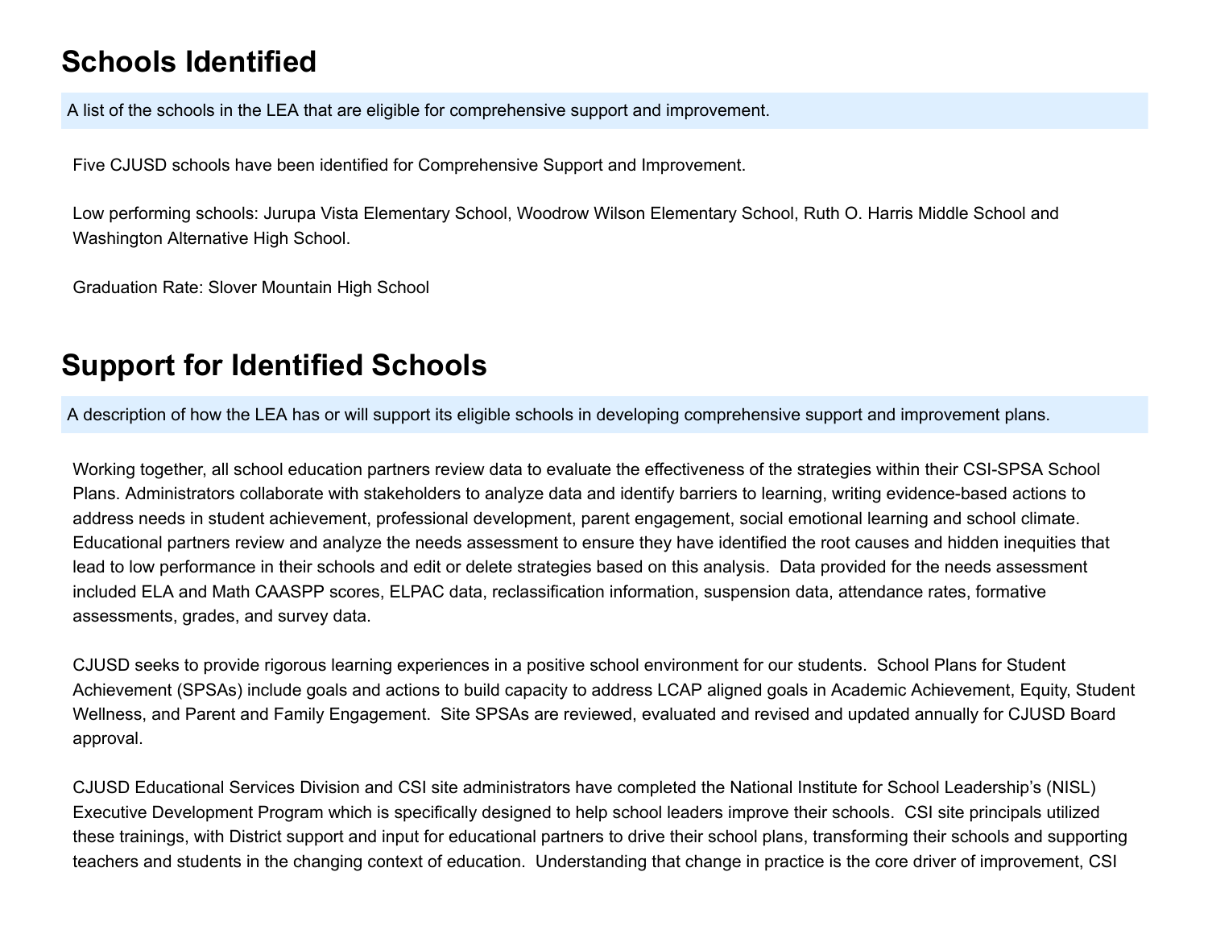# Schools Identified

A list of the schools in the LEA that are eligible for comprehensive support and improvement.

Five CJUSD schools have been identified for Comprehensive Support and Improvement.

Low performing schools: Jurupa Vista Elementary School, Woodrow Wilson Elementary School, Ruth O. Harris Middle School and Washington Alternative High School.

Graduation Rate: Slover Mountain High School

# Support for Identified Schools

A description of how the LEA has or will support its eligible schools in developing comprehensive support and improvement plans.

Working together, all school education partners review data to evaluate the effectiveness of the strategies within their CSI-SPSA School Plans. Administrators collaborate with stakeholders to analyze data and identify barriers to learning, writing evidence-based actions to address needs in student achievement, professional development, parent engagement, social emotional learning and school climate. Educational partners review and analyze the needs assessment to ensure they have identified the root causes and hidden inequities that lead to low performance in their schools and edit or delete strategies based on this analysis. Data provided for the needs assessment included ELA and Math CAASPP scores, ELPAC data, reclassification information, suspension data, attendance rates, formative assessments, grades, and survey data.

CJUSD seeks to provide rigorous learning experiences in a positive school environment for our students. School Plans for Student Achievement (SPSAs) include goals and actions to build capacity to address LCAP aligned goals in Academic Achievement, Equity, Student Wellness, and Parent and Family Engagement. Site SPSAs are reviewed, evaluated and revised and updated annually for CJUSD Board approval.

CJUSD Educational Services Division and CSI site administrators have completed the National Institute for School Leadership's (NISL) Executive Development Program which is specifically designed to help school leaders improve their schools. CSI site principals utilized these trainings, with District support and input for educational partners to drive their school plans, transforming their schools and supporting teachers and students in the changing context of education. Understanding that change in practice is the core driver of improvement, CSI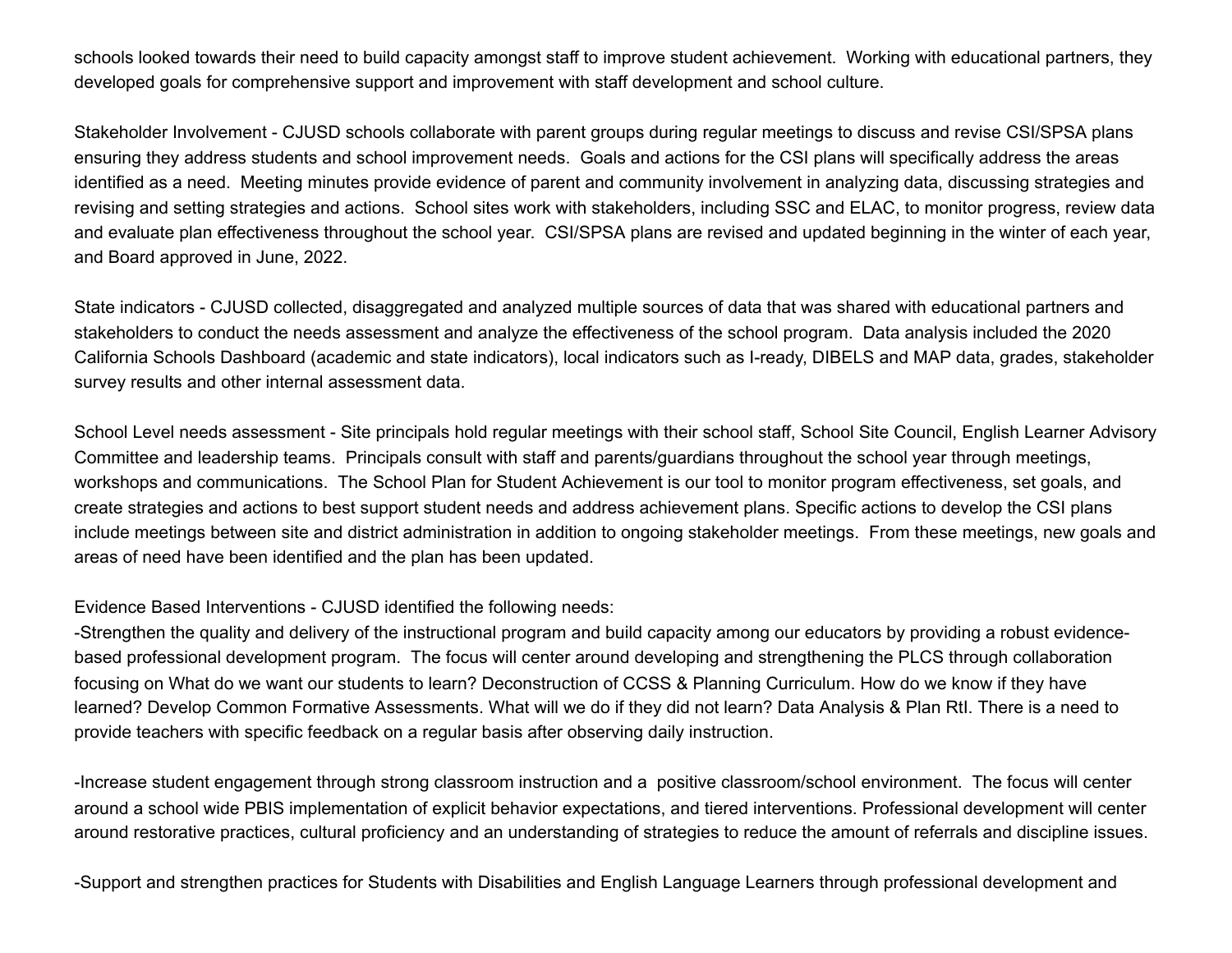schools looked towards their need to build capacity amongst staff to improve student achievement.  Working with educational partners, they developed goals for comprehensive support and improvement with staff development and school culture.

Stakeholder Involvement - CJUSD schools collaborate with parent groups during regular meetings to discuss and revise CSI/SPSA plans ensuring they address students and school improvement needs.  Goals and actions for the CSI plans will specifically address the areas identified as a need.  Meeting minutes provide evidence of parent and community involvement in analyzing data, discussing strategies and revising and setting strategies and actions.  School sites work with stakeholders, including SSC and ELAC, to monitor progress, review data and evaluate plan effectiveness throughout the school year.  CSI/SPSA plans are revised and updated beginning in the winter of each year, and Board approved in June, 2022.

State indicators - CJUSD collected, disaggregated and analyzed multiple sources of data that was shared with educational partners and stakeholders to conduct the needs assessment and analyze the effectiveness of the school program.  Data analysis included the 2020 California Schools Dashboard (academic and state indicators), local indicators such as I-ready, DIBELS and MAP data, grades, stakeholder survey results and other internal assessment data.

School Level needs assessment - Site principals hold regular meetings with their school staff, School Site Council, English Learner Advisory Committee and leadership teams.  Principals consult with staff and parents/guardians throughout the school year through meetings, workshops and communications.  The School Plan for Student Achievement is our tool to monitor program effectiveness, set goals, and create strategies and actions to best support student needs and address achievement plans. Specific actions to develop the CSI plans include meetings between site and district administration in addition to ongoing stakeholder meetings.  From these meetings, new goals and areas of need have been identified and the plan has been updated.

Evidence Based Interventions - CJUSD identified the following needs:

-Strengthen the quality and delivery of the instructional program and build capacity among our educators by providing a robust evidence-based professional development program.  The focus will center around developing and strengthening the PLCS through collaboration focusing on What do we want our students to learn? Deconstruction of CCSS & Planning Curriculum. How do we know if they have learned? Develop Common Formative Assessments. What will we do if they did not learn? Data Analysis & Plan RtI. There is a need to provide teachers with specific feedback on a regular basis after observing daily instruction.

-Increase student engagement through strong classroom instruction and a  positive classroom/school environment.  The focus will center around a school wide PBIS implementation of explicit behavior expectations, and tiered interventions. Professional development will center around restorative practices, cultural proficiency and an understanding of strategies to reduce the amount of referrals and discipline issues.

-Support and strengthen practices for Students with Disabilities and English Language Learners through professional development and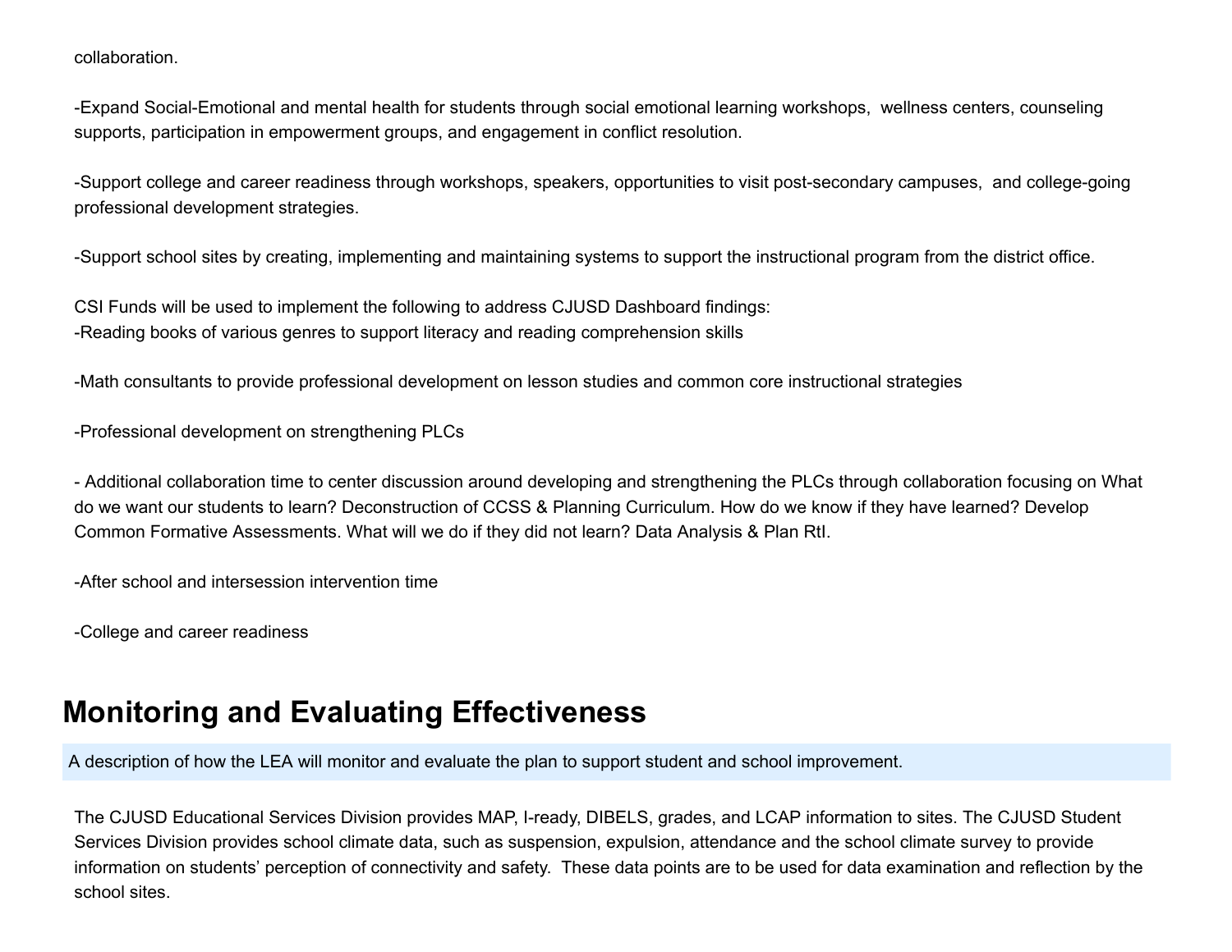collaboration.

-Expand Social-Emotional and mental health for students through social emotional learning workshops, wellness centers, counseling supports, participation in empowerment groups, and engagement in conflict resolution.

-Support college and career readiness through workshops, speakers, opportunities to visit post-secondary campuses, and college-going professional development strategies.

-Support school sites by creating, implementing and maintaining systems to support the instructional program from the district office.

CSI Funds will be used to implement the following to address CJUSD Dashboard findings:
-Reading books of various genres to support literacy and reading comprehension skills

-Math consultants to provide professional development on lesson studies and common core instructional strategies

-Professional development on strengthening PLCs

- Additional collaboration time to center discussion around developing and strengthening the PLCs through collaboration focusing on What do we want our students to learn? Deconstruction of CCSS & Planning Curriculum. How do we know if they have learned? Develop Common Formative Assessments. What will we do if they did not learn? Data Analysis & Plan RtI.

-After school and intersession intervention time

-College and career readiness

## Monitoring and Evaluating Effectiveness

A description of how the LEA will monitor and evaluate the plan to support student and school improvement.

The CJUSD Educational Services Division provides MAP, I-ready, DIBELS, grades, and LCAP information to sites. The CJUSD Student Services Division provides school climate data, such as suspension, expulsion, attendance and the school climate survey to provide information on students' perception of connectivity and safety. These data points are to be used for data examination and reflection by the school sites.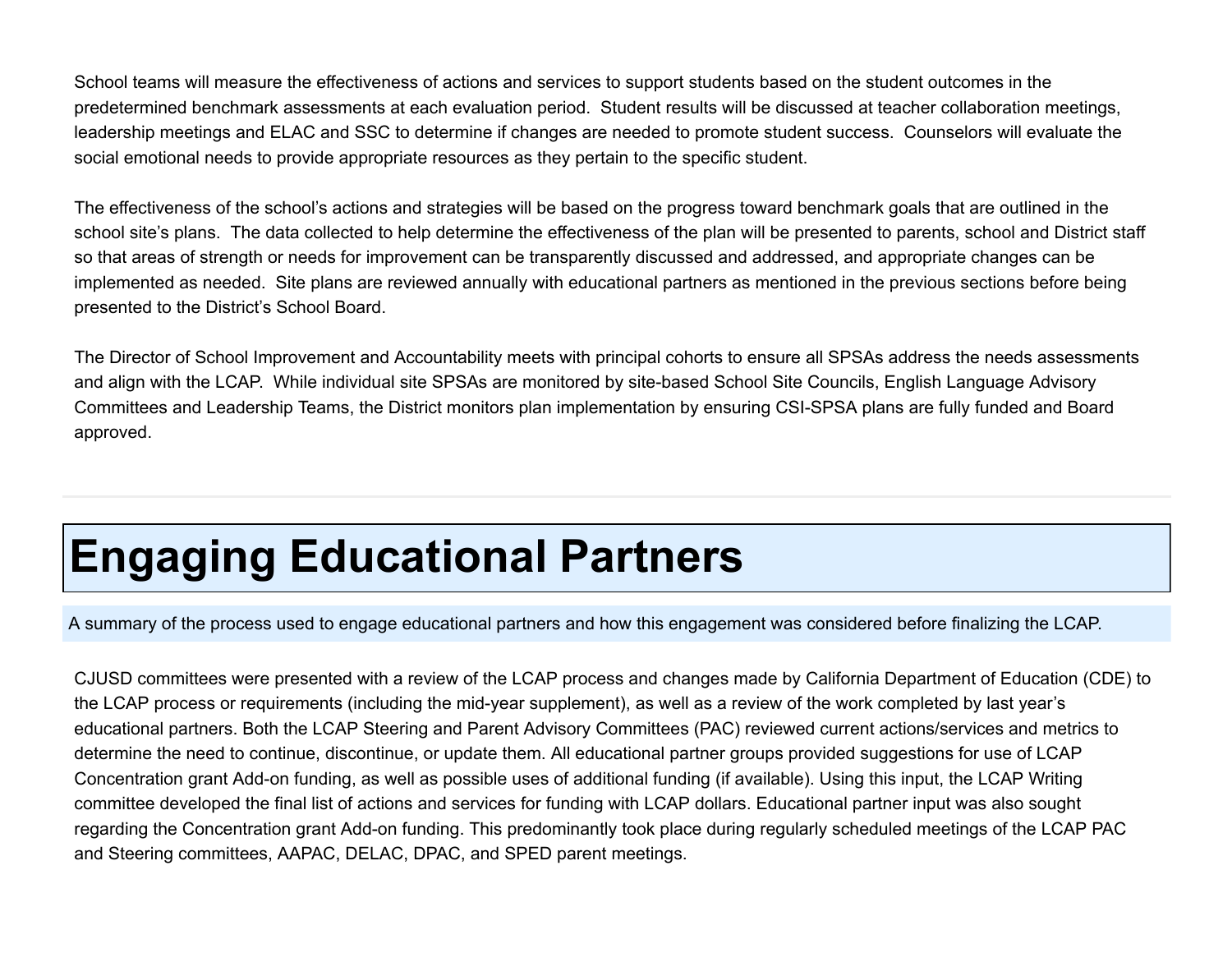School teams will measure the effectiveness of actions and services to support students based on the student outcomes in the predetermined benchmark assessments at each evaluation period. Student results will be discussed at teacher collaboration meetings, leadership meetings and ELAC and SSC to determine if changes are needed to promote student success. Counselors will evaluate the social emotional needs to provide appropriate resources as they pertain to the specific student.

The effectiveness of the school's actions and strategies will be based on the progress toward benchmark goals that are outlined in the school site's plans. The data collected to help determine the effectiveness of the plan will be presented to parents, school and District staff so that areas of strength or needs for improvement can be transparently discussed and addressed, and appropriate changes can be implemented as needed. Site plans are reviewed annually with educational partners as mentioned in the previous sections before being presented to the District's School Board.

The Director of School Improvement and Accountability meets with principal cohorts to ensure all SPSAs address the needs assessments and align with the LCAP. While individual site SPSAs are monitored by site-based School Site Councils, English Language Advisory Committees and Leadership Teams, the District monitors plan implementation by ensuring CSI-SPSA plans are fully funded and Board approved.

---

# Engaging Educational Partners

A summary of the process used to engage educational partners and how this engagement was considered before finalizing the LCAP.

CJUSD committees were presented with a review of the LCAP process and changes made by California Department of Education (CDE) to the LCAP process or requirements (including the mid-year supplement), as well as a review of the work completed by last year's educational partners. Both the LCAP Steering and Parent Advisory Committees (PAC) reviewed current actions/services and metrics to determine the need to continue, discontinue, or update them. All educational partner groups provided suggestions for use of LCAP Concentration grant Add-on funding, as well as possible uses of additional funding (if available). Using this input, the LCAP Writing committee developed the final list of actions and services for funding with LCAP dollars. Educational partner input was also sought regarding the Concentration grant Add-on funding. This predominantly took place during regularly scheduled meetings of the LCAP PAC and Steering committees, AAPAC, DELAC, DPAC, and SPED parent meetings.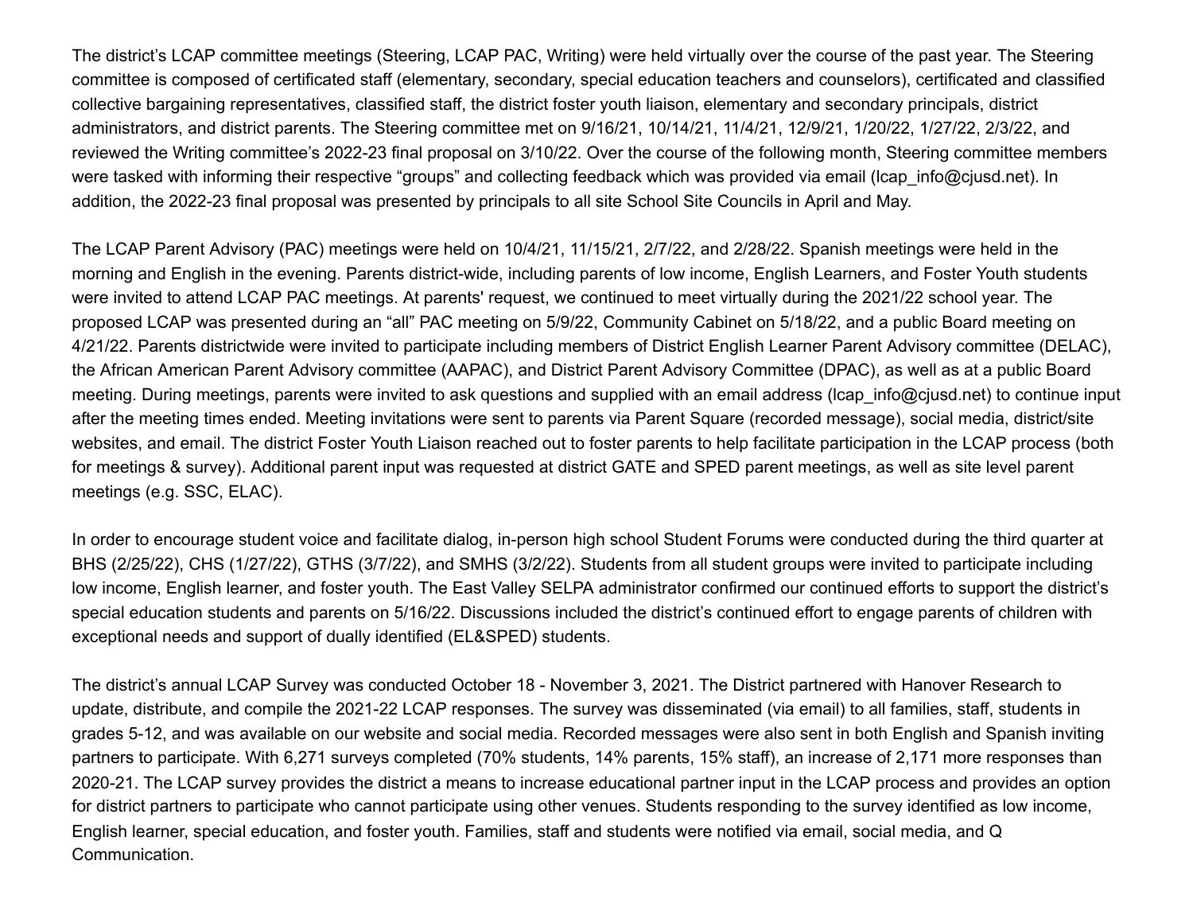The district's LCAP committee meetings (Steering, LCAP PAC, Writing) were held virtually over the course of the past year. The Steering committee is composed of certificated staff (elementary, secondary, special education teachers and counselors), certificated and classified collective bargaining representatives, classified staff, the district foster youth liaison, elementary and secondary principals, district administrators, and district parents. The Steering committee met on 9/16/21, 10/14/21, 11/4/21, 12/9/21, 1/20/22, 1/27/22, 2/3/22, and reviewed the Writing committee's 2022-23 final proposal on 3/10/22. Over the course of the following month, Steering committee members were tasked with informing their respective "groups" and collecting feedback which was provided via email (lcap_info@cjusd.net). In addition, the 2022-23 final proposal was presented by principals to all site School Site Councils in April and May.

The LCAP Parent Advisory (PAC) meetings were held on 10/4/21, 11/15/21, 2/7/22, and 2/28/22. Spanish meetings were held in the morning and English in the evening. Parents district-wide, including parents of low income, English Learners, and Foster Youth students were invited to attend LCAP PAC meetings. At parents' request, we continued to meet virtually during the 2021/22 school year. The proposed LCAP was presented during an "all" PAC meeting on 5/9/22, Community Cabinet on 5/18/22, and a public Board meeting on 4/21/22. Parents districtwide were invited to participate including members of District English Learner Parent Advisory committee (DELAC), the African American Parent Advisory committee (AAPAC), and District Parent Advisory Committee (DPAC), as well as at a public Board meeting. During meetings, parents were invited to ask questions and supplied with an email address (lcap_info@cjusd.net) to continue input after the meeting times ended. Meeting invitations were sent to parents via Parent Square (recorded message), social media, district/site websites, and email. The district Foster Youth Liaison reached out to foster parents to help facilitate participation in the LCAP process (both for meetings & survey). Additional parent input was requested at district GATE and SPED parent meetings, as well as site level parent meetings (e.g. SSC, ELAC).

In order to encourage student voice and facilitate dialog, in-person high school Student Forums were conducted during the third quarter at BHS (2/25/22), CHS (1/27/22), GTHS (3/7/22), and SMHS (3/2/22). Students from all student groups were invited to participate including low income, English learner, and foster youth. The East Valley SELPA administrator confirmed our continued efforts to support the district's special education students and parents on 5/16/22. Discussions included the district's continued effort to engage parents of children with exceptional needs and support of dually identified (EL&SPED) students.

The district's annual LCAP Survey was conducted October 18 - November 3, 2021. The District partnered with Hanover Research to update, distribute, and compile the 2021-22 LCAP responses. The survey was disseminated (via email) to all families, staff, students in grades 5-12, and was available on our website and social media. Recorded messages were also sent in both English and Spanish inviting partners to participate. With 6,271 surveys completed (70% students, 14% parents, 15% staff), an increase of 2,171 more responses than 2020-21. The LCAP survey provides the district a means to increase educational partner input in the LCAP process and provides an option for district partners to participate who cannot participate using other venues. Students responding to the survey identified as low income, English learner, special education, and foster youth. Families, staff and students were notified via email, social media, and Q Communication.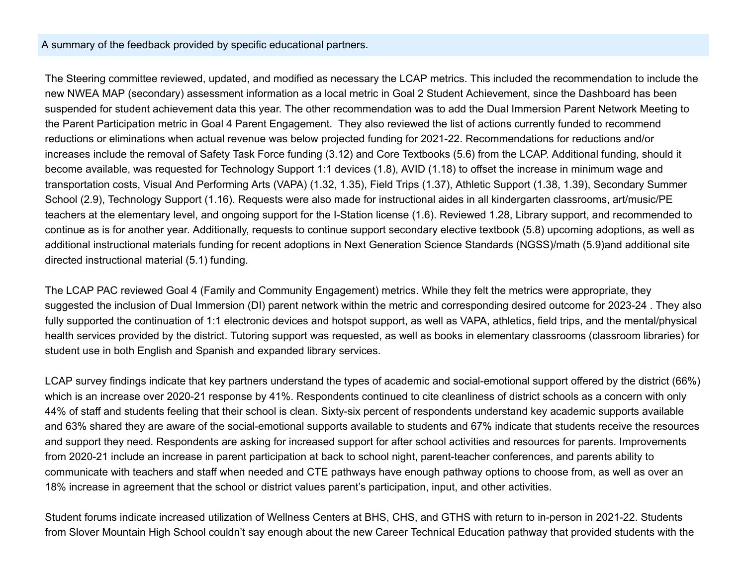A summary of the feedback provided by specific educational partners.

The Steering committee reviewed, updated, and modified as necessary the LCAP metrics. This included the recommendation to include the new NWEA MAP (secondary) assessment information as a local metric in Goal 2 Student Achievement, since the Dashboard has been suspended for student achievement data this year. The other recommendation was to add the Dual Immersion Parent Network Meeting to the Parent Participation metric in Goal 4 Parent Engagement. They also reviewed the list of actions currently funded to recommend reductions or eliminations when actual revenue was below projected funding for 2021-22. Recommendations for reductions and/or increases include the removal of Safety Task Force funding (3.12) and Core Textbooks (5.6) from the LCAP. Additional funding, should it become available, was requested for Technology Support 1:1 devices (1.8), AVID (1.18) to offset the increase in minimum wage and transportation costs, Visual And Performing Arts (VAPA) (1.32, 1.35), Field Trips (1.37), Athletic Support (1.38, 1.39), Secondary Summer School (2.9), Technology Support (1.16). Requests were also made for instructional aides in all kindergarten classrooms, art/music/PE teachers at the elementary level, and ongoing support for the I-Station license (1.6). Reviewed 1.28, Library support, and recommended to continue as is for another year. Additionally, requests to continue support secondary elective textbook (5.8) upcoming adoptions, as well as additional instructional materials funding for recent adoptions in Next Generation Science Standards (NGSS)/math (5.9)and additional site directed instructional material (5.1) funding.

The LCAP PAC reviewed Goal 4 (Family and Community Engagement) metrics. While they felt the metrics were appropriate, they suggested the inclusion of Dual Immersion (DI) parent network within the metric and corresponding desired outcome for 2023-24 . They also fully supported the continuation of 1:1 electronic devices and hotspot support, as well as VAPA, athletics, field trips, and the mental/physical health services provided by the district. Tutoring support was requested, as well as books in elementary classrooms (classroom libraries) for student use in both English and Spanish and expanded library services.

LCAP survey findings indicate that key partners understand the types of academic and social-emotional support offered by the district (66%) which is an increase over 2020-21 response by 41%. Respondents continued to cite cleanliness of district schools as a concern with only 44% of staff and students feeling that their school is clean. Sixty-six percent of respondents understand key academic supports available and 63% shared they are aware of the social-emotional supports available to students and 67% indicate that students receive the resources and support they need. Respondents are asking for increased support for after school activities and resources for parents. Improvements from 2020-21 include an increase in parent participation at back to school night, parent-teacher conferences, and parents ability to communicate with teachers and staff when needed and CTE pathways have enough pathway options to choose from, as well as over an 18% increase in agreement that the school or district values parent's participation, input, and other activities.

Student forums indicate increased utilization of Wellness Centers at BHS, CHS, and GTHS with return to in-person in 2021-22. Students from Slover Mountain High School couldn't say enough about the new Career Technical Education pathway that provided students with the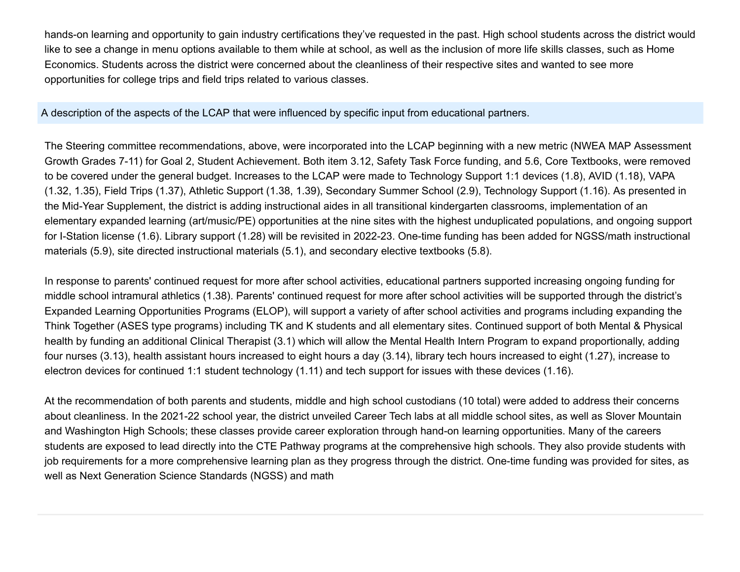hands-on learning and opportunity to gain industry certifications they've requested in the past. High school students across the district would like to see a change in menu options available to them while at school, as well as the inclusion of more life skills classes, such as Home Economics. Students across the district were concerned about the cleanliness of their respective sites and wanted to see more opportunities for college trips and field trips related to various classes.

### A description of the aspects of the LCAP that were influenced by specific input from educational partners.

The Steering committee recommendations, above, were incorporated into the LCAP beginning with a new metric (NWEA MAP Assessment Growth Grades 7-11) for Goal 2, Student Achievement. Both item 3.12, Safety Task Force funding, and 5.6, Core Textbooks, were removed to be covered under the general budget. Increases to the LCAP were made to Technology Support 1:1 devices (1.8), AVID (1.18), VAPA (1.32, 1.35), Field Trips (1.37), Athletic Support (1.38, 1.39), Secondary Summer School (2.9), Technology Support (1.16). As presented in the Mid-Year Supplement, the district is adding instructional aides in all transitional kindergarten classrooms, implementation of an elementary expanded learning (art/music/PE) opportunities at the nine sites with the highest unduplicated populations, and ongoing support for I-Station license (1.6). Library support (1.28) will be revisited in 2022-23. One-time funding has been added for NGSS/math instructional materials (5.9), site directed instructional materials (5.1), and secondary elective textbooks (5.8).

In response to parents' continued request for more after school activities, educational partners supported increasing ongoing funding for middle school intramural athletics (1.38). Parents' continued request for more after school activities will be supported through the district's Expanded Learning Opportunities Programs (ELOP), will support a variety of after school activities and programs including expanding the Think Together (ASES type programs) including TK and K students and all elementary sites. Continued support of both Mental & Physical health by funding an additional Clinical Therapist (3.1) which will allow the Mental Health Intern Program to expand proportionally, adding four nurses (3.13), health assistant hours increased to eight hours a day (3.14), library tech hours increased to eight (1.27), increase to electron devices for continued 1:1 student technology (1.11) and tech support for issues with these devices (1.16).

At the recommendation of both parents and students, middle and high school custodians (10 total) were added to address their concerns about cleanliness. In the 2021-22 school year, the district unveiled Career Tech labs at all middle school sites, as well as Slover Mountain and Washington High Schools; these classes provide career exploration through hand-on learning opportunities. Many of the careers students are exposed to lead directly into the CTE Pathway programs at the comprehensive high schools. They also provide students with job requirements for a more comprehensive learning plan as they progress through the district. One-time funding was provided for sites, as well as Next Generation Science Standards (NGSS) and math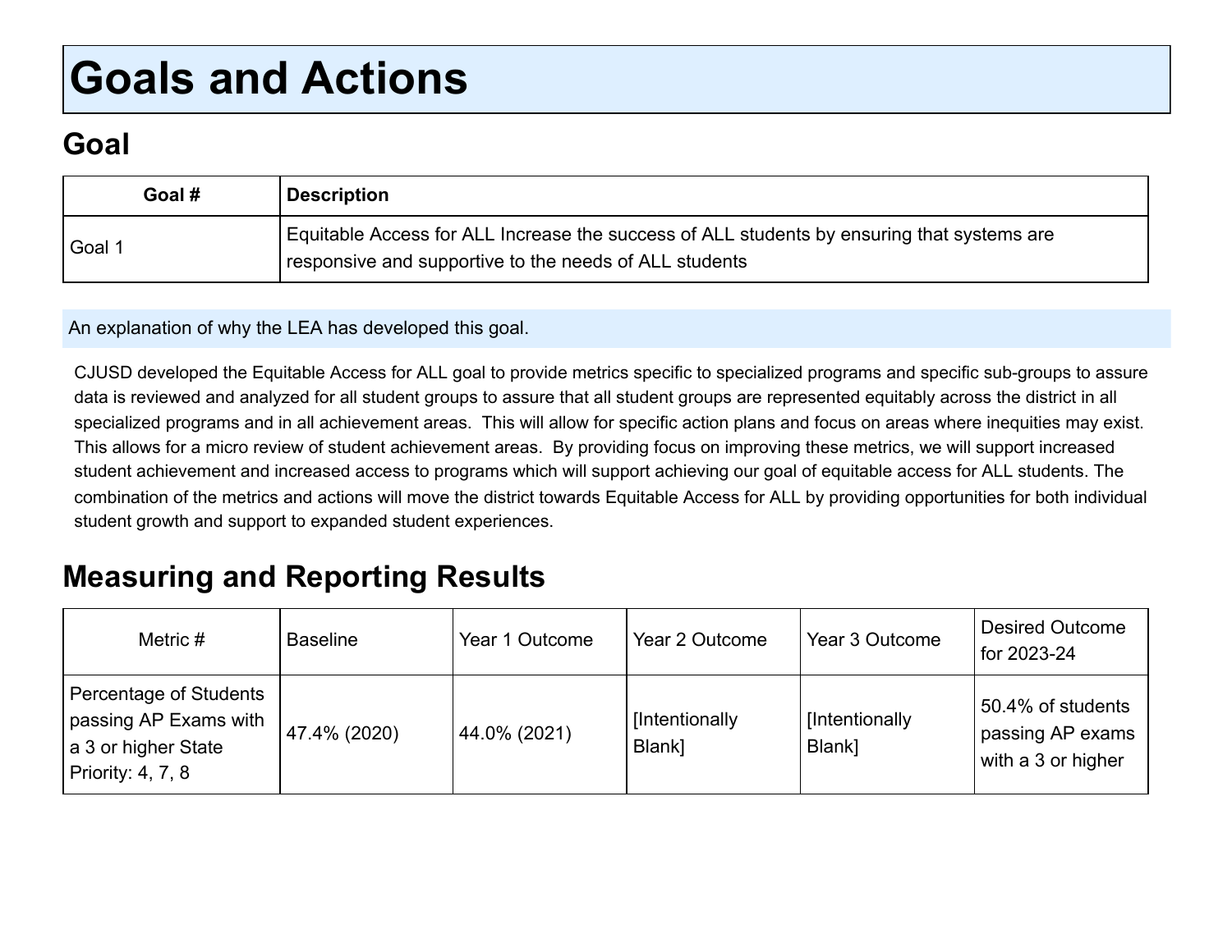# Goals and Actions

## Goal

| Goal # | Description |
|---|---|
| Goal 1 | Equitable Access for ALL Increase the success of ALL students by ensuring that systems are responsive and supportive to the needs of ALL students |

An explanation of why the LEA has developed this goal.

CJUSD developed the Equitable Access for ALL goal to provide metrics specific to specialized programs and specific sub-groups to assure data is reviewed and analyzed for all student groups to assure that all student groups are represented equitably across the district in all specialized programs and in all achievement areas. This will allow for specific action plans and focus on areas where inequities may exist. This allows for a micro review of student achievement areas. By providing focus on improving these metrics, we will support increased student achievement and increased access to programs which will support achieving our goal of equitable access for ALL students. The combination of the metrics and actions will move the district towards Equitable Access for ALL by providing opportunities for both individual student growth and support to expanded student experiences.

## Measuring and Reporting Results

| Metric # | Baseline | Year 1 Outcome | Year 2 Outcome | Year 3 Outcome | Desired Outcome for 2023-24 |
|---|---|---|---|---|---|
| Percentage of Students passing AP Exams with a 3 or higher State Priority: 4, 7, 8 | 47.4% (2020) | 44.0% (2021) | [Intentionally Blank] | [Intentionally Blank] | 50.4% of students passing AP exams with a 3 or higher |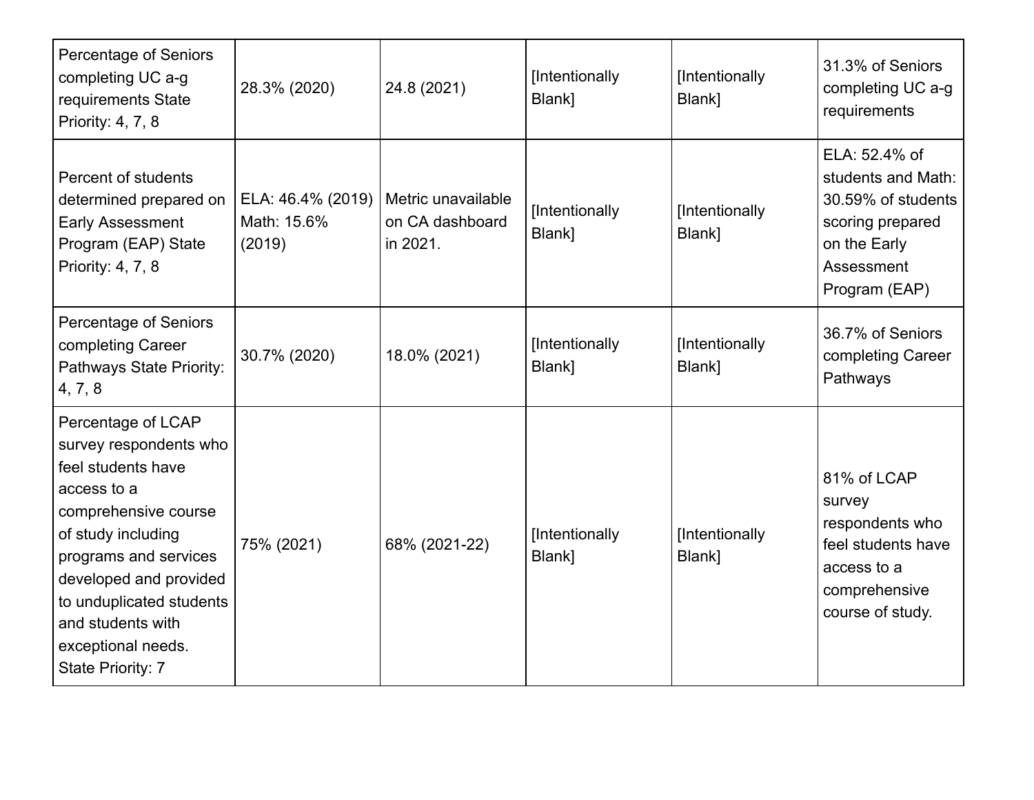| | | | | | |
|---|---|---|---|---|---|
| Percentage of Seniors completing UC a-g requirements State Priority: 4, 7, 8 | 28.3% (2020) | 24.8 (2021) | [Intentionally Blank] | [Intentionally Blank] | 31.3% of Seniors completing UC a-g requirements |
| Percent of students determined prepared on Early Assessment Program (EAP) State Priority: 4, 7, 8 | ELA: 46.4% (2019) Math: 15.6% (2019) | Metric unavailable on CA dashboard in 2021. | [Intentionally Blank] | [Intentionally Blank] | ELA: 52.4% of students and Math: 30.59% of students scoring prepared on the Early Assessment Program (EAP) |
| Percentage of Seniors completing Career Pathways State Priority: 4, 7, 8 | 30.7% (2020) | 18.0% (2021) | [Intentionally Blank] | [Intentionally Blank] | 36.7% of Seniors completing Career Pathways |
| Percentage of LCAP survey respondents who feel students have access to a comprehensive course of study including programs and services developed and provided to unduplicated students and students with exceptional needs. State Priority: 7 | 75% (2021) | 68% (2021-22) | [Intentionally Blank] | [Intentionally Blank] | 81% of LCAP survey respondents who feel students have access to a comprehensive course of study. |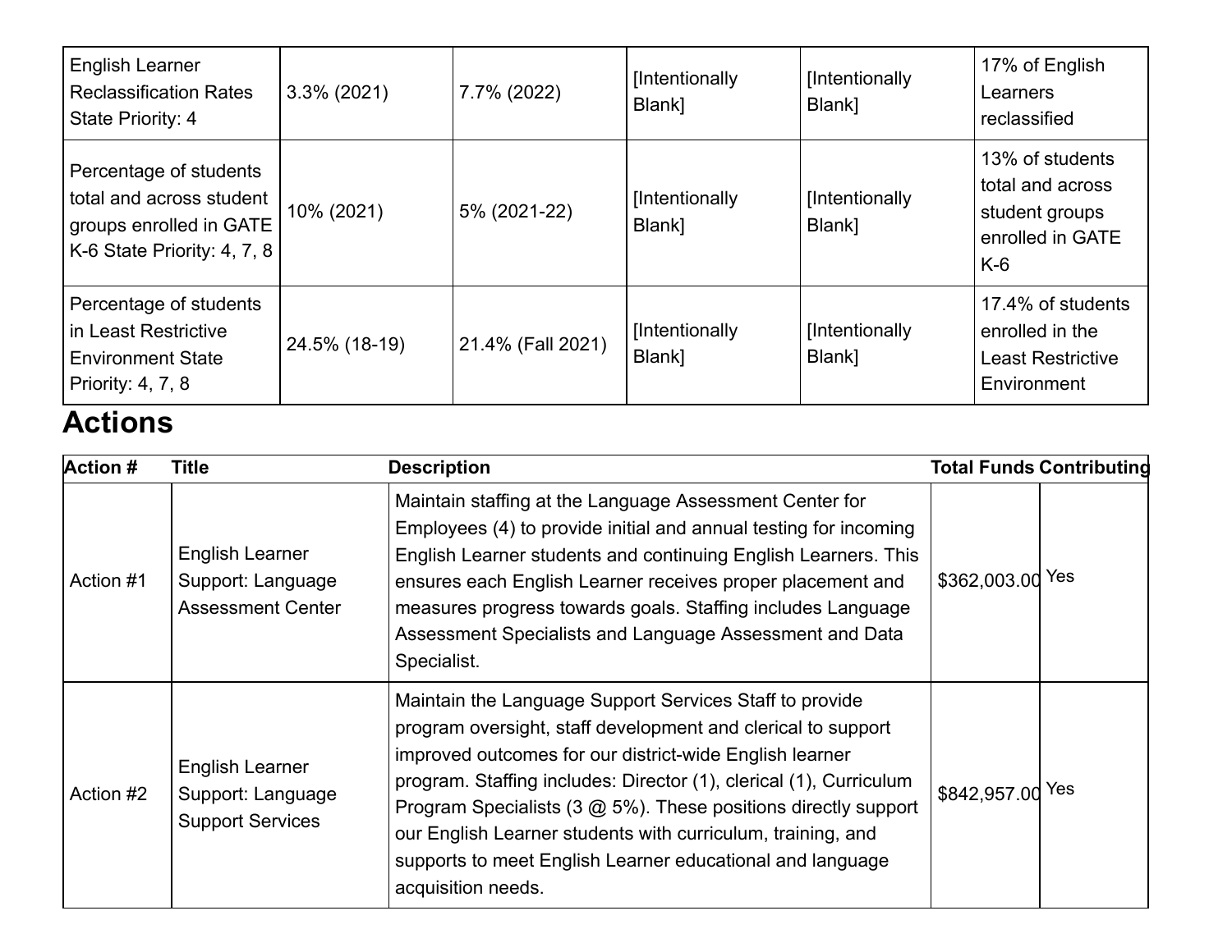| English Learner Reclassification Rates State Priority: 4 | 3.3% (2021) | 7.7% (2022) | [Intentionally Blank] | [Intentionally Blank] | 17% of English Learners reclassified |
|---|---|---|---|---|---|
| Percentage of students total and across student groups enrolled in GATE K-6 State Priority: 4, 7, 8 | 10% (2021) | 5% (2021-22) | [Intentionally Blank] | [Intentionally Blank] | 13% of students total and across student groups enrolled in GATE K-6 |
| Percentage of students in Least Restrictive Environment State Priority: 4, 7, 8 | 24.5% (18-19) | 21.4% (Fall 2021) | [Intentionally Blank] | [Intentionally Blank] | 17.4% of students enrolled in the Least Restrictive Environment |

# Actions

| Action # | Title | Description | Total Funds | Contributing |
|---|---|---|---|---|
| Action #1 | English Learner Support: Language Assessment Center | Maintain staffing at the Language Assessment Center for Employees (4) to provide initial and annual testing for incoming English Learner students and continuing English Learners. This ensures each English Learner receives proper placement and measures progress towards goals. Staffing includes Language Assessment Specialists and Language Assessment and Data Specialist. | $362,003.00 | Yes |
| Action #2 | English Learner Support: Language Support Services | Maintain the Language Support Services Staff to provide program oversight, staff development and clerical to support improved outcomes for our district-wide English learner program. Staffing includes: Director (1), clerical (1), Curriculum Program Specialists (3 @ 5%). These positions directly support our English Learner students with curriculum, training, and supports to meet English Learner educational and language acquisition needs. | $842,957.00 | Yes |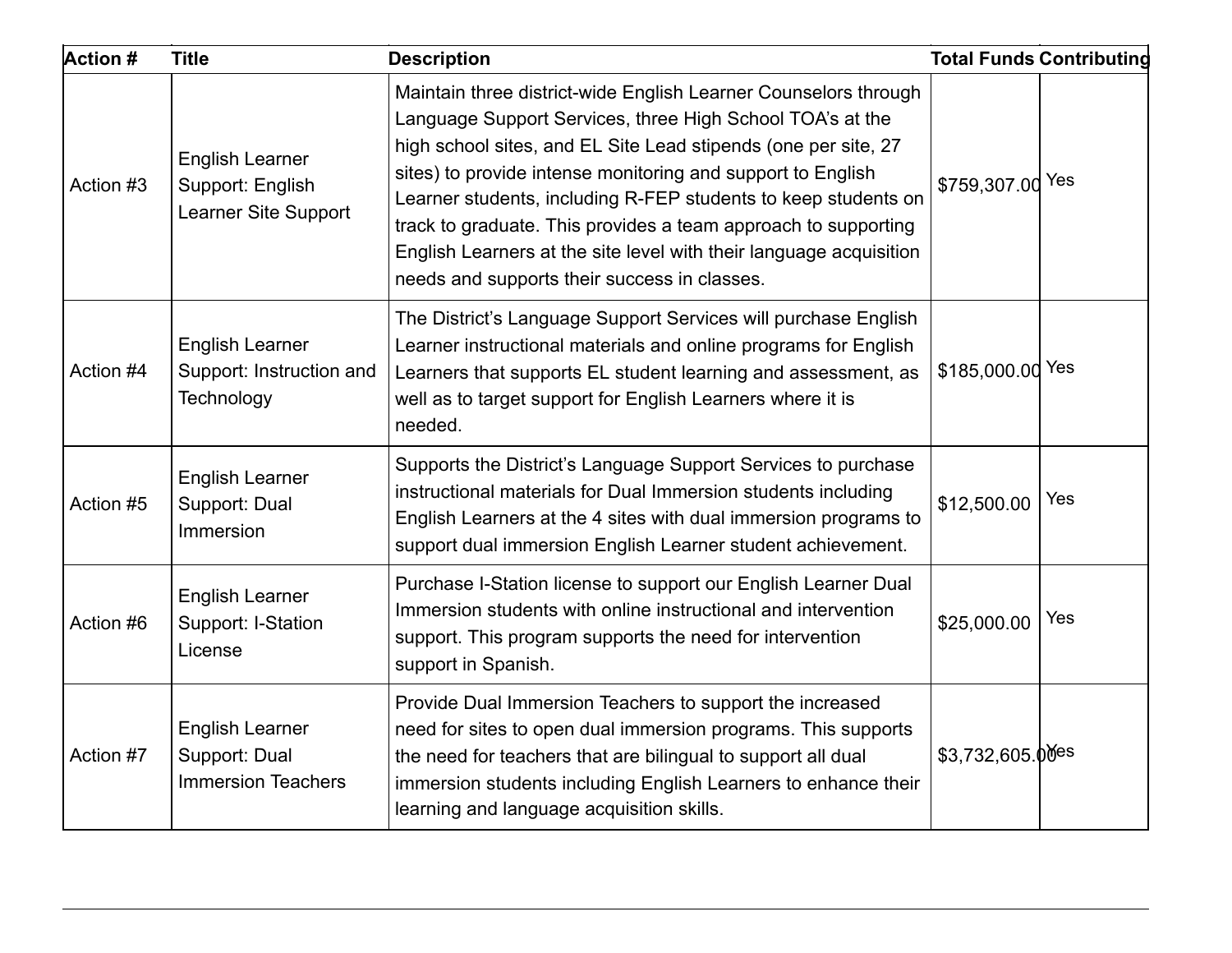| Action # | Title | Description | Total Funds | Contributing |
|---|---|---|---|---|
| Action #3 | English Learner Support: English Learner Site Support | Maintain three district-wide English Learner Counselors through Language Support Services, three High School TOA's at the high school sites, and EL Site Lead stipends (one per site, 27 sites) to provide intense monitoring and support to English Learner students, including R-FEP students to keep students on track to graduate. This provides a team approach to supporting English Learners at the site level with their language acquisition needs and supports their success in classes. | $759,307.00 | Yes |
| Action #4 | English Learner Support: Instruction and Technology | The District's Language Support Services will purchase English Learner instructional materials and online programs for English Learners that supports EL student learning and assessment, as well as to target support for English Learners where it is needed. | $185,000.00 | Yes |
| Action #5 | English Learner Support: Dual Immersion | Supports the District's Language Support Services to purchase instructional materials for Dual Immersion students including English Learners at the 4 sites with dual immersion programs to support dual immersion English Learner student achievement. | $12,500.00 | Yes |
| Action #6 | English Learner Support: I-Station License | Purchase I-Station license to support our English Learner Dual Immersion students with online instructional and intervention support. This program supports the need for intervention support in Spanish. | $25,000.00 | Yes |
| Action #7 | English Learner Support: Dual Immersion Teachers | Provide Dual Immersion Teachers to support the increased need for sites to open dual immersion programs. This supports the need for teachers that are bilingual to support all dual immersion students including English Learners to enhance their learning and language acquisition skills. | $3,732,605.00 | Yes |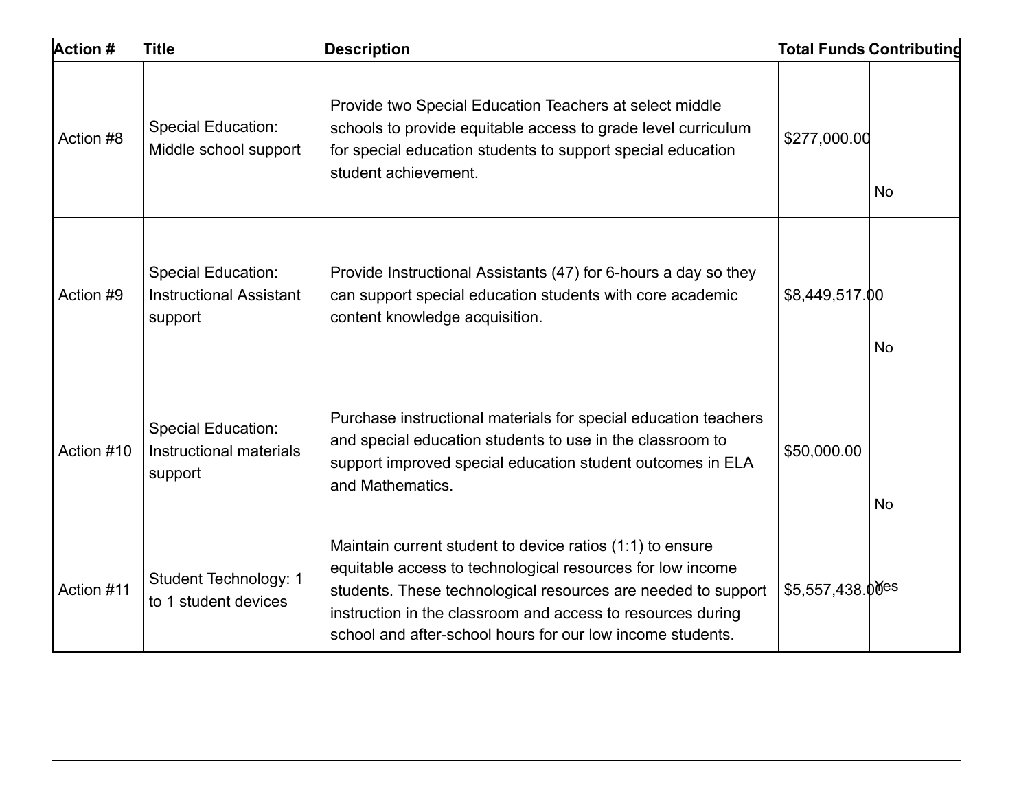| Action # | Title | Description | Total Funds | Contributing |
|---|---|---|---|---|
| Action #8 | Special Education: Middle school support | Provide two Special Education Teachers at select middle schools to provide equitable access to grade level curriculum for special education students to support special education student achievement. | $277,000.00 | No |
| Action #9 | Special Education: Instructional Assistant support | Provide Instructional Assistants (47) for 6-hours a day so they can support special education students with core academic content knowledge acquisition. | $8,449,517.00 | No |
| Action #10 | Special Education: Instructional materials support | Purchase instructional materials for special education teachers and special education students to use in the classroom to support improved special education student outcomes in ELA and Mathematics. | $50,000.00 | No |
| Action #11 | Student Technology: 1 to 1 student devices | Maintain current student to device ratios (1:1) to ensure equitable access to technological resources for low income students. These technological resources are needed to support instruction in the classroom and access to resources during school and after-school hours for our low income students. | $5,557,438.00 | Yes |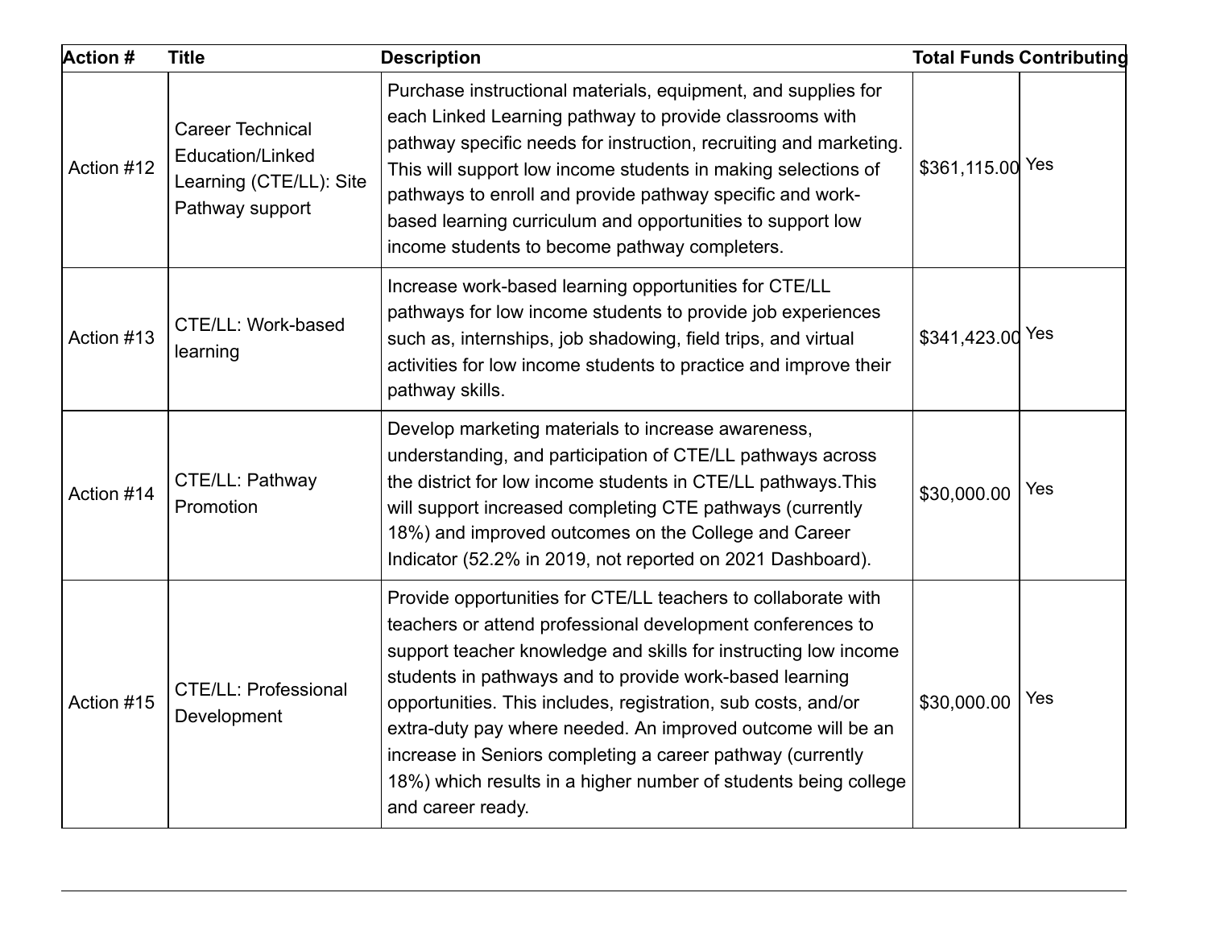| Action # | Title | Description | Total Funds | Contributing |
|---|---|---|---|---|
| Action #12 | Career Technical Education/Linked Learning (CTE/LL): Site Pathway support | Purchase instructional materials, equipment, and supplies for each Linked Learning pathway to provide classrooms with pathway specific needs for instruction, recruiting and marketing. This will support low income students in making selections of pathways to enroll and provide pathway specific and work-based learning curriculum and opportunities to support low income students to become pathway completers. | $361,115.00 | Yes |
| Action #13 | CTE/LL: Work-based learning | Increase work-based learning opportunities for CTE/LL pathways for low income students to provide job experiences such as, internships, job shadowing, field trips, and virtual activities for low income students to practice and improve their pathway skills. | $341,423.00 | Yes |
| Action #14 | CTE/LL: Pathway Promotion | Develop marketing materials to increase awareness, understanding, and participation of CTE/LL pathways across the district for low income students in CTE/LL pathways.This will support increased completing CTE pathways (currently 18%) and improved outcomes on the College and Career Indicator (52.2% in 2019, not reported on 2021 Dashboard). | $30,000.00 | Yes |
| Action #15 | CTE/LL: Professional Development | Provide opportunities for CTE/LL teachers to collaborate with teachers or attend professional development conferences to support teacher knowledge and skills for instructing low income students in pathways and to provide work-based learning opportunities. This includes, registration, sub costs, and/or extra-duty pay where needed. An improved outcome will be an increase in Seniors completing a career pathway (currently 18%) which results in a higher number of students being college and career ready. | $30,000.00 | Yes |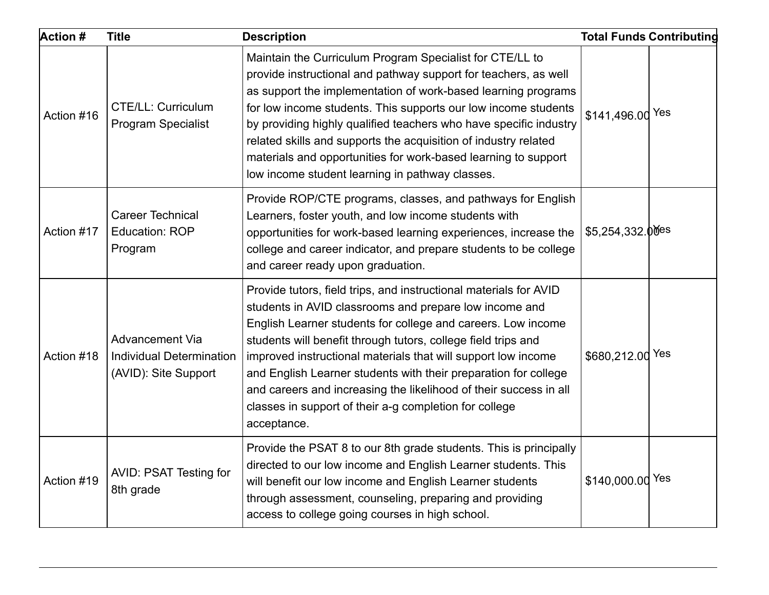| Action # | Title | Description | Total Funds | Contributing |
|---|---|---|---|---|
| Action #16 | CTE/LL: Curriculum Program Specialist | Maintain the Curriculum Program Specialist for CTE/LL to provide instructional and pathway support for teachers, as well as support the implementation of work-based learning programs for low income students. This supports our low income students by providing highly qualified teachers who have specific industry related skills and supports the acquisition of industry related materials and opportunities for work-based learning to support low income student learning in pathway classes. | $141,496.00 | Yes |
| Action #17 | Career Technical Education: ROP Program | Provide ROP/CTE programs, classes, and pathways for English Learners, foster youth, and low income students with opportunities for work-based learning experiences, increase the college and career indicator, and prepare students to be college and career ready upon graduation. | $5,254,332.00 | Yes |
| Action #18 | Advancement Via Individual Determination (AVID): Site Support | Provide tutors, field trips, and instructional materials for AVID students in AVID classrooms and prepare low income and English Learner students for college and careers. Low income students will benefit through tutors, college field trips and improved instructional materials that will support low income and English Learner students with their preparation for college and careers and increasing the likelihood of their success in all classes in support of their a-g completion for college acceptance. | $680,212.00 | Yes |
| Action #19 | AVID: PSAT Testing for 8th grade | Provide the PSAT 8 to our 8th grade students. This is principally directed to our low income and English Learner students. This will benefit our low income and English Learner students through assessment, counseling, preparing and providing access to college going courses in high school. | $140,000.00 | Yes |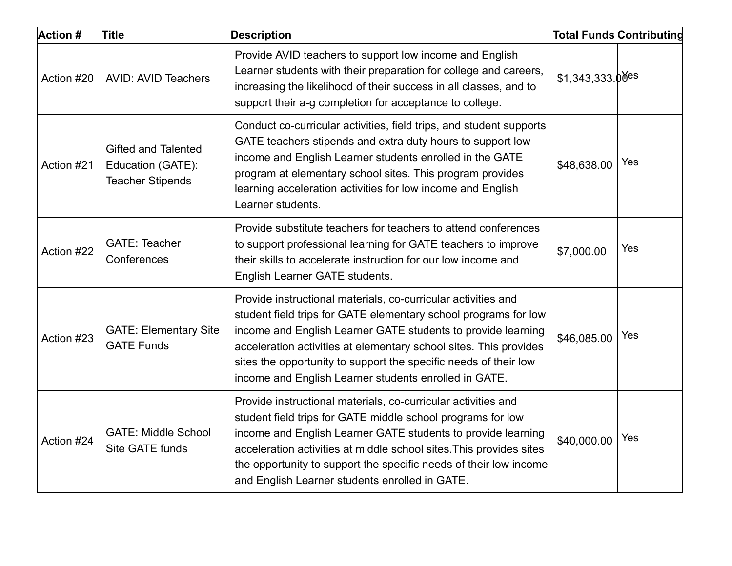| Action # | Title | Description | Total Funds | Contributing |
|---|---|---|---|---|
| Action #20 | AVID: AVID Teachers | Provide AVID teachers to support low income and English Learner students with their preparation for college and careers, increasing the likelihood of their success in all classes, and to support their a-g completion for acceptance to college. | $1,343,333.00 | Yes |
| Action #21 | Gifted and Talented Education (GATE): Teacher Stipends | Conduct co-curricular activities, field trips, and student supports GATE teachers stipends and extra duty hours to support low income and English Learner students enrolled in the GATE program at elementary school sites. This program provides learning acceleration activities for low income and English Learner students. | $48,638.00 | Yes |
| Action #22 | GATE: Teacher Conferences | Provide substitute teachers for teachers to attend conferences to support professional learning for GATE teachers to improve their skills to accelerate instruction for our low income and English Learner GATE students. | $7,000.00 | Yes |
| Action #23 | GATE: Elementary Site GATE Funds | Provide instructional materials, co-curricular activities and student field trips for GATE elementary school programs for low income and English Learner GATE students to provide learning acceleration activities at elementary school sites. This provides sites the opportunity to support the specific needs of their low income and English Learner students enrolled in GATE. | $46,085.00 | Yes |
| Action #24 | GATE: Middle School Site GATE funds | Provide instructional materials, co-curricular activities and student field trips for GATE middle school programs for low income and English Learner GATE students to provide learning acceleration activities at middle school sites.This provides sites the opportunity to support the specific needs of their low income and English Learner students enrolled in GATE. | $40,000.00 | Yes |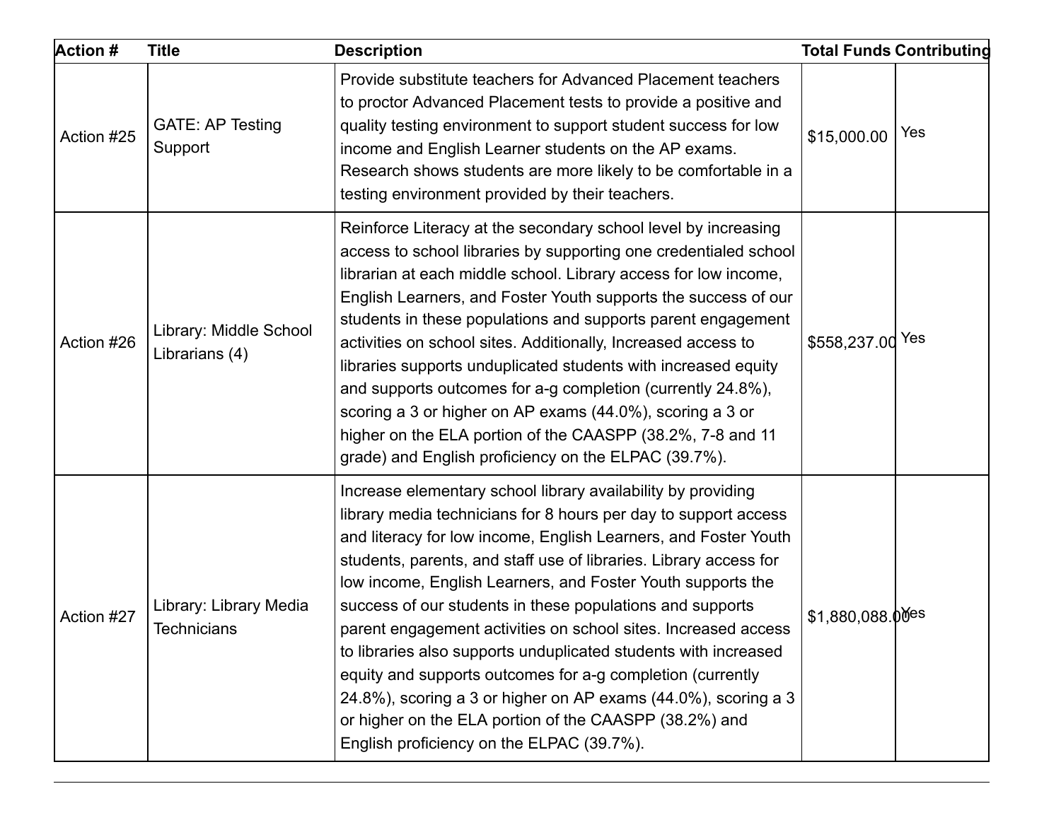| Action # | Title | Description | Total Funds | Contributing |
|---|---|---|---|---|
| Action #25 | GATE: AP Testing Support | Provide substitute teachers for Advanced Placement teachers to proctor Advanced Placement tests to provide a positive and quality testing environment to support student success for low income and English Learner students on the AP exams. Research shows students are more likely to be comfortable in a testing environment provided by their teachers. | $15,000.00 | Yes |
| Action #26 | Library: Middle School Librarians (4) | Reinforce Literacy at the secondary school level by increasing access to school libraries by supporting one credentialed school librarian at each middle school. Library access for low income, English Learners, and Foster Youth supports the success of our students in these populations and supports parent engagement activities on school sites. Additionally, Increased access to libraries supports unduplicated students with increased equity and supports outcomes for a-g completion (currently 24.8%), scoring a 3 or higher on AP exams (44.0%), scoring a 3 or higher on the ELA portion of the CAASPP (38.2%, 7-8 and 11 grade) and English proficiency on the ELPAC (39.7%). | $558,237.00 | Yes |
| Action #27 | Library: Library Media Technicians | Increase elementary school library availability by providing library media technicians for 8 hours per day to support access and literacy for low income, English Learners, and Foster Youth students, parents, and staff use of libraries. Library access for low income, English Learners, and Foster Youth supports the success of our students in these populations and supports parent engagement activities on school sites. Increased access to libraries also supports unduplicated students with increased equity and supports outcomes for a-g completion (currently 24.8%), scoring a 3 or higher on AP exams (44.0%), scoring a 3 or higher on the ELA portion of the CAASPP (38.2%) and English proficiency on the ELPAC (39.7%). | $1,880,088.00 | Yes |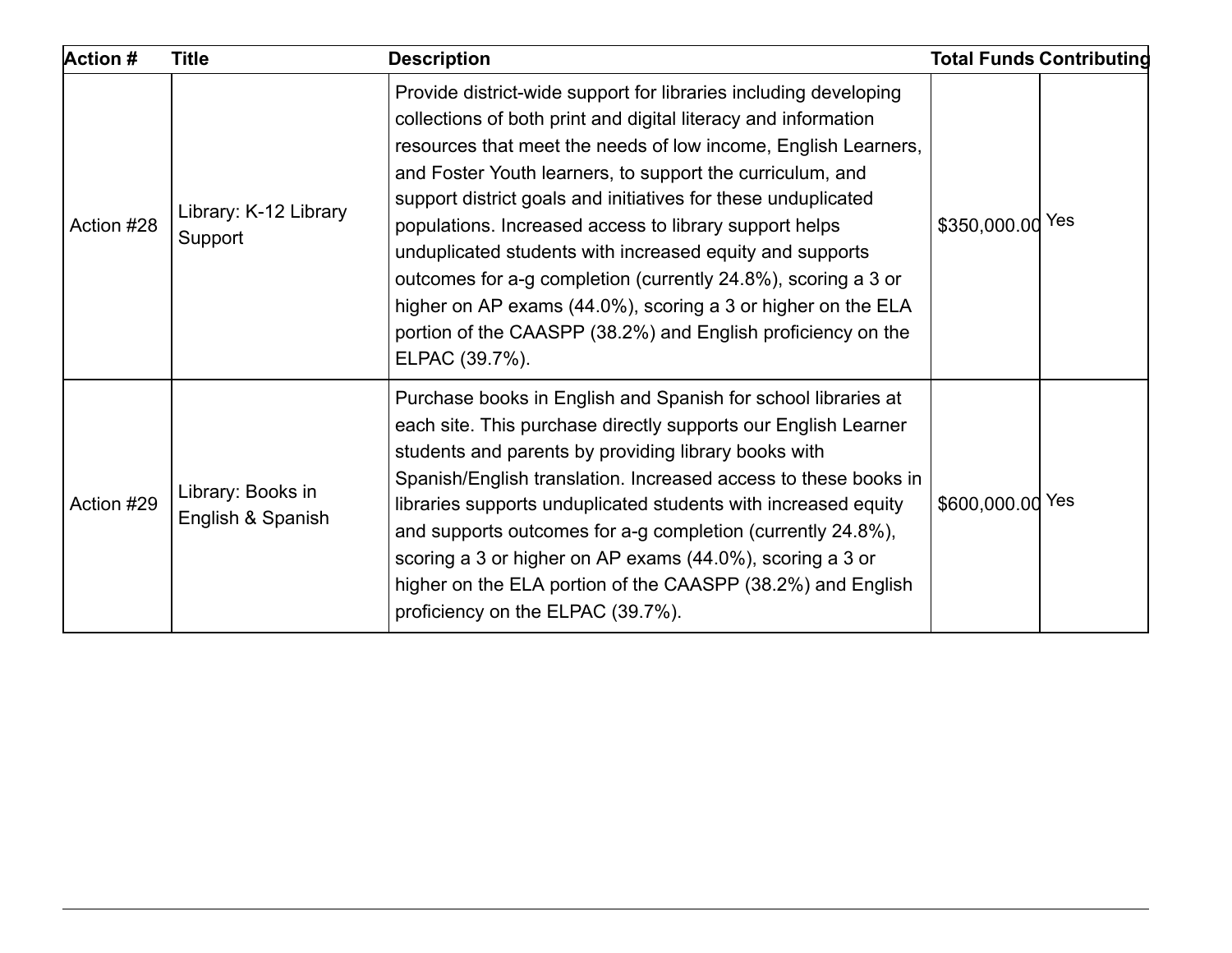| Action # | Title | Description | Total Funds | Contributing |
|---|---|---|---|---|
| Action #28 | Library: K-12 Library Support | Provide district-wide support for libraries including developing collections of both print and digital literacy and information resources that meet the needs of low income, English Learners, and Foster Youth learners, to support the curriculum, and support district goals and initiatives for these unduplicated populations. Increased access to library support helps unduplicated students with increased equity and supports outcomes for a-g completion (currently 24.8%), scoring a 3 or higher on AP exams (44.0%), scoring a 3 or higher on the ELA portion of the CAASPP (38.2%) and English proficiency on the ELPAC (39.7%). | $350,000.00 | Yes |
| Action #29 | Library: Books in English & Spanish | Purchase books in English and Spanish for school libraries at each site. This purchase directly supports our English Learner students and parents by providing library books with Spanish/English translation. Increased access to these books in libraries supports unduplicated students with increased equity and supports outcomes for a-g completion (currently 24.8%), scoring a 3 or higher on AP exams (44.0%), scoring a 3 or higher on the ELA portion of the CAASPP (38.2%) and English proficiency on the ELPAC (39.7%). | $600,000.00 | Yes |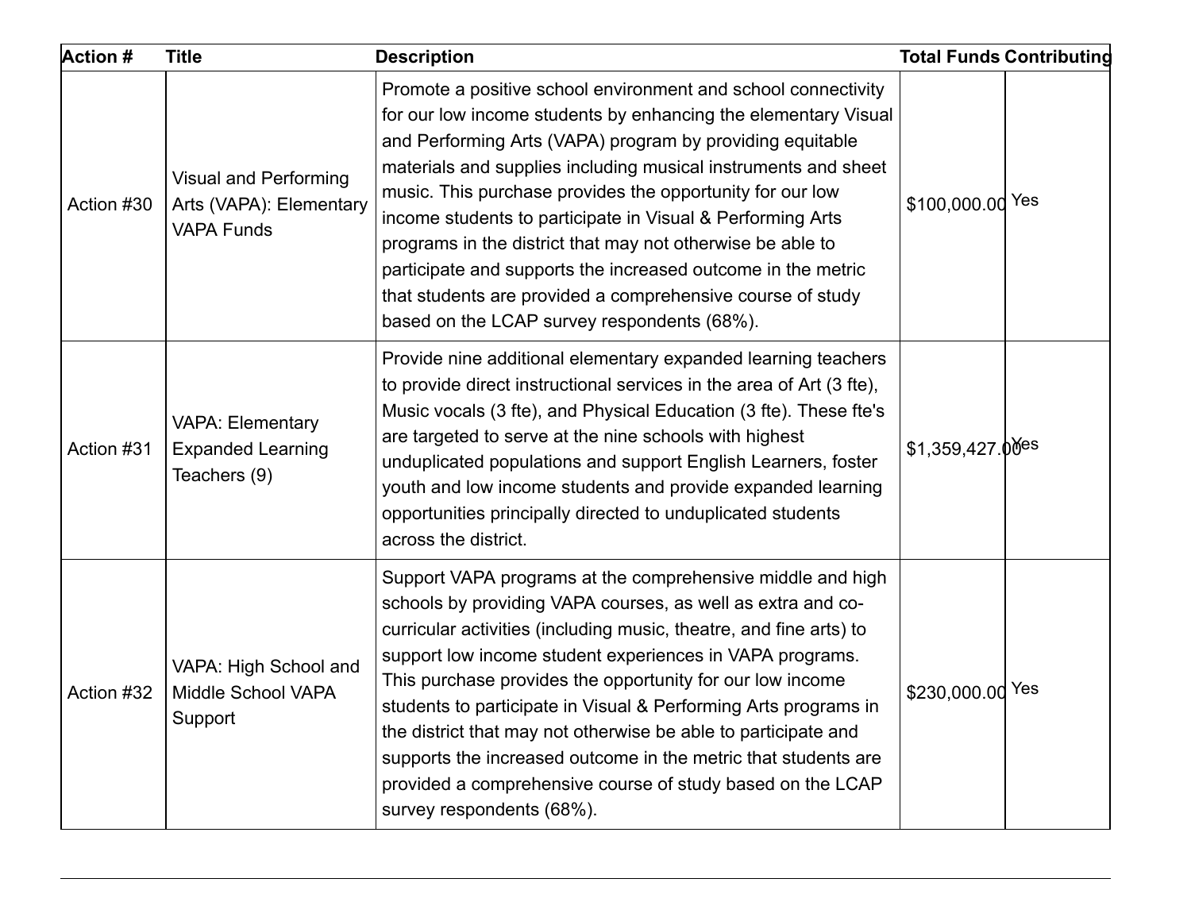| Action # | Title | Description | Total Funds | Contributing |
| --- | --- | --- | --- | --- |
| Action #30 | Visual and Performing Arts (VAPA): Elementary VAPA Funds | Promote a positive school environment and school connectivity for our low income students by enhancing the elementary Visual and Performing Arts (VAPA) program by providing equitable materials and supplies including musical instruments and sheet music. This purchase provides the opportunity for our low income students to participate in Visual & Performing Arts programs in the district that may not otherwise be able to participate and supports the increased outcome in the metric that students are provided a comprehensive course of study based on the LCAP survey respondents (68%). | $100,000.00 | Yes |
| Action #31 | VAPA: Elementary Expanded Learning Teachers (9) | Provide nine additional elementary expanded learning teachers to provide direct instructional services in the area of Art (3 fte), Music vocals (3 fte), and Physical Education (3 fte). These fte's are targeted to serve at the nine schools with highest unduplicated populations and support English Learners, foster youth and low income students and provide expanded learning opportunities principally directed to unduplicated students across the district. | $1,359,427.00 | Yes |
| Action #32 | VAPA: High School and Middle School VAPA Support | Support VAPA programs at the comprehensive middle and high schools by providing VAPA courses, as well as extra and co-curricular activities (including music, theatre, and fine arts) to support low income student experiences in VAPA programs. This purchase provides the opportunity for our low income students to participate in Visual & Performing Arts programs in the district that may not otherwise be able to participate and supports the increased outcome in the metric that students are provided a comprehensive course of study based on the LCAP survey respondents (68%). | $230,000.00 | Yes |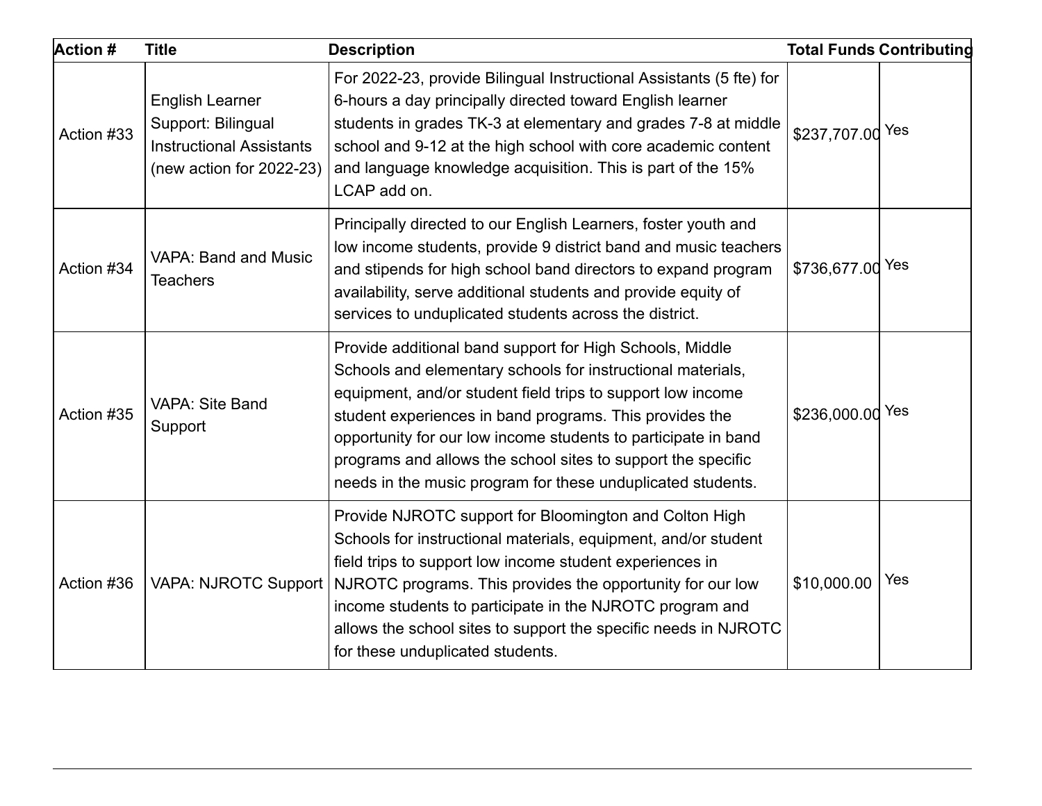| Action # | Title | Description | Total Funds | Contributing |
|---|---|---|---|---|
| Action #33 | English Learner Support: Bilingual Instructional Assistants (new action for 2022-23) | For 2022-23, provide Bilingual Instructional Assistants (5 fte) for 6-hours a day principally directed toward English learner students in grades TK-3 at elementary and grades 7-8 at middle school and 9-12 at the high school with core academic content and language knowledge acquisition. This is part of the 15% LCAP add on. | $237,707.00 | Yes |
| Action #34 | VAPA: Band and Music Teachers | Principally directed to our English Learners, foster youth and low income students, provide 9 district band and music teachers and stipends for high school band directors to expand program availability, serve additional students and provide equity of services to unduplicated students across the district. | $736,677.00 | Yes |
| Action #35 | VAPA: Site Band Support | Provide additional band support for High Schools, Middle Schools and elementary schools for instructional materials, equipment, and/or student field trips to support low income student experiences in band programs. This provides the opportunity for our low income students to participate in band programs and allows the school sites to support the specific needs in the music program for these unduplicated students. | $236,000.00 | Yes |
| Action #36 | VAPA: NJROTC Support | Provide NJROTC support for Bloomington and Colton High Schools for instructional materials, equipment, and/or student field trips to support low income student experiences in NJROTC programs. This provides the opportunity for our low income students to participate in the NJROTC program and allows the school sites to support the specific needs in NJROTC for these unduplicated students. | $10,000.00 | Yes |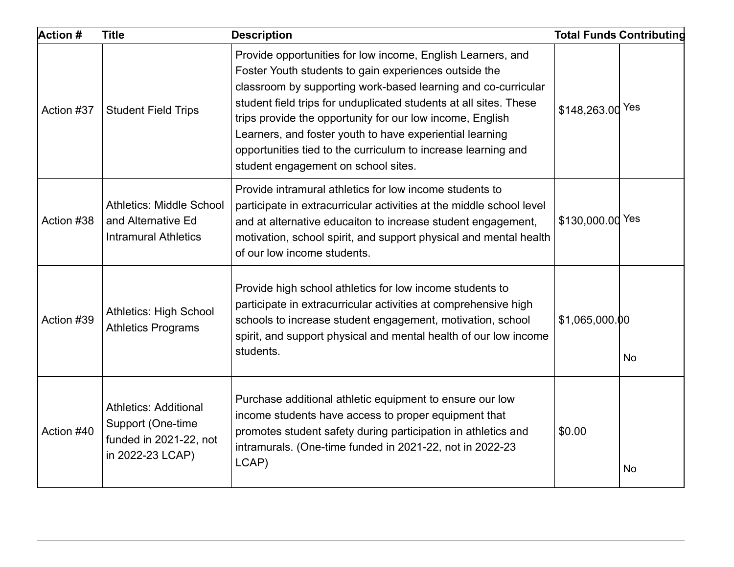| Action # | Title | Description | Total Funds | Contributing |
|---|---|---|---|---|
| Action #37 | Student Field Trips | Provide opportunities for low income, English Learners, and Foster Youth students to gain experiences outside the classroom by supporting work-based learning and co-curricular student field trips for unduplicated students at all sites. These trips provide the opportunity for our low income, English Learners, and foster youth to have experiential learning opportunities tied to the curriculum to increase learning and student engagement on school sites. | $148,263.00 | Yes |
| Action #38 | Athletics: Middle School and Alternative Ed Intramural Athletics | Provide intramural athletics for low income students to participate in extracurricular activities at the middle school level and at alternative educaiton to increase student engagement, motivation, school spirit, and support physical and mental health of our low income students. | $130,000.00 | Yes |
| Action #39 | Athletics: High School Athletics Programs | Provide high school athletics for low income students to participate in extracurricular activities at comprehensive high schools to increase student engagement, motivation, school spirit, and support physical and mental health of our low income students. | $1,065,000.00 | No |
| Action #40 | Athletics: Additional Support (One-time funded in 2021-22, not in 2022-23 LCAP) | Purchase additional athletic equipment to ensure our low income students have access to proper equipment that promotes student safety during participation in athletics and intramurals. (One-time funded in 2021-22, not in 2022-23 LCAP) | $0.00 | No |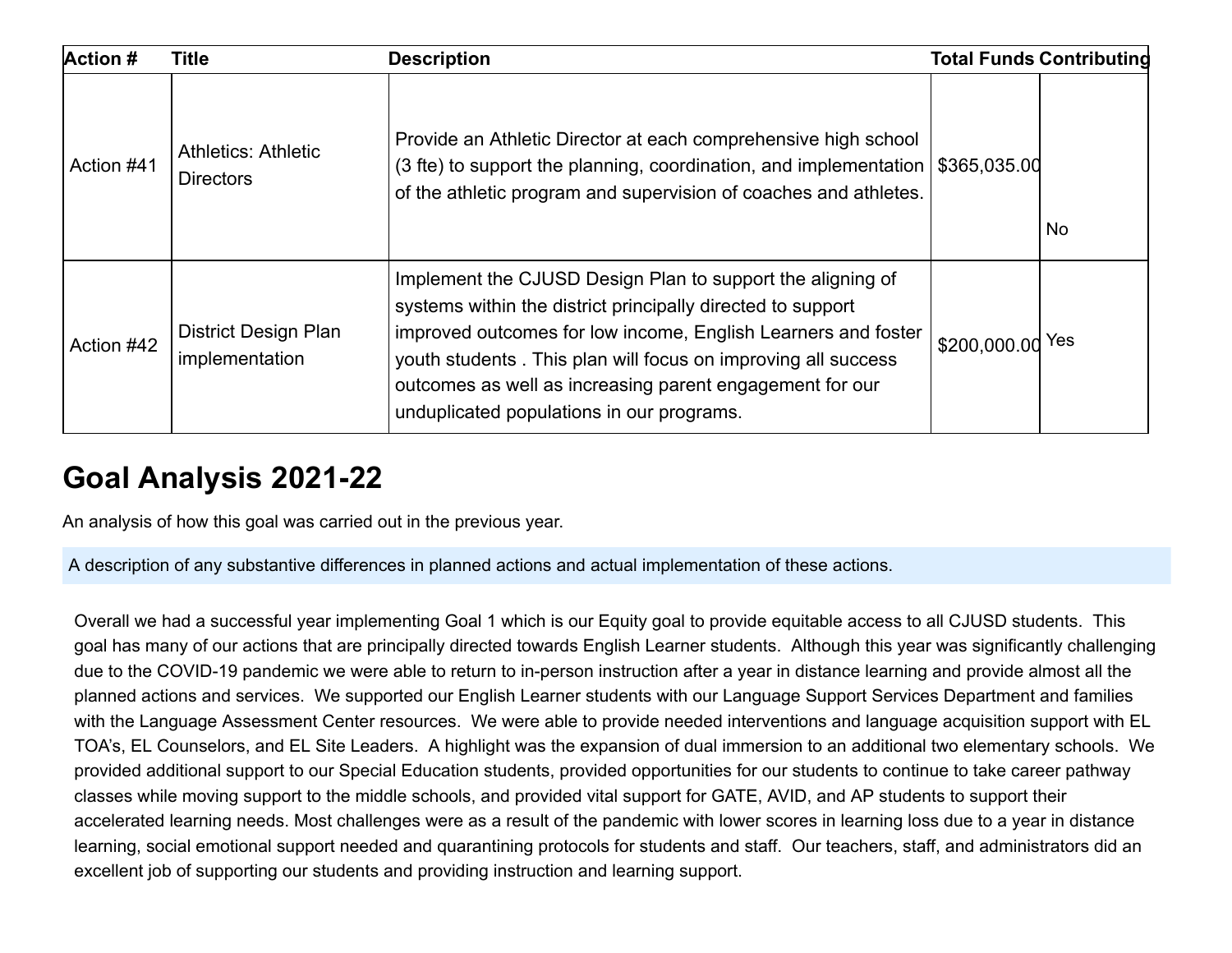| Action # | Title | Description | Total Funds | Contributing |
| --- | --- | --- | --- | --- |
| Action #41 | Athletics: Athletic Directors | Provide an Athletic Director at each comprehensive high school (3 fte) to support the planning, coordination, and implementation of the athletic program and supervision of coaches and athletes. | $365,035.00 | No |
| Action #42 | District Design Plan implementation | Implement the CJUSD Design Plan to support the aligning of systems within the district principally directed to support improved outcomes for low income, English Learners and foster youth students . This plan will focus on improving all success outcomes as well as increasing parent engagement for our unduplicated populations in our programs. | $200,000.00 | Yes |

## Goal Analysis 2021-22

An analysis of how this goal was carried out in the previous year.

A description of any substantive differences in planned actions and actual implementation of these actions.

Overall we had a successful year implementing Goal 1 which is our Equity goal to provide equitable access to all CJUSD students. This goal has many of our actions that are principally directed towards English Learner students. Although this year was significantly challenging due to the COVID-19 pandemic we were able to return to in-person instruction after a year in distance learning and provide almost all the planned actions and services. We supported our English Learner students with our Language Support Services Department and families with the Language Assessment Center resources. We were able to provide needed interventions and language acquisition support with EL TOA's, EL Counselors, and EL Site Leaders. A highlight was the expansion of dual immersion to an additional two elementary schools. We provided additional support to our Special Education students, provided opportunities for our students to continue to take career pathway classes while moving support to the middle schools, and provided vital support for GATE, AVID, and AP students to support their accelerated learning needs. Most challenges were as a result of the pandemic with lower scores in learning loss due to a year in distance learning, social emotional support needed and quarantining protocols for students and staff. Our teachers, staff, and administrators did an excellent job of supporting our students and providing instruction and learning support.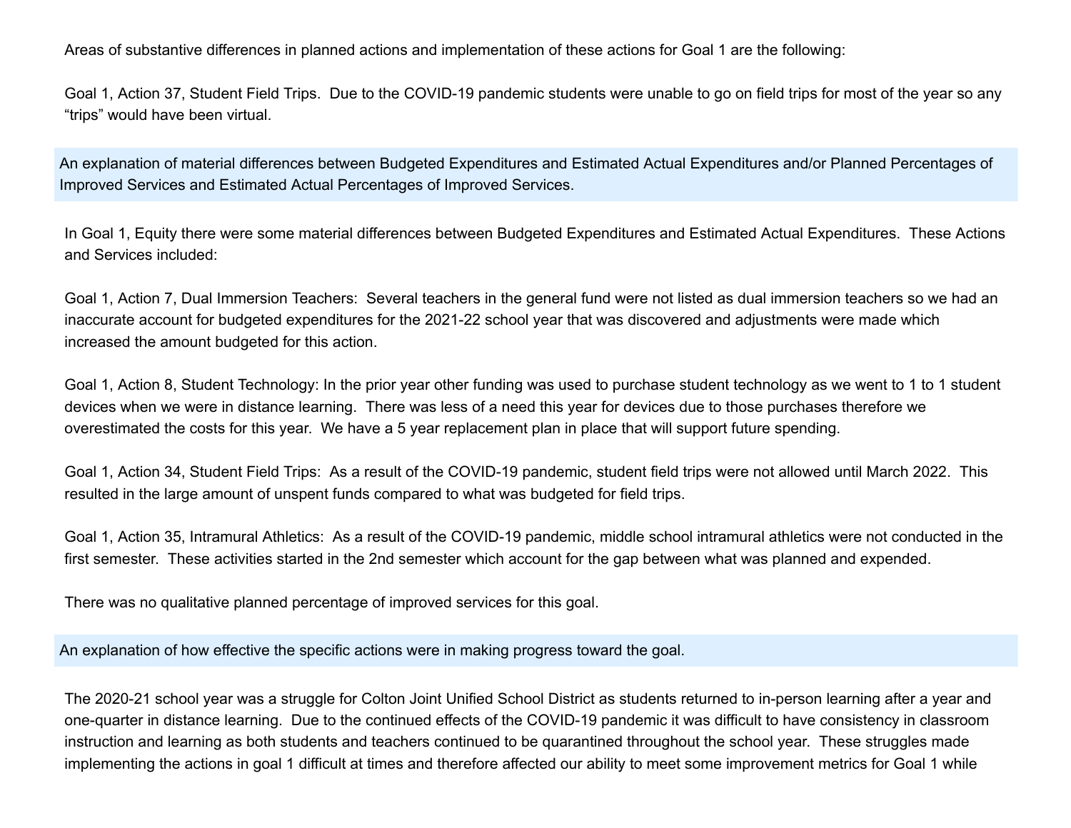Areas of substantive differences in planned actions and implementation of these actions for Goal 1 are the following:

Goal 1, Action 37, Student Field Trips. Due to the COVID-19 pandemic students were unable to go on field trips for most of the year so any "trips" would have been virtual.

### An explanation of material differences between Budgeted Expenditures and Estimated Actual Expenditures and/or Planned Percentages of Improved Services and Estimated Actual Percentages of Improved Services.

In Goal 1, Equity there were some material differences between Budgeted Expenditures and Estimated Actual Expenditures. These Actions and Services included:

Goal 1, Action 7, Dual Immersion Teachers: Several teachers in the general fund were not listed as dual immersion teachers so we had an inaccurate account for budgeted expenditures for the 2021-22 school year that was discovered and adjustments were made which increased the amount budgeted for this action.

Goal 1, Action 8, Student Technology: In the prior year other funding was used to purchase student technology as we went to 1 to 1 student devices when we were in distance learning. There was less of a need this year for devices due to those purchases therefore we overestimated the costs for this year. We have a 5 year replacement plan in place that will support future spending.

Goal 1, Action 34, Student Field Trips: As a result of the COVID-19 pandemic, student field trips were not allowed until March 2022. This resulted in the large amount of unspent funds compared to what was budgeted for field trips.

Goal 1, Action 35, Intramural Athletics: As a result of the COVID-19 pandemic, middle school intramural athletics were not conducted in the first semester. These activities started in the 2nd semester which account for the gap between what was planned and expended.

There was no qualitative planned percentage of improved services for this goal.

### An explanation of how effective the specific actions were in making progress toward the goal.

The 2020-21 school year was a struggle for Colton Joint Unified School District as students returned to in-person learning after a year and one-quarter in distance learning. Due to the continued effects of the COVID-19 pandemic it was difficult to have consistency in classroom instruction and learning as both students and teachers continued to be quarantined throughout the school year. These struggles made implementing the actions in goal 1 difficult at times and therefore affected our ability to meet some improvement metrics for Goal 1 while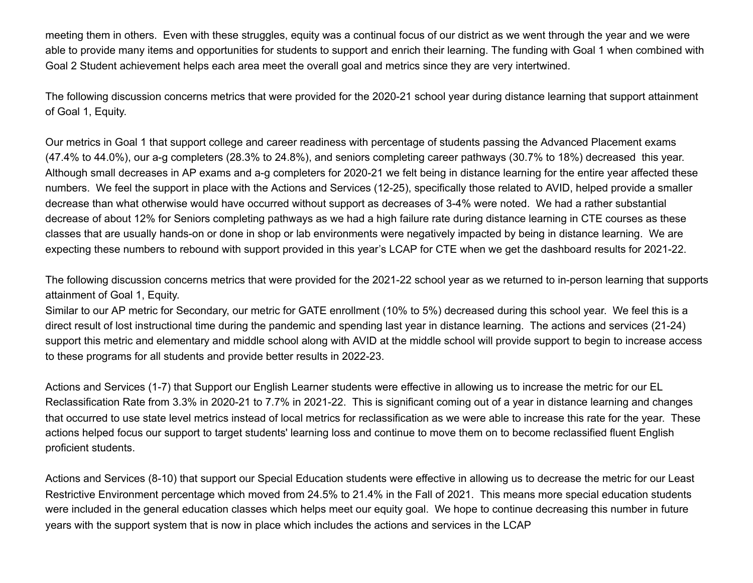meeting them in others. Even with these struggles, equity was a continual focus of our district as we went through the year and we were able to provide many items and opportunities for students to support and enrich their learning. The funding with Goal 1 when combined with Goal 2 Student achievement helps each area meet the overall goal and metrics since they are very intertwined.

The following discussion concerns metrics that were provided for the 2020-21 school year during distance learning that support attainment of Goal 1, Equity.

Our metrics in Goal 1 that support college and career readiness with percentage of students passing the Advanced Placement exams (47.4% to 44.0%), our a-g completers (28.3% to 24.8%), and seniors completing career pathways (30.7% to 18%) decreased this year. Although small decreases in AP exams and a-g completers for 2020-21 we felt being in distance learning for the entire year affected these numbers. We feel the support in place with the Actions and Services (12-25), specifically those related to AVID, helped provide a smaller decrease than what otherwise would have occurred without support as decreases of 3-4% were noted. We had a rather substantial decrease of about 12% for Seniors completing pathways as we had a high failure rate during distance learning in CTE courses as these classes that are usually hands-on or done in shop or lab environments were negatively impacted by being in distance learning. We are expecting these numbers to rebound with support provided in this year's LCAP for CTE when we get the dashboard results for 2021-22.

The following discussion concerns metrics that were provided for the 2021-22 school year as we returned to in-person learning that supports attainment of Goal 1, Equity.
Similar to our AP metric for Secondary, our metric for GATE enrollment (10% to 5%) decreased during this school year. We feel this is a direct result of lost instructional time during the pandemic and spending last year in distance learning. The actions and services (21-24) support this metric and elementary and middle school along with AVID at the middle school will provide support to begin to increase access to these programs for all students and provide better results in 2022-23.

Actions and Services (1-7) that Support our English Learner students were effective in allowing us to increase the metric for our EL Reclassification Rate from 3.3% in 2020-21 to 7.7% in 2021-22. This is significant coming out of a year in distance learning and changes that occurred to use state level metrics instead of local metrics for reclassification as we were able to increase this rate for the year. These actions helped focus our support to target students' learning loss and continue to move them on to become reclassified fluent English proficient students.

Actions and Services (8-10) that support our Special Education students were effective in allowing us to decrease the metric for our Least Restrictive Environment percentage which moved from 24.5% to 21.4% in the Fall of 2021. This means more special education students were included in the general education classes which helps meet our equity goal. We hope to continue decreasing this number in future years with the support system that is now in place which includes the actions and services in the LCAP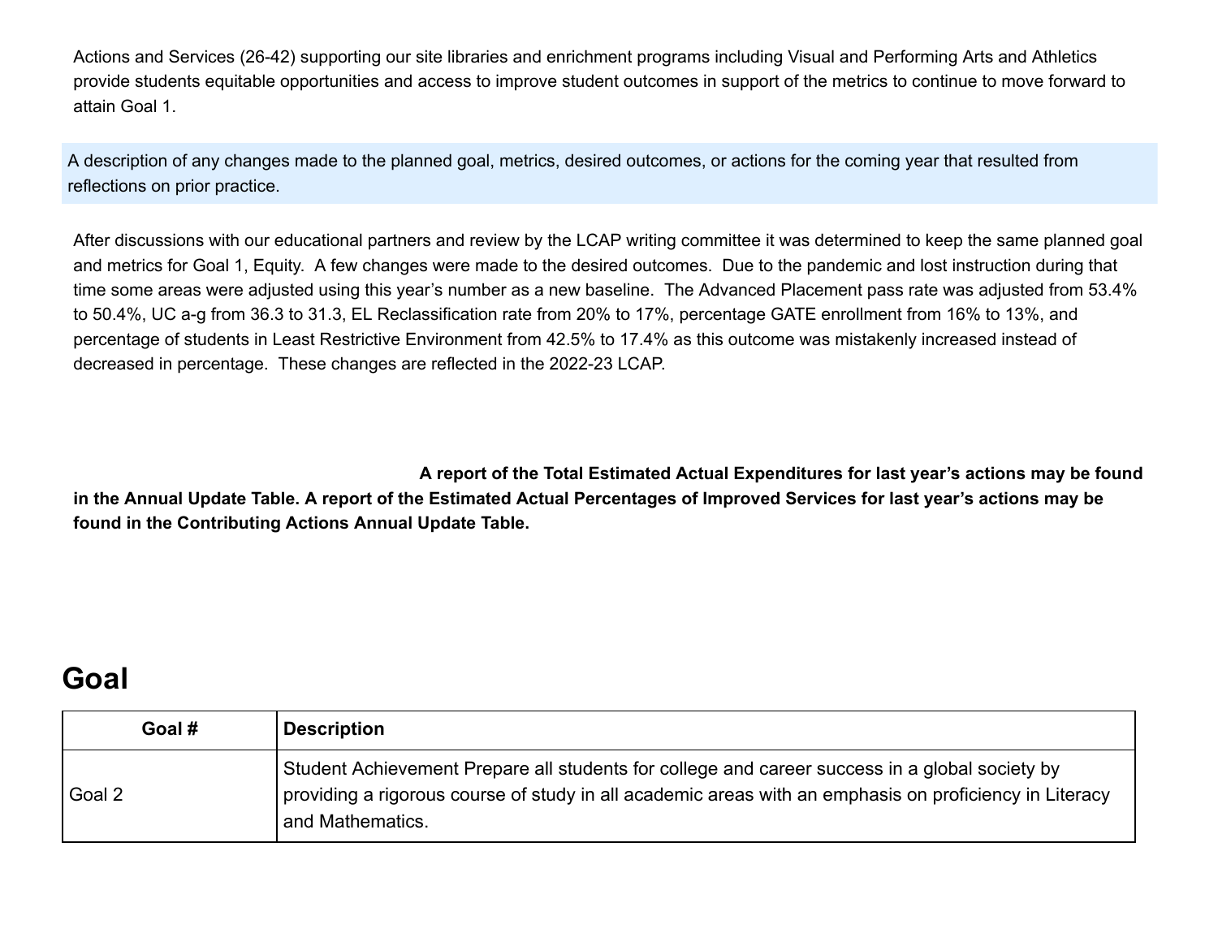Actions and Services (26-42) supporting our site libraries and enrichment programs including Visual and Performing Arts and Athletics provide students equitable opportunities and access to improve student outcomes in support of the metrics to continue to move forward to attain Goal 1.

A description of any changes made to the planned goal, metrics, desired outcomes, or actions for the coming year that resulted from reflections on prior practice.

After discussions with our educational partners and review by the LCAP writing committee it was determined to keep the same planned goal and metrics for Goal 1, Equity. A few changes were made to the desired outcomes. Due to the pandemic and lost instruction during that time some areas were adjusted using this year's number as a new baseline. The Advanced Placement pass rate was adjusted from 53.4% to 50.4%, UC a-g from 36.3 to 31.3, EL Reclassification rate from 20% to 17%, percentage GATE enrollment from 16% to 13%, and percentage of students in Least Restrictive Environment from 42.5% to 17.4% as this outcome was mistakenly increased instead of decreased in percentage. These changes are reflected in the 2022-23 LCAP.

**A report of the Total Estimated Actual Expenditures for last year's actions may be found in the Annual Update Table. A report of the Estimated Actual Percentages of Improved Services for last year's actions may be found in the Contributing Actions Annual Update Table.**

## Goal

| Goal # | Description |
|---|---|
| Goal 2 | Student Achievement Prepare all students for college and career success in a global society by providing a rigorous course of study in all academic areas with an emphasis on proficiency in Literacy and Mathematics. |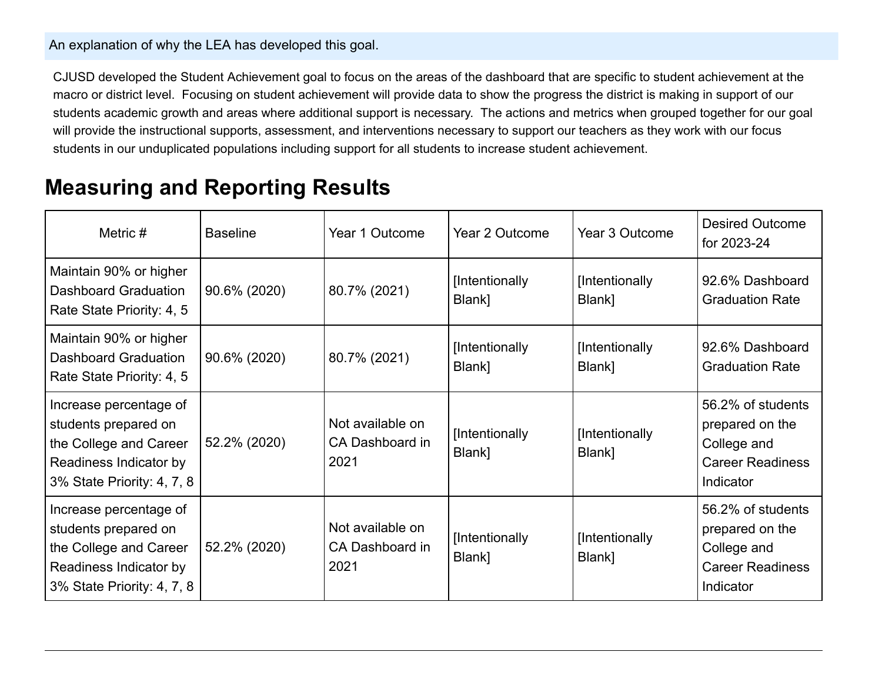An explanation of why the LEA has developed this goal.

CJUSD developed the Student Achievement goal to focus on the areas of the dashboard that are specific to student achievement at the macro or district level. Focusing on student achievement will provide data to show the progress the district is making in support of our students academic growth and areas where additional support is necessary. The actions and metrics when grouped together for our goal will provide the instructional supports, assessment, and interventions necessary to support our teachers as they work with our focus students in our unduplicated populations including support for all students to increase student achievement.

# Measuring and Reporting Results

| Metric # | Baseline | Year 1 Outcome | Year 2 Outcome | Year 3 Outcome | Desired Outcome for 2023-24 |
|---|---|---|---|---|---|
| Maintain 90% or higher Dashboard Graduation Rate State Priority: 4, 5 | 90.6% (2020) | 80.7% (2021) | [Intentionally Blank] | [Intentionally Blank] | 92.6% Dashboard Graduation Rate |
| Maintain 90% or higher Dashboard Graduation Rate State Priority: 4, 5 | 90.6% (2020) | 80.7% (2021) | [Intentionally Blank] | [Intentionally Blank] | 92.6% Dashboard Graduation Rate |
| Increase percentage of students prepared on the College and Career Readiness Indicator by 3% State Priority: 4, 7, 8 | 52.2% (2020) | Not available on CA Dashboard in 2021 | [Intentionally Blank] | [Intentionally Blank] | 56.2% of students prepared on the College and Career Readiness Indicator |
| Increase percentage of students prepared on the College and Career Readiness Indicator by 3% State Priority: 4, 7, 8 | 52.2% (2020) | Not available on CA Dashboard in 2021 | [Intentionally Blank] | [Intentionally Blank] | 56.2% of students prepared on the College and Career Readiness Indicator |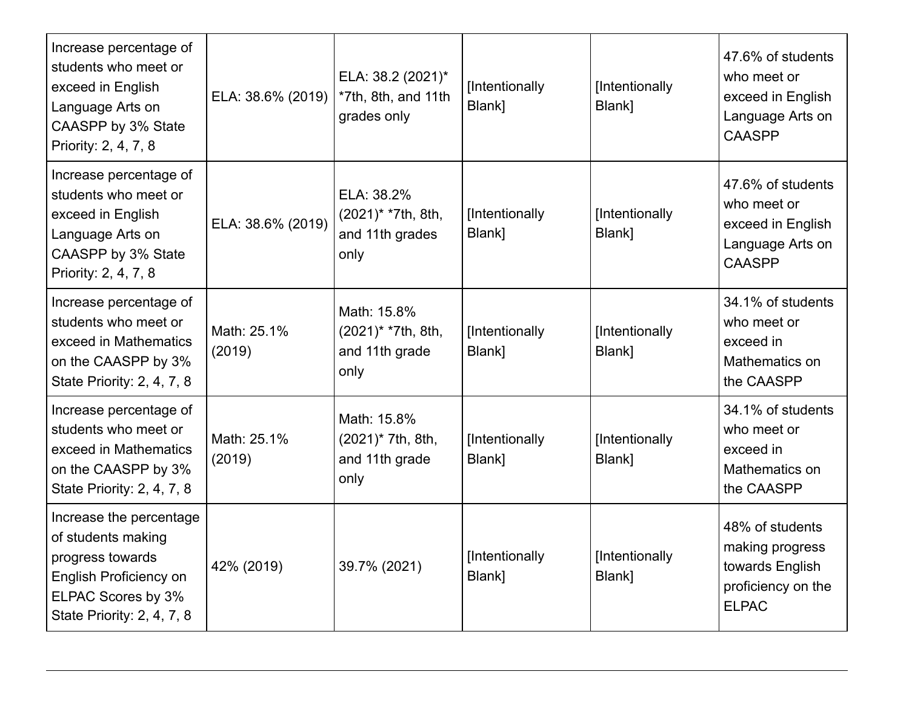| Increase percentage of students who meet or exceed in English Language Arts on CAASPP by 3% State Priority: 2, 4, 7, 8 | ELA: 38.6% (2019) | ELA: 38.2 (2021)* *7th, 8th, and 11th grades only | [Intentionally Blank] | [Intentionally Blank] | 47.6% of students who meet or exceed in English Language Arts on CAASPP |
|---|---|---|---|---|---|
| Increase percentage of students who meet or exceed in English Language Arts on CAASPP by 3% State Priority: 2, 4, 7, 8 | ELA: 38.6% (2019) | ELA: 38.2% (2021)* *7th, 8th, and 11th grades only | [Intentionally Blank] | [Intentionally Blank] | 47.6% of students who meet or exceed in English Language Arts on CAASPP |
| Increase percentage of students who meet or exceed in Mathematics on the CAASPP by 3% State Priority: 2, 4, 7, 8 | Math: 25.1% (2019) | Math: 15.8% (2021)* *7th, 8th, and 11th grade only | [Intentionally Blank] | [Intentionally Blank] | 34.1% of students who meet or exceed in Mathematics on the CAASPP |
| Increase percentage of students who meet or exceed in Mathematics on the CAASPP by 3% State Priority: 2, 4, 7, 8 | Math: 25.1% (2019) | Math: 15.8% (2021)* 7th, 8th, and 11th grade only | [Intentionally Blank] | [Intentionally Blank] | 34.1% of students who meet or exceed in Mathematics on the CAASPP |
| Increase the percentage of students making progress towards English Proficiency on ELPAC Scores by 3% State Priority: 2, 4, 7, 8 | 42% (2019) | 39.7% (2021) | [Intentionally Blank] | [Intentionally Blank] | 48% of students making progress towards English proficiency on the ELPAC |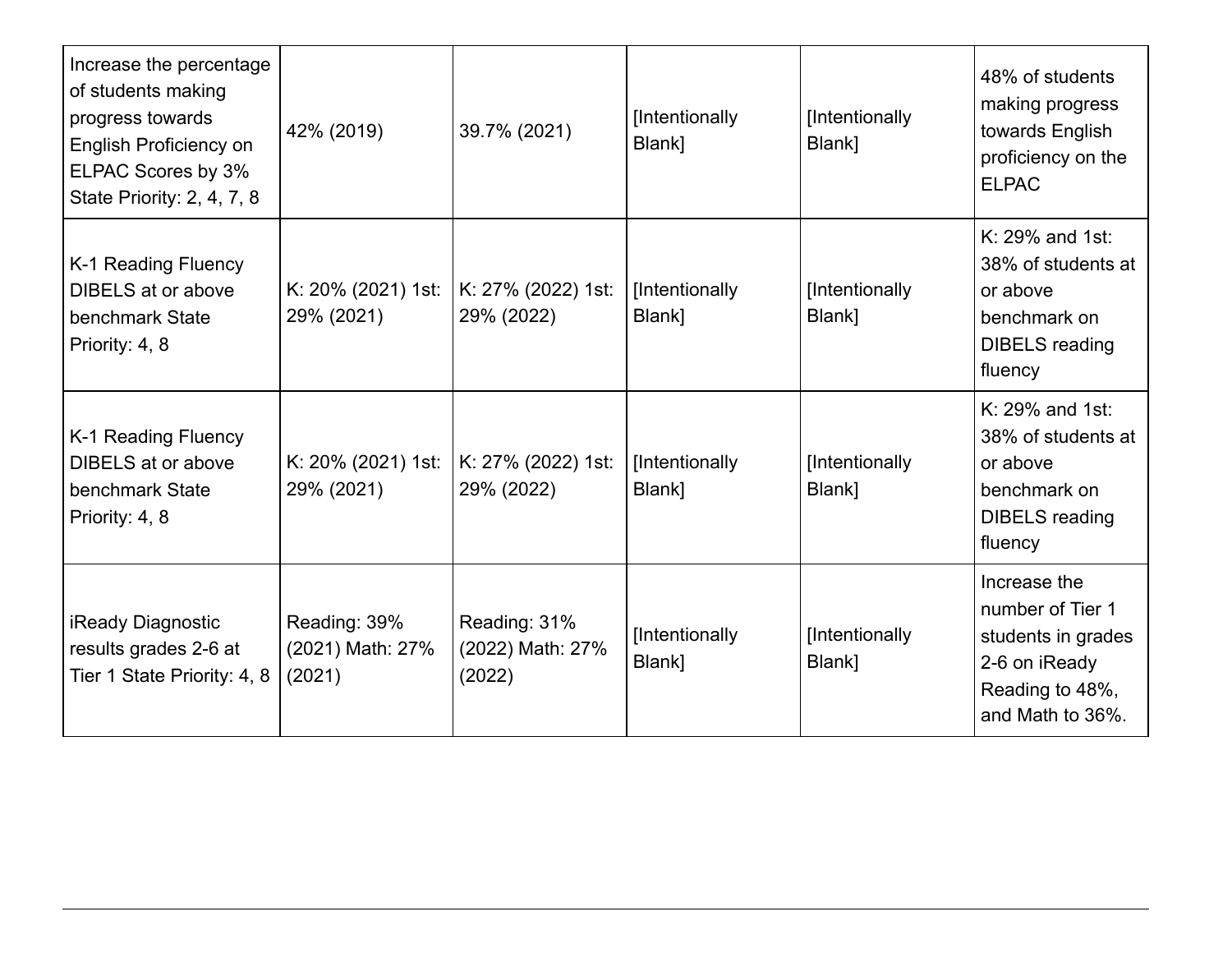| Increase the percentage of students making progress towards English Proficiency on ELPAC Scores by 3% State Priority: 2, 4, 7, 8 | 42% (2019) | 39.7% (2021) | [Intentionally Blank] | [Intentionally Blank] | 48% of students making progress towards English proficiency on the ELPAC |
|---|---|---|---|---|---|
| K-1 Reading Fluency DIBELS at or above benchmark State Priority: 4, 8 | K: 20% (2021) 1st: 29% (2021) | K: 27% (2022) 1st: 29% (2022) | [Intentionally Blank] | [Intentionally Blank] | K: 29% and 1st: 38% of students at or above benchmark on DIBELS reading fluency |
| K-1 Reading Fluency DIBELS at or above benchmark State Priority: 4, 8 | K: 20% (2021) 1st: 29% (2021) | K: 27% (2022) 1st: 29% (2022) | [Intentionally Blank] | [Intentionally Blank] | K: 29% and 1st: 38% of students at or above benchmark on DIBELS reading fluency |
| iReady Diagnostic results grades 2-6 at Tier 1 State Priority: 4, 8 | Reading: 39% (2021) Math: 27% (2021) | Reading: 31% (2022) Math: 27% (2022) | [Intentionally Blank] | [Intentionally Blank] | Increase the number of Tier 1 students in grades 2-6 on iReady Reading to 48%, and Math to 36%. |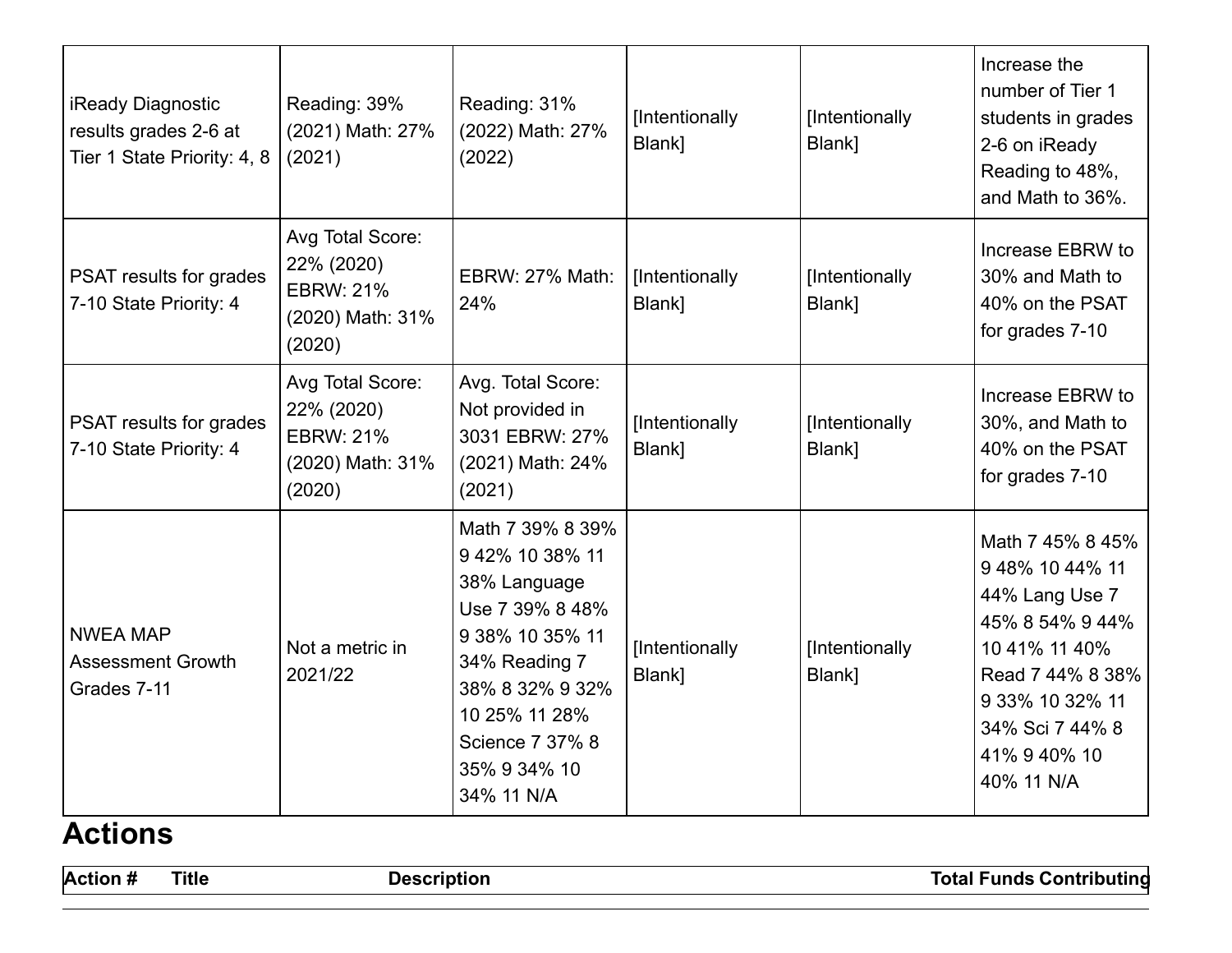| | | | | | |
|---|---|---|---|---|---|
| iReady Diagnostic results grades 2-6 at Tier 1 State Priority: 4, 8 | Reading: 39% (2021) Math: 27% (2021) | Reading: 31% (2022) Math: 27% (2022) | [Intentionally Blank] | [Intentionally Blank] | Increase the number of Tier 1 students in grades 2-6 on iReady Reading to 48%, and Math to 36%. |
| PSAT results for grades 7-10 State Priority: 4 | Avg Total Score: 22% (2020) EBRW: 21% (2020) Math: 31% (2020) | EBRW: 27% Math: 24% | [Intentionally Blank] | [Intentionally Blank] | Increase EBRW to 30% and Math to 40% on the PSAT for grades 7-10 |
| PSAT results for grades 7-10 State Priority: 4 | Avg Total Score: 22% (2020) EBRW: 21% (2020) Math: 31% (2020) | Avg. Total Score: Not provided in 3031 EBRW: 27% (2021) Math: 24% (2021) | [Intentionally Blank] | [Intentionally Blank] | Increase EBRW to 30%, and Math to 40% on the PSAT for grades 7-10 |
| NWEA MAP Assessment Growth Grades 7-11 | Not a metric in 2021/22 | Math 7 39% 8 39% 9 42% 10 38% 11 38% Language Use 7 39% 8 48% 9 38% 10 35% 11 34% Reading 7 38% 8 32% 9 32% 10 25% 11 28% Science 7 37% 8 35% 9 34% 10 34% 11 N/A | [Intentionally Blank] | [Intentionally Blank] | Math 7 45% 8 45% 9 48% 10 44% 11 44% Lang Use 7 45% 8 54% 9 44% 10 41% 11 40% Read 7 44% 8 38% 9 33% 10 32% 11 34% Sci 7 44% 8 41% 9 40% 10 40% 11 N/A |

# Actions

| Action # | Title | Description | Total Funds | Contributing |
|---|---|---|---|---|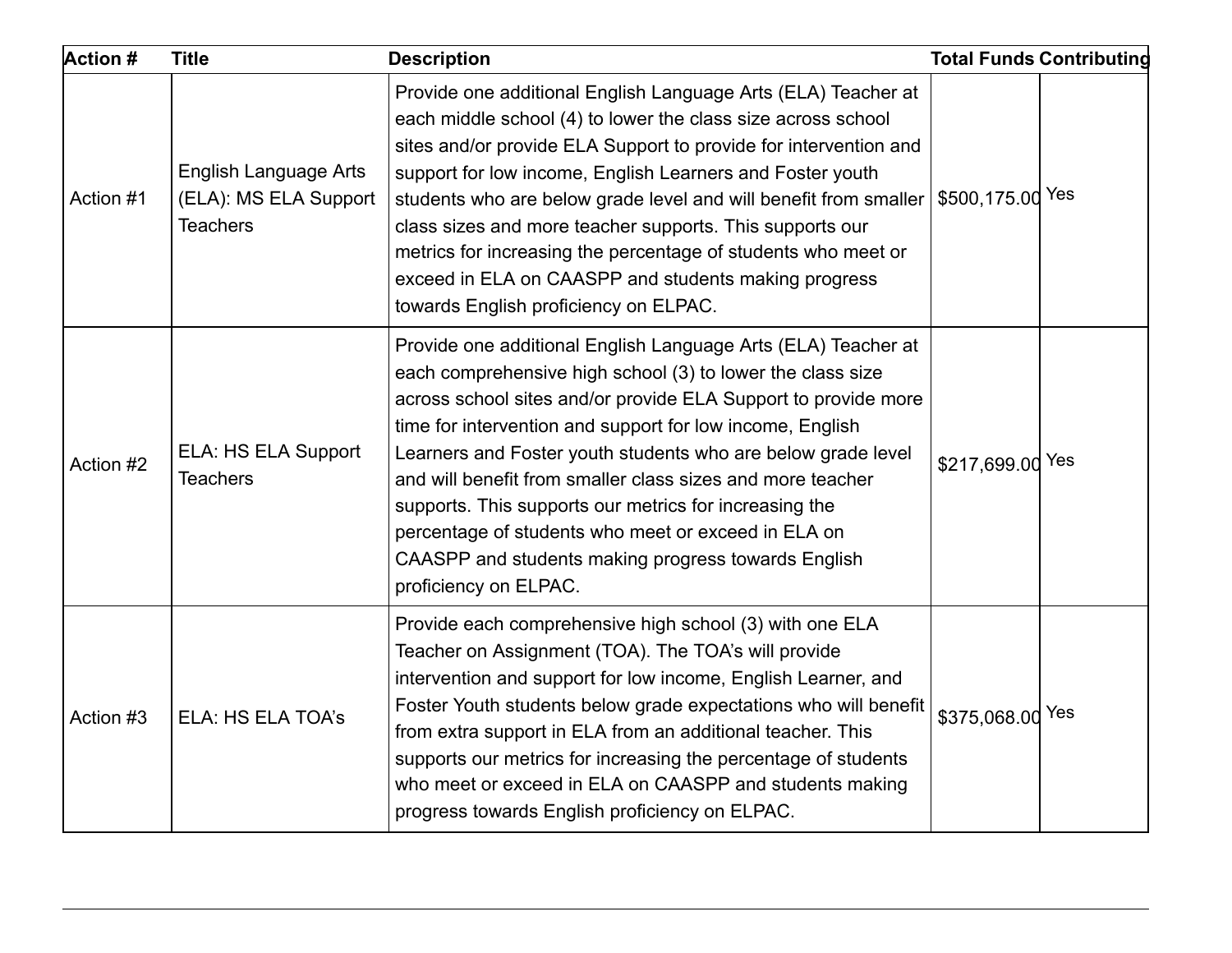| Action # | Title | Description | Total Funds | Contributing |
|---|---|---|---|---|
| Action #1 | English Language Arts (ELA): MS ELA Support Teachers | Provide one additional English Language Arts (ELA) Teacher at each middle school (4) to lower the class size across school sites and/or provide ELA Support to provide for intervention and support for low income, English Learners and Foster youth students who are below grade level and will benefit from smaller class sizes and more teacher supports. This supports our metrics for increasing the percentage of students who meet or exceed in ELA on CAASPP and students making progress towards English proficiency on ELPAC. | $500,175.00 | Yes |
| Action #2 | ELA: HS ELA Support Teachers | Provide one additional English Language Arts (ELA) Teacher at each comprehensive high school (3) to lower the class size across school sites and/or provide ELA Support to provide more time for intervention and support for low income, English Learners and Foster youth students who are below grade level and will benefit from smaller class sizes and more teacher supports. This supports our metrics for increasing the percentage of students who meet or exceed in ELA on CAASPP and students making progress towards English proficiency on ELPAC. | $217,699.00 | Yes |
| Action #3 | ELA: HS ELA TOA's | Provide each comprehensive high school (3) with one ELA Teacher on Assignment (TOA). The TOA's will provide intervention and support for low income, English Learner, and Foster Youth students below grade expectations who will benefit from extra support in ELA from an additional teacher. This supports our metrics for increasing the percentage of students who meet or exceed in ELA on CAASPP and students making progress towards English proficiency on ELPAC. | $375,068.00 | Yes |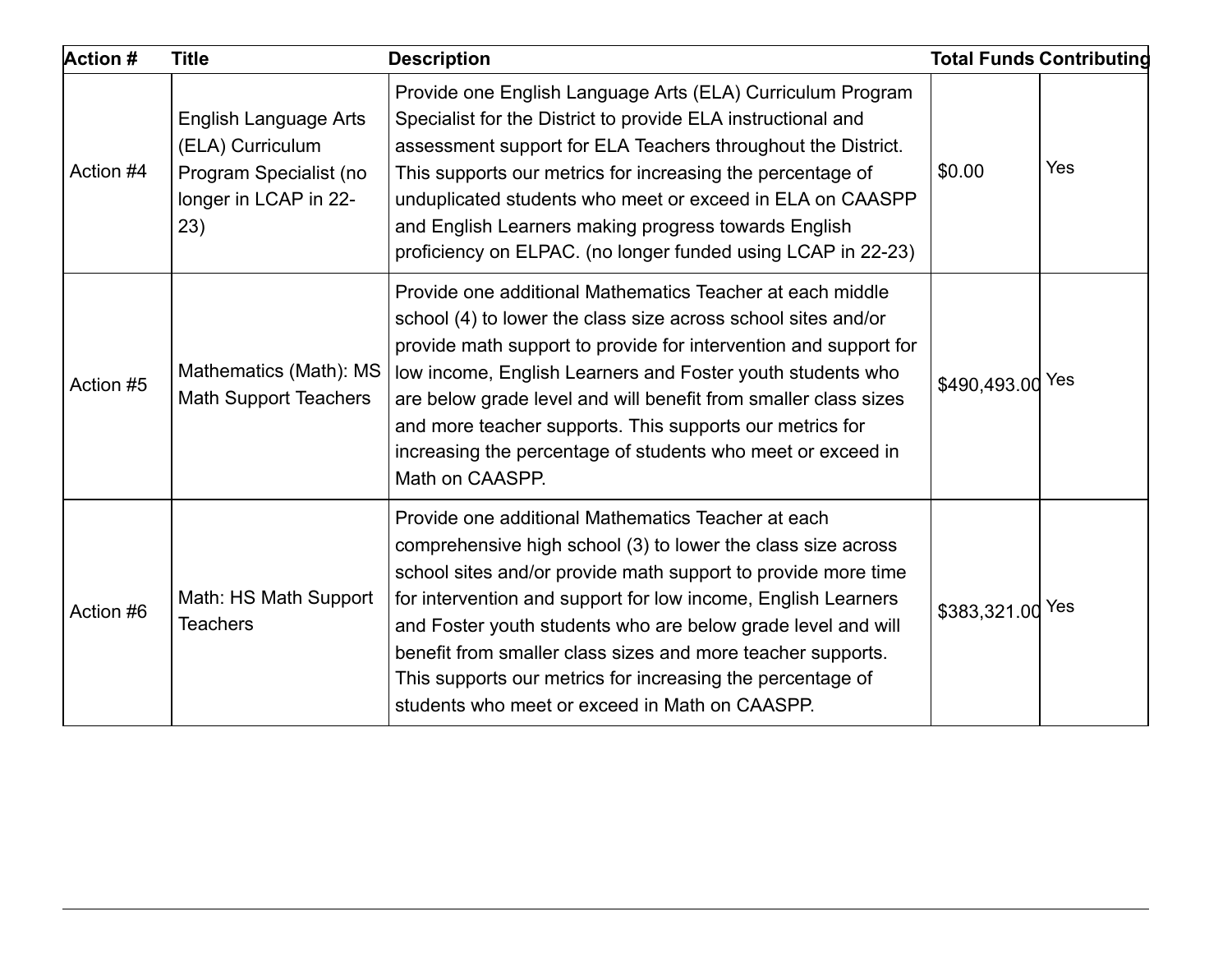| Action # | Title | Description | Total Funds | Contributing |
| --- | --- | --- | --- | --- |
| Action #4 | English Language Arts (ELA) Curriculum Program Specialist (no longer in LCAP in 22-23) | Provide one English Language Arts (ELA) Curriculum Program Specialist for the District to provide ELA instructional and assessment support for ELA Teachers throughout the District. This supports our metrics for increasing the percentage of unduplicated students who meet or exceed in ELA on CAASPP and English Learners making progress towards English proficiency on ELPAC. (no longer funded using LCAP in 22-23) | $0.00 | Yes |
| Action #5 | Mathematics (Math): MS Math Support Teachers | Provide one additional Mathematics Teacher at each middle school (4) to lower the class size across school sites and/or provide math support to provide for intervention and support for low income, English Learners and Foster youth students who are below grade level and will benefit from smaller class sizes and more teacher supports. This supports our metrics for increasing the percentage of students who meet or exceed in Math on CAASPP. | $490,493.00 | Yes |
| Action #6 | Math: HS Math Support Teachers | Provide one additional Mathematics Teacher at each comprehensive high school (3) to lower the class size across school sites and/or provide math support to provide more time for intervention and support for low income, English Learners and Foster youth students who are below grade level and will benefit from smaller class sizes and more teacher supports. This supports our metrics for increasing the percentage of students who meet or exceed in Math on CAASPP. | $383,321.00 | Yes |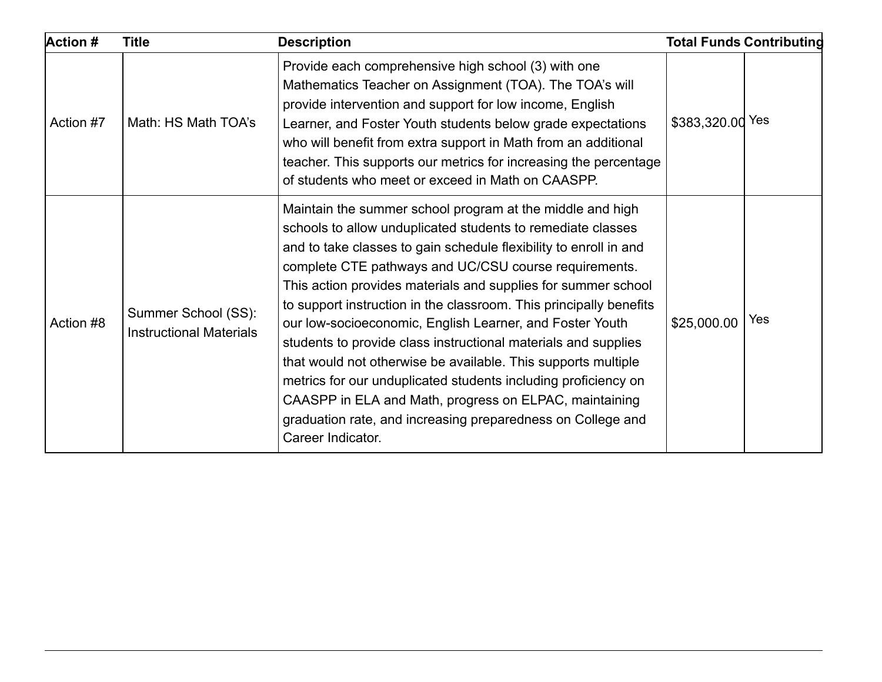| Action # | Title | Description | Total Funds | Contributing |
| --- | --- | --- | --- | --- |
| Action #7 | Math: HS Math TOA's | Provide each comprehensive high school (3) with one Mathematics Teacher on Assignment (TOA). The TOA's will provide intervention and support for low income, English Learner, and Foster Youth students below grade expectations who will benefit from extra support in Math from an additional teacher. This supports our metrics for increasing the percentage of students who meet or exceed in Math on CAASPP. | $383,320.00 | Yes |
| Action #8 | Summer School (SS): Instructional Materials | Maintain the summer school program at the middle and high schools to allow unduplicated students to remediate classes and to take classes to gain schedule flexibility to enroll in and complete CTE pathways and UC/CSU course requirements. This action provides materials and supplies for summer school to support instruction in the classroom. This principally benefits our low-socioeconomic, English Learner, and Foster Youth students to provide class instructional materials and supplies that would not otherwise be available. This supports multiple metrics for our unduplicated students including proficiency on CAASPP in ELA and Math, progress on ELPAC, maintaining graduation rate, and increasing preparedness on College and Career Indicator. | $25,000.00 | Yes |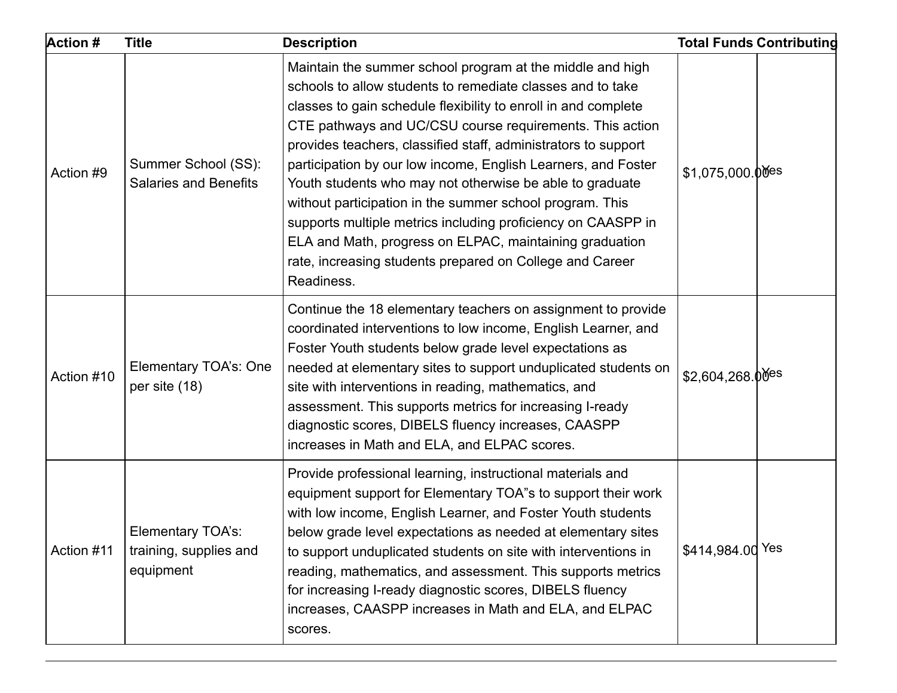| Action # | Title | Description | Total Funds | Contributing |
|---|---|---|---|---|
| Action #9 | Summer School (SS): Salaries and Benefits | Maintain the summer school program at the middle and high schools to allow students to remediate classes and to take classes to gain schedule flexibility to enroll in and complete CTE pathways and UC/CSU course requirements. This action provides teachers, classified staff, administrators to support participation by our low income, English Learners, and Foster Youth students who may not otherwise be able to graduate without participation in the summer school program. This supports multiple metrics including proficiency on CAASPP in ELA and Math, progress on ELPAC, maintaining graduation rate, increasing students prepared on College and Career Readiness. | $1,075,000.00 | Yes |
| Action #10 | Elementary TOA's: One per site (18) | Continue the 18 elementary teachers on assignment to provide coordinated interventions to low income, English Learner, and Foster Youth students below grade level expectations as needed at elementary sites to support unduplicated students on site with interventions in reading, mathematics, and assessment. This supports metrics for increasing I-ready diagnostic scores, DIBELS fluency increases, CAASPP increases in Math and ELA, and ELPAC scores. | $2,604,268.00 | Yes |
| Action #11 | Elementary TOA's: training, supplies and equipment | Provide professional learning, instructional materials and equipment support for Elementary TOA"s to support their work with low income, English Learner, and Foster Youth students below grade level expectations as needed at elementary sites to support unduplicated students on site with interventions in reading, mathematics, and assessment. This supports metrics for increasing I-ready diagnostic scores, DIBELS fluency increases, CAASPP increases in Math and ELA, and ELPAC scores. | $414,984.00 | Yes |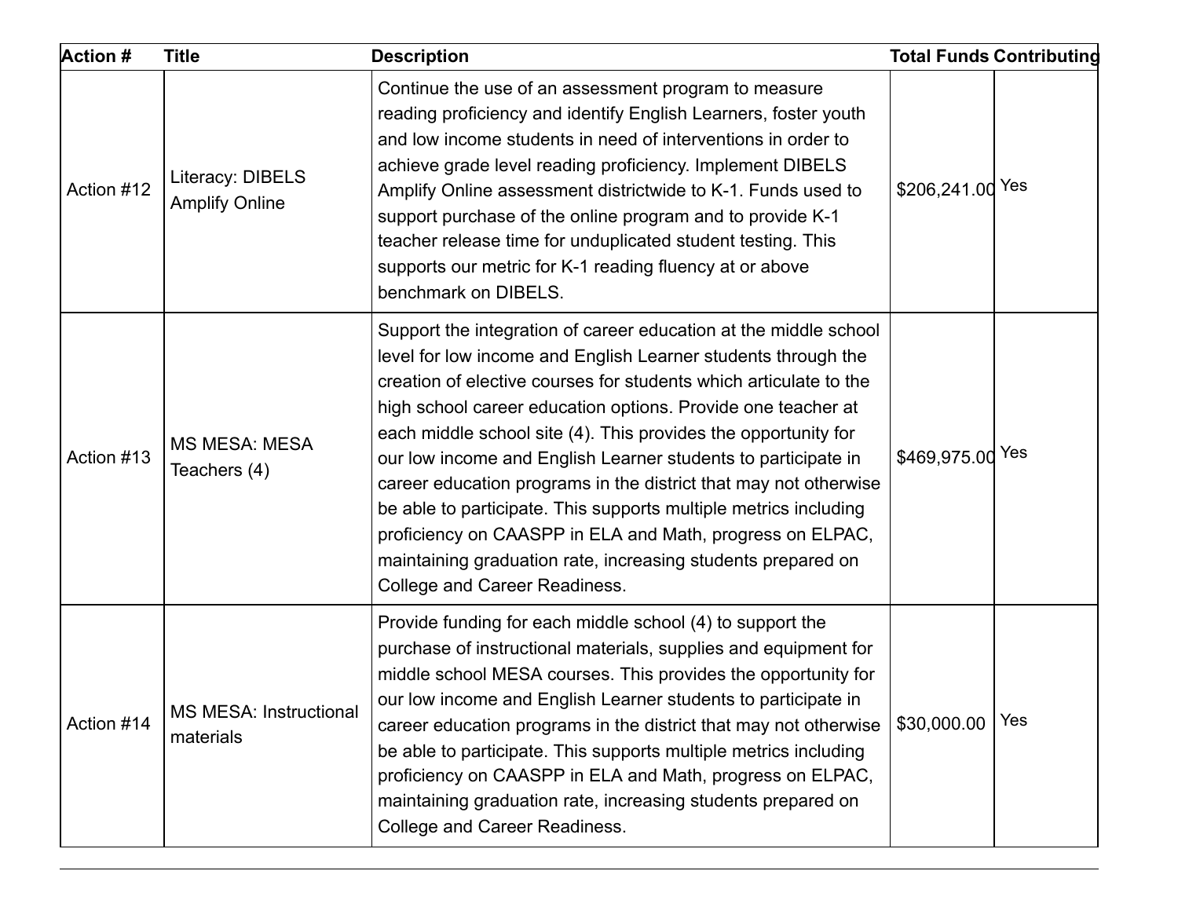| Action # | Title | Description | Total Funds | Contributing |
|---|---|---|---|---|
| Action #12 | Literacy: DIBELS Amplify Online | Continue the use of an assessment program to measure reading proficiency and identify English Learners, foster youth and low income students in need of interventions in order to achieve grade level reading proficiency. Implement DIBELS Amplify Online assessment districtwide to K-1. Funds used to support purchase of the online program and to provide K-1 teacher release time for unduplicated student testing. This supports our metric for K-1 reading fluency at or above benchmark on DIBELS. | $206,241.00 | Yes |
| Action #13 | MS MESA: MESA Teachers (4) | Support the integration of career education at the middle school level for low income and English Learner students through the creation of elective courses for students which articulate to the high school career education options. Provide one teacher at each middle school site (4). This provides the opportunity for our low income and English Learner students to participate in career education programs in the district that may not otherwise be able to participate. This supports multiple metrics including proficiency on CAASPP in ELA and Math, progress on ELPAC, maintaining graduation rate, increasing students prepared on College and Career Readiness. | $469,975.00 | Yes |
| Action #14 | MS MESA: Instructional materials | Provide funding for each middle school (4) to support the purchase of instructional materials, supplies and equipment for middle school MESA courses. This provides the opportunity for our low income and English Learner students to participate in career education programs in the district that may not otherwise be able to participate. This supports multiple metrics including proficiency on CAASPP in ELA and Math, progress on ELPAC, maintaining graduation rate, increasing students prepared on College and Career Readiness. | $30,000.00 | Yes |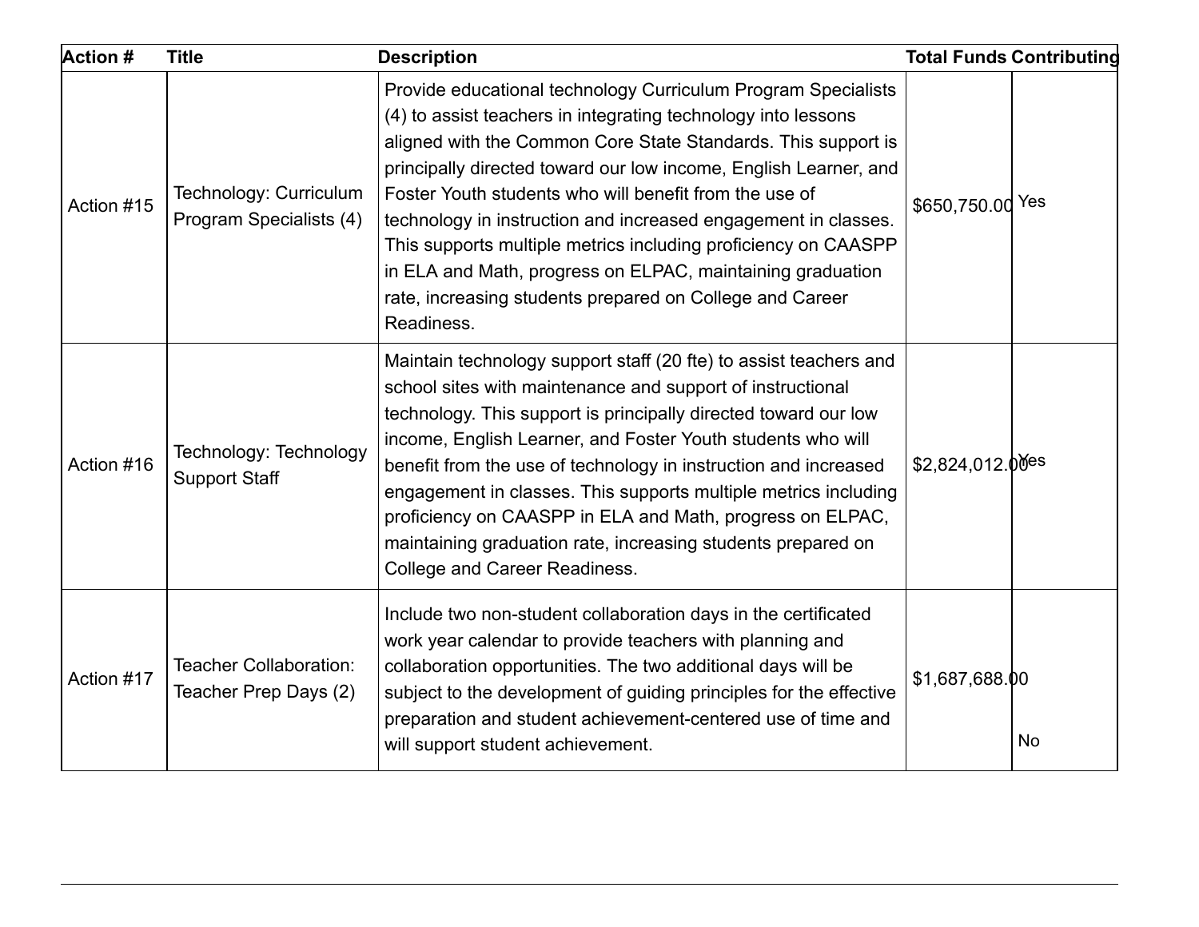| Action # | Title | Description | Total Funds | Contributing |
| --- | --- | --- | --- | --- |
| Action #15 | Technology: Curriculum Program Specialists (4) | Provide educational technology Curriculum Program Specialists (4) to assist teachers in integrating technology into lessons aligned with the Common Core State Standards. This support is principally directed toward our low income, English Learner, and Foster Youth students who will benefit from the use of technology in instruction and increased engagement in classes. This supports multiple metrics including proficiency on CAASPP in ELA and Math, progress on ELPAC, maintaining graduation rate, increasing students prepared on College and Career Readiness. | $650,750.00 | Yes |
| Action #16 | Technology: Technology Support Staff | Maintain technology support staff (20 fte) to assist teachers and school sites with maintenance and support of instructional technology. This support is principally directed toward our low income, English Learner, and Foster Youth students who will benefit from the use of technology in instruction and increased engagement in classes. This supports multiple metrics including proficiency on CAASPP in ELA and Math, progress on ELPAC, maintaining graduation rate, increasing students prepared on College and Career Readiness. | $2,824,012.00 | Yes |
| Action #17 | Teacher Collaboration: Teacher Prep Days (2) | Include two non-student collaboration days in the certificated work year calendar to provide teachers with planning and collaboration opportunities. The two additional days will be subject to the development of guiding principles for the effective preparation and student achievement-centered use of time and will support student achievement. | $1,687,688.00 | No |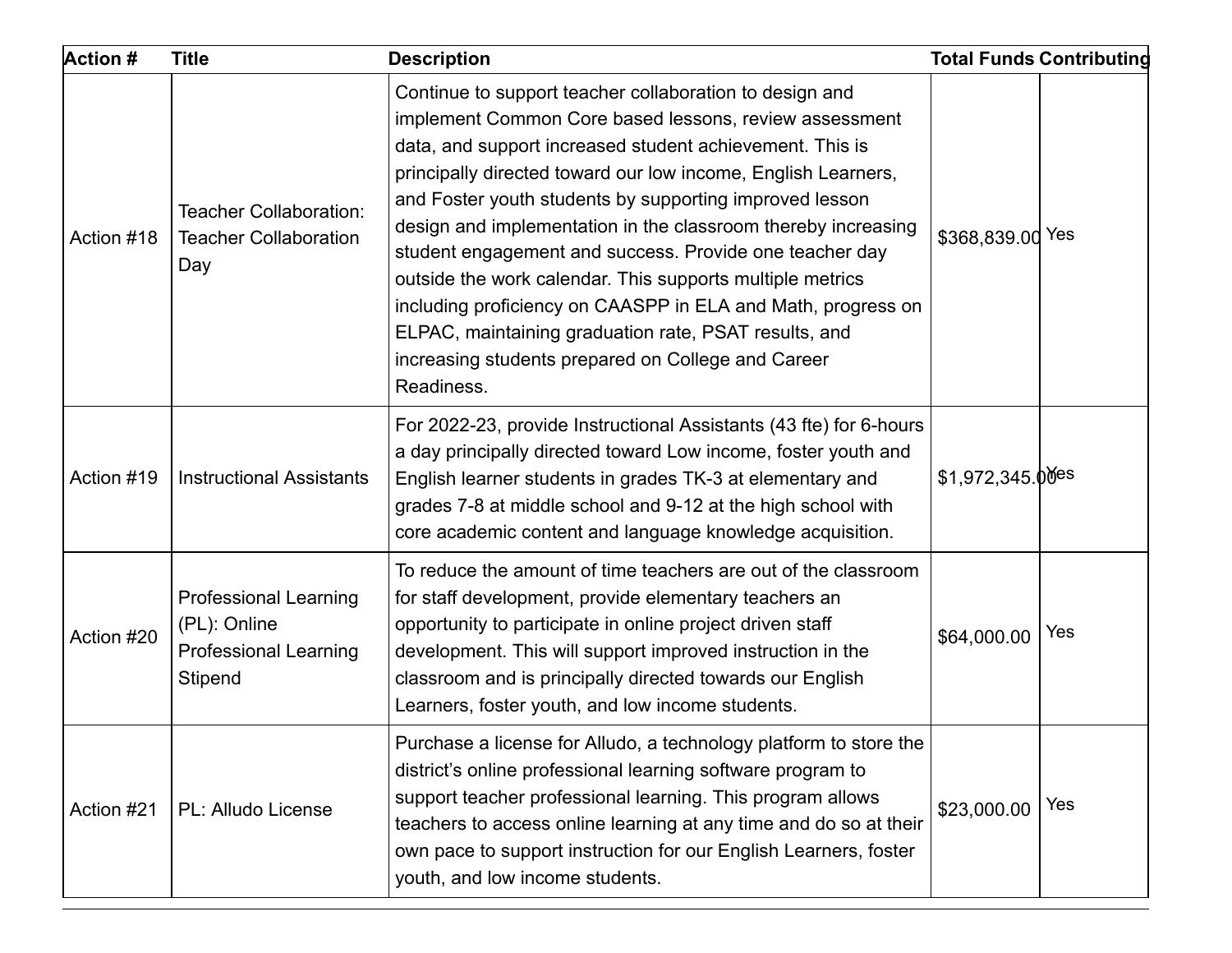| Action # | Title | Description | Total Funds | Contributing |
| --- | --- | --- | --- | --- |
| Action #18 | Teacher Collaboration: Teacher Collaboration Day | Continue to support teacher collaboration to design and implement Common Core based lessons, review assessment data, and support increased student achievement. This is principally directed toward our low income, English Learners, and Foster youth students by supporting improved lesson design and implementation in the classroom thereby increasing student engagement and success. Provide one teacher day outside the work calendar. This supports multiple metrics including proficiency on CAASPP in ELA and Math, progress on ELPAC, maintaining graduation rate, PSAT results, and increasing students prepared on College and Career Readiness. | $368,839.00 | Yes |
| Action #19 | Instructional Assistants | For 2022-23, provide Instructional Assistants (43 fte) for 6-hours a day principally directed toward Low income, foster youth and English learner students in grades TK-3 at elementary and grades 7-8 at middle school and 9-12 at the high school with core academic content and language knowledge acquisition. | $1,972,345.00 | Yes |
| Action #20 | Professional Learning (PL): Online Professional Learning Stipend | To reduce the amount of time teachers are out of the classroom for staff development, provide elementary teachers an opportunity to participate in online project driven staff development. This will support improved instruction in the classroom and is principally directed towards our English Learners, foster youth, and low income students. | $64,000.00 | Yes |
| Action #21 | PL: Alludo License | Purchase a license for Alludo, a technology platform to store the district's online professional learning software program to support teacher professional learning. This program allows teachers to access online learning at any time and do so at their own pace to support instruction for our English Learners, foster youth, and low income students. | $23,000.00 | Yes |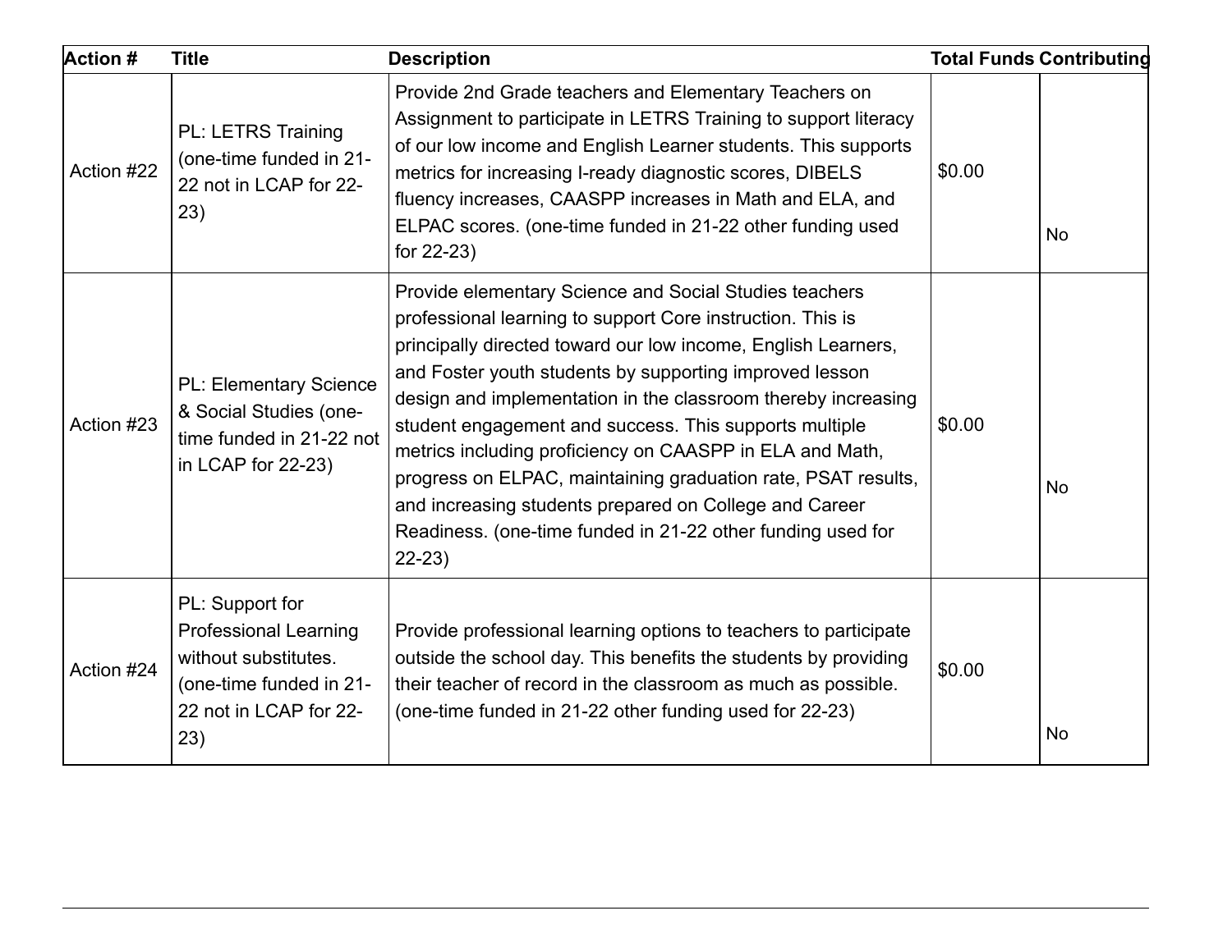| Action # | Title | Description | Total Funds | Contributing |
|---|---|---|---|---|
| Action #22 | PL: LETRS Training (one-time funded in 21-22 not in LCAP for 22-23) | Provide 2nd Grade teachers and Elementary Teachers on Assignment to participate in LETRS Training to support literacy of our low income and English Learner students. This supports metrics for increasing I-ready diagnostic scores, DIBELS fluency increases, CAASPP increases in Math and ELA, and ELPAC scores. (one-time funded in 21-22 other funding used for 22-23) | $0.00 | No |
| Action #23 | PL: Elementary Science & Social Studies (one-time funded in 21-22 not in LCAP for 22-23) | Provide elementary Science and Social Studies teachers professional learning to support Core instruction. This is principally directed toward our low income, English Learners, and Foster youth students by supporting improved lesson design and implementation in the classroom thereby increasing student engagement and success. This supports multiple metrics including proficiency on CAASPP in ELA and Math, progress on ELPAC, maintaining graduation rate, PSAT results, and increasing students prepared on College and Career Readiness. (one-time funded in 21-22 other funding used for 22-23) | $0.00 | No |
| Action #24 | PL: Support for Professional Learning without substitutes. (one-time funded in 21-22 not in LCAP for 22-23) | Provide professional learning options to teachers to participate outside the school day. This benefits the students by providing their teacher of record in the classroom as much as possible. (one-time funded in 21-22 other funding used for 22-23) | $0.00 | No |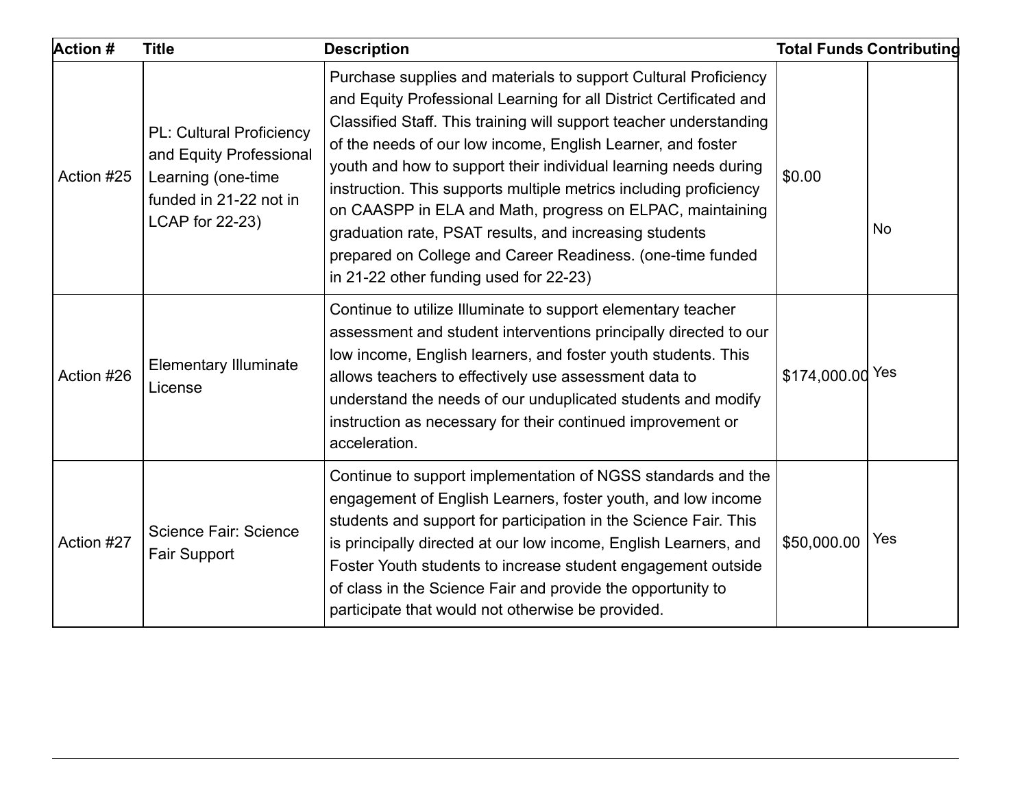| Action # | Title | Description | Total Funds | Contributing |
|---|---|---|---|---|
| Action #25 | PL: Cultural Proficiency and Equity Professional Learning (one-time funded in 21-22 not in LCAP for 22-23) | Purchase supplies and materials to support Cultural Proficiency and Equity Professional Learning for all District Certificated and Classified Staff. This training will support teacher understanding of the needs of our low income, English Learner, and foster youth and how to support their individual learning needs during instruction. This supports multiple metrics including proficiency on CAASPP in ELA and Math, progress on ELPAC, maintaining graduation rate, PSAT results, and increasing students prepared on College and Career Readiness. (one-time funded in 21-22 other funding used for 22-23) | $0.00 | No |
| Action #26 | Elementary Illuminate License | Continue to utilize Illuminate to support elementary teacher assessment and student interventions principally directed to our low income, English learners, and foster youth students. This allows teachers to effectively use assessment data to understand the needs of our unduplicated students and modify instruction as necessary for their continued improvement or acceleration. | $174,000.00 | Yes |
| Action #27 | Science Fair: Science Fair Support | Continue to support implementation of NGSS standards and the engagement of English Learners, foster youth, and low income students and support for participation in the Science Fair. This is principally directed at our low income, English Learners, and Foster Youth students to increase student engagement outside of class in the Science Fair and provide the opportunity to participate that would not otherwise be provided. | $50,000.00 | Yes |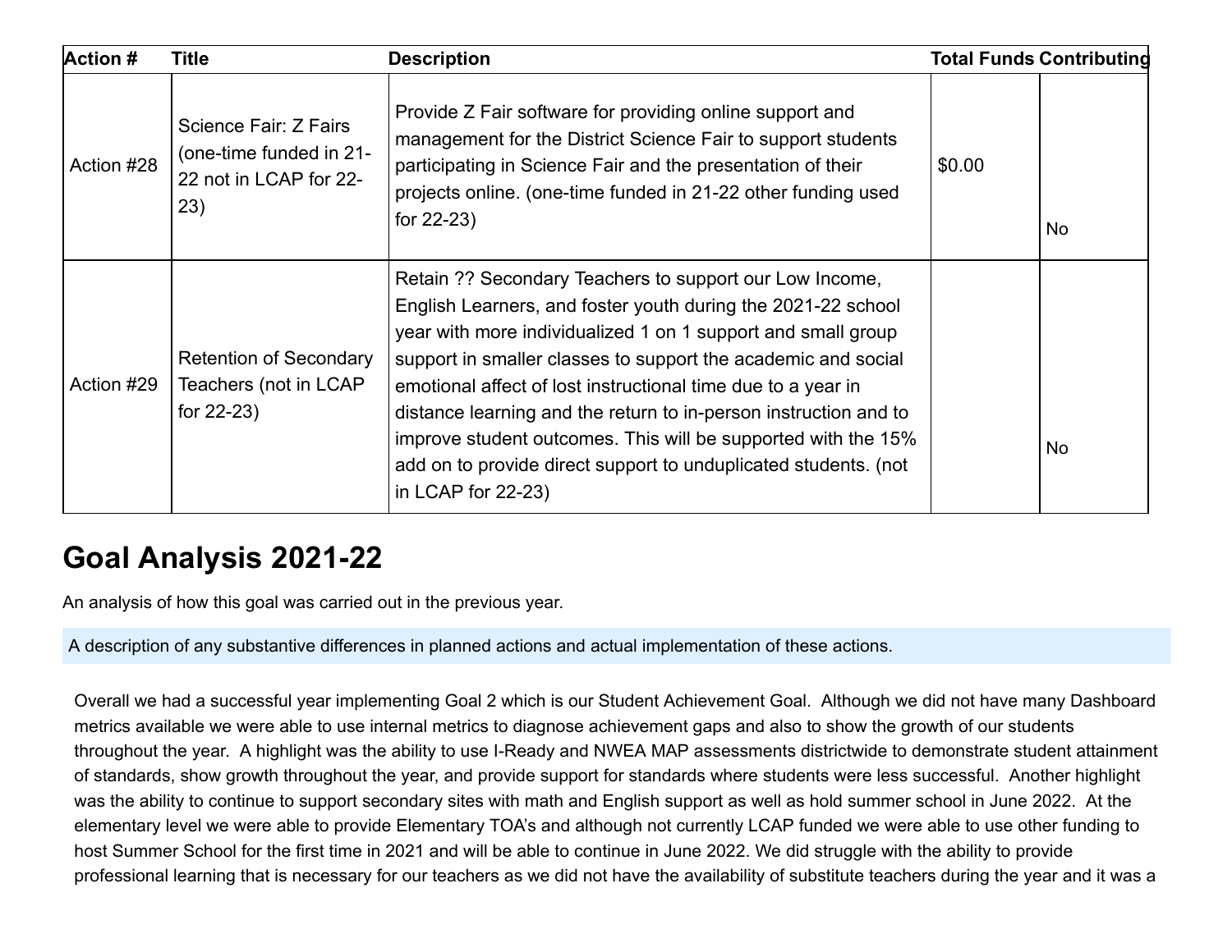| Action # | Title | Description | Total Funds | Contributing |
|---|---|---|---|---|
| Action #28 | Science Fair: Z Fairs (one-time funded in 21-22 not in LCAP for 22-23) | Provide Z Fair software for providing online support and management for the District Science Fair to support students participating in Science Fair and the presentation of their projects online. (one-time funded in 21-22 other funding used for 22-23) | $0.00 | No |
| Action #29 | Retention of Secondary Teachers (not in LCAP for 22-23) | Retain ?? Secondary Teachers to support our Low Income, English Learners, and foster youth during the 2021-22 school year with more individualized 1 on 1 support and small group support in smaller classes to support the academic and social emotional affect of lost instructional time due to a year in distance learning and the return to in-person instruction and to improve student outcomes. This will be supported with the 15% add on to provide direct support to unduplicated students. (not in LCAP for 22-23) | | No |

## Goal Analysis 2021-22

An analysis of how this goal was carried out in the previous year.

A description of any substantive differences in planned actions and actual implementation of these actions.

Overall we had a successful year implementing Goal 2 which is our Student Achievement Goal. Although we did not have many Dashboard metrics available we were able to use internal metrics to diagnose achievement gaps and also to show the growth of our students throughout the year. A highlight was the ability to use I-Ready and NWEA MAP assessments districtwide to demonstrate student attainment of standards, show growth throughout the year, and provide support for standards where students were less successful. Another highlight was the ability to continue to support secondary sites with math and English support as well as hold summer school in June 2022. At the elementary level we were able to provide Elementary TOA's and although not currently LCAP funded we were able to use other funding to host Summer School for the first time in 2021 and will be able to continue in June 2022. We did struggle with the ability to provide professional learning that is necessary for our teachers as we did not have the availability of substitute teachers during the year and it was a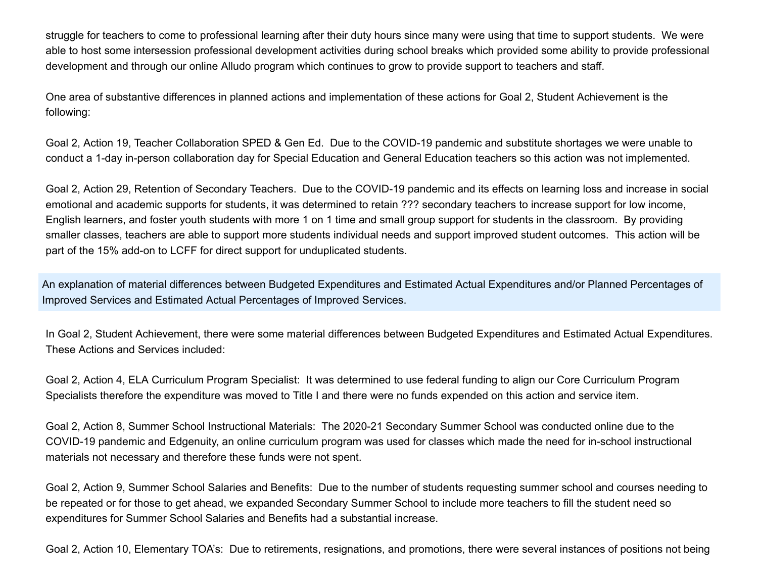struggle for teachers to come to professional learning after their duty hours since many were using that time to support students. We were able to host some intersession professional development activities during school breaks which provided some ability to provide professional development and through our online Alludo program which continues to grow to provide support to teachers and staff.

One area of substantive differences in planned actions and implementation of these actions for Goal 2, Student Achievement is the following:

Goal 2, Action 19, Teacher Collaboration SPED & Gen Ed. Due to the COVID-19 pandemic and substitute shortages we were unable to conduct a 1-day in-person collaboration day for Special Education and General Education teachers so this action was not implemented.

Goal 2, Action 29, Retention of Secondary Teachers. Due to the COVID-19 pandemic and its effects on learning loss and increase in social emotional and academic supports for students, it was determined to retain ??? secondary teachers to increase support for low income, English learners, and foster youth students with more 1 on 1 time and small group support for students in the classroom. By providing smaller classes, teachers are able to support more students individual needs and support improved student outcomes. This action will be part of the 15% add-on to LCFF for direct support for unduplicated students.

An explanation of material differences between Budgeted Expenditures and Estimated Actual Expenditures and/or Planned Percentages of Improved Services and Estimated Actual Percentages of Improved Services.

In Goal 2, Student Achievement, there were some material differences between Budgeted Expenditures and Estimated Actual Expenditures. These Actions and Services included:

Goal 2, Action 4, ELA Curriculum Program Specialist: It was determined to use federal funding to align our Core Curriculum Program Specialists therefore the expenditure was moved to Title I and there were no funds expended on this action and service item.

Goal 2, Action 8, Summer School Instructional Materials: The 2020-21 Secondary Summer School was conducted online due to the COVID-19 pandemic and Edgenuity, an online curriculum program was used for classes which made the need for in-school instructional materials not necessary and therefore these funds were not spent.

Goal 2, Action 9, Summer School Salaries and Benefits: Due to the number of students requesting summer school and courses needing to be repeated or for those to get ahead, we expanded Secondary Summer School to include more teachers to fill the student need so expenditures for Summer School Salaries and Benefits had a substantial increase.

Goal 2, Action 10, Elementary TOA's: Due to retirements, resignations, and promotions, there were several instances of positions not being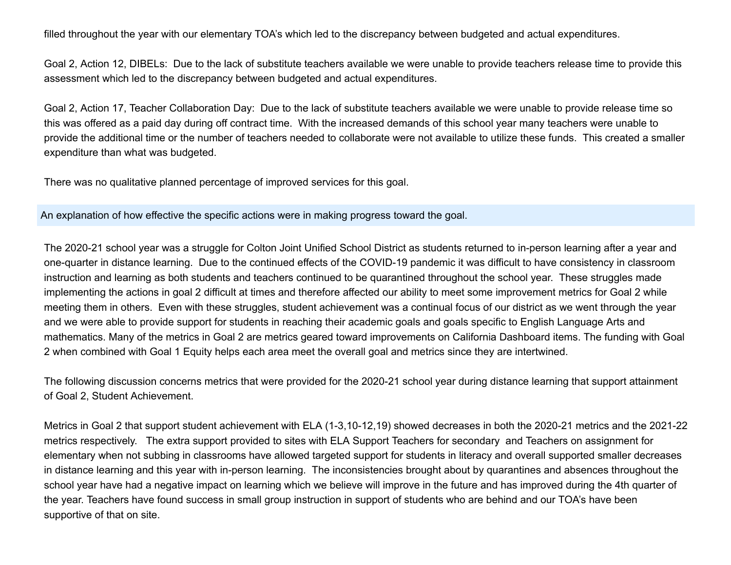filled throughout the year with our elementary TOA's which led to the discrepancy between budgeted and actual expenditures.

Goal 2, Action 12, DIBELs: Due to the lack of substitute teachers available we were unable to provide teachers release time to provide this assessment which led to the discrepancy between budgeted and actual expenditures.

Goal 2, Action 17, Teacher Collaboration Day: Due to the lack of substitute teachers available we were unable to provide release time so this was offered as a paid day during off contract time. With the increased demands of this school year many teachers were unable to provide the additional time or the number of teachers needed to collaborate were not available to utilize these funds. This created a smaller expenditure than what was budgeted.

There was no qualitative planned percentage of improved services for this goal.

An explanation of how effective the specific actions were in making progress toward the goal.

The 2020-21 school year was a struggle for Colton Joint Unified School District as students returned to in-person learning after a year and one-quarter in distance learning. Due to the continued effects of the COVID-19 pandemic it was difficult to have consistency in classroom instruction and learning as both students and teachers continued to be quarantined throughout the school year. These struggles made implementing the actions in goal 2 difficult at times and therefore affected our ability to meet some improvement metrics for Goal 2 while meeting them in others. Even with these struggles, student achievement was a continual focus of our district as we went through the year and we were able to provide support for students in reaching their academic goals and goals specific to English Language Arts and mathematics. Many of the metrics in Goal 2 are metrics geared toward improvements on California Dashboard items. The funding with Goal 2 when combined with Goal 1 Equity helps each area meet the overall goal and metrics since they are intertwined.

The following discussion concerns metrics that were provided for the 2020-21 school year during distance learning that support attainment of Goal 2, Student Achievement.

Metrics in Goal 2 that support student achievement with ELA (1-3,10-12,19) showed decreases in both the 2020-21 metrics and the 2021-22 metrics respectively. The extra support provided to sites with ELA Support Teachers for secondary and Teachers on assignment for elementary when not subbing in classrooms have allowed targeted support for students in literacy and overall supported smaller decreases in distance learning and this year with in-person learning. The inconsistencies brought about by quarantines and absences throughout the school year have had a negative impact on learning which we believe will improve in the future and has improved during the 4th quarter of the year. Teachers have found success in small group instruction in support of students who are behind and our TOA's have been supportive of that on site.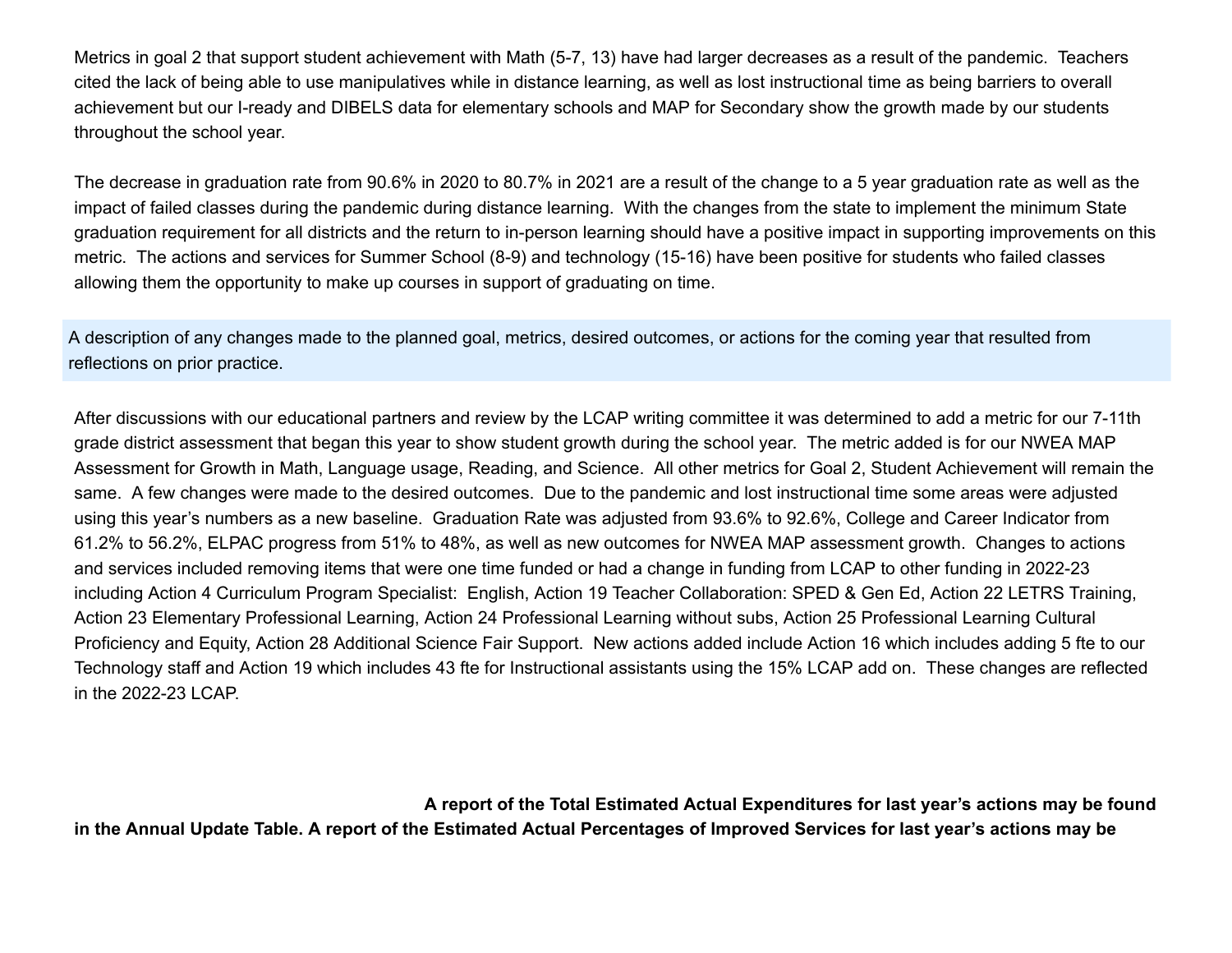Metrics in goal 2 that support student achievement with Math (5-7, 13) have had larger decreases as a result of the pandemic. Teachers cited the lack of being able to use manipulatives while in distance learning, as well as lost instructional time as being barriers to overall achievement but our I-ready and DIBELS data for elementary schools and MAP for Secondary show the growth made by our students throughout the school year.

The decrease in graduation rate from 90.6% in 2020 to 80.7% in 2021 are a result of the change to a 5 year graduation rate as well as the impact of failed classes during the pandemic during distance learning. With the changes from the state to implement the minimum State graduation requirement for all districts and the return to in-person learning should have a positive impact in supporting improvements on this metric. The actions and services for Summer School (8-9) and technology (15-16) have been positive for students who failed classes allowing them the opportunity to make up courses in support of graduating on time.

A description of any changes made to the planned goal, metrics, desired outcomes, or actions for the coming year that resulted from reflections on prior practice.

After discussions with our educational partners and review by the LCAP writing committee it was determined to add a metric for our 7-11th grade district assessment that began this year to show student growth during the school year. The metric added is for our NWEA MAP Assessment for Growth in Math, Language usage, Reading, and Science. All other metrics for Goal 2, Student Achievement will remain the same. A few changes were made to the desired outcomes. Due to the pandemic and lost instructional time some areas were adjusted using this year's numbers as a new baseline. Graduation Rate was adjusted from 93.6% to 92.6%, College and Career Indicator from 61.2% to 56.2%, ELPAC progress from 51% to 48%, as well as new outcomes for NWEA MAP assessment growth. Changes to actions and services included removing items that were one time funded or had a change in funding from LCAP to other funding in 2022-23 including Action 4 Curriculum Program Specialist: English, Action 19 Teacher Collaboration: SPED & Gen Ed, Action 22 LETRS Training, Action 23 Elementary Professional Learning, Action 24 Professional Learning without subs, Action 25 Professional Learning Cultural Proficiency and Equity, Action 28 Additional Science Fair Support. New actions added include Action 16 which includes adding 5 fte to our Technology staff and Action 19 which includes 43 fte for Instructional assistants using the 15% LCAP add on. These changes are reflected in the 2022-23 LCAP.

**A report of the Total Estimated Actual Expenditures for last year's actions may be found in the Annual Update Table. A report of the Estimated Actual Percentages of Improved Services for last year's actions may be**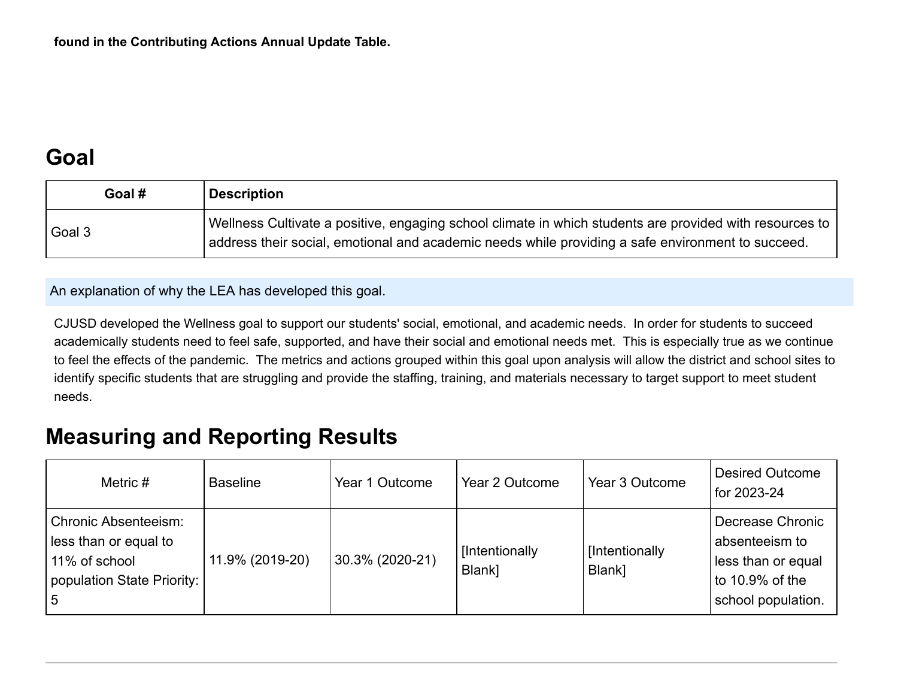**found in the Contributing Actions Annual Update Table.**

# Goal

| Goal # | Description |
| --- | --- |
| Goal 3 | Wellness Cultivate a positive, engaging school climate in which students are provided with resources to address their social, emotional and academic needs while providing a safe environment to succeed. |

An explanation of why the LEA has developed this goal.

CJUSD developed the Wellness goal to support our students' social, emotional, and academic needs. In order for students to succeed academically students need to feel safe, supported, and have their social and emotional needs met. This is especially true as we continue to feel the effects of the pandemic. The metrics and actions grouped within this goal upon analysis will allow the district and school sites to identify specific students that are struggling and provide the staffing, training, and materials necessary to target support to meet student needs.

# Measuring and Reporting Results

| Metric # | Baseline | Year 1 Outcome | Year 2 Outcome | Year 3 Outcome | Desired Outcome for 2023-24 |
| --- | --- | --- | --- | --- | --- |
| Chronic Absenteeism: less than or equal to 11% of school population State Priority: 5 | 11.9% (2019-20) | 30.3% (2020-21) | [Intentionally Blank] | [Intentionally Blank] | Decrease Chronic absenteeism to less than or equal to 10.9% of the school population. |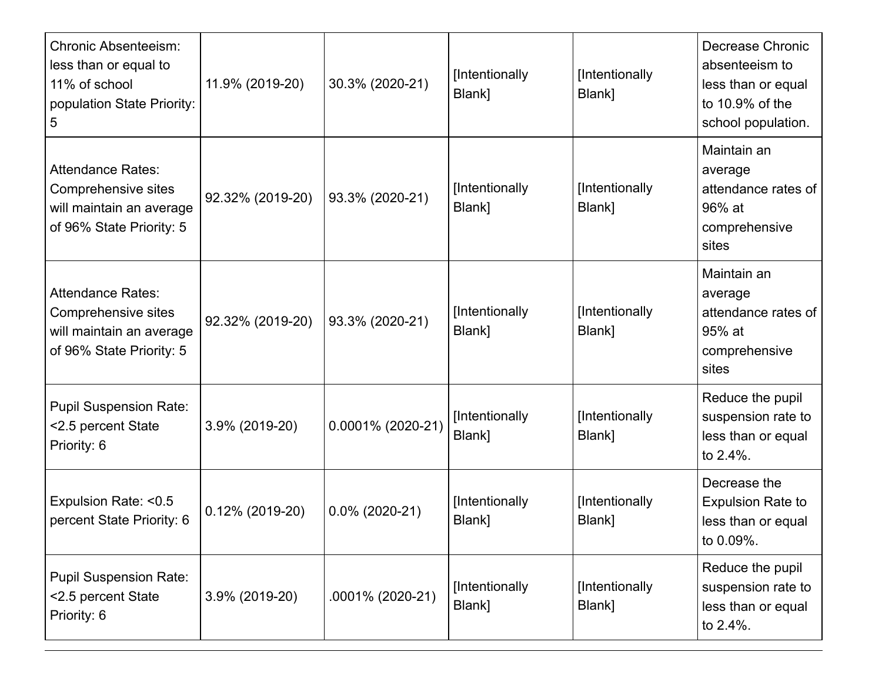| | | | | | |
|---|---|---|---|---|---|
| Chronic Absenteeism: less than or equal to 11% of school population State Priority: 5 | 11.9% (2019-20) | 30.3% (2020-21) | [Intentionally Blank] | [Intentionally Blank] | Decrease Chronic absenteeism to less than or equal to 10.9% of the school population. |
| Attendance Rates: Comprehensive sites will maintain an average of 96% State Priority: 5 | 92.32% (2019-20) | 93.3% (2020-21) | [Intentionally Blank] | [Intentionally Blank] | Maintain an average attendance rates of 96% at comprehensive sites |
| Attendance Rates: Comprehensive sites will maintain an average of 96% State Priority: 5 | 92.32% (2019-20) | 93.3% (2020-21) | [Intentionally Blank] | [Intentionally Blank] | Maintain an average attendance rates of 95% at comprehensive sites |
| Pupil Suspension Rate: <2.5 percent State Priority: 6 | 3.9% (2019-20) | 0.0001% (2020-21) | [Intentionally Blank] | [Intentionally Blank] | Reduce the pupil suspension rate to less than or equal to 2.4%. |
| Expulsion Rate: <0.5 percent State Priority: 6 | 0.12% (2019-20) | 0.0% (2020-21) | [Intentionally Blank] | [Intentionally Blank] | Decrease the Expulsion Rate to less than or equal to 0.09%. |
| Pupil Suspension Rate: <2.5 percent State Priority: 6 | 3.9% (2019-20) | .0001% (2020-21) | [Intentionally Blank] | [Intentionally Blank] | Reduce the pupil suspension rate to less than or equal to 2.4%. |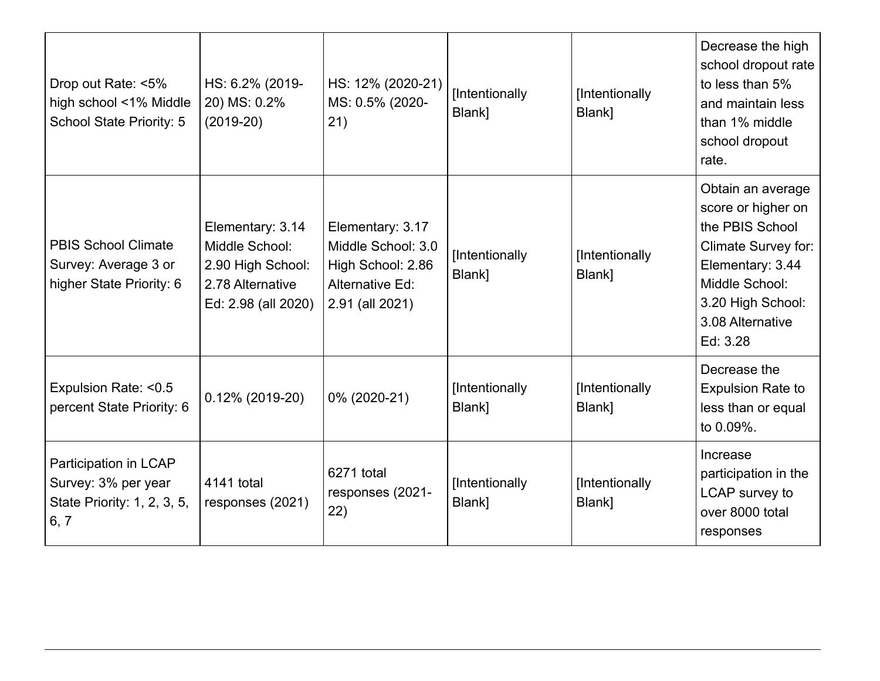| | | | | | |
|---|---|---|---|---|---|
| Drop out Rate: <5% high school <1% Middle School State Priority: 5 | HS: 6.2% (2019-20) MS: 0.2% (2019-20) | HS: 12% (2020-21) MS: 0.5% (2020-21) | [Intentionally Blank] | [Intentionally Blank] | Decrease the high school dropout rate to less than 5% and maintain less than 1% middle school dropout rate. |
| PBIS School Climate Survey: Average 3 or higher State Priority: 6 | Elementary: 3.14 Middle School: 2.90 High School: 2.78 Alternative Ed: 2.98 (all 2020) | Elementary: 3.17 Middle School: 3.0 High School: 2.86 Alternative Ed: 2.91 (all 2021) | [Intentionally Blank] | [Intentionally Blank] | Obtain an average score or higher on the PBIS School Climate Survey for: Elementary: 3.44 Middle School: 3.20 High School: 3.08 Alternative Ed: 3.28 |
| Expulsion Rate: <0.5 percent State Priority: 6 | 0.12% (2019-20) | 0% (2020-21) | [Intentionally Blank] | [Intentionally Blank] | Decrease the Expulsion Rate to less than or equal to 0.09%. |
| Participation in LCAP Survey: 3% per year State Priority: 1, 2, 3, 5, 6, 7 | 4141 total responses (2021) | 6271 total responses (2021-22) | [Intentionally Blank] | [Intentionally Blank] | Increase participation in the LCAP survey to over 8000 total responses |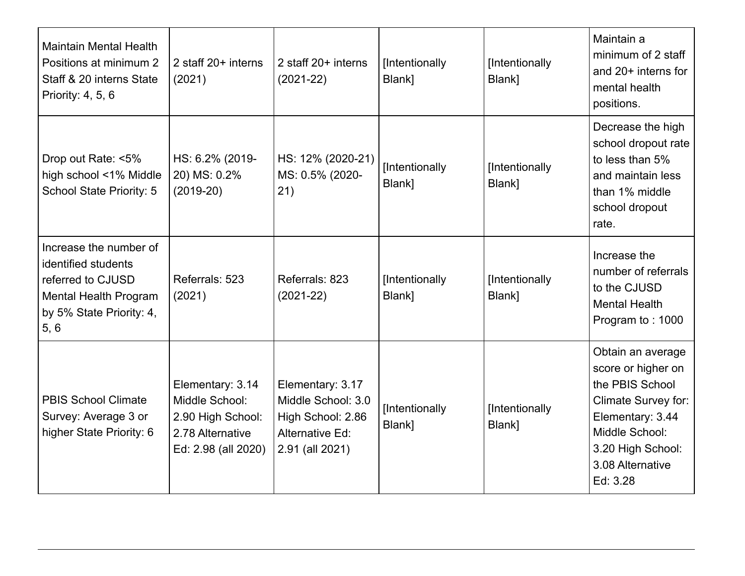| Maintain Mental Health Positions at minimum 2 Staff & 20 interns State Priority: 4, 5, 6 | 2 staff 20+ interns (2021) | 2 staff 20+ interns (2021-22) | [Intentionally Blank] | [Intentionally Blank] | Maintain a minimum of 2 staff and 20+ interns for mental health positions. |
|---|---|---|---|---|---|
| Drop out Rate: <5% high school <1% Middle School State Priority: 5 | HS: 6.2% (2019-20) MS: 0.2% (2019-20) | HS: 12% (2020-21) MS: 0.5% (2020-21) | [Intentionally Blank] | [Intentionally Blank] | Decrease the high school dropout rate to less than 5% and maintain less than 1% middle school dropout rate. |
| Increase the number of identified students referred to CJUSD Mental Health Program by 5% State Priority: 4, 5, 6 | Referrals: 523 (2021) | Referrals: 823 (2021-22) | [Intentionally Blank] | [Intentionally Blank] | Increase the number of referrals to the CJUSD Mental Health Program to : 1000 |
| PBIS School Climate Survey: Average 3 or higher State Priority: 6 | Elementary: 3.14 Middle School: 2.90 High School: 2.78 Alternative Ed: 2.98 (all 2020) | Elementary: 3.17 Middle School: 3.0 High School: 2.86 Alternative Ed: 2.91 (all 2021) | [Intentionally Blank] | [Intentionally Blank] | Obtain an average score or higher on the PBIS School Climate Survey for: Elementary: 3.44 Middle School: 3.20 High School: 3.08 Alternative Ed: 3.28 |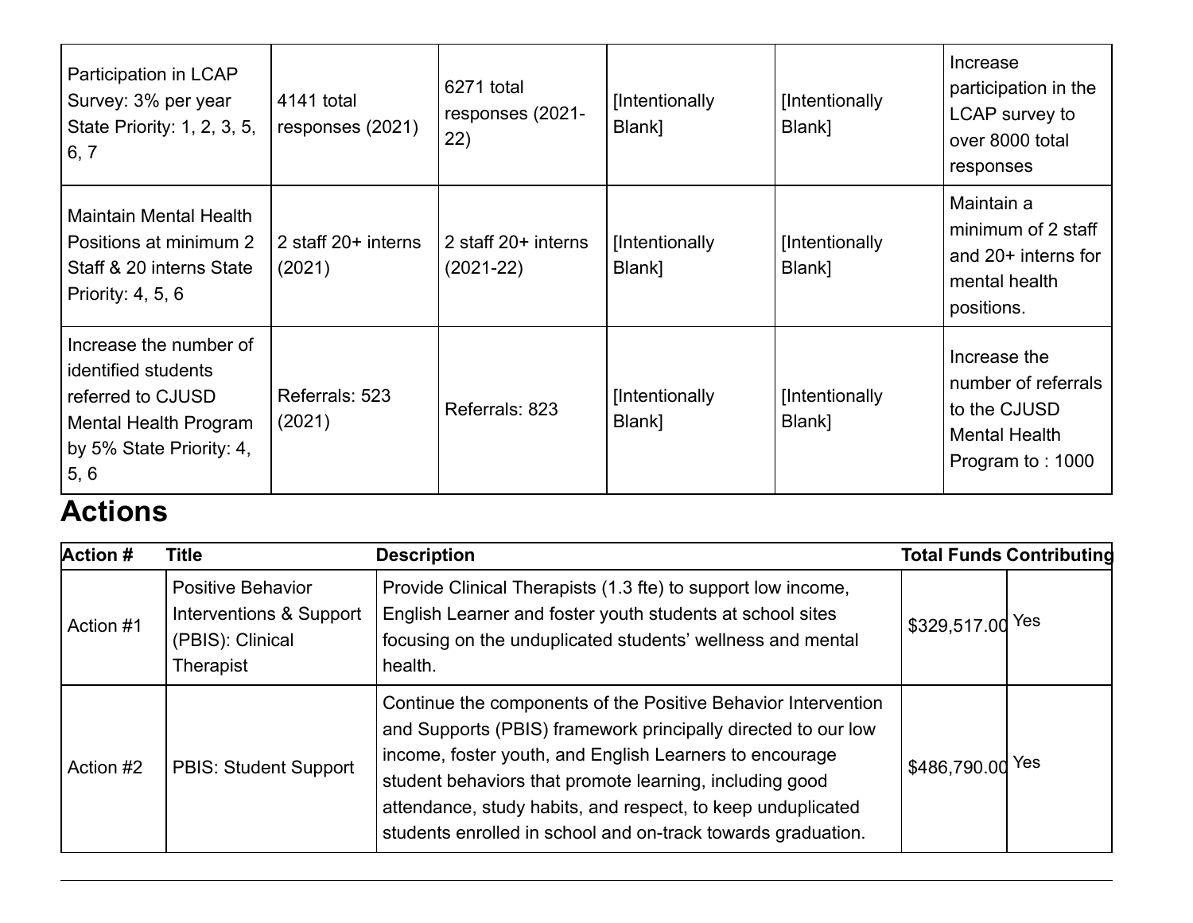| Participation in LCAP Survey: 3% per year State Priority: 1, 2, 3, 5, 6, 7 | 4141 total responses (2021) | 6271 total responses (2021-22) | [Intentionally Blank] | [Intentionally Blank] | Increase participation in the LCAP survey to over 8000 total responses |
|---|---|---|---|---|---|
| Maintain Mental Health Positions at minimum 2 Staff & 20 interns State Priority: 4, 5, 6 | 2 staff 20+ interns (2021) | 2 staff 20+ interns (2021-22) | [Intentionally Blank] | [Intentionally Blank] | Maintain a minimum of 2 staff and 20+ interns for mental health positions. |
| Increase the number of identified students referred to CJUSD Mental Health Program by 5% State Priority: 4, 5, 6 | Referrals: 523 (2021) | Referrals: 823 | [Intentionally Blank] | [Intentionally Blank] | Increase the number of referrals to the CJUSD Mental Health Program to : 1000 |

## Actions

| Action # | Title | Description | Total Funds | Contributing |
|---|---|---|---|---|
| Action #1 | Positive Behavior Interventions & Support (PBIS): Clinical Therapist | Provide Clinical Therapists (1.3 fte) to support low income, English Learner and foster youth students at school sites focusing on the unduplicated students' wellness and mental health. | $329,517.00 | Yes |
| Action #2 | PBIS: Student Support | Continue the components of the Positive Behavior Intervention and Supports (PBIS) framework principally directed to our low income, foster youth, and English Learners to encourage student behaviors that promote learning, including good attendance, study habits, and respect, to keep unduplicated students enrolled in school and on-track towards graduation. | $486,790.00 | Yes |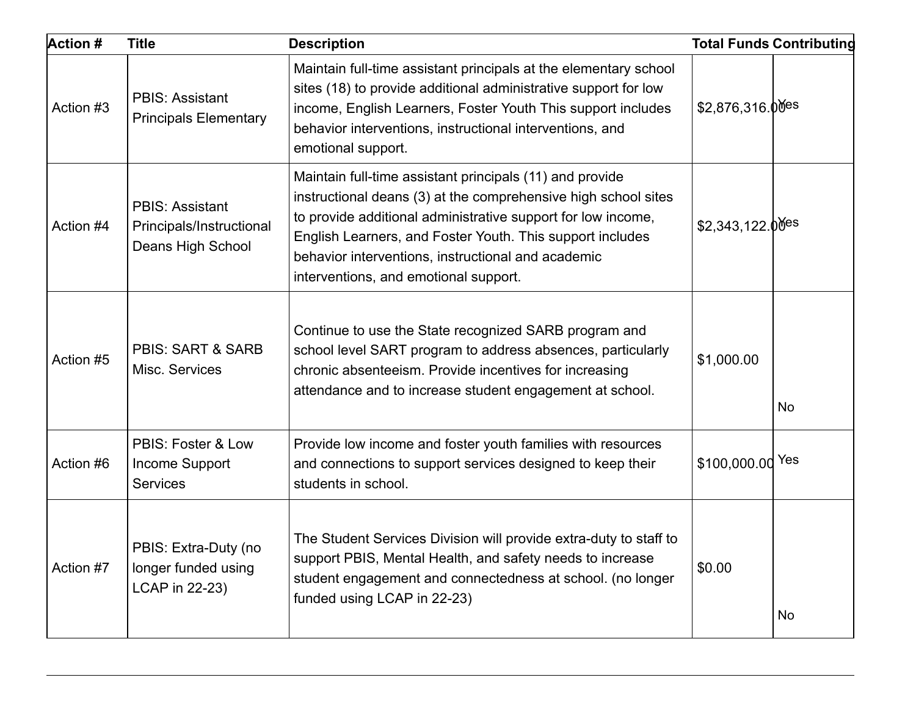| Action # | Title | Description | Total Funds | Contributing |
|---|---|---|---|---|
| Action #3 | PBIS: Assistant Principals Elementary | Maintain full-time assistant principals at the elementary school sites (18) to provide additional administrative support for low income, English Learners, Foster Youth This support includes behavior interventions, instructional interventions, and emotional support. | $2,876,316.00 | Yes |
| Action #4 | PBIS: Assistant Principals/Instructional Deans High School | Maintain full-time assistant principals (11) and provide instructional deans (3) at the comprehensive high school sites to provide additional administrative support for low income, English Learners, and Foster Youth. This support includes behavior interventions, instructional and academic interventions, and emotional support. | $2,343,122.00 | Yes |
| Action #5 | PBIS: SART & SARB Misc. Services | Continue to use the State recognized SARB program and school level SART program to address absences, particularly chronic absenteeism. Provide incentives for increasing attendance and to increase student engagement at school. | $1,000.00 | No |
| Action #6 | PBIS: Foster & Low Income Support Services | Provide low income and foster youth families with resources and connections to support services designed to keep their students in school. | $100,000.00 | Yes |
| Action #7 | PBIS: Extra-Duty (no longer funded using LCAP in 22-23) | The Student Services Division will provide extra-duty to staff to support PBIS, Mental Health, and safety needs to increase student engagement and connectedness at school. (no longer funded using LCAP in 22-23) | $0.00 | No |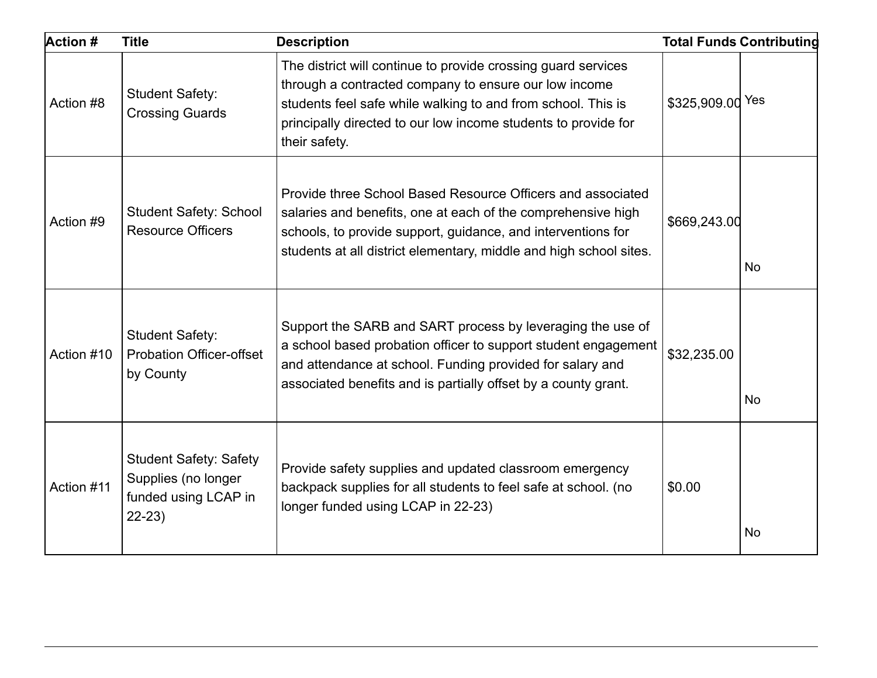| Action # | Title | Description | Total Funds | Contributing |
|---|---|---|---|---|
| Action #8 | Student Safety: Crossing Guards | The district will continue to provide crossing guard services through a contracted company to ensure our low income students feel safe while walking to and from school. This is principally directed to our low income students to provide for their safety. | $325,909.00 | Yes |
| Action #9 | Student Safety: School Resource Officers | Provide three School Based Resource Officers and associated salaries and benefits, one at each of the comprehensive high schools, to provide support, guidance, and interventions for students at all district elementary, middle and high school sites. | $669,243.00 | No |
| Action #10 | Student Safety: Probation Officer-offset by County | Support the SARB and SART process by leveraging the use of a school based probation officer to support student engagement and attendance at school. Funding provided for salary and associated benefits and is partially offset by a county grant. | $32,235.00 | No |
| Action #11 | Student Safety: Safety Supplies (no longer funded using LCAP in 22-23) | Provide safety supplies and updated classroom emergency backpack supplies for all students to feel safe at school. (no longer funded using LCAP in 22-23) | $0.00 | No |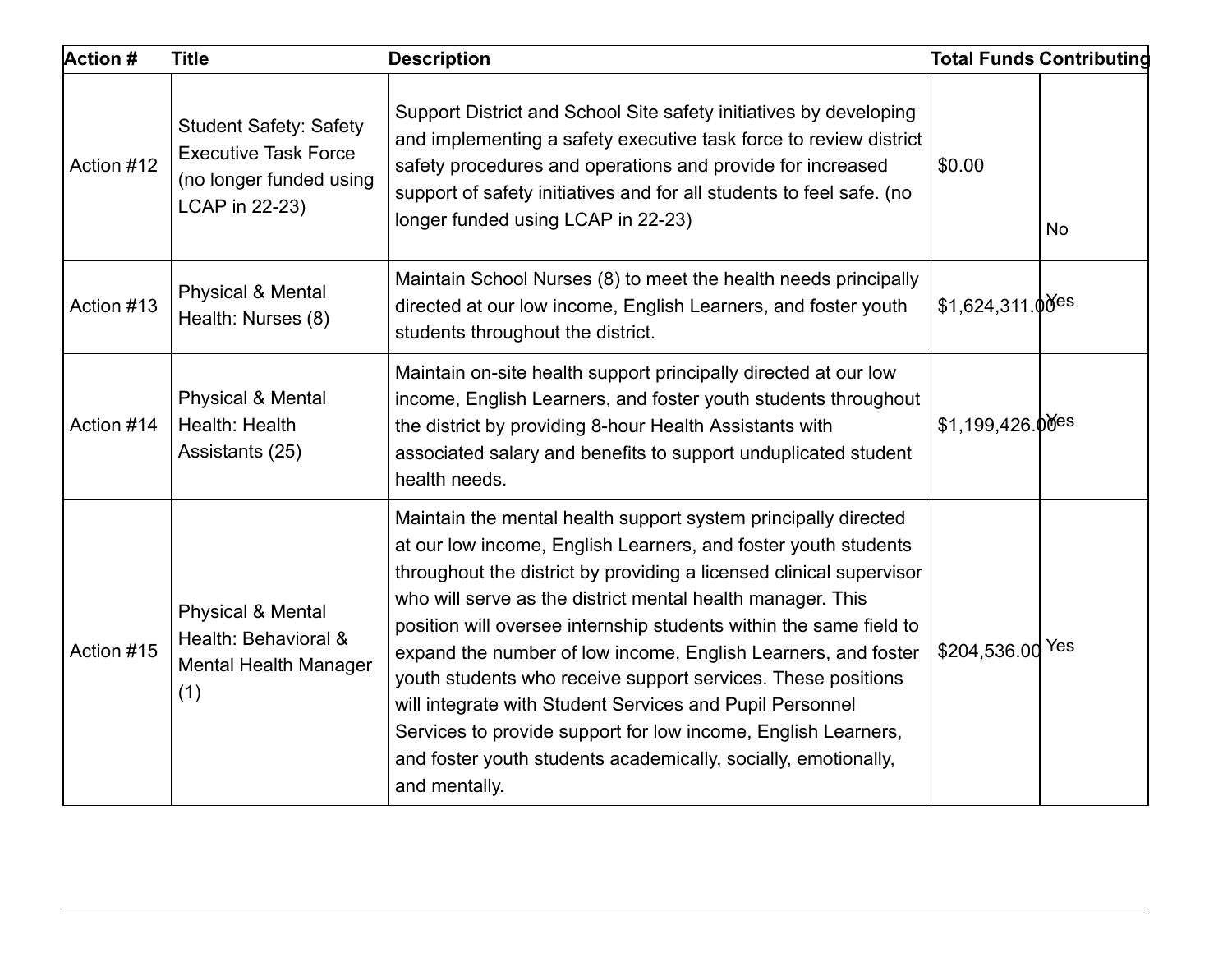| Action # | Title | Description | Total Funds | Contributing |
| --- | --- | --- | --- | --- |
| Action #12 | Student Safety: Safety Executive Task Force (no longer funded using LCAP in 22-23) | Support District and School Site safety initiatives by developing and implementing a safety executive task force to review district safety procedures and operations and provide for increased support of safety initiatives and for all students to feel safe. (no longer funded using LCAP in 22-23) | $0.00 | No |
| Action #13 | Physical & Mental Health: Nurses (8) | Maintain School Nurses (8) to meet the health needs principally directed at our low income, English Learners, and foster youth students throughout the district. | $1,624,311.00 | Yes |
| Action #14 | Physical & Mental Health: Health Assistants (25) | Maintain on-site health support principally directed at our low income, English Learners, and foster youth students throughout the district by providing 8-hour Health Assistants with associated salary and benefits to support unduplicated student health needs. | $1,199,426.00 | Yes |
| Action #15 | Physical & Mental Health: Behavioral & Mental Health Manager (1) | Maintain the mental health support system principally directed at our low income, English Learners, and foster youth students throughout the district by providing a licensed clinical supervisor who will serve as the district mental health manager. This position will oversee internship students within the same field to expand the number of low income, English Learners, and foster youth students who receive support services. These positions will integrate with Student Services and Pupil Personnel Services to provide support for low income, English Learners, and foster youth students academically, socially, emotionally, and mentally. | $204,536.00 | Yes |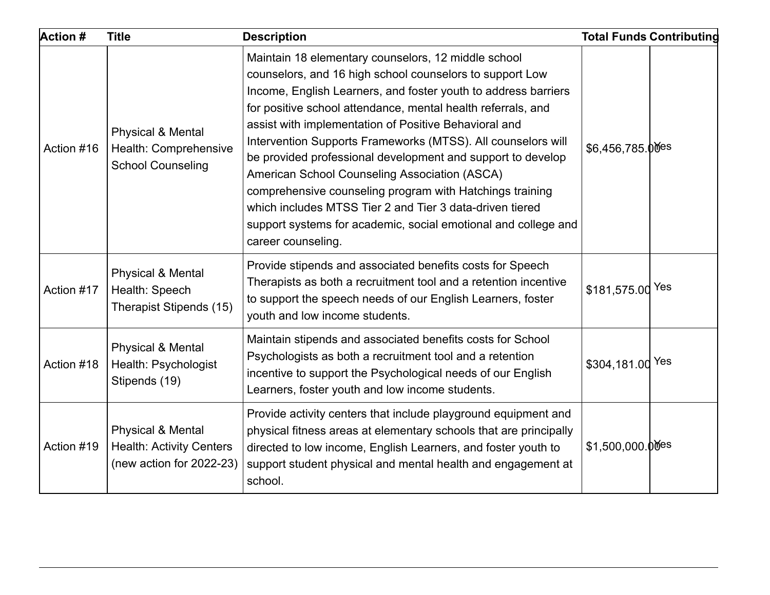| Action # | Title | Description | Total Funds | Contributing |
| --- | --- | --- | --- | --- |
| Action #16 | Physical & Mental Health: Comprehensive School Counseling | Maintain 18 elementary counselors, 12 middle school counselors, and 16 high school counselors to support Low Income, English Learners, and foster youth to address barriers for positive school attendance, mental health referrals, and assist with implementation of Positive Behavioral and Intervention Supports Frameworks (MTSS). All counselors will be provided professional development and support to develop American School Counseling Association (ASCA) comprehensive counseling program with Hatchings training which includes MTSS Tier 2 and Tier 3 data-driven tiered support systems for academic, social emotional and college and career counseling. | $6,456,785.00 | Yes |
| Action #17 | Physical & Mental Health: Speech Therapist Stipends (15) | Provide stipends and associated benefits costs for Speech Therapists as both a recruitment tool and a retention incentive to support the speech needs of our English Learners, foster youth and low income students. | $181,575.00 | Yes |
| Action #18 | Physical & Mental Health: Psychologist Stipends (19) | Maintain stipends and associated benefits costs for School Psychologists as both a recruitment tool and a retention incentive to support the Psychological needs of our English Learners, foster youth and low income students. | $304,181.00 | Yes |
| Action #19 | Physical & Mental Health: Activity Centers (new action for 2022-23) | Provide activity centers that include playground equipment and physical fitness areas at elementary schools that are principally directed to low income, English Learners, and foster youth to support student physical and mental health and engagement at school. | $1,500,000.00 | Yes |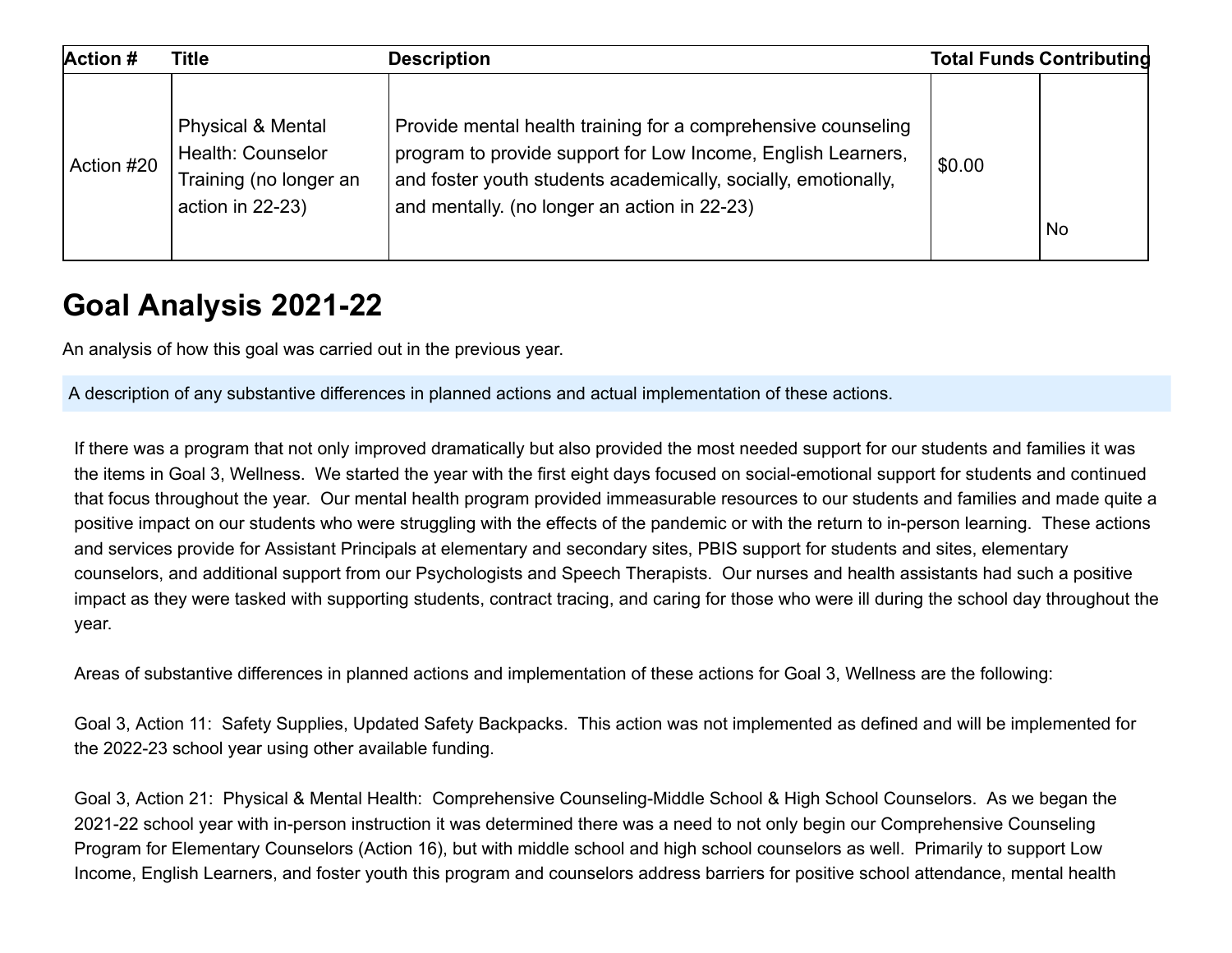| Action # | Title | Description | Total Funds | Contributing |
|---|---|---|---|---|
| Action #20 | Physical & Mental Health: Counselor Training (no longer an action in 22-23) | Provide mental health training for a comprehensive counseling program to provide support for Low Income, English Learners, and foster youth students academically, socially, emotionally, and mentally. (no longer an action in 22-23) | $0.00 | No |

# Goal Analysis 2021-22

An analysis of how this goal was carried out in the previous year.

A description of any substantive differences in planned actions and actual implementation of these actions.

If there was a program that not only improved dramatically but also provided the most needed support for our students and families it was the items in Goal 3, Wellness. We started the year with the first eight days focused on social-emotional support for students and continued that focus throughout the year. Our mental health program provided immeasurable resources to our students and families and made quite a positive impact on our students who were struggling with the effects of the pandemic or with the return to in-person learning. These actions and services provide for Assistant Principals at elementary and secondary sites, PBIS support for students and sites, elementary counselors, and additional support from our Psychologists and Speech Therapists. Our nurses and health assistants had such a positive impact as they were tasked with supporting students, contract tracing, and caring for those who were ill during the school day throughout the year.

Areas of substantive differences in planned actions and implementation of these actions for Goal 3, Wellness are the following:

Goal 3, Action 11: Safety Supplies, Updated Safety Backpacks. This action was not implemented as defined and will be implemented for the 2022-23 school year using other available funding.

Goal 3, Action 21: Physical & Mental Health: Comprehensive Counseling-Middle School & High School Counselors. As we began the 2021-22 school year with in-person instruction it was determined there was a need to not only begin our Comprehensive Counseling Program for Elementary Counselors (Action 16), but with middle school and high school counselors as well. Primarily to support Low Income, English Learners, and foster youth this program and counselors address barriers for positive school attendance, mental health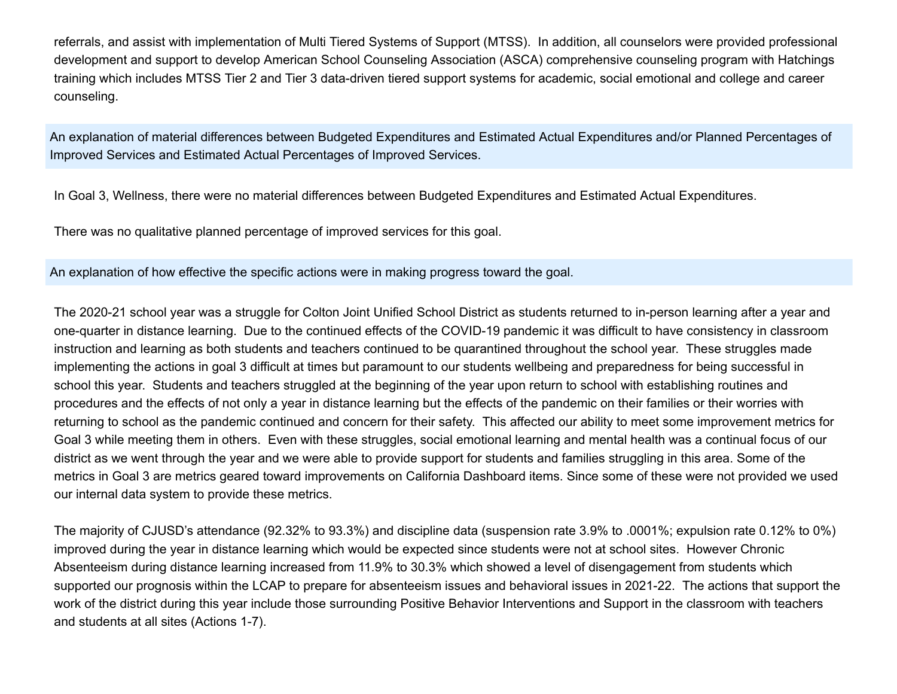referrals, and assist with implementation of Multi Tiered Systems of Support (MTSS). In addition, all counselors were provided professional development and support to develop American School Counseling Association (ASCA) comprehensive counseling program with Hatchings training which includes MTSS Tier 2 and Tier 3 data-driven tiered support systems for academic, social emotional and college and career counseling.

**An explanation of material differences between Budgeted Expenditures and Estimated Actual Expenditures and/or Planned Percentages of Improved Services and Estimated Actual Percentages of Improved Services.**

In Goal 3, Wellness, there were no material differences between Budgeted Expenditures and Estimated Actual Expenditures.

There was no qualitative planned percentage of improved services for this goal.

**An explanation of how effective the specific actions were in making progress toward the goal.**

The 2020-21 school year was a struggle for Colton Joint Unified School District as students returned to in-person learning after a year and one-quarter in distance learning. Due to the continued effects of the COVID-19 pandemic it was difficult to have consistency in classroom instruction and learning as both students and teachers continued to be quarantined throughout the school year. These struggles made implementing the actions in goal 3 difficult at times but paramount to our students wellbeing and preparedness for being successful in school this year. Students and teachers struggled at the beginning of the year upon return to school with establishing routines and procedures and the effects of not only a year in distance learning but the effects of the pandemic on their families or their worries with returning to school as the pandemic continued and concern for their safety. This affected our ability to meet some improvement metrics for Goal 3 while meeting them in others. Even with these struggles, social emotional learning and mental health was a continual focus of our district as we went through the year and we were able to provide support for students and families struggling in this area. Some of the metrics in Goal 3 are metrics geared toward improvements on California Dashboard items. Since some of these were not provided we used our internal data system to provide these metrics.

The majority of CJUSD's attendance (92.32% to 93.3%) and discipline data (suspension rate 3.9% to .0001%; expulsion rate 0.12% to 0%) improved during the year in distance learning which would be expected since students were not at school sites. However Chronic Absenteeism during distance learning increased from 11.9% to 30.3% which showed a level of disengagement from students which supported our prognosis within the LCAP to prepare for absenteeism issues and behavioral issues in 2021-22. The actions that support the work of the district during this year include those surrounding Positive Behavior Interventions and Support in the classroom with teachers and students at all sites (Actions 1-7).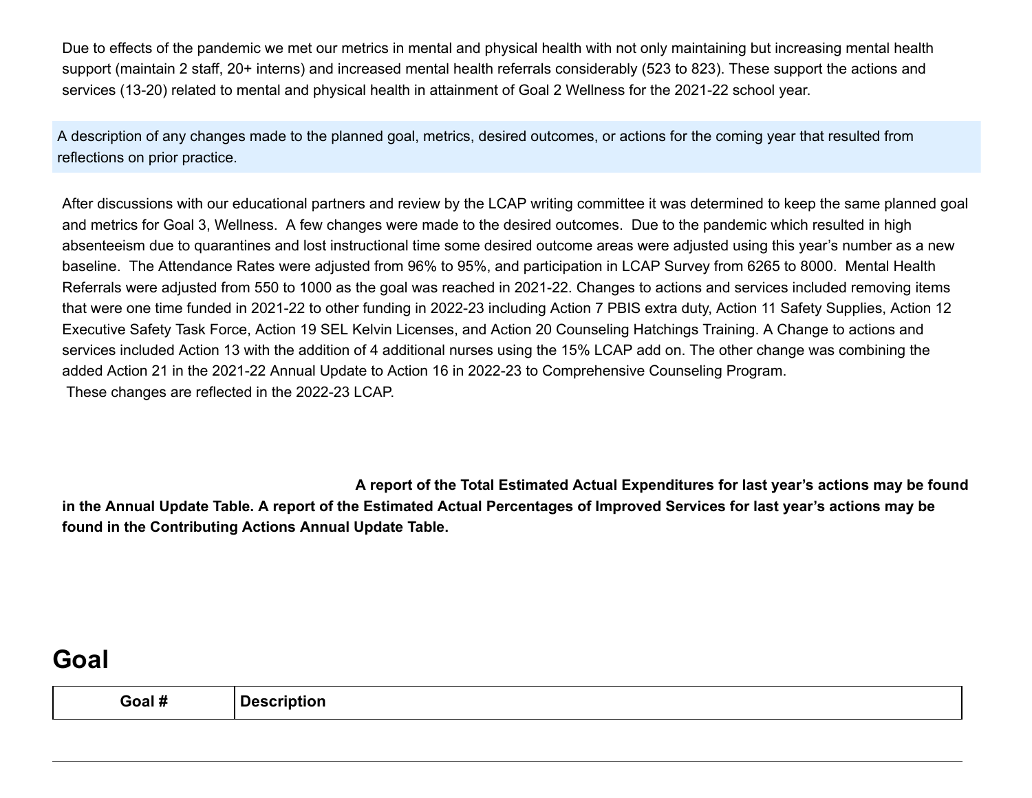Due to effects of the pandemic we met our metrics in mental and physical health with not only maintaining but increasing mental health support (maintain 2 staff, 20+ interns) and increased mental health referrals considerably (523 to 823). These support the actions and services (13-20) related to mental and physical health in attainment of Goal 2 Wellness for the 2021-22 school year.

A description of any changes made to the planned goal, metrics, desired outcomes, or actions for the coming year that resulted from reflections on prior practice.

After discussions with our educational partners and review by the LCAP writing committee it was determined to keep the same planned goal and metrics for Goal 3, Wellness. A few changes were made to the desired outcomes. Due to the pandemic which resulted in high absenteeism due to quarantines and lost instructional time some desired outcome areas were adjusted using this year's number as a new baseline. The Attendance Rates were adjusted from 96% to 95%, and participation in LCAP Survey from 6265 to 8000. Mental Health Referrals were adjusted from 550 to 1000 as the goal was reached in 2021-22. Changes to actions and services included removing items that were one time funded in 2021-22 to other funding in 2022-23 including Action 7 PBIS extra duty, Action 11 Safety Supplies, Action 12 Executive Safety Task Force, Action 19 SEL Kelvin Licenses, and Action 20 Counseling Hatchings Training. A Change to actions and services included Action 13 with the addition of 4 additional nurses using the 15% LCAP add on. The other change was combining the added Action 21 in the 2021-22 Annual Update to Action 16 in 2022-23 to Comprehensive Counseling Program.
These changes are reflected in the 2022-23 LCAP.

**A report of the Total Estimated Actual Expenditures for last year's actions may be found in the Annual Update Table. A report of the Estimated Actual Percentages of Improved Services for last year's actions may be found in the Contributing Actions Annual Update Table.**

## Goal

| Goal # | Description |
| --- | --- |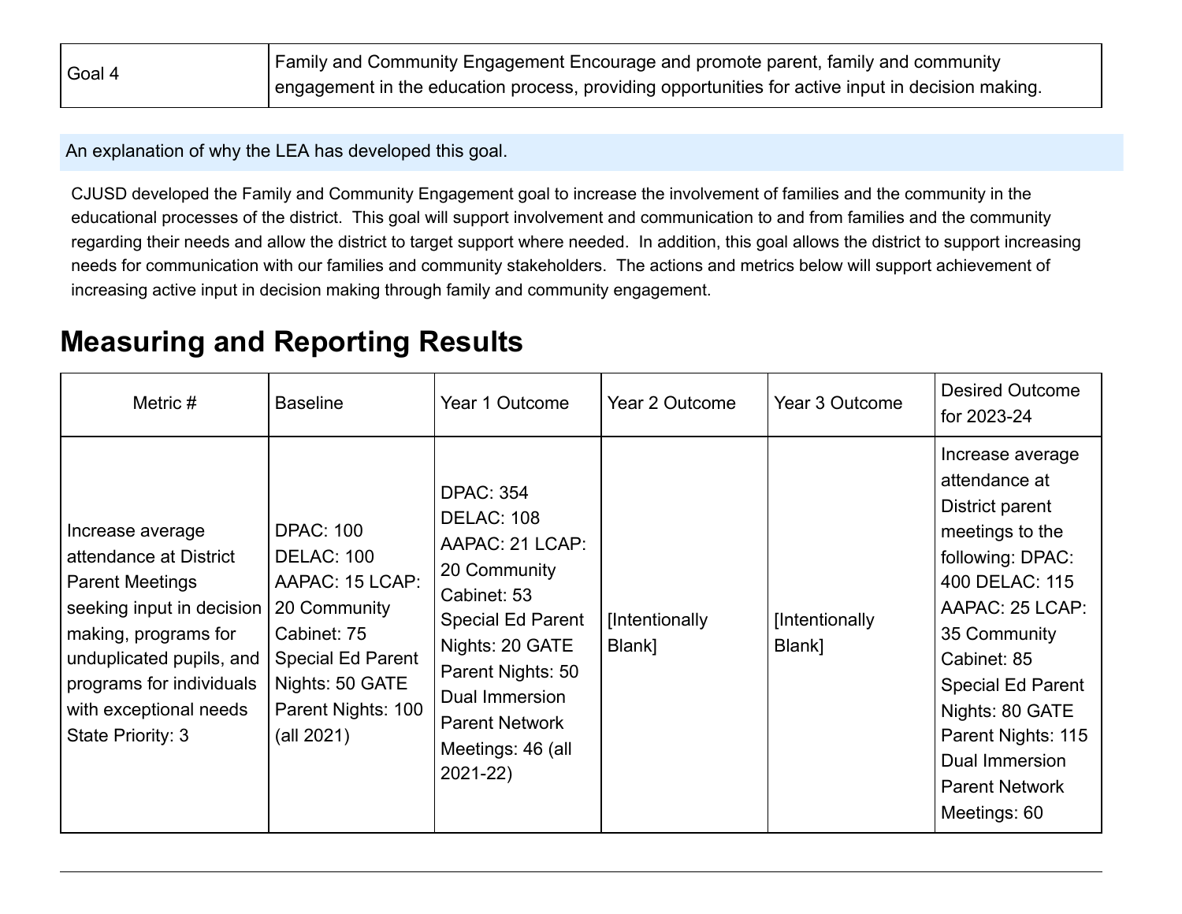| Goal 4 | Family and Community Engagement Encourage and promote parent, family and community engagement in the education process, providing opportunities for active input in decision making. |
|---|---|

An explanation of why the LEA has developed this goal.

CJUSD developed the Family and Community Engagement goal to increase the involvement of families and the community in the educational processes of the district. This goal will support involvement and communication to and from families and the community regarding their needs and allow the district to target support where needed. In addition, this goal allows the district to support increasing needs for communication with our families and community stakeholders. The actions and metrics below will support achievement of increasing active input in decision making through family and community engagement.

# Measuring and Reporting Results

| Metric # | Baseline | Year 1 Outcome | Year 2 Outcome | Year 3 Outcome | Desired Outcome for 2023-24 |
|---|---|---|---|---|---|
| Increase average attendance at District Parent Meetings seeking input in decision making, programs for unduplicated pupils, and programs for individuals with exceptional needs State Priority: 3 | DPAC: 100 DELAC: 100 AAPAC: 15 LCAP: 20 Community Cabinet: 75 Special Ed Parent Nights: 50 GATE Parent Nights: 100 (all 2021) | DPAC: 354 DELAC: 108 AAPAC: 21 LCAP: 20 Community Cabinet: 53 Special Ed Parent Nights: 20 GATE Parent Nights: 50 Dual Immersion Parent Network Meetings: 46 (all 2021-22) | [Intentionally Blank] | [Intentionally Blank] | Increase average attendance at District parent meetings to the following: DPAC: 400 DELAC: 115 AAPAC: 25 LCAP: 35 Community Cabinet: 85 Special Ed Parent Nights: 80 GATE Parent Nights: 115 Dual Immersion Parent Network Meetings: 60 |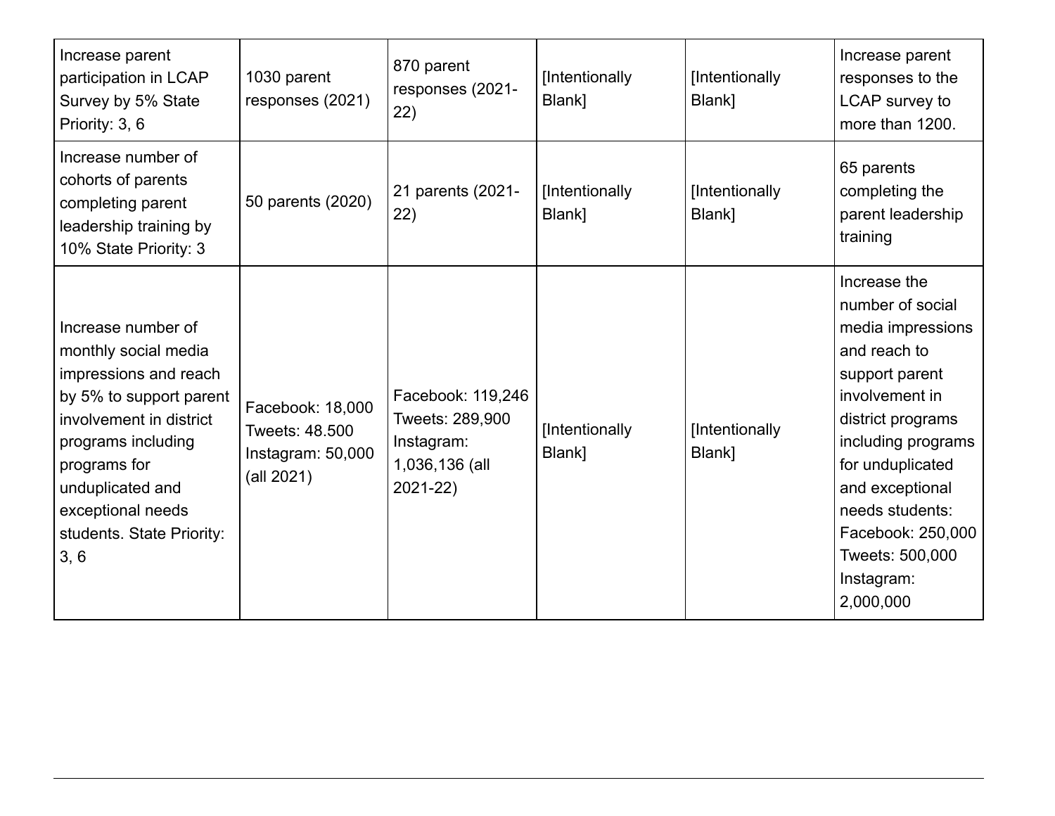| Increase parent participation in LCAP Survey by 5% State Priority: 3, 6 | 1030 parent responses (2021) | 870 parent responses (2021-22) | [Intentionally Blank] | [Intentionally Blank] | Increase parent responses to the LCAP survey to more than 1200. |
|---|---|---|---|---|---|
| Increase number of cohorts of parents completing parent leadership training by 10% State Priority: 3 | 50 parents (2020) | 21 parents (2021-22) | [Intentionally Blank] | [Intentionally Blank] | 65 parents completing the parent leadership training |
| Increase number of monthly social media impressions and reach by 5% to support parent involvement in district programs including programs for unduplicated and exceptional needs students. State Priority: 3, 6 | Facebook: 18,000<br>Tweets: 48.500<br>Instagram: 50,000 (all 2021) | Facebook: 119,246<br>Tweets: 289,900<br>Instagram: 1,036,136 (all 2021-22) | [Intentionally Blank] | [Intentionally Blank] | Increase the number of social media impressions and reach to support parent involvement in district programs including programs for unduplicated and exceptional needs students:<br>Facebook: 250,000<br>Tweets: 500,000<br>Instagram: 2,000,000 |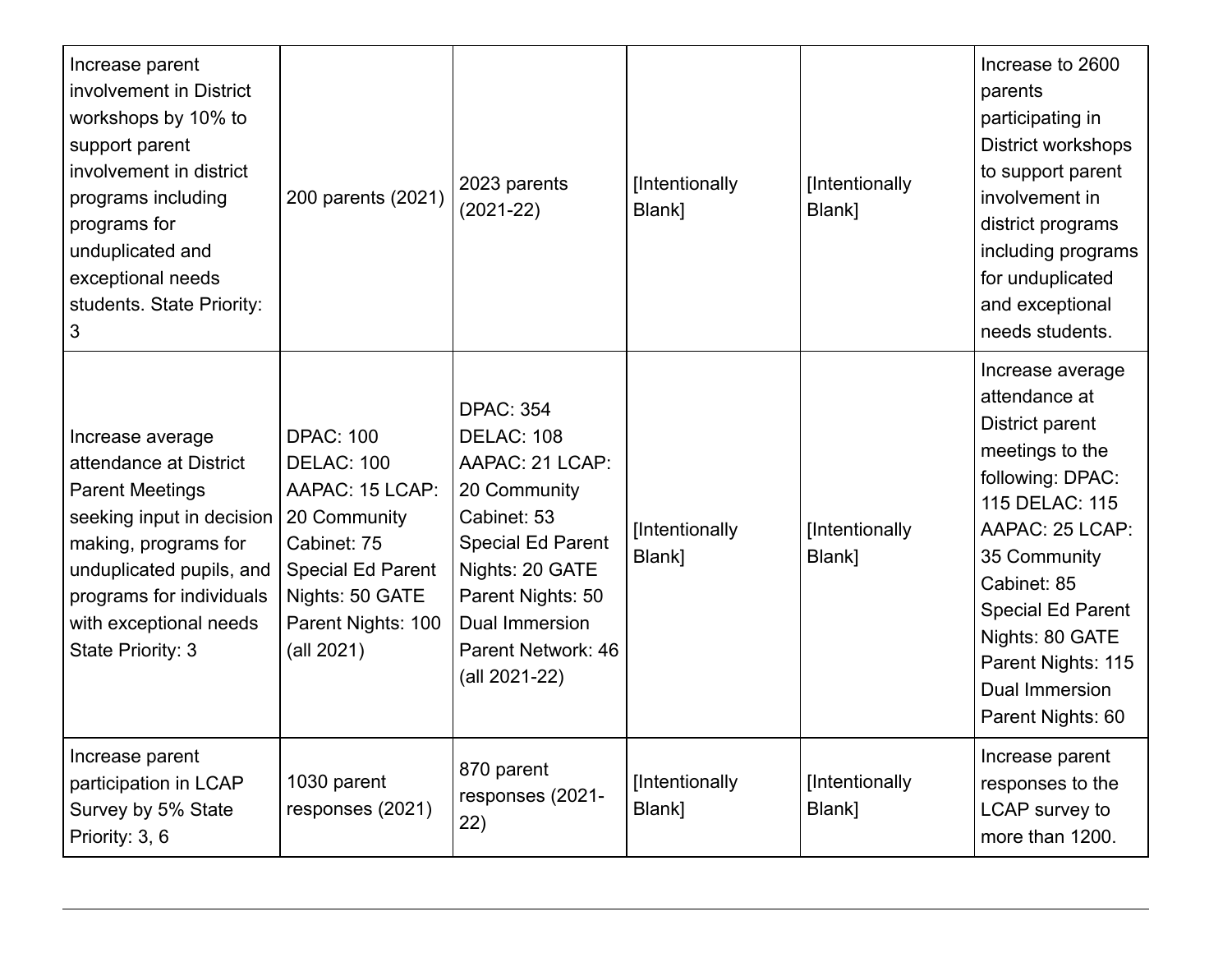| | | | | | |
|---|---|---|---|---|---|
| Increase parent involvement in District workshops by 10% to support parent involvement in district programs including programs for unduplicated and exceptional needs students. State Priority: 3 | 200 parents (2021) | 2023 parents (2021-22) | [Intentionally Blank] | [Intentionally Blank] | Increase to 2600 parents participating in District workshops to support parent involvement in district programs including programs for unduplicated and exceptional needs students. |
| Increase average attendance at District Parent Meetings seeking input in decision making, programs for unduplicated pupils, and programs for individuals with exceptional needs State Priority: 3 | DPAC: 100 DELAC: 100 AAPAC: 15 LCAP: 20 Community Cabinet: 75 Special Ed Parent Nights: 50 GATE Parent Nights: 100 (all 2021) | DPAC: 354 DELAC: 108 AAPAC: 21 LCAP: 20 Community Cabinet: 53 Special Ed Parent Nights: 20 GATE Parent Nights: 50 Dual Immersion Parent Network: 46 (all 2021-22) | [Intentionally Blank] | [Intentionally Blank] | Increase average attendance at District parent meetings to the following: DPAC: 115 DELAC: 115 AAPAC: 25 LCAP: 35 Community Cabinet: 85 Special Ed Parent Nights: 80 GATE Parent Nights: 115 Dual Immersion Parent Nights: 60 |
| Increase parent participation in LCAP Survey by 5% State Priority: 3, 6 | 1030 parent responses (2021) | 870 parent responses (2021-22) | [Intentionally Blank] | [Intentionally Blank] | Increase parent responses to the LCAP survey to more than 1200. |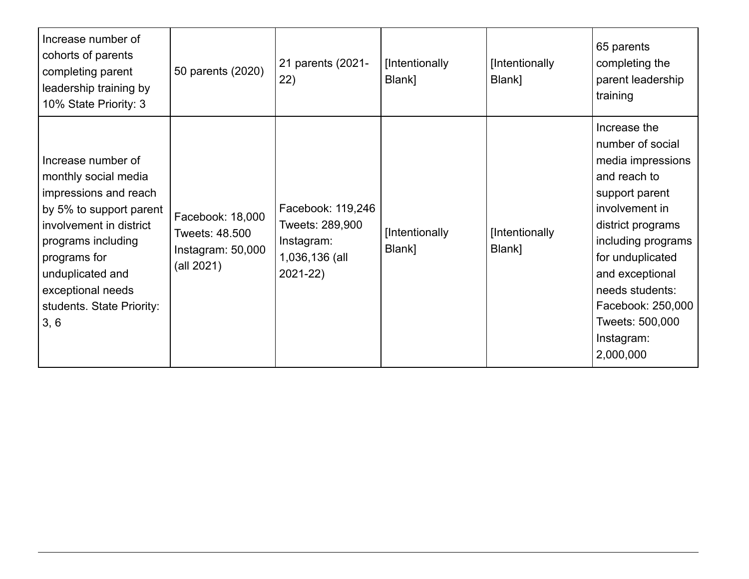| | | | | | |
|---|---|---|---|---|---|
| Increase number of cohorts of parents completing parent leadership training by 10% State Priority: 3 | 50 parents (2020) | 21 parents (2021-22) | [Intentionally Blank] | [Intentionally Blank] | 65 parents completing the parent leadership training |
| Increase number of monthly social media impressions and reach by 5% to support parent involvement in district programs including programs for unduplicated and exceptional needs students. State Priority: 3, 6 | Facebook: 18,000<br>Tweets: 48.500<br>Instagram: 50,000 (all 2021) | Facebook: 119,246<br>Tweets: 289,900<br>Instagram: 1,036,136 (all 2021-22) | [Intentionally Blank] | [Intentionally Blank] | Increase the number of social media impressions and reach to support parent involvement in district programs including programs for unduplicated and exceptional needs students:<br>Facebook: 250,000<br>Tweets: 500,000<br>Instagram: 2,000,000 |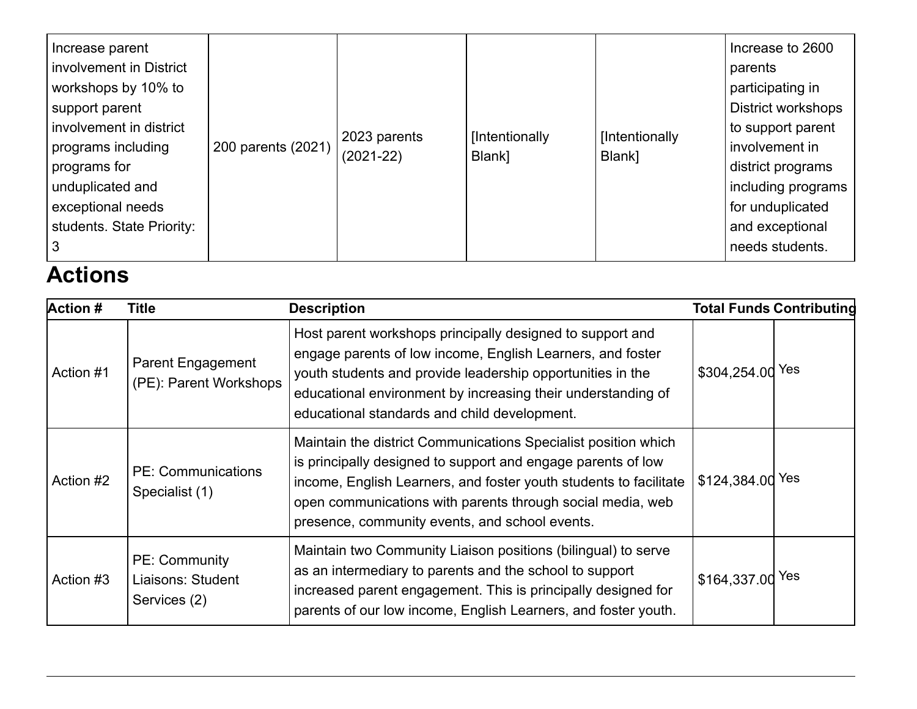| | | | | | |
|---|---|---|---|---|---|
| Increase parent involvement in District workshops by 10% to support parent involvement in district programs including programs for unduplicated and exceptional needs students. State Priority: 3 | 200 parents (2021) | 2023 parents (2021-22) | [Intentionally Blank] | [Intentionally Blank] | Increase to 2600 parents participating in District workshops to support parent involvement in district programs including programs for unduplicated and exceptional needs students. |

## Actions

| Action # | Title | Description | Total Funds | Contributing |
|---|---|---|---|---|
| Action #1 | Parent Engagement (PE): Parent Workshops | Host parent workshops principally designed to support and engage parents of low income, English Learners, and foster youth students and provide leadership opportunities in the educational environment by increasing their understanding of educational standards and child development. | $304,254.00 | Yes |
| Action #2 | PE: Communications Specialist (1) | Maintain the district Communications Specialist position which is principally designed to support and engage parents of low income, English Learners, and foster youth students to facilitate open communications with parents through social media, web presence, community events, and school events. | $124,384.00 | Yes |
| Action #3 | PE: Community Liaisons: Student Services (2) | Maintain two Community Liaison positions (bilingual) to serve as an intermediary to parents and the school to support increased parent engagement. This is principally designed for parents of our low income, English Learners, and foster youth. | $164,337.00 | Yes |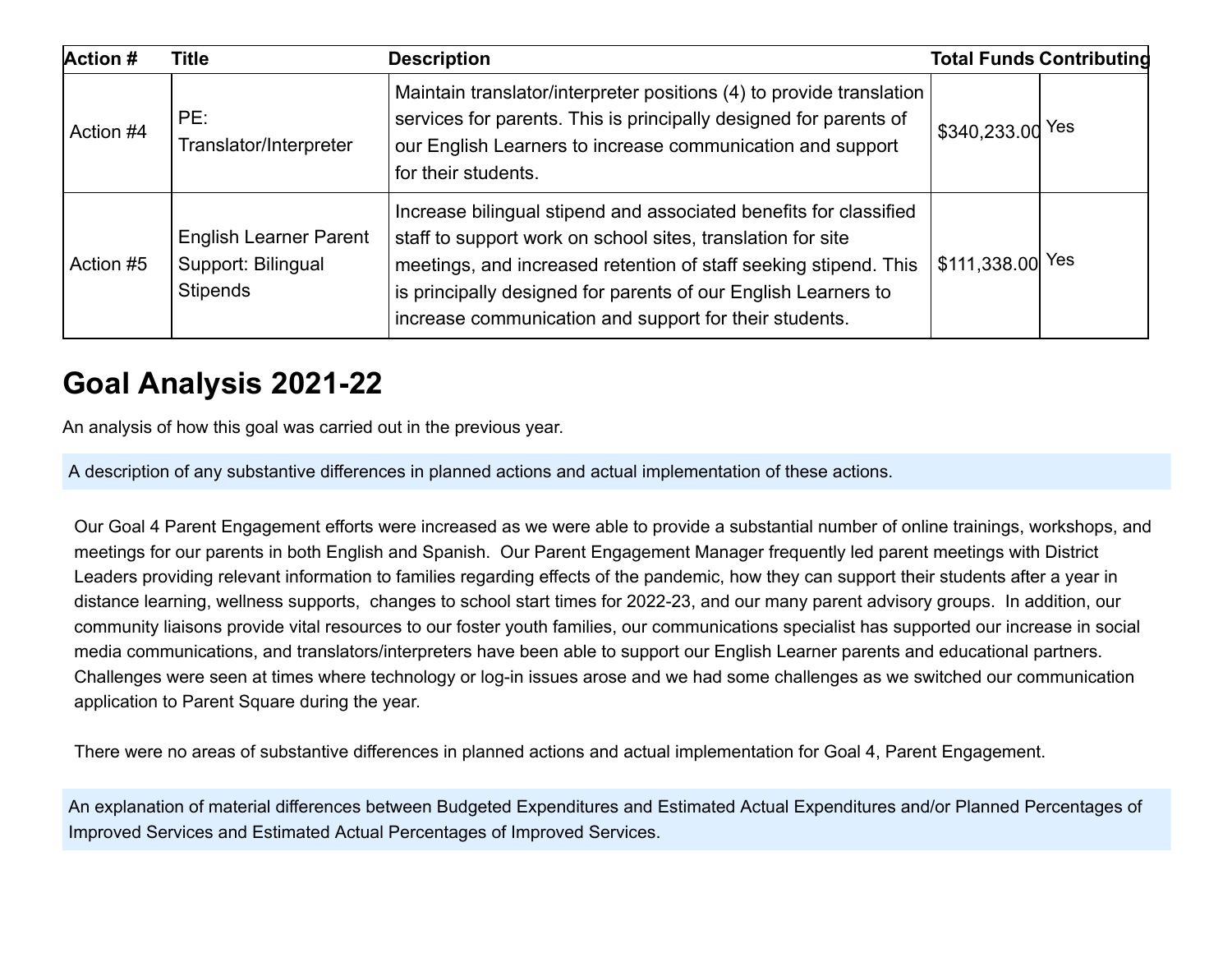| Action # | Title | Description | Total Funds | Contributing |
|---|---|---|---|---|
| Action #4 | PE: Translator/Interpreter | Maintain translator/interpreter positions (4) to provide translation services for parents. This is principally designed for parents of our English Learners to increase communication and support for their students. | $340,233.00 | Yes |
| Action #5 | English Learner Parent Support: Bilingual Stipends | Increase bilingual stipend and associated benefits for classified staff to support work on school sites, translation for site meetings, and increased retention of staff seeking stipend. This is principally designed for parents of our English Learners to increase communication and support for their students. | $111,338.00 | Yes |

# Goal Analysis 2021-22

An analysis of how this goal was carried out in the previous year.

A description of any substantive differences in planned actions and actual implementation of these actions.

Our Goal 4 Parent Engagement efforts were increased as we were able to provide a substantial number of online trainings, workshops, and meetings for our parents in both English and Spanish. Our Parent Engagement Manager frequently led parent meetings with District Leaders providing relevant information to families regarding effects of the pandemic, how they can support their students after a year in distance learning, wellness supports, changes to school start times for 2022-23, and our many parent advisory groups. In addition, our community liaisons provide vital resources to our foster youth families, our communications specialist has supported our increase in social media communications, and translators/interpreters have been able to support our English Learner parents and educational partners. Challenges were seen at times where technology or log-in issues arose and we had some challenges as we switched our communication application to Parent Square during the year.

There were no areas of substantive differences in planned actions and actual implementation for Goal 4, Parent Engagement.

An explanation of material differences between Budgeted Expenditures and Estimated Actual Expenditures and/or Planned Percentages of Improved Services and Estimated Actual Percentages of Improved Services.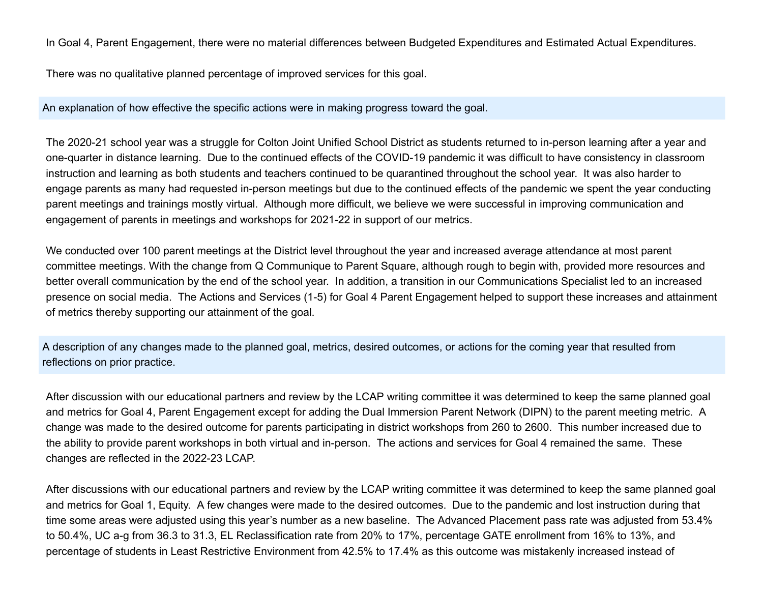In Goal 4, Parent Engagement, there were no material differences between Budgeted Expenditures and Estimated Actual Expenditures.

There was no qualitative planned percentage of improved services for this goal.

### An explanation of how effective the specific actions were in making progress toward the goal.

The 2020-21 school year was a struggle for Colton Joint Unified School District as students returned to in-person learning after a year and one-quarter in distance learning. Due to the continued effects of the COVID-19 pandemic it was difficult to have consistency in classroom instruction and learning as both students and teachers continued to be quarantined throughout the school year. It was also harder to engage parents as many had requested in-person meetings but due to the continued effects of the pandemic we spent the year conducting parent meetings and trainings mostly virtual. Although more difficult, we believe we were successful in improving communication and engagement of parents in meetings and workshops for 2021-22 in support of our metrics.

We conducted over 100 parent meetings at the District level throughout the year and increased average attendance at most parent committee meetings. With the change from Q Communique to Parent Square, although rough to begin with, provided more resources and better overall communication by the end of the school year. In addition, a transition in our Communications Specialist led to an increased presence on social media. The Actions and Services (1-5) for Goal 4 Parent Engagement helped to support these increases and attainment of metrics thereby supporting our attainment of the goal.

### A description of any changes made to the planned goal, metrics, desired outcomes, or actions for the coming year that resulted from reflections on prior practice.

After discussion with our educational partners and review by the LCAP writing committee it was determined to keep the same planned goal and metrics for Goal 4, Parent Engagement except for adding the Dual Immersion Parent Network (DIPN) to the parent meeting metric. A change was made to the desired outcome for parents participating in district workshops from 260 to 2600. This number increased due to the ability to provide parent workshops in both virtual and in-person. The actions and services for Goal 4 remained the same. These changes are reflected in the 2022-23 LCAP.

After discussions with our educational partners and review by the LCAP writing committee it was determined to keep the same planned goal and metrics for Goal 1, Equity. A few changes were made to the desired outcomes. Due to the pandemic and lost instruction during that time some areas were adjusted using this year's number as a new baseline. The Advanced Placement pass rate was adjusted from 53.4% to 50.4%, UC a-g from 36.3 to 31.3, EL Reclassification rate from 20% to 17%, percentage GATE enrollment from 16% to 13%, and percentage of students in Least Restrictive Environment from 42.5% to 17.4% as this outcome was mistakenly increased instead of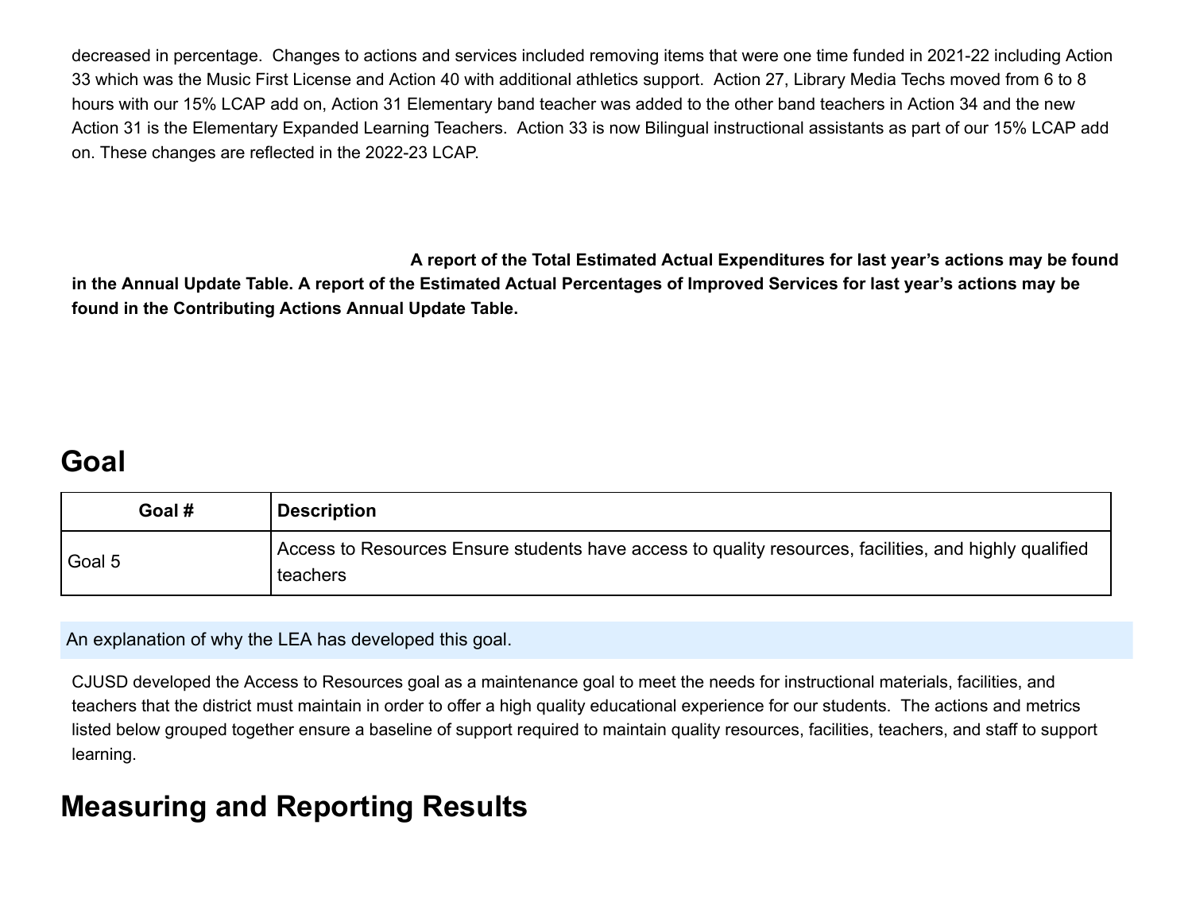decreased in percentage. Changes to actions and services included removing items that were one time funded in 2021-22 including Action 33 which was the Music First License and Action 40 with additional athletics support. Action 27, Library Media Techs moved from 6 to 8 hours with our 15% LCAP add on, Action 31 Elementary band teacher was added to the other band teachers in Action 34 and the new Action 31 is the Elementary Expanded Learning Teachers. Action 33 is now Bilingual instructional assistants as part of our 15% LCAP add on. These changes are reflected in the 2022-23 LCAP.

**A report of the Total Estimated Actual Expenditures for last year's actions may be found in the Annual Update Table. A report of the Estimated Actual Percentages of Improved Services for last year's actions may be found in the Contributing Actions Annual Update Table.**

# Goal

| Goal # | Description |
|---|---|
| Goal 5 | Access to Resources Ensure students have access to quality resources, facilities, and highly qualified teachers |

An explanation of why the LEA has developed this goal.

CJUSD developed the Access to Resources goal as a maintenance goal to meet the needs for instructional materials, facilities, and teachers that the district must maintain in order to offer a high quality educational experience for our students. The actions and metrics listed below grouped together ensure a baseline of support required to maintain quality resources, facilities, teachers, and staff to support learning.

# Measuring and Reporting Results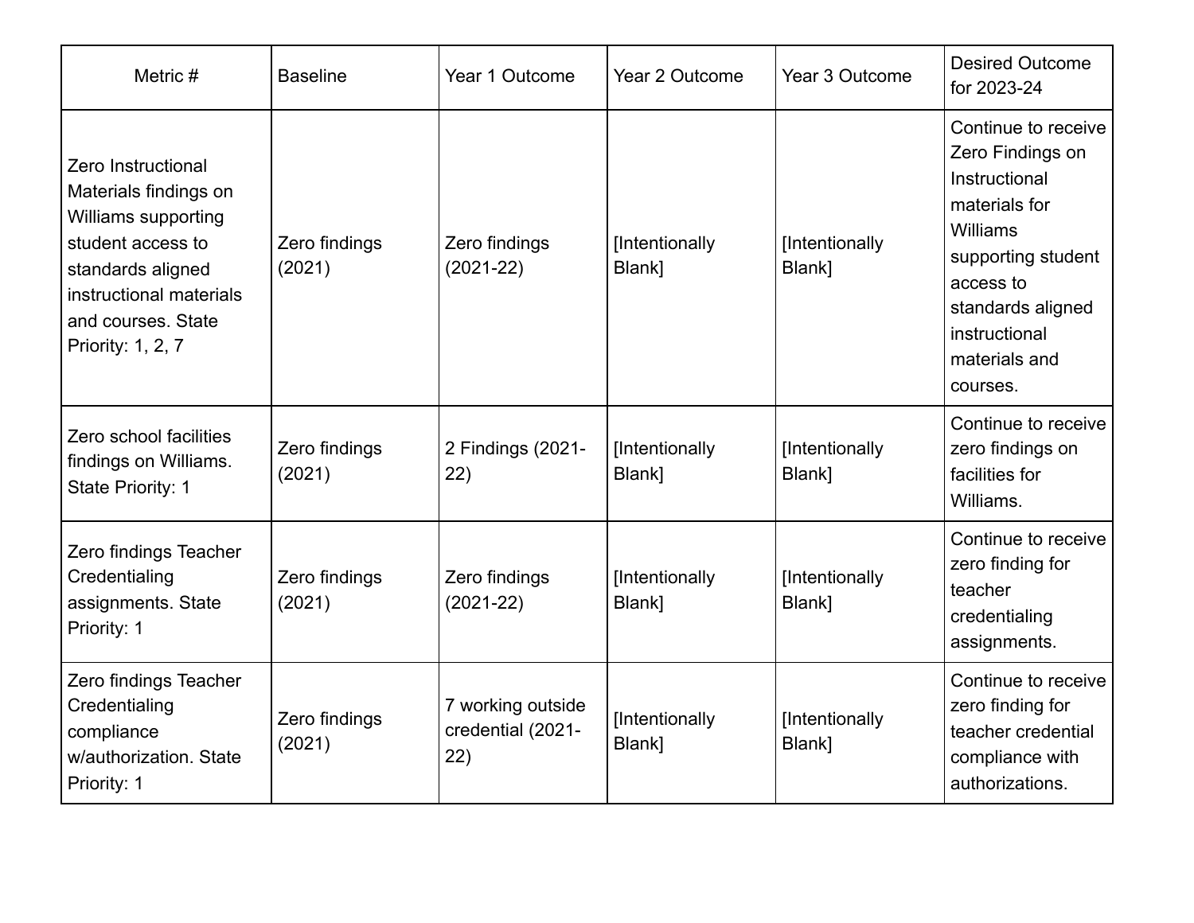| Metric # | Baseline | Year 1 Outcome | Year 2 Outcome | Year 3 Outcome | Desired Outcome for 2023-24 |
|---|---|---|---|---|---|
| Zero Instructional Materials findings on Williams supporting student access to standards aligned instructional materials and courses. State Priority: 1, 2, 7 | Zero findings (2021) | Zero findings (2021-22) | [Intentionally Blank] | [Intentionally Blank] | Continue to receive Zero Findings on Instructional materials for Williams supporting student access to standards aligned instructional materials and courses. |
| Zero school facilities findings on Williams. State Priority: 1 | Zero findings (2021) | 2 Findings (2021-22) | [Intentionally Blank] | [Intentionally Blank] | Continue to receive zero findings on facilities for Williams. |
| Zero findings Teacher Credentialing assignments. State Priority: 1 | Zero findings (2021) | Zero findings (2021-22) | [Intentionally Blank] | [Intentionally Blank] | Continue to receive zero finding for teacher credentialing assignments. |
| Zero findings Teacher Credentialing compliance w/authorization. State Priority: 1 | Zero findings (2021) | 7 working outside credential (2021-22) | [Intentionally Blank] | [Intentionally Blank] | Continue to receive zero finding for teacher credential compliance with authorizations. |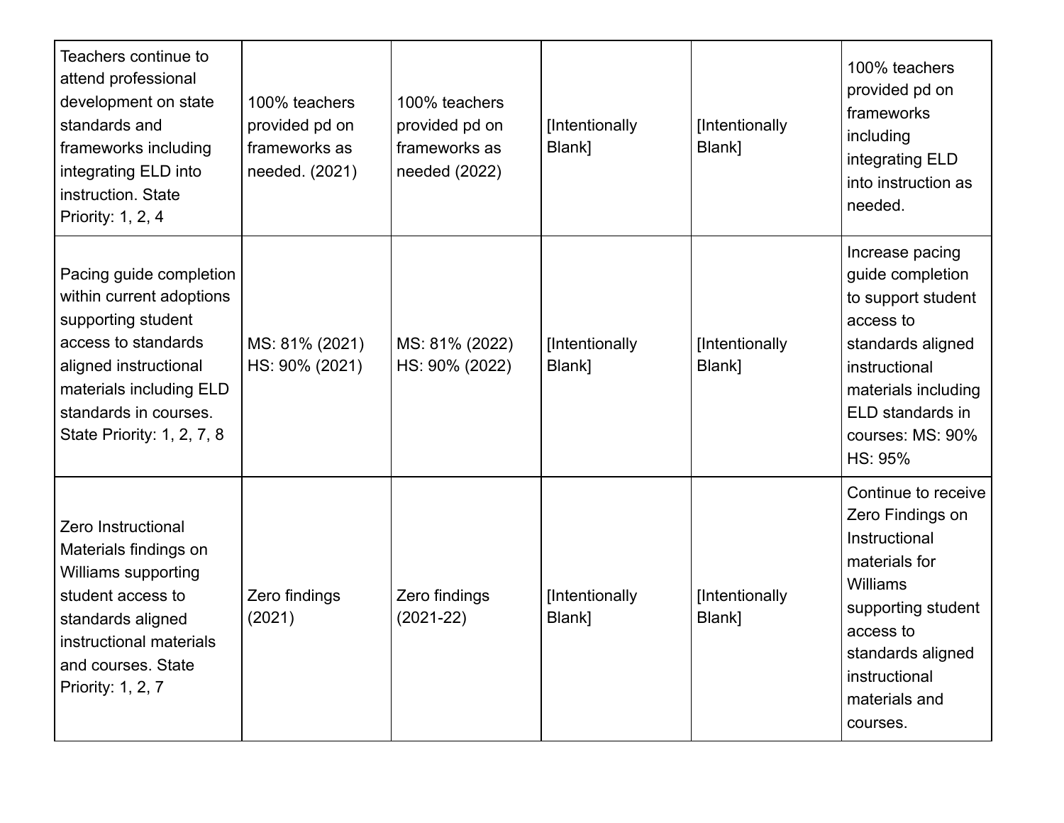| | | | | | |
|---|---|---|---|---|---|
| Teachers continue to attend professional development on state standards and frameworks including integrating ELD into instruction. State Priority: 1, 2, 4 | 100% teachers provided pd on frameworks as needed. (2021) | 100% teachers provided pd on frameworks as needed (2022) | [Intentionally Blank] | [Intentionally Blank] | 100% teachers provided pd on frameworks including integrating ELD into instruction as needed. |
| Pacing guide completion within current adoptions supporting student access to standards aligned instructional materials including ELD standards in courses. State Priority: 1, 2, 7, 8 | MS: 81% (2021) HS: 90% (2021) | MS: 81% (2022) HS: 90% (2022) | [Intentionally Blank] | [Intentionally Blank] | Increase pacing guide completion to support student access to standards aligned instructional materials including ELD standards in courses: MS: 90% HS: 95% |
| Zero Instructional Materials findings on Williams supporting student access to standards aligned instructional materials and courses. State Priority: 1, 2, 7 | Zero findings (2021) | Zero findings (2021-22) | [Intentionally Blank] | [Intentionally Blank] | Continue to receive Zero Findings on Instructional materials for Williams supporting student access to standards aligned instructional materials and courses. |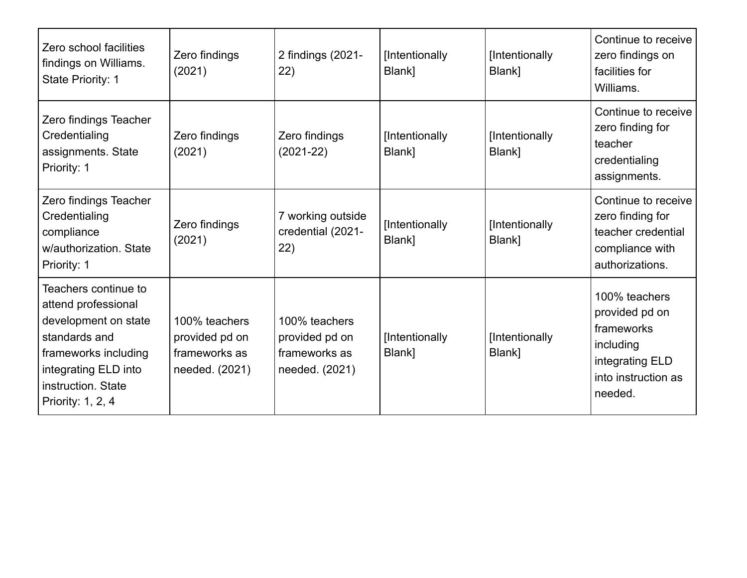| | | | | | |
|---|---|---|---|---|---|
| Zero school facilities findings on Williams. State Priority: 1 | Zero findings (2021) | 2 findings (2021-22) | [Intentionally Blank] | [Intentionally Blank] | Continue to receive zero findings on facilities for Williams. |
| Zero findings Teacher Credentialing assignments. State Priority: 1 | Zero findings (2021) | Zero findings (2021-22) | [Intentionally Blank] | [Intentionally Blank] | Continue to receive zero finding for teacher credentialing assignments. |
| Zero findings Teacher Credentialing compliance w/authorization. State Priority: 1 | Zero findings (2021) | 7 working outside credential (2021-22) | [Intentionally Blank] | [Intentionally Blank] | Continue to receive zero finding for teacher credential compliance with authorizations. |
| Teachers continue to attend professional development on state standards and frameworks including integrating ELD into instruction. State Priority: 1, 2, 4 | 100% teachers provided pd on frameworks as needed. (2021) | 100% teachers provided pd on frameworks as needed. (2021) | [Intentionally Blank] | [Intentionally Blank] | 100% teachers provided pd on frameworks including integrating ELD into instruction as needed. |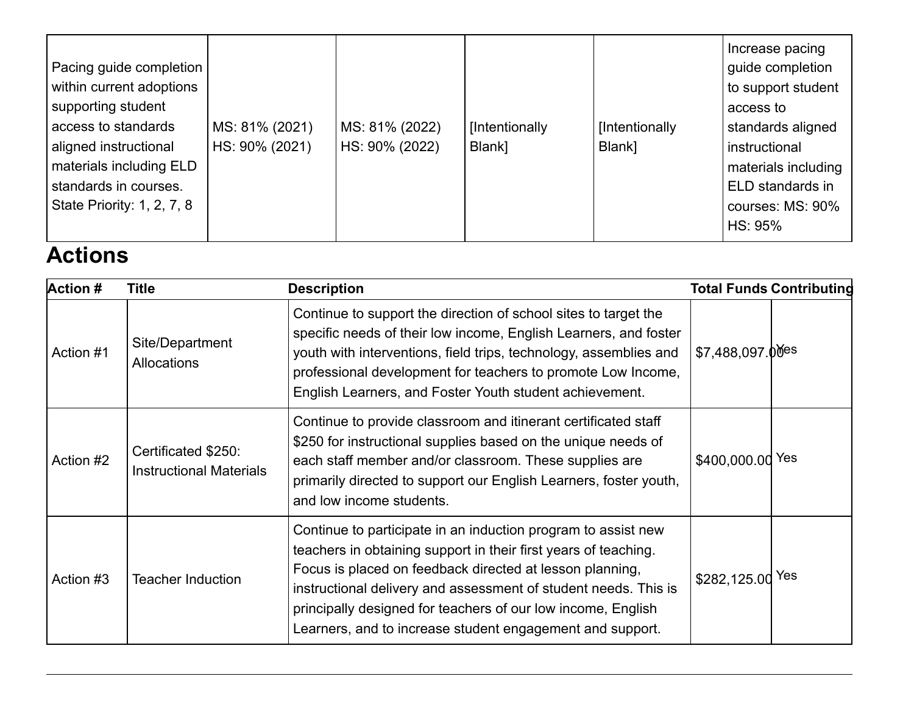| | | | | | |
|---|---|---|---|---|---|
| Pacing guide completion within current adoptions supporting student access to standards aligned instructional materials including ELD standards in courses. State Priority: 1, 2, 7, 8 | MS: 81% (2021) HS: 90% (2021) | MS: 81% (2022) HS: 90% (2022) | [Intentionally Blank] | [Intentionally Blank] | Increase pacing guide completion to support student access to standards aligned instructional materials including ELD standards in courses: MS: 90% HS: 95% |

# Actions

| Action # | Title | Description | Total Funds | Contributing |
|---|---|---|---|---|
| Action #1 | Site/Department Allocations | Continue to support the direction of school sites to target the specific needs of their low income, English Learners, and foster youth with interventions, field trips, technology, assemblies and professional development for teachers to promote Low Income, English Learners, and Foster Youth student achievement. | $7,488,097.00 | Yes |
| Action #2 | Certificated $250: Instructional Materials | Continue to provide classroom and itinerant certificated staff $250 for instructional supplies based on the unique needs of each staff member and/or classroom. These supplies are primarily directed to support our English Learners, foster youth, and low income students. | $400,000.00 | Yes |
| Action #3 | Teacher Induction | Continue to participate in an induction program to assist new teachers in obtaining support in their first years of teaching. Focus is placed on feedback directed at lesson planning, instructional delivery and assessment of student needs. This is principally designed for teachers of our low income, English Learners, and to increase student engagement and support. | $282,125.00 | Yes |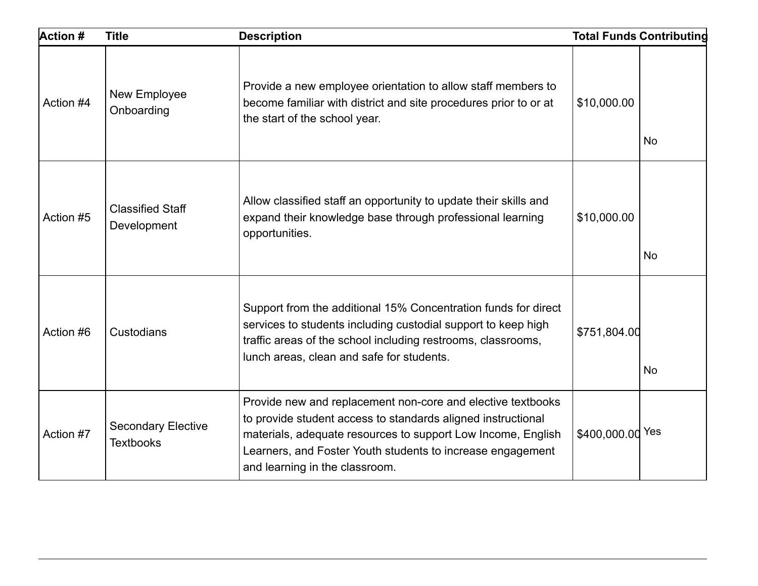| Action # | Title | Description | Total Funds | Contributing |
|---|---|---|---|---|
| Action #4 | New Employee Onboarding | Provide a new employee orientation to allow staff members to become familiar with district and site procedures prior to or at the start of the school year. | $10,000.00 | No |
| Action #5 | Classified Staff Development | Allow classified staff an opportunity to update their skills and expand their knowledge base through professional learning opportunities. | $10,000.00 | No |
| Action #6 | Custodians | Support from the additional 15% Concentration funds for direct services to students including custodial support to keep high traffic areas of the school including restrooms, classrooms, lunch areas, clean and safe for students. | $751,804.00 | No |
| Action #7 | Secondary Elective Textbooks | Provide new and replacement non-core and elective textbooks to provide student access to standards aligned instructional materials, adequate resources to support Low Income, English Learners, and Foster Youth students to increase engagement and learning in the classroom. | $400,000.00 | Yes |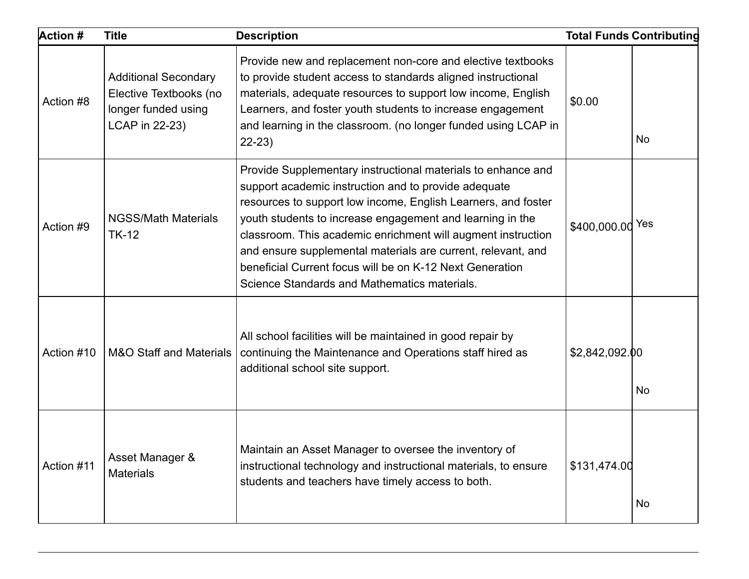| Action # | Title | Description | Total Funds | Contributing |
|---|---|---|---|---|
| Action #8 | Additional Secondary Elective Textbooks (no longer funded using LCAP in 22-23) | Provide new and replacement non-core and elective textbooks to provide student access to standards aligned instructional materials, adequate resources to support low income, English Learners, and foster youth students to increase engagement and learning in the classroom. (no longer funded using LCAP in 22-23) | $0.00 | No |
| Action #9 | NGSS/Math Materials TK-12 | Provide Supplementary instructional materials to enhance and support academic instruction and to provide adequate resources to support low income, English Learners, and foster youth students to increase engagement and learning in the classroom. This academic enrichment will augment instruction and ensure supplemental materials are current, relevant, and beneficial Current focus will be on K-12 Next Generation Science Standards and Mathematics materials. | $400,000.00 | Yes |
| Action #10 | M&O Staff and Materials | All school facilities will be maintained in good repair by continuing the Maintenance and Operations staff hired as additional school site support. | $2,842,092.00 | No |
| Action #11 | Asset Manager & Materials | Maintain an Asset Manager to oversee the inventory of instructional technology and instructional materials, to ensure students and teachers have timely access to both. | $131,474.00 | No |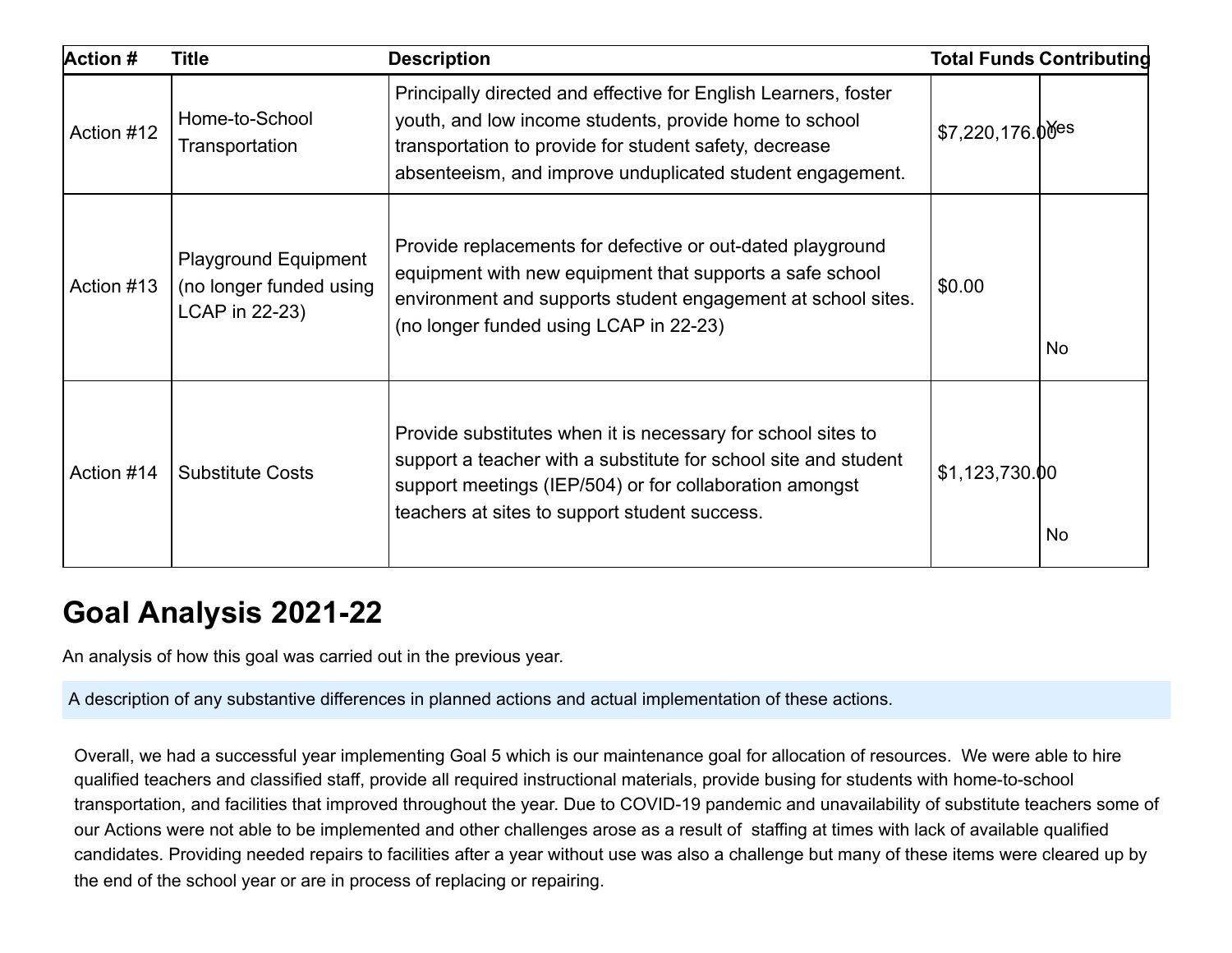| Action # | Title | Description | Total Funds | Contributing |
|---|---|---|---|---|
| Action #12 | Home-to-School Transportation | Principally directed and effective for English Learners, foster youth, and low income students, provide home to school transportation to provide for student safety, decrease absenteeism, and improve unduplicated student engagement. | $7,220,176.00 | Yes |
| Action #13 | Playground Equipment (no longer funded using LCAP in 22-23) | Provide replacements for defective or out-dated playground equipment with new equipment that supports a safe school environment and supports student engagement at school sites. (no longer funded using LCAP in 22-23) | $0.00 | No |
| Action #14 | Substitute Costs | Provide substitutes when it is necessary for school sites to support a teacher with a substitute for school site and student support meetings (IEP/504) or for collaboration amongst teachers at sites to support student success. | $1,123,730.00 | No |

# Goal Analysis 2021-22

An analysis of how this goal was carried out in the previous year.

A description of any substantive differences in planned actions and actual implementation of these actions.

Overall, we had a successful year implementing Goal 5 which is our maintenance goal for allocation of resources. We were able to hire qualified teachers and classified staff, provide all required instructional materials, provide busing for students with home-to-school transportation, and facilities that improved throughout the year. Due to COVID-19 pandemic and unavailability of substitute teachers some of our Actions were not able to be implemented and other challenges arose as a result of staffing at times with lack of available qualified candidates. Providing needed repairs to facilities after a year without use was also a challenge but many of these items were cleared up by the end of the school year or are in process of replacing or repairing.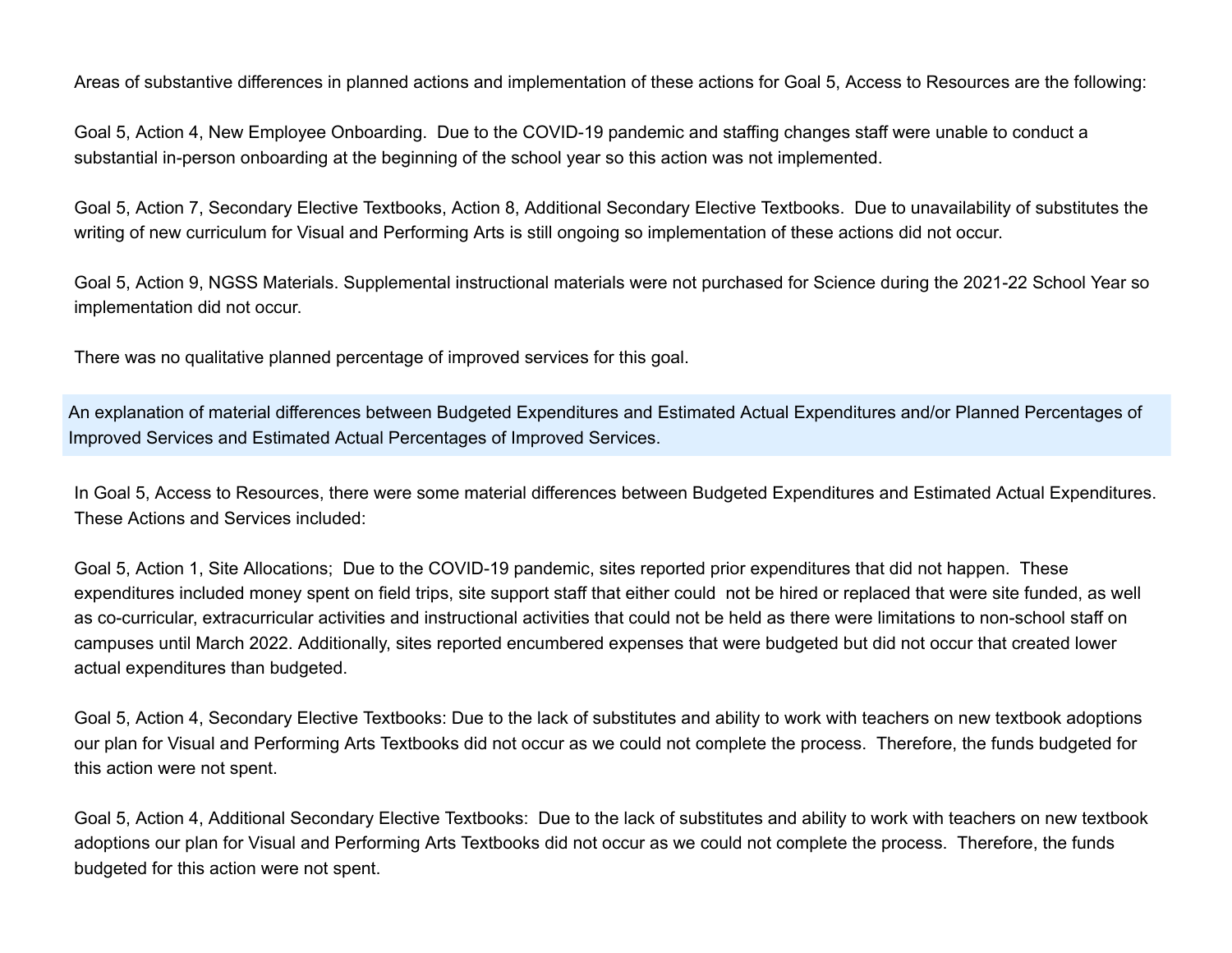Areas of substantive differences in planned actions and implementation of these actions for Goal 5, Access to Resources are the following:

Goal 5, Action 4, New Employee Onboarding. Due to the COVID-19 pandemic and staffing changes staff were unable to conduct a substantial in-person onboarding at the beginning of the school year so this action was not implemented.

Goal 5, Action 7, Secondary Elective Textbooks, Action 8, Additional Secondary Elective Textbooks. Due to unavailability of substitutes the writing of new curriculum for Visual and Performing Arts is still ongoing so implementation of these actions did not occur.

Goal 5, Action 9, NGSS Materials. Supplemental instructional materials were not purchased for Science during the 2021-22 School Year so implementation did not occur.

There was no qualitative planned percentage of improved services for this goal.

**An explanation of material differences between Budgeted Expenditures and Estimated Actual Expenditures and/or Planned Percentages of Improved Services and Estimated Actual Percentages of Improved Services.**

In Goal 5, Access to Resources, there were some material differences between Budgeted Expenditures and Estimated Actual Expenditures. These Actions and Services included:

Goal 5, Action 1, Site Allocations; Due to the COVID-19 pandemic, sites reported prior expenditures that did not happen. These expenditures included money spent on field trips, site support staff that either could not be hired or replaced that were site funded, as well as co-curricular, extracurricular activities and instructional activities that could not be held as there were limitations to non-school staff on campuses until March 2022. Additionally, sites reported encumbered expenses that were budgeted but did not occur that created lower actual expenditures than budgeted.

Goal 5, Action 4, Secondary Elective Textbooks: Due to the lack of substitutes and ability to work with teachers on new textbook adoptions our plan for Visual and Performing Arts Textbooks did not occur as we could not complete the process. Therefore, the funds budgeted for this action were not spent.

Goal 5, Action 4, Additional Secondary Elective Textbooks: Due to the lack of substitutes and ability to work with teachers on new textbook adoptions our plan for Visual and Performing Arts Textbooks did not occur as we could not complete the process. Therefore, the funds budgeted for this action were not spent.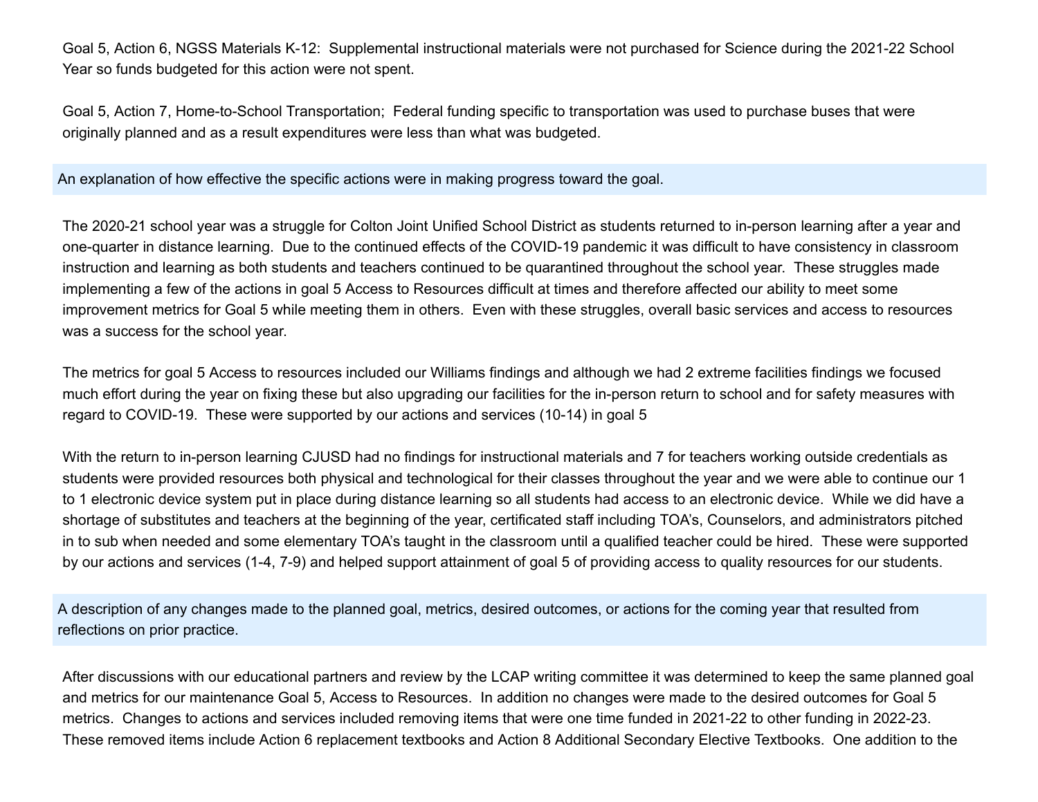Goal 5, Action 6, NGSS Materials K-12: Supplemental instructional materials were not purchased for Science during the 2021-22 School Year so funds budgeted for this action were not spent.

Goal 5, Action 7, Home-to-School Transportation; Federal funding specific to transportation was used to purchase buses that were originally planned and as a result expenditures were less than what was budgeted.

**An explanation of how effective the specific actions were in making progress toward the goal.**

The 2020-21 school year was a struggle for Colton Joint Unified School District as students returned to in-person learning after a year and one-quarter in distance learning. Due to the continued effects of the COVID-19 pandemic it was difficult to have consistency in classroom instruction and learning as both students and teachers continued to be quarantined throughout the school year. These struggles made implementing a few of the actions in goal 5 Access to Resources difficult at times and therefore affected our ability to meet some improvement metrics for Goal 5 while meeting them in others. Even with these struggles, overall basic services and access to resources was a success for the school year.

The metrics for goal 5 Access to resources included our Williams findings and although we had 2 extreme facilities findings we focused much effort during the year on fixing these but also upgrading our facilities for the in-person return to school and for safety measures with regard to COVID-19. These were supported by our actions and services (10-14) in goal 5

With the return to in-person learning CJUSD had no findings for instructional materials and 7 for teachers working outside credentials as students were provided resources both physical and technological for their classes throughout the year and we were able to continue our 1 to 1 electronic device system put in place during distance learning so all students had access to an electronic device. While we did have a shortage of substitutes and teachers at the beginning of the year, certificated staff including TOA's, Counselors, and administrators pitched in to sub when needed and some elementary TOA's taught in the classroom until a qualified teacher could be hired. These were supported by our actions and services (1-4, 7-9) and helped support attainment of goal 5 of providing access to quality resources for our students.

**A description of any changes made to the planned goal, metrics, desired outcomes, or actions for the coming year that resulted from reflections on prior practice.**

After discussions with our educational partners and review by the LCAP writing committee it was determined to keep the same planned goal and metrics for our maintenance Goal 5, Access to Resources. In addition no changes were made to the desired outcomes for Goal 5 metrics. Changes to actions and services included removing items that were one time funded in 2021-22 to other funding in 2022-23. These removed items include Action 6 replacement textbooks and Action 8 Additional Secondary Elective Textbooks. One addition to the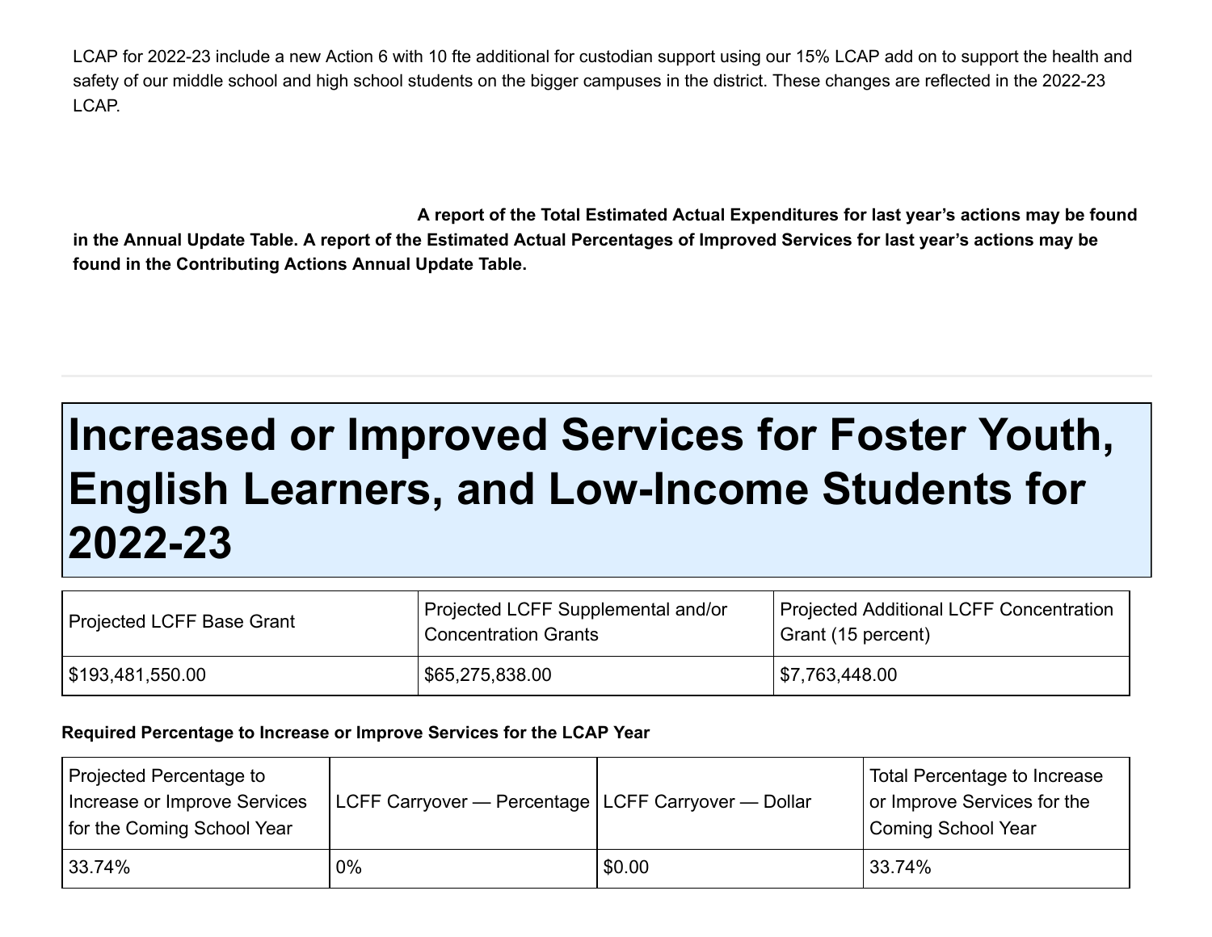LCAP for 2022-23 include a new Action 6 with 10 fte additional for custodian support using our 15% LCAP add on to support the health and safety of our middle school and high school students on the bigger campuses in the district. These changes are reflected in the 2022-23 LCAP.

**A report of the Total Estimated Actual Expenditures for last year's actions may be found in the Annual Update Table. A report of the Estimated Actual Percentages of Improved Services for last year's actions may be found in the Contributing Actions Annual Update Table.**

---

# Increased or Improved Services for Foster Youth, English Learners, and Low-Income Students for 2022-23

| Projected LCFF Base Grant | Projected LCFF Supplemental and/or Concentration Grants | Projected Additional LCFF Concentration Grant (15 percent) |
| --- | --- | --- |
| $193,481,550.00 | $65,275,838.00 | $7,763,448.00 |

**Required Percentage to Increase or Improve Services for the LCAP Year**

| Projected Percentage to Increase or Improve Services for the Coming School Year | LCFF Carryover — Percentage | LCFF Carryover — Dollar | Total Percentage to Increase or Improve Services for the Coming School Year |
| --- | --- | --- | --- |
| 33.74% | 0% | $0.00 | 33.74% |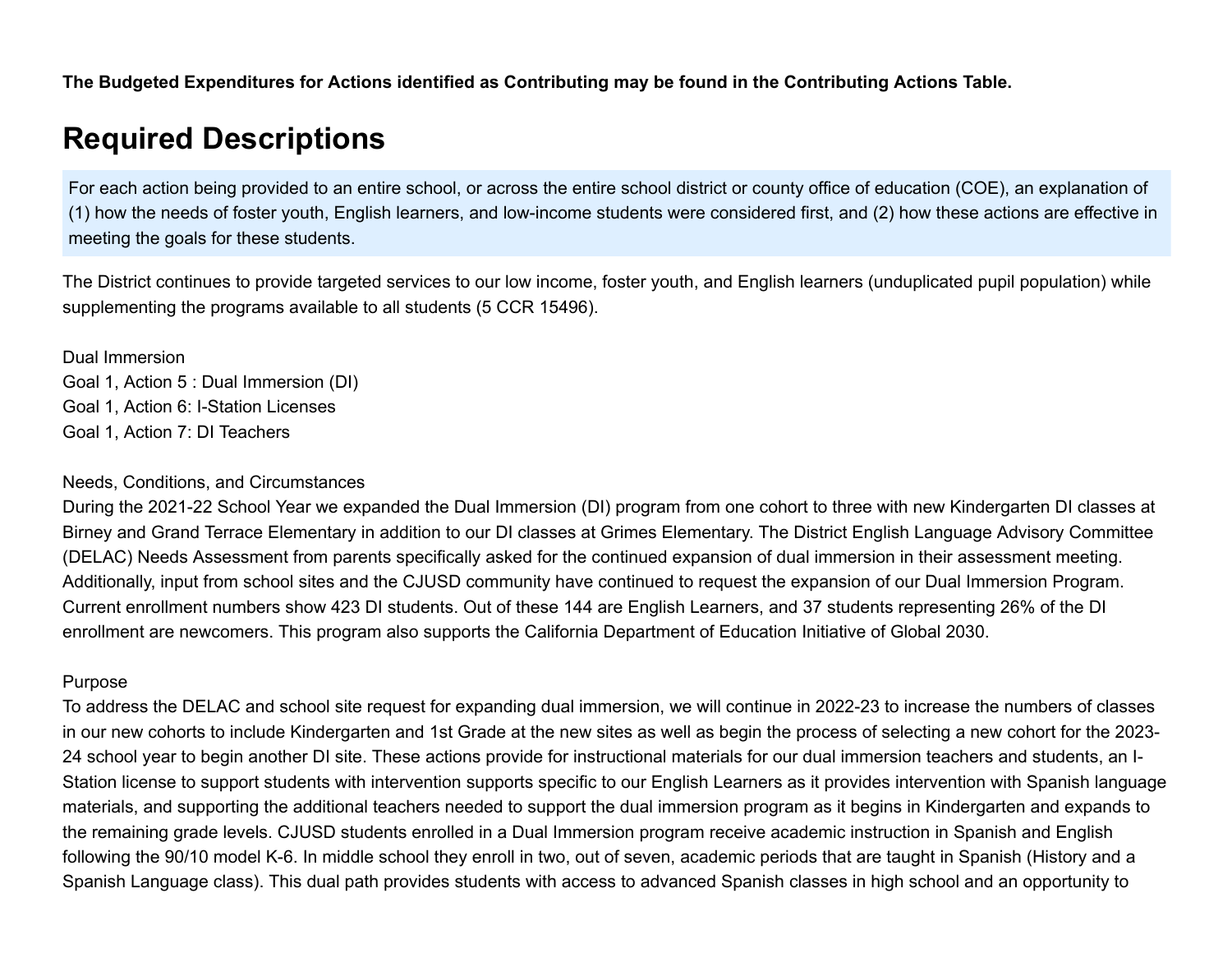**The Budgeted Expenditures for Actions identified as Contributing may be found in the Contributing Actions Table.**

# Required Descriptions

For each action being provided to an entire school, or across the entire school district or county office of education (COE), an explanation of (1) how the needs of foster youth, English learners, and low-income students were considered first, and (2) how these actions are effective in meeting the goals for these students.

The District continues to provide targeted services to our low income, foster youth, and English learners (unduplicated pupil population) while supplementing the programs available to all students (5 CCR 15496).

Dual Immersion
Goal 1, Action 5 : Dual Immersion (DI)
Goal 1, Action 6: I-Station Licenses
Goal 1, Action 7: DI Teachers

Needs, Conditions, and Circumstances
During the 2021-22 School Year we expanded the Dual Immersion (DI) program from one cohort to three with new Kindergarten DI classes at Birney and Grand Terrace Elementary in addition to our DI classes at Grimes Elementary. The District English Language Advisory Committee (DELAC) Needs Assessment from parents specifically asked for the continued expansion of dual immersion in their assessment meeting. Additionally, input from school sites and the CJUSD community have continued to request the expansion of our Dual Immersion Program. Current enrollment numbers show 423 DI students. Out of these 144 are English Learners, and 37 students representing 26% of the DI enrollment are newcomers. This program also supports the California Department of Education Initiative of Global 2030.

Purpose
To address the DELAC and school site request for expanding dual immersion, we will continue in 2022-23 to increase the numbers of classes in our new cohorts to include Kindergarten and 1st Grade at the new sites as well as begin the process of selecting a new cohort for the 2023-24 school year to begin another DI site. These actions provide for instructional materials for our dual immersion teachers and students, an I-Station license to support students with intervention supports specific to our English Learners as it provides intervention with Spanish language materials, and supporting the additional teachers needed to support the dual immersion program as it begins in Kindergarten and expands to the remaining grade levels. CJUSD students enrolled in a Dual Immersion program receive academic instruction in Spanish and English following the 90/10 model K-6. In middle school they enroll in two, out of seven, academic periods that are taught in Spanish (History and a Spanish Language class). This dual path provides students with access to advanced Spanish classes in high school and an opportunity to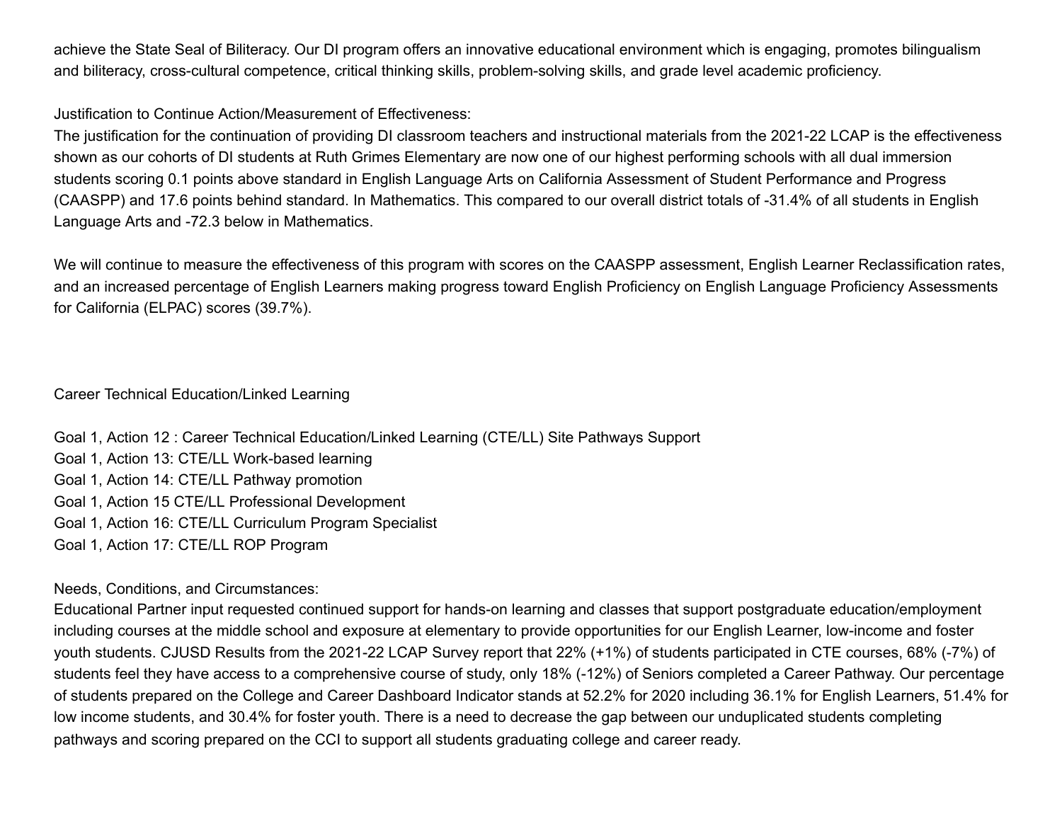achieve the State Seal of Biliteracy. Our DI program offers an innovative educational environment which is engaging, promotes bilingualism and biliteracy, cross-cultural competence, critical thinking skills, problem-solving skills, and grade level academic proficiency.

Justification to Continue Action/Measurement of Effectiveness:
The justification for the continuation of providing DI classroom teachers and instructional materials from the 2021-22 LCAP is the effectiveness shown as our cohorts of DI students at Ruth Grimes Elementary are now one of our highest performing schools with all dual immersion students scoring 0.1 points above standard in English Language Arts on California Assessment of Student Performance and Progress (CAASPP) and 17.6 points behind standard. In Mathematics. This compared to our overall district totals of -31.4% of all students in English Language Arts and -72.3 below in Mathematics.

We will continue to measure the effectiveness of this program with scores on the CAASPP assessment, English Learner Reclassification rates, and an increased percentage of English Learners making progress toward English Proficiency on English Language Proficiency Assessments for California (ELPAC) scores (39.7%).

Career Technical Education/Linked Learning

Goal 1, Action 12 : Career Technical Education/Linked Learning (CTE/LL) Site Pathways Support
Goal 1, Action 13: CTE/LL Work-based learning
Goal 1, Action 14: CTE/LL Pathway promotion
Goal 1, Action 15 CTE/LL Professional Development
Goal 1, Action 16: CTE/LL Curriculum Program Specialist
Goal 1, Action 17: CTE/LL ROP Program

Needs, Conditions, and Circumstances:
Educational Partner input requested continued support for hands-on learning and classes that support postgraduate education/employment including courses at the middle school and exposure at elementary to provide opportunities for our English Learner, low-income and foster youth students. CJUSD Results from the 2021-22 LCAP Survey report that 22% (+1%) of students participated in CTE courses, 68% (-7%) of students feel they have access to a comprehensive course of study, only 18% (-12%) of Seniors completed a Career Pathway. Our percentage of students prepared on the College and Career Dashboard Indicator stands at 52.2% for 2020 including 36.1% for English Learners, 51.4% for low income students, and 30.4% for foster youth. There is a need to decrease the gap between our unduplicated students completing pathways and scoring prepared on the CCI to support all students graduating college and career ready.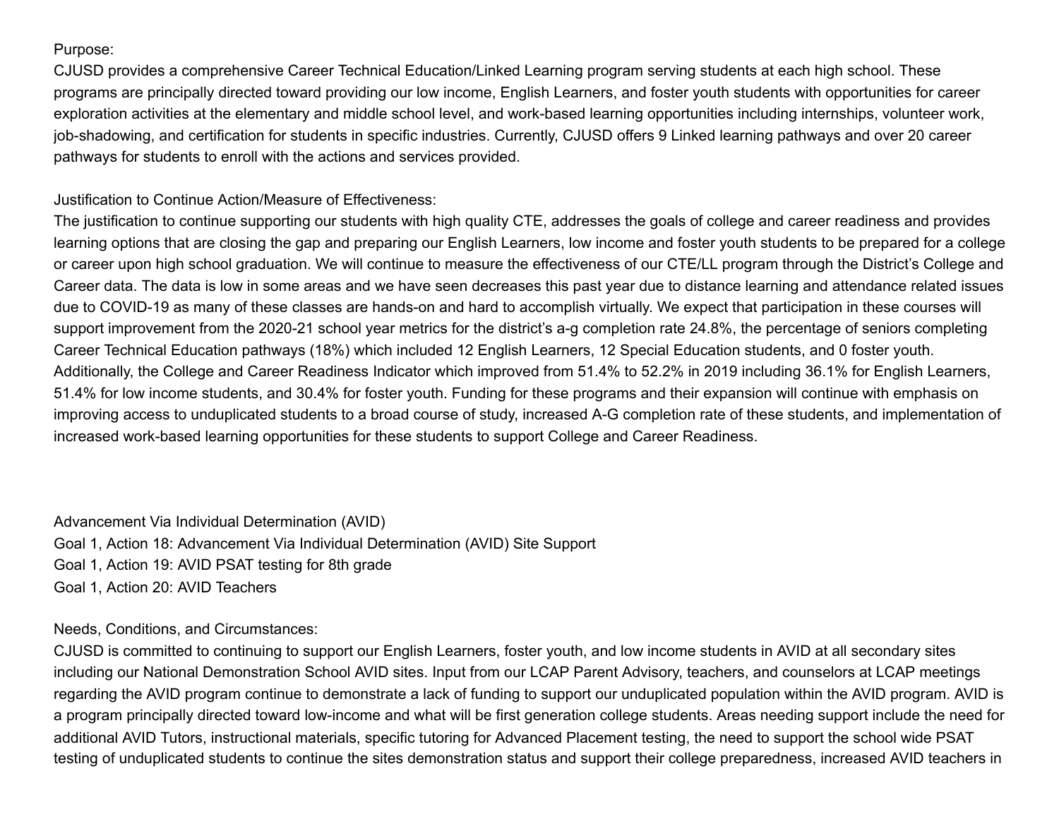Purpose:
CJUSD provides a comprehensive Career Technical Education/Linked Learning program serving students at each high school. These programs are principally directed toward providing our low income, English Learners, and foster youth students with opportunities for career exploration activities at the elementary and middle school level, and work-based learning opportunities including internships, volunteer work, job-shadowing, and certification for students in specific industries. Currently, CJUSD offers 9 Linked learning pathways and over 20 career pathways for students to enroll with the actions and services provided.

Justification to Continue Action/Measure of Effectiveness:
The justification to continue supporting our students with high quality CTE, addresses the goals of college and career readiness and provides learning options that are closing the gap and preparing our English Learners, low income and foster youth students to be prepared for a college or career upon high school graduation. We will continue to measure the effectiveness of our CTE/LL program through the District's College and Career data. The data is low in some areas and we have seen decreases this past year due to distance learning and attendance related issues due to COVID-19 as many of these classes are hands-on and hard to accomplish virtually. We expect that participation in these courses will support improvement from the 2020-21 school year metrics for the district's a-g completion rate 24.8%, the percentage of seniors completing Career Technical Education pathways (18%) which included 12 English Learners, 12 Special Education students, and 0 foster youth. Additionally, the College and Career Readiness Indicator which improved from 51.4% to 52.2% in 2019 including 36.1% for English Learners, 51.4% for low income students, and 30.4% for foster youth. Funding for these programs and their expansion will continue with emphasis on improving access to unduplicated students to a broad course of study, increased A-G completion rate of these students, and implementation of increased work-based learning opportunities for these students to support College and Career Readiness.

Advancement Via Individual Determination (AVID)
Goal 1, Action 18: Advancement Via Individual Determination (AVID) Site Support
Goal 1, Action 19: AVID PSAT testing for 8th grade
Goal 1, Action 20: AVID Teachers

Needs, Conditions, and Circumstances:
CJUSD is committed to continuing to support our English Learners, foster youth, and low income students in AVID at all secondary sites including our National Demonstration School AVID sites. Input from our LCAP Parent Advisory, teachers, and counselors at LCAP meetings regarding the AVID program continue to demonstrate a lack of funding to support our unduplicated population within the AVID program. AVID is a program principally directed toward low-income and what will be first generation college students. Areas needing support include the need for additional AVID Tutors, instructional materials, specific tutoring for Advanced Placement testing, the need to support the school wide PSAT testing of unduplicated students to continue the sites demonstration status and support their college preparedness, increased AVID teachers in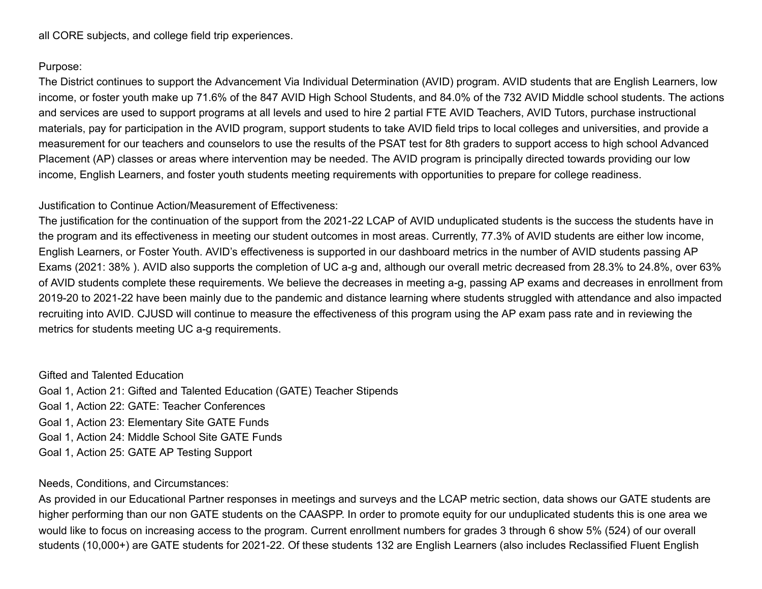all CORE subjects, and college field trip experiences.

Purpose:
The District continues to support the Advancement Via Individual Determination (AVID) program. AVID students that are English Learners, low income, or foster youth make up 71.6% of the 847 AVID High School Students, and 84.0% of the 732 AVID Middle school students. The actions and services are used to support programs at all levels and used to hire 2 partial FTE AVID Teachers, AVID Tutors, purchase instructional materials, pay for participation in the AVID program, support students to take AVID field trips to local colleges and universities, and provide a measurement for our teachers and counselors to use the results of the PSAT test for 8th graders to support access to high school Advanced Placement (AP) classes or areas where intervention may be needed. The AVID program is principally directed towards providing our low income, English Learners, and foster youth students meeting requirements with opportunities to prepare for college readiness.

Justification to Continue Action/Measurement of Effectiveness:
The justification for the continuation of the support from the 2021-22 LCAP of AVID unduplicated students is the success the students have in the program and its effectiveness in meeting our student outcomes in most areas. Currently, 77.3% of AVID students are either low income, English Learners, or Foster Youth. AVID's effectiveness is supported in our dashboard metrics in the number of AVID students passing AP Exams (2021: 38% ). AVID also supports the completion of UC a-g and, although our overall metric decreased from 28.3% to 24.8%, over 63% of AVID students complete these requirements. We believe the decreases in meeting a-g, passing AP exams and decreases in enrollment from 2019-20 to 2021-22 have been mainly due to the pandemic and distance learning where students struggled with attendance and also impacted recruiting into AVID. CJUSD will continue to measure the effectiveness of this program using the AP exam pass rate and in reviewing the metrics for students meeting UC a-g requirements.

Gifted and Talented Education
Goal 1, Action 21: Gifted and Talented Education (GATE) Teacher Stipends
Goal 1, Action 22: GATE: Teacher Conferences
Goal 1, Action 23: Elementary Site GATE Funds
Goal 1, Action 24: Middle School Site GATE Funds
Goal 1, Action 25: GATE AP Testing Support

Needs, Conditions, and Circumstances:
As provided in our Educational Partner responses in meetings and surveys and the LCAP metric section, data shows our GATE students are higher performing than our non GATE students on the CAASPP. In order to promote equity for our unduplicated students this is one area we would like to focus on increasing access to the program. Current enrollment numbers for grades 3 through 6 show 5% (524) of our overall students (10,000+) are GATE students for 2021-22. Of these students 132 are English Learners (also includes Reclassified Fluent English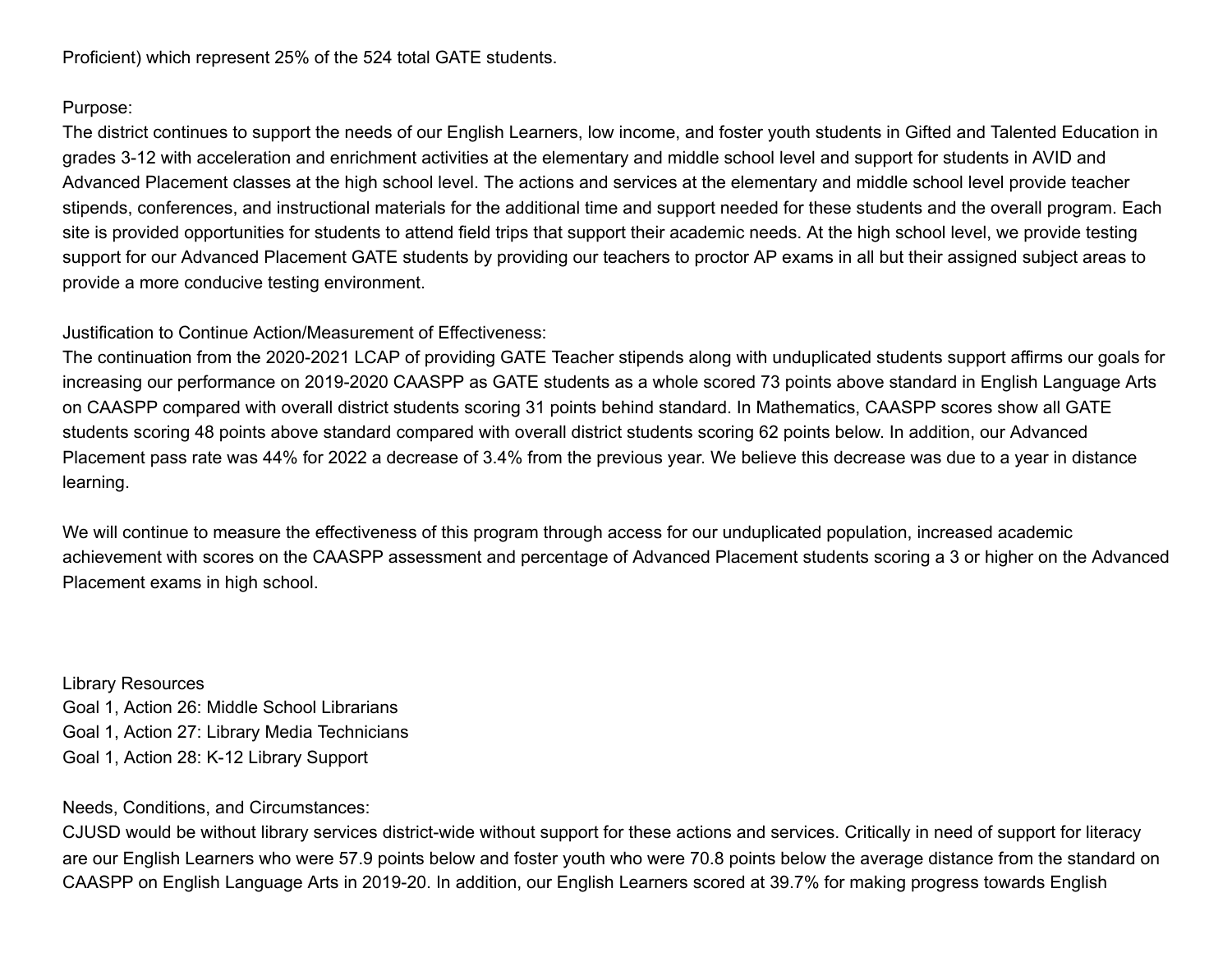Proficient) which represent 25% of the 524 total GATE students.

Purpose:
The district continues to support the needs of our English Learners, low income, and foster youth students in Gifted and Talented Education in grades 3-12 with acceleration and enrichment activities at the elementary and middle school level and support for students in AVID and Advanced Placement classes at the high school level. The actions and services at the elementary and middle school level provide teacher stipends, conferences, and instructional materials for the additional time and support needed for these students and the overall program. Each site is provided opportunities for students to attend field trips that support their academic needs. At the high school level, we provide testing support for our Advanced Placement GATE students by providing our teachers to proctor AP exams in all but their assigned subject areas to provide a more conducive testing environment.

Justification to Continue Action/Measurement of Effectiveness:
The continuation from the 2020-2021 LCAP of providing GATE Teacher stipends along with unduplicated students support affirms our goals for increasing our performance on 2019-2020 CAASPP as GATE students as a whole scored 73 points above standard in English Language Arts on CAASPP compared with overall district students scoring 31 points behind standard. In Mathematics, CAASPP scores show all GATE students scoring 48 points above standard compared with overall district students scoring 62 points below. In addition, our Advanced Placement pass rate was 44% for 2022 a decrease of 3.4% from the previous year. We believe this decrease was due to a year in distance learning.

We will continue to measure the effectiveness of this program through access for our unduplicated population, increased academic achievement with scores on the CAASPP assessment and percentage of Advanced Placement students scoring a 3 or higher on the Advanced Placement exams in high school.

Library Resources
Goal 1, Action 26: Middle School Librarians
Goal 1, Action 27: Library Media Technicians
Goal 1, Action 28: K-12 Library Support

Needs, Conditions, and Circumstances:
CJUSD would be without library services district-wide without support for these actions and services. Critically in need of support for literacy are our English Learners who were 57.9 points below and foster youth who were 70.8 points below the average distance from the standard on CAASPP on English Language Arts in 2019-20. In addition, our English Learners scored at 39.7% for making progress towards English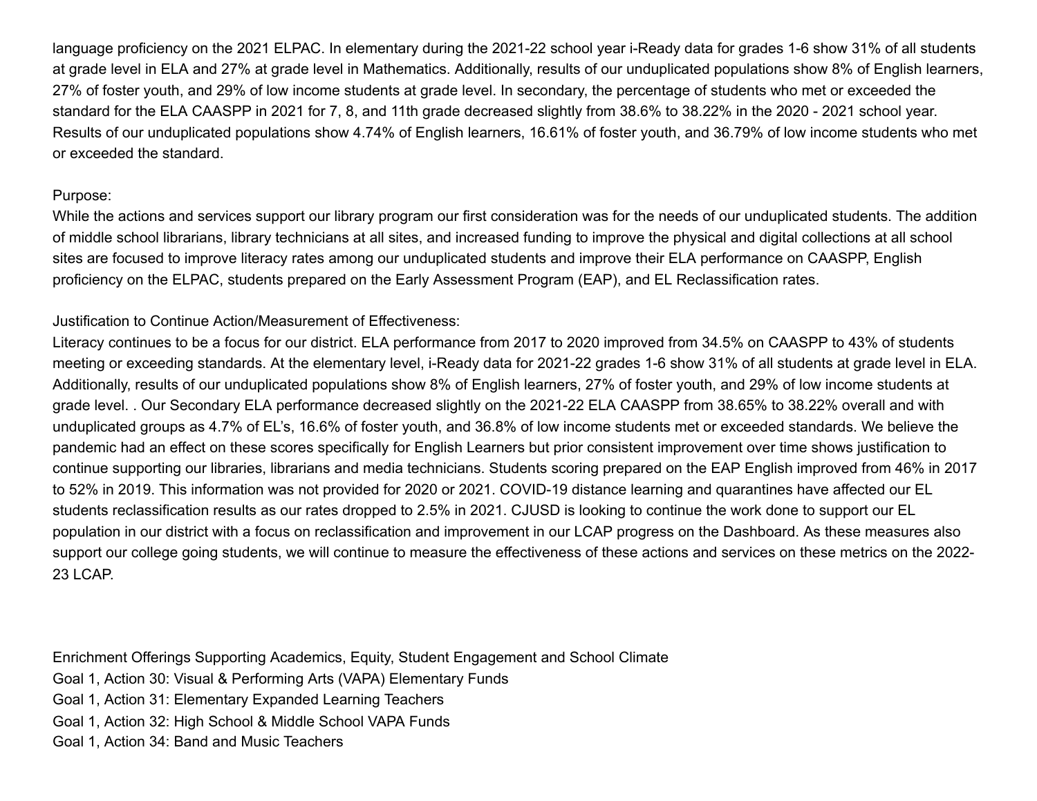language proficiency on the 2021 ELPAC. In elementary during the 2021-22 school year i-Ready data for grades 1-6 show 31% of all students at grade level in ELA and 27% at grade level in Mathematics. Additionally, results of our unduplicated populations show 8% of English learners, 27% of foster youth, and 29% of low income students at grade level. In secondary, the percentage of students who met or exceeded the standard for the ELA CAASPP in 2021 for 7, 8, and 11th grade decreased slightly from 38.6% to 38.22% in the 2020 - 2021 school year. Results of our unduplicated populations show 4.74% of English learners, 16.61% of foster youth, and 36.79% of low income students who met or exceeded the standard.

Purpose:
While the actions and services support our library program our first consideration was for the needs of our unduplicated students. The addition of middle school librarians, library technicians at all sites, and increased funding to improve the physical and digital collections at all school sites are focused to improve literacy rates among our unduplicated students and improve their ELA performance on CAASPP, English proficiency on the ELPAC, students prepared on the Early Assessment Program (EAP), and EL Reclassification rates.

Justification to Continue Action/Measurement of Effectiveness:
Literacy continues to be a focus for our district. ELA performance from 2017 to 2020 improved from 34.5% on CAASPP to 43% of students meeting or exceeding standards. At the elementary level, i-Ready data for 2021-22 grades 1-6 show 31% of all students at grade level in ELA. Additionally, results of our unduplicated populations show 8% of English learners, 27% of foster youth, and 29% of low income students at grade level. . Our Secondary ELA performance decreased slightly on the 2021-22 ELA CAASPP from 38.65% to 38.22% overall and with unduplicated groups as 4.7% of EL's, 16.6% of foster youth, and 36.8% of low income students met or exceeded standards. We believe the pandemic had an effect on these scores specifically for English Learners but prior consistent improvement over time shows justification to continue supporting our libraries, librarians and media technicians. Students scoring prepared on the EAP English improved from 46% in 2017 to 52% in 2019. This information was not provided for 2020 or 2021. COVID-19 distance learning and quarantines have affected our EL students reclassification results as our rates dropped to 2.5% in 2021. CJUSD is looking to continue the work done to support our EL population in our district with a focus on reclassification and improvement in our LCAP progress on the Dashboard. As these measures also support our college going students, we will continue to measure the effectiveness of these actions and services on these metrics on the 2022-23 LCAP.

Enrichment Offerings Supporting Academics, Equity, Student Engagement and School Climate
Goal 1, Action 30: Visual & Performing Arts (VAPA) Elementary Funds
Goal 1, Action 31: Elementary Expanded Learning Teachers
Goal 1, Action 32: High School & Middle School VAPA Funds
Goal 1, Action 34: Band and Music Teachers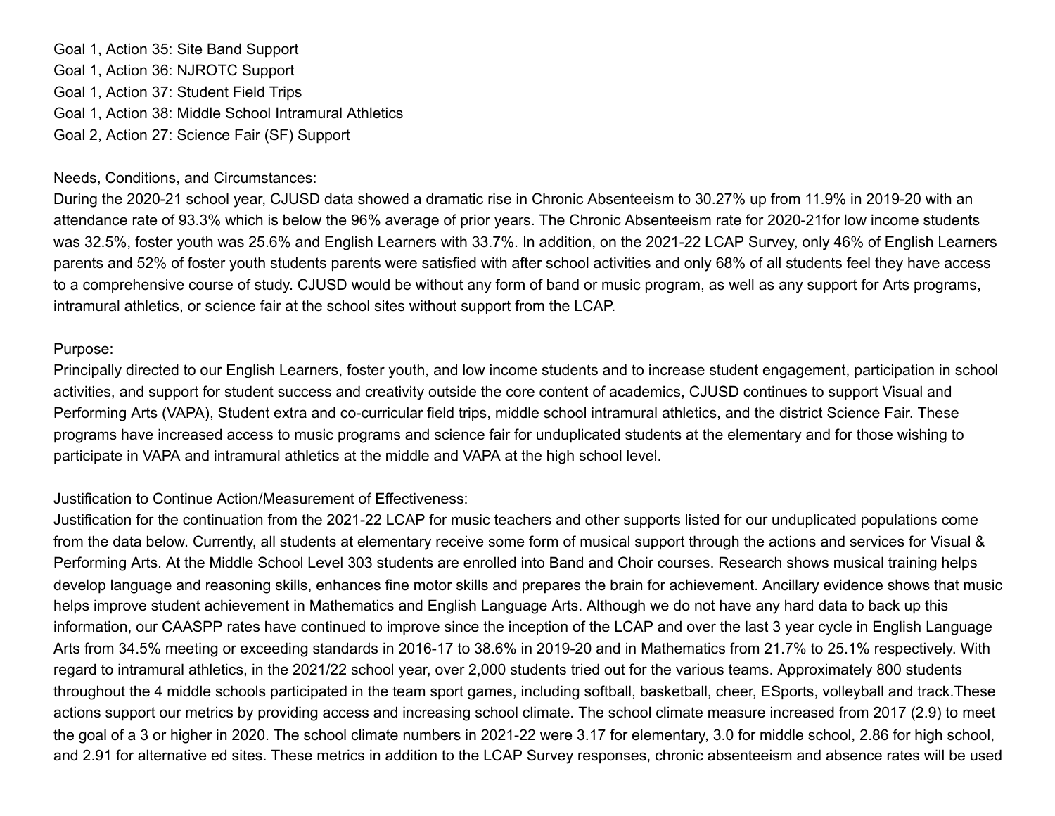Goal 1, Action 35: Site Band Support
Goal 1, Action 36: NJROTC Support
Goal 1, Action 37: Student Field Trips
Goal 1, Action 38: Middle School Intramural Athletics
Goal 2, Action 27: Science Fair (SF) Support

Needs, Conditions, and Circumstances:
During the 2020-21 school year, CJUSD data showed a dramatic rise in Chronic Absenteeism to 30.27% up from 11.9% in 2019-20 with an attendance rate of 93.3% which is below the 96% average of prior years. The Chronic Absenteeism rate for 2020-21for low income students was 32.5%, foster youth was 25.6% and English Learners with 33.7%. In addition, on the 2021-22 LCAP Survey, only 46% of English Learners parents and 52% of foster youth students parents were satisfied with after school activities and only 68% of all students feel they have access to a comprehensive course of study. CJUSD would be without any form of band or music program, as well as any support for Arts programs, intramural athletics, or science fair at the school sites without support from the LCAP.

Purpose:
Principally directed to our English Learners, foster youth, and low income students and to increase student engagement, participation in school activities, and support for student success and creativity outside the core content of academics, CJUSD continues to support Visual and Performing Arts (VAPA), Student extra and co-curricular field trips, middle school intramural athletics, and the district Science Fair. These programs have increased access to music programs and science fair for unduplicated students at the elementary and for those wishing to participate in VAPA and intramural athletics at the middle and VAPA at the high school level.

Justification to Continue Action/Measurement of Effectiveness:
Justification for the continuation from the 2021-22 LCAP for music teachers and other supports listed for our unduplicated populations come from the data below. Currently, all students at elementary receive some form of musical support through the actions and services for Visual & Performing Arts. At the Middle School Level 303 students are enrolled into Band and Choir courses. Research shows musical training helps develop language and reasoning skills, enhances fine motor skills and prepares the brain for achievement. Ancillary evidence shows that music helps improve student achievement in Mathematics and English Language Arts. Although we do not have any hard data to back up this information, our CAASPP rates have continued to improve since the inception of the LCAP and over the last 3 year cycle in English Language Arts from 34.5% meeting or exceeding standards in 2016-17 to 38.6% in 2019-20 and in Mathematics from 21.7% to 25.1% respectively. With regard to intramural athletics, in the 2021/22 school year, over 2,000 students tried out for the various teams. Approximately 800 students throughout the 4 middle schools participated in the team sport games, including softball, basketball, cheer, ESports, volleyball and track.These actions support our metrics by providing access and increasing school climate. The school climate measure increased from 2017 (2.9) to meet the goal of a 3 or higher in 2020. The school climate numbers in 2021-22 were 3.17 for elementary, 3.0 for middle school, 2.86 for high school, and 2.91 for alternative ed sites. These metrics in addition to the LCAP Survey responses, chronic absenteeism and absence rates will be used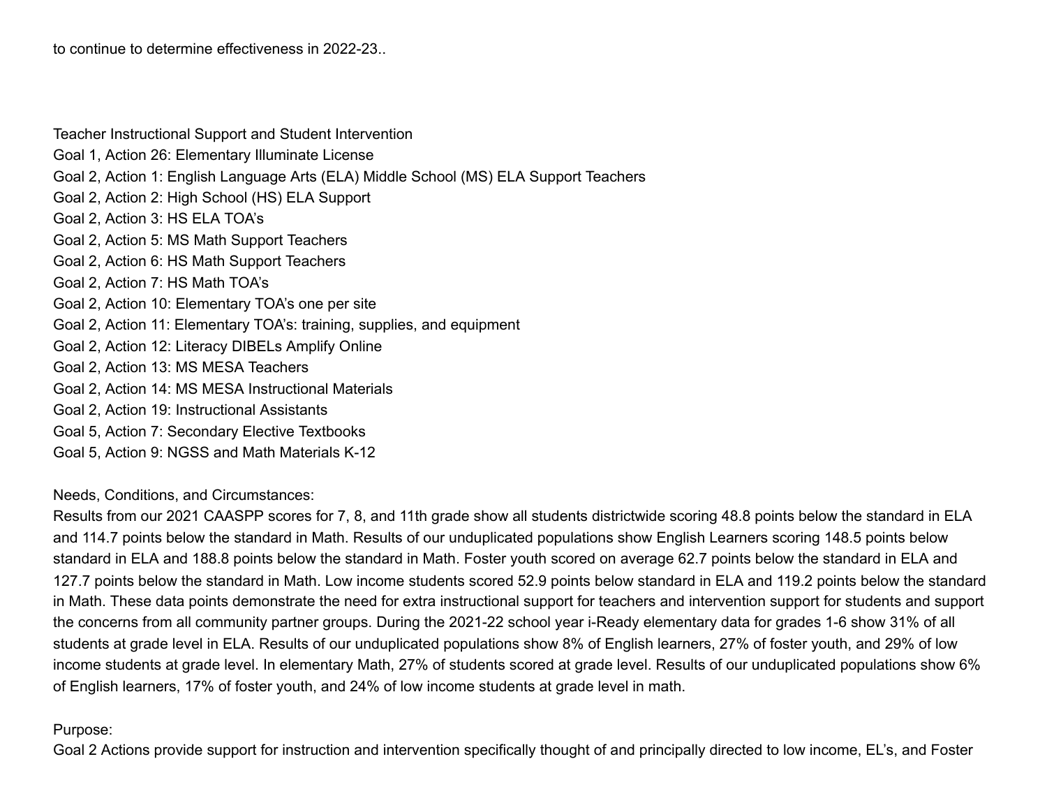to continue to determine effectiveness in 2022-23..

Teacher Instructional Support and Student Intervention
Goal 1, Action 26: Elementary Illuminate License
Goal 2, Action 1: English Language Arts (ELA) Middle School (MS) ELA Support Teachers
Goal 2, Action 2: High School (HS) ELA Support
Goal 2, Action 3: HS ELA TOA's
Goal 2, Action 5: MS Math Support Teachers
Goal 2, Action 6: HS Math Support Teachers
Goal 2, Action 7: HS Math TOA's
Goal 2, Action 10: Elementary TOA's one per site
Goal 2, Action 11: Elementary TOA's: training, supplies, and equipment
Goal 2, Action 12: Literacy DIBELs Amplify Online
Goal 2, Action 13: MS MESA Teachers
Goal 2, Action 14: MS MESA Instructional Materials
Goal 2, Action 19: Instructional Assistants
Goal 5, Action 7: Secondary Elective Textbooks
Goal 5, Action 9: NGSS and Math Materials K-12

Needs, Conditions, and Circumstances:
Results from our 2021 CAASPP scores for 7, 8, and 11th grade show all students districtwide scoring 48.8 points below the standard in ELA and 114.7 points below the standard in Math. Results of our unduplicated populations show English Learners scoring 148.5 points below standard in ELA and 188.8 points below the standard in Math. Foster youth scored on average 62.7 points below the standard in ELA and 127.7 points below the standard in Math. Low income students scored 52.9 points below standard in ELA and 119.2 points below the standard in Math. These data points demonstrate the need for extra instructional support for teachers and intervention support for students and support the concerns from all community partner groups. During the 2021-22 school year i-Ready elementary data for grades 1-6 show 31% of all students at grade level in ELA. Results of our unduplicated populations show 8% of English learners, 27% of foster youth, and 29% of low income students at grade level. In elementary Math, 27% of students scored at grade level. Results of our unduplicated populations show 6% of English learners, 17% of foster youth, and 24% of low income students at grade level in math.

Purpose:
Goal 2 Actions provide support for instruction and intervention specifically thought of and principally directed to low income, EL's, and Foster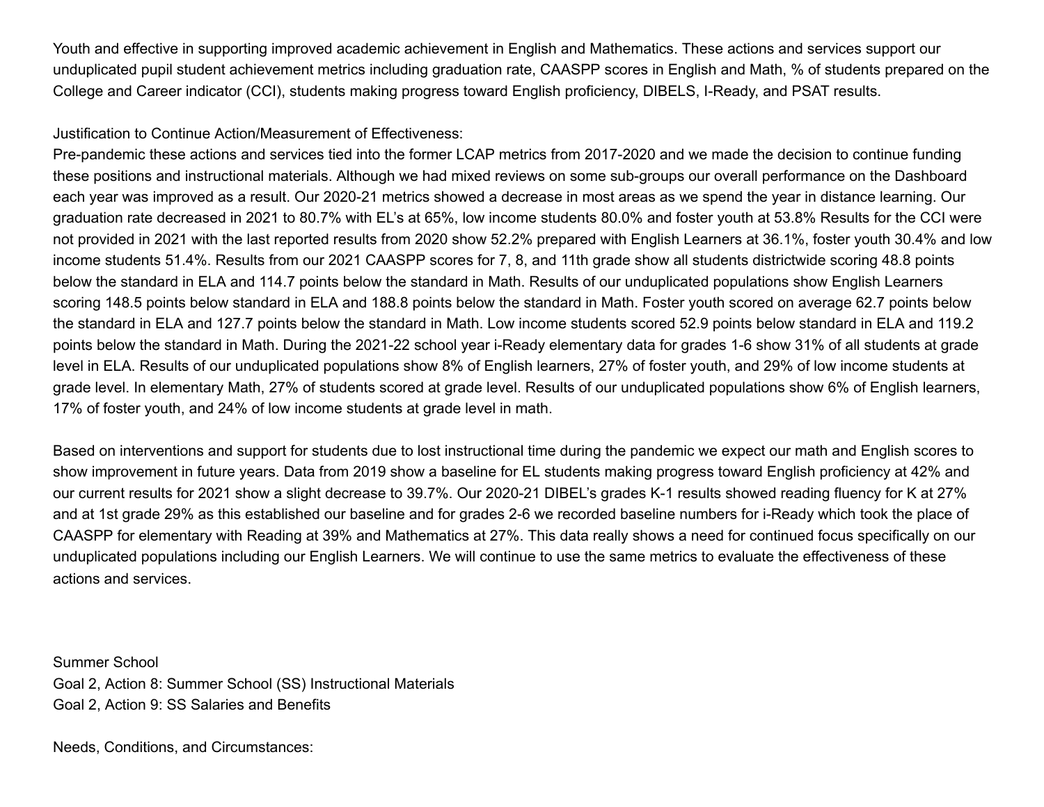Youth and effective in supporting improved academic achievement in English and Mathematics. These actions and services support our unduplicated pupil student achievement metrics including graduation rate, CAASPP scores in English and Math, % of students prepared on the College and Career indicator (CCI), students making progress toward English proficiency, DIBELS, I-Ready, and PSAT results.

Justification to Continue Action/Measurement of Effectiveness:
Pre-pandemic these actions and services tied into the former LCAP metrics from 2017-2020 and we made the decision to continue funding these positions and instructional materials. Although we had mixed reviews on some sub-groups our overall performance on the Dashboard each year was improved as a result. Our 2020-21 metrics showed a decrease in most areas as we spend the year in distance learning. Our graduation rate decreased in 2021 to 80.7% with EL's at 65%, low income students 80.0% and foster youth at 53.8% Results for the CCI were not provided in 2021 with the last reported results from 2020 show 52.2% prepared with English Learners at 36.1%, foster youth 30.4% and low income students 51.4%. Results from our 2021 CAASPP scores for 7, 8, and 11th grade show all students districtwide scoring 48.8 points below the standard in ELA and 114.7 points below the standard in Math. Results of our unduplicated populations show English Learners scoring 148.5 points below standard in ELA and 188.8 points below the standard in Math. Foster youth scored on average 62.7 points below the standard in ELA and 127.7 points below the standard in Math. Low income students scored 52.9 points below standard in ELA and 119.2 points below the standard in Math. During the 2021-22 school year i-Ready elementary data for grades 1-6 show 31% of all students at grade level in ELA. Results of our unduplicated populations show 8% of English learners, 27% of foster youth, and 29% of low income students at grade level. In elementary Math, 27% of students scored at grade level. Results of our unduplicated populations show 6% of English learners, 17% of foster youth, and 24% of low income students at grade level in math.

Based on interventions and support for students due to lost instructional time during the pandemic we expect our math and English scores to show improvement in future years. Data from 2019 show a baseline for EL students making progress toward English proficiency at 42% and our current results for 2021 show a slight decrease to 39.7%. Our 2020-21 DIBEL's grades K-1 results showed reading fluency for K at 27% and at 1st grade 29% as this established our baseline and for grades 2-6 we recorded baseline numbers for i-Ready which took the place of CAASPP for elementary with Reading at 39% and Mathematics at 27%. This data really shows a need for continued focus specifically on our unduplicated populations including our English Learners. We will continue to use the same metrics to evaluate the effectiveness of these actions and services.

Summer School
Goal 2, Action 8: Summer School (SS) Instructional Materials
Goal 2, Action 9: SS Salaries and Benefits

Needs, Conditions, and Circumstances: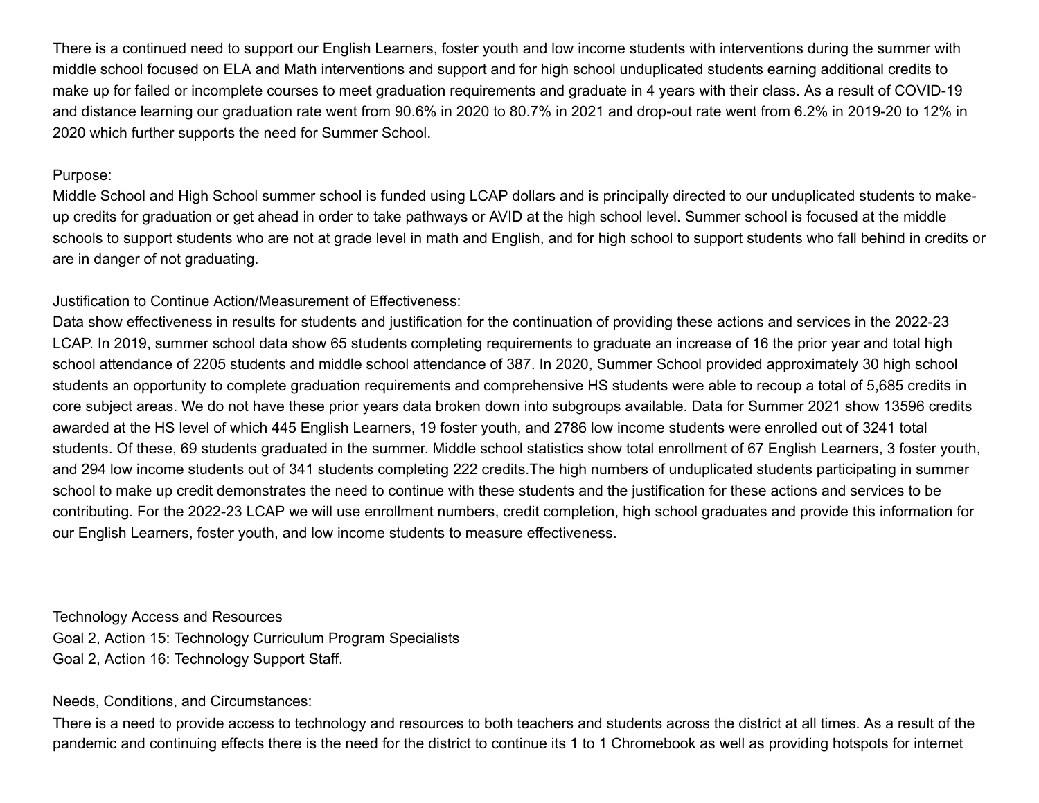There is a continued need to support our English Learners, foster youth and low income students with interventions during the summer with middle school focused on ELA and Math interventions and support and for high school unduplicated students earning additional credits to make up for failed or incomplete courses to meet graduation requirements and graduate in 4 years with their class. As a result of COVID-19 and distance learning our graduation rate went from 90.6% in 2020 to 80.7% in 2021 and drop-out rate went from 6.2% in 2019-20 to 12% in 2020 which further supports the need for Summer School.

Purpose:
Middle School and High School summer school is funded using LCAP dollars and is principally directed to our unduplicated students to make-up credits for graduation or get ahead in order to take pathways or AVID at the high school level. Summer school is focused at the middle schools to support students who are not at grade level in math and English, and for high school to support students who fall behind in credits or are in danger of not graduating.

Justification to Continue Action/Measurement of Effectiveness:
Data show effectiveness in results for students and justification for the continuation of providing these actions and services in the 2022-23 LCAP. In 2019, summer school data show 65 students completing requirements to graduate an increase of 16 the prior year and total high school attendance of 2205 students and middle school attendance of 387. In 2020, Summer School provided approximately 30 high school students an opportunity to complete graduation requirements and comprehensive HS students were able to recoup a total of 5,685 credits in core subject areas. We do not have these prior years data broken down into subgroups available. Data for Summer 2021 show 13596 credits awarded at the HS level of which 445 English Learners, 19 foster youth, and 2786 low income students were enrolled out of 3241 total students. Of these, 69 students graduated in the summer. Middle school statistics show total enrollment of 67 English Learners, 3 foster youth, and 294 low income students out of 341 students completing 222 credits.The high numbers of unduplicated students participating in summer school to make up credit demonstrates the need to continue with these students and the justification for these actions and services to be contributing. For the 2022-23 LCAP we will use enrollment numbers, credit completion, high school graduates and provide this information for our English Learners, foster youth, and low income students to measure effectiveness.

Technology Access and Resources
Goal 2, Action 15: Technology Curriculum Program Specialists
Goal 2, Action 16: Technology Support Staff.

Needs, Conditions, and Circumstances:
There is a need to provide access to technology and resources to both teachers and students across the district at all times. As a result of the pandemic and continuing effects there is the need for the district to continue its 1 to 1 Chromebook as well as providing hotspots for internet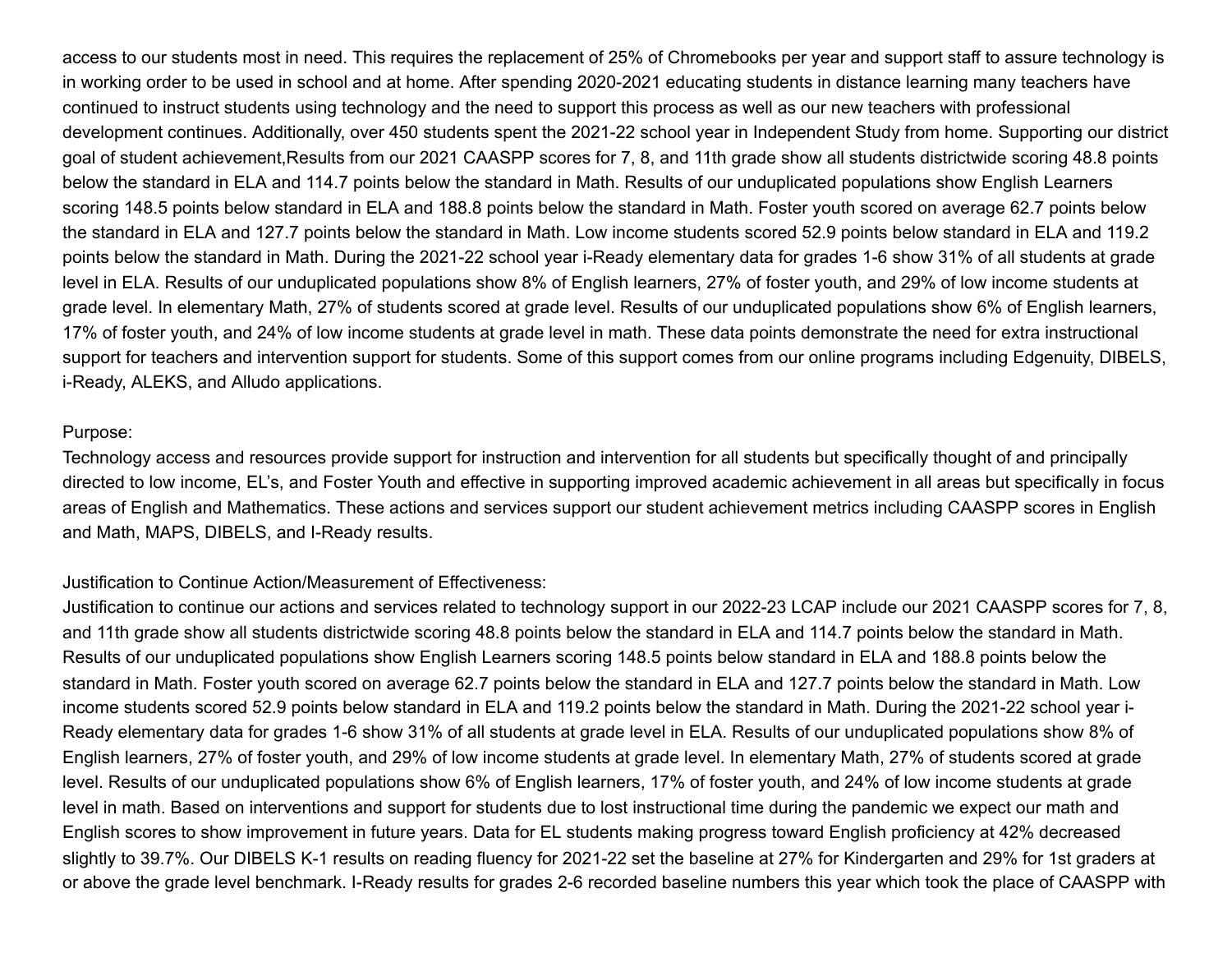access to our students most in need. This requires the replacement of 25% of Chromebooks per year and support staff to assure technology is in working order to be used in school and at home. After spending 2020-2021 educating students in distance learning many teachers have continued to instruct students using technology and the need to support this process as well as our new teachers with professional development continues. Additionally, over 450 students spent the 2021-22 school year in Independent Study from home. Supporting our district goal of student achievement,Results from our 2021 CAASPP scores for 7, 8, and 11th grade show all students districtwide scoring 48.8 points below the standard in ELA and 114.7 points below the standard in Math. Results of our unduplicated populations show English Learners scoring 148.5 points below standard in ELA and 188.8 points below the standard in Math. Foster youth scored on average 62.7 points below the standard in ELA and 127.7 points below the standard in Math. Low income students scored 52.9 points below standard in ELA and 119.2 points below the standard in Math. During the 2021-22 school year i-Ready elementary data for grades 1-6 show 31% of all students at grade level in ELA. Results of our unduplicated populations show 8% of English learners, 27% of foster youth, and 29% of low income students at grade level. In elementary Math, 27% of students scored at grade level. Results of our unduplicated populations show 6% of English learners, 17% of foster youth, and 24% of low income students at grade level in math. These data points demonstrate the need for extra instructional support for teachers and intervention support for students. Some of this support comes from our online programs including Edgenuity, DIBELS, i-Ready, ALEKS, and Alludo applications.

Purpose:
Technology access and resources provide support for instruction and intervention for all students but specifically thought of and principally directed to low income, EL's, and Foster Youth and effective in supporting improved academic achievement in all areas but specifically in focus areas of English and Mathematics. These actions and services support our student achievement metrics including CAASPP scores in English and Math, MAPS, DIBELS, and I-Ready results.

Justification to Continue Action/Measurement of Effectiveness:
Justification to continue our actions and services related to technology support in our 2022-23 LCAP include our 2021 CAASPP scores for 7, 8, and 11th grade show all students districtwide scoring 48.8 points below the standard in ELA and 114.7 points below the standard in Math. Results of our unduplicated populations show English Learners scoring 148.5 points below standard in ELA and 188.8 points below the standard in Math. Foster youth scored on average 62.7 points below the standard in ELA and 127.7 points below the standard in Math. Low income students scored 52.9 points below standard in ELA and 119.2 points below the standard in Math. During the 2021-22 school year i-Ready elementary data for grades 1-6 show 31% of all students at grade level in ELA. Results of our unduplicated populations show 8% of English learners, 27% of foster youth, and 29% of low income students at grade level. In elementary Math, 27% of students scored at grade level. Results of our unduplicated populations show 6% of English learners, 17% of foster youth, and 24% of low income students at grade level in math. Based on interventions and support for students due to lost instructional time during the pandemic we expect our math and English scores to show improvement in future years. Data for EL students making progress toward English proficiency at 42% decreased slightly to 39.7%. Our DIBELS K-1 results on reading fluency for 2021-22 set the baseline at 27% for Kindergarten and 29% for 1st graders at or above the grade level benchmark. I-Ready results for grades 2-6 recorded baseline numbers this year which took the place of CAASPP with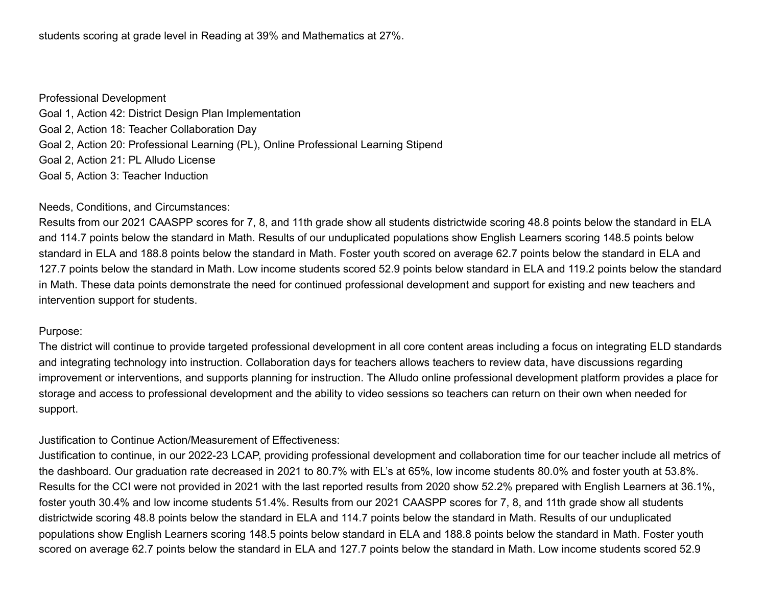students scoring at grade level in Reading at 39% and Mathematics at 27%.

Professional Development
Goal 1, Action 42: District Design Plan Implementation
Goal 2, Action 18: Teacher Collaboration Day
Goal 2, Action 20: Professional Learning (PL), Online Professional Learning Stipend
Goal 2, Action 21: PL Alludo License
Goal 5, Action 3: Teacher Induction

Needs, Conditions, and Circumstances:
Results from our 2021 CAASPP scores for 7, 8, and 11th grade show all students districtwide scoring 48.8 points below the standard in ELA and 114.7 points below the standard in Math. Results of our unduplicated populations show English Learners scoring 148.5 points below standard in ELA and 188.8 points below the standard in Math. Foster youth scored on average 62.7 points below the standard in ELA and 127.7 points below the standard in Math. Low income students scored 52.9 points below standard in ELA and 119.2 points below the standard in Math. These data points demonstrate the need for continued professional development and support for existing and new teachers and intervention support for students.

Purpose:
The district will continue to provide targeted professional development in all core content areas including a focus on integrating ELD standards and integrating technology into instruction. Collaboration days for teachers allows teachers to review data, have discussions regarding improvement or interventions, and supports planning for instruction. The Alludo online professional development platform provides a place for storage and access to professional development and the ability to video sessions so teachers can return on their own when needed for support.

Justification to Continue Action/Measurement of Effectiveness:
Justification to continue, in our 2022-23 LCAP, providing professional development and collaboration time for our teacher include all metrics of the dashboard. Our graduation rate decreased in 2021 to 80.7% with EL's at 65%, low income students 80.0% and foster youth at 53.8%. Results for the CCI were not provided in 2021 with the last reported results from 2020 show 52.2% prepared with English Learners at 36.1%, foster youth 30.4% and low income students 51.4%. Results from our 2021 CAASPP scores for 7, 8, and 11th grade show all students districtwide scoring 48.8 points below the standard in ELA and 114.7 points below the standard in Math. Results of our unduplicated populations show English Learners scoring 148.5 points below standard in ELA and 188.8 points below the standard in Math. Foster youth scored on average 62.7 points below the standard in ELA and 127.7 points below the standard in Math. Low income students scored 52.9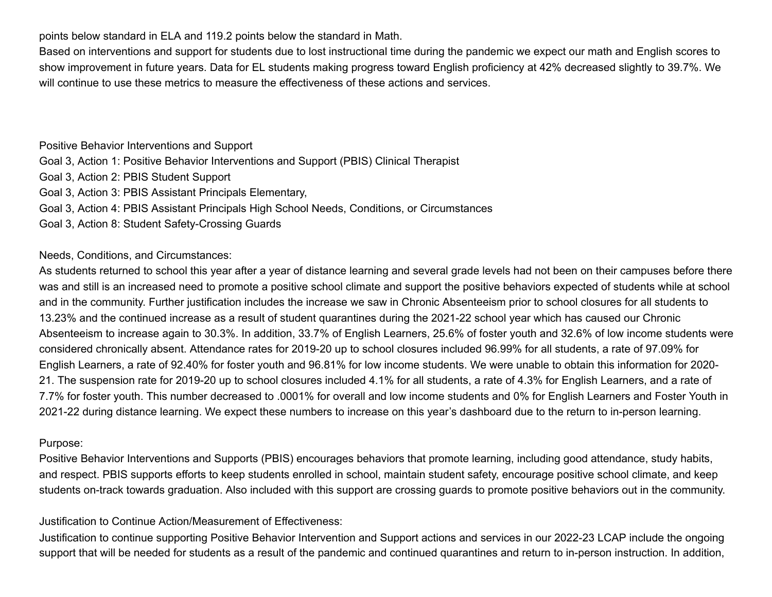points below standard in ELA and 119.2 points below the standard in Math.
Based on interventions and support for students due to lost instructional time during the pandemic we expect our math and English scores to show improvement in future years. Data for EL students making progress toward English proficiency at 42% decreased slightly to 39.7%. We will continue to use these metrics to measure the effectiveness of these actions and services.

Positive Behavior Interventions and Support
Goal 3, Action 1: Positive Behavior Interventions and Support (PBIS) Clinical Therapist
Goal 3, Action 2: PBIS Student Support
Goal 3, Action 3: PBIS Assistant Principals Elementary,
Goal 3, Action 4: PBIS Assistant Principals High School Needs, Conditions, or Circumstances
Goal 3, Action 8: Student Safety-Crossing Guards

Needs, Conditions, and Circumstances:
As students returned to school this year after a year of distance learning and several grade levels had not been on their campuses before there was and still is an increased need to promote a positive school climate and support the positive behaviors expected of students while at school and in the community. Further justification includes the increase we saw in Chronic Absenteeism prior to school closures for all students to 13.23% and the continued increase as a result of student quarantines during the 2021-22 school year which has caused our Chronic Absenteeism to increase again to 30.3%. In addition, 33.7% of English Learners, 25.6% of foster youth and 32.6% of low income students were considered chronically absent. Attendance rates for 2019-20 up to school closures included 96.99% for all students, a rate of 97.09% for English Learners, a rate of 92.40% for foster youth and 96.81% for low income students. We were unable to obtain this information for 2020-21. The suspension rate for 2019-20 up to school closures included 4.1% for all students, a rate of 4.3% for English Learners, and a rate of 7.7% for foster youth. This number decreased to .0001% for overall and low income students and 0% for English Learners and Foster Youth in 2021-22 during distance learning. We expect these numbers to increase on this year's dashboard due to the return to in-person learning.

Purpose:
Positive Behavior Interventions and Supports (PBIS) encourages behaviors that promote learning, including good attendance, study habits, and respect. PBIS supports efforts to keep students enrolled in school, maintain student safety, encourage positive school climate, and keep students on-track towards graduation. Also included with this support are crossing guards to promote positive behaviors out in the community.

Justification to Continue Action/Measurement of Effectiveness:
Justification to continue supporting Positive Behavior Intervention and Support actions and services in our 2022-23 LCAP include the ongoing support that will be needed for students as a result of the pandemic and continued quarantines and return to in-person instruction. In addition,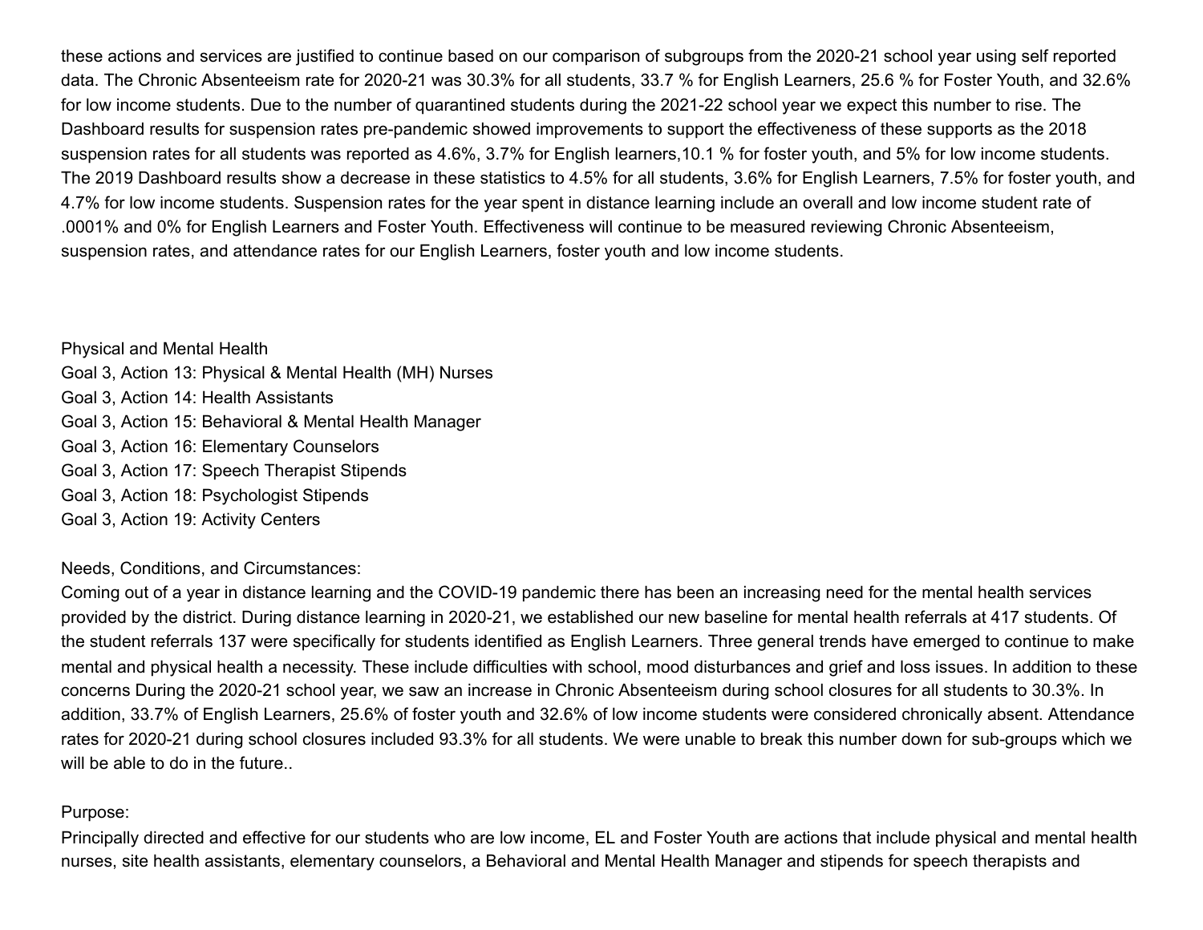these actions and services are justified to continue based on our comparison of subgroups from the 2020-21 school year using self reported data. The Chronic Absenteeism rate for 2020-21 was 30.3% for all students, 33.7 % for English Learners, 25.6 % for Foster Youth, and 32.6% for low income students. Due to the number of quarantined students during the 2021-22 school year we expect this number to rise. The Dashboard results for suspension rates pre-pandemic showed improvements to support the effectiveness of these supports as the 2018 suspension rates for all students was reported as 4.6%, 3.7% for English learners,10.1 % for foster youth, and 5% for low income students. The 2019 Dashboard results show a decrease in these statistics to 4.5% for all students, 3.6% for English Learners, 7.5% for foster youth, and 4.7% for low income students. Suspension rates for the year spent in distance learning include an overall and low income student rate of .0001% and 0% for English Learners and Foster Youth. Effectiveness will continue to be measured reviewing Chronic Absenteeism, suspension rates, and attendance rates for our English Learners, foster youth and low income students.

Physical and Mental Health
Goal 3, Action 13: Physical & Mental Health (MH) Nurses
Goal 3, Action 14: Health Assistants
Goal 3, Action 15: Behavioral & Mental Health Manager
Goal 3, Action 16: Elementary Counselors
Goal 3, Action 17: Speech Therapist Stipends
Goal 3, Action 18: Psychologist Stipends
Goal 3, Action 19: Activity Centers

Needs, Conditions, and Circumstances:
Coming out of a year in distance learning and the COVID-19 pandemic there has been an increasing need for the mental health services provided by the district. During distance learning in 2020-21, we established our new baseline for mental health referrals at 417 students. Of the student referrals 137 were specifically for students identified as English Learners. Three general trends have emerged to continue to make mental and physical health a necessity. These include difficulties with school, mood disturbances and grief and loss issues. In addition to these concerns During the 2020-21 school year, we saw an increase in Chronic Absenteeism during school closures for all students to 30.3%. In addition, 33.7% of English Learners, 25.6% of foster youth and 32.6% of low income students were considered chronically absent. Attendance rates for 2020-21 during school closures included 93.3% for all students. We were unable to break this number down for sub-groups which we will be able to do in the future..

Purpose:
Principally directed and effective for our students who are low income, EL and Foster Youth are actions that include physical and mental health nurses, site health assistants, elementary counselors, a Behavioral and Mental Health Manager and stipends for speech therapists and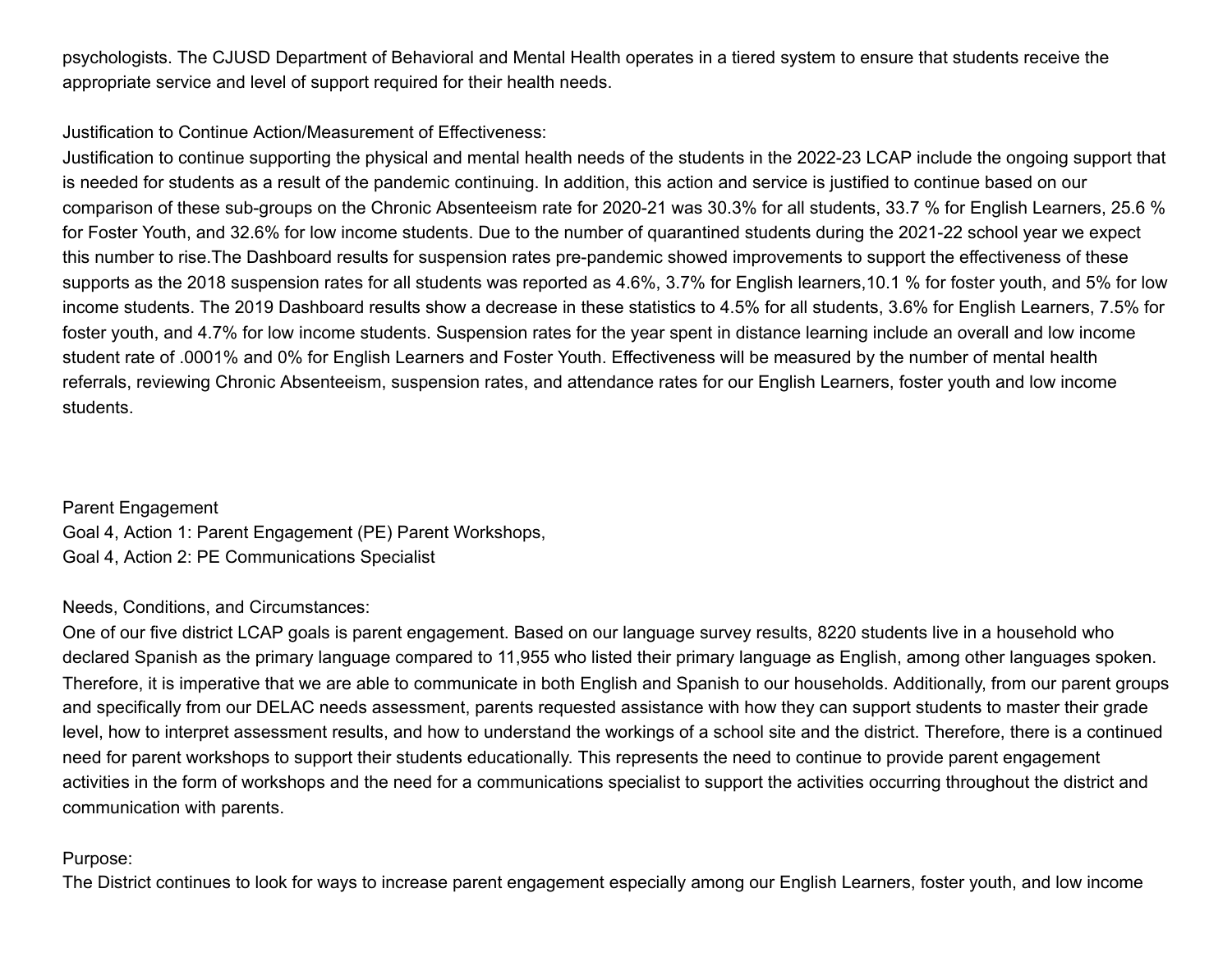psychologists. The CJUSD Department of Behavioral and Mental Health operates in a tiered system to ensure that students receive the appropriate service and level of support required for their health needs.

Justification to Continue Action/Measurement of Effectiveness:
Justification to continue supporting the physical and mental health needs of the students in the 2022-23 LCAP include the ongoing support that is needed for students as a result of the pandemic continuing. In addition, this action and service is justified to continue based on our comparison of these sub-groups on the Chronic Absenteeism rate for 2020-21 was 30.3% for all students, 33.7 % for English Learners, 25.6 % for Foster Youth, and 32.6% for low income students. Due to the number of quarantined students during the 2021-22 school year we expect this number to rise.The Dashboard results for suspension rates pre-pandemic showed improvements to support the effectiveness of these supports as the 2018 suspension rates for all students was reported as 4.6%, 3.7% for English learners,10.1 % for foster youth, and 5% for low income students. The 2019 Dashboard results show a decrease in these statistics to 4.5% for all students, 3.6% for English Learners, 7.5% for foster youth, and 4.7% for low income students. Suspension rates for the year spent in distance learning include an overall and low income student rate of .0001% and 0% for English Learners and Foster Youth. Effectiveness will be measured by the number of mental health referrals, reviewing Chronic Absenteeism, suspension rates, and attendance rates for our English Learners, foster youth and low income students.

Parent Engagement
Goal 4, Action 1: Parent Engagement (PE) Parent Workshops,
Goal 4, Action 2: PE Communications Specialist

Needs, Conditions, and Circumstances:
One of our five district LCAP goals is parent engagement. Based on our language survey results, 8220 students live in a household who declared Spanish as the primary language compared to 11,955 who listed their primary language as English, among other languages spoken. Therefore, it is imperative that we are able to communicate in both English and Spanish to our households. Additionally, from our parent groups and specifically from our DELAC needs assessment, parents requested assistance with how they can support students to master their grade level, how to interpret assessment results, and how to understand the workings of a school site and the district. Therefore, there is a continued need for parent workshops to support their students educationally. This represents the need to continue to provide parent engagement activities in the form of workshops and the need for a communications specialist to support the activities occurring throughout the district and communication with parents.

Purpose:
The District continues to look for ways to increase parent engagement especially among our English Learners, foster youth, and low income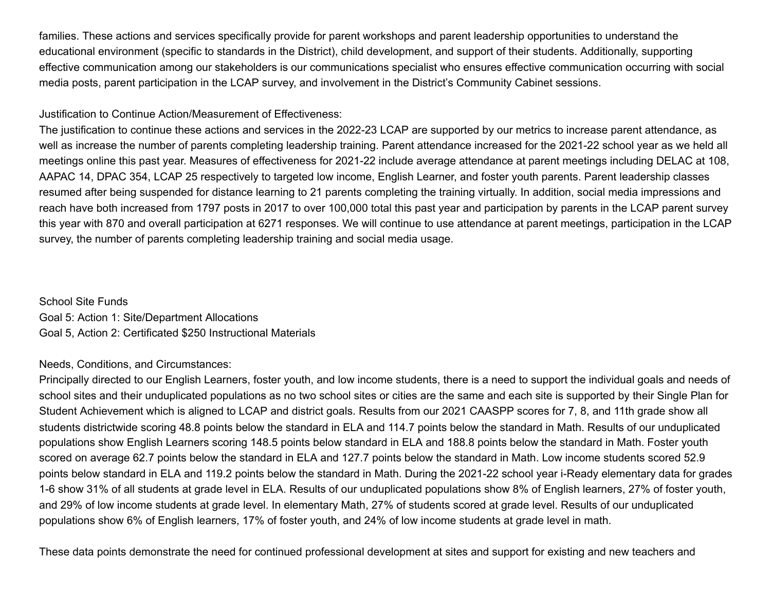families. These actions and services specifically provide for parent workshops and parent leadership opportunities to understand the educational environment (specific to standards in the District), child development, and support of their students. Additionally, supporting effective communication among our stakeholders is our communications specialist who ensures effective communication occurring with social media posts, parent participation in the LCAP survey, and involvement in the District's Community Cabinet sessions.

Justification to Continue Action/Measurement of Effectiveness:
The justification to continue these actions and services in the 2022-23 LCAP are supported by our metrics to increase parent attendance, as well as increase the number of parents completing leadership training. Parent attendance increased for the 2021-22 school year as we held all meetings online this past year. Measures of effectiveness for 2021-22 include average attendance at parent meetings including DELAC at 108, AAPAC 14, DPAC 354, LCAP 25 respectively to targeted low income, English Learner, and foster youth parents. Parent leadership classes resumed after being suspended for distance learning to 21 parents completing the training virtually. In addition, social media impressions and reach have both increased from 1797 posts in 2017 to over 100,000 total this past year and participation by parents in the LCAP parent survey this year with 870 and overall participation at 6271 responses. We will continue to use attendance at parent meetings, participation in the LCAP survey, the number of parents completing leadership training and social media usage.

School Site Funds
Goal 5: Action 1: Site/Department Allocations
Goal 5, Action 2: Certificated $250 Instructional Materials

Needs, Conditions, and Circumstances:
Principally directed to our English Learners, foster youth, and low income students, there is a need to support the individual goals and needs of school sites and their unduplicated populations as no two school sites or cities are the same and each site is supported by their Single Plan for Student Achievement which is aligned to LCAP and district goals. Results from our 2021 CAASPP scores for 7, 8, and 11th grade show all students districtwide scoring 48.8 points below the standard in ELA and 114.7 points below the standard in Math. Results of our unduplicated populations show English Learners scoring 148.5 points below standard in ELA and 188.8 points below the standard in Math. Foster youth scored on average 62.7 points below the standard in ELA and 127.7 points below the standard in Math. Low income students scored 52.9 points below standard in ELA and 119.2 points below the standard in Math. During the 2021-22 school year i-Ready elementary data for grades 1-6 show 31% of all students at grade level in ELA. Results of our unduplicated populations show 8% of English learners, 27% of foster youth, and 29% of low income students at grade level. In elementary Math, 27% of students scored at grade level. Results of our unduplicated populations show 6% of English learners, 17% of foster youth, and 24% of low income students at grade level in math.

These data points demonstrate the need for continued professional development at sites and support for existing and new teachers and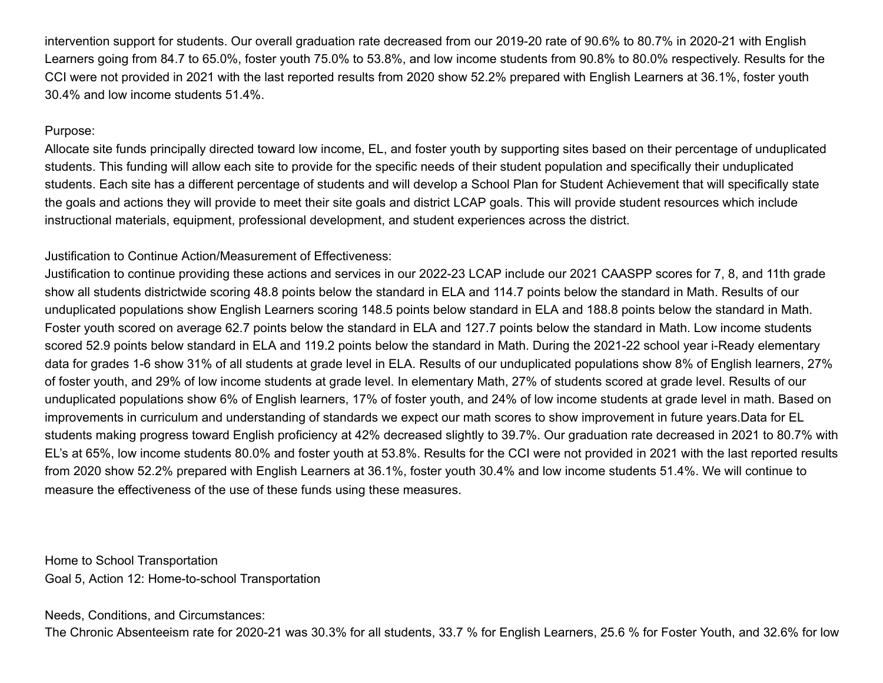intervention support for students. Our overall graduation rate decreased from our 2019-20 rate of 90.6% to 80.7% in 2020-21 with English Learners going from 84.7 to 65.0%, foster youth 75.0% to 53.8%, and low income students from 90.8% to 80.0% respectively. Results for the CCI were not provided in 2021 with the last reported results from 2020 show 52.2% prepared with English Learners at 36.1%, foster youth 30.4% and low income students 51.4%.

Purpose:
Allocate site funds principally directed toward low income, EL, and foster youth by supporting sites based on their percentage of unduplicated students. This funding will allow each site to provide for the specific needs of their student population and specifically their unduplicated students. Each site has a different percentage of students and will develop a School Plan for Student Achievement that will specifically state the goals and actions they will provide to meet their site goals and district LCAP goals. This will provide student resources which include instructional materials, equipment, professional development, and student experiences across the district.

Justification to Continue Action/Measurement of Effectiveness:
Justification to continue providing these actions and services in our 2022-23 LCAP include our 2021 CAASPP scores for 7, 8, and 11th grade show all students districtwide scoring 48.8 points below the standard in ELA and 114.7 points below the standard in Math. Results of our unduplicated populations show English Learners scoring 148.5 points below standard in ELA and 188.8 points below the standard in Math. Foster youth scored on average 62.7 points below the standard in ELA and 127.7 points below the standard in Math. Low income students scored 52.9 points below standard in ELA and 119.2 points below the standard in Math. During the 2021-22 school year i-Ready elementary data for grades 1-6 show 31% of all students at grade level in ELA. Results of our unduplicated populations show 8% of English learners, 27% of foster youth, and 29% of low income students at grade level. In elementary Math, 27% of students scored at grade level. Results of our unduplicated populations show 6% of English learners, 17% of foster youth, and 24% of low income students at grade level in math. Based on improvements in curriculum and understanding of standards we expect our math scores to show improvement in future years.Data for EL students making progress toward English proficiency at 42% decreased slightly to 39.7%. Our graduation rate decreased in 2021 to 80.7% with EL's at 65%, low income students 80.0% and foster youth at 53.8%. Results for the CCI were not provided in 2021 with the last reported results from 2020 show 52.2% prepared with English Learners at 36.1%, foster youth 30.4% and low income students 51.4%. We will continue to measure the effectiveness of the use of these funds using these measures.

Home to School Transportation
Goal 5, Action 12: Home-to-school Transportation

Needs, Conditions, and Circumstances:
The Chronic Absenteeism rate for 2020-21 was 30.3% for all students, 33.7 % for English Learners, 25.6 % for Foster Youth, and 32.6% for low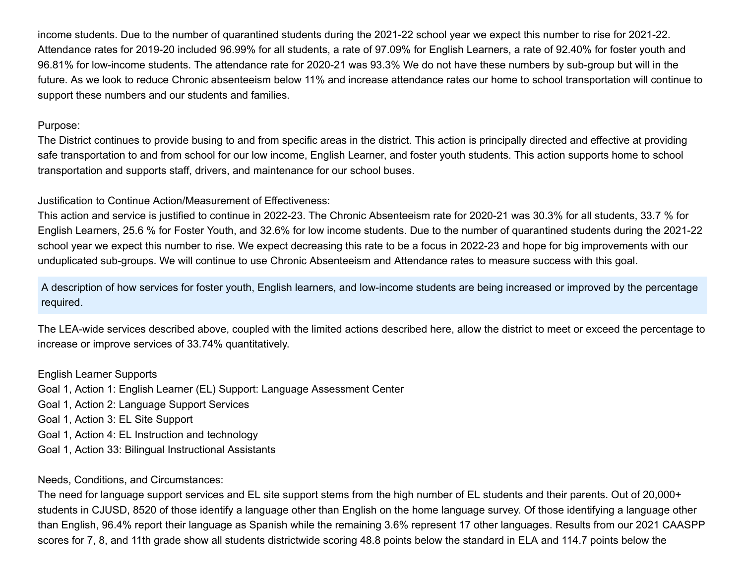income students. Due to the number of quarantined students during the 2021-22 school year we expect this number to rise for 2021-22. Attendance rates for 2019-20 included 96.99% for all students, a rate of 97.09% for English Learners, a rate of 92.40% for foster youth and 96.81% for low-income students. The attendance rate for 2020-21 was 93.3% We do not have these numbers by sub-group but will in the future. As we look to reduce Chronic absenteeism below 11% and increase attendance rates our home to school transportation will continue to support these numbers and our students and families.

Purpose:
The District continues to provide busing to and from specific areas in the district. This action is principally directed and effective at providing safe transportation to and from school for our low income, English Learner, and foster youth students. This action supports home to school transportation and supports staff, drivers, and maintenance for our school buses.

Justification to Continue Action/Measurement of Effectiveness:
This action and service is justified to continue in 2022-23. The Chronic Absenteeism rate for 2020-21 was 30.3% for all students, 33.7 % for English Learners, 25.6 % for Foster Youth, and 32.6% for low income students. Due to the number of quarantined students during the 2021-22 school year we expect this number to rise. We expect decreasing this rate to be a focus in 2022-23 and hope for big improvements with our unduplicated sub-groups. We will continue to use Chronic Absenteeism and Attendance rates to measure success with this goal.

## A description of how services for foster youth, English learners, and low-income students are being increased or improved by the percentage required.

The LEA-wide services described above, coupled with the limited actions described here, allow the district to meet or exceed the percentage to increase or improve services of 33.74% quantitatively.

English Learner Supports
Goal 1, Action 1: English Learner (EL) Support: Language Assessment Center
Goal 1, Action 2: Language Support Services
Goal 1, Action 3: EL Site Support
Goal 1, Action 4: EL Instruction and technology
Goal 1, Action 33: Bilingual Instructional Assistants

Needs, Conditions, and Circumstances:
The need for language support services and EL site support stems from the high number of EL students and their parents. Out of 20,000+ students in CJUSD, 8520 of those identify a language other than English on the home language survey. Of those identifying a language other than English, 96.4% report their language as Spanish while the remaining 3.6% represent 17 other languages. Results from our 2021 CAASPP scores for 7, 8, and 11th grade show all students districtwide scoring 48.8 points below the standard in ELA and 114.7 points below the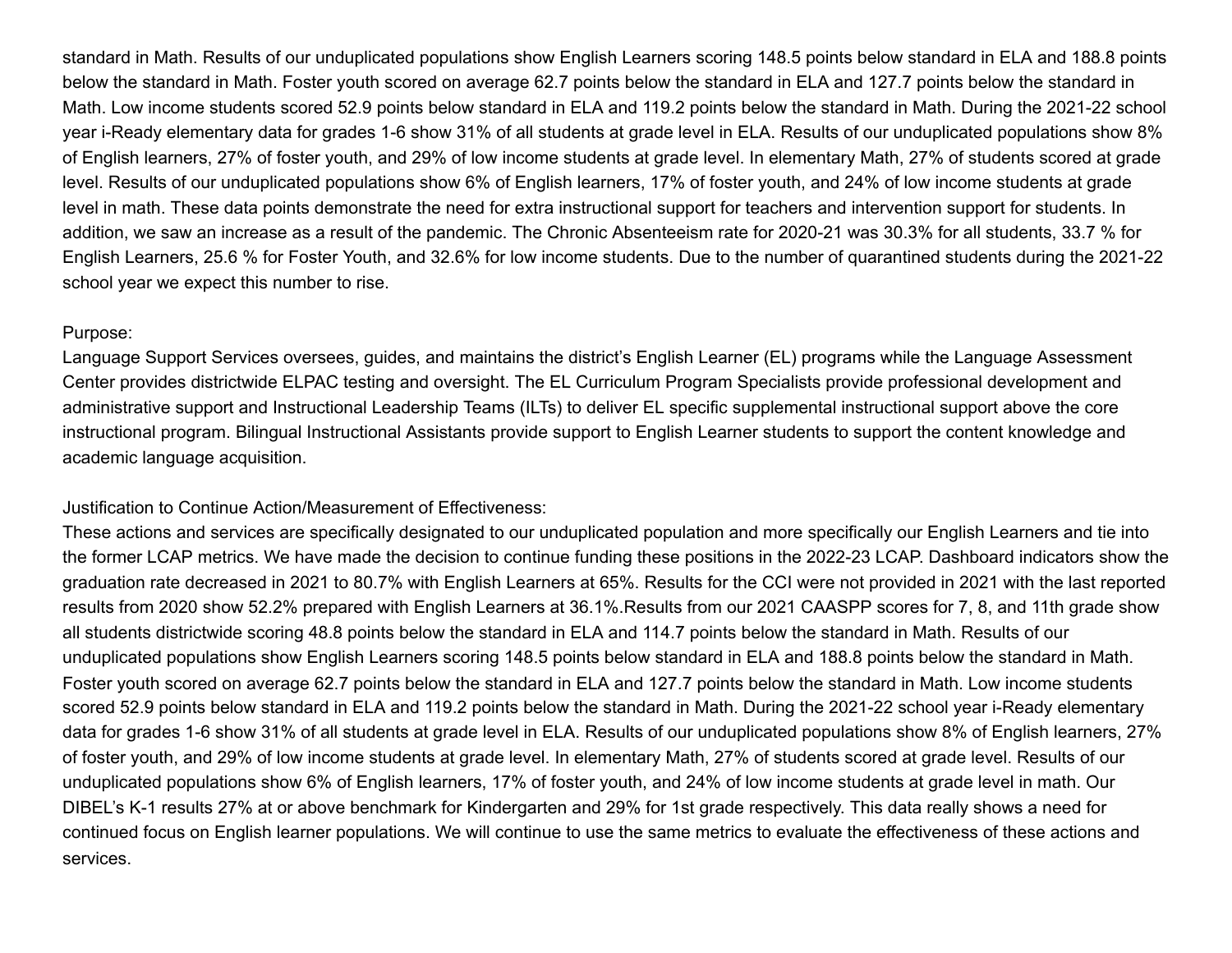standard in Math. Results of our unduplicated populations show English Learners scoring 148.5 points below standard in ELA and 188.8 points below the standard in Math. Foster youth scored on average 62.7 points below the standard in ELA and 127.7 points below the standard in Math. Low income students scored 52.9 points below standard in ELA and 119.2 points below the standard in Math. During the 2021-22 school year i-Ready elementary data for grades 1-6 show 31% of all students at grade level in ELA. Results of our unduplicated populations show 8% of English learners, 27% of foster youth, and 29% of low income students at grade level. In elementary Math, 27% of students scored at grade level. Results of our unduplicated populations show 6% of English learners, 17% of foster youth, and 24% of low income students at grade level in math. These data points demonstrate the need for extra instructional support for teachers and intervention support for students. In addition, we saw an increase as a result of the pandemic. The Chronic Absenteeism rate for 2020-21 was 30.3% for all students, 33.7 % for English Learners, 25.6 % for Foster Youth, and 32.6% for low income students. Due to the number of quarantined students during the 2021-22 school year we expect this number to rise.

Purpose:
Language Support Services oversees, guides, and maintains the district's English Learner (EL) programs while the Language Assessment Center provides districtwide ELPAC testing and oversight. The EL Curriculum Program Specialists provide professional development and administrative support and Instructional Leadership Teams (ILTs) to deliver EL specific supplemental instructional support above the core instructional program. Bilingual Instructional Assistants provide support to English Learner students to support the content knowledge and academic language acquisition.

Justification to Continue Action/Measurement of Effectiveness:
These actions and services are specifically designated to our unduplicated population and more specifically our English Learners and tie into the former LCAP metrics. We have made the decision to continue funding these positions in the 2022-23 LCAP. Dashboard indicators show the graduation rate decreased in 2021 to 80.7% with English Learners at 65%. Results for the CCI were not provided in 2021 with the last reported results from 2020 show 52.2% prepared with English Learners at 36.1%.Results from our 2021 CAASPP scores for 7, 8, and 11th grade show all students districtwide scoring 48.8 points below the standard in ELA and 114.7 points below the standard in Math. Results of our unduplicated populations show English Learners scoring 148.5 points below standard in ELA and 188.8 points below the standard in Math. Foster youth scored on average 62.7 points below the standard in ELA and 127.7 points below the standard in Math. Low income students scored 52.9 points below standard in ELA and 119.2 points below the standard in Math. During the 2021-22 school year i-Ready elementary data for grades 1-6 show 31% of all students at grade level in ELA. Results of our unduplicated populations show 8% of English learners, 27% of foster youth, and 29% of low income students at grade level. In elementary Math, 27% of students scored at grade level. Results of our unduplicated populations show 6% of English learners, 17% of foster youth, and 24% of low income students at grade level in math. Our DIBEL's K-1 results 27% at or above benchmark for Kindergarten and 29% for 1st grade respectively. This data really shows a need for continued focus on English learner populations. We will continue to use the same metrics to evaluate the effectiveness of these actions and services.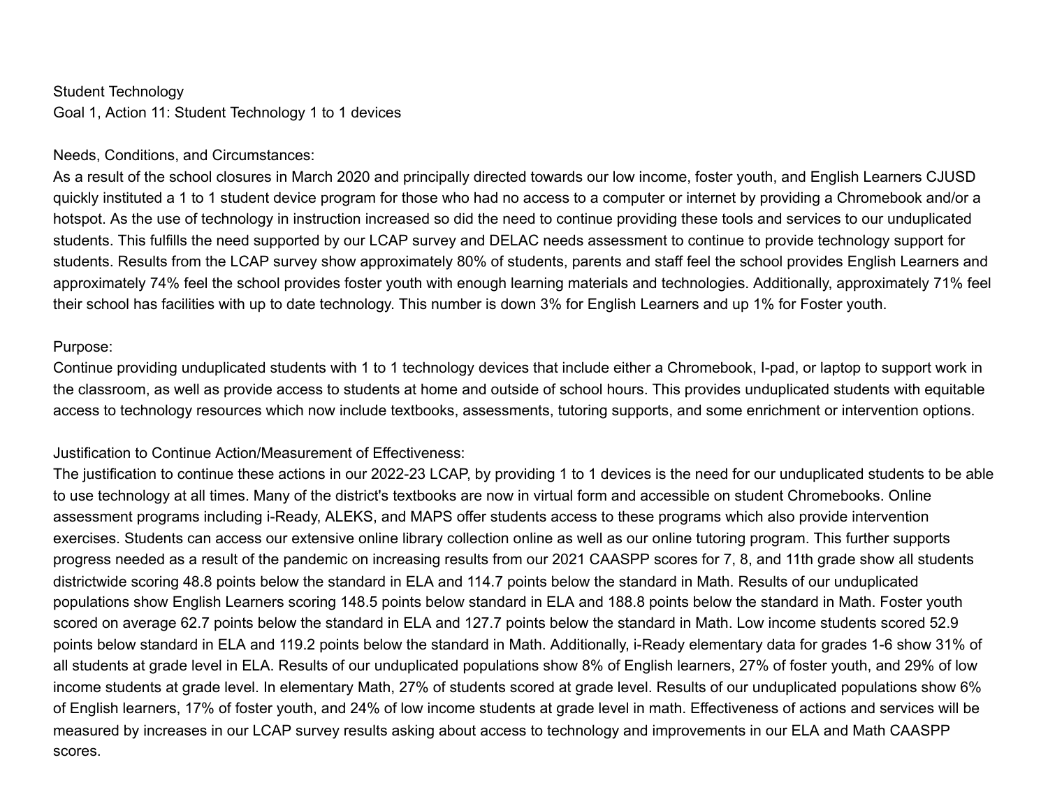Student Technology
Goal 1, Action 11: Student Technology 1 to 1 devices

Needs, Conditions, and Circumstances:
As a result of the school closures in March 2020 and principally directed towards our low income, foster youth, and English Learners CJUSD quickly instituted a 1 to 1 student device program for those who had no access to a computer or internet by providing a Chromebook and/or a hotspot. As the use of technology in instruction increased so did the need to continue providing these tools and services to our unduplicated students. This fulfills the need supported by our LCAP survey and DELAC needs assessment to continue to provide technology support for students. Results from the LCAP survey show approximately 80% of students, parents and staff feel the school provides English Learners and approximately 74% feel the school provides foster youth with enough learning materials and technologies. Additionally, approximately 71% feel their school has facilities with up to date technology. This number is down 3% for English Learners and up 1% for Foster youth.

Purpose:
Continue providing unduplicated students with 1 to 1 technology devices that include either a Chromebook, I-pad, or laptop to support work in the classroom, as well as provide access to students at home and outside of school hours. This provides unduplicated students with equitable access to technology resources which now include textbooks, assessments, tutoring supports, and some enrichment or intervention options.

Justification to Continue Action/Measurement of Effectiveness:
The justification to continue these actions in our 2022-23 LCAP, by providing 1 to 1 devices is the need for our unduplicated students to be able to use technology at all times. Many of the district's textbooks are now in virtual form and accessible on student Chromebooks. Online assessment programs including i-Ready, ALEKS, and MAPS offer students access to these programs which also provide intervention exercises. Students can access our extensive online library collection online as well as our online tutoring program. This further supports progress needed as a result of the pandemic on increasing results from our 2021 CAASPP scores for 7, 8, and 11th grade show all students districtwide scoring 48.8 points below the standard in ELA and 114.7 points below the standard in Math. Results of our unduplicated populations show English Learners scoring 148.5 points below standard in ELA and 188.8 points below the standard in Math. Foster youth scored on average 62.7 points below the standard in ELA and 127.7 points below the standard in Math. Low income students scored 52.9 points below standard in ELA and 119.2 points below the standard in Math. Additionally, i-Ready elementary data for grades 1-6 show 31% of all students at grade level in ELA. Results of our unduplicated populations show 8% of English learners, 27% of foster youth, and 29% of low income students at grade level. In elementary Math, 27% of students scored at grade level. Results of our unduplicated populations show 6% of English learners, 17% of foster youth, and 24% of low income students at grade level in math. Effectiveness of actions and services will be measured by increases in our LCAP survey results asking about access to technology and improvements in our ELA and Math CAASPP scores.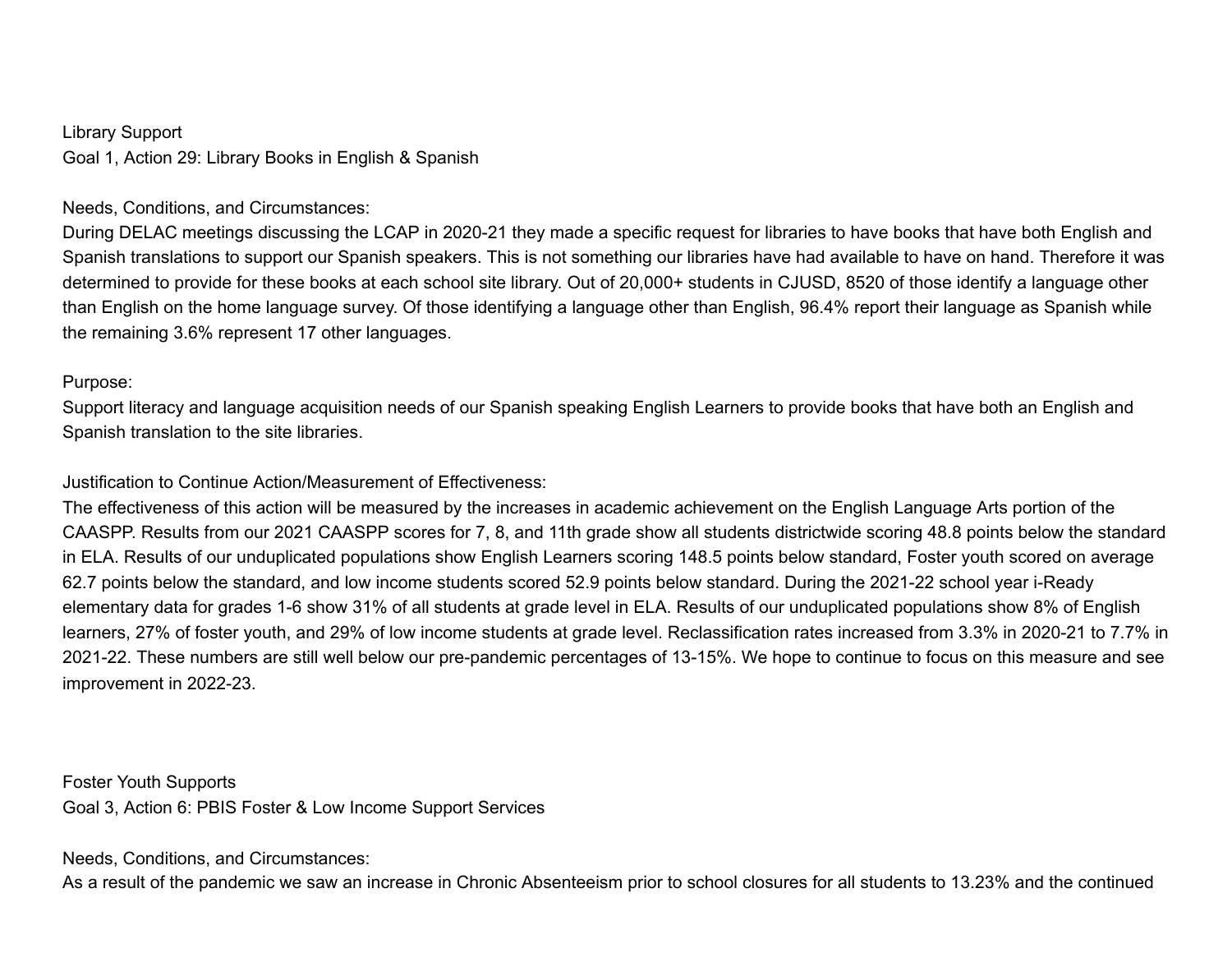Library Support
Goal 1, Action 29: Library Books in English & Spanish

Needs, Conditions, and Circumstances:
During DELAC meetings discussing the LCAP in 2020-21 they made a specific request for libraries to have books that have both English and Spanish translations to support our Spanish speakers. This is not something our libraries have had available to have on hand. Therefore it was determined to provide for these books at each school site library. Out of 20,000+ students in CJUSD, 8520 of those identify a language other than English on the home language survey. Of those identifying a language other than English, 96.4% report their language as Spanish while the remaining 3.6% represent 17 other languages.

Purpose:
Support literacy and language acquisition needs of our Spanish speaking English Learners to provide books that have both an English and Spanish translation to the site libraries.

Justification to Continue Action/Measurement of Effectiveness:
The effectiveness of this action will be measured by the increases in academic achievement on the English Language Arts portion of the CAASPP. Results from our 2021 CAASPP scores for 7, 8, and 11th grade show all students districtwide scoring 48.8 points below the standard in ELA. Results of our unduplicated populations show English Learners scoring 148.5 points below standard, Foster youth scored on average 62.7 points below the standard, and low income students scored 52.9 points below standard. During the 2021-22 school year i-Ready elementary data for grades 1-6 show 31% of all students at grade level in ELA. Results of our unduplicated populations show 8% of English learners, 27% of foster youth, and 29% of low income students at grade level. Reclassification rates increased from 3.3% in 2020-21 to 7.7% in 2021-22. These numbers are still well below our pre-pandemic percentages of 13-15%. We hope to continue to focus on this measure and see improvement in 2022-23.

Foster Youth Supports
Goal 3, Action 6: PBIS Foster & Low Income Support Services

Needs, Conditions, and Circumstances:
As a result of the pandemic we saw an increase in Chronic Absenteeism prior to school closures for all students to 13.23% and the continued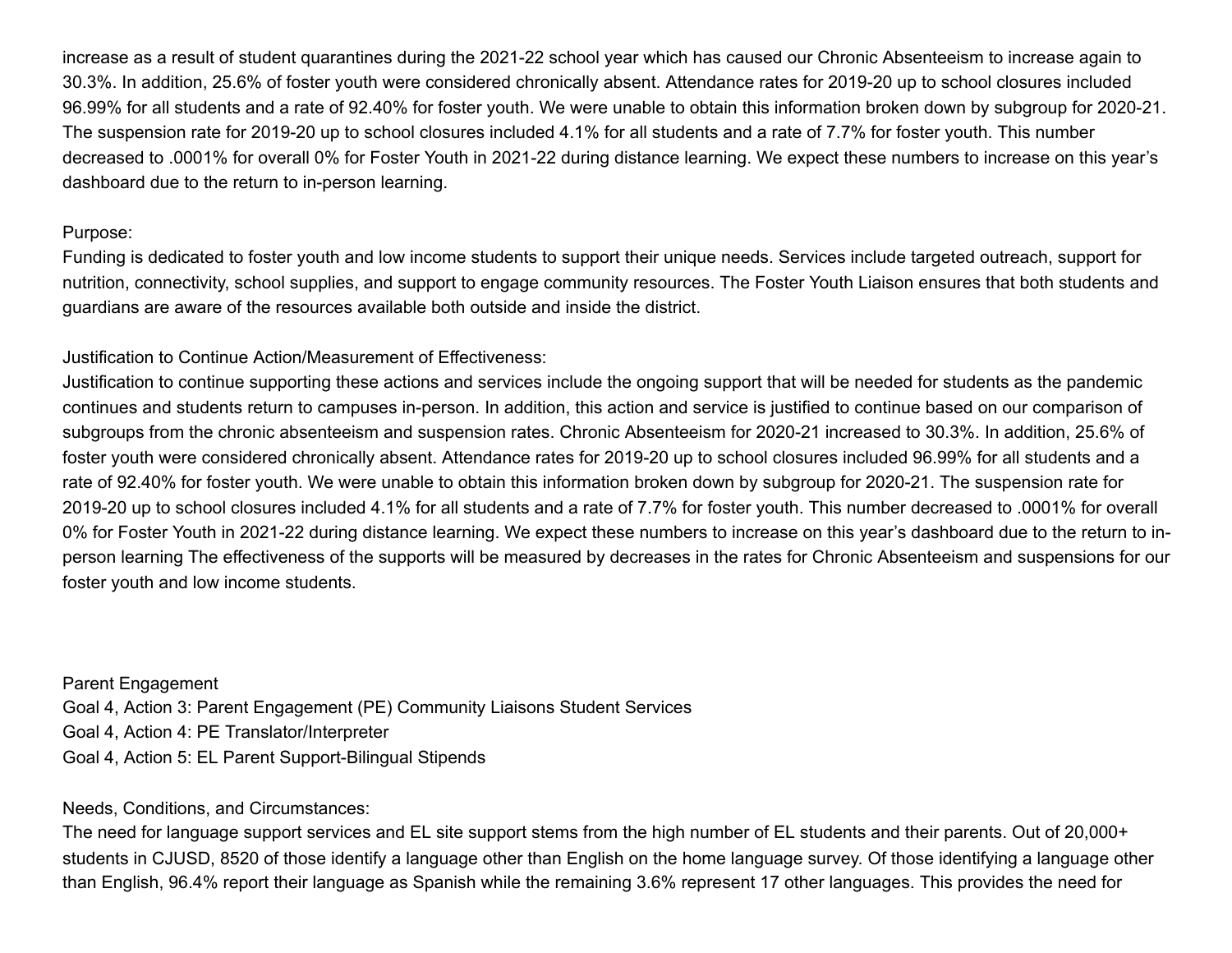increase as a result of student quarantines during the 2021-22 school year which has caused our Chronic Absenteeism to increase again to 30.3%. In addition, 25.6% of foster youth were considered chronically absent. Attendance rates for 2019-20 up to school closures included 96.99% for all students and a rate of 92.40% for foster youth. We were unable to obtain this information broken down by subgroup for 2020-21. The suspension rate for 2019-20 up to school closures included 4.1% for all students and a rate of 7.7% for foster youth. This number decreased to .0001% for overall 0% for Foster Youth in 2021-22 during distance learning. We expect these numbers to increase on this year's dashboard due to the return to in-person learning.

Purpose:
Funding is dedicated to foster youth and low income students to support their unique needs. Services include targeted outreach, support for nutrition, connectivity, school supplies, and support to engage community resources. The Foster Youth Liaison ensures that both students and guardians are aware of the resources available both outside and inside the district.

Justification to Continue Action/Measurement of Effectiveness:
Justification to continue supporting these actions and services include the ongoing support that will be needed for students as the pandemic continues and students return to campuses in-person. In addition, this action and service is justified to continue based on our comparison of subgroups from the chronic absenteeism and suspension rates. Chronic Absenteeism for 2020-21 increased to 30.3%. In addition, 25.6% of foster youth were considered chronically absent. Attendance rates for 2019-20 up to school closures included 96.99% for all students and a rate of 92.40% for foster youth. We were unable to obtain this information broken down by subgroup for 2020-21. The suspension rate for 2019-20 up to school closures included 4.1% for all students and a rate of 7.7% for foster youth. This number decreased to .0001% for overall 0% for Foster Youth in 2021-22 during distance learning. We expect these numbers to increase on this year's dashboard due to the return to in-person learning The effectiveness of the supports will be measured by decreases in the rates for Chronic Absenteeism and suspensions for our foster youth and low income students.

Parent Engagement
Goal 4, Action 3: Parent Engagement (PE) Community Liaisons Student Services
Goal 4, Action 4: PE Translator/Interpreter
Goal 4, Action 5: EL Parent Support-Bilingual Stipends

Needs, Conditions, and Circumstances:
The need for language support services and EL site support stems from the high number of EL students and their parents. Out of 20,000+ students in CJUSD, 8520 of those identify a language other than English on the home language survey. Of those identifying a language other than English, 96.4% report their language as Spanish while the remaining 3.6% represent 17 other languages. This provides the need for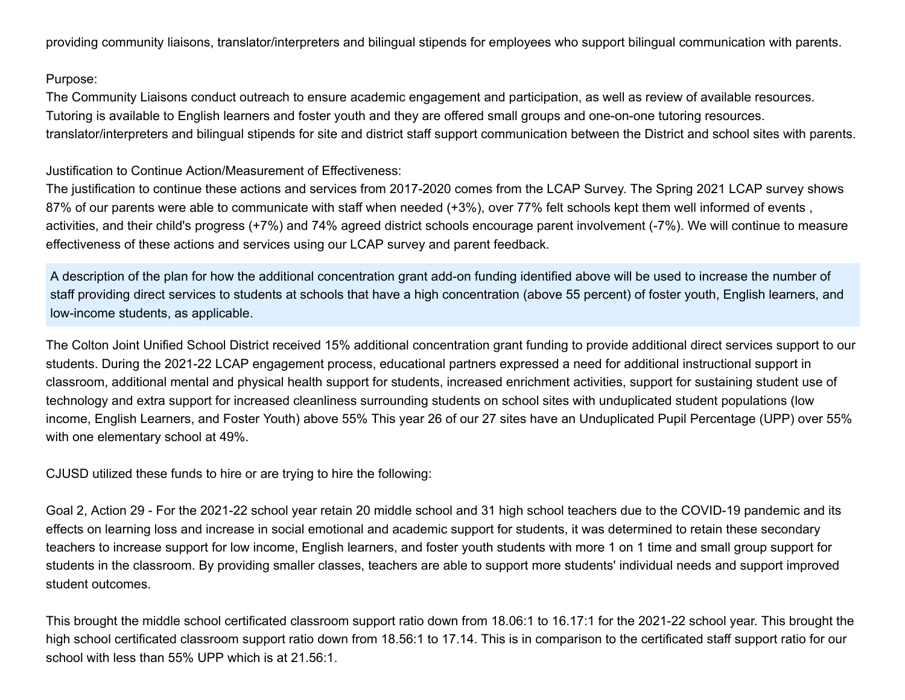providing community liaisons, translator/interpreters and bilingual stipends for employees who support bilingual communication with parents.

Purpose:
The Community Liaisons conduct outreach to ensure academic engagement and participation, as well as review of available resources. Tutoring is available to English learners and foster youth and they are offered small groups and one-on-one tutoring resources. translator/interpreters and bilingual stipends for site and district staff support communication between the District and school sites with parents.

Justification to Continue Action/Measurement of Effectiveness:
The justification to continue these actions and services from 2017-2020 comes from the LCAP Survey. The Spring 2021 LCAP survey shows 87% of our parents were able to communicate with staff when needed (+3%), over 77% felt schools kept them well informed of events , activities, and their child's progress (+7%) and 74% agreed district schools encourage parent involvement (-7%). We will continue to measure effectiveness of these actions and services using our LCAP survey and parent feedback.

A description of the plan for how the additional concentration grant add-on funding identified above will be used to increase the number of staff providing direct services to students at schools that have a high concentration (above 55 percent) of foster youth, English learners, and low-income students, as applicable.

The Colton Joint Unified School District received 15% additional concentration grant funding to provide additional direct services support to our students. During the 2021-22 LCAP engagement process, educational partners expressed a need for additional instructional support in classroom, additional mental and physical health support for students, increased enrichment activities, support for sustaining student use of technology and extra support for increased cleanliness surrounding students on school sites with unduplicated student populations (low income, English Learners, and Foster Youth) above 55% This year 26 of our 27 sites have an Unduplicated Pupil Percentage (UPP) over 55% with one elementary school at 49%.

CJUSD utilized these funds to hire or are trying to hire the following:

Goal 2, Action 29 - For the 2021-22 school year retain 20 middle school and 31 high school teachers due to the COVID-19 pandemic and its effects on learning loss and increase in social emotional and academic support for students, it was determined to retain these secondary teachers to increase support for low income, English learners, and foster youth students with more 1 on 1 time and small group support for students in the classroom. By providing smaller classes, teachers are able to support more students' individual needs and support improved student outcomes.

This brought the middle school certificated classroom support ratio down from 18.06:1 to 16.17:1 for the 2021-22 school year. This brought the high school certificated classroom support ratio down from 18.56:1 to 17.14. This is in comparison to the certificated staff support ratio for our school with less than 55% UPP which is at 21.56:1.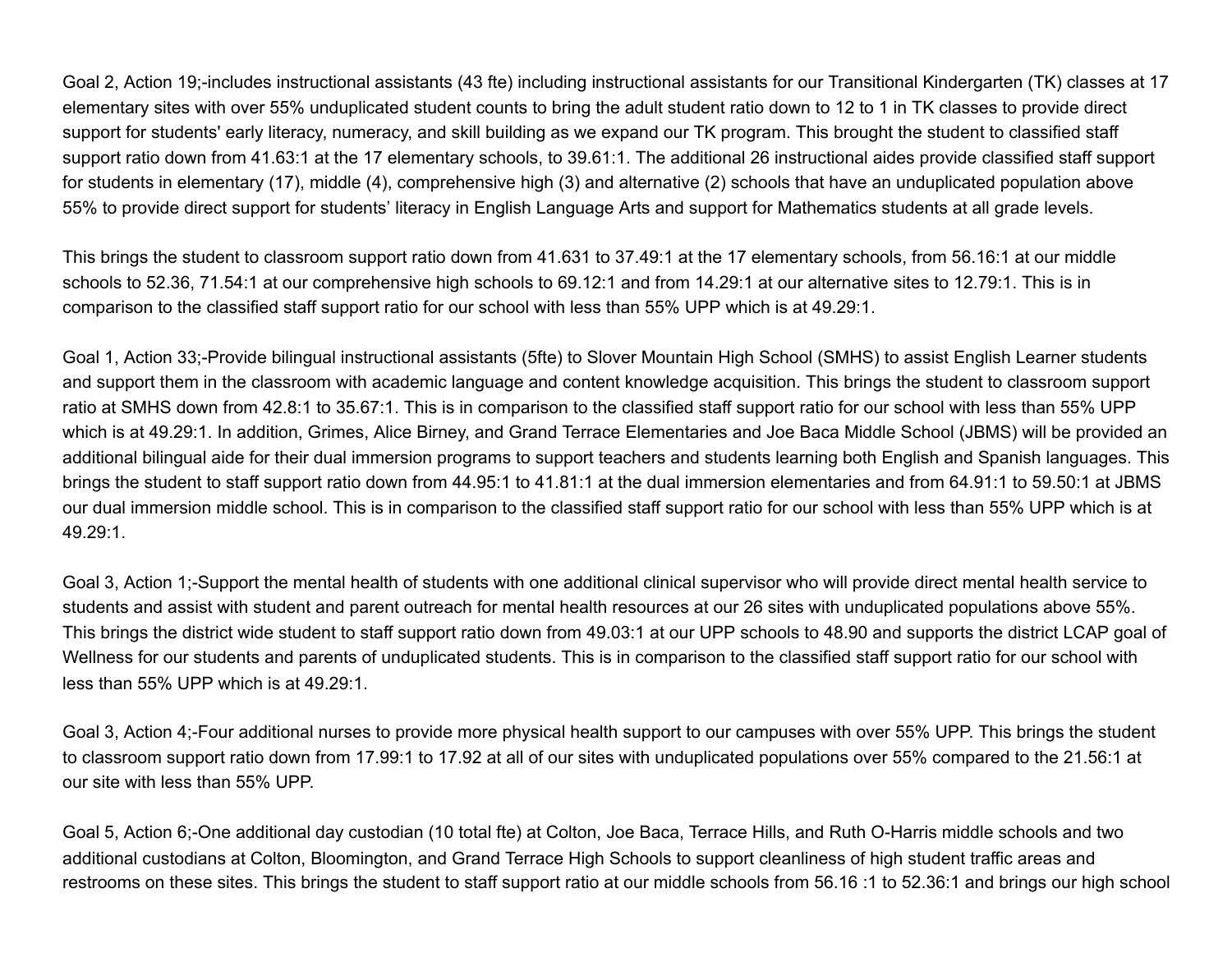Goal 2, Action 19;-includes instructional assistants (43 fte) including instructional assistants for our Transitional Kindergarten (TK) classes at 17 elementary sites with over 55% unduplicated student counts to bring the adult student ratio down to 12 to 1 in TK classes to provide direct support for students' early literacy, numeracy, and skill building as we expand our TK program. This brought the student to classified staff support ratio down from 41.63:1 at the 17 elementary schools, to 39.61:1. The additional 26 instructional aides provide classified staff support for students in elementary (17), middle (4), comprehensive high (3) and alternative (2) schools that have an unduplicated population above 55% to provide direct support for students' literacy in English Language Arts and support for Mathematics students at all grade levels.

This brings the student to classroom support ratio down from 41.631 to 37.49:1 at the 17 elementary schools, from 56.16:1 at our middle schools to 52.36, 71.54:1 at our comprehensive high schools to 69.12:1 and from 14.29:1 at our alternative sites to 12.79:1. This is in comparison to the classified staff support ratio for our school with less than 55% UPP which is at 49.29:1.

Goal 1, Action 33;-Provide bilingual instructional assistants (5fte) to Slover Mountain High School (SMHS) to assist English Learner students and support them in the classroom with academic language and content knowledge acquisition. This brings the student to classroom support ratio at SMHS down from 42.8:1 to 35.67:1. This is in comparison to the classified staff support ratio for our school with less than 55% UPP which is at 49.29:1. In addition, Grimes, Alice Birney, and Grand Terrace Elementaries and Joe Baca Middle School (JBMS) will be provided an additional bilingual aide for their dual immersion programs to support teachers and students learning both English and Spanish languages. This brings the student to staff support ratio down from 44.95:1 to 41.81:1 at the dual immersion elementaries and from 64.91:1 to 59.50:1 at JBMS our dual immersion middle school. This is in comparison to the classified staff support ratio for our school with less than 55% UPP which is at 49.29:1.

Goal 3, Action 1;-Support the mental health of students with one additional clinical supervisor who will provide direct mental health service to students and assist with student and parent outreach for mental health resources at our 26 sites with unduplicated populations above 55%. This brings the district wide student to staff support ratio down from 49.03:1 at our UPP schools to 48.90 and supports the district LCAP goal of Wellness for our students and parents of unduplicated students. This is in comparison to the classified staff support ratio for our school with less than 55% UPP which is at 49.29:1.

Goal 3, Action 4;-Four additional nurses to provide more physical health support to our campuses with over 55% UPP. This brings the student to classroom support ratio down from 17.99:1 to 17.92 at all of our sites with unduplicated populations over 55% compared to the 21.56:1 at our site with less than 55% UPP.

Goal 5, Action 6;-One additional day custodian (10 total fte) at Colton, Joe Baca, Terrace Hills, and Ruth O-Harris middle schools and two additional custodians at Colton, Bloomington, and Grand Terrace High Schools to support cleanliness of high student traffic areas and restrooms on these sites. This brings the student to staff support ratio at our middle schools from 56.16 :1 to 52.36:1 and brings our high school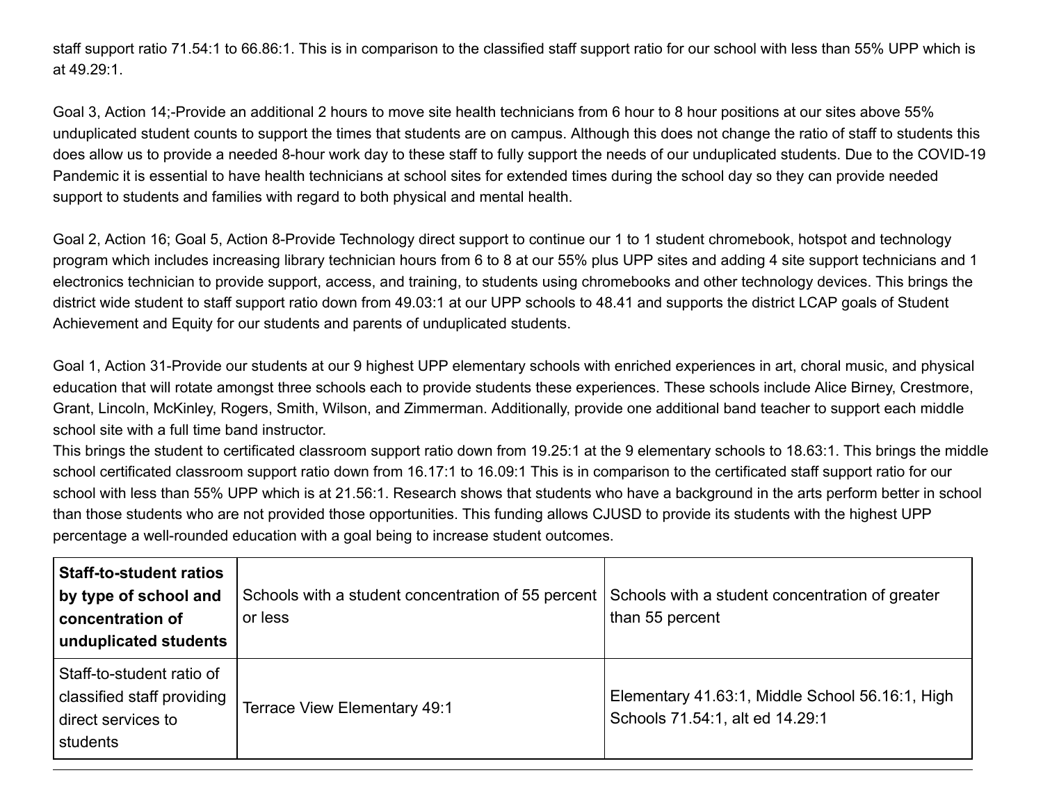staff support ratio 71.54:1 to 66.86:1. This is in comparison to the classified staff support ratio for our school with less than 55% UPP which is at 49.29:1.

Goal 3, Action 14;-Provide an additional 2 hours to move site health technicians from 6 hour to 8 hour positions at our sites above 55% unduplicated student counts to support the times that students are on campus. Although this does not change the ratio of staff to students this does allow us to provide a needed 8-hour work day to these staff to fully support the needs of our unduplicated students. Due to the COVID-19 Pandemic it is essential to have health technicians at school sites for extended times during the school day so they can provide needed support to students and families with regard to both physical and mental health.

Goal 2, Action 16; Goal 5, Action 8-Provide Technology direct support to continue our 1 to 1 student chromebook, hotspot and technology program which includes increasing library technician hours from 6 to 8 at our 55% plus UPP sites and adding 4 site support technicians and 1 electronics technician to provide support, access, and training, to students using chromebooks and other technology devices. This brings the district wide student to staff support ratio down from 49.03:1 at our UPP schools to 48.41 and supports the district LCAP goals of Student Achievement and Equity for our students and parents of unduplicated students.

Goal 1, Action 31-Provide our students at our 9 highest UPP elementary schools with enriched experiences in art, choral music, and physical education that will rotate amongst three schools each to provide students these experiences. These schools include Alice Birney, Crestmore, Grant, Lincoln, McKinley, Rogers, Smith, Wilson, and Zimmerman. Additionally, provide one additional band teacher to support each middle school site with a full time band instructor.
This brings the student to certificated classroom support ratio down from 19.25:1 at the 9 elementary schools to 18.63:1. This brings the middle school certificated classroom support ratio down from 16.17:1 to 16.09:1 This is in comparison to the certificated staff support ratio for our school with less than 55% UPP which is at 21.56:1. Research shows that students who have a background in the arts perform better in school than those students who are not provided those opportunities. This funding allows CJUSD to provide its students with the highest UPP percentage a well-rounded education with a goal being to increase student outcomes.

| **Staff-to-student ratios by type of school and concentration of unduplicated students** | Schools with a student concentration of 55 percent or less | Schools with a student concentration of greater than 55 percent |
|---|---|---|
| Staff-to-student ratio of classified staff providing direct services to students | Terrace View Elementary 49:1 | Elementary 41.63:1, Middle School 56.16:1, High Schools 71.54:1, alt ed 14.29:1 |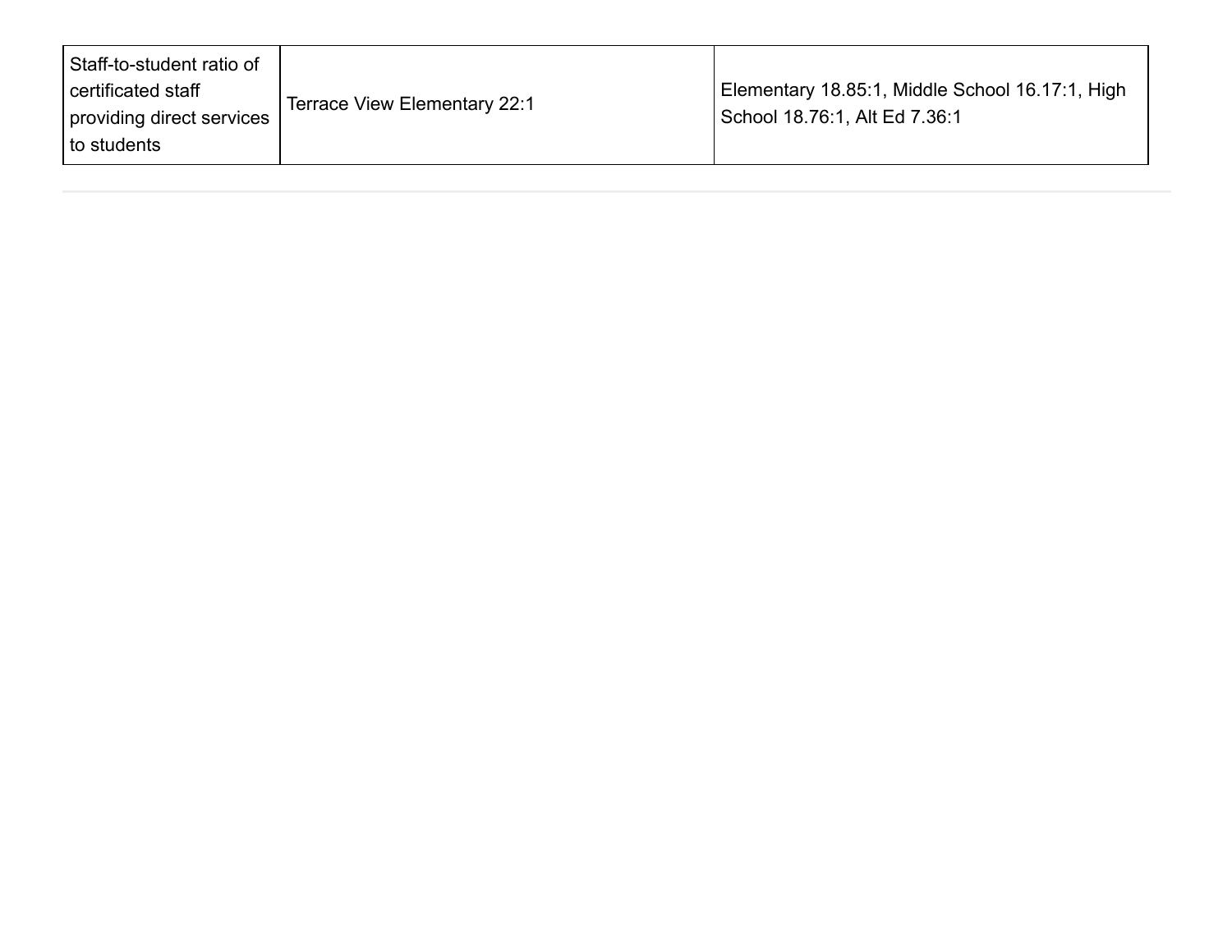| Staff-to-student ratio of certificated staff providing direct services to students | Terrace View Elementary 22:1 | Elementary 18.85:1, Middle School 16.17:1, High School 18.76:1, Alt Ed 7.36:1 |
|---|---|---|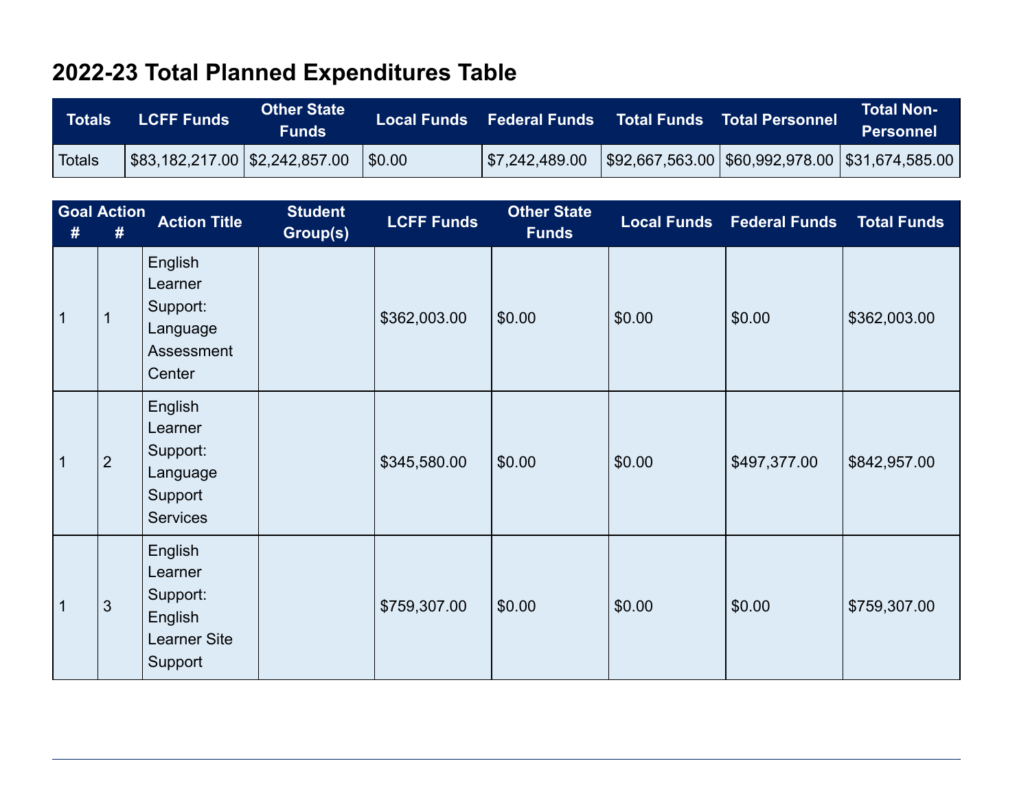# 2022-23 Total Planned Expenditures Table

| Totals | LCFF Funds | Other State Funds | Local Funds | Federal Funds | Total Funds | Total Personnel | Total Non-Personnel |
|---|---|---|---|---|---|---|---|
| Totals | $83,182,217.00 | $2,242,857.00 | $0.00 | $7,242,489.00 | $92,667,563.00 | $60,992,978.00 | $31,674,585.00 |

| Goal # | Action # | Action Title | Student Group(s) | LCFF Funds | Other State Funds | Local Funds | Federal Funds | Total Funds |
|---|---|---|---|---|---|---|---|---|
| 1 | 1 | English Learner Support: Language Assessment Center | | $362,003.00 | $0.00 | $0.00 | $0.00 | $362,003.00 |
| 1 | 2 | English Learner Support: Language Support Services | | $345,580.00 | $0.00 | $0.00 | $497,377.00 | $842,957.00 |
| 1 | 3 | English Learner Support: English Learner Site Support | | $759,307.00 | $0.00 | $0.00 | $0.00 | $759,307.00 |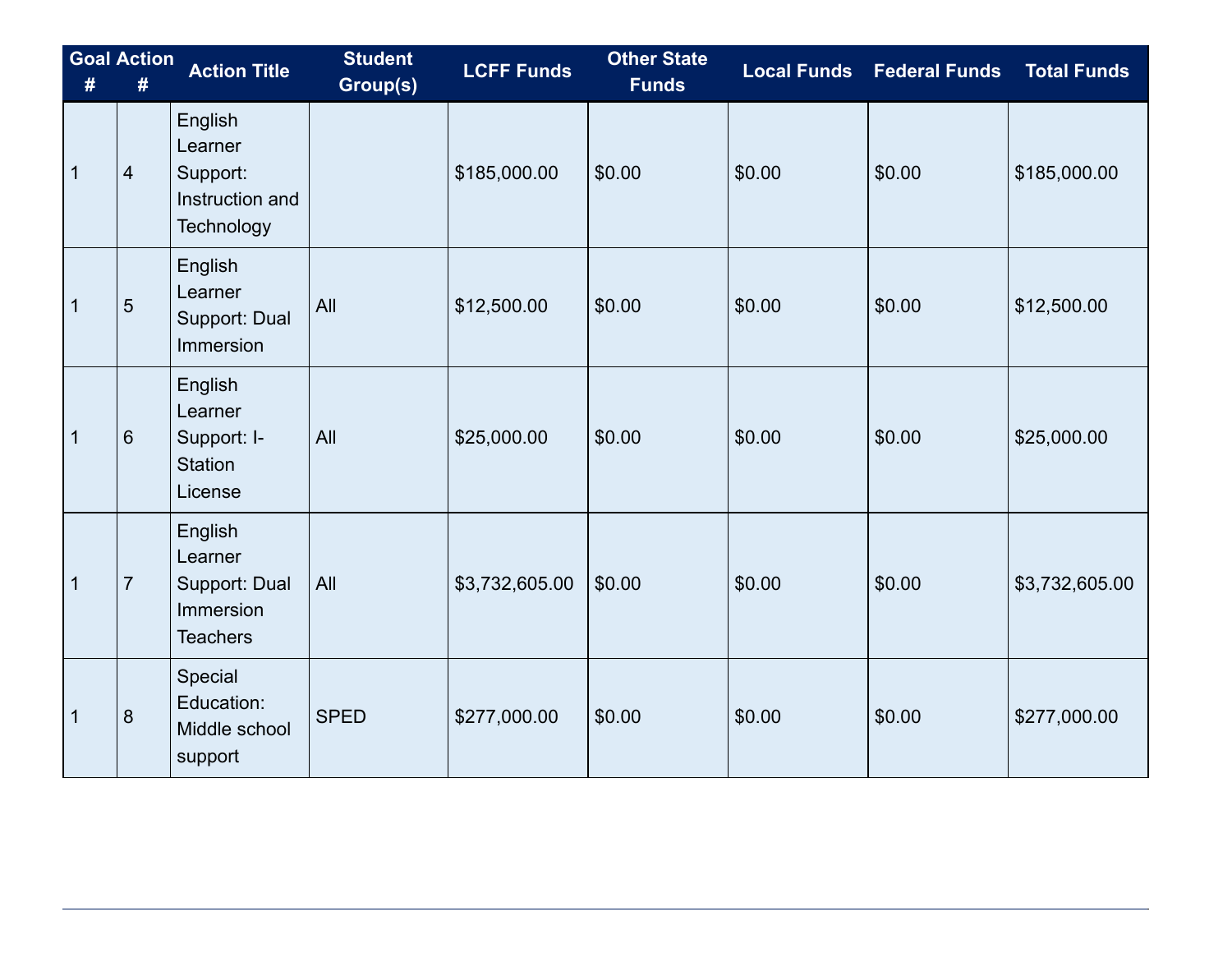| Goal # | Action # | Action Title | Student Group(s) | LCFF Funds | Other State Funds | Local Funds | Federal Funds | Total Funds |
|---|---|---|---|---|---|---|---|---|
| 1 | 4 | English Learner Support: Instruction and Technology | | $185,000.00 | $0.00 | $0.00 | $0.00 | $185,000.00 |
| 1 | 5 | English Learner Support: Dual Immersion | All | $12,500.00 | $0.00 | $0.00 | $0.00 | $12,500.00 |
| 1 | 6 | English Learner Support: I-Station License | All | $25,000.00 | $0.00 | $0.00 | $0.00 | $25,000.00 |
| 1 | 7 | English Learner Support: Dual Immersion Teachers | All | $3,732,605.00 | $0.00 | $0.00 | $0.00 | $3,732,605.00 |
| 1 | 8 | Special Education: Middle school support | SPED | $277,000.00 | $0.00 | $0.00 | $0.00 | $277,000.00 |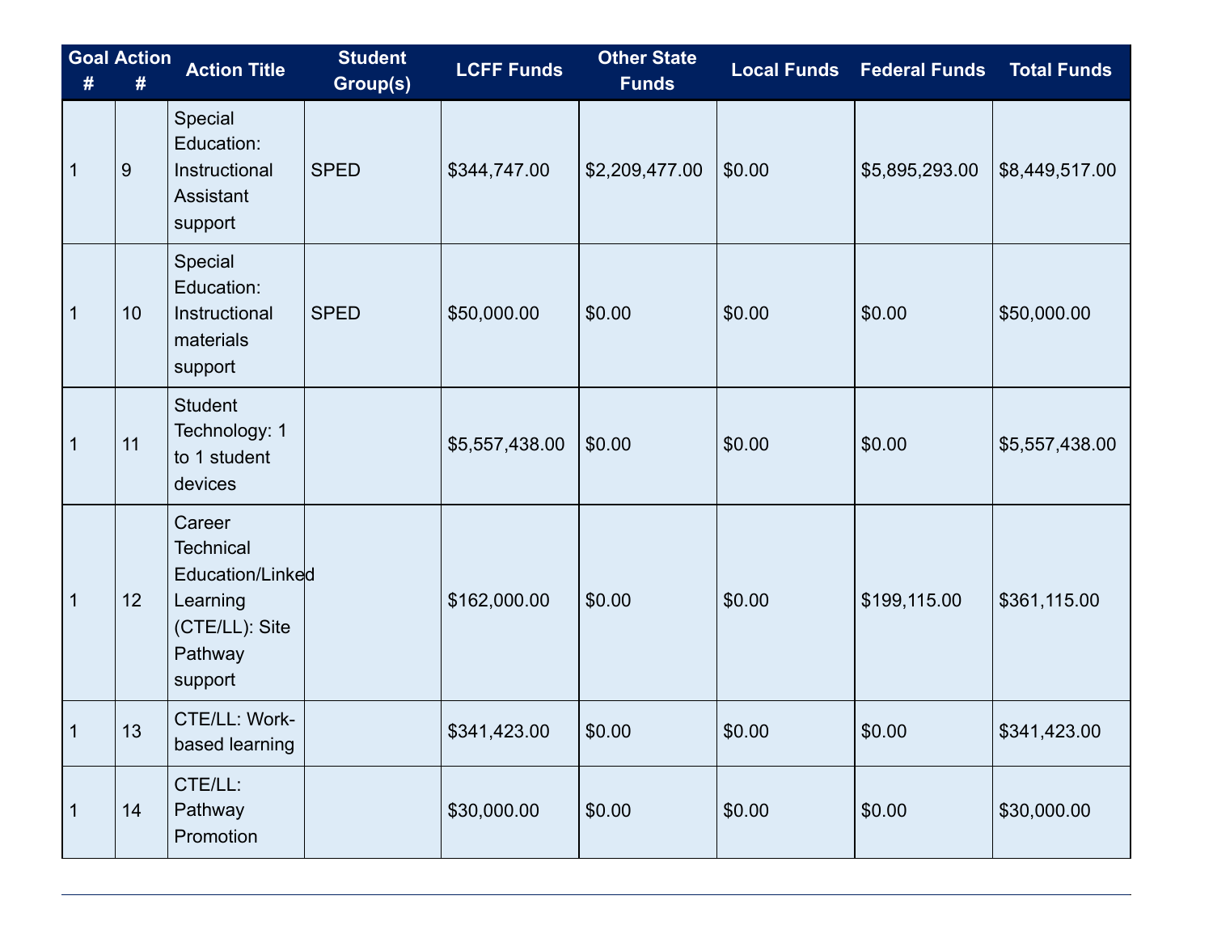| Goal # | Action # | Action Title | Student Group(s) | LCFF Funds | Other State Funds | Local Funds | Federal Funds | Total Funds |
|---|---|---|---|---|---|---|---|---|
| 1 | 9 | Special Education: Instructional Assistant support | SPED | $344,747.00 | $2,209,477.00 | $0.00 | $5,895,293.00 | $8,449,517.00 |
| 1 | 10 | Special Education: Instructional materials support | SPED | $50,000.00 | $0.00 | $0.00 | $0.00 | $50,000.00 |
| 1 | 11 | Student Technology: 1 to 1 student devices | | $5,557,438.00 | $0.00 | $0.00 | $0.00 | $5,557,438.00 |
| 1 | 12 | Career Technical Education/Linked Learning (CTE/LL): Site Pathway support | | $162,000.00 | $0.00 | $0.00 | $199,115.00 | $361,115.00 |
| 1 | 13 | CTE/LL: Work-based learning | | $341,423.00 | $0.00 | $0.00 | $0.00 | $341,423.00 |
| 1 | 14 | CTE/LL: Pathway Promotion | | $30,000.00 | $0.00 | $0.00 | $0.00 | $30,000.00 |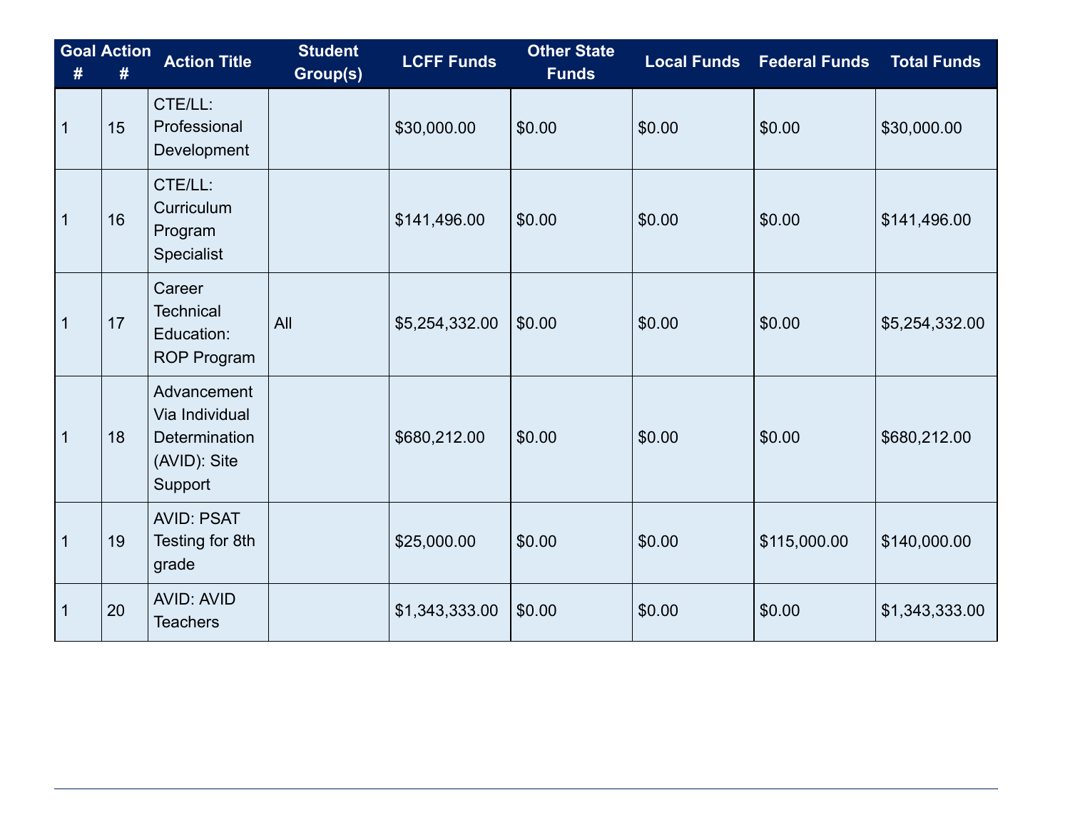| Goal # | Action # | Action Title | Student Group(s) | LCFF Funds | Other State Funds | Local Funds | Federal Funds | Total Funds |
|---|---|---|---|---|---|---|---|---|
| 1 | 15 | CTE/LL: Professional Development | | $30,000.00 | $0.00 | $0.00 | $0.00 | $30,000.00 |
| 1 | 16 | CTE/LL: Curriculum Program Specialist | | $141,496.00 | $0.00 | $0.00 | $0.00 | $141,496.00 |
| 1 | 17 | Career Technical Education: ROP Program | All | $5,254,332.00 | $0.00 | $0.00 | $0.00 | $5,254,332.00 |
| 1 | 18 | Advancement Via Individual Determination (AVID): Site Support | | $680,212.00 | $0.00 | $0.00 | $0.00 | $680,212.00 |
| 1 | 19 | AVID: PSAT Testing for 8th grade | | $25,000.00 | $0.00 | $0.00 | $115,000.00 | $140,000.00 |
| 1 | 20 | AVID: AVID Teachers | | $1,343,333.00 | $0.00 | $0.00 | $0.00 | $1,343,333.00 |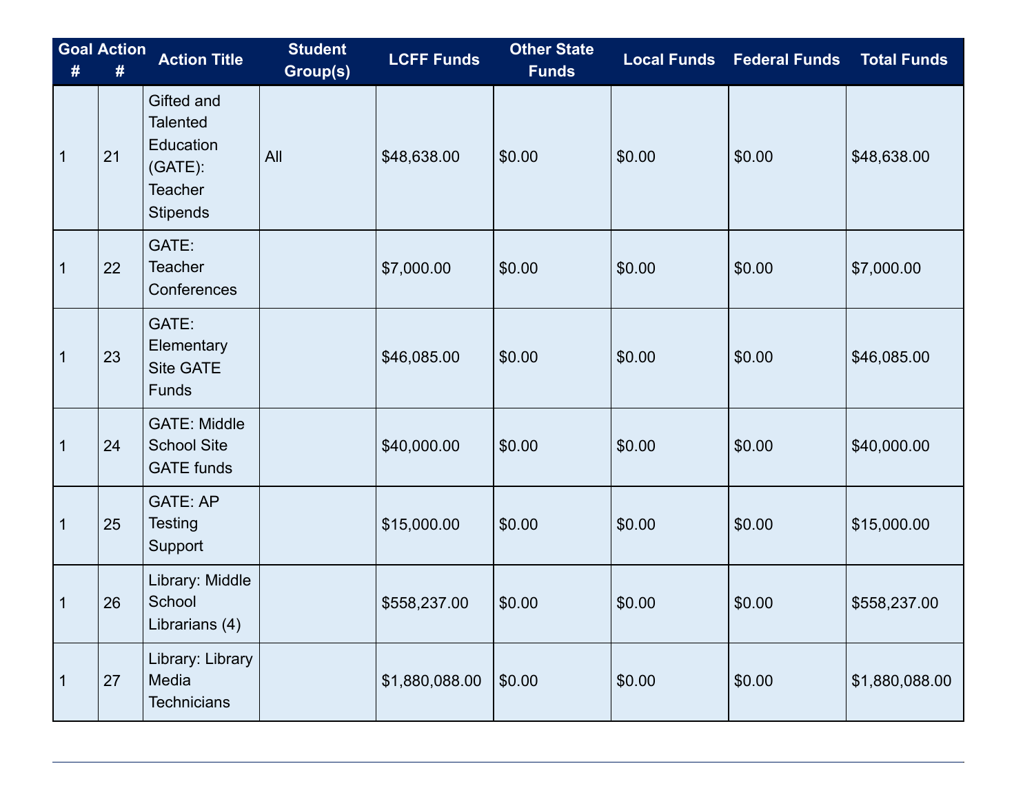| Goal # | Action # | Action Title | Student Group(s) | LCFF Funds | Other State Funds | Local Funds | Federal Funds | Total Funds |
|---|---|---|---|---|---|---|---|---|
| 1 | 21 | Gifted and Talented Education (GATE): Teacher Stipends | All | $48,638.00 | $0.00 | $0.00 | $0.00 | $48,638.00 |
| 1 | 22 | GATE: Teacher Conferences | | $7,000.00 | $0.00 | $0.00 | $0.00 | $7,000.00 |
| 1 | 23 | GATE: Elementary Site GATE Funds | | $46,085.00 | $0.00 | $0.00 | $0.00 | $46,085.00 |
| 1 | 24 | GATE: Middle School Site GATE funds | | $40,000.00 | $0.00 | $0.00 | $0.00 | $40,000.00 |
| 1 | 25 | GATE: AP Testing Support | | $15,000.00 | $0.00 | $0.00 | $0.00 | $15,000.00 |
| 1 | 26 | Library: Middle School Librarians (4) | | $558,237.00 | $0.00 | $0.00 | $0.00 | $558,237.00 |
| 1 | 27 | Library: Library Media Technicians | | $1,880,088.00 | $0.00 | $0.00 | $0.00 | $1,880,088.00 |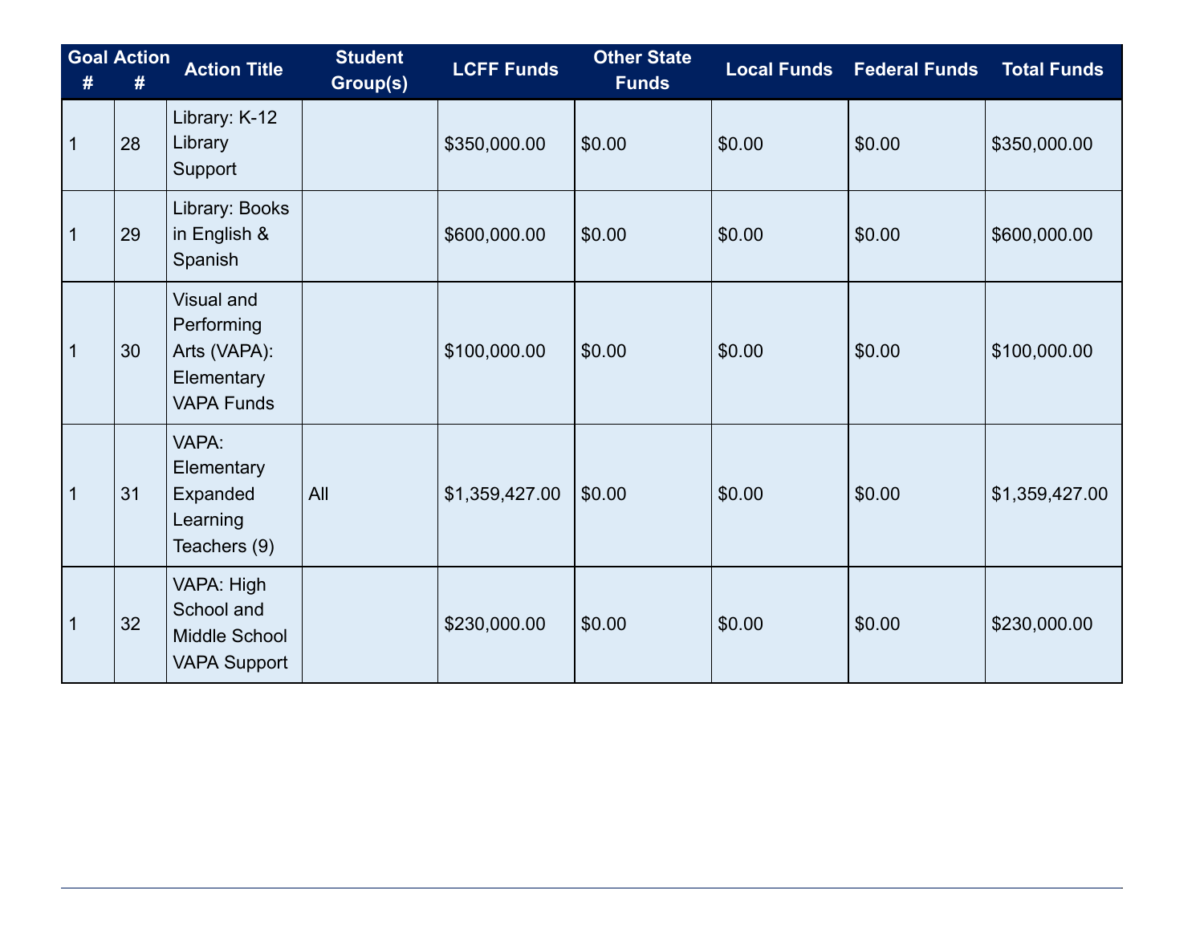| Goal # | Action # | Action Title | Student Group(s) | LCFF Funds | Other State Funds | Local Funds | Federal Funds | Total Funds |
|---|---|---|---|---|---|---|---|---|
| 1 | 28 | Library: K-12 Library Support | | $350,000.00 | $0.00 | $0.00 | $0.00 | $350,000.00 |
| 1 | 29 | Library: Books in English & Spanish | | $600,000.00 | $0.00 | $0.00 | $0.00 | $600,000.00 |
| 1 | 30 | Visual and Performing Arts (VAPA): Elementary VAPA Funds | | $100,000.00 | $0.00 | $0.00 | $0.00 | $100,000.00 |
| 1 | 31 | VAPA: Elementary Expanded Learning Teachers (9) | All | $1,359,427.00 | $0.00 | $0.00 | $0.00 | $1,359,427.00 |
| 1 | 32 | VAPA: High School and Middle School VAPA Support | | $230,000.00 | $0.00 | $0.00 | $0.00 | $230,000.00 |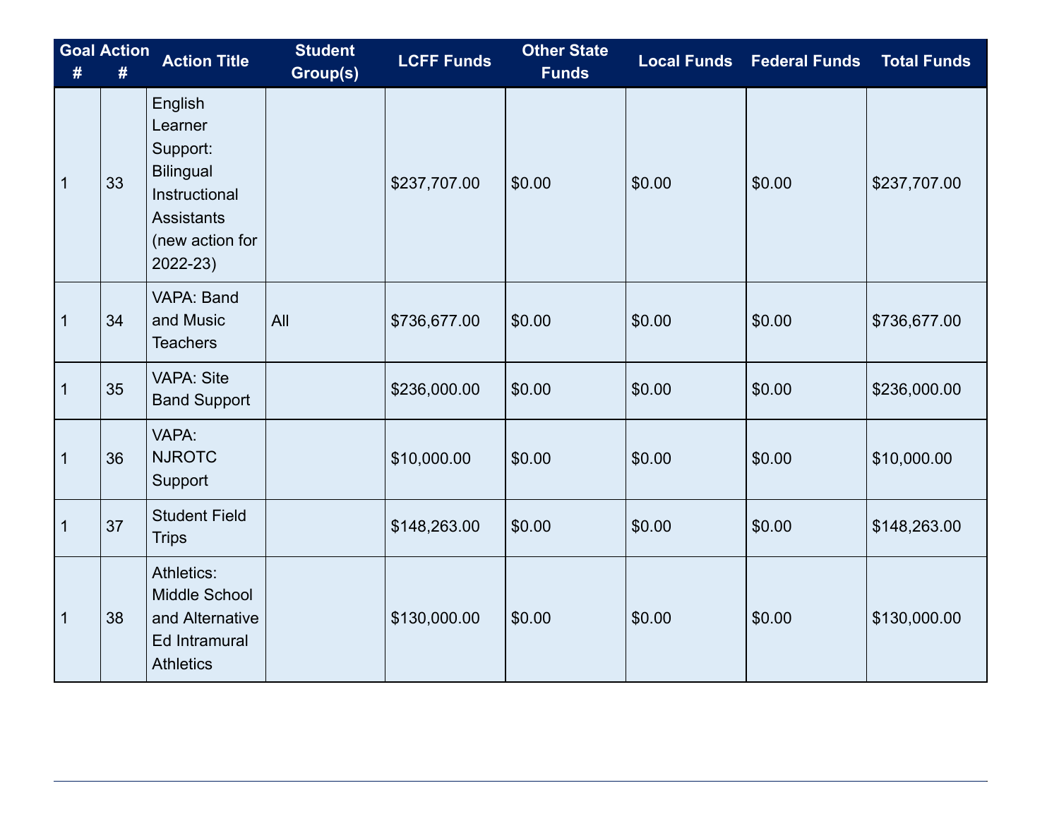| Goal # | Action # | Action Title | Student Group(s) | LCFF Funds | Other State Funds | Local Funds | Federal Funds | Total Funds |
|---|---|---|---|---|---|---|---|---|
| 1 | 33 | English Learner Support: Bilingual Instructional Assistants (new action for 2022-23) | | $237,707.00 | $0.00 | $0.00 | $0.00 | $237,707.00 |
| 1 | 34 | VAPA: Band and Music Teachers | All | $736,677.00 | $0.00 | $0.00 | $0.00 | $736,677.00 |
| 1 | 35 | VAPA: Site Band Support | | $236,000.00 | $0.00 | $0.00 | $0.00 | $236,000.00 |
| 1 | 36 | VAPA: NJROTC Support | | $10,000.00 | $0.00 | $0.00 | $0.00 | $10,000.00 |
| 1 | 37 | Student Field Trips | | $148,263.00 | $0.00 | $0.00 | $0.00 | $148,263.00 |
| 1 | 38 | Athletics: Middle School and Alternative Ed Intramural Athletics | | $130,000.00 | $0.00 | $0.00 | $0.00 | $130,000.00 |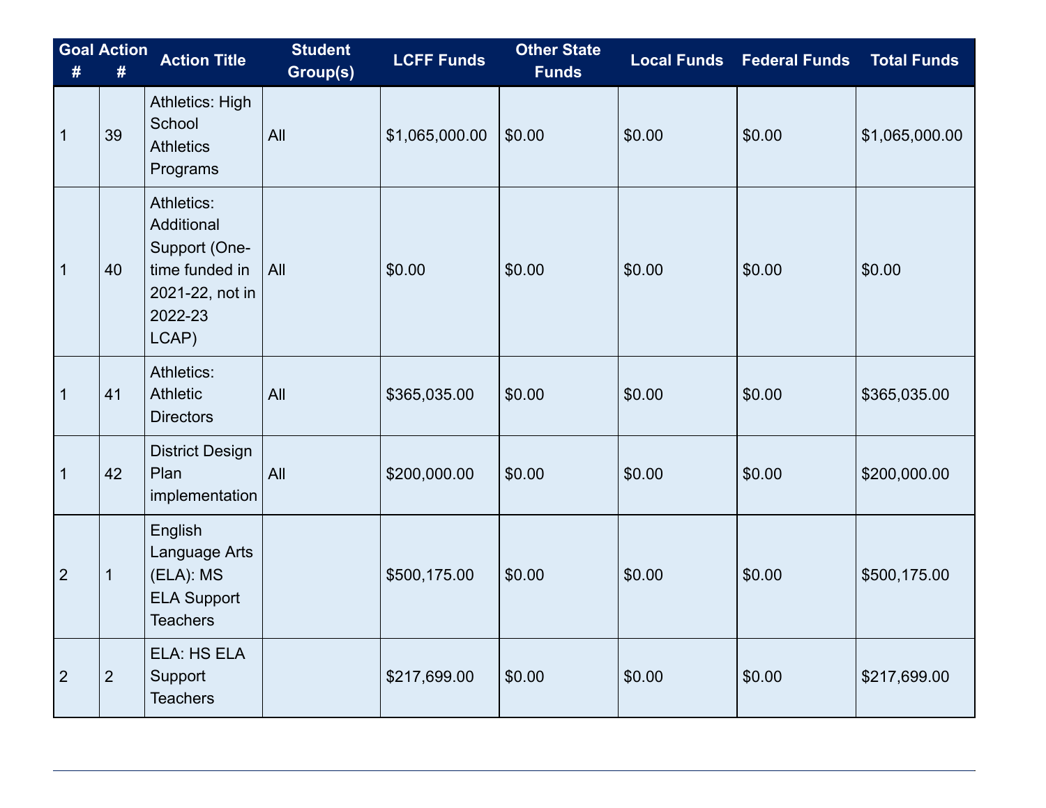| Goal # | Action # | Action Title | Student Group(s) | LCFF Funds | Other State Funds | Local Funds | Federal Funds | Total Funds |
|---|---|---|---|---|---|---|---|---|
| 1 | 39 | Athletics: High School Athletics Programs | All | $1,065,000.00 | $0.00 | $0.00 | $0.00 | $1,065,000.00 |
| 1 | 40 | Athletics: Additional Support (One-time funded in 2021-22, not in 2022-23 LCAP) | All | $0.00 | $0.00 | $0.00 | $0.00 | $0.00 |
| 1 | 41 | Athletics: Athletic Directors | All | $365,035.00 | $0.00 | $0.00 | $0.00 | $365,035.00 |
| 1 | 42 | District Design Plan implementation | All | $200,000.00 | $0.00 | $0.00 | $0.00 | $200,000.00 |
| 2 | 1 | English Language Arts (ELA): MS ELA Support Teachers | | $500,175.00 | $0.00 | $0.00 | $0.00 | $500,175.00 |
| 2 | 2 | ELA: HS ELA Support Teachers | | $217,699.00 | $0.00 | $0.00 | $0.00 | $217,699.00 |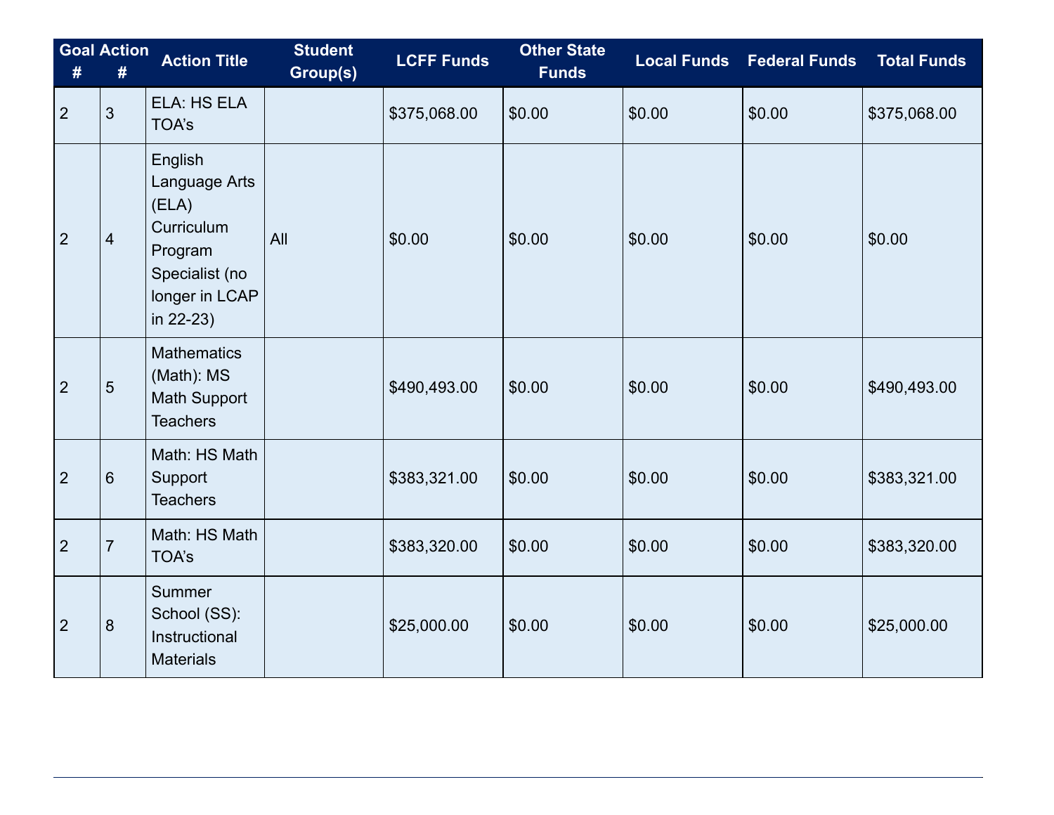| Goal # | Action # | Action Title | Student Group(s) | LCFF Funds | Other State Funds | Local Funds | Federal Funds | Total Funds |
|---|---|---|---|---|---|---|---|---|
| 2 | 3 | ELA: HS ELA TOA's | | $375,068.00 | $0.00 | $0.00 | $0.00 | $375,068.00 |
| 2 | 4 | English Language Arts (ELA) Curriculum Program Specialist (no longer in LCAP in 22-23) | All | $0.00 | $0.00 | $0.00 | $0.00 | $0.00 |
| 2 | 5 | Mathematics (Math): MS Math Support Teachers | | $490,493.00 | $0.00 | $0.00 | $0.00 | $490,493.00 |
| 2 | 6 | Math: HS Math Support Teachers | | $383,321.00 | $0.00 | $0.00 | $0.00 | $383,321.00 |
| 2 | 7 | Math: HS Math TOA's | | $383,320.00 | $0.00 | $0.00 | $0.00 | $383,320.00 |
| 2 | 8 | Summer School (SS): Instructional Materials | | $25,000.00 | $0.00 | $0.00 | $0.00 | $25,000.00 |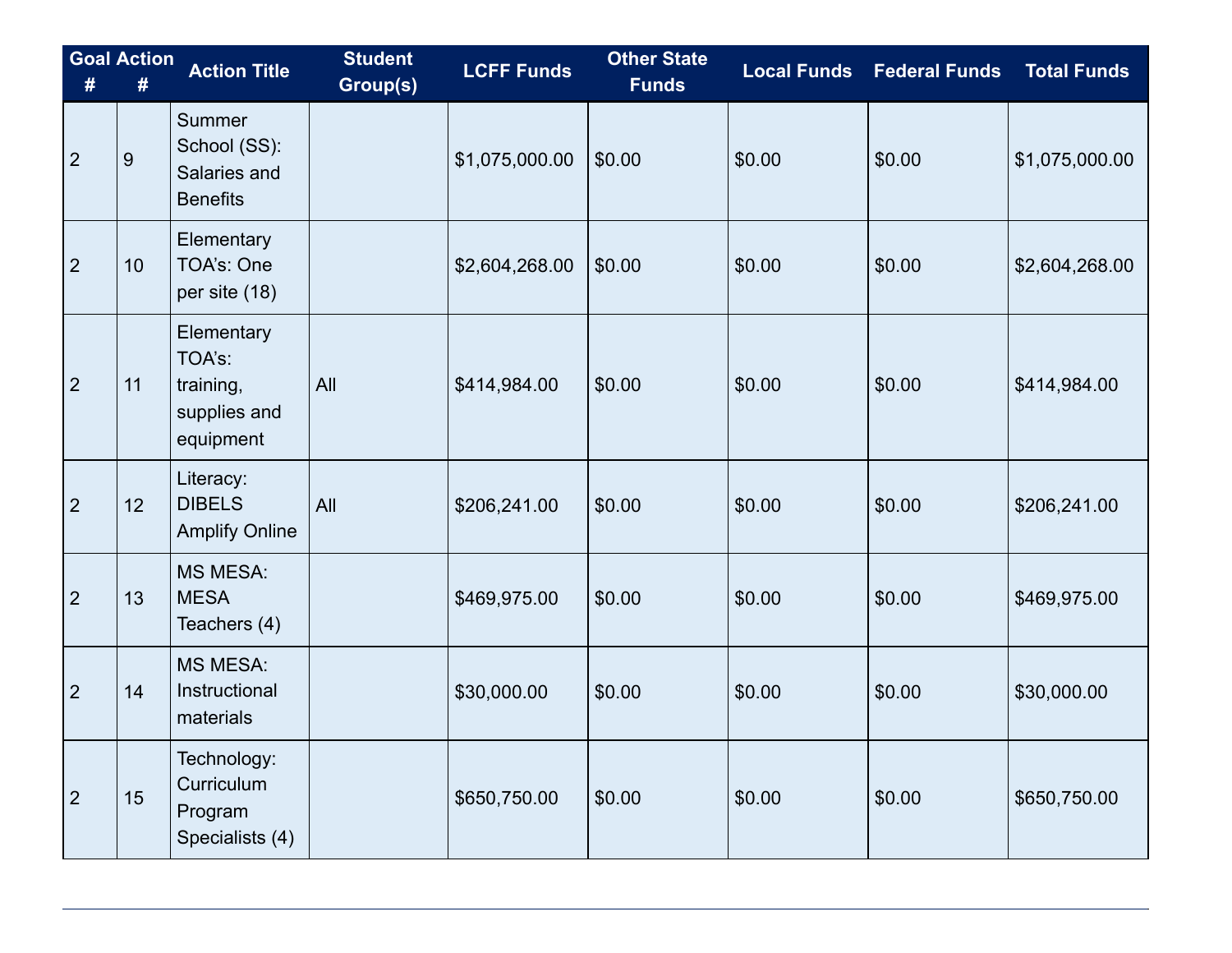| Goal # | Action # | Action Title | Student Group(s) | LCFF Funds | Other State Funds | Local Funds | Federal Funds | Total Funds |
|---|---|---|---|---|---|---|---|---|
| 2 | 9 | Summer School (SS): Salaries and Benefits | | $1,075,000.00 | $0.00 | $0.00 | $0.00 | $1,075,000.00 |
| 2 | 10 | Elementary TOA's: One per site (18) | | $2,604,268.00 | $0.00 | $0.00 | $0.00 | $2,604,268.00 |
| 2 | 11 | Elementary TOA's: training, supplies and equipment | All | $414,984.00 | $0.00 | $0.00 | $0.00 | $414,984.00 |
| 2 | 12 | Literacy: DIBELS Amplify Online | All | $206,241.00 | $0.00 | $0.00 | $0.00 | $206,241.00 |
| 2 | 13 | MS MESA: MESA Teachers (4) | | $469,975.00 | $0.00 | $0.00 | $0.00 | $469,975.00 |
| 2 | 14 | MS MESA: Instructional materials | | $30,000.00 | $0.00 | $0.00 | $0.00 | $30,000.00 |
| 2 | 15 | Technology: Curriculum Program Specialists (4) | | $650,750.00 | $0.00 | $0.00 | $0.00 | $650,750.00 |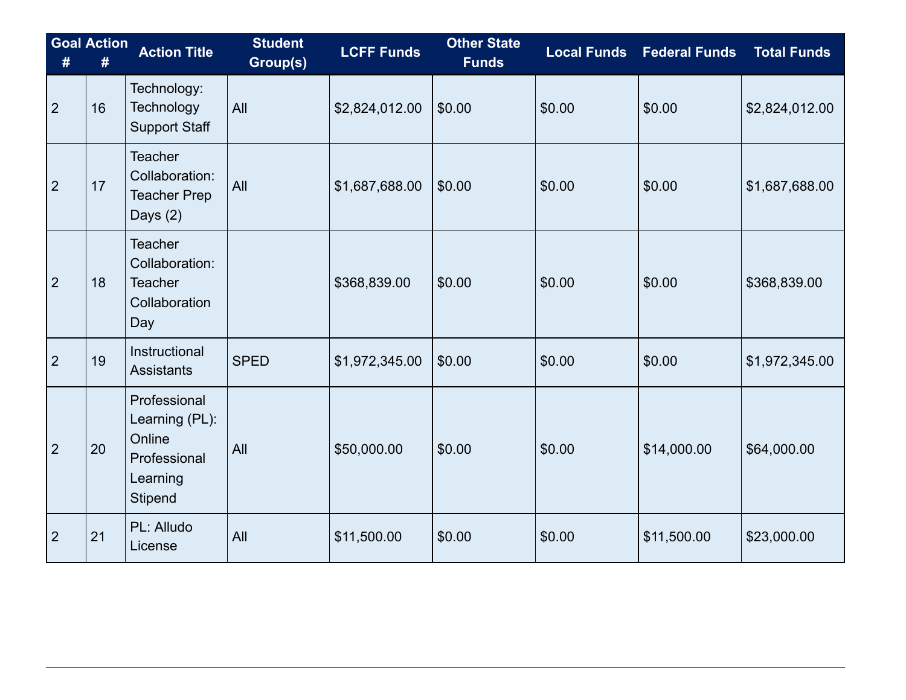| Goal # | Action # | Action Title | Student Group(s) | LCFF Funds | Other State Funds | Local Funds | Federal Funds | Total Funds |
|---|---|---|---|---|---|---|---|---|
| 2 | 16 | Technology: Technology Support Staff | All | $2,824,012.00 | $0.00 | $0.00 | $0.00 | $2,824,012.00 |
| 2 | 17 | Teacher Collaboration: Teacher Prep Days (2) | All | $1,687,688.00 | $0.00 | $0.00 | $0.00 | $1,687,688.00 |
| 2 | 18 | Teacher Collaboration: Teacher Collaboration Day | | $368,839.00 | $0.00 | $0.00 | $0.00 | $368,839.00 |
| 2 | 19 | Instructional Assistants | SPED | $1,972,345.00 | $0.00 | $0.00 | $0.00 | $1,972,345.00 |
| 2 | 20 | Professional Learning (PL): Online Professional Learning Stipend | All | $50,000.00 | $0.00 | $0.00 | $14,000.00 | $64,000.00 |
| 2 | 21 | PL: Alludo License | All | $11,500.00 | $0.00 | $0.00 | $11,500.00 | $23,000.00 |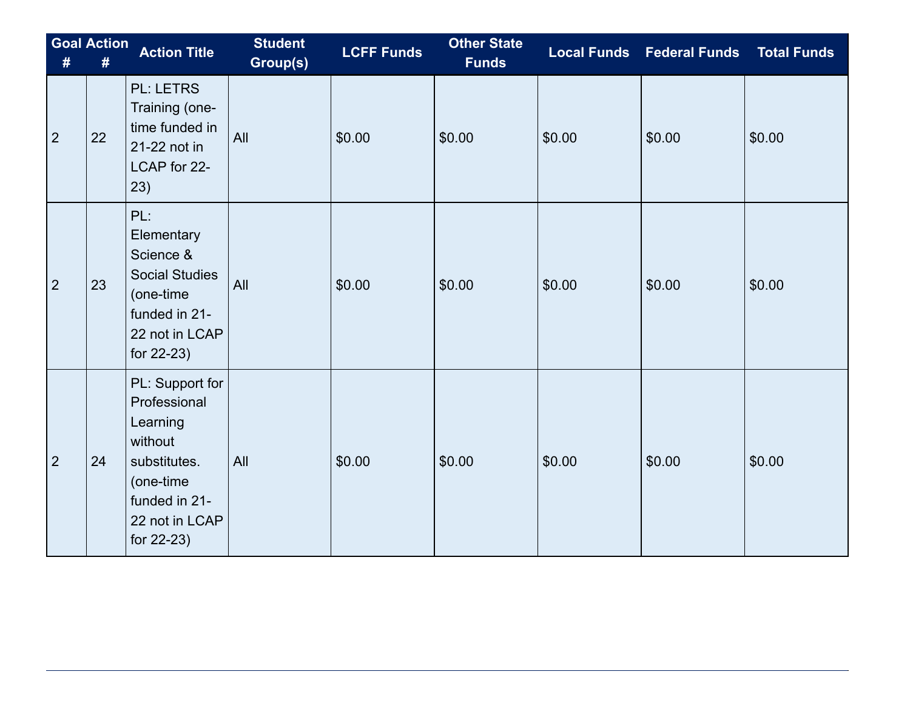| Goal # | Action # | Action Title | Student Group(s) | LCFF Funds | Other State Funds | Local Funds | Federal Funds | Total Funds |
|---|---|---|---|---|---|---|---|---|
| 2 | 22 | PL: LETRS Training (one-time funded in 21-22 not in LCAP for 22-23) | All | $0.00 | $0.00 | $0.00 | $0.00 | $0.00 |
| 2 | 23 | PL: Elementary Science & Social Studies (one-time funded in 21-22 not in LCAP for 22-23) | All | $0.00 | $0.00 | $0.00 | $0.00 | $0.00 |
| 2 | 24 | PL: Support for Professional Learning without substitutes. (one-time funded in 21-22 not in LCAP for 22-23) | All | $0.00 | $0.00 | $0.00 | $0.00 | $0.00 |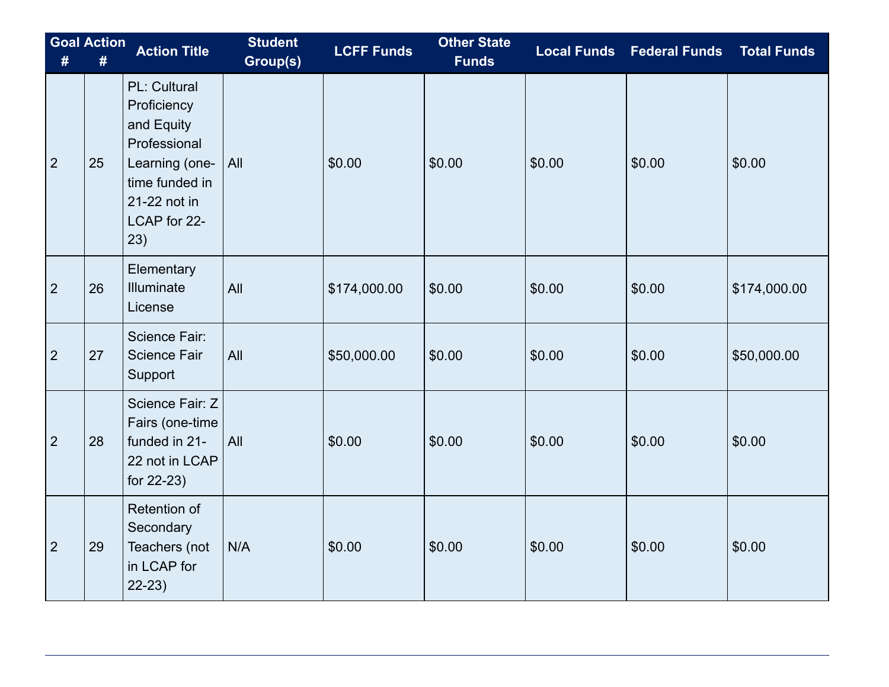| Goal # | Action # | Action Title | Student Group(s) | LCFF Funds | Other State Funds | Local Funds | Federal Funds | Total Funds |
|---|---|---|---|---|---|---|---|---|
| 2 | 25 | PL: Cultural Proficiency and Equity Professional Learning (one-time funded in 21-22 not in LCAP for 22-23) | All | $0.00 | $0.00 | $0.00 | $0.00 | $0.00 |
| 2 | 26 | Elementary Illuminate License | All | $174,000.00 | $0.00 | $0.00 | $0.00 | $174,000.00 |
| 2 | 27 | Science Fair: Science Fair Support | All | $50,000.00 | $0.00 | $0.00 | $0.00 | $50,000.00 |
| 2 | 28 | Science Fair: Z Fairs (one-time funded in 21-22 not in LCAP for 22-23) | All | $0.00 | $0.00 | $0.00 | $0.00 | $0.00 |
| 2 | 29 | Retention of Secondary Teachers (not in LCAP for 22-23) | N/A | $0.00 | $0.00 | $0.00 | $0.00 | $0.00 |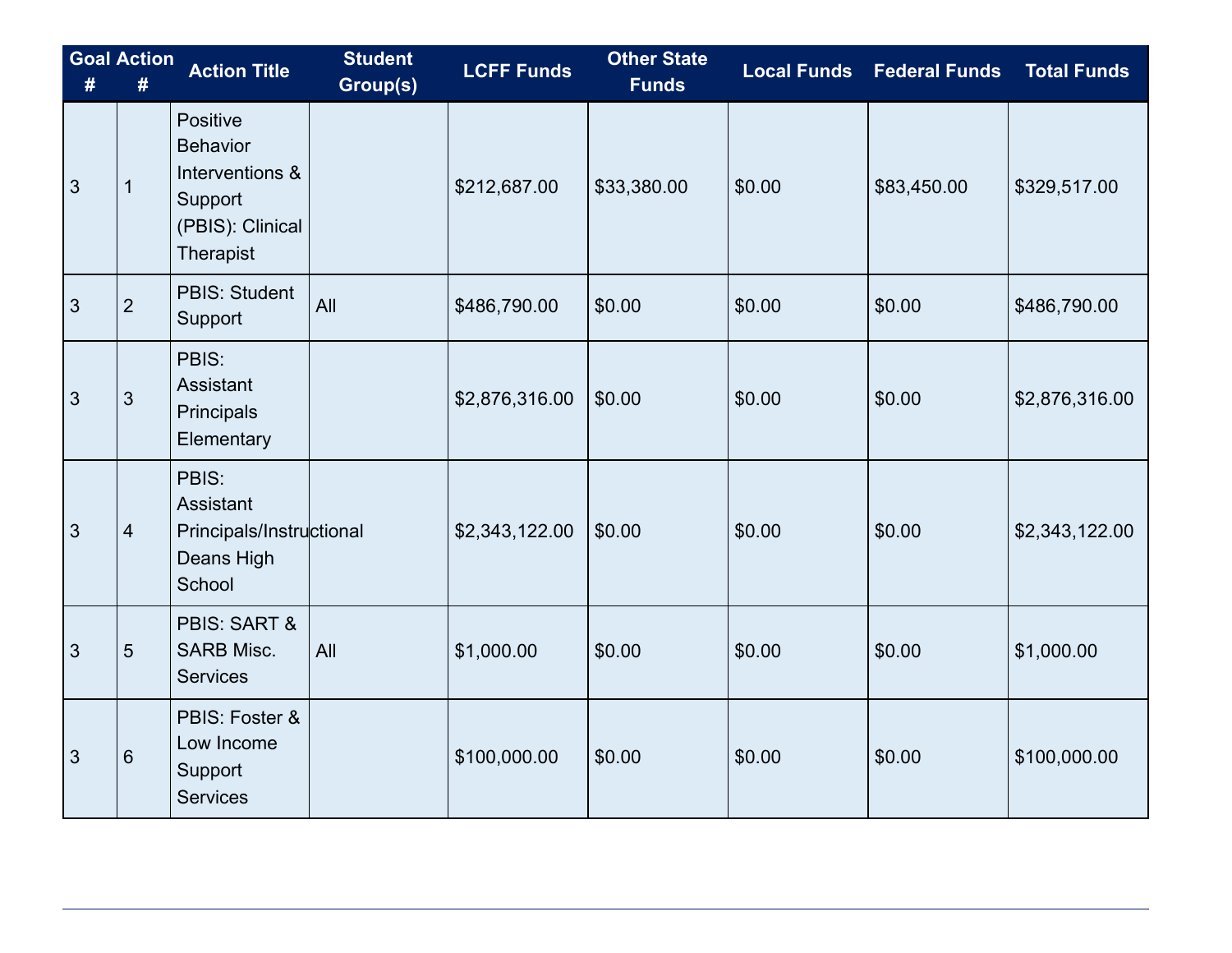| Goal # | Action # | Action Title | Student Group(s) | LCFF Funds | Other State Funds | Local Funds | Federal Funds | Total Funds |
|---|---|---|---|---|---|---|---|---|
| 3 | 1 | Positive Behavior Interventions & Support (PBIS): Clinical Therapist | | $212,687.00 | $33,380.00 | $0.00 | $83,450.00 | $329,517.00 |
| 3 | 2 | PBIS: Student Support | All | $486,790.00 | $0.00 | $0.00 | $0.00 | $486,790.00 |
| 3 | 3 | PBIS: Assistant Principals Elementary | | $2,876,316.00 | $0.00 | $0.00 | $0.00 | $2,876,316.00 |
| 3 | 4 | PBIS: Assistant Principals/Instructional Deans High School | | $2,343,122.00 | $0.00 | $0.00 | $0.00 | $2,343,122.00 |
| 3 | 5 | PBIS: SART & SARB Misc. Services | All | $1,000.00 | $0.00 | $0.00 | $0.00 | $1,000.00 |
| 3 | 6 | PBIS: Foster & Low Income Support Services | | $100,000.00 | $0.00 | $0.00 | $0.00 | $100,000.00 |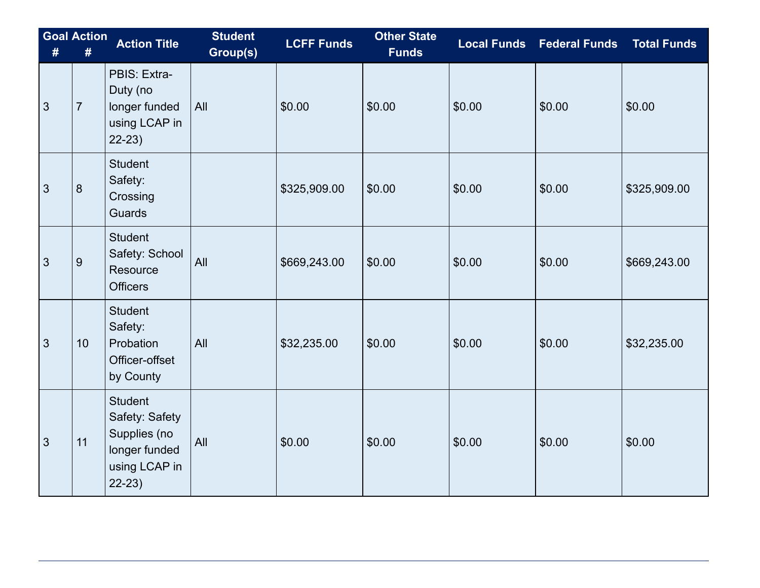| Goal # | Action # | Action Title | Student Group(s) | LCFF Funds | Other State Funds | Local Funds | Federal Funds | Total Funds |
|---|---|---|---|---|---|---|---|---|
| 3 | 7 | PBIS: Extra-Duty (no longer funded using LCAP in 22-23) | All | $0.00 | $0.00 | $0.00 | $0.00 | $0.00 |
| 3 | 8 | Student Safety: Crossing Guards | | $325,909.00 | $0.00 | $0.00 | $0.00 | $325,909.00 |
| 3 | 9 | Student Safety: School Resource Officers | All | $669,243.00 | $0.00 | $0.00 | $0.00 | $669,243.00 |
| 3 | 10 | Student Safety: Probation Officer-offset by County | All | $32,235.00 | $0.00 | $0.00 | $0.00 | $32,235.00 |
| 3 | 11 | Student Safety: Safety Supplies (no longer funded using LCAP in 22-23) | All | $0.00 | $0.00 | $0.00 | $0.00 | $0.00 |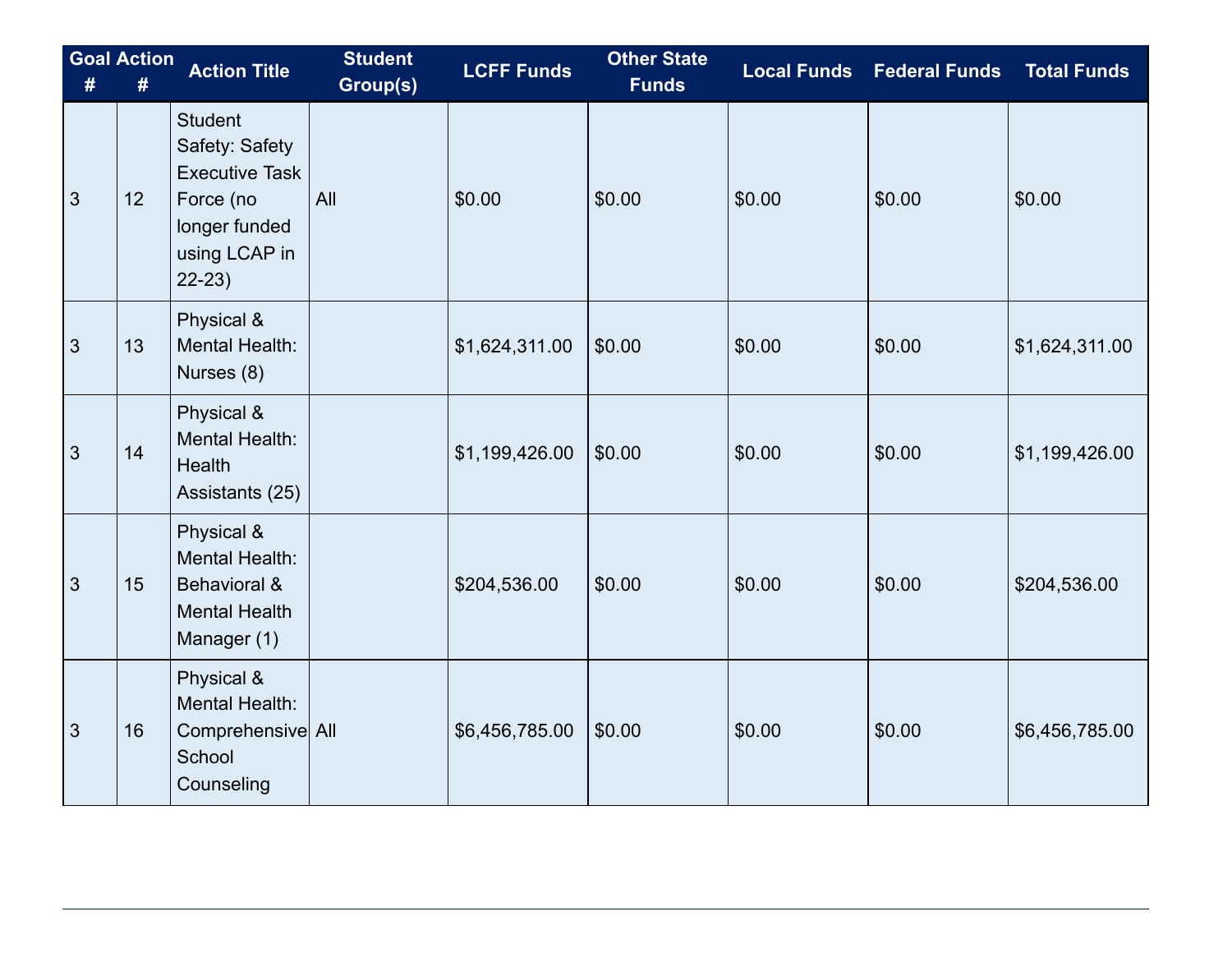| Goal # | Action # | Action Title | Student Group(s) | LCFF Funds | Other State Funds | Local Funds | Federal Funds | Total Funds |
| --- | --- | --- | --- | --- | --- | --- | --- | --- |
| 3 | 12 | Student Safety: Safety Executive Task Force (no longer funded using LCAP in 22-23) | All | $0.00 | $0.00 | $0.00 | $0.00 | $0.00 |
| 3 | 13 | Physical & Mental Health: Nurses (8) | | $1,624,311.00 | $0.00 | $0.00 | $0.00 | $1,624,311.00 |
| 3 | 14 | Physical & Mental Health: Health Assistants (25) | | $1,199,426.00 | $0.00 | $0.00 | $0.00 | $1,199,426.00 |
| 3 | 15 | Physical & Mental Health: Behavioral & Mental Health Manager (1) | | $204,536.00 | $0.00 | $0.00 | $0.00 | $204,536.00 |
| 3 | 16 | Physical & Mental Health: Comprehensive School Counseling | All | $6,456,785.00 | $0.00 | $0.00 | $0.00 | $6,456,785.00 |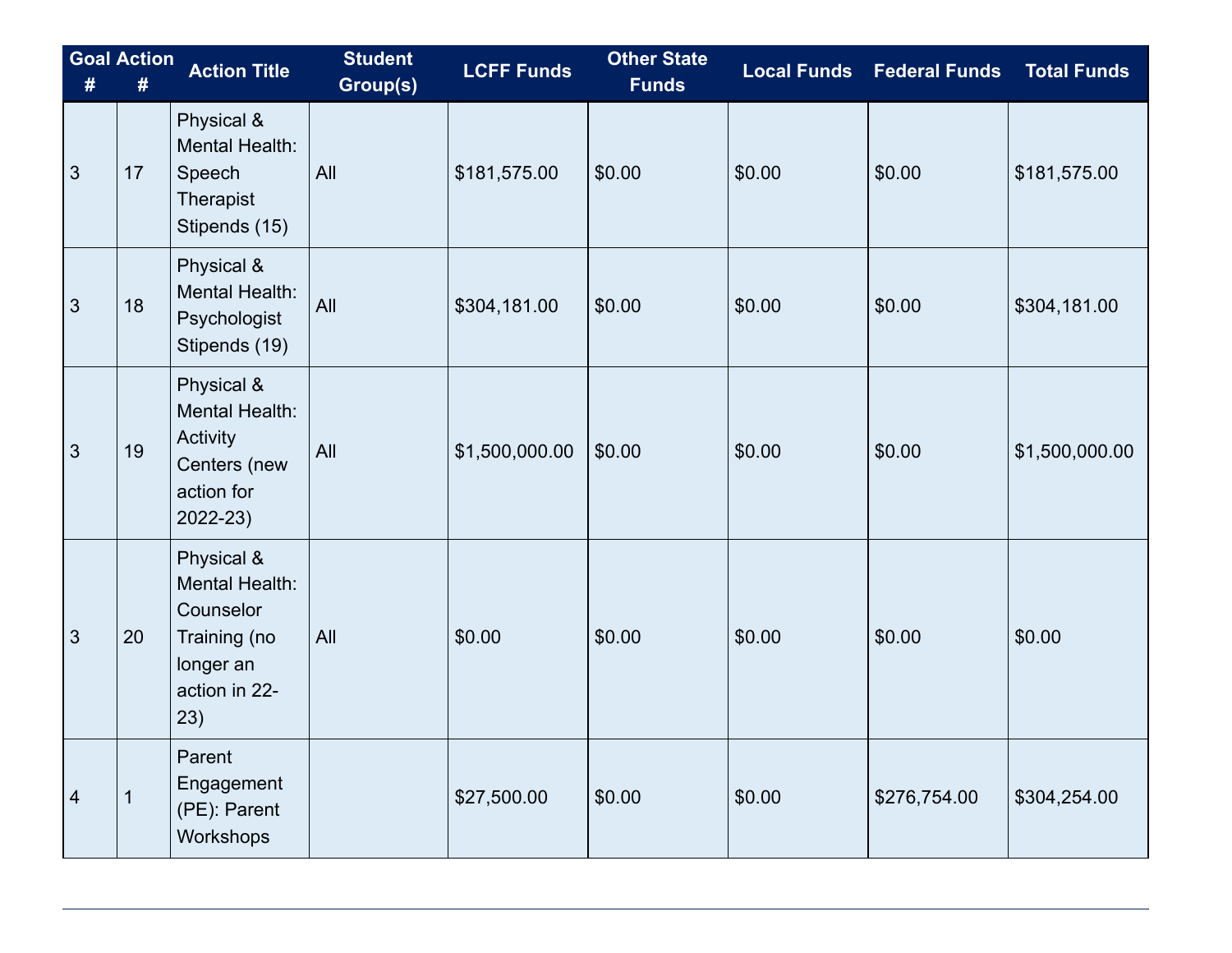| Goal # | Action # | Action Title | Student Group(s) | LCFF Funds | Other State Funds | Local Funds | Federal Funds | Total Funds |
|---|---|---|---|---|---|---|---|---|
| 3 | 17 | Physical & Mental Health: Speech Therapist Stipends (15) | All | $181,575.00 | $0.00 | $0.00 | $0.00 | $181,575.00 |
| 3 | 18 | Physical & Mental Health: Psychologist Stipends (19) | All | $304,181.00 | $0.00 | $0.00 | $0.00 | $304,181.00 |
| 3 | 19 | Physical & Mental Health: Activity Centers (new action for 2022-23) | All | $1,500,000.00 | $0.00 | $0.00 | $0.00 | $1,500,000.00 |
| 3 | 20 | Physical & Mental Health: Counselor Training (no longer an action in 22-23) | All | $0.00 | $0.00 | $0.00 | $0.00 | $0.00 |
| 4 | 1 | Parent Engagement (PE): Parent Workshops | | $27,500.00 | $0.00 | $0.00 | $276,754.00 | $304,254.00 |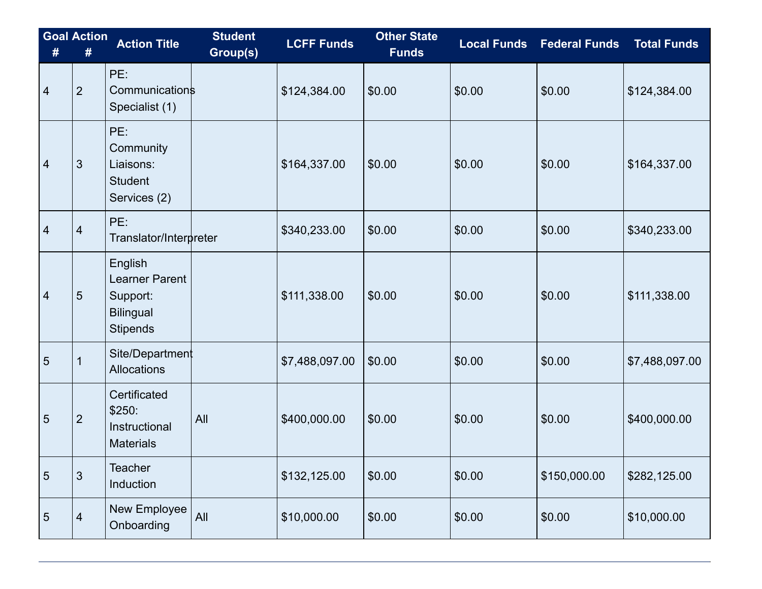| Goal # | Action # | Action Title | Student Group(s) | LCFF Funds | Other State Funds | Local Funds | Federal Funds | Total Funds |
|---|---|---|---|---|---|---|---|---|
| 4 | 2 | PE: Communications Specialist (1) | | $124,384.00 | $0.00 | $0.00 | $0.00 | $124,384.00 |
| 4 | 3 | PE: Community Liaisons: Student Services (2) | | $164,337.00 | $0.00 | $0.00 | $0.00 | $164,337.00 |
| 4 | 4 | PE: Translator/Interpreter | | $340,233.00 | $0.00 | $0.00 | $0.00 | $340,233.00 |
| 4 | 5 | English Learner Parent Support: Bilingual Stipends | | $111,338.00 | $0.00 | $0.00 | $0.00 | $111,338.00 |
| 5 | 1 | Site/Department Allocations | | $7,488,097.00 | $0.00 | $0.00 | $0.00 | $7,488,097.00 |
| 5 | 2 | Certificated $250: Instructional Materials | All | $400,000.00 | $0.00 | $0.00 | $0.00 | $400,000.00 |
| 5 | 3 | Teacher Induction | | $132,125.00 | $0.00 | $0.00 | $150,000.00 | $282,125.00 |
| 5 | 4 | New Employee Onboarding | All | $10,000.00 | $0.00 | $0.00 | $0.00 | $10,000.00 |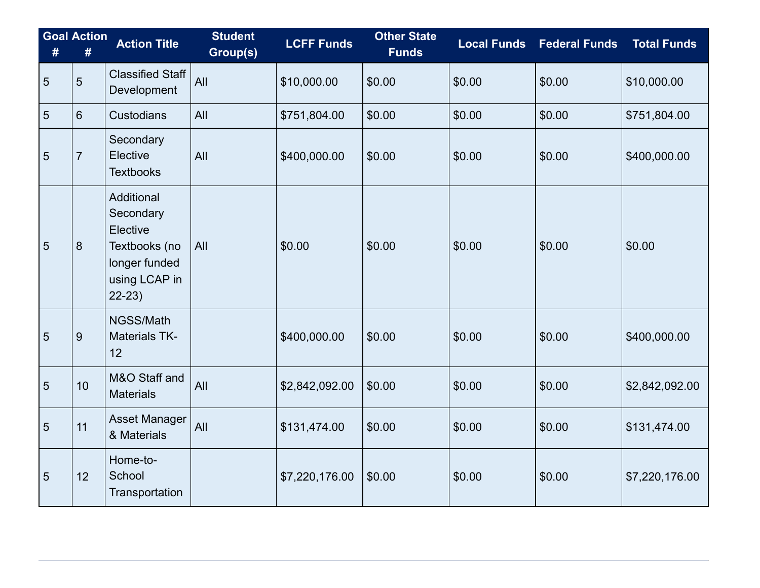| Goal # | Action # | Action Title | Student Group(s) | LCFF Funds | Other State Funds | Local Funds | Federal Funds | Total Funds |
|---|---|---|---|---|---|---|---|---|
| 5 | 5 | Classified Staff Development | All | $10,000.00 | $0.00 | $0.00 | $0.00 | $10,000.00 |
| 5 | 6 | Custodians | All | $751,804.00 | $0.00 | $0.00 | $0.00 | $751,804.00 |
| 5 | 7 | Secondary Elective Textbooks | All | $400,000.00 | $0.00 | $0.00 | $0.00 | $400,000.00 |
| 5 | 8 | Additional Secondary Elective Textbooks (no longer funded using LCAP in 22-23) | All | $0.00 | $0.00 | $0.00 | $0.00 | $0.00 |
| 5 | 9 | NGSS/Math Materials TK-12 | | $400,000.00 | $0.00 | $0.00 | $0.00 | $400,000.00 |
| 5 | 10 | M&O Staff and Materials | All | $2,842,092.00 | $0.00 | $0.00 | $0.00 | $2,842,092.00 |
| 5 | 11 | Asset Manager & Materials | All | $131,474.00 | $0.00 | $0.00 | $0.00 | $131,474.00 |
| 5 | 12 | Home-to-School Transportation | | $7,220,176.00 | $0.00 | $0.00 | $0.00 | $7,220,176.00 |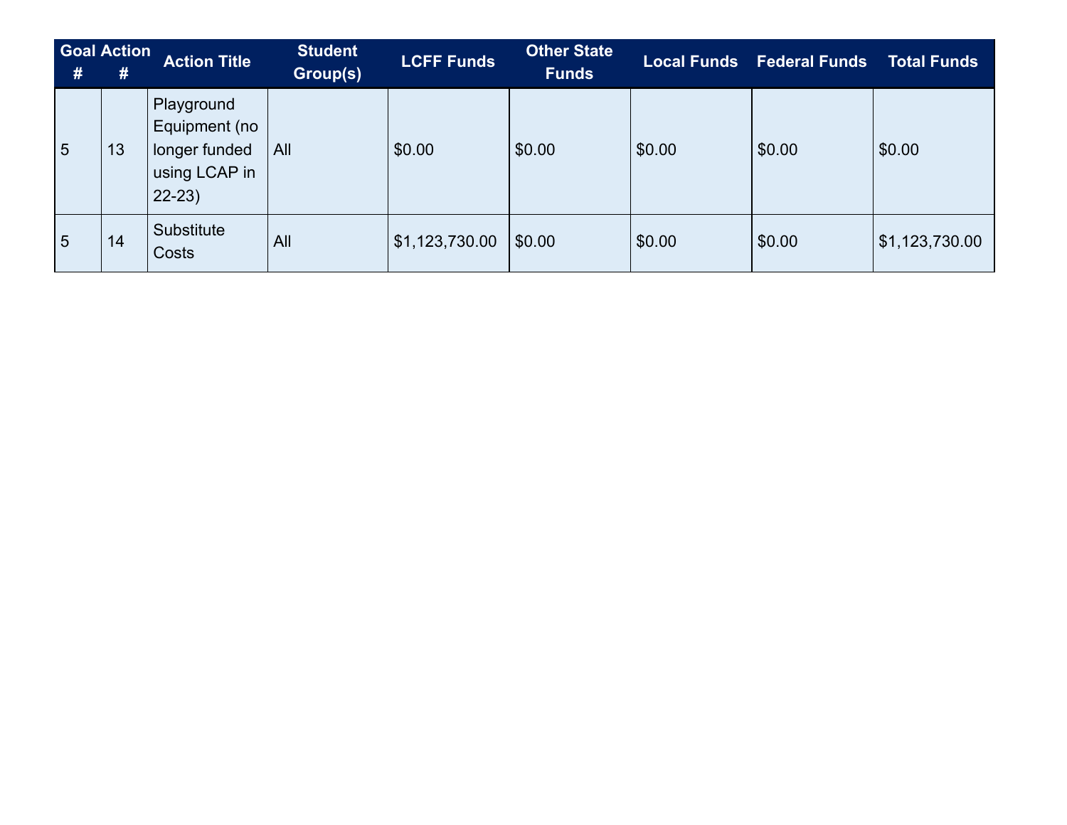| Goal # | Action # | Action Title | Student Group(s) | LCFF Funds | Other State Funds | Local Funds | Federal Funds | Total Funds |
|---|---|---|---|---|---|---|---|---|
| 5 | 13 | Playground Equipment (no longer funded using LCAP in 22-23) | All | $0.00 | $0.00 | $0.00 | $0.00 | $0.00 |
| 5 | 14 | Substitute Costs | All | $1,123,730.00 | $0.00 | $0.00 | $0.00 | $1,123,730.00 |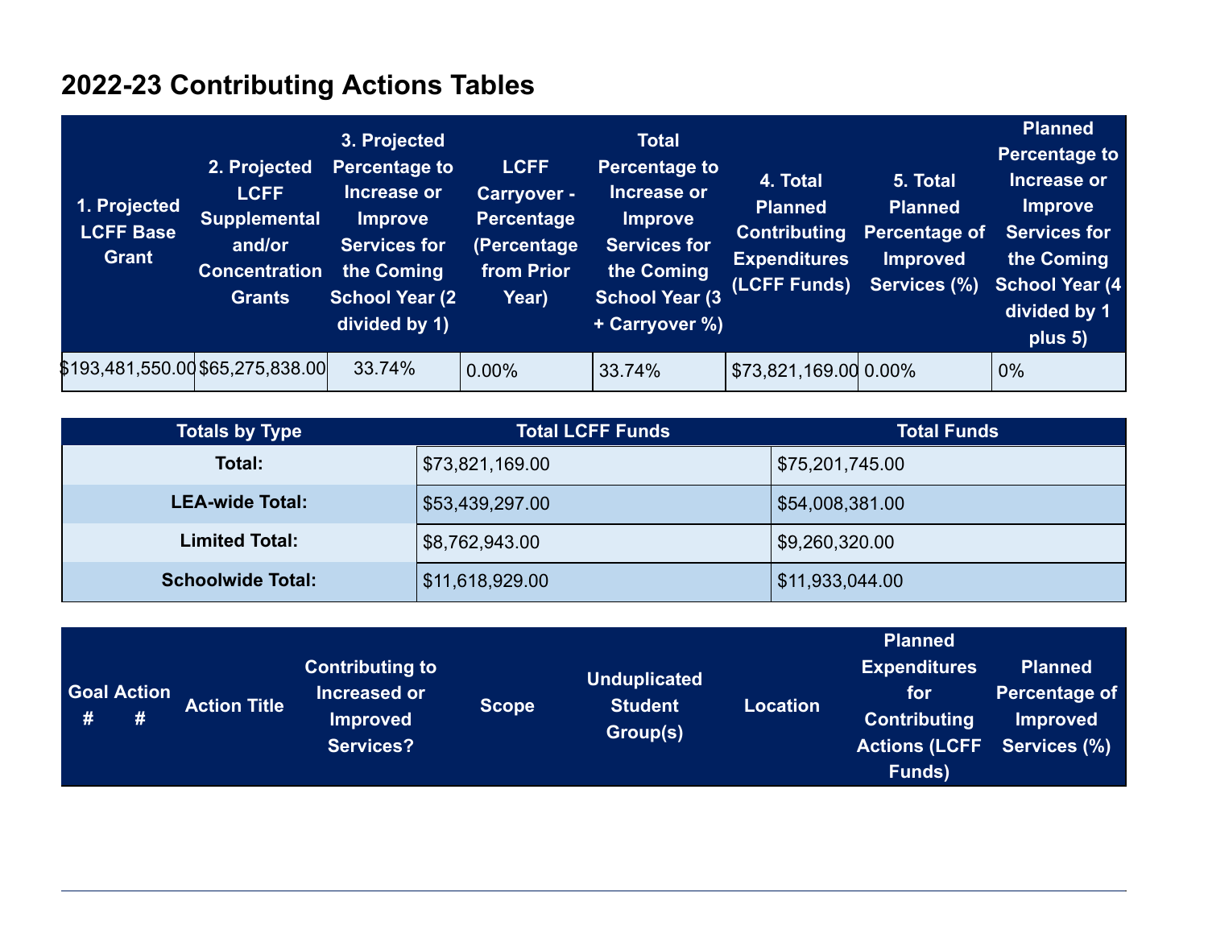# 2022-23 Contributing Actions Tables

| 1. Projected LCFF Base Grant | 2. Projected LCFF Supplemental and/or Concentration Grants | 3. Projected Percentage to Increase or Improve Services for the Coming School Year (2 divided by 1) | LCFF Carryover - Percentage (Percentage from Prior Year) | Total Percentage to Increase or Improve Services for the Coming School Year (3 + Carryover %) | 4. Total Planned Contributing Expenditures (LCFF Funds) | 5. Total Planned Percentage of Improved Services (%) | Planned Percentage to Increase or Improve Services for the Coming School Year (4 divided by 1 plus 5) |
|---|---|---|---|---|---|---|---|
| $193,481,550.00 | $65,275,838.00 | 33.74% | 0.00% | 33.74% | $73,821,169.00 | 0.00% | 0% |

| Totals by Type | Total LCFF Funds | Total Funds |
|---|---|---|
| **Total:** | $73,821,169.00 | $75,201,745.00 |
| **LEA-wide Total:** | $53,439,297.00 | $54,008,381.00 |
| **Limited Total:** | $8,762,943.00 | $9,260,320.00 |
| **Schoolwide Total:** | $11,618,929.00 | $11,933,044.00 |

| Goal # | Action # | Action Title | Contributing to Increased or Improved Services? | Scope | Unduplicated Student Group(s) | Location | Planned Expenditures for Contributing Actions (LCFF Funds) | Planned Percentage of Improved Services (%) |
|---|---|---|---|---|---|---|---|---|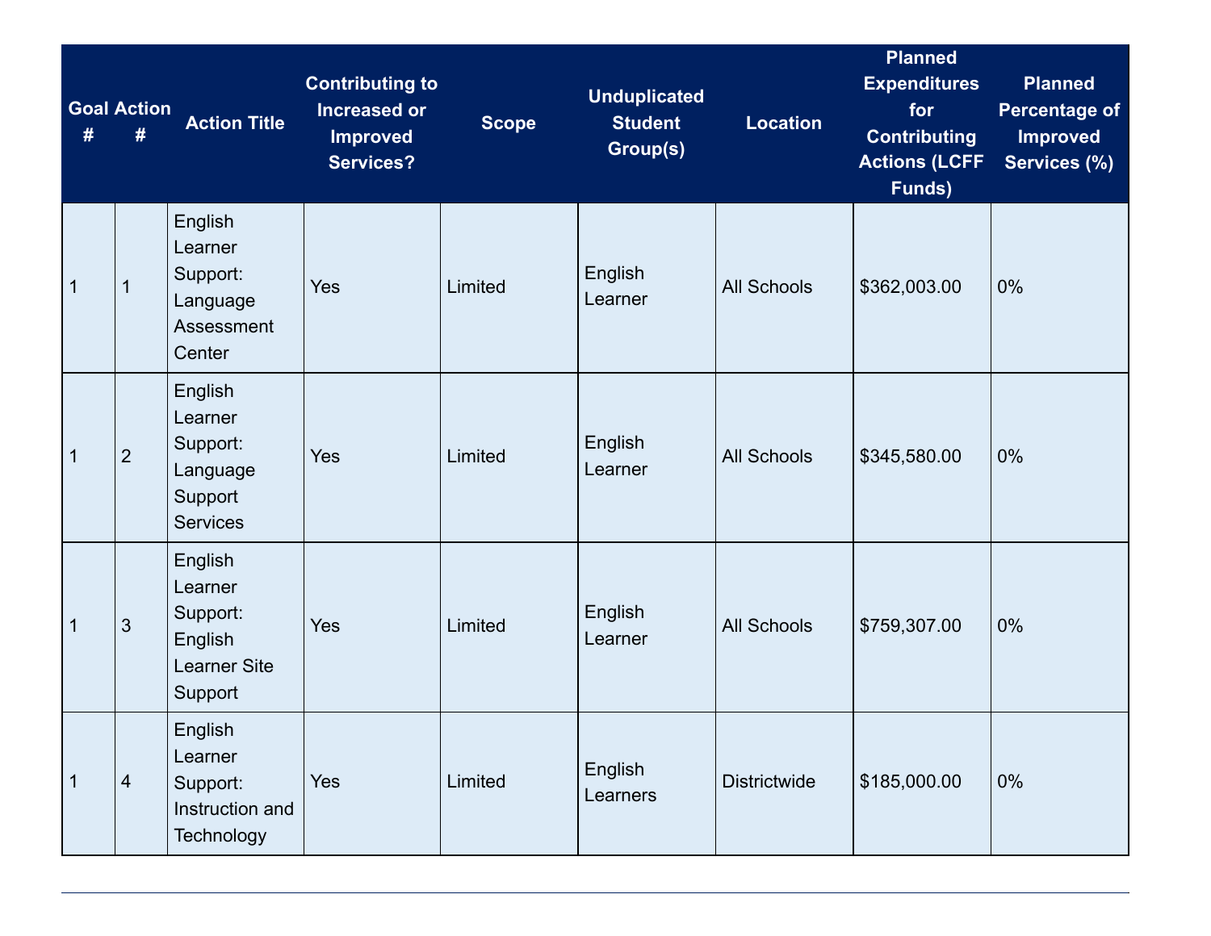| Goal # | Action # | Action Title | Contributing to Increased or Improved Services? | Scope | Unduplicated Student Group(s) | Location | Planned Expenditures for Contributing Actions (LCFF Funds) | Planned Percentage of Improved Services (%) |
|---|---|---|---|---|---|---|---|---|
| 1 | 1 | English Learner Support: Language Assessment Center | Yes | Limited | English Learner | All Schools | $362,003.00 | 0% |
| 1 | 2 | English Learner Support: Language Support Services | Yes | Limited | English Learner | All Schools | $345,580.00 | 0% |
| 1 | 3 | English Learner Support: English Learner Site Support | Yes | Limited | English Learner | All Schools | $759,307.00 | 0% |
| 1 | 4 | English Learner Support: Instruction and Technology | Yes | Limited | English Learners | Districtwide | $185,000.00 | 0% |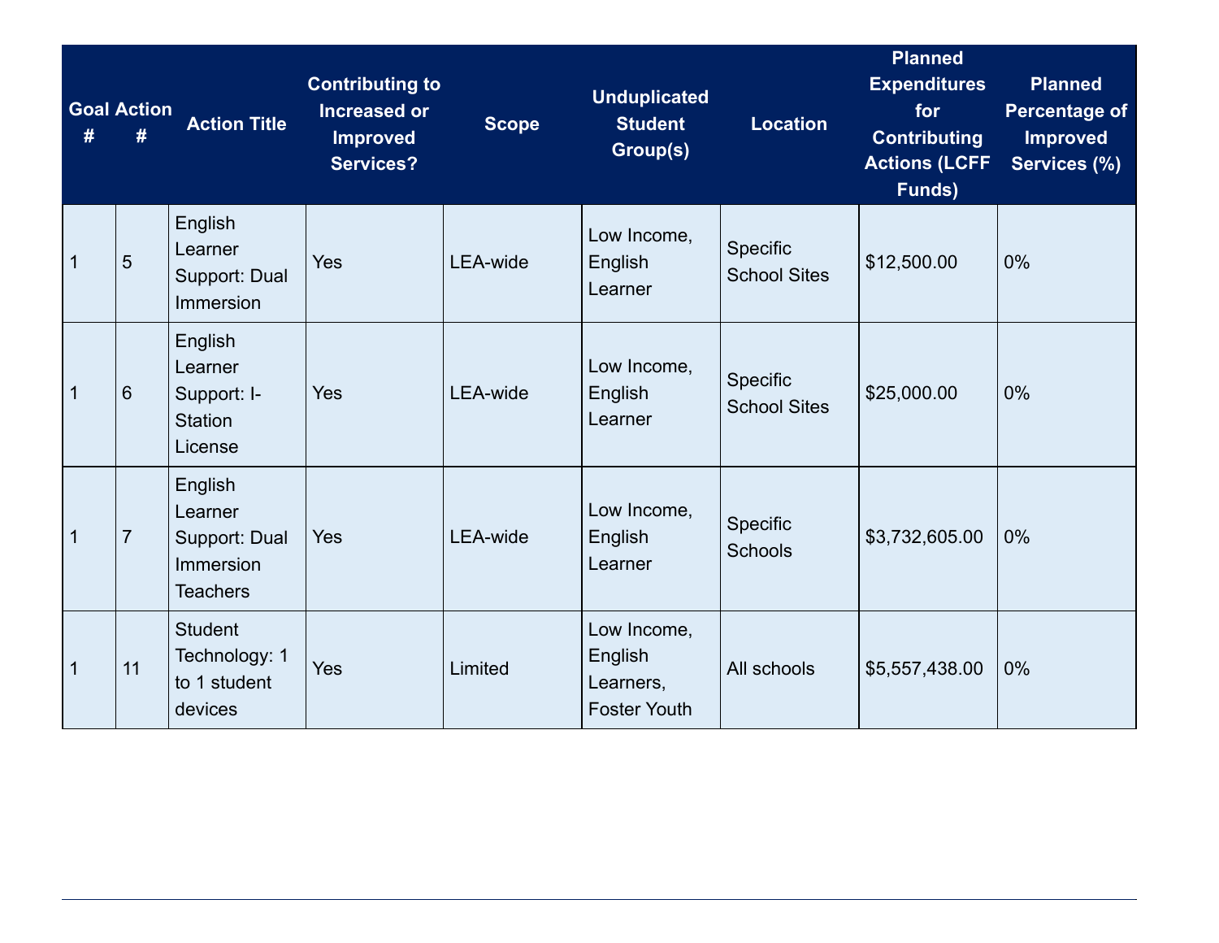| Goal # | Action # | Action Title | Contributing to Increased or Improved Services? | Scope | Unduplicated Student Group(s) | Location | Planned Expenditures for Contributing Actions (LCFF Funds) | Planned Percentage of Improved Services (%) |
|---|---|---|---|---|---|---|---|---|
| 1 | 5 | English Learner Support: Dual Immersion | Yes | LEA-wide | Low Income, English Learner | Specific School Sites | $12,500.00 | 0% |
| 1 | 6 | English Learner Support: I-Station License | Yes | LEA-wide | Low Income, English Learner | Specific School Sites | $25,000.00 | 0% |
| 1 | 7 | English Learner Support: Dual Immersion Teachers | Yes | LEA-wide | Low Income, English Learner | Specific Schools | $3,732,605.00 | 0% |
| 1 | 11 | Student Technology: 1 to 1 student devices | Yes | Limited | Low Income, English Learners, Foster Youth | All schools | $5,557,438.00 | 0% |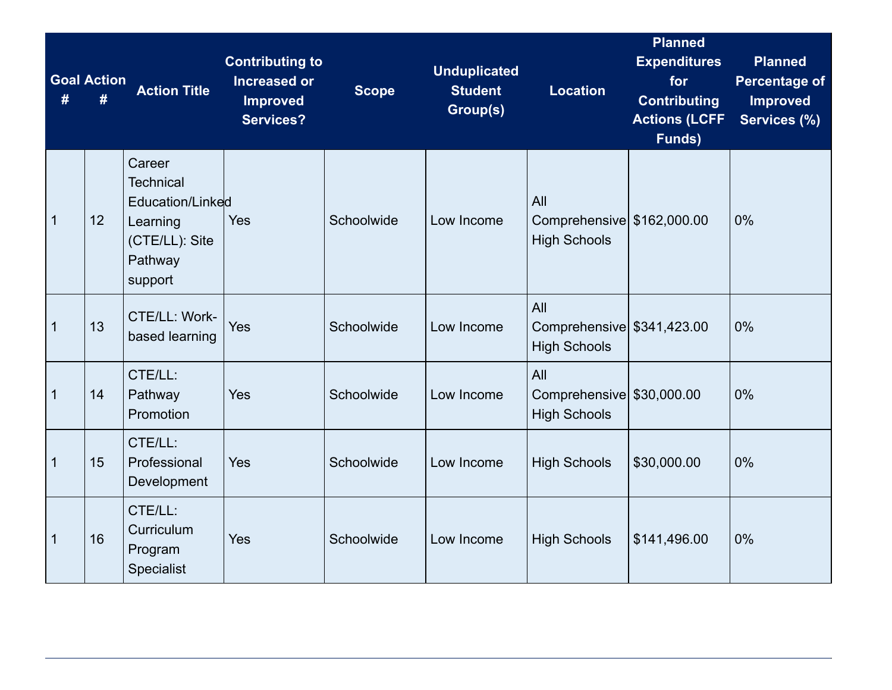| Goal # | Action # | Action Title | Contributing to Increased or Improved Services? | Scope | Unduplicated Student Group(s) | Location | Planned Expenditures for Contributing Actions (LCFF Funds) | Planned Percentage of Improved Services (%) |
|---|---|---|---|---|---|---|---|---|
| 1 | 12 | Career Technical Education/Linked Learning (CTE/LL): Site Pathway support | Yes | Schoolwide | Low Income | All Comprehensive High Schools | $162,000.00 | 0% |
| 1 | 13 | CTE/LL: Work-based learning | Yes | Schoolwide | Low Income | All Comprehensive High Schools | $341,423.00 | 0% |
| 1 | 14 | CTE/LL: Pathway Promotion | Yes | Schoolwide | Low Income | All Comprehensive High Schools | $30,000.00 | 0% |
| 1 | 15 | CTE/LL: Professional Development | Yes | Schoolwide | Low Income | High Schools | $30,000.00 | 0% |
| 1 | 16 | CTE/LL: Curriculum Program Specialist | Yes | Schoolwide | Low Income | High Schools | $141,496.00 | 0% |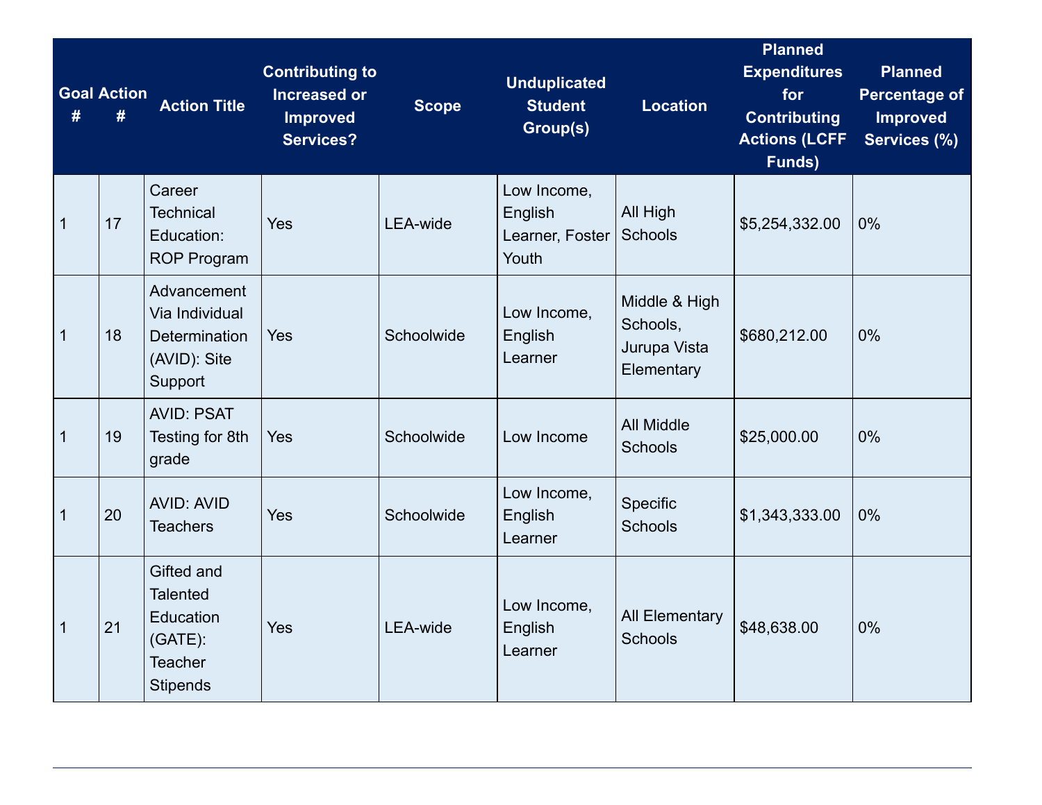| Goal # | Action # | Action Title | Contributing to Increased or Improved Services? | Scope | Unduplicated Student Group(s) | Location | Planned Expenditures for Contributing Actions (LCFF Funds) | Planned Percentage of Improved Services (%) |
|---|---|---|---|---|---|---|---|---|
| 1 | 17 | Career Technical Education: ROP Program | Yes | LEA-wide | Low Income, English Learner, Foster Youth | All High Schools | $5,254,332.00 | 0% |
| 1 | 18 | Advancement Via Individual Determination (AVID): Site Support | Yes | Schoolwide | Low Income, English Learner | Middle & High Schools, Jurupa Vista Elementary | $680,212.00 | 0% |
| 1 | 19 | AVID: PSAT Testing for 8th grade | Yes | Schoolwide | Low Income | All Middle Schools | $25,000.00 | 0% |
| 1 | 20 | AVID: AVID Teachers | Yes | Schoolwide | Low Income, English Learner | Specific Schools | $1,343,333.00 | 0% |
| 1 | 21 | Gifted and Talented Education (GATE): Teacher Stipends | Yes | LEA-wide | Low Income, English Learner | All Elementary Schools | $48,638.00 | 0% |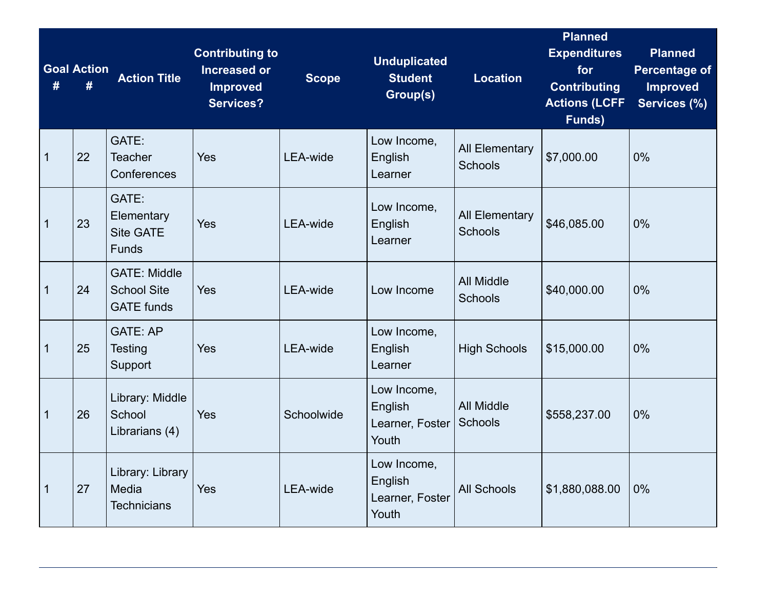| Goal # | Action # | Action Title | Contributing to Increased or Improved Services? | Scope | Unduplicated Student Group(s) | Location | Planned Expenditures for Contributing Actions (LCFF Funds) | Planned Percentage of Improved Services (%) |
|---|---|---|---|---|---|---|---|---|
| 1 | 22 | GATE: Teacher Conferences | Yes | LEA-wide | Low Income, English Learner | All Elementary Schools | $7,000.00 | 0% |
| 1 | 23 | GATE: Elementary Site GATE Funds | Yes | LEA-wide | Low Income, English Learner | All Elementary Schools | $46,085.00 | 0% |
| 1 | 24 | GATE: Middle School Site GATE funds | Yes | LEA-wide | Low Income | All Middle Schools | $40,000.00 | 0% |
| 1 | 25 | GATE: AP Testing Support | Yes | LEA-wide | Low Income, English Learner | High Schools | $15,000.00 | 0% |
| 1 | 26 | Library: Middle School Librarians (4) | Yes | Schoolwide | Low Income, English Learner, Foster Youth | All Middle Schools | $558,237.00 | 0% |
| 1 | 27 | Library: Library Media Technicians | Yes | LEA-wide | Low Income, English Learner, Foster Youth | All Schools | $1,880,088.00 | 0% |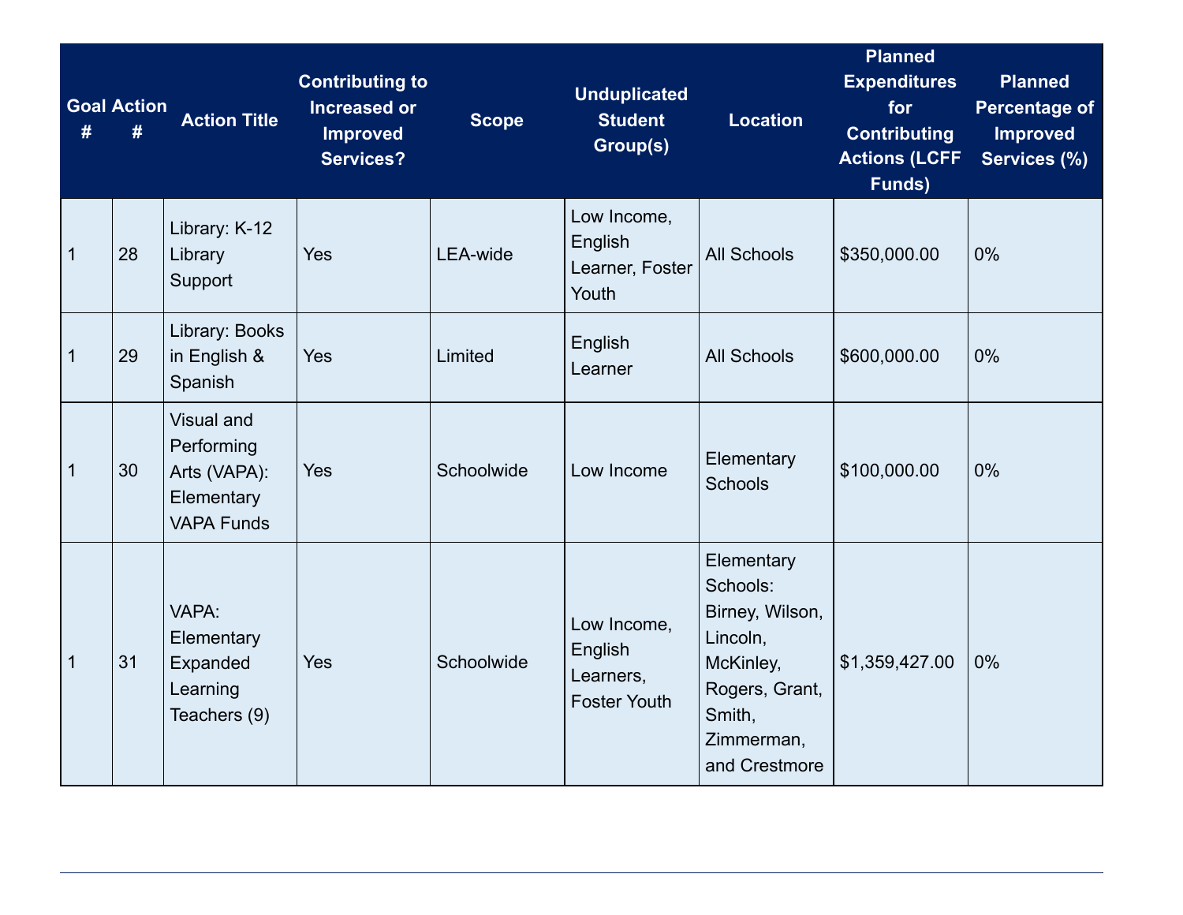| Goal # | Action # | Action Title | Contributing to Increased or Improved Services? | Scope | Unduplicated Student Group(s) | Location | Planned Expenditures for Contributing Actions (LCFF Funds) | Planned Percentage of Improved Services (%) |
|---|---|---|---|---|---|---|---|---|
| 1 | 28 | Library: K-12 Library Support | Yes | LEA-wide | Low Income, English Learner, Foster Youth | All Schools | $350,000.00 | 0% |
| 1 | 29 | Library: Books in English & Spanish | Yes | Limited | English Learner | All Schools | $600,000.00 | 0% |
| 1 | 30 | Visual and Performing Arts (VAPA): Elementary VAPA Funds | Yes | Schoolwide | Low Income | Elementary Schools | $100,000.00 | 0% |
| 1 | 31 | VAPA: Elementary Expanded Learning Teachers (9) | Yes | Schoolwide | Low Income, English Learners, Foster Youth | Elementary Schools: Birney, Wilson, Lincoln, McKinley, Rogers, Grant, Smith, Zimmerman, and Crestmore | $1,359,427.00 | 0% |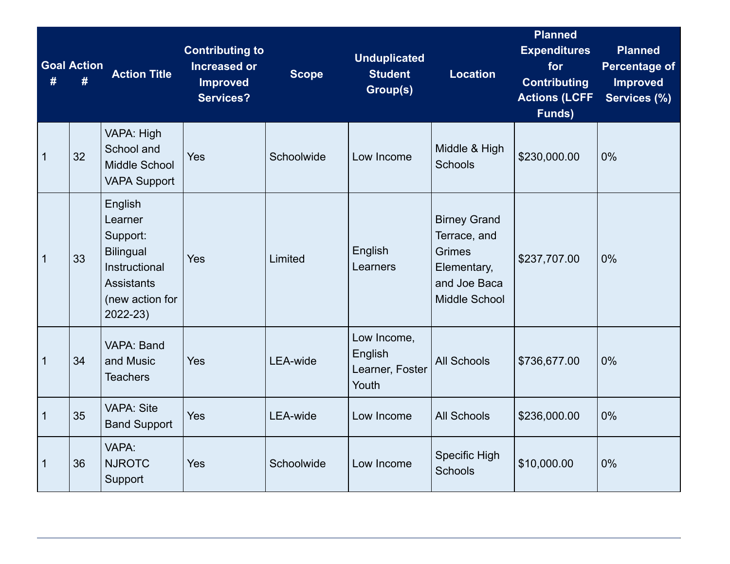| Goal # | Action # | Action Title | Contributing to Increased or Improved Services? | Scope | Unduplicated Student Group(s) | Location | Planned Expenditures for Contributing Actions (LCFF Funds) | Planned Percentage of Improved Services (%) |
|---|---|---|---|---|---|---|---|---|
| 1 | 32 | VAPA: High School and Middle School VAPA Support | Yes | Schoolwide | Low Income | Middle & High Schools | $230,000.00 | 0% |
| 1 | 33 | English Learner Support: Bilingual Instructional Assistants (new action for 2022-23) | Yes | Limited | English Learners | Birney Grand Terrace, and Grimes Elementary, and Joe Baca Middle School | $237,707.00 | 0% |
| 1 | 34 | VAPA: Band and Music Teachers | Yes | LEA-wide | Low Income, English Learner, Foster Youth | All Schools | $736,677.00 | 0% |
| 1 | 35 | VAPA: Site Band Support | Yes | LEA-wide | Low Income | All Schools | $236,000.00 | 0% |
| 1 | 36 | VAPA: NJROTC Support | Yes | Schoolwide | Low Income | Specific High Schools | $10,000.00 | 0% |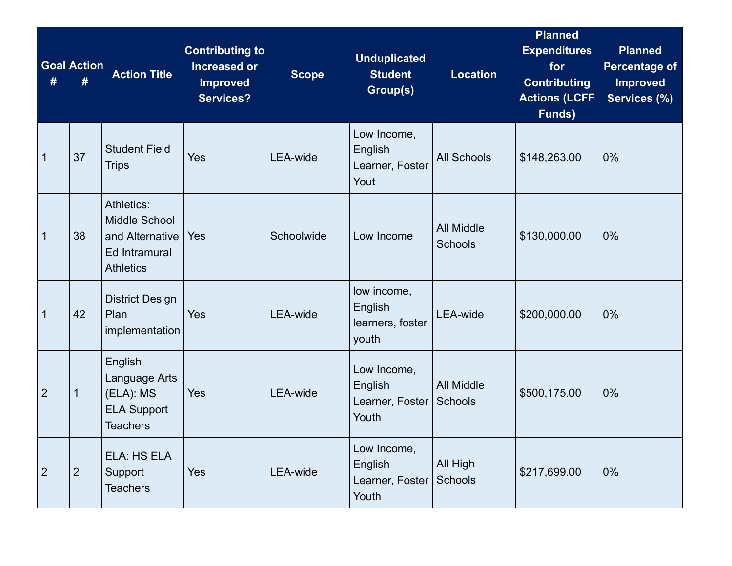| Goal # | Action # | Action Title | Contributing to Increased or Improved Services? | Scope | Unduplicated Student Group(s) | Location | Planned Expenditures for Contributing Actions (LCFF Funds) | Planned Percentage of Improved Services (%) |
|---|---|---|---|---|---|---|---|---|
| 1 | 37 | Student Field Trips | Yes | LEA-wide | Low Income, English Learner, Foster Yout | All Schools | $148,263.00 | 0% |
| 1 | 38 | Athletics: Middle School and Alternative Ed Intramural Athletics | Yes | Schoolwide | Low Income | All Middle Schools | $130,000.00 | 0% |
| 1 | 42 | District Design Plan implementation | Yes | LEA-wide | low income, English learners, foster youth | LEA-wide | $200,000.00 | 0% |
| 2 | 1 | English Language Arts (ELA): MS ELA Support Teachers | Yes | LEA-wide | Low Income, English Learner, Foster Youth | All Middle Schools | $500,175.00 | 0% |
| 2 | 2 | ELA: HS ELA Support Teachers | Yes | LEA-wide | Low Income, English Learner, Foster Youth | All High Schools | $217,699.00 | 0% |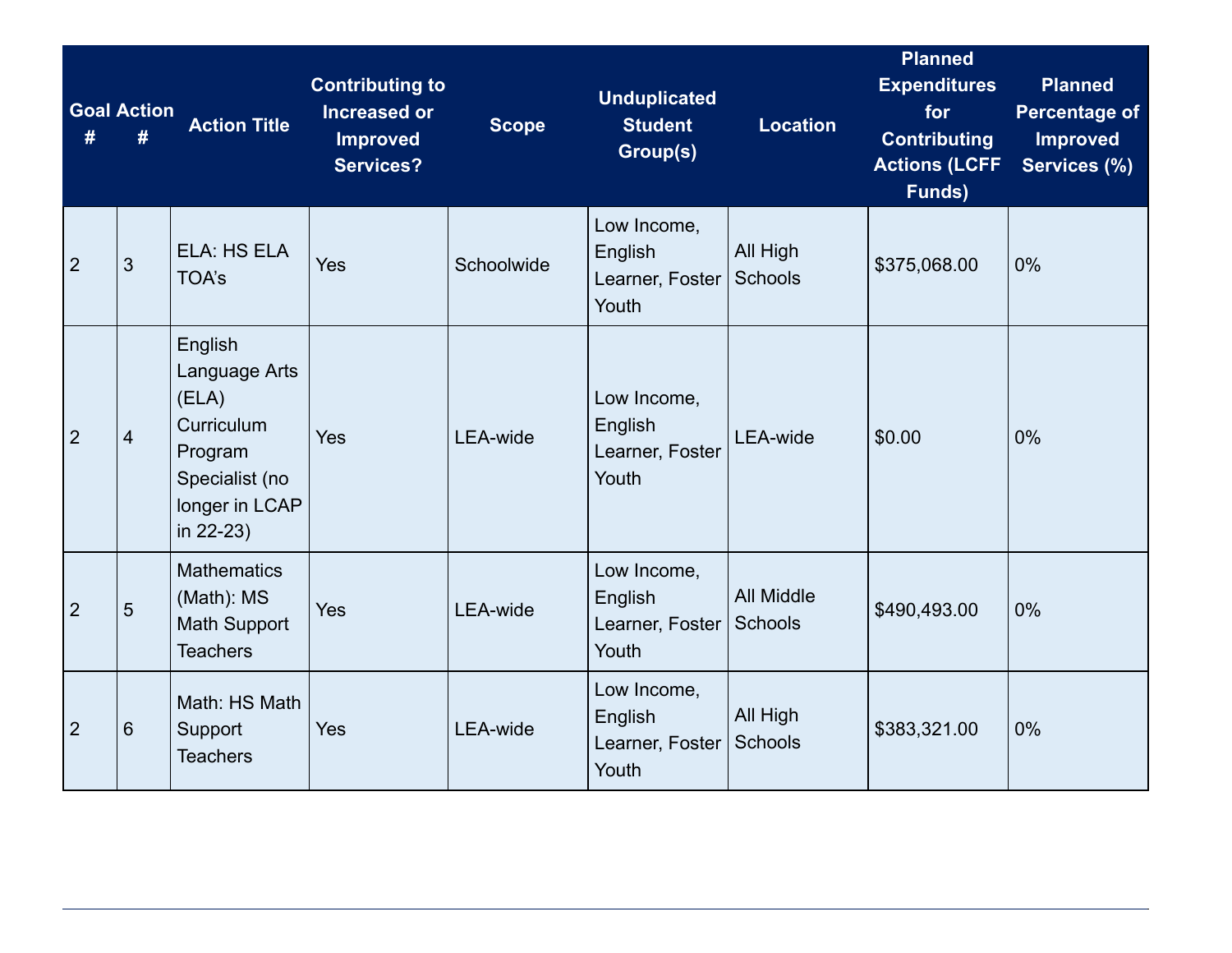| Goal # | Action # | Action Title | Contributing to Increased or Improved Services? | Scope | Unduplicated Student Group(s) | Location | Planned Expenditures for Contributing Actions (LCFF Funds) | Planned Percentage of Improved Services (%) |
|---|---|---|---|---|---|---|---|---|
| 2 | 3 | ELA: HS ELA TOA's | Yes | Schoolwide | Low Income, English Learner, Foster Youth | All High Schools | $375,068.00 | 0% |
| 2 | 4 | English Language Arts (ELA) Curriculum Program Specialist (no longer in LCAP in 22-23) | Yes | LEA-wide | Low Income, English Learner, Foster Youth | LEA-wide | $0.00 | 0% |
| 2 | 5 | Mathematics (Math): MS Math Support Teachers | Yes | LEA-wide | Low Income, English Learner, Foster Youth | All Middle Schools | $490,493.00 | 0% |
| 2 | 6 | Math: HS Math Support Teachers | Yes | LEA-wide | Low Income, English Learner, Foster Youth | All High Schools | $383,321.00 | 0% |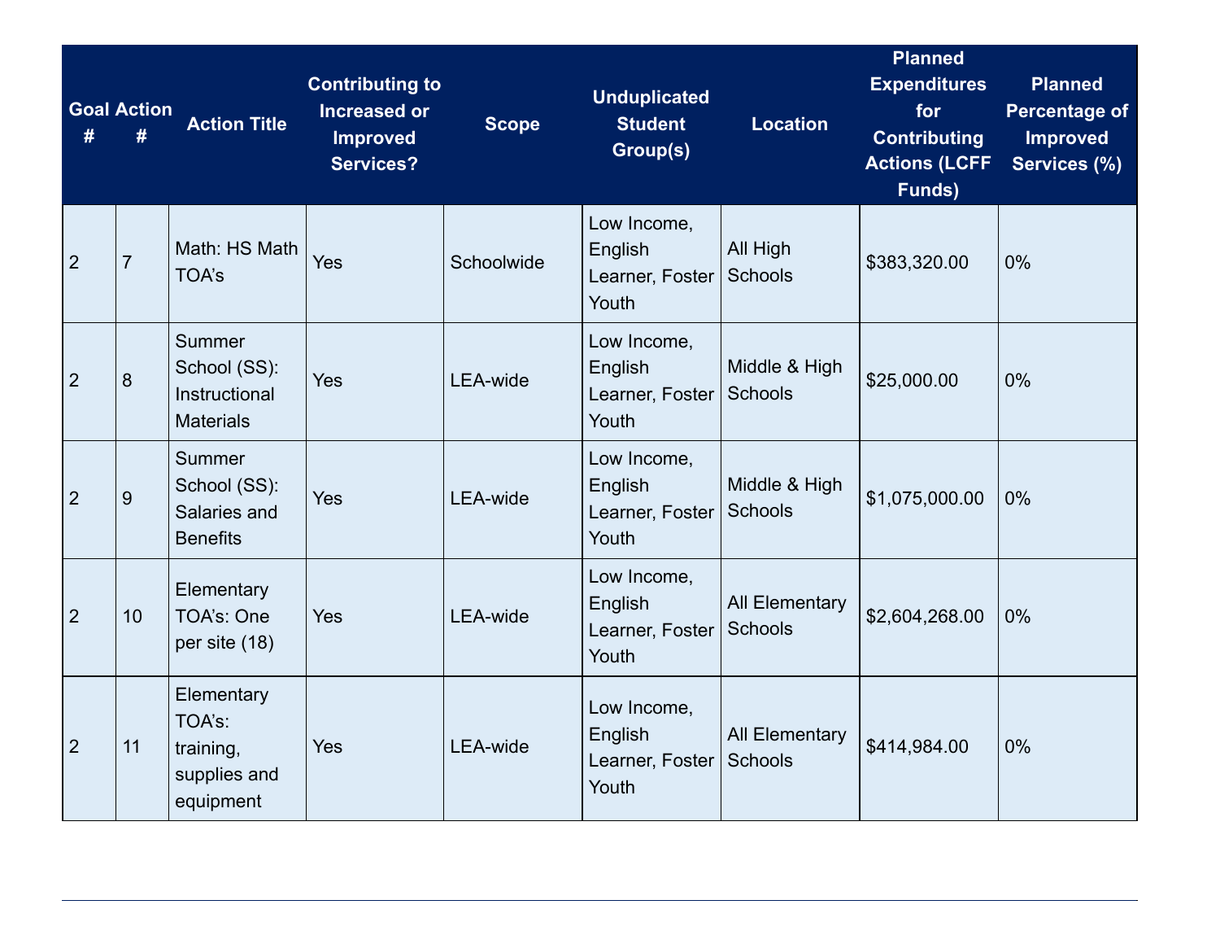| Goal # | Action # | Action Title | Contributing to Increased or Improved Services? | Scope | Unduplicated Student Group(s) | Location | Planned Expenditures for Contributing Actions (LCFF Funds) | Planned Percentage of Improved Services (%) |
|---|---|---|---|---|---|---|---|---|
| 2 | 7 | Math: HS Math TOA's | Yes | Schoolwide | Low Income, English Learner, Foster Youth | All High Schools | $383,320.00 | 0% |
| 2 | 8 | Summer School (SS): Instructional Materials | Yes | LEA-wide | Low Income, English Learner, Foster Youth | Middle & High Schools | $25,000.00 | 0% |
| 2 | 9 | Summer School (SS): Salaries and Benefits | Yes | LEA-wide | Low Income, English Learner, Foster Youth | Middle & High Schools | $1,075,000.00 | 0% |
| 2 | 10 | Elementary TOA's: One per site (18) | Yes | LEA-wide | Low Income, English Learner, Foster Youth | All Elementary Schools | $2,604,268.00 | 0% |
| 2 | 11 | Elementary TOA's: training, supplies and equipment | Yes | LEA-wide | Low Income, English Learner, Foster Youth | All Elementary Schools | $414,984.00 | 0% |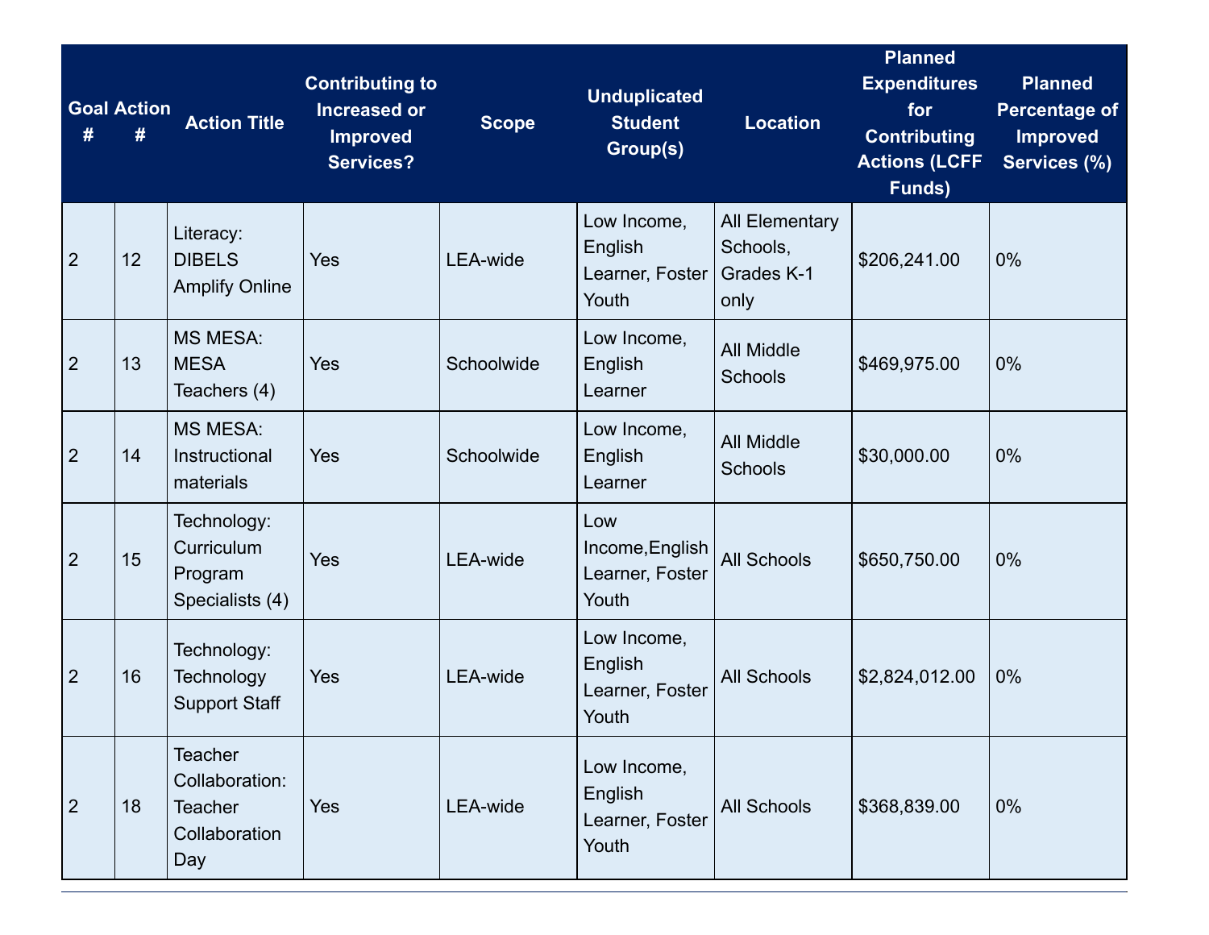| Goal # | Action # | Action Title | Contributing to Increased or Improved Services? | Scope | Unduplicated Student Group(s) | Location | Planned Expenditures for Contributing Actions (LCFF Funds) | Planned Percentage of Improved Services (%) |
|---|---|---|---|---|---|---|---|---|
| 2 | 12 | Literacy: DIBELS Amplify Online | Yes | LEA-wide | Low Income, English Learner, Foster Youth | All Elementary Schools, Grades K-1 only | $206,241.00 | 0% |
| 2 | 13 | MS MESA: MESA Teachers (4) | Yes | Schoolwide | Low Income, English Learner | All Middle Schools | $469,975.00 | 0% |
| 2 | 14 | MS MESA: Instructional materials | Yes | Schoolwide | Low Income, English Learner | All Middle Schools | $30,000.00 | 0% |
| 2 | 15 | Technology: Curriculum Program Specialists (4) | Yes | LEA-wide | Low Income,English Learner, Foster Youth | All Schools | $650,750.00 | 0% |
| 2 | 16 | Technology: Technology Support Staff | Yes | LEA-wide | Low Income, English Learner, Foster Youth | All Schools | $2,824,012.00 | 0% |
| 2 | 18 | Teacher Collaboration: Teacher Collaboration Day | Yes | LEA-wide | Low Income, English Learner, Foster Youth | All Schools | $368,839.00 | 0% |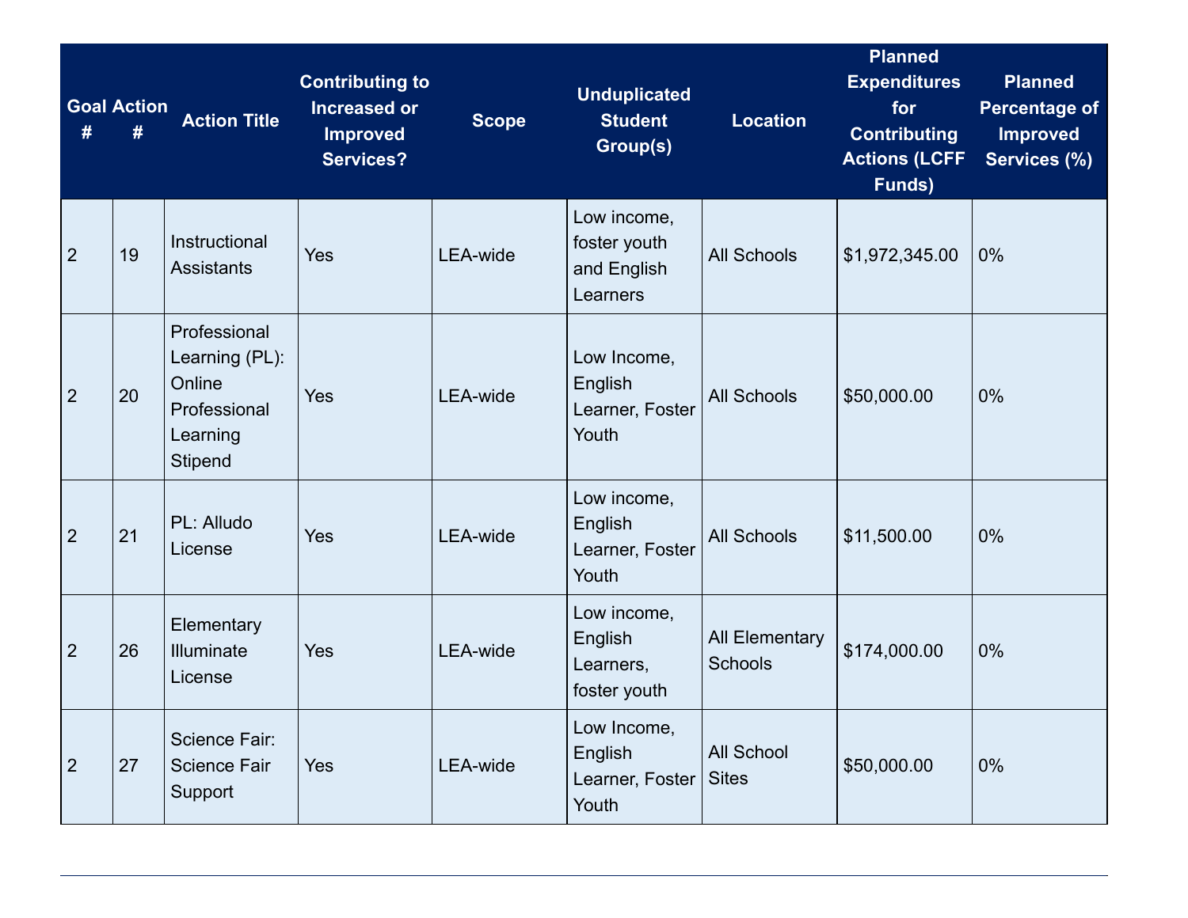| Goal # | Action # | Action Title | Contributing to Increased or Improved Services? | Scope | Unduplicated Student Group(s) | Location | Planned Expenditures for Contributing Actions (LCFF Funds) | Planned Percentage of Improved Services (%) |
|---|---|---|---|---|---|---|---|---|
| 2 | 19 | Instructional Assistants | Yes | LEA-wide | Low income, foster youth and English Learners | All Schools | $1,972,345.00 | 0% |
| 2 | 20 | Professional Learning (PL): Online Professional Learning Stipend | Yes | LEA-wide | Low Income, English Learner, Foster Youth | All Schools | $50,000.00 | 0% |
| 2 | 21 | PL: Alludo License | Yes | LEA-wide | Low income, English Learner, Foster Youth | All Schools | $11,500.00 | 0% |
| 2 | 26 | Elementary Illuminate License | Yes | LEA-wide | Low income, English Learners, foster youth | All Elementary Schools | $174,000.00 | 0% |
| 2 | 27 | Science Fair: Science Fair Support | Yes | LEA-wide | Low Income, English Learner, Foster Youth | All School Sites | $50,000.00 | 0% |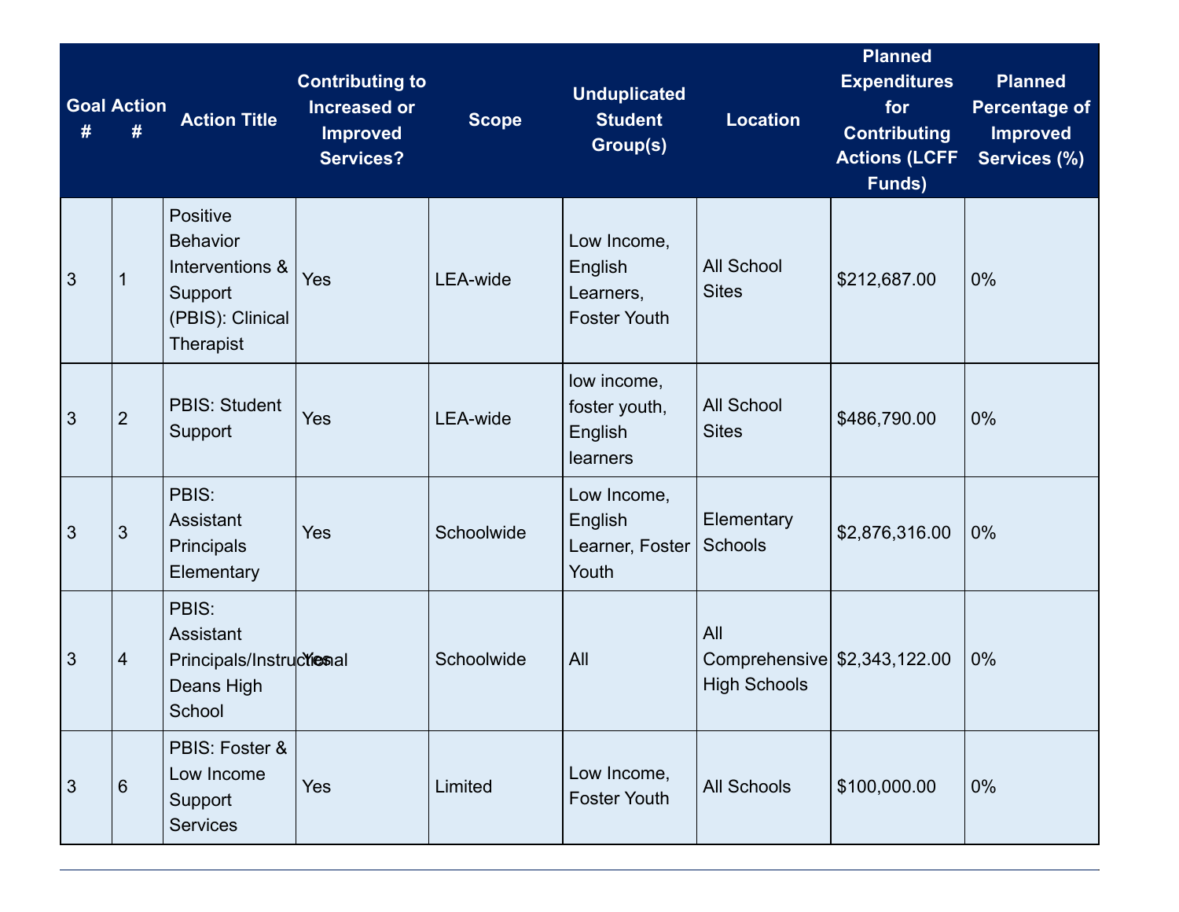| Goal # | Action # | Action Title | Contributing to Increased or Improved Services? | Scope | Unduplicated Student Group(s) | Location | Planned Expenditures for Contributing Actions (LCFF Funds) | Planned Percentage of Improved Services (%) |
|---|---|---|---|---|---|---|---|---|
| 3 | 1 | Positive Behavior Interventions & Support (PBIS): Clinical Therapist | Yes | LEA-wide | Low Income, English Learners, Foster Youth | All School Sites | $212,687.00 | 0% |
| 3 | 2 | PBIS: Student Support | Yes | LEA-wide | low income, foster youth, English learners | All School Sites | $486,790.00 | 0% |
| 3 | 3 | PBIS: Assistant Principals Elementary | Yes | Schoolwide | Low Income, English Learner, Foster Youth | Elementary Schools | $2,876,316.00 | 0% |
| 3 | 4 | PBIS: Assistant Principals/Instructional Deans High School | Yes | Schoolwide | All | All Comprehensive High Schools | $2,343,122.00 | 0% |
| 3 | 6 | PBIS: Foster & Low Income Support Services | Yes | Limited | Low Income, Foster Youth | All Schools | $100,000.00 | 0% |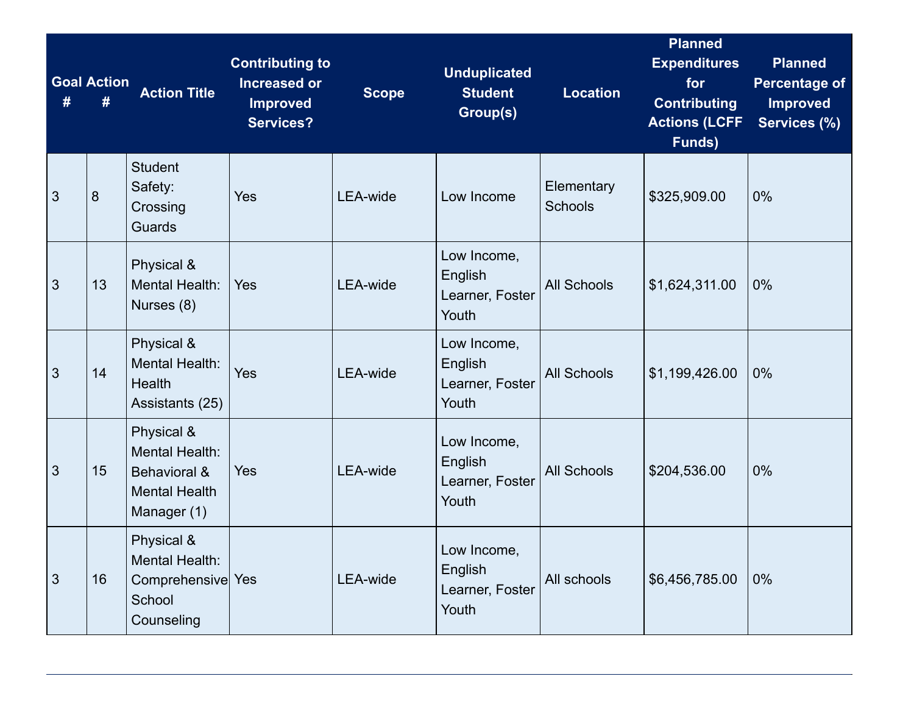| Goal # | Action # | Action Title | Contributing to Increased or Improved Services? | Scope | Unduplicated Student Group(s) | Location | Planned Expenditures for Contributing Actions (LCFF Funds) | Planned Percentage of Improved Services (%) |
|---|---|---|---|---|---|---|---|---|
| 3 | 8 | Student Safety: Crossing Guards | Yes | LEA-wide | Low Income | Elementary Schools | $325,909.00 | 0% |
| 3 | 13 | Physical & Mental Health: Nurses (8) | Yes | LEA-wide | Low Income, English Learner, Foster Youth | All Schools | $1,624,311.00 | 0% |
| 3 | 14 | Physical & Mental Health: Health Assistants (25) | Yes | LEA-wide | Low Income, English Learner, Foster Youth | All Schools | $1,199,426.00 | 0% |
| 3 | 15 | Physical & Mental Health: Behavioral & Mental Health Manager (1) | Yes | LEA-wide | Low Income, English Learner, Foster Youth | All Schools | $204,536.00 | 0% |
| 3 | 16 | Physical & Mental Health: Comprehensive School Counseling | Yes | LEA-wide | Low Income, English Learner, Foster Youth | All schools | $6,456,785.00 | 0% |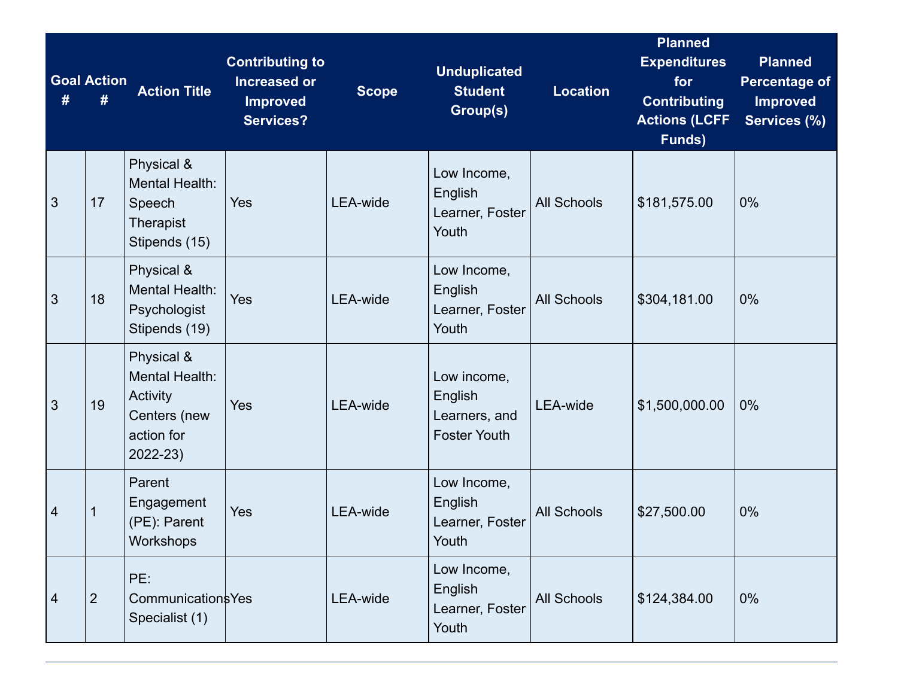| Goal # | Action # | Action Title | Contributing to Increased or Improved Services? | Scope | Unduplicated Student Group(s) | Location | Planned Expenditures for Contributing Actions (LCFF Funds) | Planned Percentage of Improved Services (%) |
|---|---|---|---|---|---|---|---|---|
| 3 | 17 | Physical & Mental Health: Speech Therapist Stipends (15) | Yes | LEA-wide | Low Income, English Learner, Foster Youth | All Schools | $181,575.00 | 0% |
| 3 | 18 | Physical & Mental Health: Psychologist Stipends (19) | Yes | LEA-wide | Low Income, English Learner, Foster Youth | All Schools | $304,181.00 | 0% |
| 3 | 19 | Physical & Mental Health: Activity Centers (new action for 2022-23) | Yes | LEA-wide | Low income, English Learners, and Foster Youth | LEA-wide | $1,500,000.00 | 0% |
| 4 | 1 | Parent Engagement (PE): Parent Workshops | Yes | LEA-wide | Low Income, English Learner, Foster Youth | All Schools | $27,500.00 | 0% |
| 4 | 2 | PE: Communications Specialist (1) | Yes | LEA-wide | Low Income, English Learner, Foster Youth | All Schools | $124,384.00 | 0% |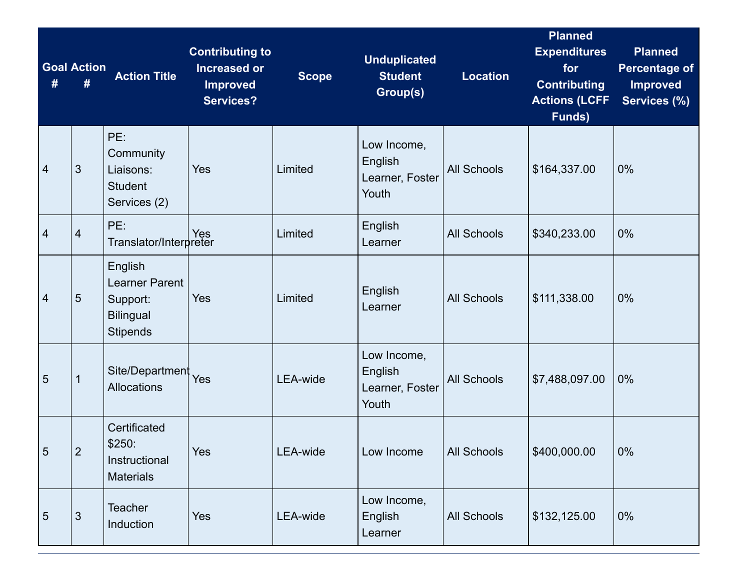| Goal # | Action # | Action Title | Contributing to Increased or Improved Services? | Scope | Unduplicated Student Group(s) | Location | Planned Expenditures for Contributing Actions (LCFF Funds) | Planned Percentage of Improved Services (%) |
|---|---|---|---|---|---|---|---|---|
| 4 | 3 | PE: Community Liaisons: Student Services (2) | Yes | Limited | Low Income, English Learner, Foster Youth | All Schools | $164,337.00 | 0% |
| 4 | 4 | PE: Translator/Interpreter | Yes | Limited | English Learner | All Schools | $340,233.00 | 0% |
| 4 | 5 | English Learner Parent Support: Bilingual Stipends | Yes | Limited | English Learner | All Schools | $111,338.00 | 0% |
| 5 | 1 | Site/Department Allocations | Yes | LEA-wide | Low Income, English Learner, Foster Youth | All Schools | $7,488,097.00 | 0% |
| 5 | 2 | Certificated $250: Instructional Materials | Yes | LEA-wide | Low Income | All Schools | $400,000.00 | 0% |
| 5 | 3 | Teacher Induction | Yes | LEA-wide | Low Income, English Learner | All Schools | $132,125.00 | 0% |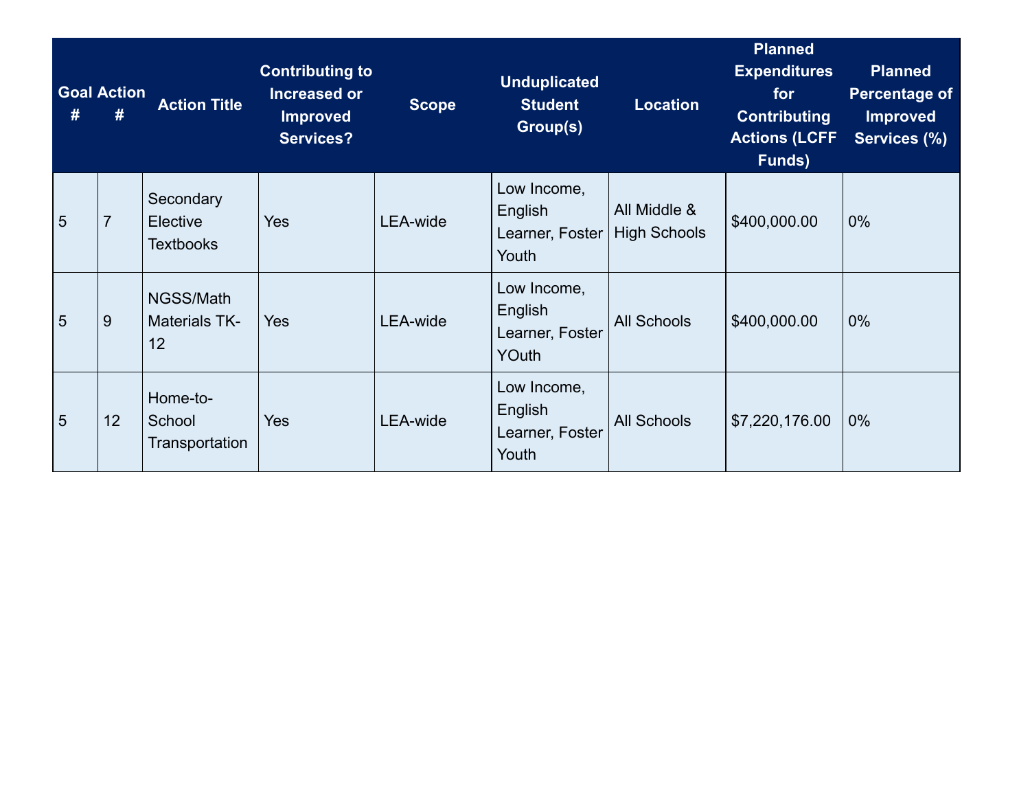| Goal # | Action # | Action Title | Contributing to Increased or Improved Services? | Scope | Unduplicated Student Group(s) | Location | Planned Expenditures for Contributing Actions (LCFF Funds) | Planned Percentage of Improved Services (%) |
|---|---|---|---|---|---|---|---|---|
| 5 | 7 | Secondary Elective Textbooks | Yes | LEA-wide | Low Income, English Learner, Foster Youth | All Middle & High Schools | $400,000.00 | 0% |
| 5 | 9 | NGSS/Math Materials TK-12 | Yes | LEA-wide | Low Income, English Learner, Foster YOuth | All Schools | $400,000.00 | 0% |
| 5 | 12 | Home-to-School Transportation | Yes | LEA-wide | Low Income, English Learner, Foster Youth | All Schools | $7,220,176.00 | 0% |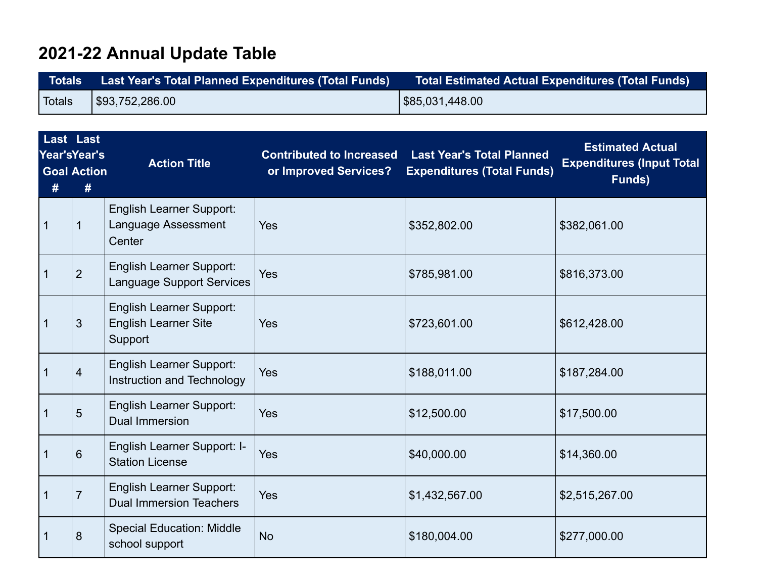## 2021-22 Annual Update Table

| Totals | Last Year's Total Planned Expenditures (Total Funds) | Total Estimated Actual Expenditures (Total Funds) |
|---|---|---|
| Totals | $93,752,286.00 | $85,031,448.00 |

| Last Year's Goal # | Last Year's Action # | Action Title | Contributed to Increased or Improved Services? | Last Year's Total Planned Expenditures (Total Funds) | Estimated Actual Expenditures (Input Total Funds) |
|---|---|---|---|---|---|
| 1 | 1 | English Learner Support: Language Assessment Center | Yes | $352,802.00 | $382,061.00 |
| 1 | 2 | English Learner Support: Language Support Services | Yes | $785,981.00 | $816,373.00 |
| 1 | 3 | English Learner Support: English Learner Site Support | Yes | $723,601.00 | $612,428.00 |
| 1 | 4 | English Learner Support: Instruction and Technology | Yes | $188,011.00 | $187,284.00 |
| 1 | 5 | English Learner Support: Dual Immersion | Yes | $12,500.00 | $17,500.00 |
| 1 | 6 | English Learner Support: I-Station License | Yes | $40,000.00 | $14,360.00 |
| 1 | 7 | English Learner Support: Dual Immersion Teachers | Yes | $1,432,567.00 | $2,515,267.00 |
| 1 | 8 | Special Education: Middle school support | No | $180,004.00 | $277,000.00 |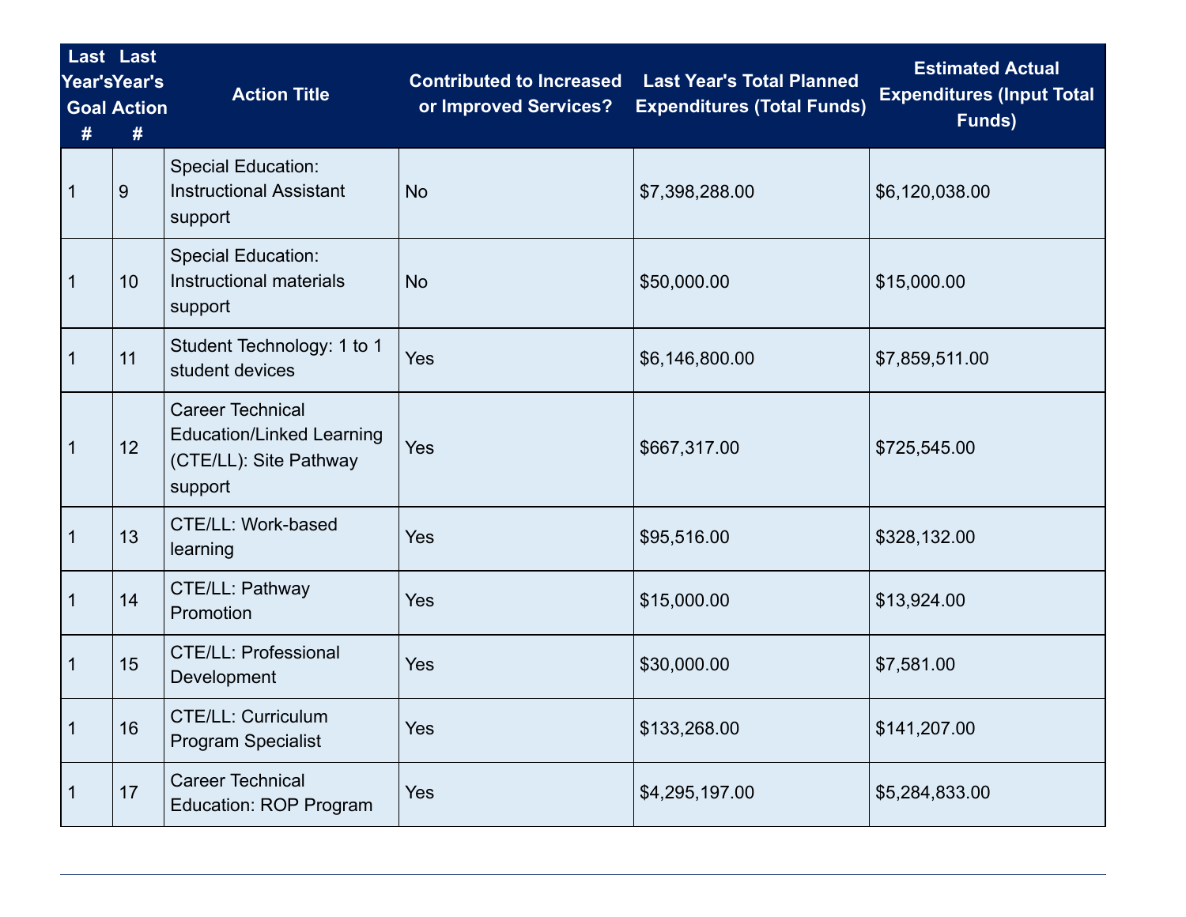| Last Year's Goal # | Last Year's Action # | Action Title | Contributed to Increased or Improved Services? | Last Year's Total Planned Expenditures (Total Funds) | Estimated Actual Expenditures (Input Total Funds) |
| --- | --- | --- | --- | --- | --- |
| 1 | 9 | Special Education: Instructional Assistant support | No | $7,398,288.00 | $6,120,038.00 |
| 1 | 10 | Special Education: Instructional materials support | No | $50,000.00 | $15,000.00 |
| 1 | 11 | Student Technology: 1 to 1 student devices | Yes | $6,146,800.00 | $7,859,511.00 |
| 1 | 12 | Career Technical Education/Linked Learning (CTE/LL): Site Pathway support | Yes | $667,317.00 | $725,545.00 |
| 1 | 13 | CTE/LL: Work-based learning | Yes | $95,516.00 | $328,132.00 |
| 1 | 14 | CTE/LL: Pathway Promotion | Yes | $15,000.00 | $13,924.00 |
| 1 | 15 | CTE/LL: Professional Development | Yes | $30,000.00 | $7,581.00 |
| 1 | 16 | CTE/LL: Curriculum Program Specialist | Yes | $133,268.00 | $141,207.00 |
| 1 | 17 | Career Technical Education: ROP Program | Yes | $4,295,197.00 | $5,284,833.00 |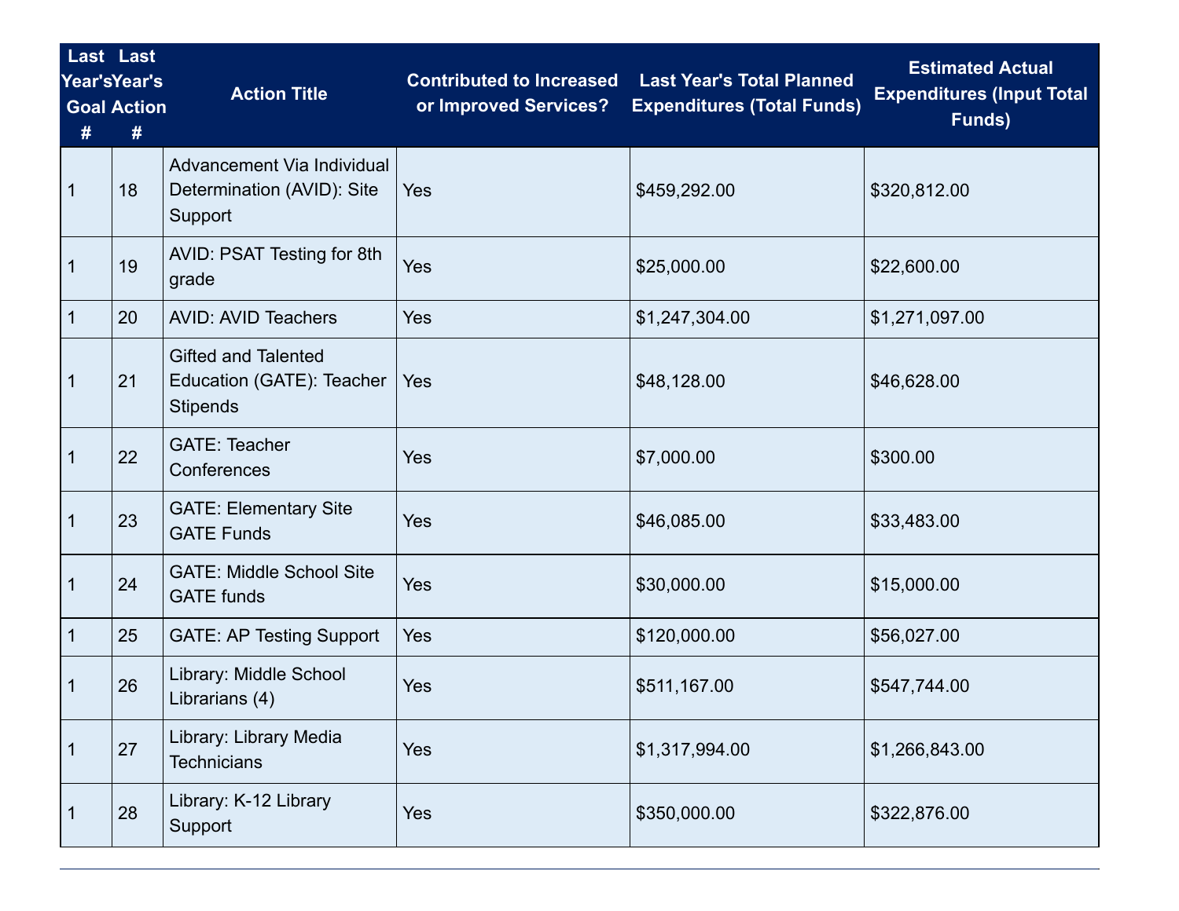| Last Year's Goal # | Last Year's Action # | Action Title | Contributed to Increased or Improved Services? | Last Year's Total Planned Expenditures (Total Funds) | Estimated Actual Expenditures (Input Total Funds) |
|---|---|---|---|---|---|
| 1 | 18 | Advancement Via Individual Determination (AVID): Site Support | Yes | $459,292.00 | $320,812.00 |
| 1 | 19 | AVID: PSAT Testing for 8th grade | Yes | $25,000.00 | $22,600.00 |
| 1 | 20 | AVID: AVID Teachers | Yes | $1,247,304.00 | $1,271,097.00 |
| 1 | 21 | Gifted and Talented Education (GATE): Teacher Stipends | Yes | $48,128.00 | $46,628.00 |
| 1 | 22 | GATE: Teacher Conferences | Yes | $7,000.00 | $300.00 |
| 1 | 23 | GATE: Elementary Site GATE Funds | Yes | $46,085.00 | $33,483.00 |
| 1 | 24 | GATE: Middle School Site GATE funds | Yes | $30,000.00 | $15,000.00 |
| 1 | 25 | GATE: AP Testing Support | Yes | $120,000.00 | $56,027.00 |
| 1 | 26 | Library: Middle School Librarians (4) | Yes | $511,167.00 | $547,744.00 |
| 1 | 27 | Library: Library Media Technicians | Yes | $1,317,994.00 | $1,266,843.00 |
| 1 | 28 | Library: K-12 Library Support | Yes | $350,000.00 | $322,876.00 |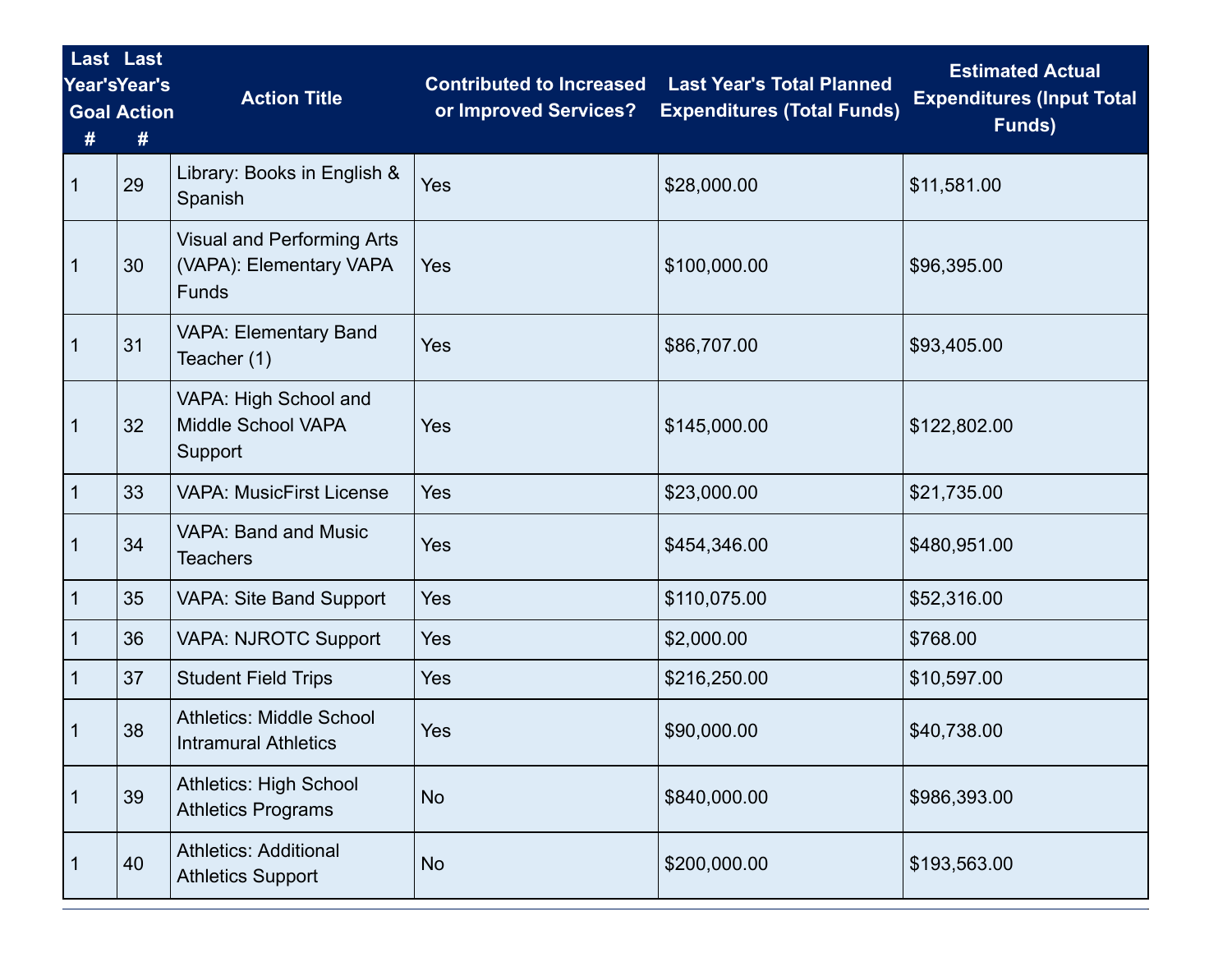| Last Year's Goal # | Last Year's Action # | Action Title | Contributed to Increased or Improved Services? | Last Year's Total Planned Expenditures (Total Funds) | Estimated Actual Expenditures (Input Total Funds) |
|---|---|---|---|---|---|
| 1 | 29 | Library: Books in English & Spanish | Yes | $28,000.00 | $11,581.00 |
| 1 | 30 | Visual and Performing Arts (VAPA): Elementary VAPA Funds | Yes | $100,000.00 | $96,395.00 |
| 1 | 31 | VAPA: Elementary Band Teacher (1) | Yes | $86,707.00 | $93,405.00 |
| 1 | 32 | VAPA: High School and Middle School VAPA Support | Yes | $145,000.00 | $122,802.00 |
| 1 | 33 | VAPA: MusicFirst License | Yes | $23,000.00 | $21,735.00 |
| 1 | 34 | VAPA: Band and Music Teachers | Yes | $454,346.00 | $480,951.00 |
| 1 | 35 | VAPA: Site Band Support | Yes | $110,075.00 | $52,316.00 |
| 1 | 36 | VAPA: NJROTC Support | Yes | $2,000.00 | $768.00 |
| 1 | 37 | Student Field Trips | Yes | $216,250.00 | $10,597.00 |
| 1 | 38 | Athletics: Middle School Intramural Athletics | Yes | $90,000.00 | $40,738.00 |
| 1 | 39 | Athletics: High School Athletics Programs | No | $840,000.00 | $986,393.00 |
| 1 | 40 | Athletics: Additional Athletics Support | No | $200,000.00 | $193,563.00 |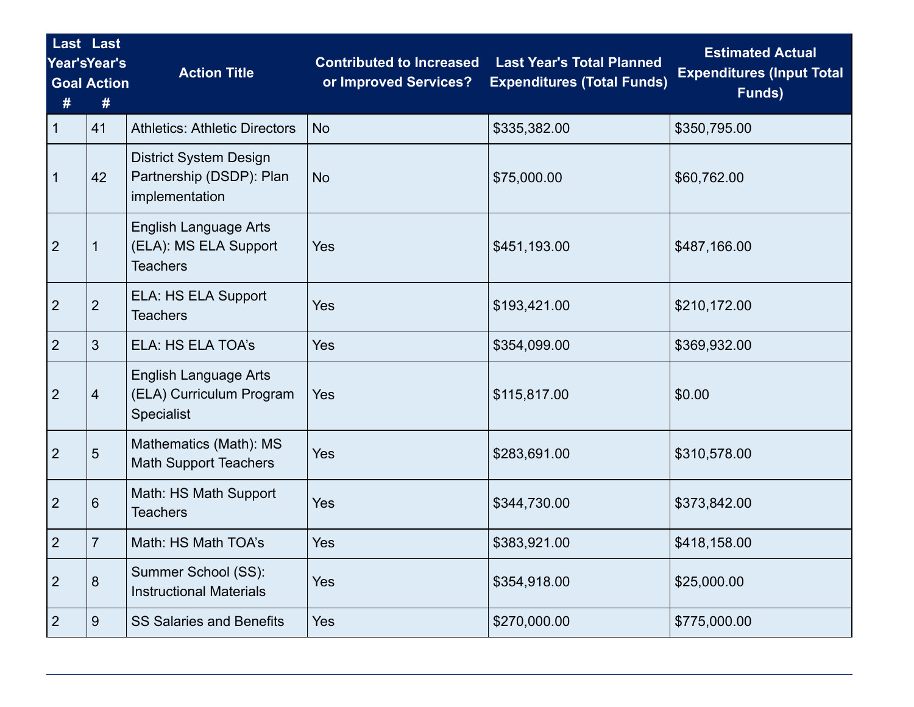| Last Year's Goal # | Last Year's Action # | Action Title | Contributed to Increased or Improved Services? | Last Year's Total Planned Expenditures (Total Funds) | Estimated Actual Expenditures (Input Total Funds) |
|---|---|---|---|---|---|
| 1 | 41 | Athletics: Athletic Directors | No | $335,382.00 | $350,795.00 |
| 1 | 42 | District System Design Partnership (DSDP): Plan implementation | No | $75,000.00 | $60,762.00 |
| 2 | 1 | English Language Arts (ELA): MS ELA Support Teachers | Yes | $451,193.00 | $487,166.00 |
| 2 | 2 | ELA: HS ELA Support Teachers | Yes | $193,421.00 | $210,172.00 |
| 2 | 3 | ELA: HS ELA TOA's | Yes | $354,099.00 | $369,932.00 |
| 2 | 4 | English Language Arts (ELA) Curriculum Program Specialist | Yes | $115,817.00 | $0.00 |
| 2 | 5 | Mathematics (Math): MS Math Support Teachers | Yes | $283,691.00 | $310,578.00 |
| 2 | 6 | Math: HS Math Support Teachers | Yes | $344,730.00 | $373,842.00 |
| 2 | 7 | Math: HS Math TOA's | Yes | $383,921.00 | $418,158.00 |
| 2 | 8 | Summer School (SS): Instructional Materials | Yes | $354,918.00 | $25,000.00 |
| 2 | 9 | SS Salaries and Benefits | Yes | $270,000.00 | $775,000.00 |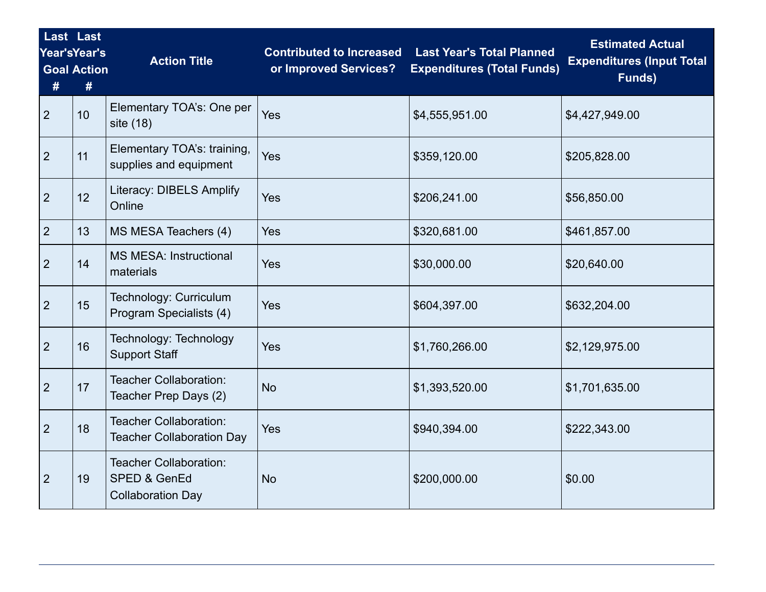| Last Year's Goal # | Last Year's Action # | Action Title | Contributed to Increased or Improved Services? | Last Year's Total Planned Expenditures (Total Funds) | Estimated Actual Expenditures (Input Total Funds) |
|---|---|---|---|---|---|
| 2 | 10 | Elementary TOA's: One per site (18) | Yes | $4,555,951.00 | $4,427,949.00 |
| 2 | 11 | Elementary TOA's: training, supplies and equipment | Yes | $359,120.00 | $205,828.00 |
| 2 | 12 | Literacy: DIBELS Amplify Online | Yes | $206,241.00 | $56,850.00 |
| 2 | 13 | MS MESA Teachers (4) | Yes | $320,681.00 | $461,857.00 |
| 2 | 14 | MS MESA: Instructional materials | Yes | $30,000.00 | $20,640.00 |
| 2 | 15 | Technology: Curriculum Program Specialists (4) | Yes | $604,397.00 | $632,204.00 |
| 2 | 16 | Technology: Technology Support Staff | Yes | $1,760,266.00 | $2,129,975.00 |
| 2 | 17 | Teacher Collaboration: Teacher Prep Days (2) | No | $1,393,520.00 | $1,701,635.00 |
| 2 | 18 | Teacher Collaboration: Teacher Collaboration Day | Yes | $940,394.00 | $222,343.00 |
| 2 | 19 | Teacher Collaboration: SPED & GenEd Collaboration Day | No | $200,000.00 | $0.00 |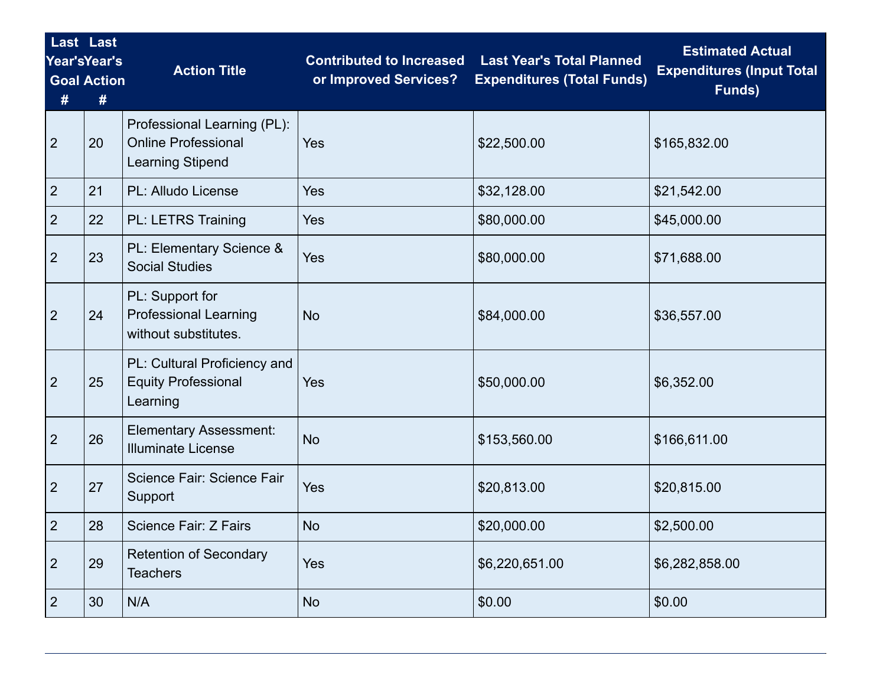| Last Year's Goal # | Last Year's Action # | Action Title | Contributed to Increased or Improved Services? | Last Year's Total Planned Expenditures (Total Funds) | Estimated Actual Expenditures (Input Total Funds) |
|---|---|---|---|---|---|
| 2 | 20 | Professional Learning (PL): Online Professional Learning Stipend | Yes | $22,500.00 | $165,832.00 |
| 2 | 21 | PL: Alludo License | Yes | $32,128.00 | $21,542.00 |
| 2 | 22 | PL: LETRS Training | Yes | $80,000.00 | $45,000.00 |
| 2 | 23 | PL: Elementary Science & Social Studies | Yes | $80,000.00 | $71,688.00 |
| 2 | 24 | PL: Support for Professional Learning without substitutes. | No | $84,000.00 | $36,557.00 |
| 2 | 25 | PL: Cultural Proficiency and Equity Professional Learning | Yes | $50,000.00 | $6,352.00 |
| 2 | 26 | Elementary Assessment: Illuminate License | No | $153,560.00 | $166,611.00 |
| 2 | 27 | Science Fair: Science Fair Support | Yes | $20,813.00 | $20,815.00 |
| 2 | 28 | Science Fair: Z Fairs | No | $20,000.00 | $2,500.00 |
| 2 | 29 | Retention of Secondary Teachers | Yes | $6,220,651.00 | $6,282,858.00 |
| 2 | 30 | N/A | No | $0.00 | $0.00 |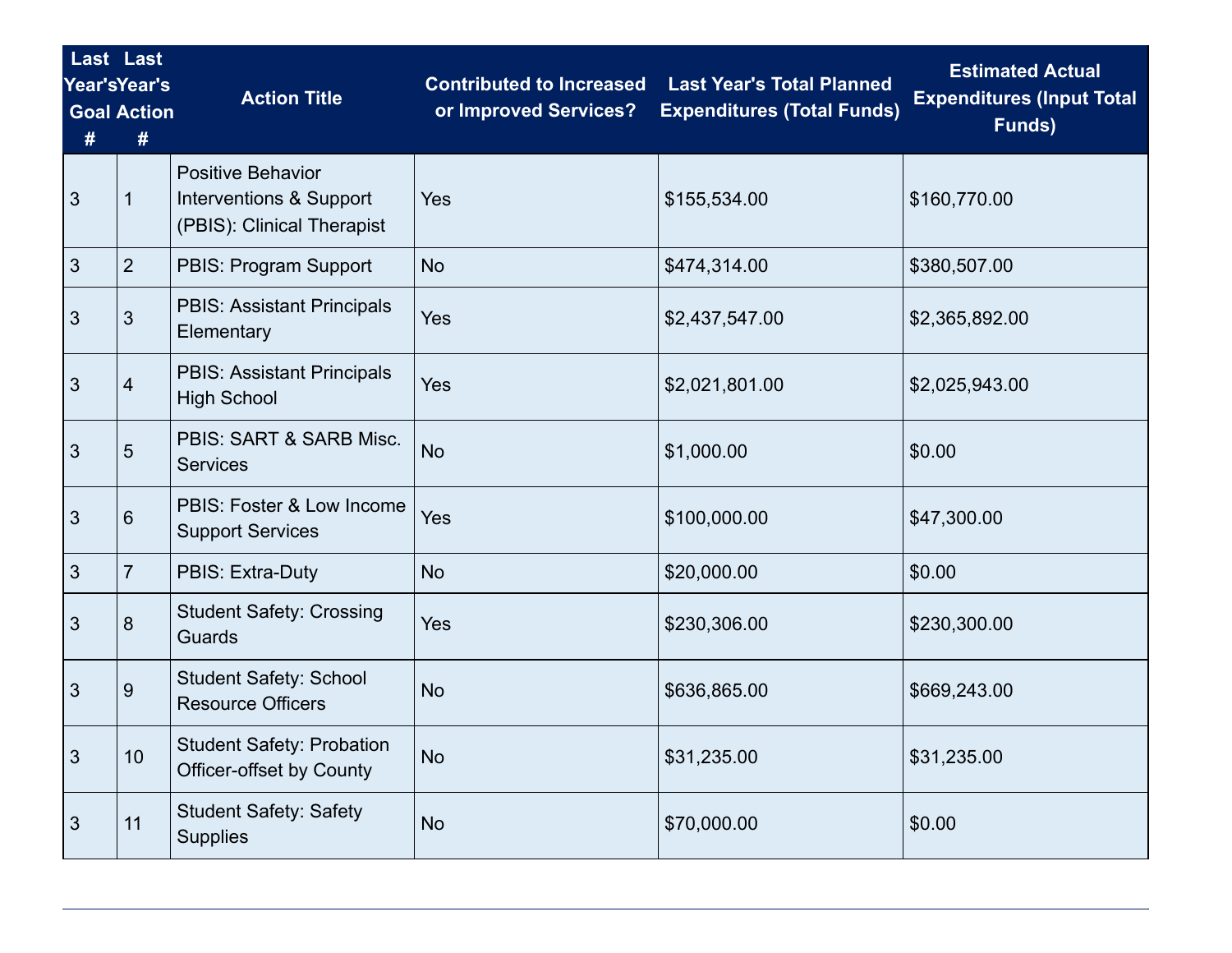| Last Year's Goal # | Last Year's Action # | Action Title | Contributed to Increased or Improved Services? | Last Year's Total Planned Expenditures (Total Funds) | Estimated Actual Expenditures (Input Total Funds) |
|---|---|---|---|---|---|
| 3 | 1 | Positive Behavior Interventions & Support (PBIS): Clinical Therapist | Yes | $155,534.00 | $160,770.00 |
| 3 | 2 | PBIS: Program Support | No | $474,314.00 | $380,507.00 |
| 3 | 3 | PBIS: Assistant Principals Elementary | Yes | $2,437,547.00 | $2,365,892.00 |
| 3 | 4 | PBIS: Assistant Principals High School | Yes | $2,021,801.00 | $2,025,943.00 |
| 3 | 5 | PBIS: SART & SARB Misc. Services | No | $1,000.00 | $0.00 |
| 3 | 6 | PBIS: Foster & Low Income Support Services | Yes | $100,000.00 | $47,300.00 |
| 3 | 7 | PBIS: Extra-Duty | No | $20,000.00 | $0.00 |
| 3 | 8 | Student Safety: Crossing Guards | Yes | $230,306.00 | $230,300.00 |
| 3 | 9 | Student Safety: School Resource Officers | No | $636,865.00 | $669,243.00 |
| 3 | 10 | Student Safety: Probation Officer-offset by County | No | $31,235.00 | $31,235.00 |
| 3 | 11 | Student Safety: Safety Supplies | No | $70,000.00 | $0.00 |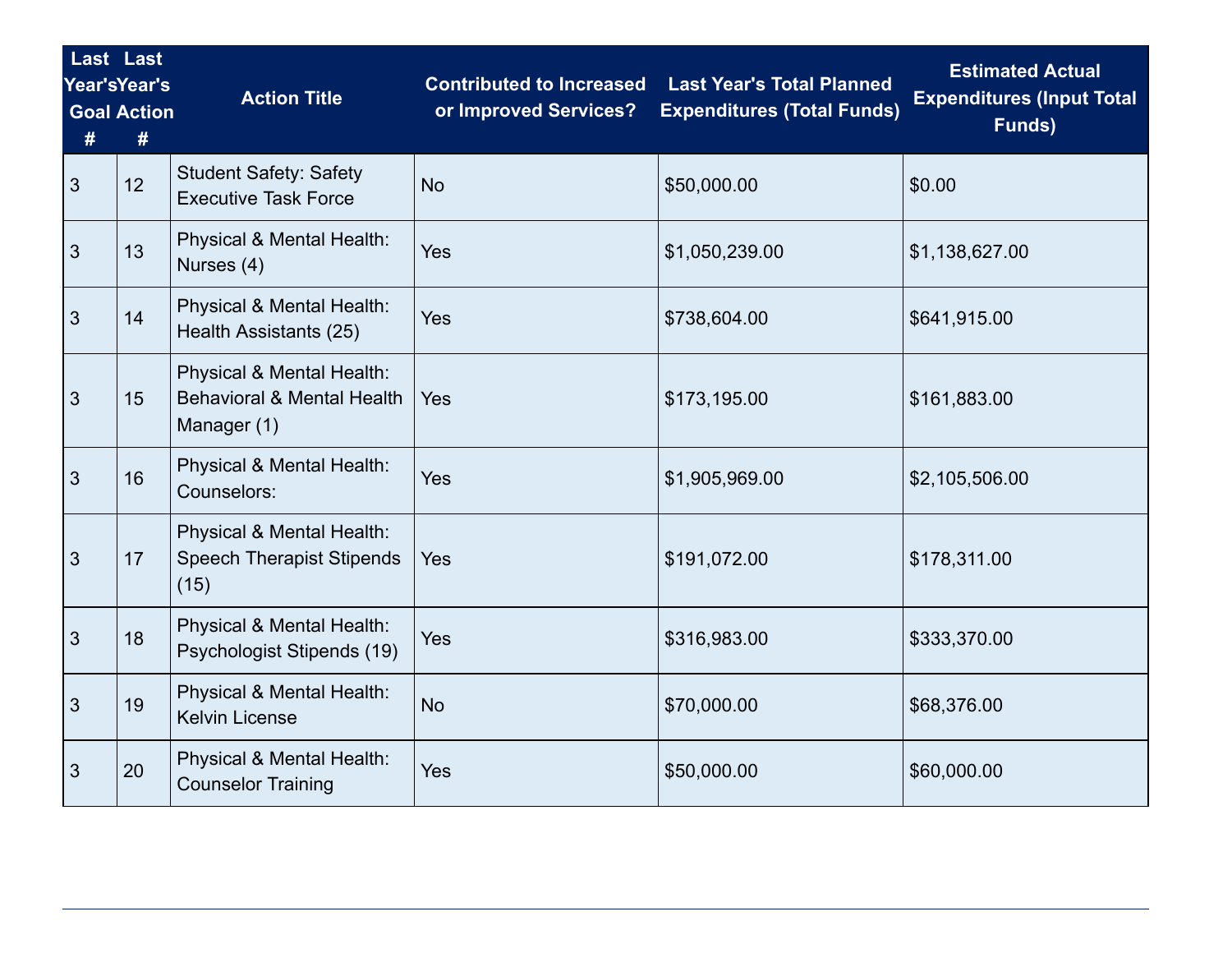| Last Year's Goal # | Last Year's Action # | Action Title | Contributed to Increased or Improved Services? | Last Year's Total Planned Expenditures (Total Funds) | Estimated Actual Expenditures (Input Total Funds) |
|---|---|---|---|---|---|
| 3 | 12 | Student Safety: Safety Executive Task Force | No | $50,000.00 | $0.00 |
| 3 | 13 | Physical & Mental Health: Nurses (4) | Yes | $1,050,239.00 | $1,138,627.00 |
| 3 | 14 | Physical & Mental Health: Health Assistants (25) | Yes | $738,604.00 | $641,915.00 |
| 3 | 15 | Physical & Mental Health: Behavioral & Mental Health Manager (1) | Yes | $173,195.00 | $161,883.00 |
| 3 | 16 | Physical & Mental Health: Counselors: | Yes | $1,905,969.00 | $2,105,506.00 |
| 3 | 17 | Physical & Mental Health: Speech Therapist Stipends (15) | Yes | $191,072.00 | $178,311.00 |
| 3 | 18 | Physical & Mental Health: Psychologist Stipends (19) | Yes | $316,983.00 | $333,370.00 |
| 3 | 19 | Physical & Mental Health: Kelvin License | No | $70,000.00 | $68,376.00 |
| 3 | 20 | Physical & Mental Health: Counselor Training | Yes | $50,000.00 | $60,000.00 |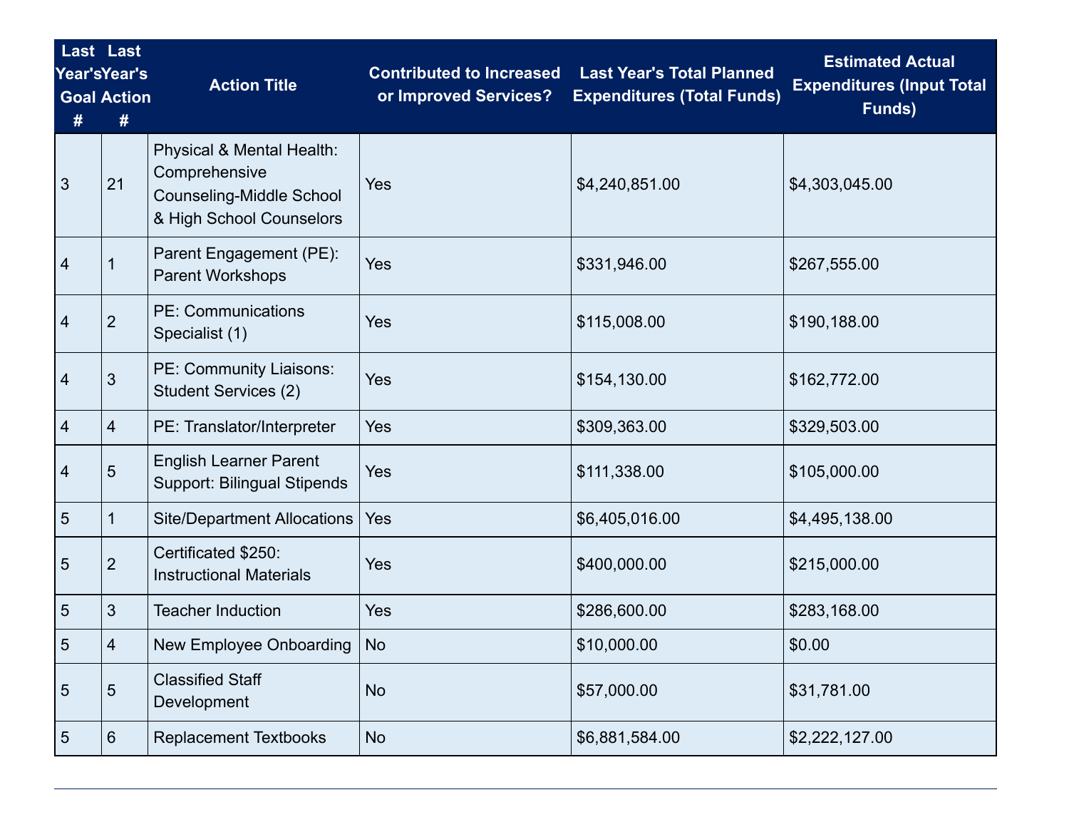| Last Year's Goal # | Last Year's Action # | Action Title | Contributed to Increased or Improved Services? | Last Year's Total Planned Expenditures (Total Funds) | Estimated Actual Expenditures (Input Total Funds) |
|---|---|---|---|---|---|
| 3 | 21 | Physical & Mental Health: Comprehensive Counseling-Middle School & High School Counselors | Yes | $4,240,851.00 | $4,303,045.00 |
| 4 | 1 | Parent Engagement (PE): Parent Workshops | Yes | $331,946.00 | $267,555.00 |
| 4 | 2 | PE: Communications Specialist (1) | Yes | $115,008.00 | $190,188.00 |
| 4 | 3 | PE: Community Liaisons: Student Services (2) | Yes | $154,130.00 | $162,772.00 |
| 4 | 4 | PE: Translator/Interpreter | Yes | $309,363.00 | $329,503.00 |
| 4 | 5 | English Learner Parent Support: Bilingual Stipends | Yes | $111,338.00 | $105,000.00 |
| 5 | 1 | Site/Department Allocations | Yes | $6,405,016.00 | $4,495,138.00 |
| 5 | 2 | Certificated $250: Instructional Materials | Yes | $400,000.00 | $215,000.00 |
| 5 | 3 | Teacher Induction | Yes | $286,600.00 | $283,168.00 |
| 5 | 4 | New Employee Onboarding | No | $10,000.00 | $0.00 |
| 5 | 5 | Classified Staff Development | No | $57,000.00 | $31,781.00 |
| 5 | 6 | Replacement Textbooks | No | $6,881,584.00 | $2,222,127.00 |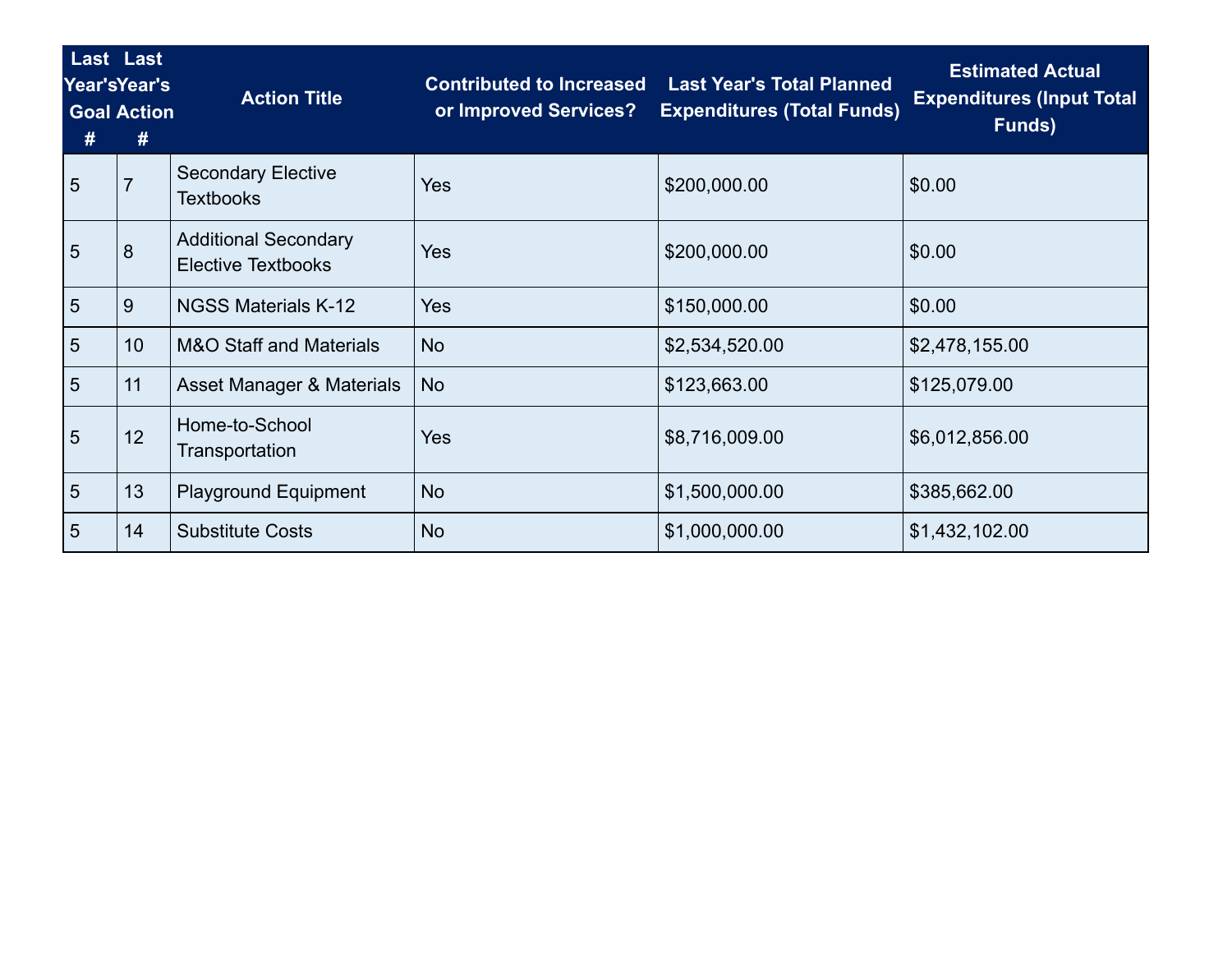| Last Year's Goal # | Last Year's Action # | Action Title | Contributed to Increased or Improved Services? | Last Year's Total Planned Expenditures (Total Funds) | Estimated Actual Expenditures (Input Total Funds) |
|---|---|---|---|---|---|
| 5 | 7 | Secondary Elective Textbooks | Yes | $200,000.00 | $0.00 |
| 5 | 8 | Additional Secondary Elective Textbooks | Yes | $200,000.00 | $0.00 |
| 5 | 9 | NGSS Materials K-12 | Yes | $150,000.00 | $0.00 |
| 5 | 10 | M&O Staff and Materials | No | $2,534,520.00 | $2,478,155.00 |
| 5 | 11 | Asset Manager & Materials | No | $123,663.00 | $125,079.00 |
| 5 | 12 | Home-to-School Transportation | Yes | $8,716,009.00 | $6,012,856.00 |
| 5 | 13 | Playground Equipment | No | $1,500,000.00 | $385,662.00 |
| 5 | 14 | Substitute Costs | No | $1,000,000.00 | $1,432,102.00 |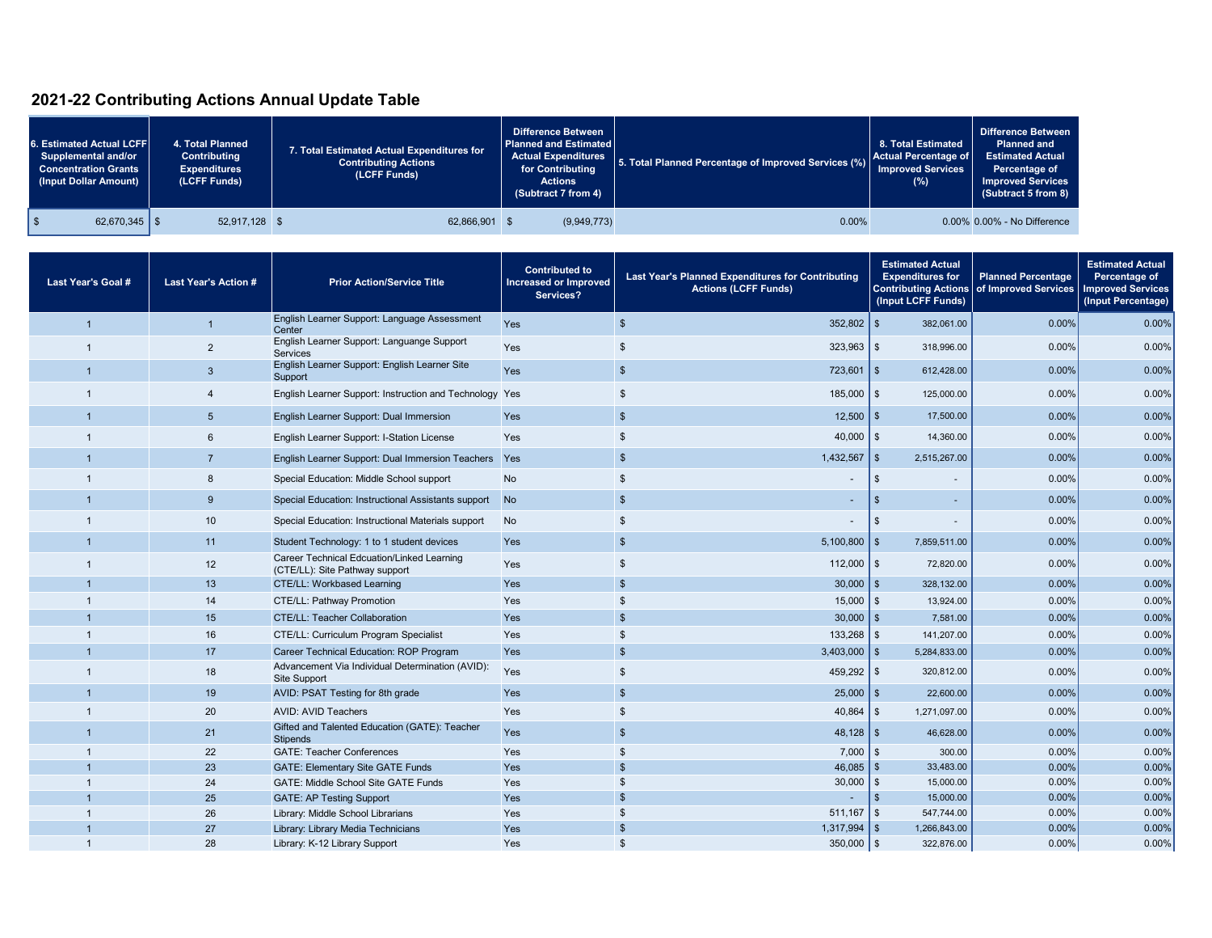## 2021-22 Contributing Actions Annual Update Table

| 6. Estimated Actual LCFF Supplemental and/or Concentration Grants (Input Dollar Amount) | 4. Total Planned Contributing Expenditures (LCFF Funds) | 7. Total Estimated Actual Expenditures for Contributing Actions (LCFF Funds) | Difference Between Planned and Estimated Actual Expenditures for Contributing Actions (Subtract 7 from 4) | 5. Total Planned Percentage of Improved Services (%) | 8. Total Estimated Actual Percentage of Improved Services (%) | Difference Between Planned and Estimated Actual Percentage of Improved Services (Subtract 5 from 8) |
|---|---|---|---|---|---|---|
| $ 62,670,345 | $ 52,917,128 | $ 62,866,901 | $ (9,949,773) | 0.00% | 0.00% | 0.00% - No Difference |

| Last Year's Goal # | Last Year's Action # | Prior Action/Service Title | Contributed to Increased or Improved Services? | Last Year's Planned Expenditures for Contributing Actions (LCFF Funds) | Estimated Actual Expenditures for Contributing Actions (Input LCFF Funds) | Planned Percentage of Improved Services | Estimated Actual Percentage of Improved Services (Input Percentage) |
|---|---|---|---|---|---|---|---|
| 1 | 1 | English Learner Support: Language Assessment Center | Yes | $ 352,802 | $ 382,061.00 | 0.00% | 0.00% |
| 1 | 2 | English Learner Support: Languange Support Services | Yes | $ 323,963 | $ 318,996.00 | 0.00% | 0.00% |
| 1 | 3 | English Learner Support: English Learner Site Support | Yes | $ 723,601 | $ 612,428.00 | 0.00% | 0.00% |
| 1 | 4 | English Learner Support: Instruction and Technology | Yes | $ 185,000 | $ 125,000.00 | 0.00% | 0.00% |
| 1 | 5 | English Learner Support: Dual Immersion | Yes | $ 12,500 | $ 17,500.00 | 0.00% | 0.00% |
| 1 | 6 | English Learner Support: I-Station License | Yes | $ 40,000 | $ 14,360.00 | 0.00% | 0.00% |
| 1 | 7 | English Learner Support: Dual Immersion Teachers | Yes | $ 1,432,567 | $ 2,515,267.00 | 0.00% | 0.00% |
| 1 | 8 | Special Education: Middle School support | No | $ - | $ - | 0.00% | 0.00% |
| 1 | 9 | Special Education: Instructional Assistants support | No | $ - | $ - | 0.00% | 0.00% |
| 1 | 10 | Special Education: Instructional Materials support | No | $ - | $ - | 0.00% | 0.00% |
| 1 | 11 | Student Technology: 1 to 1 student devices | Yes | $ 5,100,800 | $ 7,859,511.00 | 0.00% | 0.00% |
| 1 | 12 | Career Technical Edcuation/Linked Learning (CTE/LL): Site Pathway support | Yes | $ 112,000 | $ 72,820.00 | 0.00% | 0.00% |
| 1 | 13 | CTE/LL: Workbased Learning | Yes | $ 30,000 | $ 328,132.00 | 0.00% | 0.00% |
| 1 | 14 | CTE/LL: Pathway Promotion | Yes | $ 15,000 | $ 13,924.00 | 0.00% | 0.00% |
| 1 | 15 | CTE/LL: Teacher Collaboration | Yes | $ 30,000 | $ 7,581.00 | 0.00% | 0.00% |
| 1 | 16 | CTE/LL: Curriculum Program Specialist | Yes | $ 133,268 | $ 141,207.00 | 0.00% | 0.00% |
| 1 | 17 | Career Technical Education: ROP Program | Yes | $ 3,403,000 | $ 5,284,833.00 | 0.00% | 0.00% |
| 1 | 18 | Advancement Via Individual Determination (AVID): Site Support | Yes | $ 459,292 | $ 320,812.00 | 0.00% | 0.00% |
| 1 | 19 | AVID: PSAT Testing for 8th grade | Yes | $ 25,000 | $ 22,600.00 | 0.00% | 0.00% |
| 1 | 20 | AVID: AVID Teachers | Yes | $ 40,864 | $ 1,271,097.00 | 0.00% | 0.00% |
| 1 | 21 | Gifted and Talented Education (GATE): Teacher Stipends | Yes | $ 48,128 | $ 46,628.00 | 0.00% | 0.00% |
| 1 | 22 | GATE: Teacher Conferences | Yes | $ 7,000 | $ 300.00 | 0.00% | 0.00% |
| 1 | 23 | GATE: Elementary Site GATE Funds | Yes | $ 46,085 | $ 33,483.00 | 0.00% | 0.00% |
| 1 | 24 | GATE: Middle School Site GATE Funds | Yes | $ 30,000 | $ 15,000.00 | 0.00% | 0.00% |
| 1 | 25 | GATE: AP Testing Support | Yes | $ - | $ 15,000.00 | 0.00% | 0.00% |
| 1 | 26 | Library: Middle School Librarians | Yes | $ 511,167 | $ 547,744.00 | 0.00% | 0.00% |
| 1 | 27 | Library: Library Media Technicians | Yes | $ 1,317,994 | $ 1,266,843.00 | 0.00% | 0.00% |
| 1 | 28 | Library: K-12 Library Support | Yes | $ 350,000 | $ 322,876.00 | 0.00% | 0.00% |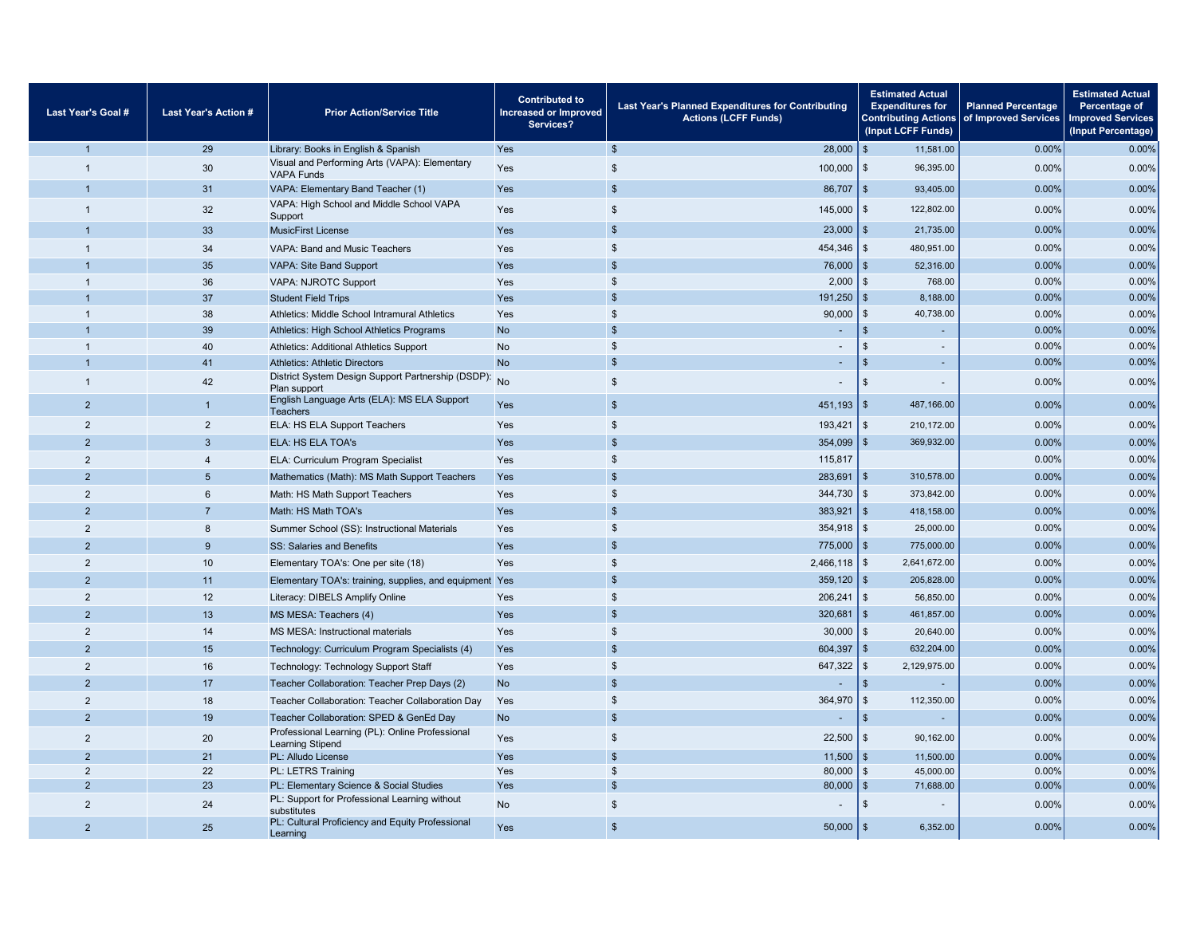| Last Year's Goal # | Last Year's Action # | Prior Action/Service Title | Contributed to Increased or Improved Services? | Last Year's Planned Expenditures for Contributing Actions (LCFF Funds) | Estimated Actual Expenditures for Contributing Actions (Input LCFF Funds) | Planned Percentage of Improved Services | Estimated Actual Percentage of Improved Services (Input Percentage) |
|---|---|---|---|---|---|---|---|
| 1 | 29 | Library: Books in English & Spanish | Yes | $ 28,000 | $ 11,581.00 | 0.00% | 0.00% |
| 1 | 30 | Visual and Performing Arts (VAPA): Elementary VAPA Funds | Yes | $ 100,000 | $ 96,395.00 | 0.00% | 0.00% |
| 1 | 31 | VAPA: Elementary Band Teacher (1) | Yes | $ 86,707 | $ 93,405.00 | 0.00% | 0.00% |
| 1 | 32 | VAPA: High School and Middle School VAPA Support | Yes | $ 145,000 | $ 122,802.00 | 0.00% | 0.00% |
| 1 | 33 | MusicFirst License | Yes | $ 23,000 | $ 21,735.00 | 0.00% | 0.00% |
| 1 | 34 | VAPA: Band and Music Teachers | Yes | $ 454,346 | $ 480,951.00 | 0.00% | 0.00% |
| 1 | 35 | VAPA: Site Band Support | Yes | $ 76,000 | $ 52,316.00 | 0.00% | 0.00% |
| 1 | 36 | VAPA: NJROTC Support | Yes | $ 2,000 | $ 768.00 | 0.00% | 0.00% |
| 1 | 37 | Student Field Trips | Yes | $ 191,250 | $ 8,188.00 | 0.00% | 0.00% |
| 1 | 38 | Athletics: Middle School Intramural Athletics | Yes | $ 90,000 | $ 40,738.00 | 0.00% | 0.00% |
| 1 | 39 | Athletics: High School Athletics Programs | No | $ - | $ - | 0.00% | 0.00% |
| 1 | 40 | Athletics: Additional Athletics Support | No | $ - | $ - | 0.00% | 0.00% |
| 1 | 41 | Athletics: Athletic Directors | No | $ - | $ - | 0.00% | 0.00% |
| 1 | 42 | District System Design Support Partnership (DSDP): Plan support | No | $ - | $ - | 0.00% | 0.00% |
| 2 | 1 | English Language Arts (ELA): MS ELA Support Teachers | Yes | $ 451,193 | $ 487,166.00 | 0.00% | 0.00% |
| 2 | 2 | ELA: HS ELA Support Teachers | Yes | $ 193,421 | $ 210,172.00 | 0.00% | 0.00% |
| 2 | 3 | ELA: HS ELA TOA's | Yes | $ 354,099 | $ 369,932.00 | 0.00% | 0.00% |
| 2 | 4 | ELA: Curriculum Program Specialist | Yes | $ 115,817 | | 0.00% | 0.00% |
| 2 | 5 | Mathematics (Math): MS Math Support Teachers | Yes | $ 283,691 | $ 310,578.00 | 0.00% | 0.00% |
| 2 | 6 | Math: HS Math Support Teachers | Yes | $ 344,730 | $ 373,842.00 | 0.00% | 0.00% |
| 2 | 7 | Math: HS Math TOA's | Yes | $ 383,921 | $ 418,158.00 | 0.00% | 0.00% |
| 2 | 8 | Summer School (SS): Instructional Materials | Yes | $ 354,918 | $ 25,000.00 | 0.00% | 0.00% |
| 2 | 9 | SS: Salaries and Benefits | Yes | $ 775,000 | $ 775,000.00 | 0.00% | 0.00% |
| 2 | 10 | Elementary TOA's: One per site (18) | Yes | $ 2,466,118 | $ 2,641,672.00 | 0.00% | 0.00% |
| 2 | 11 | Elementary TOA's: training, supplies, and equipment | Yes | $ 359,120 | $ 205,828.00 | 0.00% | 0.00% |
| 2 | 12 | Literacy: DIBELS Amplify Online | Yes | $ 206,241 | $ 56,850.00 | 0.00% | 0.00% |
| 2 | 13 | MS MESA: Teachers (4) | Yes | $ 320,681 | $ 461,857.00 | 0.00% | 0.00% |
| 2 | 14 | MS MESA: Instructional materials | Yes | $ 30,000 | $ 20,640.00 | 0.00% | 0.00% |
| 2 | 15 | Technology: Curriculum Program Specialists (4) | Yes | $ 604,397 | $ 632,204.00 | 0.00% | 0.00% |
| 2 | 16 | Technology: Technology Support Staff | Yes | $ 647,322 | $ 2,129,975.00 | 0.00% | 0.00% |
| 2 | 17 | Teacher Collaboration: Teacher Prep Days (2) | No | $ - | $ - | 0.00% | 0.00% |
| 2 | 18 | Teacher Collaboration: Teacher Collaboration Day | Yes | $ 364,970 | $ 112,350.00 | 0.00% | 0.00% |
| 2 | 19 | Teacher Collaboration: SPED & GenEd Day | No | $ - | $ - | 0.00% | 0.00% |
| 2 | 20 | Professional Learning (PL): Online Professional Learning Stipend | Yes | $ 22,500 | $ 90,162.00 | 0.00% | 0.00% |
| 2 | 21 | PL: Alludo License | Yes | $ 11,500 | $ 11,500.00 | 0.00% | 0.00% |
| 2 | 22 | PL: LETRS Training | Yes | $ 80,000 | $ 45,000.00 | 0.00% | 0.00% |
| 2 | 23 | PL: Elementary Science & Social Studies | Yes | $ 80,000 | $ 71,688.00 | 0.00% | 0.00% |
| 2 | 24 | PL: Support for Professional Learning without substitutes | No | $ - | $ - | 0.00% | 0.00% |
| 2 | 25 | PL: Cultural Proficiency and Equity Professional Learning | Yes | $ 50,000 | $ 6,352.00 | 0.00% | 0.00% |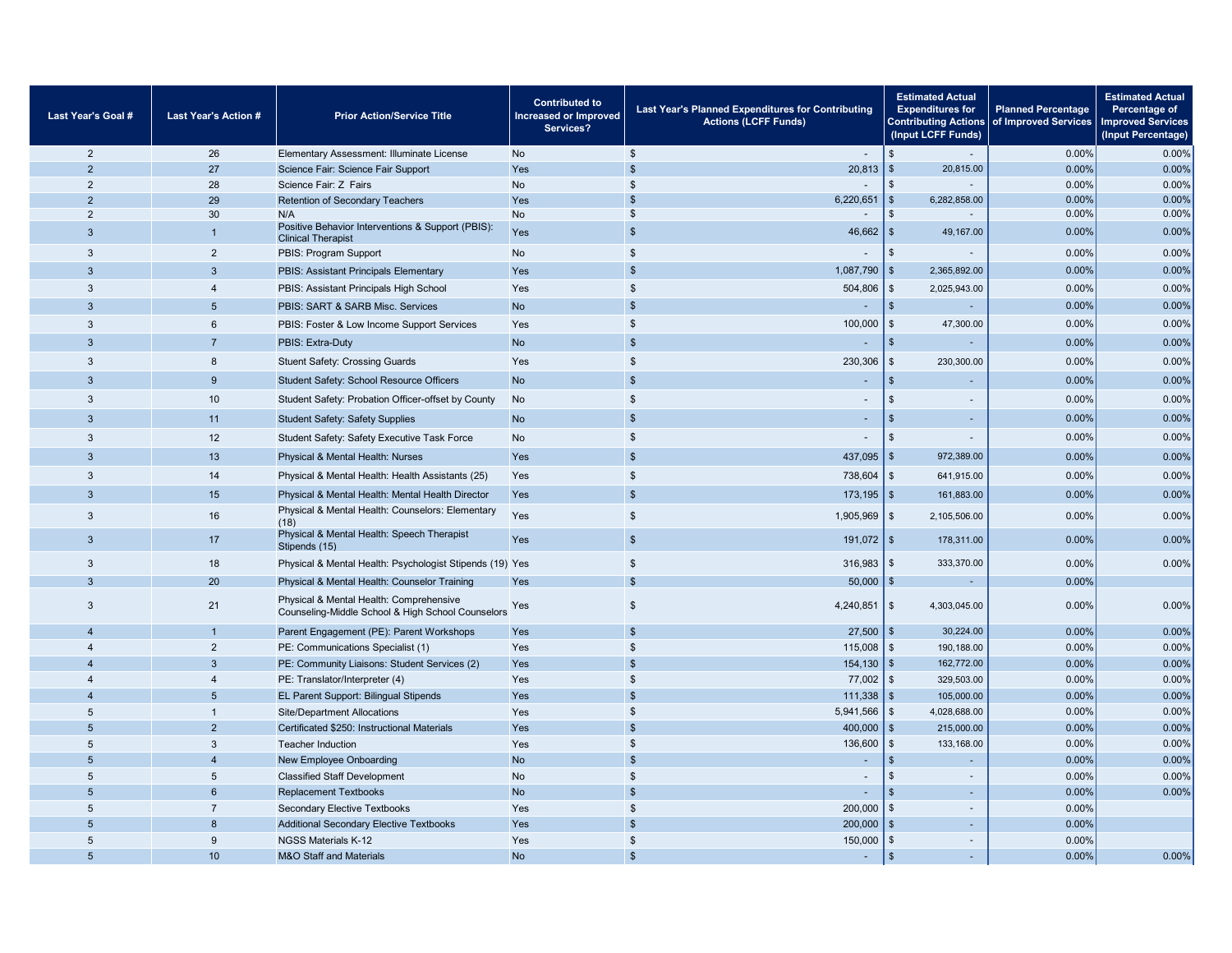| Last Year's Goal # | Last Year's Action # | Prior Action/Service Title | Contributed to Increased or Improved Services? | Last Year's Planned Expenditures for Contributing Actions (LCFF Funds) | Estimated Actual Expenditures for Contributing Actions (Input LCFF Funds) | Planned Percentage of Improved Services | Estimated Actual Percentage of Improved Services (Input Percentage) |
|---|---|---|---|---|---|---|---|
| 2 | 26 | Elementary Assessment: Illuminate License | No | $ - | $ - | 0.00% | 0.00% |
| 2 | 27 | Science Fair: Science Fair Support | Yes | $ 20,813 | $ 20,815.00 | 0.00% | 0.00% |
| 2 | 28 | Science Fair: Z Fairs | No | $ - | $ - | 0.00% | 0.00% |
| 2 | 29 | Retention of Secondary Teachers | Yes | $ 6,220,651 | $ 6,282,858.00 | 0.00% | 0.00% |
| 2 | 30 | N/A | No | $ - | $ - | 0.00% | 0.00% |
| 3 | 1 | Positive Behavior Interventions & Support (PBIS): Clinical Therapist | Yes | $ 46,662 | $ 49,167.00 | 0.00% | 0.00% |
| 3 | 2 | PBIS: Program Support | No | $ - | $ - | 0.00% | 0.00% |
| 3 | 3 | PBIS: Assistant Principals Elementary | Yes | $ 1,087,790 | $ 2,365,892.00 | 0.00% | 0.00% |
| 3 | 4 | PBIS: Assistant Principals High School | Yes | $ 504,806 | $ 2,025,943.00 | 0.00% | 0.00% |
| 3 | 5 | PBIS: SART & SARB Misc. Services | No | $ - | $ - | 0.00% | 0.00% |
| 3 | 6 | PBIS: Foster & Low Income Support Services | Yes | $ 100,000 | $ 47,300.00 | 0.00% | 0.00% |
| 3 | 7 | PBIS: Extra-Duty | No | $ - | $ - | 0.00% | 0.00% |
| 3 | 8 | Stuent Safety: Crossing Guards | Yes | $ 230,306 | $ 230,300.00 | 0.00% | 0.00% |
| 3 | 9 | Student Safety: School Resource Officers | No | $ - | $ - | 0.00% | 0.00% |
| 3 | 10 | Student Safety: Probation Officer-offset by County | No | $ - | $ - | 0.00% | 0.00% |
| 3 | 11 | Student Safety: Safety Supplies | No | $ - | $ - | 0.00% | 0.00% |
| 3 | 12 | Student Safety: Safety Executive Task Force | No | $ - | $ - | 0.00% | 0.00% |
| 3 | 13 | Physical & Mental Health: Nurses | Yes | $ 437,095 | $ 972,389.00 | 0.00% | 0.00% |
| 3 | 14 | Physical & Mental Health: Health Assistants (25) | Yes | $ 738,604 | $ 641,915.00 | 0.00% | 0.00% |
| 3 | 15 | Physical & Mental Health: Mental Health Director | Yes | $ 173,195 | $ 161,883.00 | 0.00% | 0.00% |
| 3 | 16 | Physical & Mental Health: Counselors: Elementary (18) | Yes | $ 1,905,969 | $ 2,105,506.00 | 0.00% | 0.00% |
| 3 | 17 | Physical & Mental Health: Speech Therapist Stipends (15) | Yes | $ 191,072 | $ 178,311.00 | 0.00% | 0.00% |
| 3 | 18 | Physical & Mental Health: Psychologist Stipends (19) | Yes | $ 316,983 | $ 333,370.00 | 0.00% | 0.00% |
| 3 | 20 | Physical & Mental Health: Counselor Training | Yes | $ 50,000 | $ - | 0.00% | |
| 3 | 21 | Physical & Mental Health: Comprehensive Counseling-Middle School & High School Counselors | Yes | $ 4,240,851 | $ 4,303,045.00 | 0.00% | 0.00% |
| 4 | 1 | Parent Engagement (PE): Parent Workshops | Yes | $ 27,500 | $ 30,224.00 | 0.00% | 0.00% |
| 4 | 2 | PE: Communications Specialist (1) | Yes | $ 115,008 | $ 190,188.00 | 0.00% | 0.00% |
| 4 | 3 | PE: Community Liaisons: Student Services (2) | Yes | $ 154,130 | $ 162,772.00 | 0.00% | 0.00% |
| 4 | 4 | PE: Translator/Interpreter (4) | Yes | $ 77,002 | $ 329,503.00 | 0.00% | 0.00% |
| 4 | 5 | EL Parent Support: Bilingual Stipends | Yes | $ 111,338 | $ 105,000.00 | 0.00% | 0.00% |
| 5 | 1 | Site/Department Allocations | Yes | $ 5,941,566 | $ 4,028,688.00 | 0.00% | 0.00% |
| 5 | 2 | Certificated $250: Instructional Materials | Yes | $ 400,000 | $ 215,000.00 | 0.00% | 0.00% |
| 5 | 3 | Teacher Induction | Yes | $ 136,600 | $ 133,168.00 | 0.00% | 0.00% |
| 5 | 4 | New Employee Onboarding | No | $ - | $ - | 0.00% | 0.00% |
| 5 | 5 | Classified Staff Development | No | $ - | $ - | 0.00% | 0.00% |
| 5 | 6 | Replacement Textbooks | No | $ - | $ - | 0.00% | 0.00% |
| 5 | 7 | Secondary Elective Textbooks | Yes | $ 200,000 | $ - | 0.00% | |
| 5 | 8 | Additional Secondary Elective Textbooks | Yes | $ 200,000 | $ - | 0.00% | |
| 5 | 9 | NGSS Materials K-12 | Yes | $ 150,000 | $ - | 0.00% | |
| 5 | 10 | M&O Staff and Materials | No | $ - | $ - | 0.00% | 0.00% |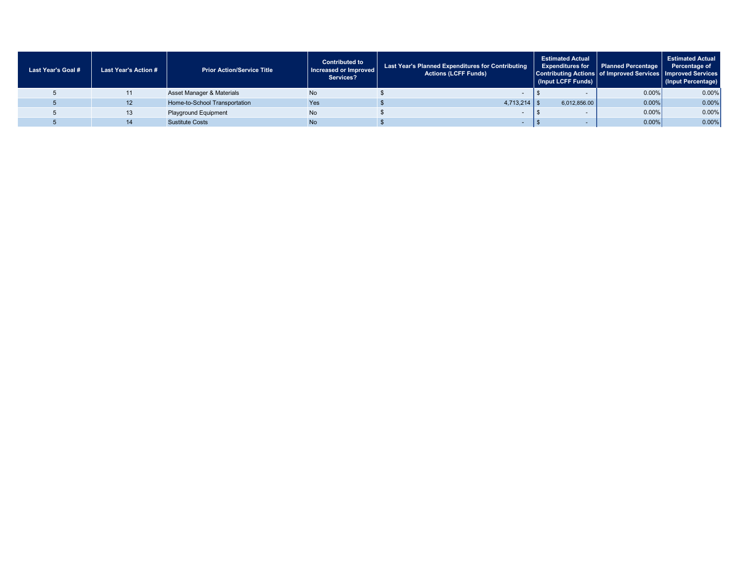| Last Year's Goal # | Last Year's Action # | Prior Action/Service Title | Contributed to Increased or Improved Services? | Last Year's Planned Expenditures for Contributing Actions (LCFF Funds) | Estimated Actual Expenditures for Contributing Actions (Input LCFF Funds) | Planned Percentage of Improved Services | Estimated Actual Percentage of Improved Services (Input Percentage) |
|---|---|---|---|---|---|---|---|
| 5 | 11 | Asset Manager & Materials | No | $ - | $ - | 0.00% | 0.00% |
| 5 | 12 | Home-to-School Transportation | Yes | $ 4,713,214 | $ 6,012,856.00 | 0.00% | 0.00% |
| 5 | 13 | Playground Equipment | No | $ - | $ - | 0.00% | 0.00% |
| 5 | 14 | Sustitute Costs | No | $ - | $ - | 0.00% | 0.00% |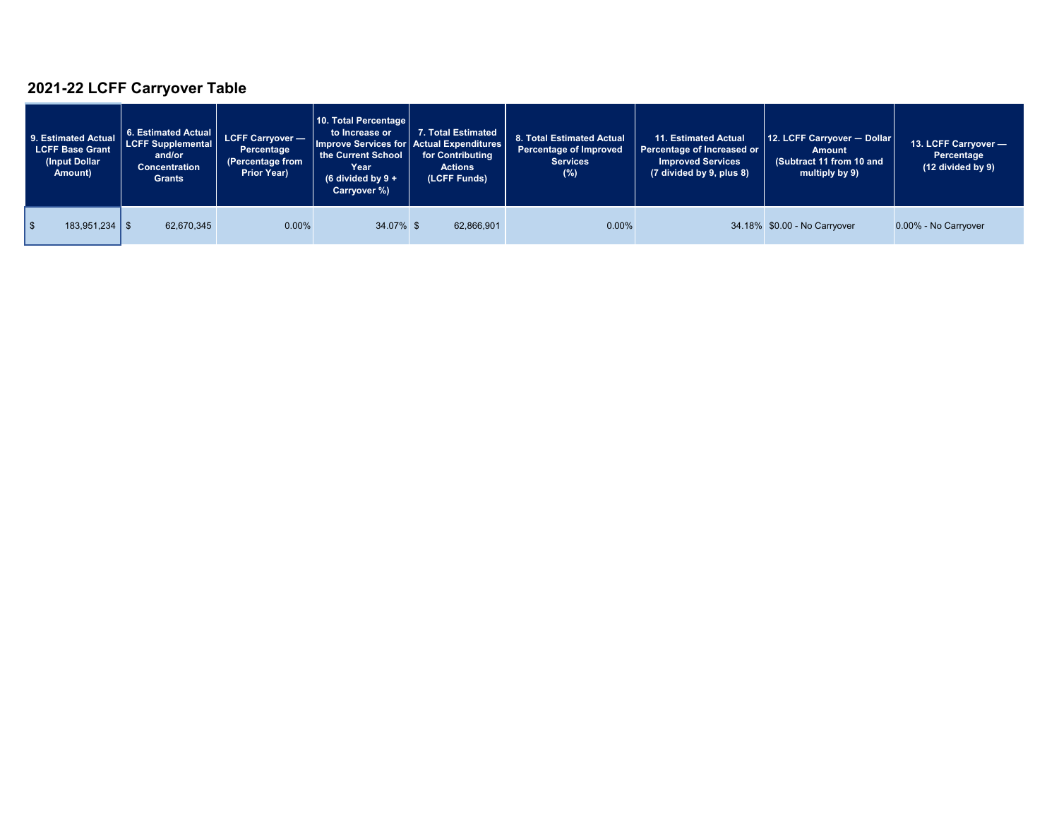## 2021-22 LCFF Carryover Table

| 9. Estimated Actual LCFF Base Grant (Input Dollar Amount) | 6. Estimated Actual LCFF Supplemental and/or Concentration Grants | LCFF Carryover — Percentage (Percentage from Prior Year) | 10. Total Percentage to Increase or Improve Services for the Current School Year (6 divided by 9 + Carryover %) | 7. Total Estimated Actual Expenditures for Contributing Actions (LCFF Funds) | 8. Total Estimated Actual Percentage of Improved Services (%) | 11. Estimated Actual Percentage of Increased or Improved Services (7 divided by 9, plus 8) | 12. LCFF Carryover — Dollar Amount (Subtract 11 from 10 and multiply by 9) | 13. LCFF Carryover — Percentage (12 divided by 9) |
|---|---|---|---|---|---|---|---|---|
| $ 183,951,234 | $ 62,670,345 | 0.00% | 34.07% | $ 62,866,901 | 0.00% | 34.18% | $0.00 - No Carryover | 0.00% - No Carryover |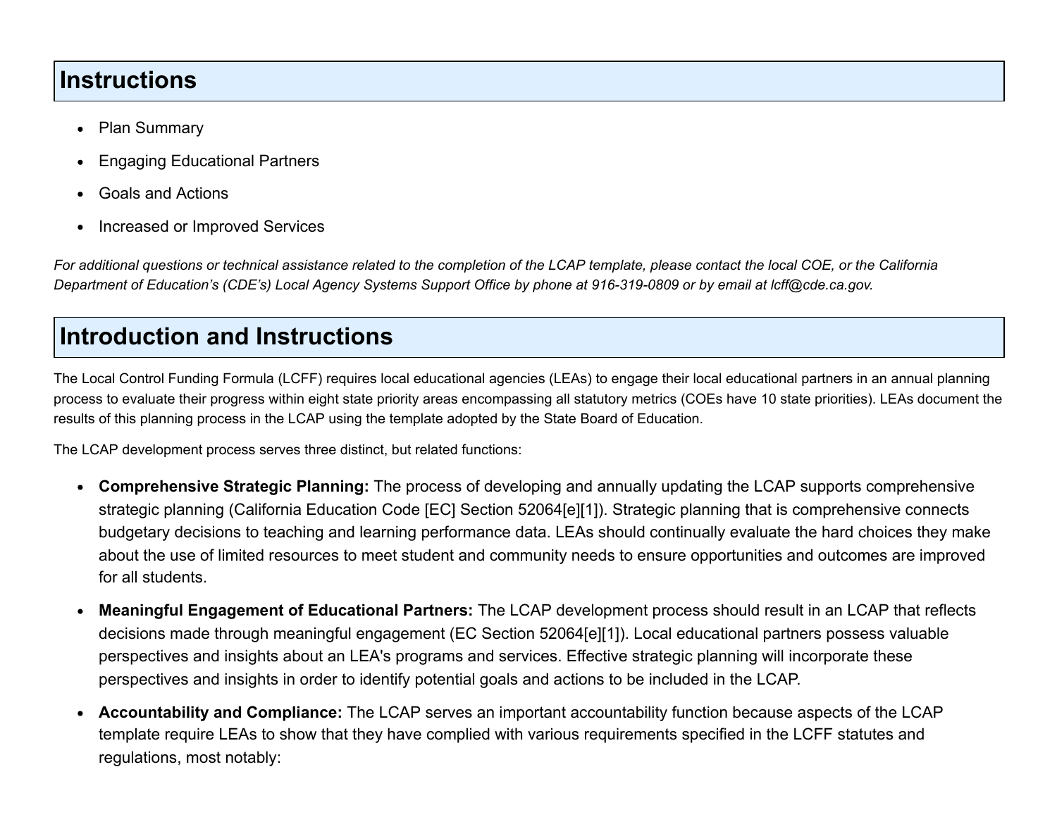# Instructions

- Plan Summary
- Engaging Educational Partners
- Goals and Actions
- Increased or Improved Services

*For additional questions or technical assistance related to the completion of the LCAP template, please contact the local COE, or the California Department of Education's (CDE's) Local Agency Systems Support Office by phone at 916-319-0809 or by email at lcff@cde.ca.gov.*

# Introduction and Instructions

The Local Control Funding Formula (LCFF) requires local educational agencies (LEAs) to engage their local educational partners in an annual planning process to evaluate their progress within eight state priority areas encompassing all statutory metrics (COEs have 10 state priorities). LEAs document the results of this planning process in the LCAP using the template adopted by the State Board of Education.

The LCAP development process serves three distinct, but related functions:

- **Comprehensive Strategic Planning:** The process of developing and annually updating the LCAP supports comprehensive strategic planning (California Education Code [EC] Section 52064[e][1]). Strategic planning that is comprehensive connects budgetary decisions to teaching and learning performance data. LEAs should continually evaluate the hard choices they make about the use of limited resources to meet student and community needs to ensure opportunities and outcomes are improved for all students.
- **Meaningful Engagement of Educational Partners:** The LCAP development process should result in an LCAP that reflects decisions made through meaningful engagement (EC Section 52064[e][1]). Local educational partners possess valuable perspectives and insights about an LEA's programs and services. Effective strategic planning will incorporate these perspectives and insights in order to identify potential goals and actions to be included in the LCAP.
- **Accountability and Compliance:** The LCAP serves an important accountability function because aspects of the LCAP template require LEAs to show that they have complied with various requirements specified in the LCFF statutes and regulations, most notably: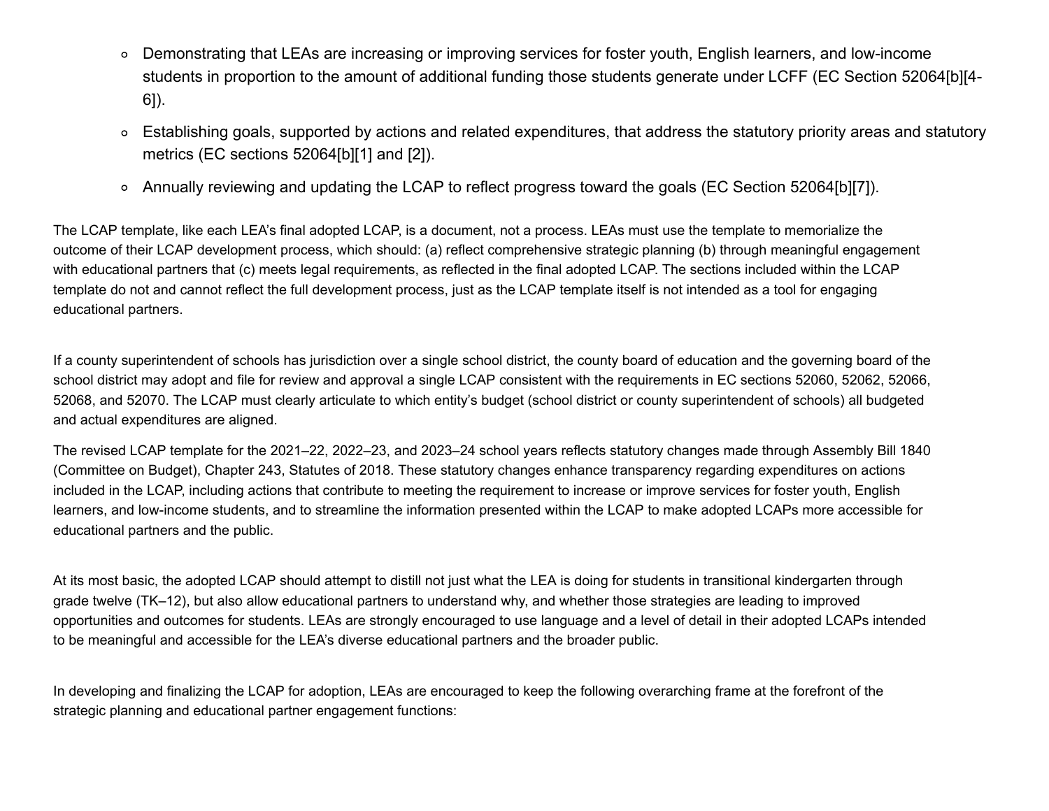- Demonstrating that LEAs are increasing or improving services for foster youth, English learners, and low-income students in proportion to the amount of additional funding those students generate under LCFF (EC Section 52064[b][4-6]).
- Establishing goals, supported by actions and related expenditures, that address the statutory priority areas and statutory metrics (EC sections 52064[b][1] and [2]).
- Annually reviewing and updating the LCAP to reflect progress toward the goals (EC Section 52064[b][7]).

The LCAP template, like each LEA's final adopted LCAP, is a document, not a process. LEAs must use the template to memorialize the outcome of their LCAP development process, which should: (a) reflect comprehensive strategic planning (b) through meaningful engagement with educational partners that (c) meets legal requirements, as reflected in the final adopted LCAP. The sections included within the LCAP template do not and cannot reflect the full development process, just as the LCAP template itself is not intended as a tool for engaging educational partners.

If a county superintendent of schools has jurisdiction over a single school district, the county board of education and the governing board of the school district may adopt and file for review and approval a single LCAP consistent with the requirements in EC sections 52060, 52062, 52066, 52068, and 52070. The LCAP must clearly articulate to which entity's budget (school district or county superintendent of schools) all budgeted and actual expenditures are aligned.

The revised LCAP template for the 2021–22, 2022–23, and 2023–24 school years reflects statutory changes made through Assembly Bill 1840 (Committee on Budget), Chapter 243, Statutes of 2018. These statutory changes enhance transparency regarding expenditures on actions included in the LCAP, including actions that contribute to meeting the requirement to increase or improve services for foster youth, English learners, and low-income students, and to streamline the information presented within the LCAP to make adopted LCAPs more accessible for educational partners and the public.

At its most basic, the adopted LCAP should attempt to distill not just what the LEA is doing for students in transitional kindergarten through grade twelve (TK–12), but also allow educational partners to understand why, and whether those strategies are leading to improved opportunities and outcomes for students. LEAs are strongly encouraged to use language and a level of detail in their adopted LCAPs intended to be meaningful and accessible for the LEA's diverse educational partners and the broader public.

In developing and finalizing the LCAP for adoption, LEAs are encouraged to keep the following overarching frame at the forefront of the strategic planning and educational partner engagement functions: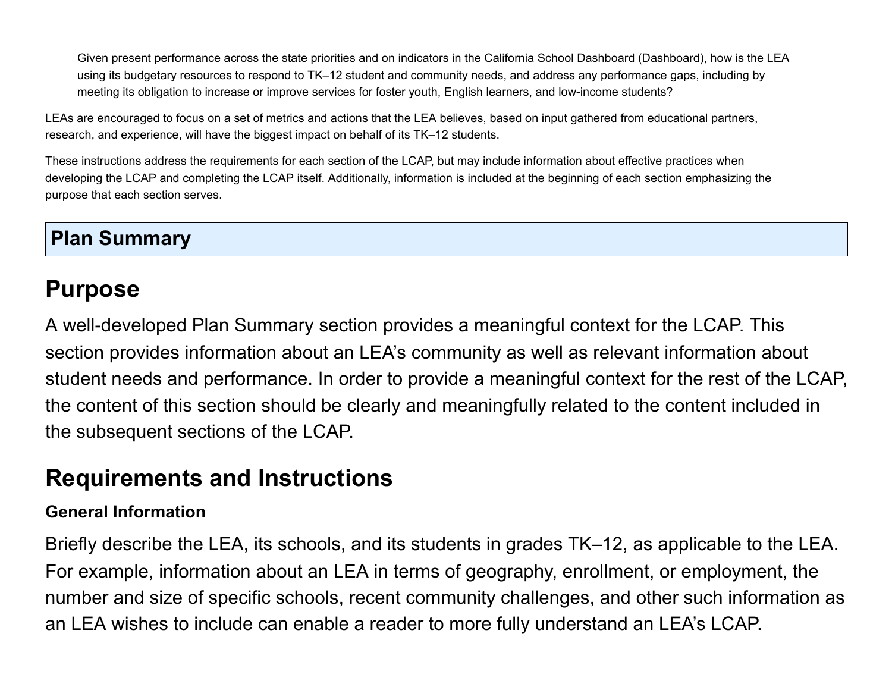> Given present performance across the state priorities and on indicators in the California School Dashboard (Dashboard), how is the LEA using its budgetary resources to respond to TK–12 student and community needs, and address any performance gaps, including by meeting its obligation to increase or improve services for foster youth, English learners, and low-income students?

LEAs are encouraged to focus on a set of metrics and actions that the LEA believes, based on input gathered from educational partners, research, and experience, will have the biggest impact on behalf of its TK–12 students.

These instructions address the requirements for each section of the LCAP, but may include information about effective practices when developing the LCAP and completing the LCAP itself. Additionally, information is included at the beginning of each section emphasizing the purpose that each section serves.

## Plan Summary

## Purpose

A well-developed Plan Summary section provides a meaningful context for the LCAP. This section provides information about an LEA's community as well as relevant information about student needs and performance. In order to provide a meaningful context for the rest of the LCAP, the content of this section should be clearly and meaningfully related to the content included in the subsequent sections of the LCAP.

## Requirements and Instructions

### General Information

Briefly describe the LEA, its schools, and its students in grades TK–12, as applicable to the LEA. For example, information about an LEA in terms of geography, enrollment, or employment, the number and size of specific schools, recent community challenges, and other such information as an LEA wishes to include can enable a reader to more fully understand an LEA's LCAP.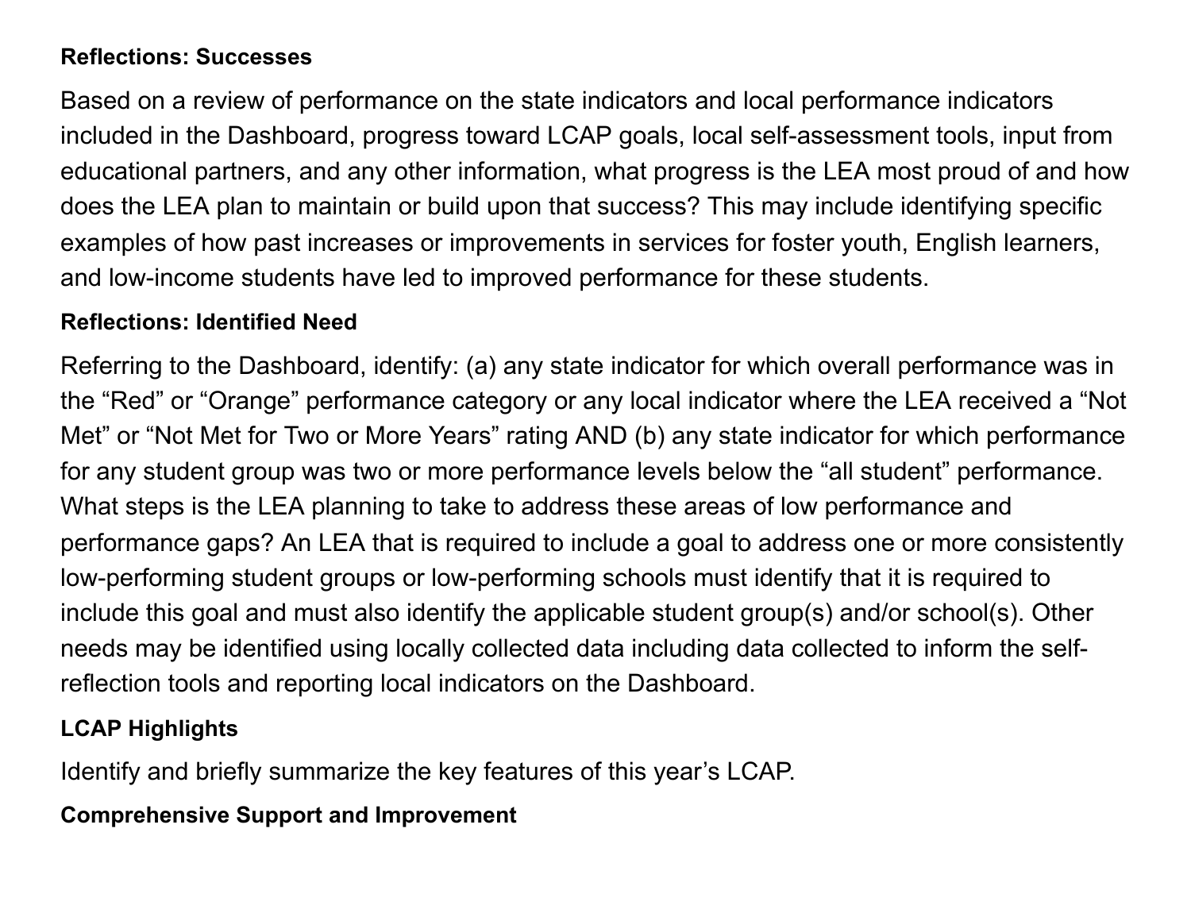**Reflections: Successes**

Based on a review of performance on the state indicators and local performance indicators included in the Dashboard, progress toward LCAP goals, local self-assessment tools, input from educational partners, and any other information, what progress is the LEA most proud of and how does the LEA plan to maintain or build upon that success? This may include identifying specific examples of how past increases or improvements in services for foster youth, English learners, and low-income students have led to improved performance for these students.

**Reflections: Identified Need**

Referring to the Dashboard, identify: (a) any state indicator for which overall performance was in the "Red" or "Orange" performance category or any local indicator where the LEA received a "Not Met" or "Not Met for Two or More Years" rating AND (b) any state indicator for which performance for any student group was two or more performance levels below the "all student" performance. What steps is the LEA planning to take to address these areas of low performance and performance gaps? An LEA that is required to include a goal to address one or more consistently low-performing student groups or low-performing schools must identify that it is required to include this goal and must also identify the applicable student group(s) and/or school(s). Other needs may be identified using locally collected data including data collected to inform the self-reflection tools and reporting local indicators on the Dashboard.

**LCAP Highlights**

Identify and briefly summarize the key features of this year's LCAP.

**Comprehensive Support and Improvement**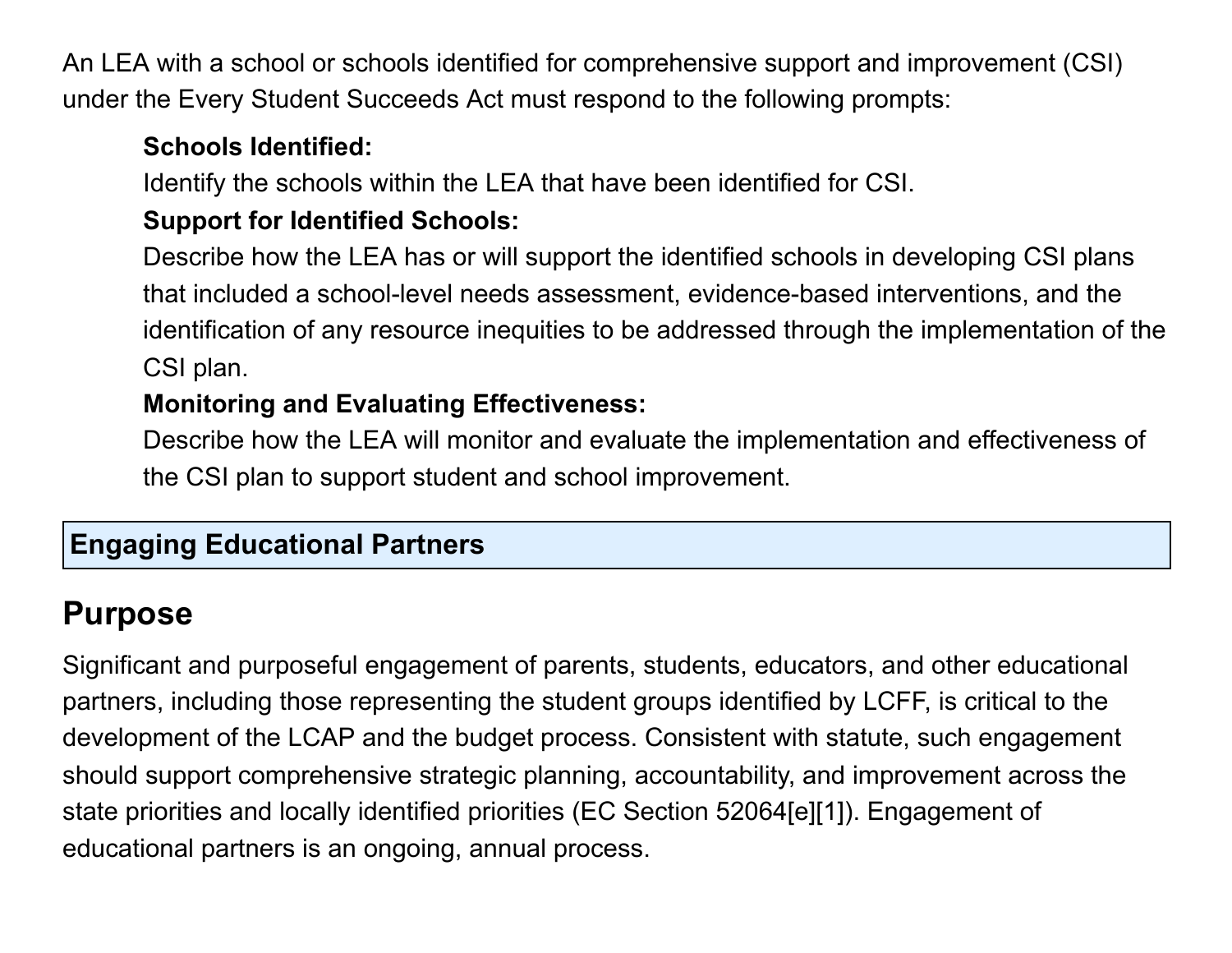An LEA with a school or schools identified for comprehensive support and improvement (CSI) under the Every Student Succeeds Act must respond to the following prompts:

> **Schools Identified:**
> Identify the schools within the LEA that have been identified for CSI.
>
> **Support for Identified Schools:**
> Describe how the LEA has or will support the identified schools in developing CSI plans that included a school-level needs assessment, evidence-based interventions, and the identification of any resource inequities to be addressed through the implementation of the CSI plan.
>
> **Monitoring and Evaluating Effectiveness:**
> Describe how the LEA will monitor and evaluate the implementation and effectiveness of the CSI plan to support student and school improvement.

| Engaging Educational Partners |
| --- |

## Purpose

Significant and purposeful engagement of parents, students, educators, and other educational partners, including those representing the student groups identified by LCFF, is critical to the development of the LCAP and the budget process. Consistent with statute, such engagement should support comprehensive strategic planning, accountability, and improvement across the state priorities and locally identified priorities (EC Section 52064[e][1]). Engagement of educational partners is an ongoing, annual process.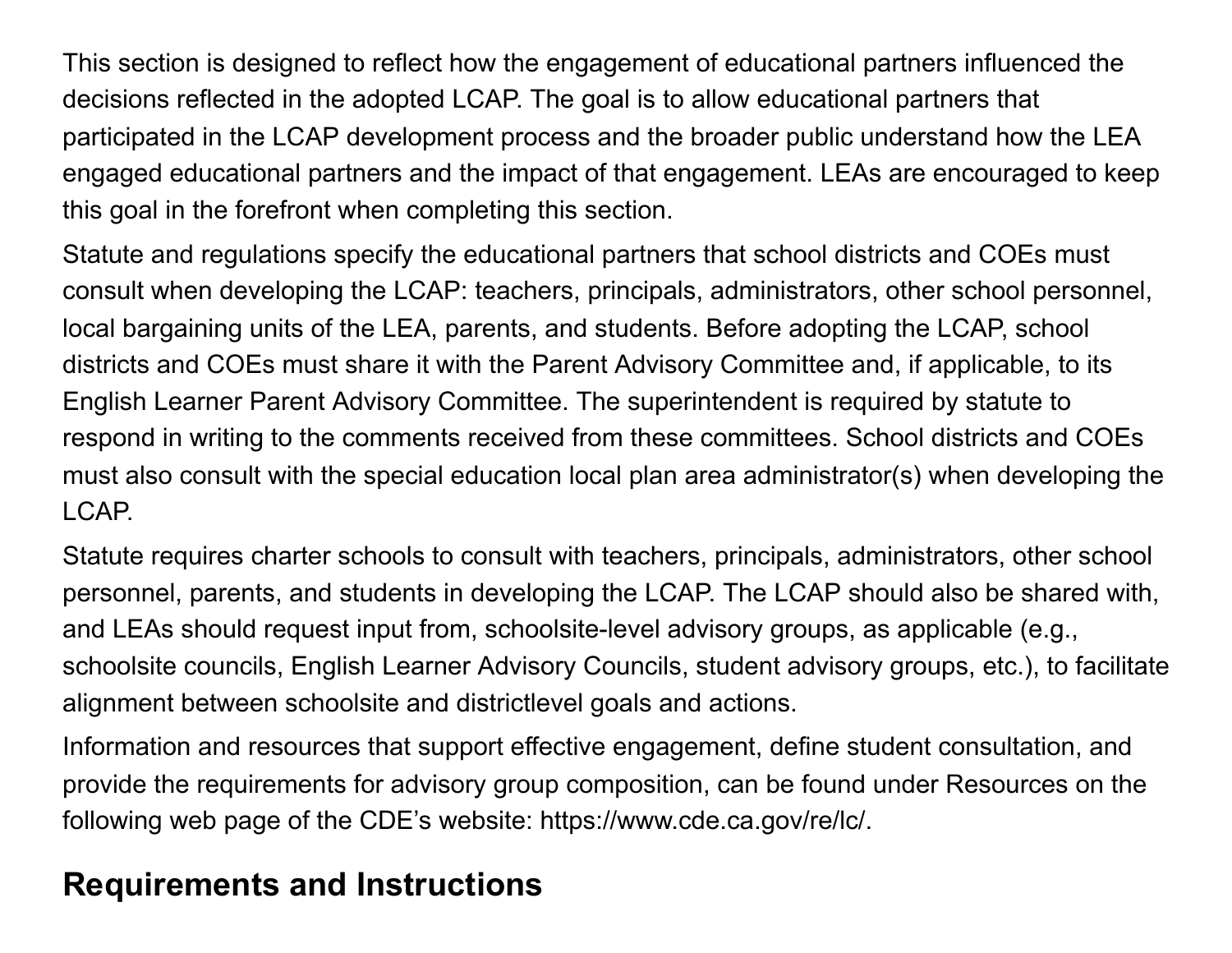This section is designed to reflect how the engagement of educational partners influenced the decisions reflected in the adopted LCAP. The goal is to allow educational partners that participated in the LCAP development process and the broader public understand how the LEA engaged educational partners and the impact of that engagement. LEAs are encouraged to keep this goal in the forefront when completing this section.

Statute and regulations specify the educational partners that school districts and COEs must consult when developing the LCAP: teachers, principals, administrators, other school personnel, local bargaining units of the LEA, parents, and students. Before adopting the LCAP, school districts and COEs must share it with the Parent Advisory Committee and, if applicable, to its English Learner Parent Advisory Committee. The superintendent is required by statute to respond in writing to the comments received from these committees. School districts and COEs must also consult with the special education local plan area administrator(s) when developing the LCAP.

Statute requires charter schools to consult with teachers, principals, administrators, other school personnel, parents, and students in developing the LCAP. The LCAP should also be shared with, and LEAs should request input from, schoolsite-level advisory groups, as applicable (e.g., schoolsite councils, English Learner Advisory Councils, student advisory groups, etc.), to facilitate alignment between schoolsite and districtlevel goals and actions.

Information and resources that support effective engagement, define student consultation, and provide the requirements for advisory group composition, can be found under Resources on the following web page of the CDE's website: https://www.cde.ca.gov/re/lc/.

## Requirements and Instructions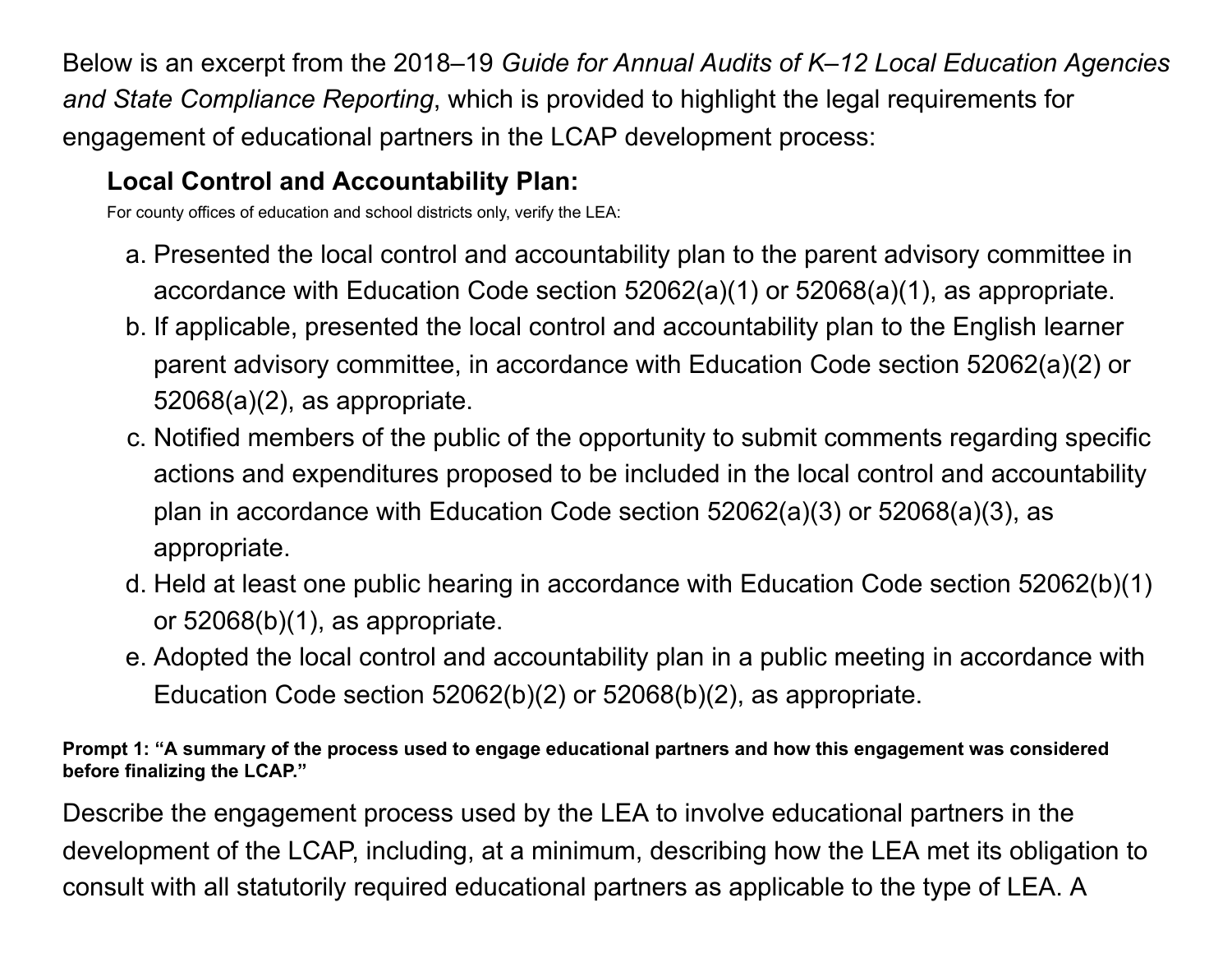Below is an excerpt from the 2018–19 *Guide for Annual Audits of K–12 Local Education Agencies and State Compliance Reporting*, which is provided to highlight the legal requirements for engagement of educational partners in the LCAP development process:

**Local Control and Accountability Plan:**

For county offices of education and school districts only, verify the LEA:

a. Presented the local control and accountability plan to the parent advisory committee in accordance with Education Code section 52062(a)(1) or 52068(a)(1), as appropriate.
b. If applicable, presented the local control and accountability plan to the English learner parent advisory committee, in accordance with Education Code section 52062(a)(2) or 52068(a)(2), as appropriate.
c. Notified members of the public of the opportunity to submit comments regarding specific actions and expenditures proposed to be included in the local control and accountability plan in accordance with Education Code section 52062(a)(3) or 52068(a)(3), as appropriate.
d. Held at least one public hearing in accordance with Education Code section 52062(b)(1) or 52068(b)(1), as appropriate.
e. Adopted the local control and accountability plan in a public meeting in accordance with Education Code section 52062(b)(2) or 52068(b)(2), as appropriate.

**Prompt 1: "A summary of the process used to engage educational partners and how this engagement was considered before finalizing the LCAP."**

Describe the engagement process used by the LEA to involve educational partners in the development of the LCAP, including, at a minimum, describing how the LEA met its obligation to consult with all statutorily required educational partners as applicable to the type of LEA. A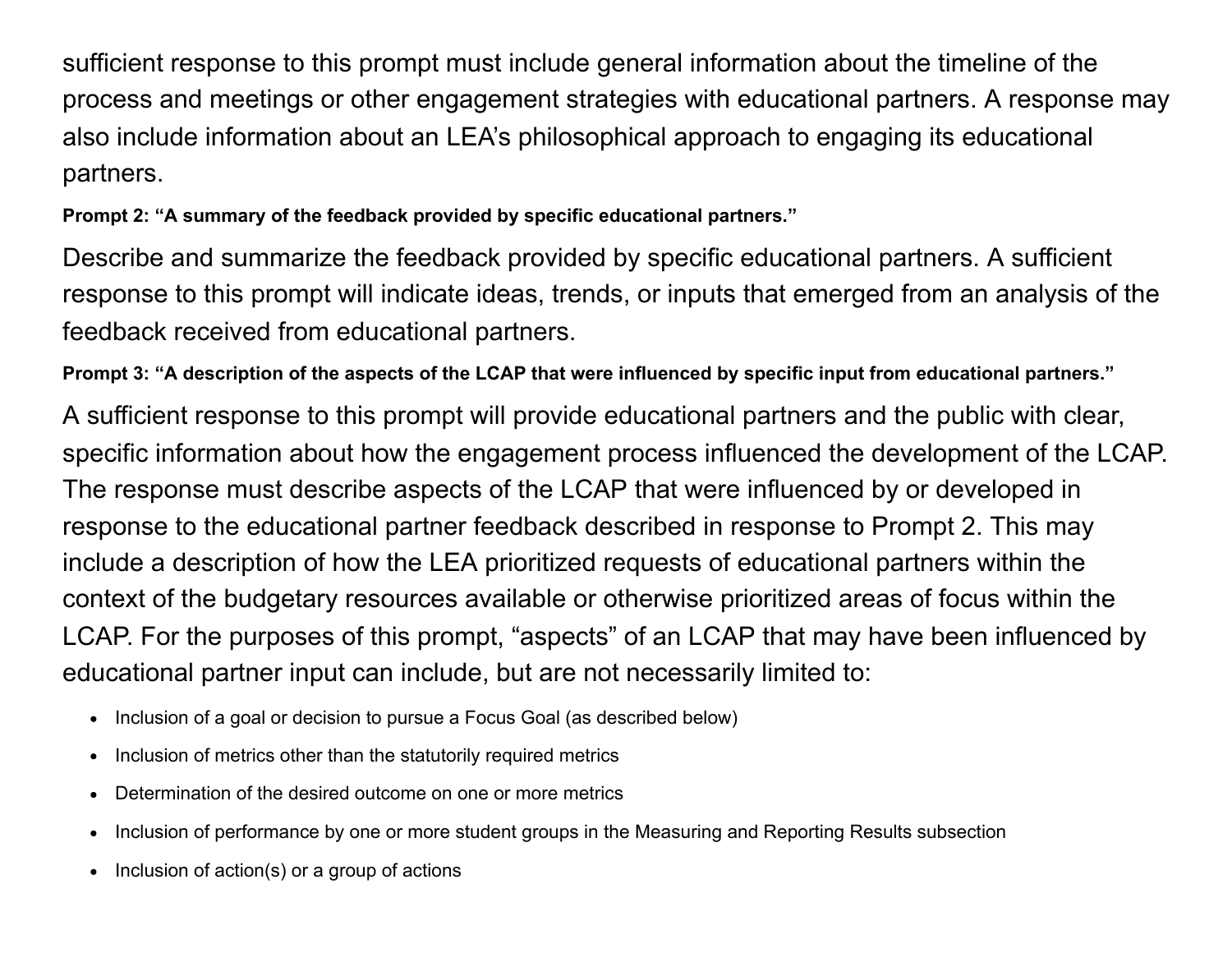sufficient response to this prompt must include general information about the timeline of the process and meetings or other engagement strategies with educational partners. A response may also include information about an LEA's philosophical approach to engaging its educational partners.

**Prompt 2: "A summary of the feedback provided by specific educational partners."**

Describe and summarize the feedback provided by specific educational partners. A sufficient response to this prompt will indicate ideas, trends, or inputs that emerged from an analysis of the feedback received from educational partners.

**Prompt 3: "A description of the aspects of the LCAP that were influenced by specific input from educational partners."**

A sufficient response to this prompt will provide educational partners and the public with clear, specific information about how the engagement process influenced the development of the LCAP. The response must describe aspects of the LCAP that were influenced by or developed in response to the educational partner feedback described in response to Prompt 2. This may include a description of how the LEA prioritized requests of educational partners within the context of the budgetary resources available or otherwise prioritized areas of focus within the LCAP. For the purposes of this prompt, "aspects" of an LCAP that may have been influenced by educational partner input can include, but are not necessarily limited to:

- Inclusion of a goal or decision to pursue a Focus Goal (as described below)
- Inclusion of metrics other than the statutorily required metrics
- Determination of the desired outcome on one or more metrics
- Inclusion of performance by one or more student groups in the Measuring and Reporting Results subsection
- Inclusion of action(s) or a group of actions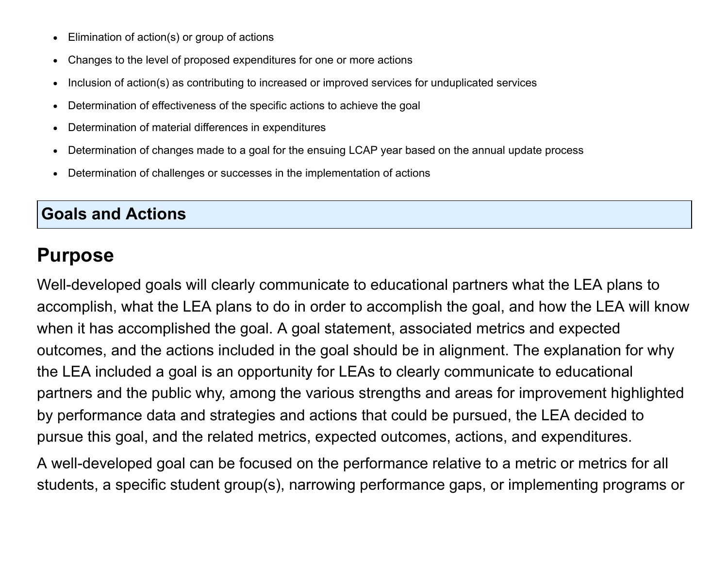- Elimination of action(s) or group of actions
- Changes to the level of proposed expenditures for one or more actions
- Inclusion of action(s) as contributing to increased or improved services for unduplicated services
- Determination of effectiveness of the specific actions to achieve the goal
- Determination of material differences in expenditures
- Determination of changes made to a goal for the ensuing LCAP year based on the annual update process
- Determination of challenges or successes in the implementation of actions

## Goals and Actions

## Purpose

Well-developed goals will clearly communicate to educational partners what the LEA plans to accomplish, what the LEA plans to do in order to accomplish the goal, and how the LEA will know when it has accomplished the goal. A goal statement, associated metrics and expected outcomes, and the actions included in the goal should be in alignment. The explanation for why the LEA included a goal is an opportunity for LEAs to clearly communicate to educational partners and the public why, among the various strengths and areas for improvement highlighted by performance data and strategies and actions that could be pursued, the LEA decided to pursue this goal, and the related metrics, expected outcomes, actions, and expenditures.

A well-developed goal can be focused on the performance relative to a metric or metrics for all students, a specific student group(s), narrowing performance gaps, or implementing programs or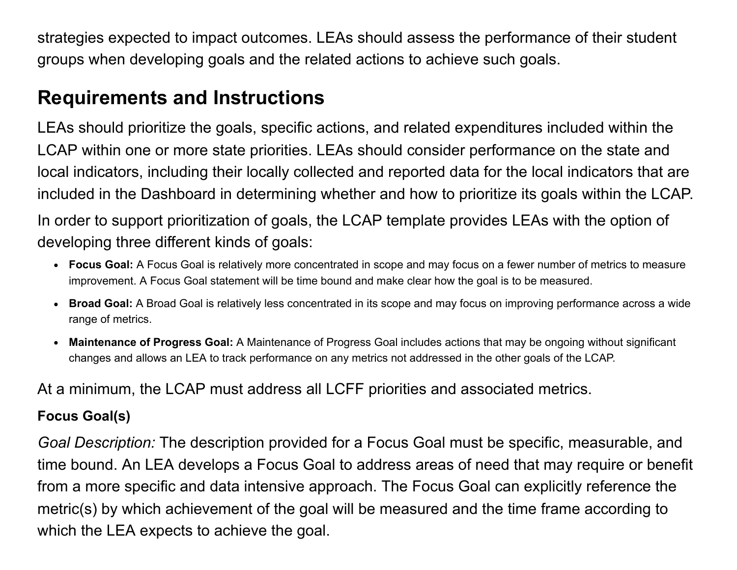strategies expected to impact outcomes. LEAs should assess the performance of their student groups when developing goals and the related actions to achieve such goals.

## Requirements and Instructions

LEAs should prioritize the goals, specific actions, and related expenditures included within the LCAP within one or more state priorities. LEAs should consider performance on the state and local indicators, including their locally collected and reported data for the local indicators that are included in the Dashboard in determining whether and how to prioritize its goals within the LCAP.

In order to support prioritization of goals, the LCAP template provides LEAs with the option of developing three different kinds of goals:

- **Focus Goal:** A Focus Goal is relatively more concentrated in scope and may focus on a fewer number of metrics to measure improvement. A Focus Goal statement will be time bound and make clear how the goal is to be measured.
- **Broad Goal:** A Broad Goal is relatively less concentrated in its scope and may focus on improving performance across a wide range of metrics.
- **Maintenance of Progress Goal:** A Maintenance of Progress Goal includes actions that may be ongoing without significant changes and allows an LEA to track performance on any metrics not addressed in the other goals of the LCAP.

At a minimum, the LCAP must address all LCFF priorities and associated metrics.

**Focus Goal(s)**

*Goal Description:* The description provided for a Focus Goal must be specific, measurable, and time bound. An LEA develops a Focus Goal to address areas of need that may require or benefit from a more specific and data intensive approach. The Focus Goal can explicitly reference the metric(s) by which achievement of the goal will be measured and the time frame according to which the LEA expects to achieve the goal.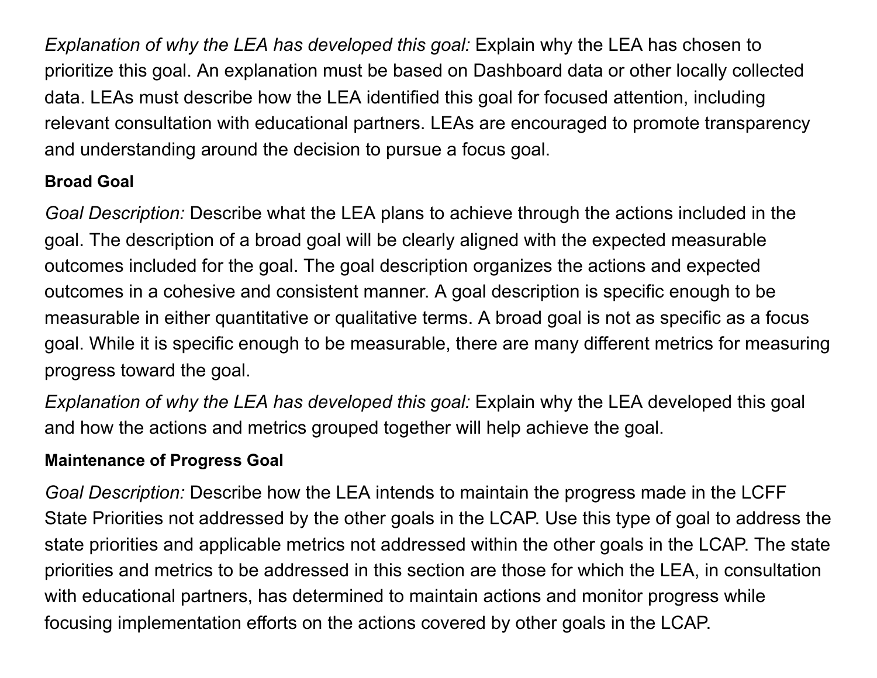*Explanation of why the LEA has developed this goal:* Explain why the LEA has chosen to prioritize this goal. An explanation must be based on Dashboard data or other locally collected data. LEAs must describe how the LEA identified this goal for focused attention, including relevant consultation with educational partners. LEAs are encouraged to promote transparency and understanding around the decision to pursue a focus goal.

**Broad Goal**

*Goal Description:* Describe what the LEA plans to achieve through the actions included in the goal. The description of a broad goal will be clearly aligned with the expected measurable outcomes included for the goal. The goal description organizes the actions and expected outcomes in a cohesive and consistent manner. A goal description is specific enough to be measurable in either quantitative or qualitative terms. A broad goal is not as specific as a focus goal. While it is specific enough to be measurable, there are many different metrics for measuring progress toward the goal.

*Explanation of why the LEA has developed this goal:* Explain why the LEA developed this goal and how the actions and metrics grouped together will help achieve the goal.

**Maintenance of Progress Goal**

*Goal Description:* Describe how the LEA intends to maintain the progress made in the LCFF State Priorities not addressed by the other goals in the LCAP. Use this type of goal to address the state priorities and applicable metrics not addressed within the other goals in the LCAP. The state priorities and metrics to be addressed in this section are those for which the LEA, in consultation with educational partners, has determined to maintain actions and monitor progress while focusing implementation efforts on the actions covered by other goals in the LCAP.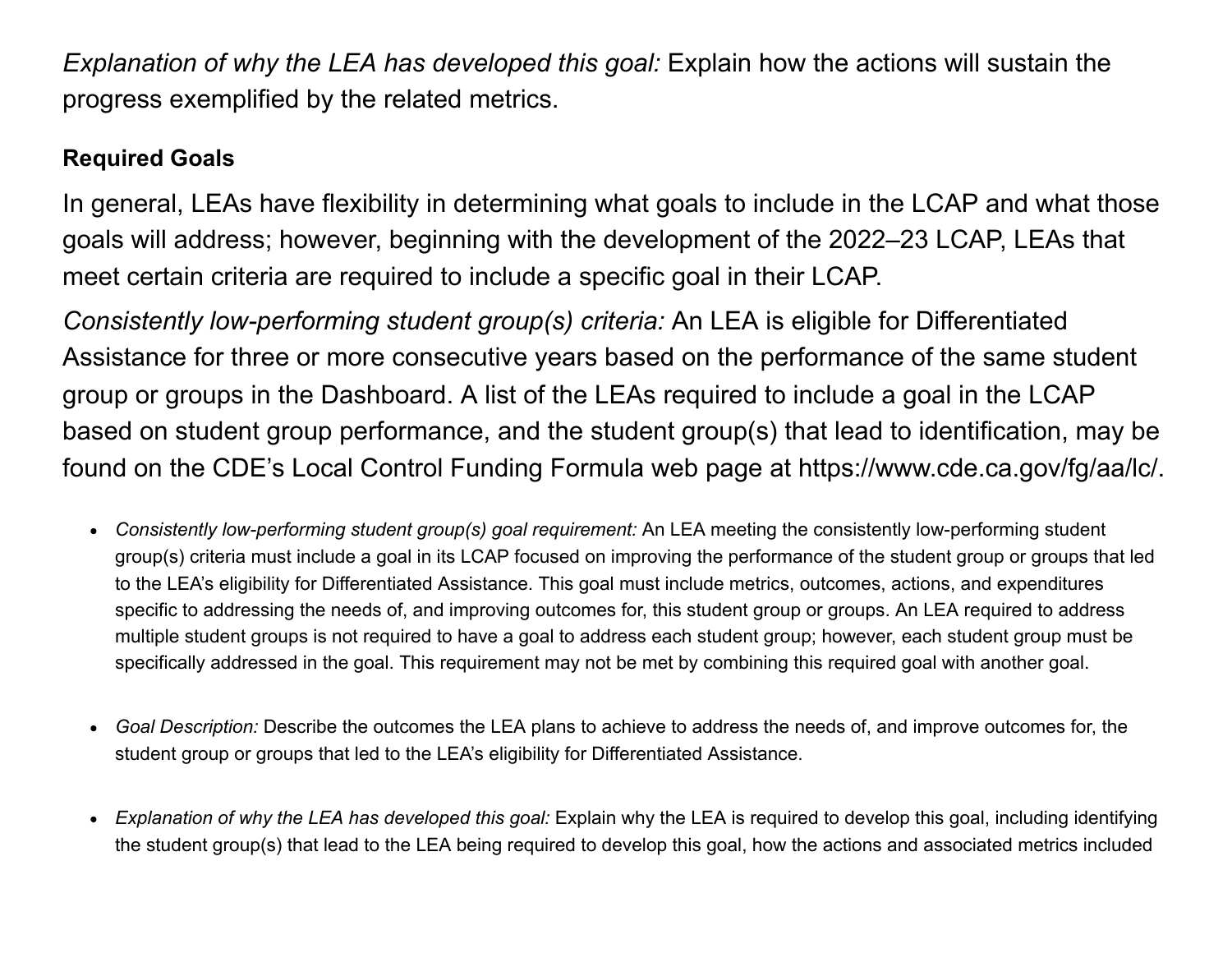*Explanation of why the LEA has developed this goal:* Explain how the actions will sustain the progress exemplified by the related metrics.

**Required Goals**

In general, LEAs have flexibility in determining what goals to include in the LCAP and what those goals will address; however, beginning with the development of the 2022–23 LCAP, LEAs that meet certain criteria are required to include a specific goal in their LCAP.

*Consistently low-performing student group(s) criteria:* An LEA is eligible for Differentiated Assistance for three or more consecutive years based on the performance of the same student group or groups in the Dashboard. A list of the LEAs required to include a goal in the LCAP based on student group performance, and the student group(s) that lead to identification, may be found on the CDE's Local Control Funding Formula web page at https://www.cde.ca.gov/fg/aa/lc/.

- *Consistently low-performing student group(s) goal requirement:* An LEA meeting the consistently low-performing student group(s) criteria must include a goal in its LCAP focused on improving the performance of the student group or groups that led to the LEA's eligibility for Differentiated Assistance. This goal must include metrics, outcomes, actions, and expenditures specific to addressing the needs of, and improving outcomes for, this student group or groups. An LEA required to address multiple student groups is not required to have a goal to address each student group; however, each student group must be specifically addressed in the goal. This requirement may not be met by combining this required goal with another goal.

- *Goal Description:* Describe the outcomes the LEA plans to achieve to address the needs of, and improve outcomes for, the student group or groups that led to the LEA's eligibility for Differentiated Assistance.

- *Explanation of why the LEA has developed this goal:* Explain why the LEA is required to develop this goal, including identifying the student group(s) that lead to the LEA being required to develop this goal, how the actions and associated metrics included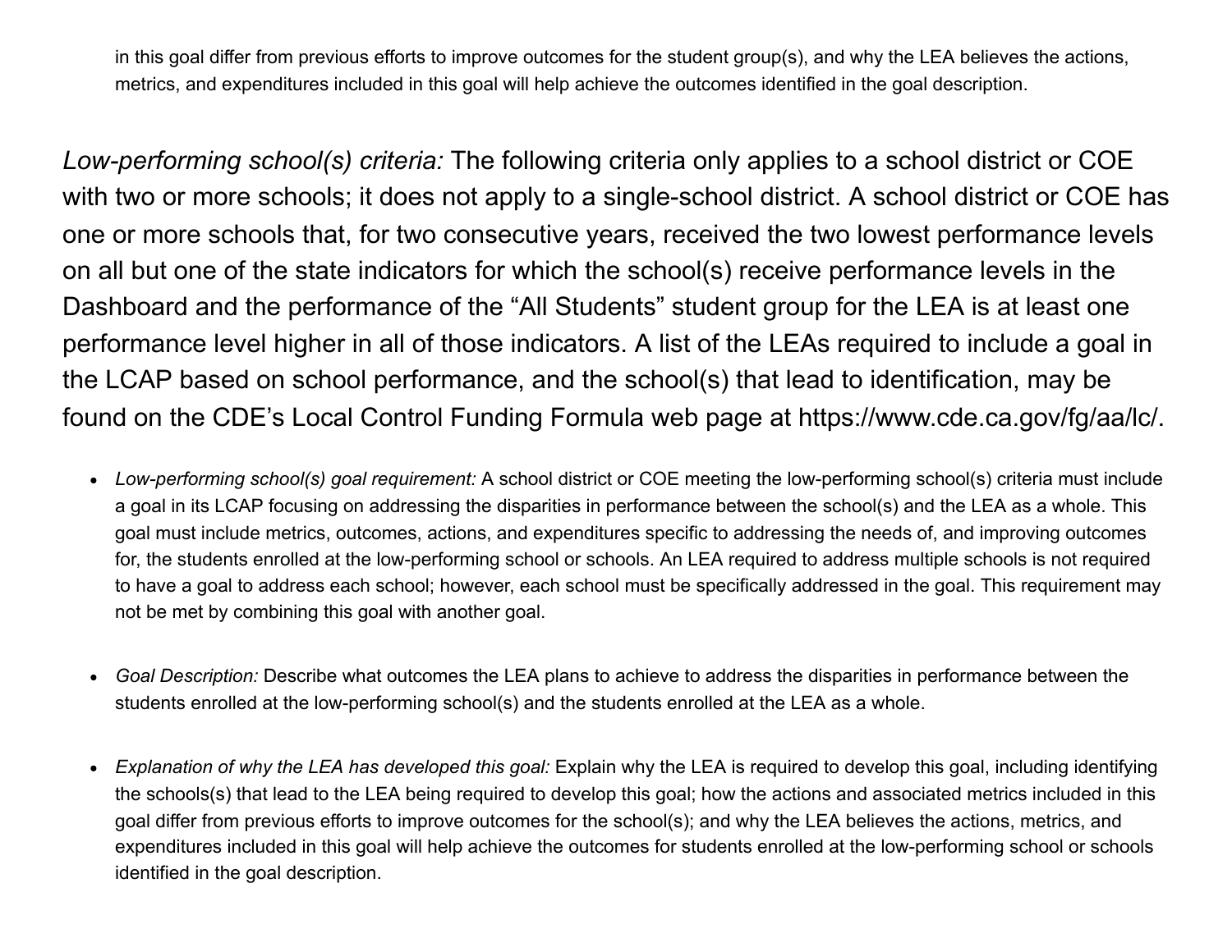in this goal differ from previous efforts to improve outcomes for the student group(s), and why the LEA believes the actions, metrics, and expenditures included in this goal will help achieve the outcomes identified in the goal description.

*Low-performing school(s) criteria:* The following criteria only applies to a school district or COE with two or more schools; it does not apply to a single-school district. A school district or COE has one or more schools that, for two consecutive years, received the two lowest performance levels on all but one of the state indicators for which the school(s) receive performance levels in the Dashboard and the performance of the "All Students" student group for the LEA is at least one performance level higher in all of those indicators. A list of the LEAs required to include a goal in the LCAP based on school performance, and the school(s) that lead to identification, may be found on the CDE's Local Control Funding Formula web page at https://www.cde.ca.gov/fg/aa/lc/.

- *Low-performing school(s) goal requirement:* A school district or COE meeting the low-performing school(s) criteria must include a goal in its LCAP focusing on addressing the disparities in performance between the school(s) and the LEA as a whole. This goal must include metrics, outcomes, actions, and expenditures specific to addressing the needs of, and improving outcomes for, the students enrolled at the low-performing school or schools. An LEA required to address multiple schools is not required to have a goal to address each school; however, each school must be specifically addressed in the goal. This requirement may not be met by combining this goal with another goal.

- *Goal Description:* Describe what outcomes the LEA plans to achieve to address the disparities in performance between the students enrolled at the low-performing school(s) and the students enrolled at the LEA as a whole.

- *Explanation of why the LEA has developed this goal:* Explain why the LEA is required to develop this goal, including identifying the schools(s) that lead to the LEA being required to develop this goal; how the actions and associated metrics included in this goal differ from previous efforts to improve outcomes for the school(s); and why the LEA believes the actions, metrics, and expenditures included in this goal will help achieve the outcomes for students enrolled at the low-performing school or schools identified in the goal description.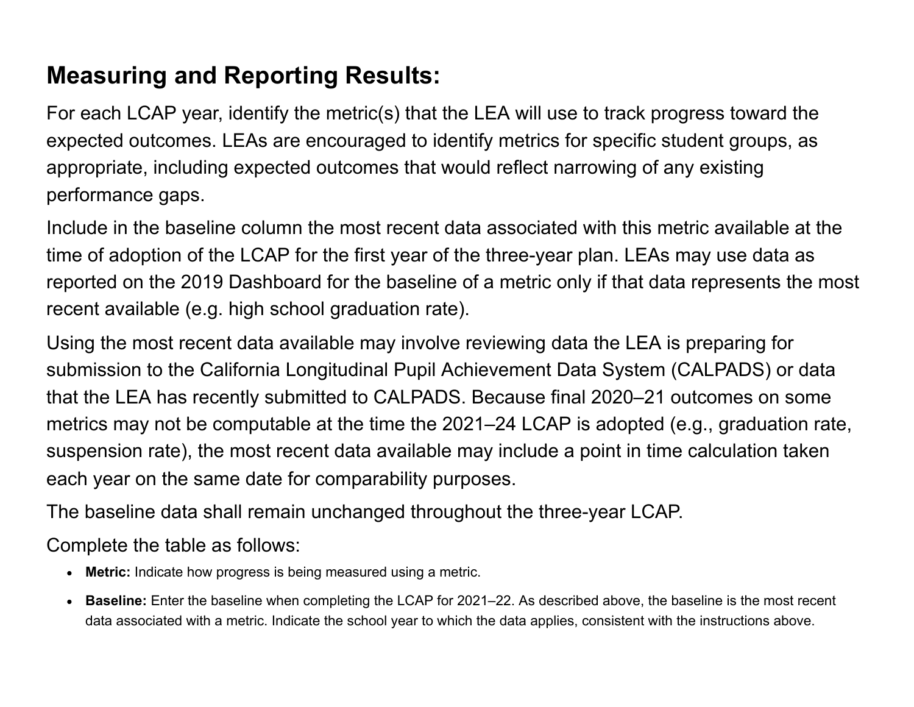## Measuring and Reporting Results:

For each LCAP year, identify the metric(s) that the LEA will use to track progress toward the expected outcomes. LEAs are encouraged to identify metrics for specific student groups, as appropriate, including expected outcomes that would reflect narrowing of any existing performance gaps.

Include in the baseline column the most recent data associated with this metric available at the time of adoption of the LCAP for the first year of the three-year plan. LEAs may use data as reported on the 2019 Dashboard for the baseline of a metric only if that data represents the most recent available (e.g. high school graduation rate).

Using the most recent data available may involve reviewing data the LEA is preparing for submission to the California Longitudinal Pupil Achievement Data System (CALPADS) or data that the LEA has recently submitted to CALPADS. Because final 2020–21 outcomes on some metrics may not be computable at the time the 2021–24 LCAP is adopted (e.g., graduation rate, suspension rate), the most recent data available may include a point in time calculation taken each year on the same date for comparability purposes.

The baseline data shall remain unchanged throughout the three-year LCAP.

Complete the table as follows:

- **Metric:** Indicate how progress is being measured using a metric.
- **Baseline:** Enter the baseline when completing the LCAP for 2021–22. As described above, the baseline is the most recent data associated with a metric. Indicate the school year to which the data applies, consistent with the instructions above.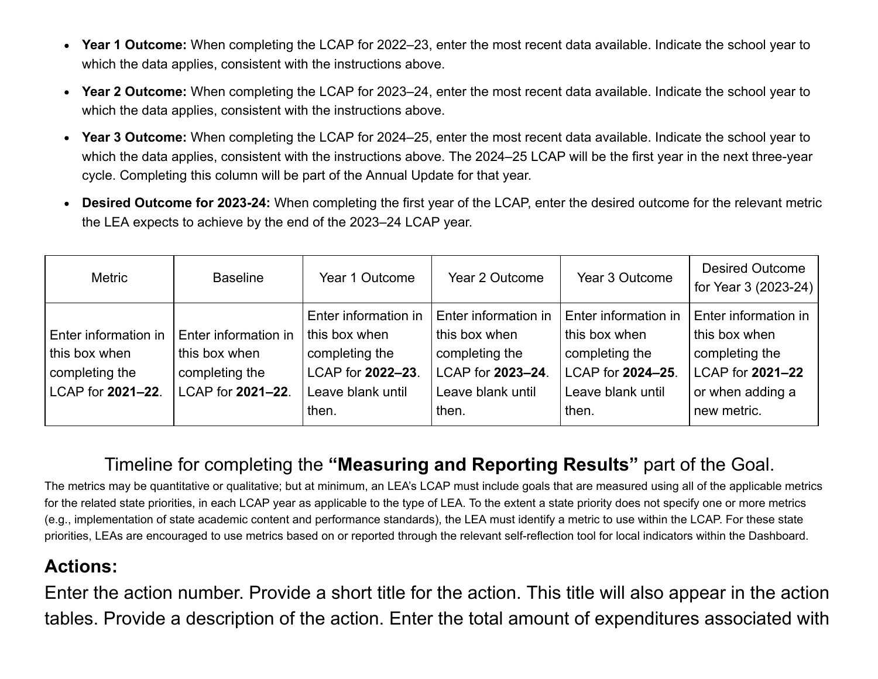- **Year 1 Outcome:** When completing the LCAP for 2022–23, enter the most recent data available. Indicate the school year to which the data applies, consistent with the instructions above.
- **Year 2 Outcome:** When completing the LCAP for 2023–24, enter the most recent data available. Indicate the school year to which the data applies, consistent with the instructions above.
- **Year 3 Outcome:** When completing the LCAP for 2024–25, enter the most recent data available. Indicate the school year to which the data applies, consistent with the instructions above. The 2024–25 LCAP will be the first year in the next three-year cycle. Completing this column will be part of the Annual Update for that year.
- **Desired Outcome for 2023-24:** When completing the first year of the LCAP, enter the desired outcome for the relevant metric the LEA expects to achieve by the end of the 2023–24 LCAP year.

| Metric | Baseline | Year 1 Outcome | Year 2 Outcome | Year 3 Outcome | Desired Outcome for Year 3 (2023-24) |
|---|---|---|---|---|---|
| Enter information in this box when completing the LCAP for **2021–22**. | Enter information in this box when completing the LCAP for **2021–22**. | Enter information in this box when completing the LCAP for **2022–23**. Leave blank until then. | Enter information in this box when completing the LCAP for **2023–24**. Leave blank until then. | Enter information in this box when completing the LCAP for **2024–25**. Leave blank until then. | Enter information in this box when completing the LCAP for **2021–22** or when adding a new metric. |

Timeline for completing the **"Measuring and Reporting Results"** part of the Goal.

The metrics may be quantitative or qualitative; but at minimum, an LEA's LCAP must include goals that are measured using all of the applicable metrics for the related state priorities, in each LCAP year as applicable to the type of LEA. To the extent a state priority does not specify one or more metrics (e.g., implementation of state academic content and performance standards), the LEA must identify a metric to use within the LCAP. For these state priorities, LEAs are encouraged to use metrics based on or reported through the relevant self-reflection tool for local indicators within the Dashboard.

## Actions:

Enter the action number. Provide a short title for the action. This title will also appear in the action tables. Provide a description of the action. Enter the total amount of expenditures associated with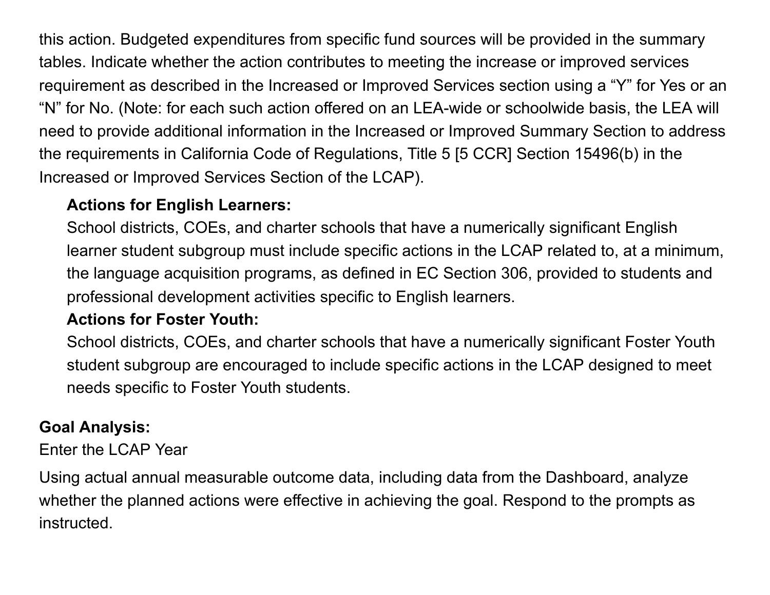this action. Budgeted expenditures from specific fund sources will be provided in the summary tables. Indicate whether the action contributes to meeting the increase or improved services requirement as described in the Increased or Improved Services section using a "Y" for Yes or an "N" for No. (Note: for each such action offered on an LEA-wide or schoolwide basis, the LEA will need to provide additional information in the Increased or Improved Summary Section to address the requirements in California Code of Regulations, Title 5 [5 CCR] Section 15496(b) in the Increased or Improved Services Section of the LCAP).

> **Actions for English Learners:**
> School districts, COEs, and charter schools that have a numerically significant English learner student subgroup must include specific actions in the LCAP related to, at a minimum, the language acquisition programs, as defined in EC Section 306, provided to students and professional development activities specific to English learners.
>
> **Actions for Foster Youth:**
> School districts, COEs, and charter schools that have a numerically significant Foster Youth student subgroup are encouraged to include specific actions in the LCAP designed to meet needs specific to Foster Youth students.

**Goal Analysis:**

Enter the LCAP Year

Using actual annual measurable outcome data, including data from the Dashboard, analyze whether the planned actions were effective in achieving the goal. Respond to the prompts as instructed.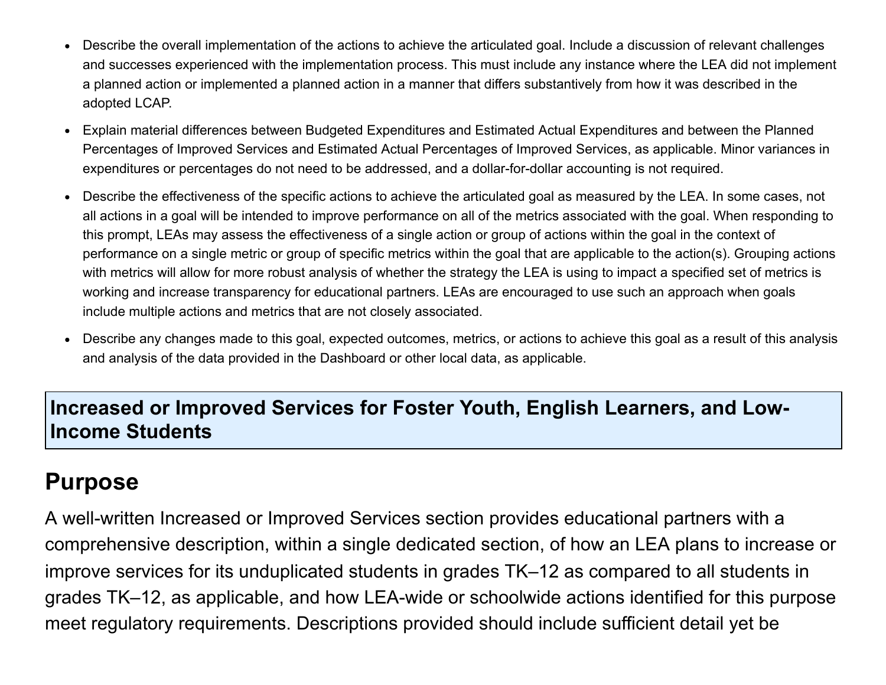- Describe the overall implementation of the actions to achieve the articulated goal. Include a discussion of relevant challenges and successes experienced with the implementation process. This must include any instance where the LEA did not implement a planned action or implemented a planned action in a manner that differs substantively from how it was described in the adopted LCAP.
- Explain material differences between Budgeted Expenditures and Estimated Actual Expenditures and between the Planned Percentages of Improved Services and Estimated Actual Percentages of Improved Services, as applicable. Minor variances in expenditures or percentages do not need to be addressed, and a dollar-for-dollar accounting is not required.
- Describe the effectiveness of the specific actions to achieve the articulated goal as measured by the LEA. In some cases, not all actions in a goal will be intended to improve performance on all of the metrics associated with the goal. When responding to this prompt, LEAs may assess the effectiveness of a single action or group of actions within the goal in the context of performance on a single metric or group of specific metrics within the goal that are applicable to the action(s). Grouping actions with metrics will allow for more robust analysis of whether the strategy the LEA is using to impact a specified set of metrics is working and increase transparency for educational partners. LEAs are encouraged to use such an approach when goals include multiple actions and metrics that are not closely associated.
- Describe any changes made to this goal, expected outcomes, metrics, or actions to achieve this goal as a result of this analysis and analysis of the data provided in the Dashboard or other local data, as applicable.

## Increased or Improved Services for Foster Youth, English Learners, and Low-Income Students

## Purpose

A well-written Increased or Improved Services section provides educational partners with a comprehensive description, within a single dedicated section, of how an LEA plans to increase or improve services for its unduplicated students in grades TK–12 as compared to all students in grades TK–12, as applicable, and how LEA-wide or schoolwide actions identified for this purpose meet regulatory requirements. Descriptions provided should include sufficient detail yet be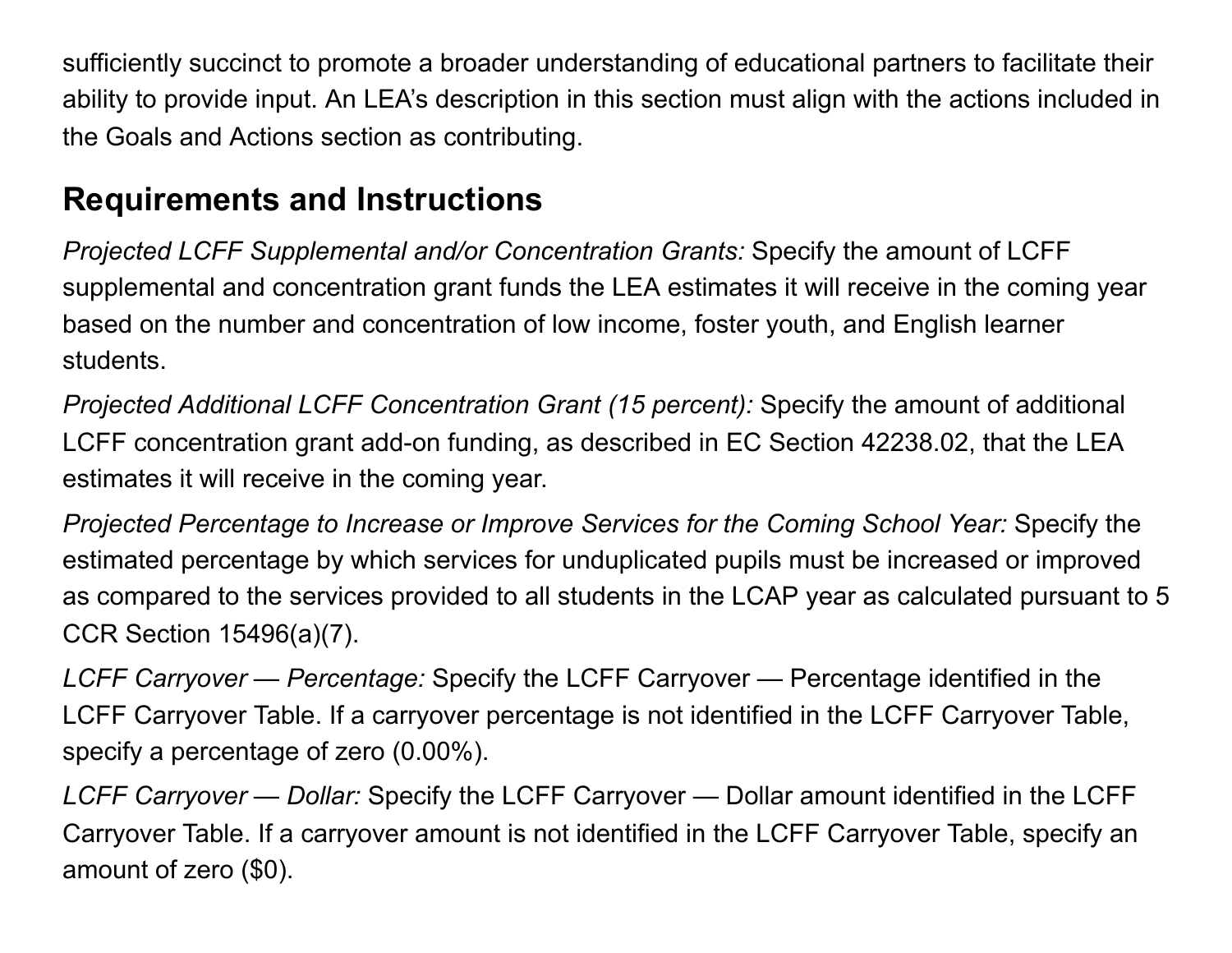sufficiently succinct to promote a broader understanding of educational partners to facilitate their ability to provide input. An LEA's description in this section must align with the actions included in the Goals and Actions section as contributing.

## Requirements and Instructions

*Projected LCFF Supplemental and/or Concentration Grants:* Specify the amount of LCFF supplemental and concentration grant funds the LEA estimates it will receive in the coming year based on the number and concentration of low income, foster youth, and English learner students.

*Projected Additional LCFF Concentration Grant (15 percent):* Specify the amount of additional LCFF concentration grant add-on funding, as described in EC Section 42238.02, that the LEA estimates it will receive in the coming year.

*Projected Percentage to Increase or Improve Services for the Coming School Year:* Specify the estimated percentage by which services for unduplicated pupils must be increased or improved as compared to the services provided to all students in the LCAP year as calculated pursuant to 5 CCR Section 15496(a)(7).

*LCFF Carryover — Percentage:* Specify the LCFF Carryover — Percentage identified in the LCFF Carryover Table. If a carryover percentage is not identified in the LCFF Carryover Table, specify a percentage of zero (0.00%).

*LCFF Carryover — Dollar:* Specify the LCFF Carryover — Dollar amount identified in the LCFF Carryover Table. If a carryover amount is not identified in the LCFF Carryover Table, specify an amount of zero ($0).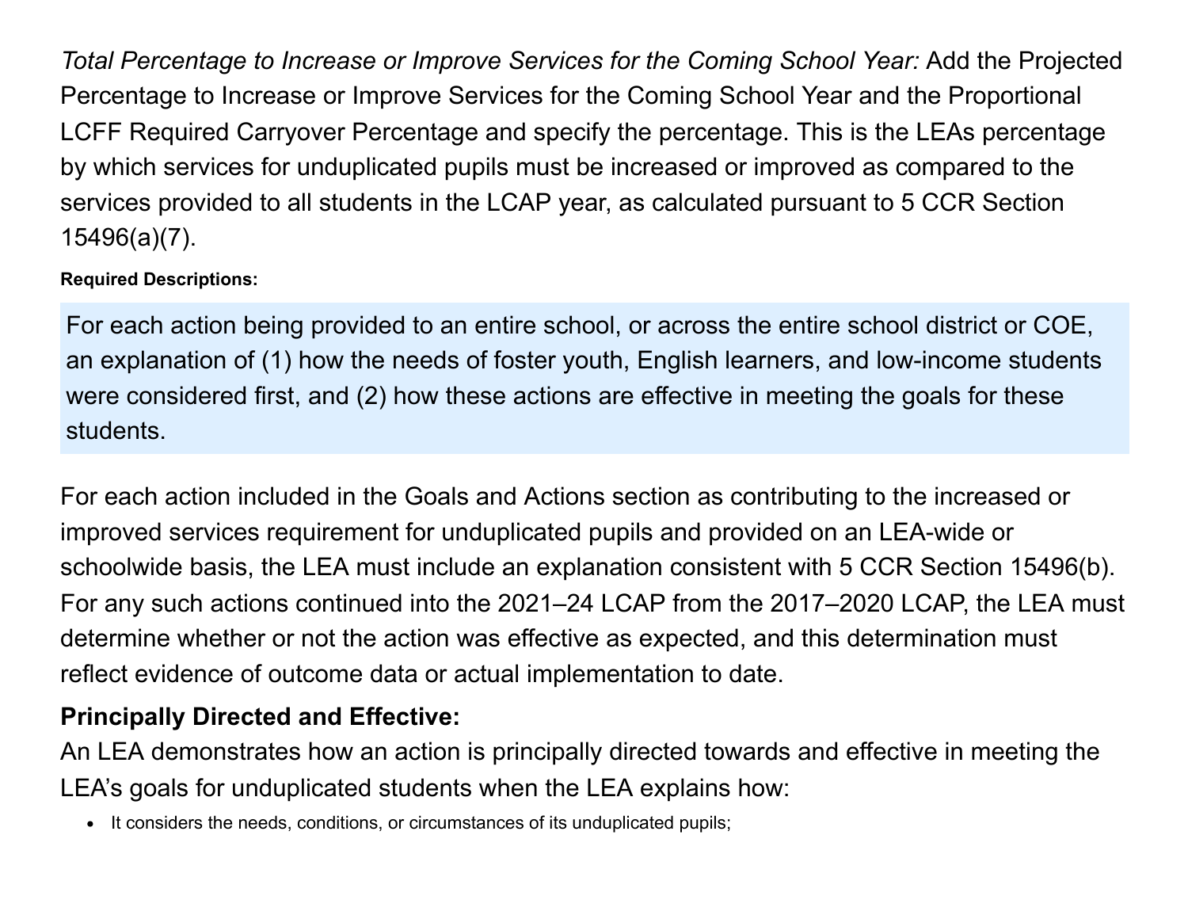*Total Percentage to Increase or Improve Services for the Coming School Year:* Add the Projected Percentage to Increase or Improve Services for the Coming School Year and the Proportional LCFF Required Carryover Percentage and specify the percentage. This is the LEAs percentage by which services for unduplicated pupils must be increased or improved as compared to the services provided to all students in the LCAP year, as calculated pursuant to 5 CCR Section 15496(a)(7).

**Required Descriptions:**

For each action being provided to an entire school, or across the entire school district or COE, an explanation of (1) how the needs of foster youth, English learners, and low-income students were considered first, and (2) how these actions are effective in meeting the goals for these students.

For each action included in the Goals and Actions section as contributing to the increased or improved services requirement for unduplicated pupils and provided on an LEA-wide or schoolwide basis, the LEA must include an explanation consistent with 5 CCR Section 15496(b). For any such actions continued into the 2021–24 LCAP from the 2017–2020 LCAP, the LEA must determine whether or not the action was effective as expected, and this determination must reflect evidence of outcome data or actual implementation to date.

**Principally Directed and Effective:**

An LEA demonstrates how an action is principally directed towards and effective in meeting the LEA's goals for unduplicated students when the LEA explains how:

- It considers the needs, conditions, or circumstances of its unduplicated pupils;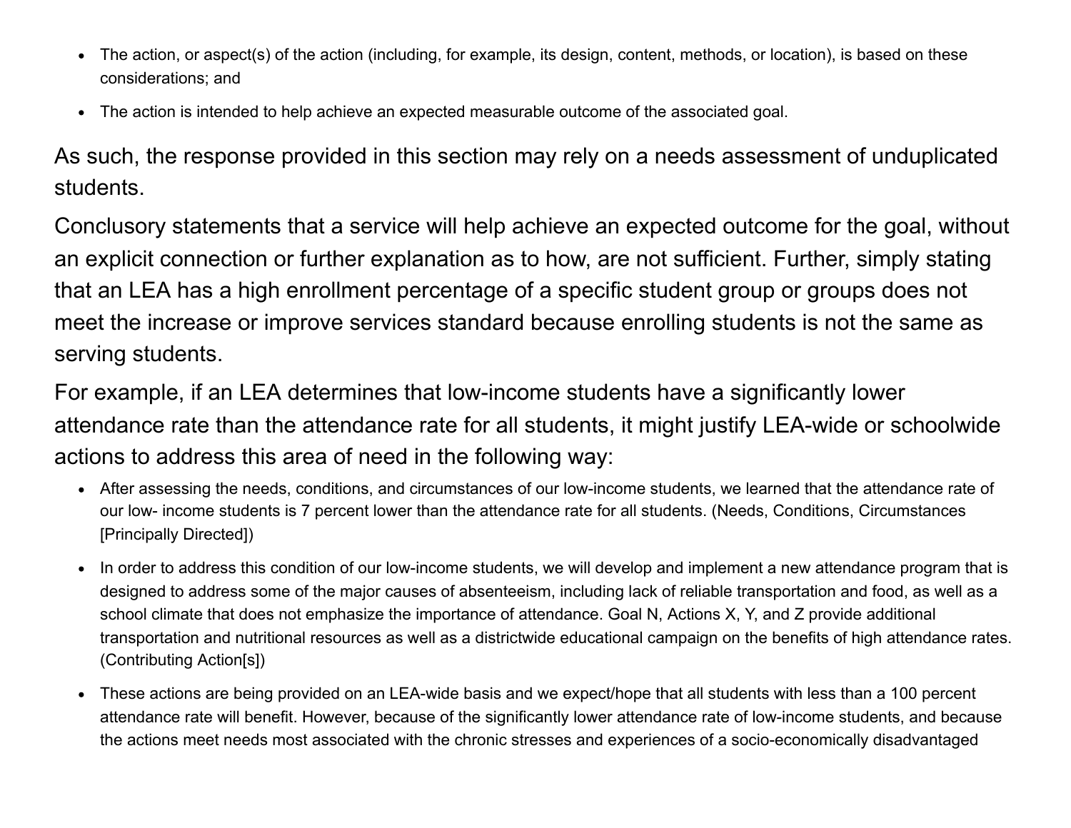- The action, or aspect(s) of the action (including, for example, its design, content, methods, or location), is based on these considerations; and
- The action is intended to help achieve an expected measurable outcome of the associated goal.

As such, the response provided in this section may rely on a needs assessment of unduplicated students.

Conclusory statements that a service will help achieve an expected outcome for the goal, without an explicit connection or further explanation as to how, are not sufficient. Further, simply stating that an LEA has a high enrollment percentage of a specific student group or groups does not meet the increase or improve services standard because enrolling students is not the same as serving students.

For example, if an LEA determines that low-income students have a significantly lower attendance rate than the attendance rate for all students, it might justify LEA-wide or schoolwide actions to address this area of need in the following way:

- After assessing the needs, conditions, and circumstances of our low-income students, we learned that the attendance rate of our low- income students is 7 percent lower than the attendance rate for all students. (Needs, Conditions, Circumstances [Principally Directed])
- In order to address this condition of our low-income students, we will develop and implement a new attendance program that is designed to address some of the major causes of absenteeism, including lack of reliable transportation and food, as well as a school climate that does not emphasize the importance of attendance. Goal N, Actions X, Y, and Z provide additional transportation and nutritional resources as well as a districtwide educational campaign on the benefits of high attendance rates. (Contributing Action[s])
- These actions are being provided on an LEA-wide basis and we expect/hope that all students with less than a 100 percent attendance rate will benefit. However, because of the significantly lower attendance rate of low-income students, and because the actions meet needs most associated with the chronic stresses and experiences of a socio-economically disadvantaged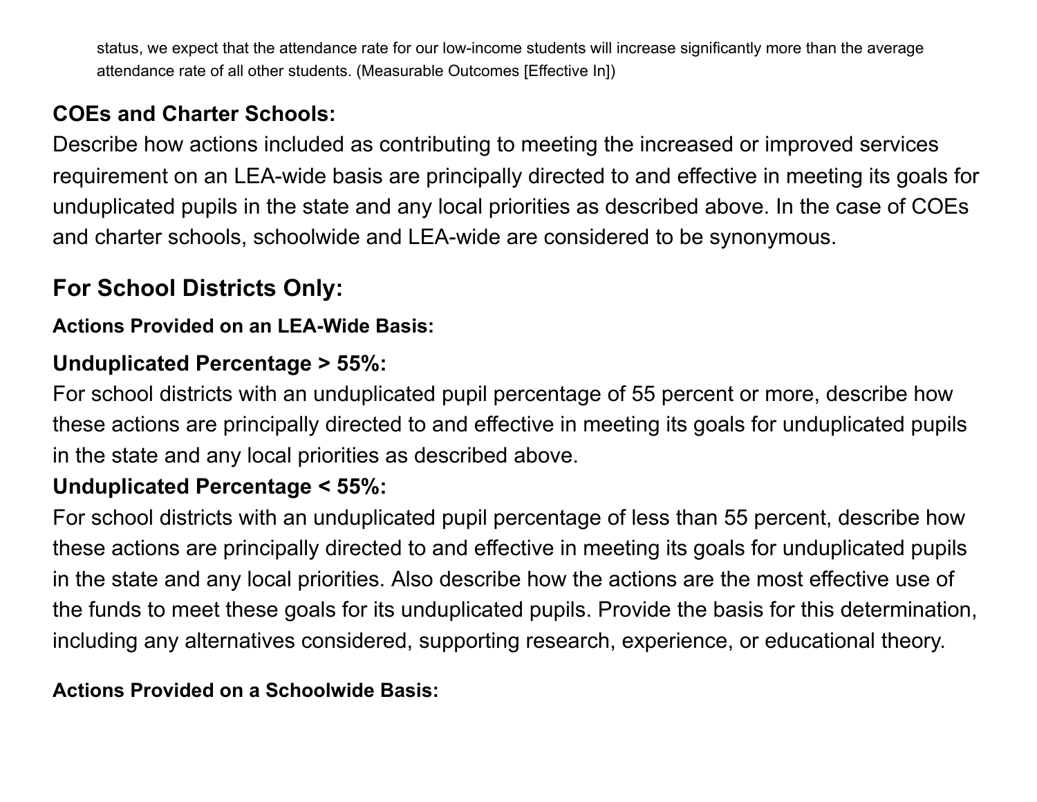status, we expect that the attendance rate for our low-income students will increase significantly more than the average attendance rate of all other students. (Measurable Outcomes [Effective In])

### COEs and Charter Schools:

Describe how actions included as contributing to meeting the increased or improved services requirement on an LEA-wide basis are principally directed to and effective in meeting its goals for unduplicated pupils in the state and any local priorities as described above. In the case of COEs and charter schools, schoolwide and LEA-wide are considered to be synonymous.

## For School Districts Only:

#### Actions Provided on an LEA-Wide Basis:

### Unduplicated Percentage > 55%:

For school districts with an unduplicated pupil percentage of 55 percent or more, describe how these actions are principally directed to and effective in meeting its goals for unduplicated pupils in the state and any local priorities as described above.

### Unduplicated Percentage < 55%:

For school districts with an unduplicated pupil percentage of less than 55 percent, describe how these actions are principally directed to and effective in meeting its goals for unduplicated pupils in the state and any local priorities. Also describe how the actions are the most effective use of the funds to meet these goals for its unduplicated pupils. Provide the basis for this determination, including any alternatives considered, supporting research, experience, or educational theory.

#### Actions Provided on a Schoolwide Basis: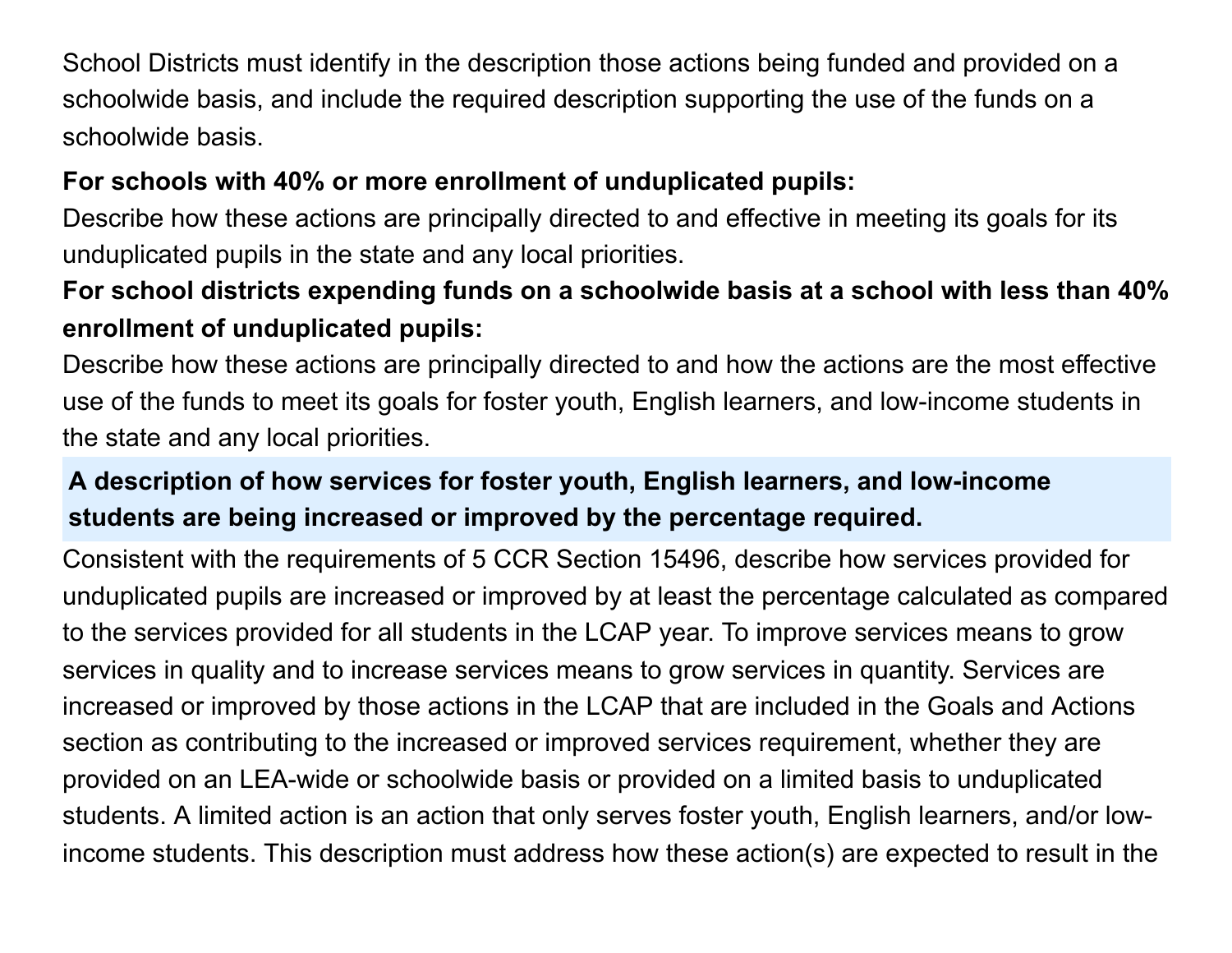School Districts must identify in the description those actions being funded and provided on a schoolwide basis, and include the required description supporting the use of the funds on a schoolwide basis.

**For schools with 40% or more enrollment of unduplicated pupils:**
Describe how these actions are principally directed to and effective in meeting its goals for its unduplicated pupils in the state and any local priorities.

**For school districts expending funds on a schoolwide basis at a school with less than 40% enrollment of unduplicated pupils:**
Describe how these actions are principally directed to and how the actions are the most effective use of the funds to meet its goals for foster youth, English learners, and low-income students in the state and any local priorities.

### A description of how services for foster youth, English learners, and low-income students are being increased or improved by the percentage required.

Consistent with the requirements of 5 CCR Section 15496, describe how services provided for unduplicated pupils are increased or improved by at least the percentage calculated as compared to the services provided for all students in the LCAP year. To improve services means to grow services in quality and to increase services means to grow services in quantity. Services are increased or improved by those actions in the LCAP that are included in the Goals and Actions section as contributing to the increased or improved services requirement, whether they are provided on an LEA-wide or schoolwide basis or provided on a limited basis to unduplicated students. A limited action is an action that only serves foster youth, English learners, and/or low-income students. This description must address how these action(s) are expected to result in the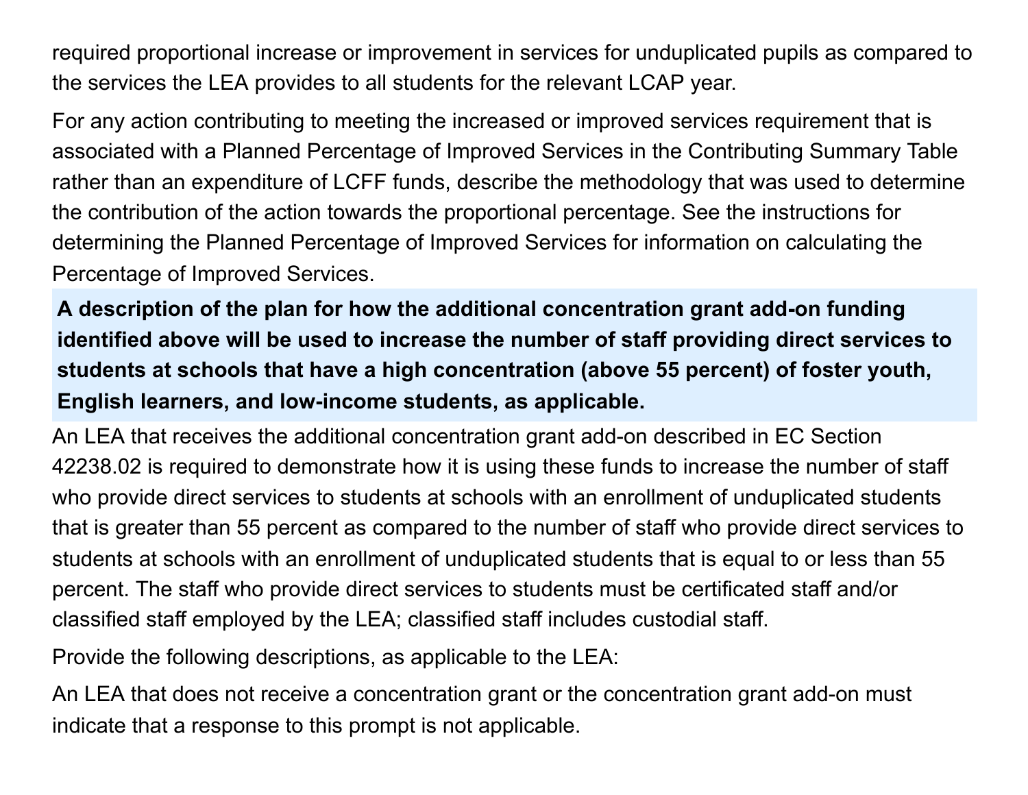required proportional increase or improvement in services for unduplicated pupils as compared to the services the LEA provides to all students for the relevant LCAP year.

For any action contributing to meeting the increased or improved services requirement that is associated with a Planned Percentage of Improved Services in the Contributing Summary Table rather than an expenditure of LCFF funds, describe the methodology that was used to determine the contribution of the action towards the proportional percentage. See the instructions for determining the Planned Percentage of Improved Services for information on calculating the Percentage of Improved Services.

**A description of the plan for how the additional concentration grant add-on funding identified above will be used to increase the number of staff providing direct services to students at schools that have a high concentration (above 55 percent) of foster youth, English learners, and low-income students, as applicable.**

An LEA that receives the additional concentration grant add-on described in EC Section 42238.02 is required to demonstrate how it is using these funds to increase the number of staff who provide direct services to students at schools with an enrollment of unduplicated students that is greater than 55 percent as compared to the number of staff who provide direct services to students at schools with an enrollment of unduplicated students that is equal to or less than 55 percent. The staff who provide direct services to students must be certificated staff and/or classified staff employed by the LEA; classified staff includes custodial staff.

Provide the following descriptions, as applicable to the LEA:

An LEA that does not receive a concentration grant or the concentration grant add-on must indicate that a response to this prompt is not applicable.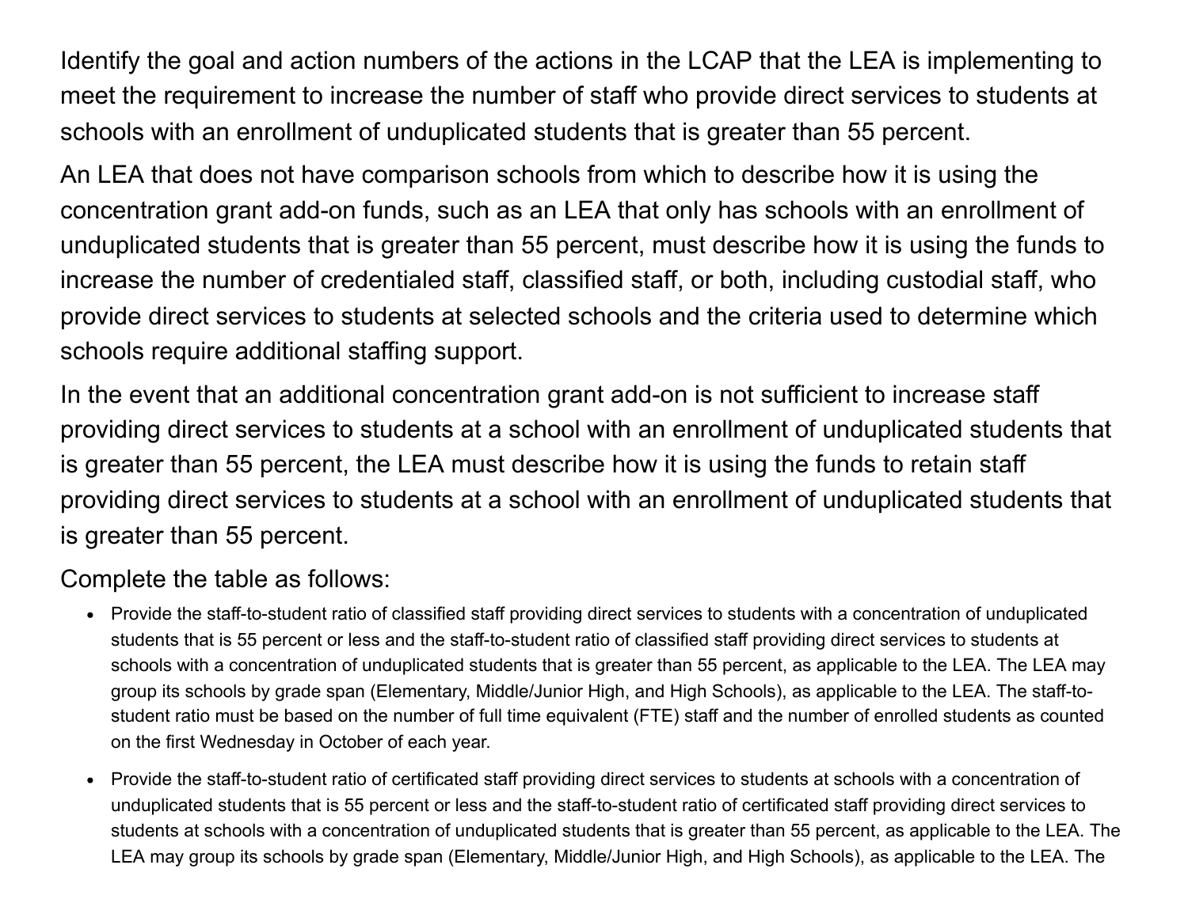Identify the goal and action numbers of the actions in the LCAP that the LEA is implementing to meet the requirement to increase the number of staff who provide direct services to students at schools with an enrollment of unduplicated students that is greater than 55 percent.

An LEA that does not have comparison schools from which to describe how it is using the concentration grant add-on funds, such as an LEA that only has schools with an enrollment of unduplicated students that is greater than 55 percent, must describe how it is using the funds to increase the number of credentialed staff, classified staff, or both, including custodial staff, who provide direct services to students at selected schools and the criteria used to determine which schools require additional staffing support.

In the event that an additional concentration grant add-on is not sufficient to increase staff providing direct services to students at a school with an enrollment of unduplicated students that is greater than 55 percent, the LEA must describe how it is using the funds to retain staff providing direct services to students at a school with an enrollment of unduplicated students that is greater than 55 percent.

Complete the table as follows:

- Provide the staff-to-student ratio of classified staff providing direct services to students with a concentration of unduplicated students that is 55 percent or less and the staff-to-student ratio of classified staff providing direct services to students at schools with a concentration of unduplicated students that is greater than 55 percent, as applicable to the LEA. The LEA may group its schools by grade span (Elementary, Middle/Junior High, and High Schools), as applicable to the LEA. The staff-to-student ratio must be based on the number of full time equivalent (FTE) staff and the number of enrolled students as counted on the first Wednesday in October of each year.
- Provide the staff-to-student ratio of certificated staff providing direct services to students at schools with a concentration of unduplicated students that is 55 percent or less and the staff-to-student ratio of certificated staff providing direct services to students at schools with a concentration of unduplicated students that is greater than 55 percent, as applicable to the LEA. The LEA may group its schools by grade span (Elementary, Middle/Junior High, and High Schools), as applicable to the LEA. The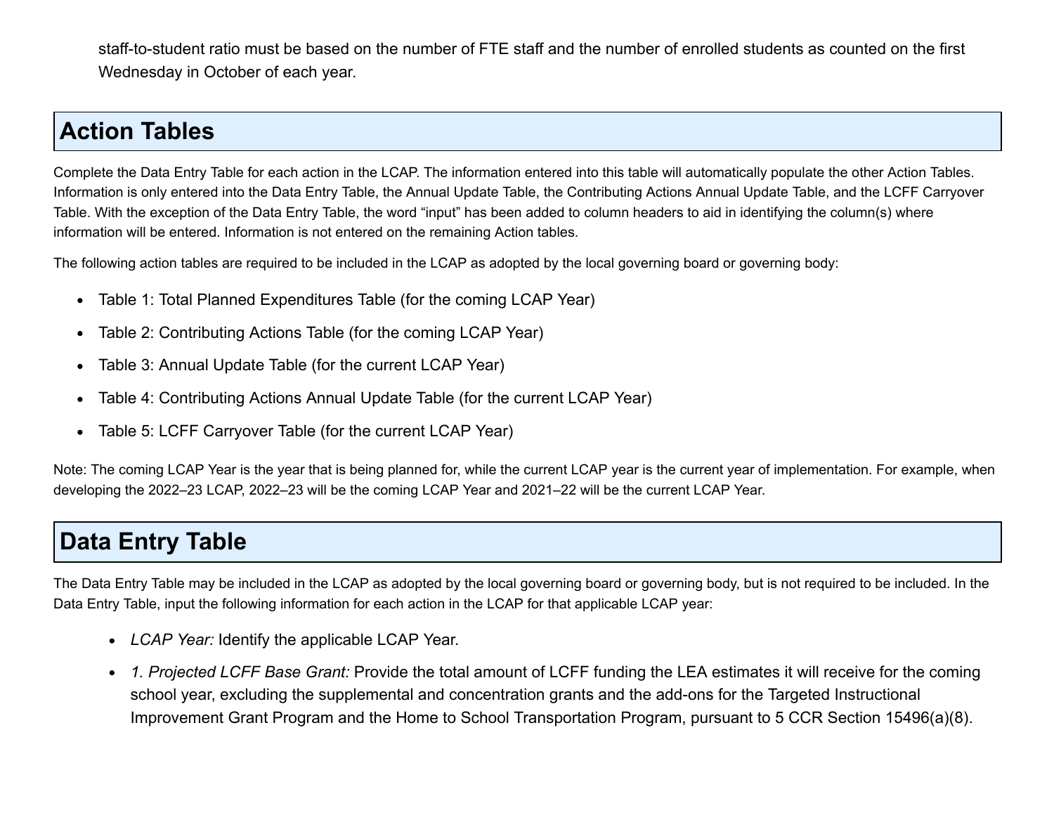staff-to-student ratio must be based on the number of FTE staff and the number of enrolled students as counted on the first Wednesday in October of each year.

## Action Tables

Complete the Data Entry Table for each action in the LCAP. The information entered into this table will automatically populate the other Action Tables. Information is only entered into the Data Entry Table, the Annual Update Table, the Contributing Actions Annual Update Table, and the LCFF Carryover Table. With the exception of the Data Entry Table, the word "input" has been added to column headers to aid in identifying the column(s) where information will be entered. Information is not entered on the remaining Action tables.

The following action tables are required to be included in the LCAP as adopted by the local governing board or governing body:

- Table 1: Total Planned Expenditures Table (for the coming LCAP Year)
- Table 2: Contributing Actions Table (for the coming LCAP Year)
- Table 3: Annual Update Table (for the current LCAP Year)
- Table 4: Contributing Actions Annual Update Table (for the current LCAP Year)
- Table 5: LCFF Carryover Table (for the current LCAP Year)

Note: The coming LCAP Year is the year that is being planned for, while the current LCAP year is the current year of implementation. For example, when developing the 2022–23 LCAP, 2022–23 will be the coming LCAP Year and 2021–22 will be the current LCAP Year.

## Data Entry Table

The Data Entry Table may be included in the LCAP as adopted by the local governing board or governing body, but is not required to be included. In the Data Entry Table, input the following information for each action in the LCAP for that applicable LCAP year:

- *LCAP Year:* Identify the applicable LCAP Year.
- *1. Projected LCFF Base Grant:* Provide the total amount of LCFF funding the LEA estimates it will receive for the coming school year, excluding the supplemental and concentration grants and the add-ons for the Targeted Instructional Improvement Grant Program and the Home to School Transportation Program, pursuant to 5 CCR Section 15496(a)(8).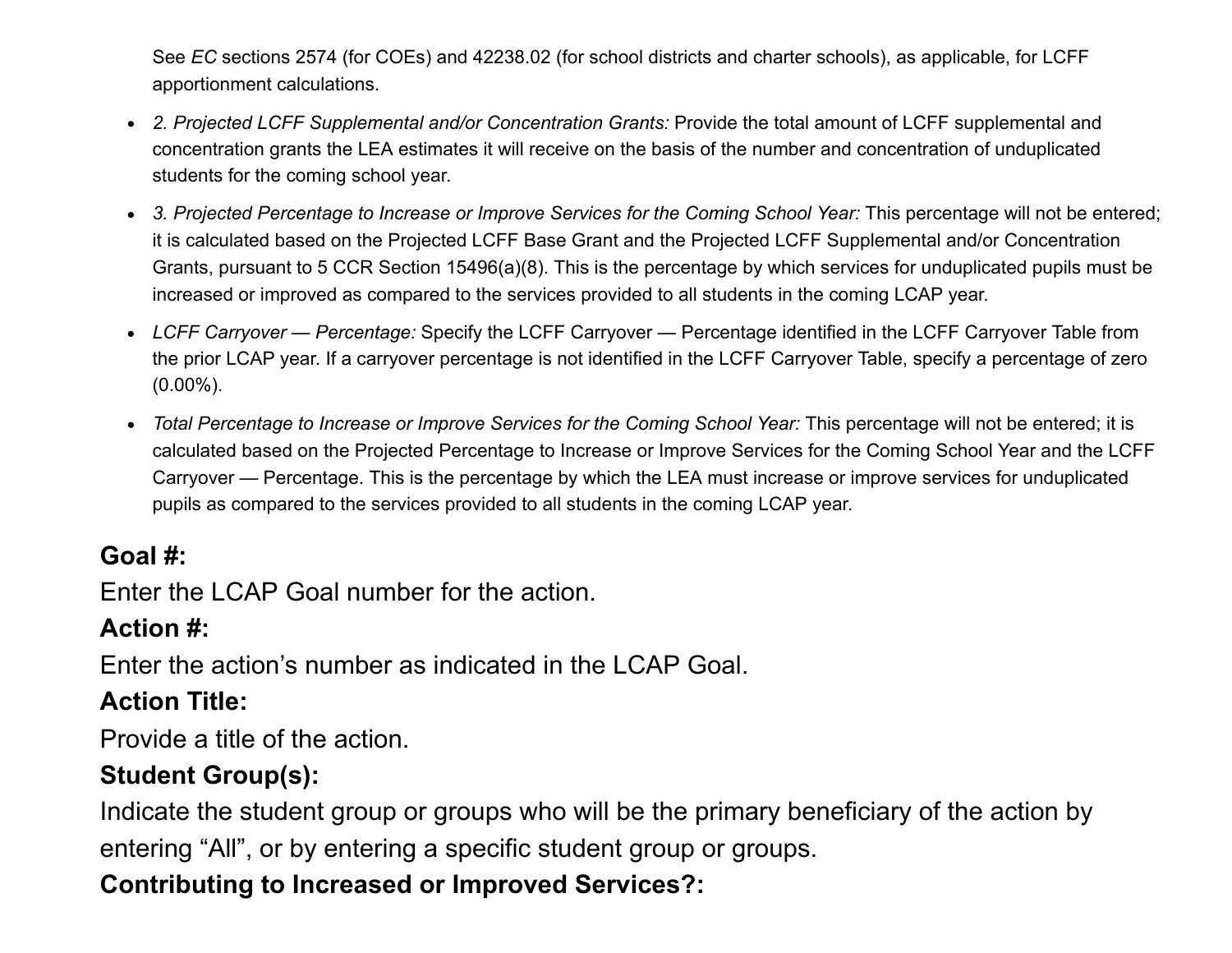See *EC* sections 2574 (for COEs) and 42238.02 (for school districts and charter schools), as applicable, for LCFF apportionment calculations.

- *2. Projected LCFF Supplemental and/or Concentration Grants:* Provide the total amount of LCFF supplemental and concentration grants the LEA estimates it will receive on the basis of the number and concentration of unduplicated students for the coming school year.
- *3. Projected Percentage to Increase or Improve Services for the Coming School Year:* This percentage will not be entered; it is calculated based on the Projected LCFF Base Grant and the Projected LCFF Supplemental and/or Concentration Grants, pursuant to 5 CCR Section 15496(a)(8). This is the percentage by which services for unduplicated pupils must be increased or improved as compared to the services provided to all students in the coming LCAP year.
- *LCFF Carryover — Percentage:* Specify the LCFF Carryover — Percentage identified in the LCFF Carryover Table from the prior LCAP year. If a carryover percentage is not identified in the LCFF Carryover Table, specify a percentage of zero (0.00%).
- *Total Percentage to Increase or Improve Services for the Coming School Year:* This percentage will not be entered; it is calculated based on the Projected Percentage to Increase or Improve Services for the Coming School Year and the LCFF Carryover — Percentage. This is the percentage by which the LEA must increase or improve services for unduplicated pupils as compared to the services provided to all students in the coming LCAP year.

**Goal #:**

Enter the LCAP Goal number for the action.

**Action #:**

Enter the action's number as indicated in the LCAP Goal.

**Action Title:**

Provide a title of the action.

**Student Group(s):**

Indicate the student group or groups who will be the primary beneficiary of the action by entering "All", or by entering a specific student group or groups.

**Contributing to Increased or Improved Services?:**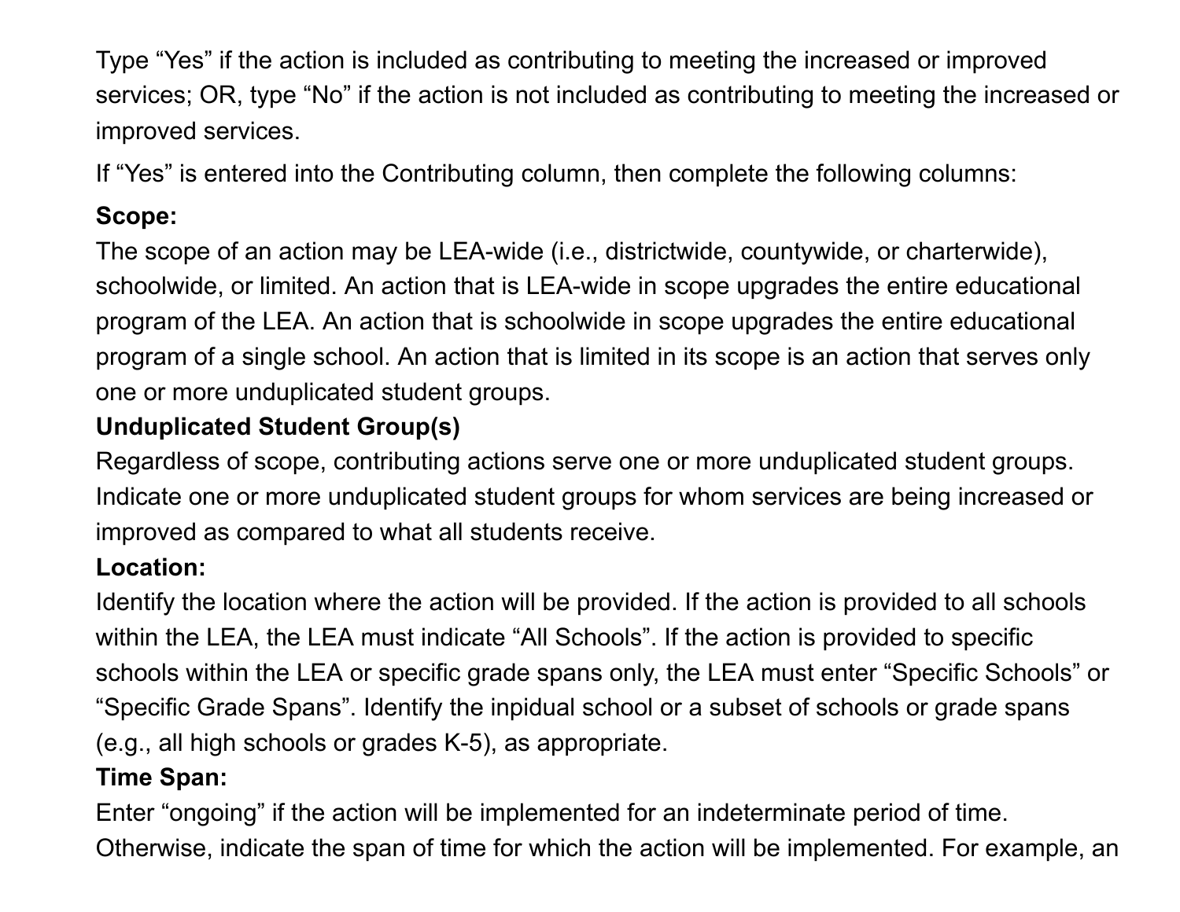Type “Yes” if the action is included as contributing to meeting the increased or improved services; OR, type “No” if the action is not included as contributing to meeting the increased or improved services.

If “Yes” is entered into the Contributing column, then complete the following columns:

**Scope:**
The scope of an action may be LEA-wide (i.e., districtwide, countywide, or charterwide), schoolwide, or limited. An action that is LEA-wide in scope upgrades the entire educational program of the LEA. An action that is schoolwide in scope upgrades the entire educational program of a single school. An action that is limited in its scope is an action that serves only one or more unduplicated student groups.

**Unduplicated Student Group(s)**
Regardless of scope, contributing actions serve one or more unduplicated student groups. Indicate one or more unduplicated student groups for whom services are being increased or improved as compared to what all students receive.

**Location:**
Identify the location where the action will be provided. If the action is provided to all schools within the LEA, the LEA must indicate “All Schools”. If the action is provided to specific schools within the LEA or specific grade spans only, the LEA must enter “Specific Schools” or “Specific Grade Spans”. Identify the inpidual school or a subset of schools or grade spans (e.g., all high schools or grades K-5), as appropriate.

**Time Span:**
Enter “ongoing” if the action will be implemented for an indeterminate period of time. Otherwise, indicate the span of time for which the action will be implemented. For example, an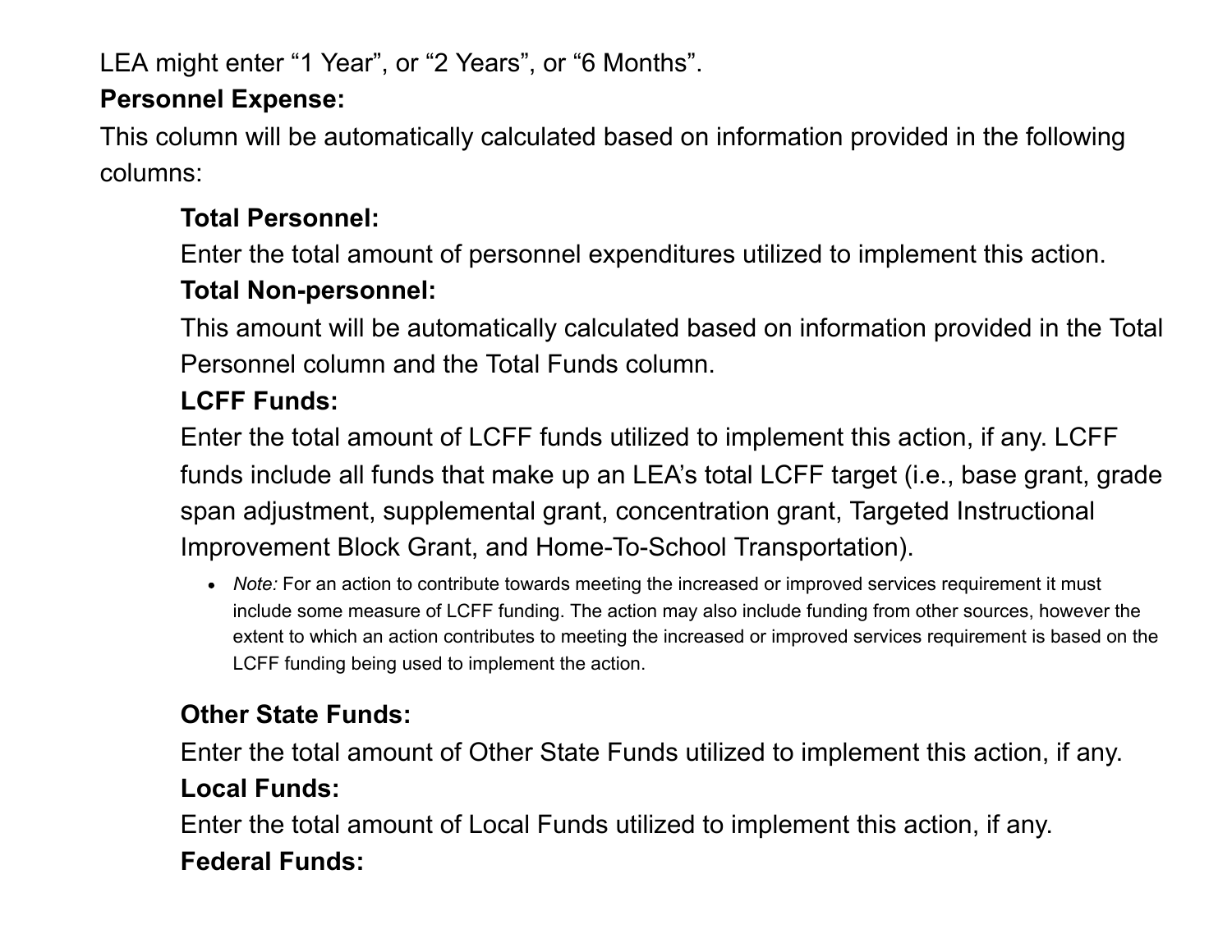LEA might enter “1 Year”, or “2 Years”, or “6 Months”.

**Personnel Expense:**

This column will be automatically calculated based on information provided in the following columns:

> **Total Personnel:**
>
> Enter the total amount of personnel expenditures utilized to implement this action.
>
> **Total Non-personnel:**
>
> This amount will be automatically calculated based on information provided in the Total Personnel column and the Total Funds column.
>
> **LCFF Funds:**
>
> Enter the total amount of LCFF funds utilized to implement this action, if any. LCFF funds include all funds that make up an LEA’s total LCFF target (i.e., base grant, grade span adjustment, supplemental grant, concentration grant, Targeted Instructional Improvement Block Grant, and Home-To-School Transportation).
>
> - *Note:* For an action to contribute towards meeting the increased or improved services requirement it must include some measure of LCFF funding. The action may also include funding from other sources, however the extent to which an action contributes to meeting the increased or improved services requirement is based on the LCFF funding being used to implement the action.
>
> **Other State Funds:**
>
> Enter the total amount of Other State Funds utilized to implement this action, if any.
>
> **Local Funds:**
>
> Enter the total amount of Local Funds utilized to implement this action, if any.
>
> **Federal Funds:**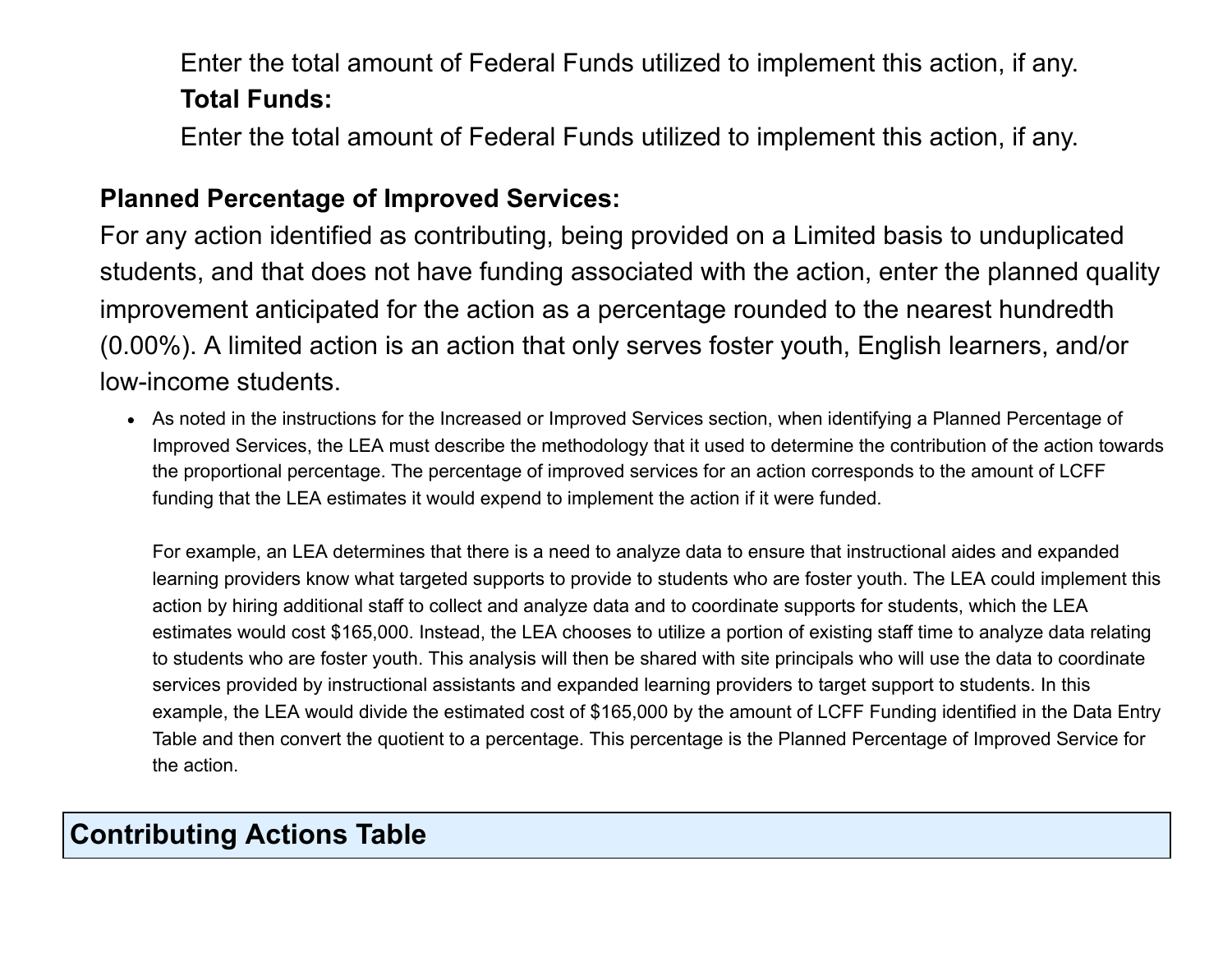Enter the total amount of Federal Funds utilized to implement this action, if any.

**Total Funds:**

Enter the total amount of Federal Funds utilized to implement this action, if any.

**Planned Percentage of Improved Services:**

For any action identified as contributing, being provided on a Limited basis to unduplicated students, and that does not have funding associated with the action, enter the planned quality improvement anticipated for the action as a percentage rounded to the nearest hundredth (0.00%). A limited action is an action that only serves foster youth, English learners, and/or low-income students.

- As noted in the instructions for the Increased or Improved Services section, when identifying a Planned Percentage of Improved Services, the LEA must describe the methodology that it used to determine the contribution of the action towards the proportional percentage. The percentage of improved services for an action corresponds to the amount of LCFF funding that the LEA estimates it would expend to implement the action if it were funded.

  For example, an LEA determines that there is a need to analyze data to ensure that instructional aides and expanded learning providers know what targeted supports to provide to students who are foster youth. The LEA could implement this action by hiring additional staff to collect and analyze data and to coordinate supports for students, which the LEA estimates would cost $165,000. Instead, the LEA chooses to utilize a portion of existing staff time to analyze data relating to students who are foster youth. This analysis will then be shared with site principals who will use the data to coordinate services provided by instructional assistants and expanded learning providers to target support to students. In this example, the LEA would divide the estimated cost of $165,000 by the amount of LCFF Funding identified in the Data Entry Table and then convert the quotient to a percentage. This percentage is the Planned Percentage of Improved Service for the action.

## Contributing Actions Table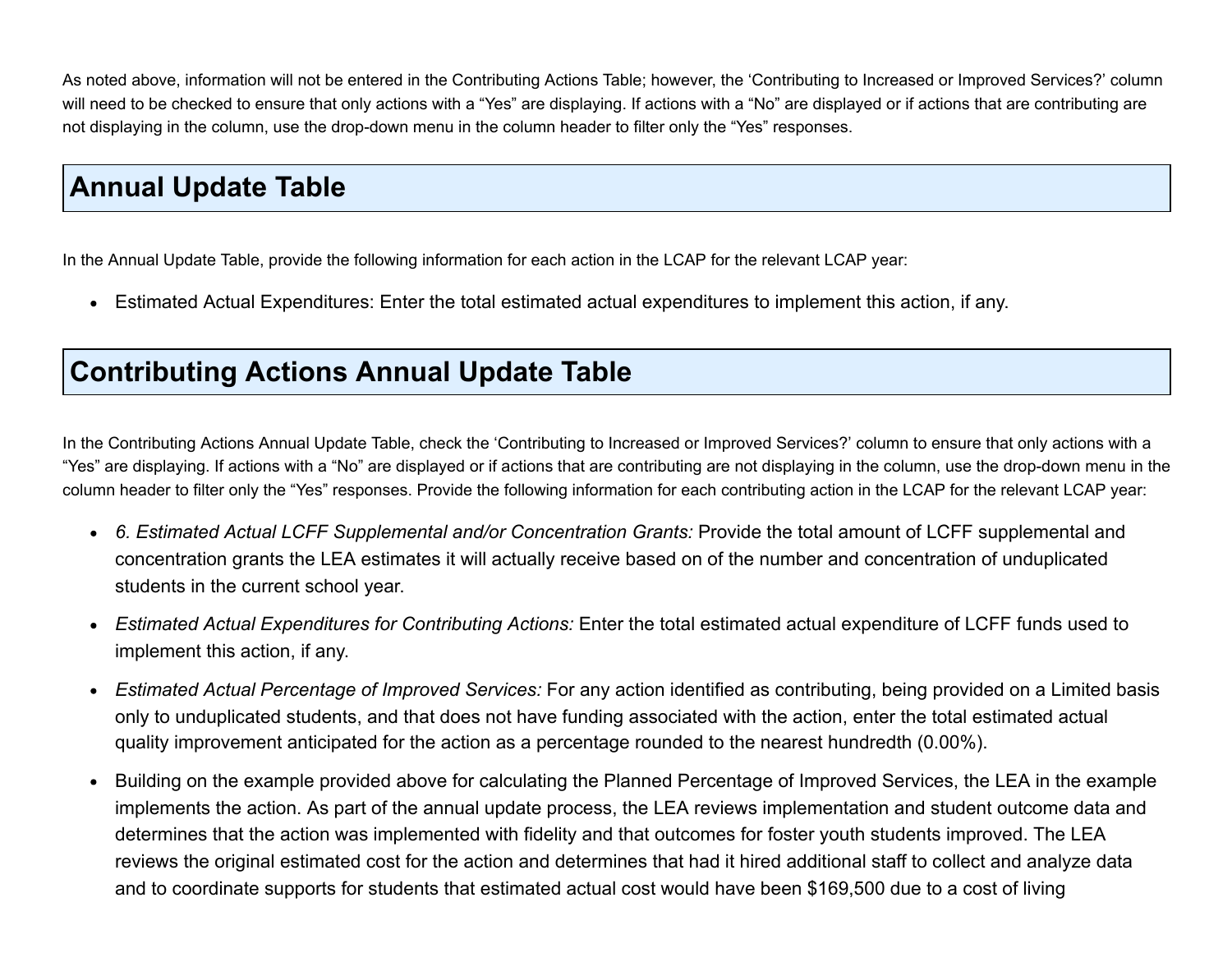As noted above, information will not be entered in the Contributing Actions Table; however, the 'Contributing to Increased or Improved Services?' column will need to be checked to ensure that only actions with a "Yes" are displaying. If actions with a "No" are displayed or if actions that are contributing are not displaying in the column, use the drop-down menu in the column header to filter only the "Yes" responses.

## Annual Update Table

In the Annual Update Table, provide the following information for each action in the LCAP for the relevant LCAP year:

- Estimated Actual Expenditures: Enter the total estimated actual expenditures to implement this action, if any.

## Contributing Actions Annual Update Table

In the Contributing Actions Annual Update Table, check the 'Contributing to Increased or Improved Services?' column to ensure that only actions with a "Yes" are displaying. If actions with a "No" are displayed or if actions that are contributing are not displaying in the column, use the drop-down menu in the column header to filter only the "Yes" responses. Provide the following information for each contributing action in the LCAP for the relevant LCAP year:

- *6. Estimated Actual LCFF Supplemental and/or Concentration Grants:* Provide the total amount of LCFF supplemental and concentration grants the LEA estimates it will actually receive based on of the number and concentration of unduplicated students in the current school year.
- *Estimated Actual Expenditures for Contributing Actions:* Enter the total estimated actual expenditure of LCFF funds used to implement this action, if any.
- *Estimated Actual Percentage of Improved Services:* For any action identified as contributing, being provided on a Limited basis only to unduplicated students, and that does not have funding associated with the action, enter the total estimated actual quality improvement anticipated for the action as a percentage rounded to the nearest hundredth (0.00%).
- Building on the example provided above for calculating the Planned Percentage of Improved Services, the LEA in the example implements the action. As part of the annual update process, the LEA reviews implementation and student outcome data and determines that the action was implemented with fidelity and that outcomes for foster youth students improved. The LEA reviews the original estimated cost for the action and determines that had it hired additional staff to collect and analyze data and to coordinate supports for students that estimated actual cost would have been $169,500 due to a cost of living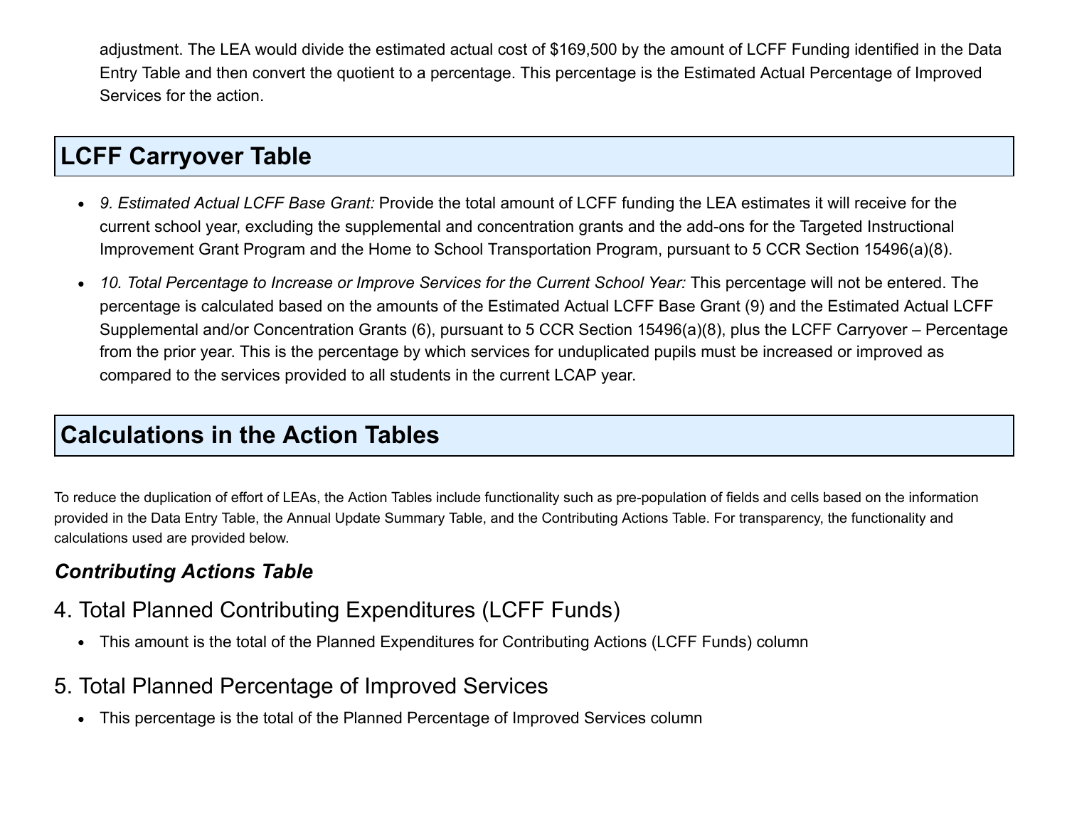adjustment. The LEA would divide the estimated actual cost of $169,500 by the amount of LCFF Funding identified in the Data Entry Table and then convert the quotient to a percentage. This percentage is the Estimated Actual Percentage of Improved Services for the action.

## LCFF Carryover Table

- *9. Estimated Actual LCFF Base Grant:* Provide the total amount of LCFF funding the LEA estimates it will receive for the current school year, excluding the supplemental and concentration grants and the add-ons for the Targeted Instructional Improvement Grant Program and the Home to School Transportation Program, pursuant to 5 CCR Section 15496(a)(8).
- *10. Total Percentage to Increase or Improve Services for the Current School Year:* This percentage will not be entered. The percentage is calculated based on the amounts of the Estimated Actual LCFF Base Grant (9) and the Estimated Actual LCFF Supplemental and/or Concentration Grants (6), pursuant to 5 CCR Section 15496(a)(8), plus the LCFF Carryover – Percentage from the prior year. This is the percentage by which services for unduplicated pupils must be increased or improved as compared to the services provided to all students in the current LCAP year.

## Calculations in the Action Tables

To reduce the duplication of effort of LEAs, the Action Tables include functionality such as pre-population of fields and cells based on the information provided in the Data Entry Table, the Annual Update Summary Table, and the Contributing Actions Table. For transparency, the functionality and calculations used are provided below.

### *Contributing Actions Table*

### 4. Total Planned Contributing Expenditures (LCFF Funds)

- This amount is the total of the Planned Expenditures for Contributing Actions (LCFF Funds) column

### 5. Total Planned Percentage of Improved Services

- This percentage is the total of the Planned Percentage of Improved Services column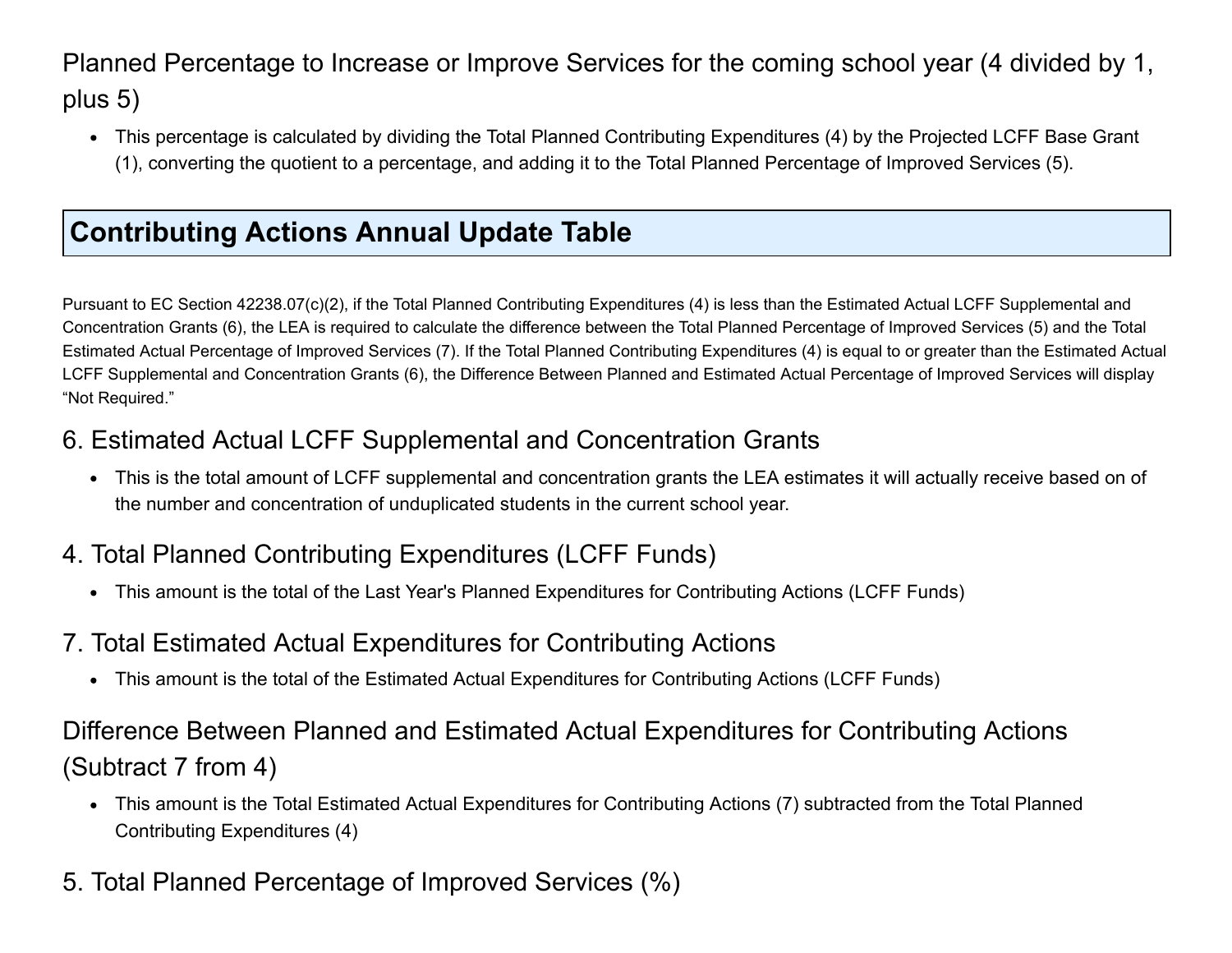### Planned Percentage to Increase or Improve Services for the coming school year (4 divided by 1, plus 5)

- This percentage is calculated by dividing the Total Planned Contributing Expenditures (4) by the Projected LCFF Base Grant (1), converting the quotient to a percentage, and adding it to the Total Planned Percentage of Improved Services (5).

## Contributing Actions Annual Update Table

Pursuant to EC Section 42238.07(c)(2), if the Total Planned Contributing Expenditures (4) is less than the Estimated Actual LCFF Supplemental and Concentration Grants (6), the LEA is required to calculate the difference between the Total Planned Percentage of Improved Services (5) and the Total Estimated Actual Percentage of Improved Services (7). If the Total Planned Contributing Expenditures (4) is equal to or greater than the Estimated Actual LCFF Supplemental and Concentration Grants (6), the Difference Between Planned and Estimated Actual Percentage of Improved Services will display "Not Required."

### 6. Estimated Actual LCFF Supplemental and Concentration Grants

- This is the total amount of LCFF supplemental and concentration grants the LEA estimates it will actually receive based on of the number and concentration of unduplicated students in the current school year.

### 4. Total Planned Contributing Expenditures (LCFF Funds)

- This amount is the total of the Last Year's Planned Expenditures for Contributing Actions (LCFF Funds)

### 7. Total Estimated Actual Expenditures for Contributing Actions

- This amount is the total of the Estimated Actual Expenditures for Contributing Actions (LCFF Funds)

### Difference Between Planned and Estimated Actual Expenditures for Contributing Actions (Subtract 7 from 4)

- This amount is the Total Estimated Actual Expenditures for Contributing Actions (7) subtracted from the Total Planned Contributing Expenditures (4)

### 5. Total Planned Percentage of Improved Services (%)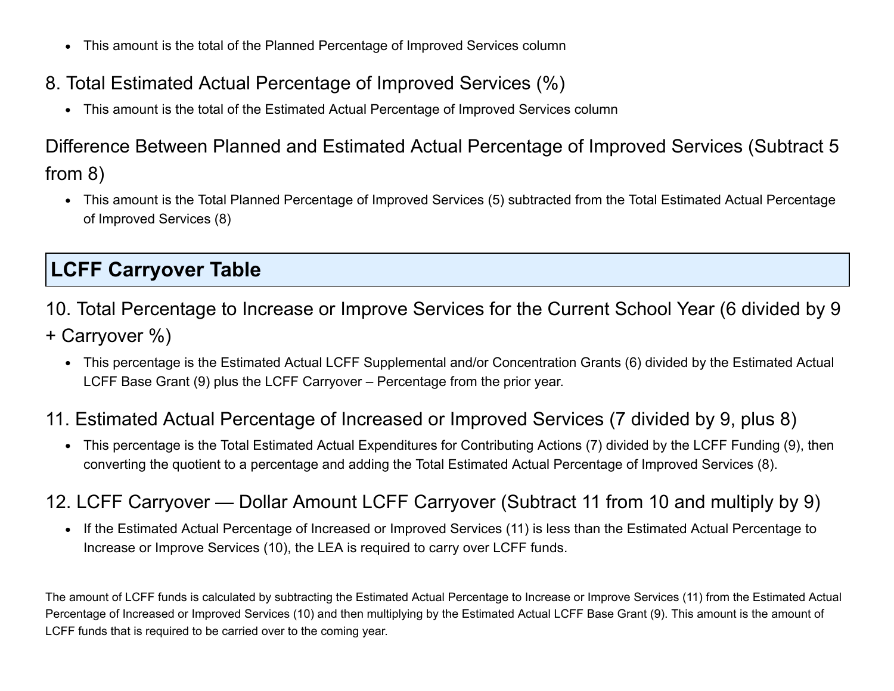- This amount is the total of the Planned Percentage of Improved Services column

### 8. Total Estimated Actual Percentage of Improved Services (%)

- This amount is the total of the Estimated Actual Percentage of Improved Services column

### Difference Between Planned and Estimated Actual Percentage of Improved Services (Subtract 5 from 8)

- This amount is the Total Planned Percentage of Improved Services (5) subtracted from the Total Estimated Actual Percentage of Improved Services (8)

## LCFF Carryover Table

### 10. Total Percentage to Increase or Improve Services for the Current School Year (6 divided by 9 + Carryover %)

- This percentage is the Estimated Actual LCFF Supplemental and/or Concentration Grants (6) divided by the Estimated Actual LCFF Base Grant (9) plus the LCFF Carryover – Percentage from the prior year.

### 11. Estimated Actual Percentage of Increased or Improved Services (7 divided by 9, plus 8)

- This percentage is the Total Estimated Actual Expenditures for Contributing Actions (7) divided by the LCFF Funding (9), then converting the quotient to a percentage and adding the Total Estimated Actual Percentage of Improved Services (8).

### 12. LCFF Carryover — Dollar Amount LCFF Carryover (Subtract 11 from 10 and multiply by 9)

- If the Estimated Actual Percentage of Increased or Improved Services (11) is less than the Estimated Actual Percentage to Increase or Improve Services (10), the LEA is required to carry over LCFF funds.

The amount of LCFF funds is calculated by subtracting the Estimated Actual Percentage to Increase or Improve Services (11) from the Estimated Actual Percentage of Increased or Improved Services (10) and then multiplying by the Estimated Actual LCFF Base Grant (9). This amount is the amount of LCFF funds that is required to be carried over to the coming year.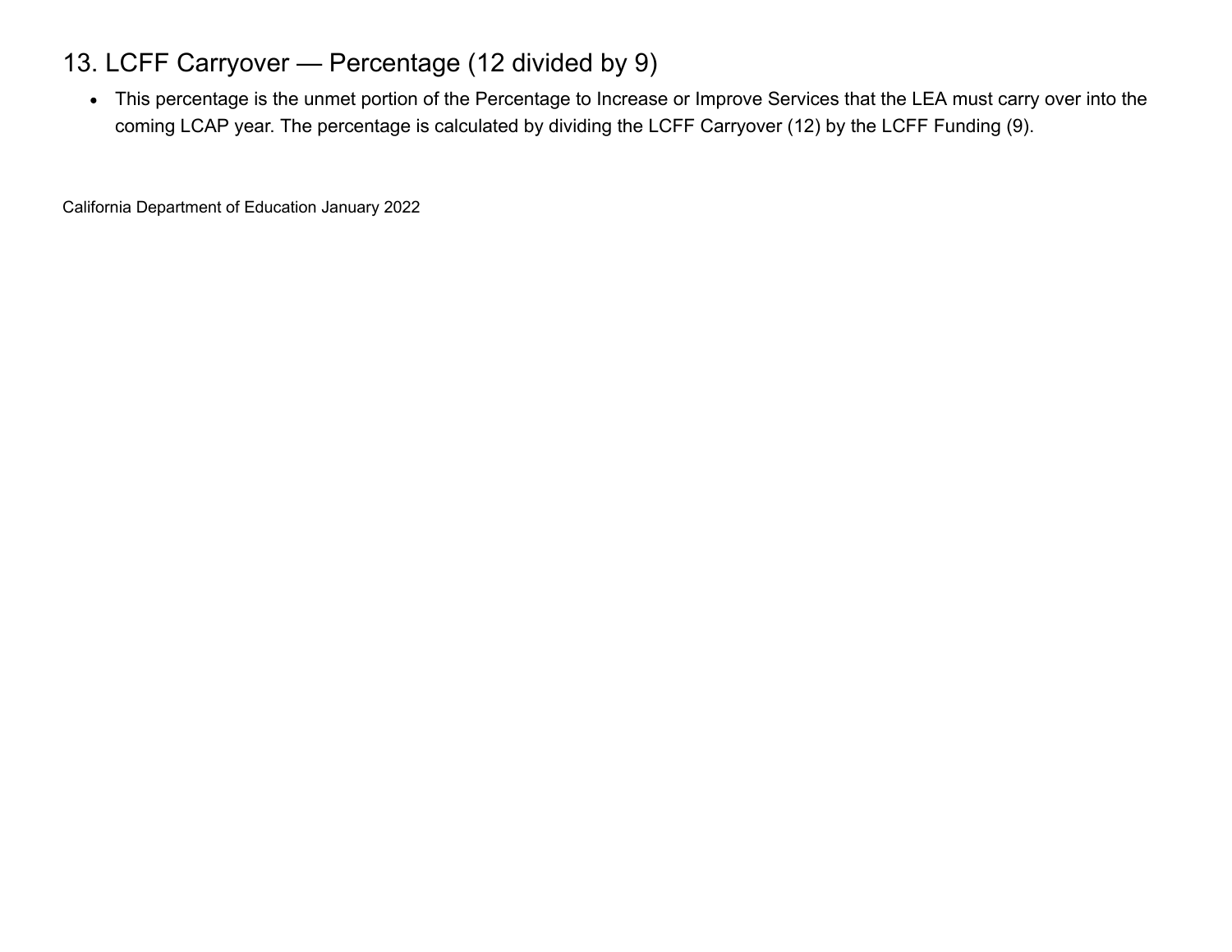### 13. LCFF Carryover — Percentage (12 divided by 9)

- This percentage is the unmet portion of the Percentage to Increase or Improve Services that the LEA must carry over into the coming LCAP year. The percentage is calculated by dividing the LCFF Carryover (12) by the LCFF Funding (9).

California Department of Education January 2022